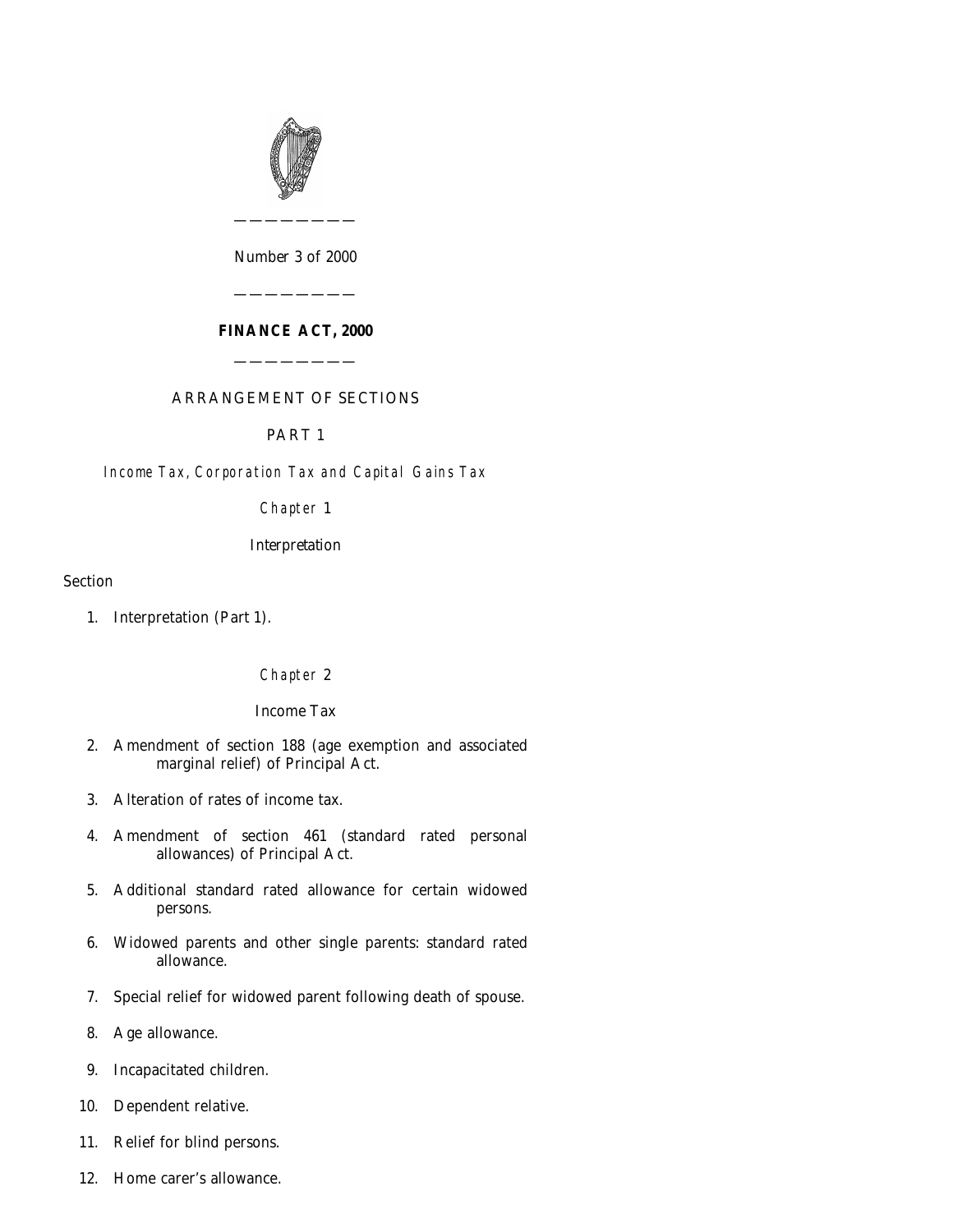Number 3 of 2000

# FINANCE ACT, 2000

ARRANGEMENT OF SECTIONS

## PART 1

*Income Tax, Corporation Tax and Capital Gains Tax*

### *Chapter* 1

Interpretation

Section

1. Interpretation (Part 1).

### *Chapter* 2

Income Tax

2. Amendment of section 188 (age exemption and associated marginal relief) of Principal Act.
3. Alteration of rates of income tax.
4. Amendment of section 461 (standard rated personal allowances) of Principal Act.
5. Additional standard rated allowance for certain widowed persons.
6. Widowed parents and other single parents: standard rated allowance.
7. Special relief for widowed parent following death of spouse.
8. Age allowance.
9. Incapacitated children.
10. Dependent relative.
11. Relief for blind persons.
12. Home carer's allowance.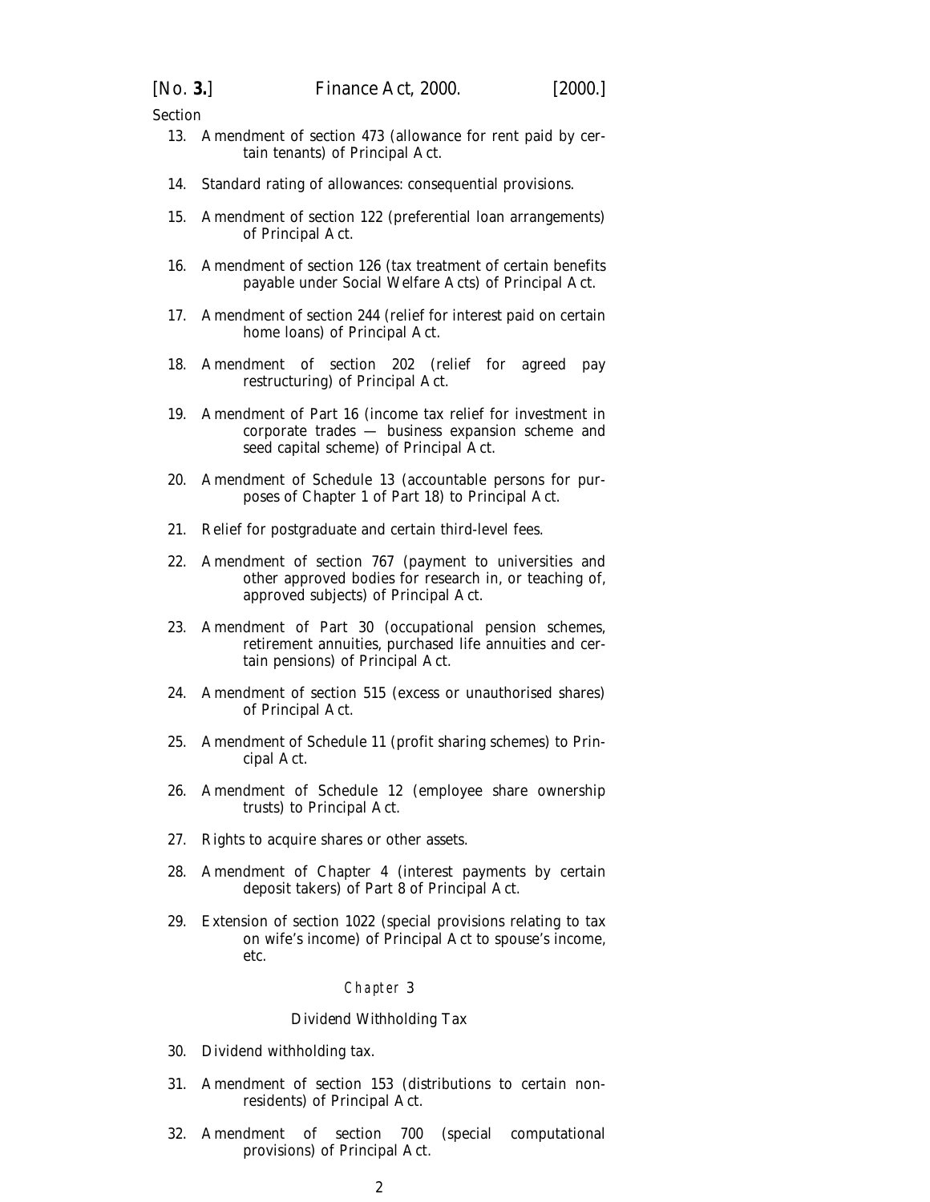Section

13. Amendment of section 473 (allowance for rent paid by certain tenants) of Principal Act.

14. Standard rating of allowances: consequential provisions.

15. Amendment of section 122 (preferential loan arrangements) of Principal Act.

16. Amendment of section 126 (tax treatment of certain benefits payable under Social Welfare Acts) of Principal Act.

17. Amendment of section 244 (relief for interest paid on certain home loans) of Principal Act.

18. Amendment of section 202 (relief for agreed pay restructuring) of Principal Act.

19. Amendment of Part 16 (income tax relief for investment in corporate trades — business expansion scheme and seed capital scheme) of Principal Act.

20. Amendment of Schedule 13 (accountable persons for purposes of Chapter 1 of Part 18) to Principal Act.

21. Relief for postgraduate and certain third-level fees.

22. Amendment of section 767 (payment to universities and other approved bodies for research in, or teaching of, approved subjects) of Principal Act.

23. Amendment of Part 30 (occupational pension schemes, retirement annuities, purchased life annuities and certain pensions) of Principal Act.

24. Amendment of section 515 (excess or unauthorised shares) of Principal Act.

25. Amendment of Schedule 11 (profit sharing schemes) to Principal Act.

26. Amendment of Schedule 12 (employee share ownership trusts) to Principal Act.

27. Rights to acquire shares or other assets.

28. Amendment of Chapter 4 (interest payments by certain deposit takers) of Part 8 of Principal Act.

29. Extension of section 1022 (special provisions relating to tax on wife's income) of Principal Act to spouse's income, etc.

## Chapter 3

### Dividend Withholding Tax

30. Dividend withholding tax.

31. Amendment of section 153 (distributions to certain non-residents) of Principal Act.

32. Amendment of section 700 (special computational provisions) of Principal Act.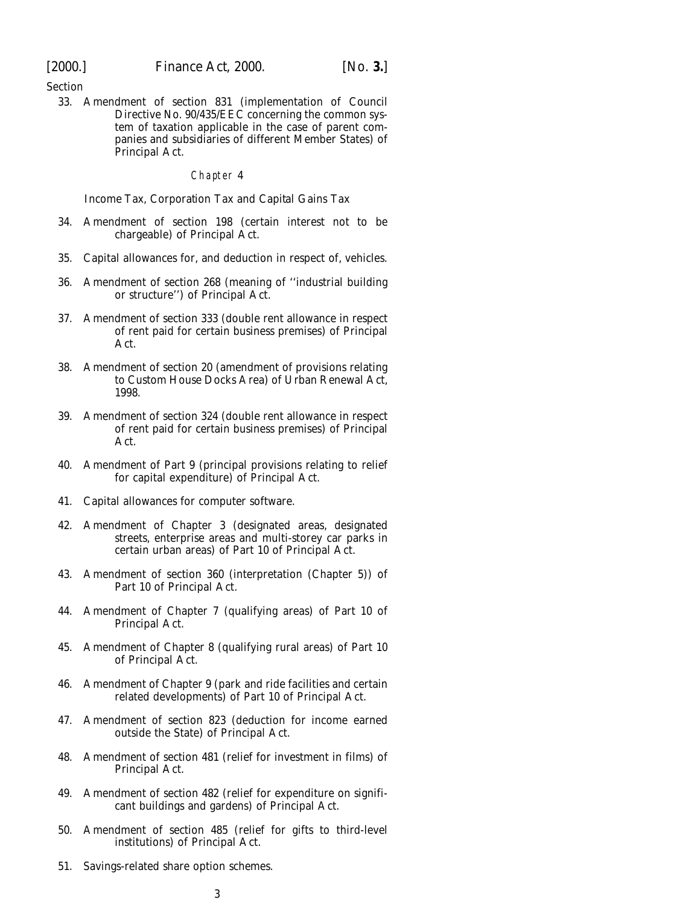Section

33. Amendment of section 831 (implementation of Council Directive No. 90/435/EEC concerning the common system of taxation applicable in the case of parent companies and subsidiaries of different Member States) of Principal Act.

Chapter 4

Income Tax, Corporation Tax and Capital Gains Tax

34. Amendment of section 198 (certain interest not to be chargeable) of Principal Act.
35. Capital allowances for, and deduction in respect of, vehicles.
36. Amendment of section 268 (meaning of ''industrial building or structure'') of Principal Act.
37. Amendment of section 333 (double rent allowance in respect of rent paid for certain business premises) of Principal Act.
38. Amendment of section 20 (amendment of provisions relating to Custom House Docks Area) of Urban Renewal Act, 1998.
39. Amendment of section 324 (double rent allowance in respect of rent paid for certain business premises) of Principal Act.
40. Amendment of Part 9 (principal provisions relating to relief for capital expenditure) of Principal Act.
41. Capital allowances for computer software.
42. Amendment of Chapter 3 (designated areas, designated streets, enterprise areas and multi-storey car parks in certain urban areas) of Part 10 of Principal Act.
43. Amendment of section 360 (interpretation (Chapter 5)) of Part 10 of Principal Act.
44. Amendment of Chapter 7 (qualifying areas) of Part 10 of Principal Act.
45. Amendment of Chapter 8 (qualifying rural areas) of Part 10 of Principal Act.
46. Amendment of Chapter 9 (park and ride facilities and certain related developments) of Part 10 of Principal Act.
47. Amendment of section 823 (deduction for income earned outside the State) of Principal Act.
48. Amendment of section 481 (relief for investment in films) of Principal Act.
49. Amendment of section 482 (relief for expenditure on significant buildings and gardens) of Principal Act.
50. Amendment of section 485 (relief for gifts to third-level institutions) of Principal Act.
51. Savings-related share option schemes.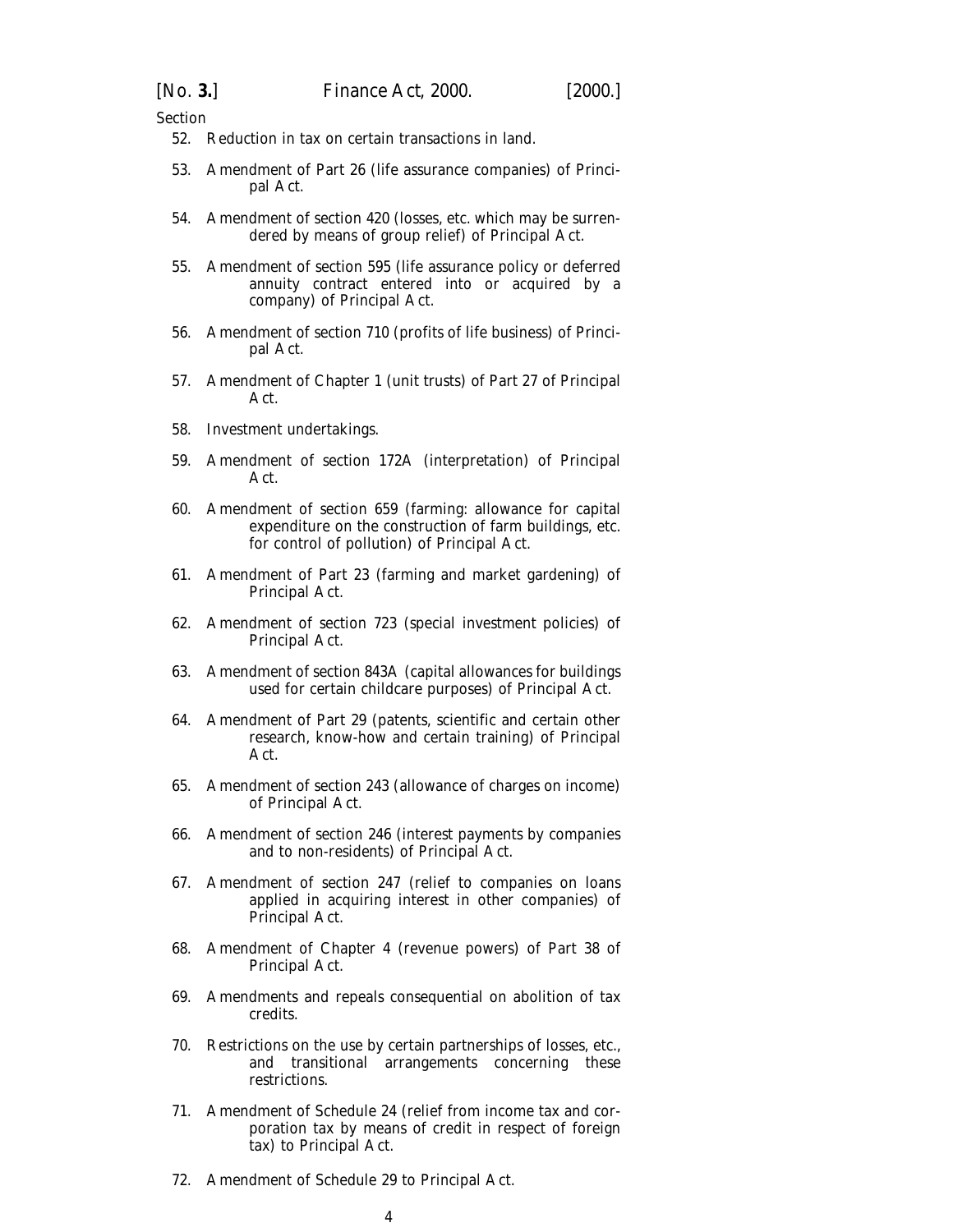Section

52. Reduction in tax on certain transactions in land.

53. Amendment of Part 26 (life assurance companies) of Principal Act.

54. Amendment of section 420 (losses, etc. which may be surrendered by means of group relief) of Principal Act.

55. Amendment of section 595 (life assurance policy or deferred annuity contract entered into or acquired by a company) of Principal Act.

56. Amendment of section 710 (profits of life business) of Principal Act.

57. Amendment of Chapter 1 (unit trusts) of Part 27 of Principal Act.

58. Investment undertakings.

59. Amendment of section 172A (interpretation) of Principal Act.

60. Amendment of section 659 (farming: allowance for capital expenditure on the construction of farm buildings, etc. for control of pollution) of Principal Act.

61. Amendment of Part 23 (farming and market gardening) of Principal Act.

62. Amendment of section 723 (special investment policies) of Principal Act.

63. Amendment of section 843A (capital allowances for buildings used for certain childcare purposes) of Principal Act.

64. Amendment of Part 29 (patents, scientific and certain other research, know-how and certain training) of Principal Act.

65. Amendment of section 243 (allowance of charges on income) of Principal Act.

66. Amendment of section 246 (interest payments by companies and to non-residents) of Principal Act.

67. Amendment of section 247 (relief to companies on loans applied in acquiring interest in other companies) of Principal Act.

68. Amendment of Chapter 4 (revenue powers) of Part 38 of Principal Act.

69. Amendments and repeals consequential on abolition of tax credits.

70. Restrictions on the use by certain partnerships of losses, etc., and transitional arrangements concerning these restrictions.

71. Amendment of Schedule 24 (relief from income tax and corporation tax by means of credit in respect of foreign tax) to Principal Act.

72. Amendment of Schedule 29 to Principal Act.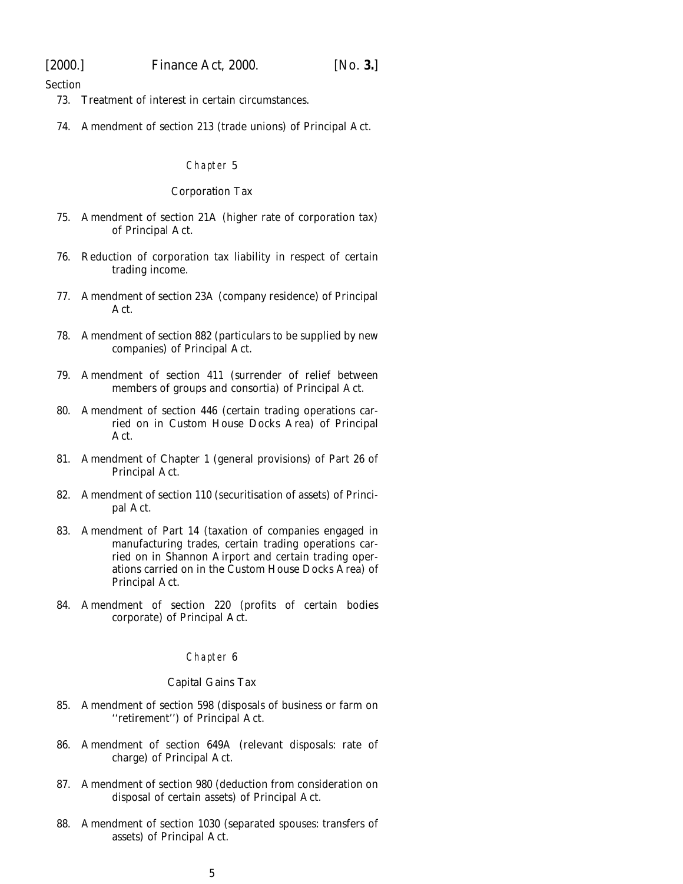Section

73. Treatment of interest in certain circumstances.

74. Amendment of section 213 (trade unions) of Principal Act.

## Chapter 5

## Corporation Tax

75. Amendment of section 21A (higher rate of corporation tax) of Principal Act.

76. Reduction of corporation tax liability in respect of certain trading income.

77. Amendment of section 23A (company residence) of Principal Act.

78. Amendment of section 882 (particulars to be supplied by new companies) of Principal Act.

79. Amendment of section 411 (surrender of relief between members of groups and consortia) of Principal Act.

80. Amendment of section 446 (certain trading operations carried on in Custom House Docks Area) of Principal Act.

81. Amendment of Chapter 1 (general provisions) of Part 26 of Principal Act.

82. Amendment of section 110 (securitisation of assets) of Principal Act.

83. Amendment of Part 14 (taxation of companies engaged in manufacturing trades, certain trading operations carried on in Shannon Airport and certain trading operations carried on in the Custom House Docks Area) of Principal Act.

84. Amendment of section 220 (profits of certain bodies corporate) of Principal Act.

## Chapter 6

## Capital Gains Tax

85. Amendment of section 598 (disposals of business or farm on ''retirement'') of Principal Act.

86. Amendment of section 649A (relevant disposals: rate of charge) of Principal Act.

87. Amendment of section 980 (deduction from consideration on disposal of certain assets) of Principal Act.

88. Amendment of section 1030 (separated spouses: transfers of assets) of Principal Act.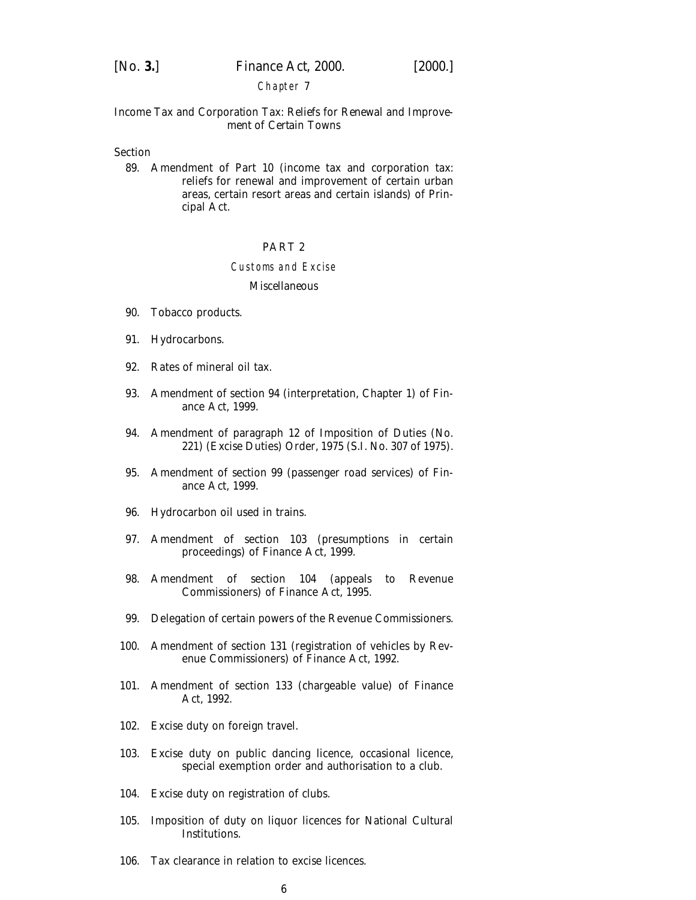Chapter 7

Income Tax and Corporation Tax: Reliefs for Renewal and Improvement of Certain Towns

Section

89. Amendment of Part 10 (income tax and corporation tax: reliefs for renewal and improvement of certain urban areas, certain resort areas and certain islands) of Principal Act.

## PART 2

### Customs and Excise

#### Miscellaneous

90. Tobacco products.

91. Hydrocarbons.

92. Rates of mineral oil tax.

93. Amendment of section 94 (interpretation, Chapter 1) of Finance Act, 1999.

94. Amendment of paragraph 12 of Imposition of Duties (No. 221) (Excise Duties) Order, 1975 (S.I. No. 307 of 1975).

95. Amendment of section 99 (passenger road services) of Finance Act, 1999.

96. Hydrocarbon oil used in trains.

97. Amendment of section 103 (presumptions in certain proceedings) of Finance Act, 1999.

98. Amendment of section 104 (appeals to Revenue Commissioners) of Finance Act, 1995.

99. Delegation of certain powers of the Revenue Commissioners.

100. Amendment of section 131 (registration of vehicles by Revenue Commissioners) of Finance Act, 1992.

101. Amendment of section 133 (chargeable value) of Finance Act, 1992.

102. Excise duty on foreign travel.

103. Excise duty on public dancing licence, occasional licence, special exemption order and authorisation to a club.

104. Excise duty on registration of clubs.

105. Imposition of duty on liquor licences for National Cultural Institutions.

106. Tax clearance in relation to excise licences.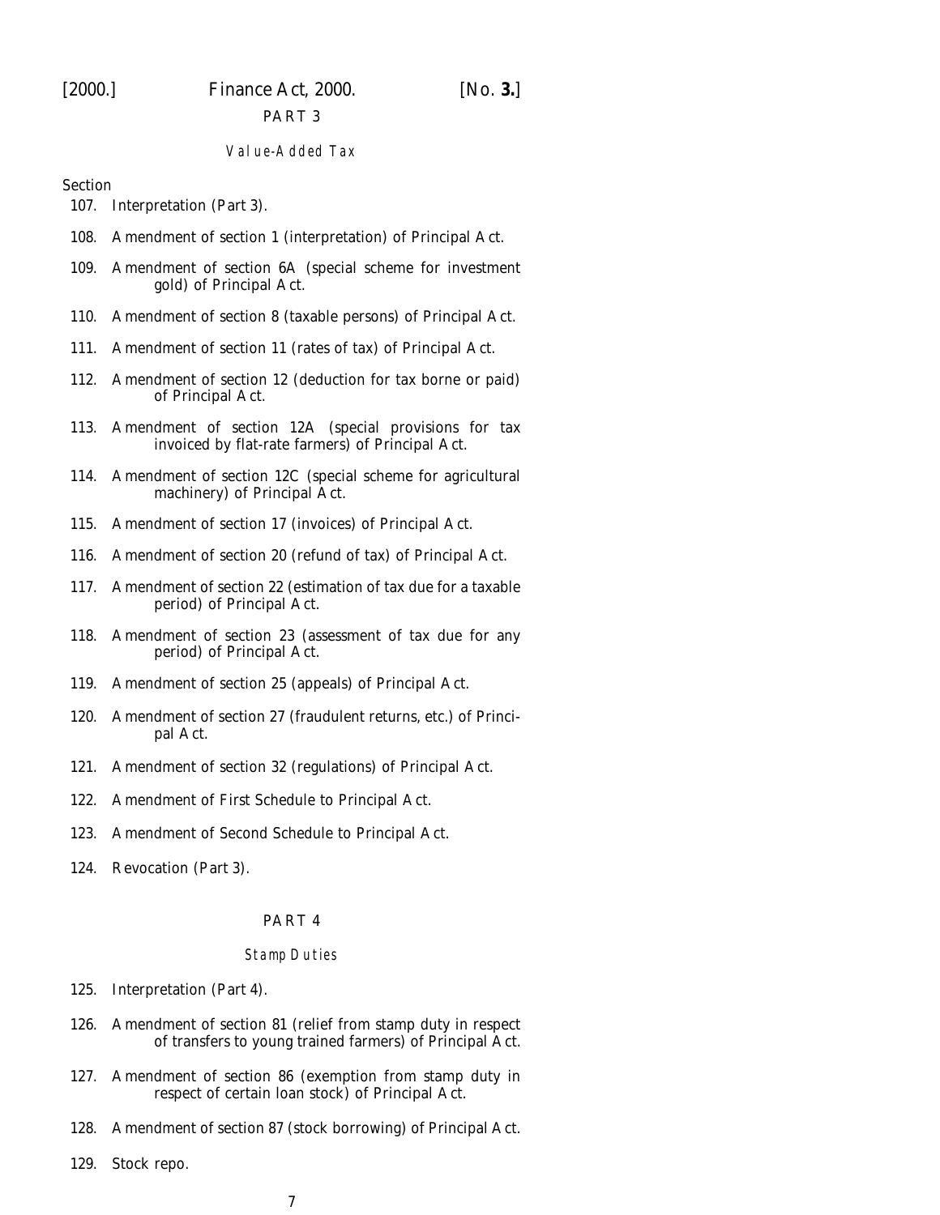## PART 3

### *Value-Added Tax*

Section

107. Interpretation (Part 3).
108. Amendment of section 1 (interpretation) of Principal Act.
109. Amendment of section 6A (special scheme for investment gold) of Principal Act.
110. Amendment of section 8 (taxable persons) of Principal Act.
111. Amendment of section 11 (rates of tax) of Principal Act.
112. Amendment of section 12 (deduction for tax borne or paid) of Principal Act.
113. Amendment of section 12A (special provisions for tax invoiced by flat-rate farmers) of Principal Act.
114. Amendment of section 12C (special scheme for agricultural machinery) of Principal Act.
115. Amendment of section 17 (invoices) of Principal Act.
116. Amendment of section 20 (refund of tax) of Principal Act.
117. Amendment of section 22 (estimation of tax due for a taxable period) of Principal Act.
118. Amendment of section 23 (assessment of tax due for any period) of Principal Act.
119. Amendment of section 25 (appeals) of Principal Act.
120. Amendment of section 27 (fraudulent returns, etc.) of Principal Act.
121. Amendment of section 32 (regulations) of Principal Act.
122. Amendment of First Schedule to Principal Act.
123. Amendment of Second Schedule to Principal Act.
124. Revocation (Part 3).

## PART 4

### *Stamp Duties*

125. Interpretation (Part 4).
126. Amendment of section 81 (relief from stamp duty in respect of transfers to young trained farmers) of Principal Act.
127. Amendment of section 86 (exemption from stamp duty in respect of certain loan stock) of Principal Act.
128. Amendment of section 87 (stock borrowing) of Principal Act.
129. Stock repo.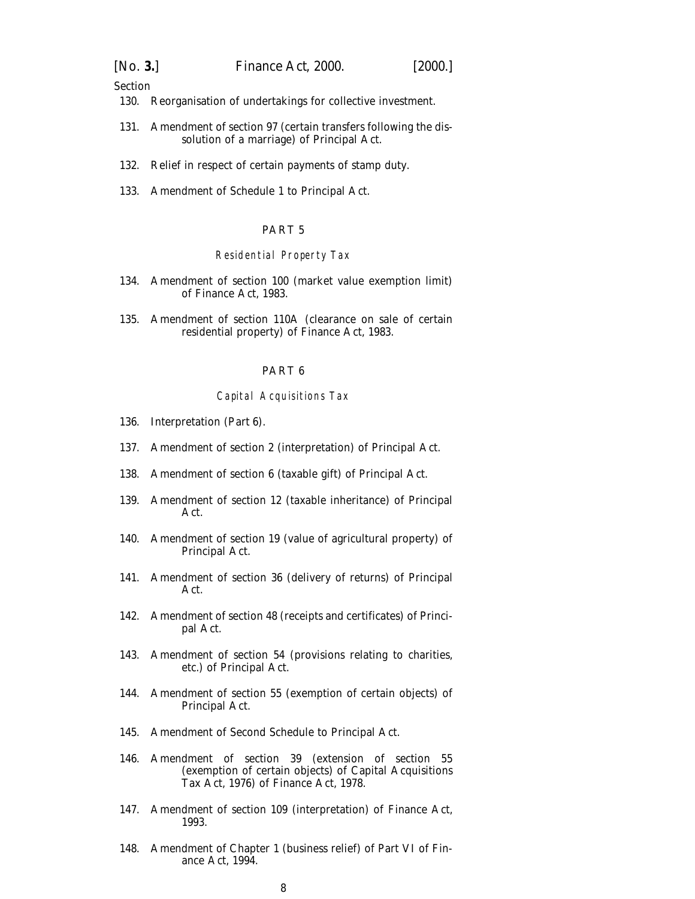Section

130. Reorganisation of undertakings for collective investment.

131. Amendment of section 97 (certain transfers following the dissolution of a marriage) of Principal Act.

132. Relief in respect of certain payments of stamp duty.

133. Amendment of Schedule 1 to Principal Act.

## PART 5

### *Residential Property Tax*

134. Amendment of section 100 (market value exemption limit) of Finance Act, 1983.

135. Amendment of section 110A (clearance on sale of certain residential property) of Finance Act, 1983.

## PART 6

### *Capital Acquisitions Tax*

136. Interpretation (Part 6).

137. Amendment of section 2 (interpretation) of Principal Act.

138. Amendment of section 6 (taxable gift) of Principal Act.

139. Amendment of section 12 (taxable inheritance) of Principal Act.

140. Amendment of section 19 (value of agricultural property) of Principal Act.

141. Amendment of section 36 (delivery of returns) of Principal Act.

142. Amendment of section 48 (receipts and certificates) of Principal Act.

143. Amendment of section 54 (provisions relating to charities, etc.) of Principal Act.

144. Amendment of section 55 (exemption of certain objects) of Principal Act.

145. Amendment of Second Schedule to Principal Act.

146. Amendment of section 39 (extension of section 55 (exemption of certain objects) of Capital Acquisitions Tax Act, 1976) of Finance Act, 1978.

147. Amendment of section 109 (interpretation) of Finance Act, 1993.

148. Amendment of Chapter 1 (business relief) of Part VI of Finance Act, 1994.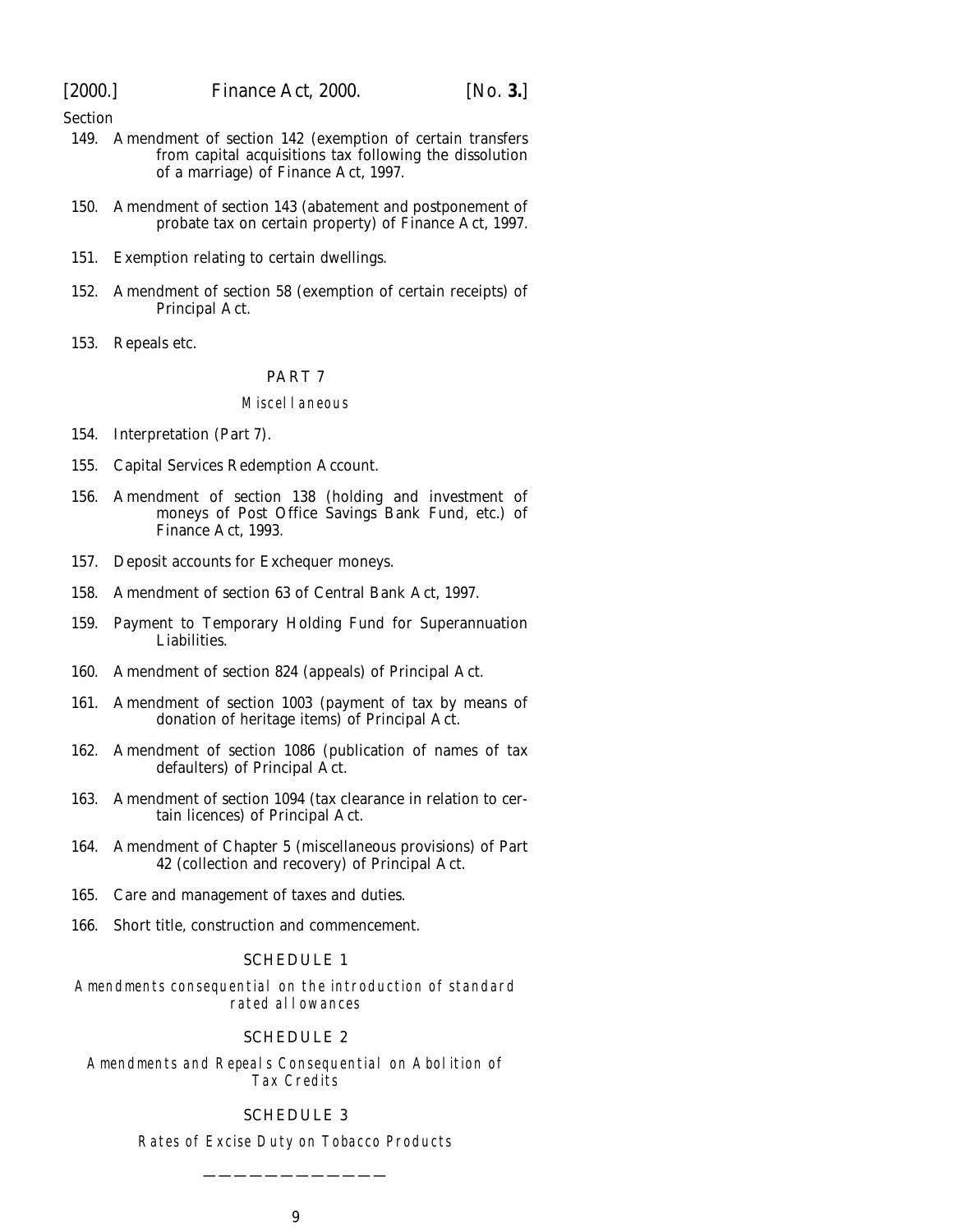Section

149. Amendment of section 142 (exemption of certain transfers from capital acquisitions tax following the dissolution of a marriage) of Finance Act, 1997.

150. Amendment of section 143 (abatement and postponement of probate tax on certain property) of Finance Act, 1997.

151. Exemption relating to certain dwellings.

152. Amendment of section 58 (exemption of certain receipts) of Principal Act.

153. Repeals etc.

## PART 7

### *Miscellaneous*

154. Interpretation (Part 7).

155. Capital Services Redemption Account.

156. Amendment of section 138 (holding and investment of moneys of Post Office Savings Bank Fund, etc.) of Finance Act, 1993.

157. Deposit accounts for Exchequer moneys.

158. Amendment of section 63 of Central Bank Act, 1997.

159. Payment to Temporary Holding Fund for Superannuation Liabilities.

160. Amendment of section 824 (appeals) of Principal Act.

161. Amendment of section 1003 (payment of tax by means of donation of heritage items) of Principal Act.

162. Amendment of section 1086 (publication of names of tax defaulters) of Principal Act.

163. Amendment of section 1094 (tax clearance in relation to certain licences) of Principal Act.

164. Amendment of Chapter 5 (miscellaneous provisions) of Part 42 (collection and recovery) of Principal Act.

165. Care and management of taxes and duties.

166. Short title, construction and commencement.

## SCHEDULE 1

*Amendments consequential on the introduction of standard rated allowances*

## SCHEDULE 2

*Amendments and Repeals Consequential on Abolition of Tax Credits*

## SCHEDULE 3

*Rates of Excise Duty on Tobacco Products*

————————————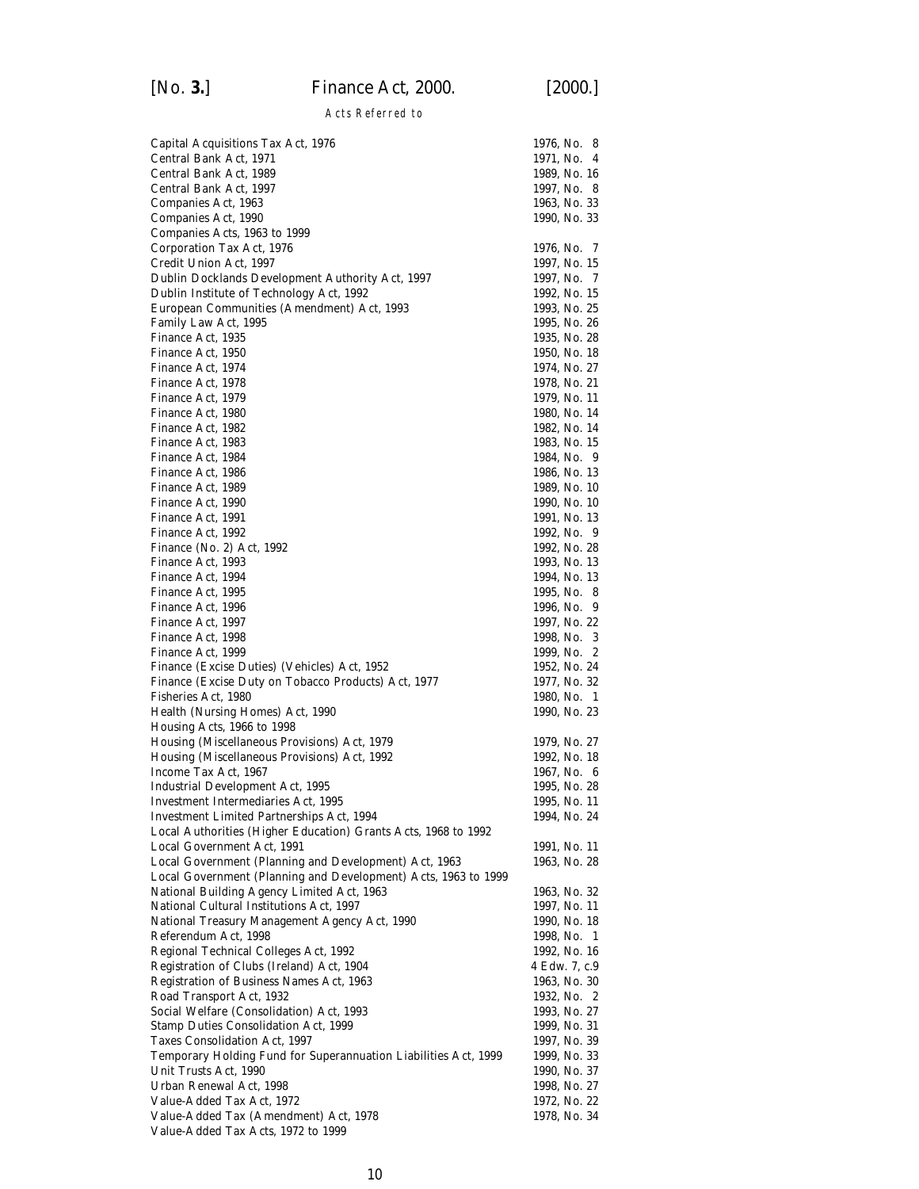*Acts Referred to*

| | |
|---|---|
| Capital Acquisitions Tax Act, 1976 | 1976, No. 8 |
| Central Bank Act, 1971 | 1971, No. 4 |
| Central Bank Act, 1989 | 1989, No. 16 |
| Central Bank Act, 1997 | 1997, No. 8 |
| Companies Act, 1963 | 1963, No. 33 |
| Companies Act, 1990 | 1990, No. 33 |
| Companies Acts, 1963 to 1999 | |
| Corporation Tax Act, 1976 | 1976, No. 7 |
| Credit Union Act, 1997 | 1997, No. 15 |
| Dublin Docklands Development Authority Act, 1997 | 1997, No. 7 |
| Dublin Institute of Technology Act, 1992 | 1992, No. 15 |
| European Communities (Amendment) Act, 1993 | 1993, No. 25 |
| Family Law Act, 1995 | 1995, No. 26 |
| Finance Act, 1935 | 1935, No. 28 |
| Finance Act, 1950 | 1950, No. 18 |
| Finance Act, 1974 | 1974, No. 27 |
| Finance Act, 1978 | 1978, No. 21 |
| Finance Act, 1979 | 1979, No. 11 |
| Finance Act, 1980 | 1980, No. 14 |
| Finance Act, 1982 | 1982, No. 14 |
| Finance Act, 1983 | 1983, No. 15 |
| Finance Act, 1984 | 1984, No. 9 |
| Finance Act, 1986 | 1986, No. 13 |
| Finance Act, 1989 | 1989, No. 10 |
| Finance Act, 1990 | 1990, No. 10 |
| Finance Act, 1991 | 1991, No. 13 |
| Finance Act, 1992 | 1992, No. 9 |
| Finance (No. 2) Act, 1992 | 1992, No. 28 |
| Finance Act, 1993 | 1993, No. 13 |
| Finance Act, 1994 | 1994, No. 13 |
| Finance Act, 1995 | 1995, No. 8 |
| Finance Act, 1996 | 1996, No. 9 |
| Finance Act, 1997 | 1997, No. 22 |
| Finance Act, 1998 | 1998, No. 3 |
| Finance Act, 1999 | 1999, No. 2 |
| Finance (Excise Duties) (Vehicles) Act, 1952 | 1952, No. 24 |
| Finance (Excise Duty on Tobacco Products) Act, 1977 | 1977, No. 32 |
| Fisheries Act, 1980 | 1980, No. 1 |
| Health (Nursing Homes) Act, 1990 | 1990, No. 23 |
| Housing Acts, 1966 to 1998 | |
| Housing (Miscellaneous Provisions) Act, 1979 | 1979, No. 27 |
| Housing (Miscellaneous Provisions) Act, 1992 | 1992, No. 18 |
| Income Tax Act, 1967 | 1967, No. 6 |
| Industrial Development Act, 1995 | 1995, No. 28 |
| Investment Intermediaries Act, 1995 | 1995, No. 11 |
| Investment Limited Partnerships Act, 1994 | 1994, No. 24 |
| Local Authorities (Higher Education) Grants Acts, 1968 to 1992 | |
| Local Government Act, 1991 | 1991, No. 11 |
| Local Government (Planning and Development) Act, 1963 | 1963, No. 28 |
| Local Government (Planning and Development) Acts, 1963 to 1999 | |
| National Building Agency Limited Act, 1963 | 1963, No. 32 |
| National Cultural Institutions Act, 1997 | 1997, No. 11 |
| National Treasury Management Agency Act, 1990 | 1990, No. 18 |
| Referendum Act, 1998 | 1998, No. 1 |
| Regional Technical Colleges Act, 1992 | 1992, No. 16 |
| Registration of Clubs (Ireland) Act, 1904 | 4 Edw. 7, c.9 |
| Registration of Business Names Act, 1963 | 1963, No. 30 |
| Road Transport Act, 1932 | 1932, No. 2 |
| Social Welfare (Consolidation) Act, 1993 | 1993, No. 27 |
| Stamp Duties Consolidation Act, 1999 | 1999, No. 31 |
| Taxes Consolidation Act, 1997 | 1997, No. 39 |
| Temporary Holding Fund for Superannuation Liabilities Act, 1999 | 1999, No. 33 |
| Unit Trusts Act, 1990 | 1990, No. 37 |
| Urban Renewal Act, 1998 | 1998, No. 27 |
| Value-Added Tax Act, 1972 | 1972, No. 22 |
| Value-Added Tax (Amendment) Act, 1978 | 1978, No. 34 |
| Value-Added Tax Acts, 1972 to 1999 | |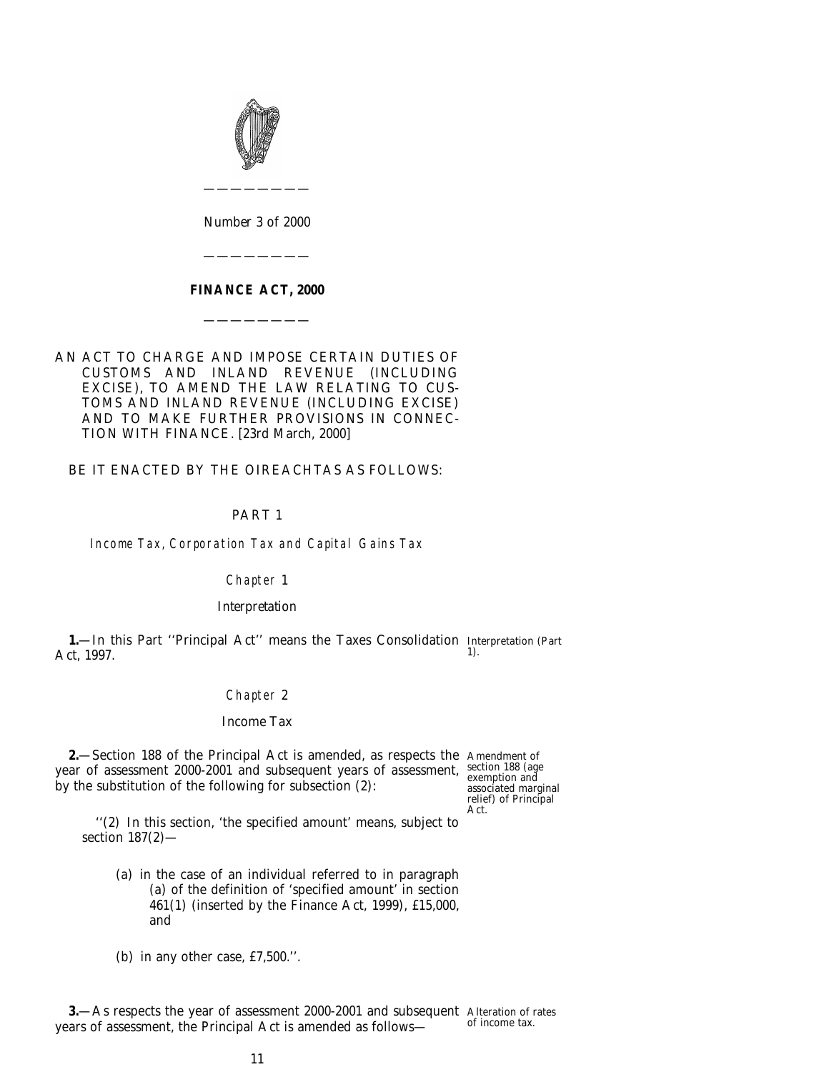Number 3 of 2000

# FINANCE ACT, 2000

AN ACT TO CHARGE AND IMPOSE CERTAIN DUTIES OF CUSTOMS AND INLAND REVENUE (INCLUDING EXCISE), TO AMEND THE LAW RELATING TO CUSTOMS AND INLAND REVENUE (INCLUDING EXCISE) AND TO MAKE FURTHER PROVISIONS IN CONNECTION WITH FINANCE. [23rd March, 2000]

BE IT ENACTED BY THE OIREACHTAS AS FOLLOWS:

## PART 1

### *Income Tax, Corporation Tax and Capital Gains Tax*

### *Chapter* 1

### Interpretation

Interpretation (Part 1).

**1.**—In this Part ''Principal Act'' means the Taxes Consolidation Act, 1997.

### *Chapter* 2

### Income Tax

Amendment of section 188 (age exemption and associated marginal relief) of Principal Act.

**2.**—Section 188 of the Principal Act is amended, as respects the year of assessment 2000-2001 and subsequent years of assessment, by the substitution of the following for subsection (2):

> ''(2) In this section, 'the specified amount' means, subject to section 187(2)—
>
> (a) in the case of an individual referred to in paragraph (a) of the definition of 'specified amount' in section 461(1) (inserted by the Finance Act, 1999), £15,000, and
>
> (b) in any other case, £7,500.''.

Alteration of rates of income tax.

**3.**—As respects the year of assessment 2000-2001 and subsequent years of assessment, the Principal Act is amended as follows—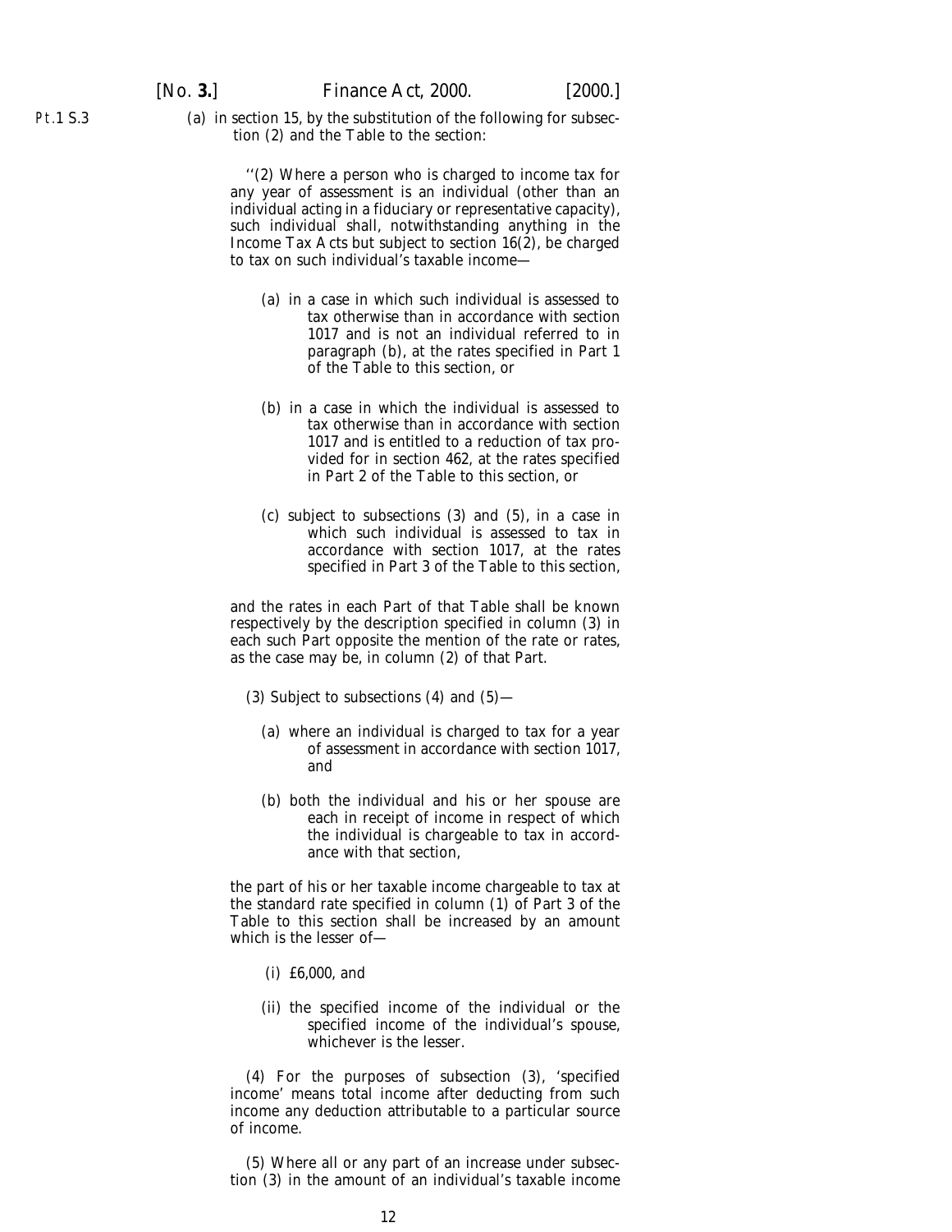(*a*) in section 15, by the substitution of the following for subsection (2) and the Table to the section:

''(2) Where a person who is charged to income tax for any year of assessment is an individual (other than an individual acting in a fiduciary or representative capacity), such individual shall, notwithstanding anything in the Income Tax Acts but subject to section 16(2), be charged to tax on such individual's taxable income—

(*a*) in a case in which such individual is assessed to tax otherwise than in accordance with section 1017 and is not an individual referred to in paragraph (*b*), at the rates specified in Part 1 of the Table to this section, or

(*b*) in a case in which the individual is assessed to tax otherwise than in accordance with section 1017 and is entitled to a reduction of tax provided for in section 462, at the rates specified in Part 2 of the Table to this section, or

(*c*) subject to subsections (3) and (5), in a case in which such individual is assessed to tax in accordance with section 1017, at the rates specified in Part 3 of the Table to this section,

and the rates in each Part of that Table shall be known respectively by the description specified in column (3) in each such Part opposite the mention of the rate or rates, as the case may be, in column (2) of that Part.

(3) Subject to subsections (4) and (5)—

(*a*) where an individual is charged to tax for a year of assessment in accordance with section 1017, and

(*b*) both the individual and his or her spouse are each in receipt of income in respect of which the individual is chargeable to tax in accordance with that section,

the part of his or her taxable income chargeable to tax at the standard rate specified in column (1) of Part 3 of the Table to this section shall be increased by an amount which is the lesser of—

(i) £6,000, and

(ii) the specified income of the individual or the specified income of the individual's spouse, whichever is the lesser.

(4) For the purposes of subsection (3), 'specified income' means total income after deducting from such income any deduction attributable to a particular source of income.

(5) Where all or any part of an increase under subsection (3) in the amount of an individual's taxable income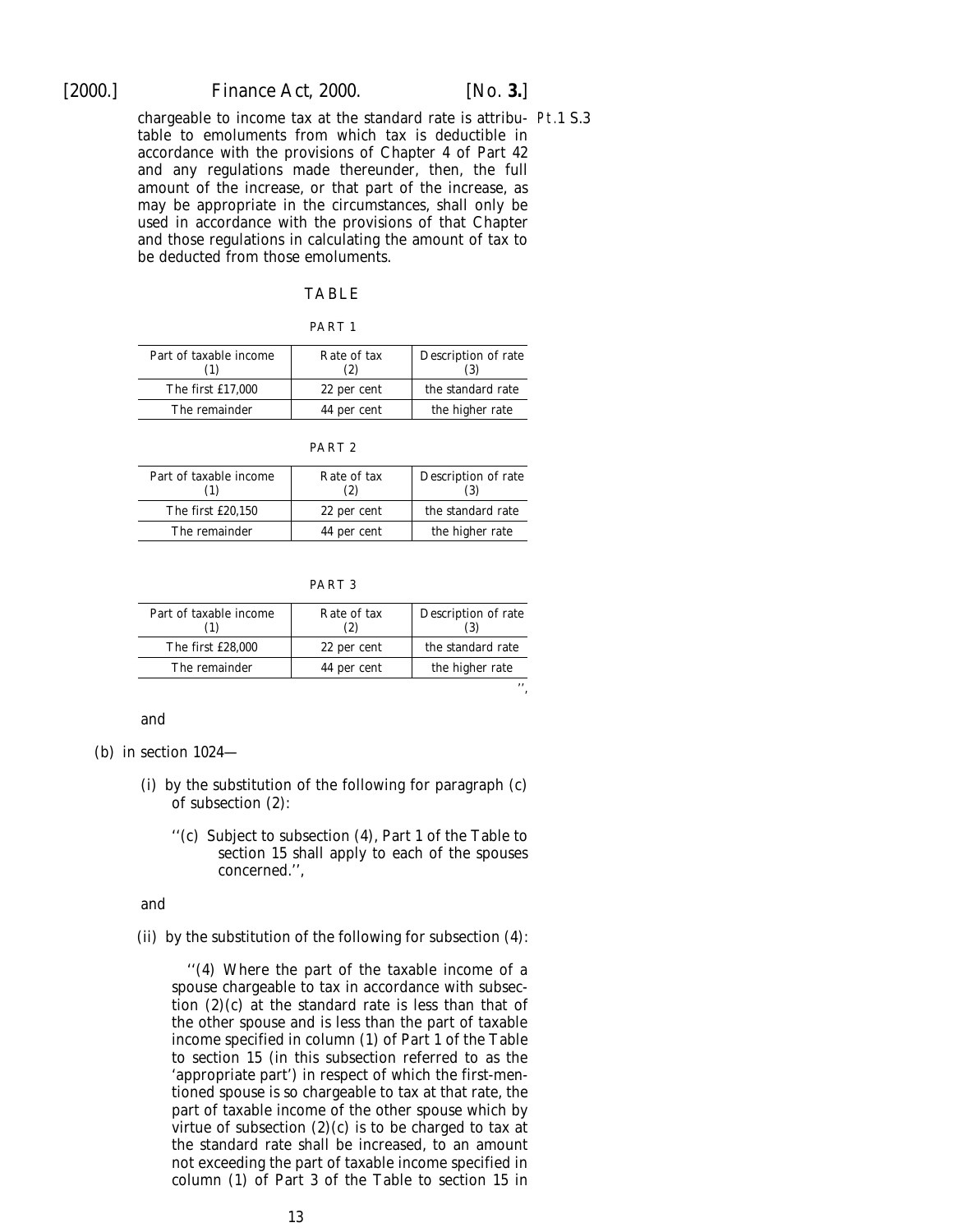chargeable to income tax at the standard rate is attributable to emoluments from which tax is deductible in accordance with the provisions of Chapter 4 of Part 42 and any regulations made thereunder, then, the full amount of the increase, or that part of the increase, as may be appropriate in the circumstances, shall only be used in accordance with the provisions of that Chapter and those regulations in calculating the amount of tax to be deducted from those emoluments.

Pt.1 S.3

TABLE

PART 1

| Part of taxable income (1) | Rate of tax (2) | Description of rate (3) |
|---|---|---|
| The first £17,000 | 22 per cent | the standard rate |
| The remainder | 44 per cent | the higher rate |

PART 2

| Part of taxable income (1) | Rate of tax (2) | Description of rate (3) |
|---|---|---|
| The first £20,150 | 22 per cent | the standard rate |
| The remainder | 44 per cent | the higher rate |

PART 3

| Part of taxable income (1) | Rate of tax (2) | Description of rate (3) |
|---|---|---|
| The first £28,000 | 22 per cent | the standard rate |
| The remainder | 44 per cent | the higher rate |

'',

and

(*b*) in section 1024—

(i) by the substitution of the following for paragraph (*c*) of subsection (2):

''(*c*) Subject to subsection (4), Part 1 of the Table to section 15 shall apply to each of the spouses concerned.'',

and

(ii) by the substitution of the following for subsection (4):

''(4) Where the part of the taxable income of a spouse chargeable to tax in accordance with subsection (2)(*c*) at the standard rate is less than that of the other spouse and is less than the part of taxable income specified in column (1) of Part 1 of the Table to section 15 (in this subsection referred to as the 'appropriate part') in respect of which the first-mentioned spouse is so chargeable to tax at that rate, the part of taxable income of the other spouse which by virtue of subsection (2)(*c*) is to be charged to tax at the standard rate shall be increased, to an amount not exceeding the part of taxable income specified in column (1) of Part 3 of the Table to section 15 in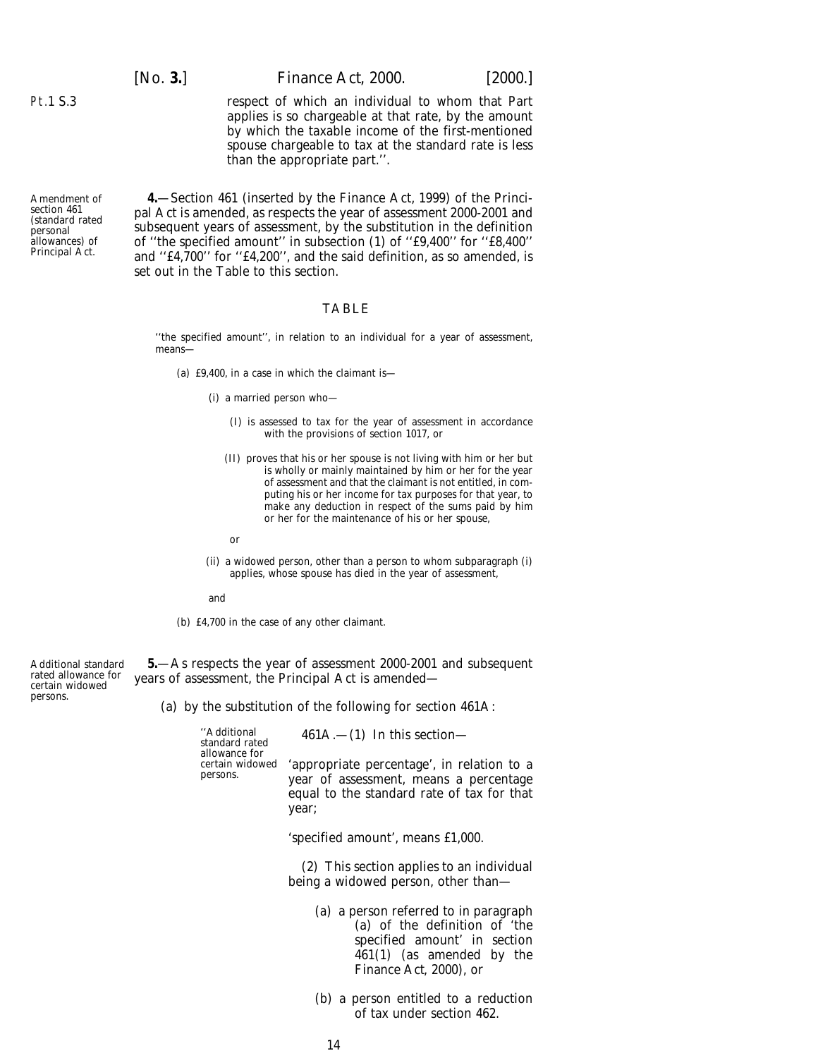respect of which an individual to whom that Part applies is so chargeable at that rate, by the amount by which the taxable income of the first-mentioned spouse chargeable to tax at the standard rate is less than the appropriate part.''.

Amendment of section 461 (standard rated personal allowances) of Principal Act.

**4.**—Section 461 (inserted by the Finance Act, 1999) of the Principal Act is amended, as respects the year of assessment 2000-2001 and subsequent years of assessment, by the substitution in the definition of ''the specified amount'' in subsection (1) of ''£9,400'' for ''£8,400'' and ''£4,700'' for ''£4,200'', and the said definition, as so amended, is set out in the Table to this section.

TABLE

''the specified amount'', in relation to an individual for a year of assessment, means—

(*a*) £9,400, in a case in which the claimant is—

(i) a married person who—

(I) is assessed to tax for the year of assessment in accordance with the provisions of section 1017, or

(II) proves that his or her spouse is not living with him or her but is wholly or mainly maintained by him or her for the year of assessment and that the claimant is not entitled, in computing his or her income for tax purposes for that year, to make any deduction in respect of the sums paid by him or her for the maintenance of his or her spouse,

or

(ii) a widowed person, other than a person to whom subparagraph (i) applies, whose spouse has died in the year of assessment,

and

(*b*) £4,700 in the case of any other claimant.

Additional standard rated allowance for certain widowed persons.

**5.**—As respects the year of assessment 2000-2001 and subsequent years of assessment, the Principal Act is amended—

(*a*) by the substitution of the following for section 461A:

''Additional standard rated allowance for certain widowed persons.

461A.—(1) In this section—

'appropriate percentage', in relation to a year of assessment, means a percentage equal to the standard rate of tax for that year;

'specified amount', means £1,000.

(2) This section applies to an individual being a widowed person, other than—

(*a*) a person referred to in paragraph (*a*) of the definition of 'the specified amount' in section 461(1) (as amended by the Finance Act, 2000), or

(*b*) a person entitled to a reduction of tax under section 462.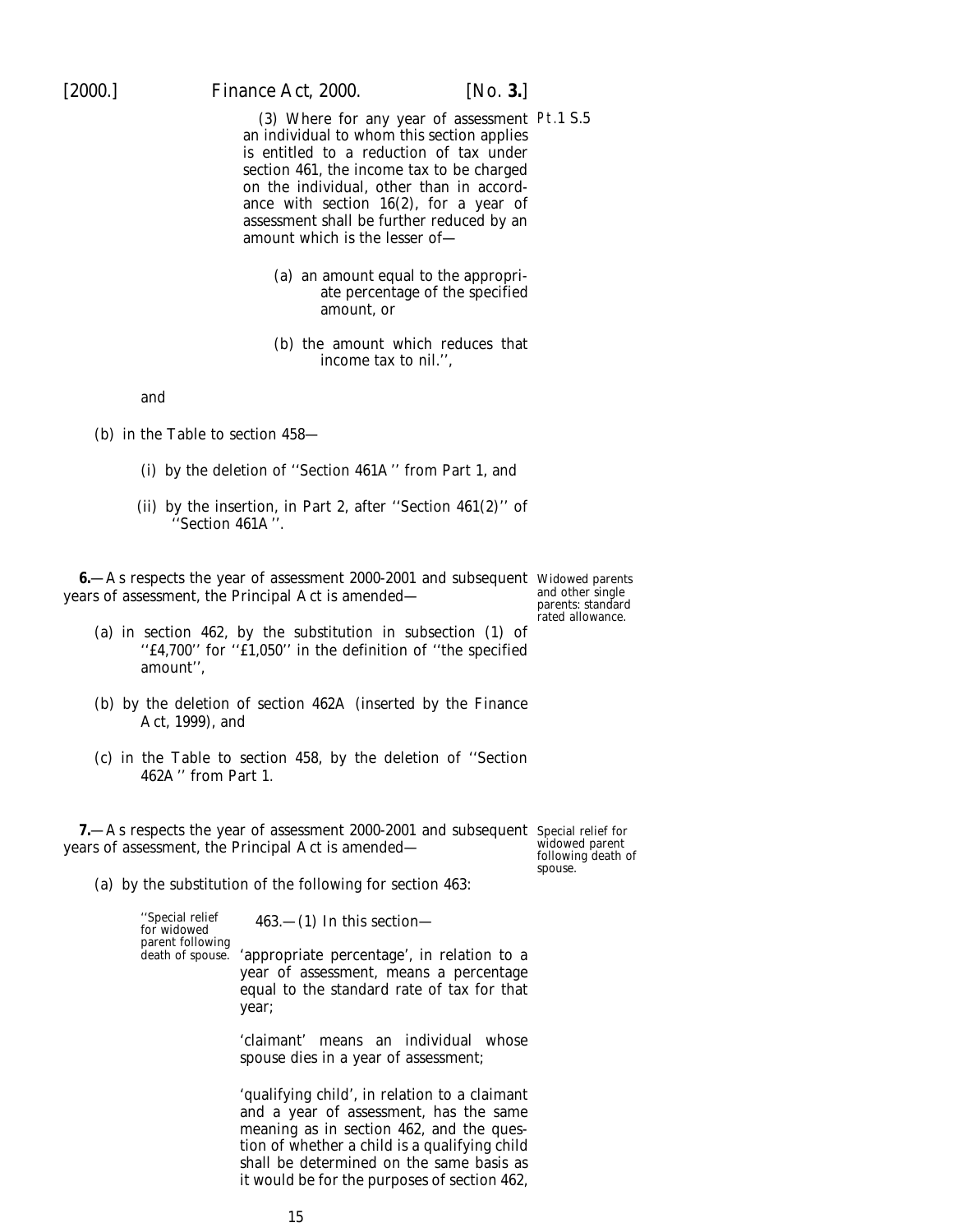(3) Where for any year of assessment an individual to whom this section applies is entitled to a reduction of tax under section 461, the income tax to be charged on the individual, other than in accordance with section 16(2), for a year of assessment shall be further reduced by an amount which is the lesser of—

(a) an amount equal to the appropriate percentage of the specified amount, or

(b) the amount which reduces that income tax to nil.'',

and

(b) in the Table to section 458—

(i) by the deletion of ''Section 461A'' from Part 1, and

(ii) by the insertion, in Part 2, after ''Section 461(2)'' of ''Section 461A''.

*Widowed parents and other single parents: standard rated allowance.*

**6.**—As respects the year of assessment 2000-2001 and subsequent years of assessment, the Principal Act is amended—

(a) in section 462, by the substitution in subsection (1) of ''£4,700'' for ''£1,050'' in the definition of ''the specified amount'',

(b) by the deletion of section 462A (inserted by the Finance Act, 1999), and

(c) in the Table to section 458, by the deletion of ''Section 462A'' from Part 1.

*Special relief for widowed parent following death of spouse.*

**7.**—As respects the year of assessment 2000-2001 and subsequent years of assessment, the Principal Act is amended—

(a) by the substitution of the following for section 463:

''Special relief for widowed parent following death of spouse.

463.—(1) In this section—

'appropriate percentage', in relation to a year of assessment, means a percentage equal to the standard rate of tax for that year;

'claimant' means an individual whose spouse dies in a year of assessment;

'qualifying child', in relation to a claimant and a year of assessment, has the same meaning as in section 462, and the question of whether a child is a qualifying child shall be determined on the same basis as it would be for the purposes of section 462,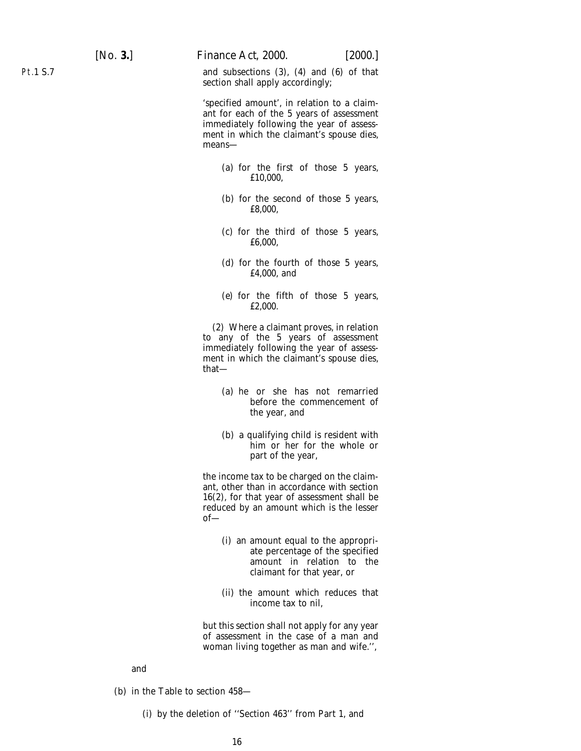and subsections (3), (4) and (6) of that section shall apply accordingly;

'specified amount', in relation to a claimant for each of the 5 years of assessment immediately following the year of assessment in which the claimant's spouse dies, means—

(a) for the first of those 5 years, £10,000,

(b) for the second of those 5 years, £8,000,

(c) for the third of those 5 years, £6,000,

(d) for the fourth of those 5 years, £4,000, and

(e) for the fifth of those 5 years, £2,000.

(2) Where a claimant proves, in relation to any of the 5 years of assessment immediately following the year of assessment in which the claimant's spouse dies, that—

(a) he or she has not remarried before the commencement of the year, and

(b) a qualifying child is resident with him or her for the whole or part of the year,

the income tax to be charged on the claimant, other than in accordance with section 16(2), for that year of assessment shall be reduced by an amount which is the lesser of—

(i) an amount equal to the appropriate percentage of the specified amount in relation to the claimant for that year, or

(ii) the amount which reduces that income tax to nil,

but this section shall not apply for any year of assessment in the case of a man and woman living together as man and wife.'',

and

(b) in the Table to section 458—

(i) by the deletion of ''Section 463'' from Part 1, and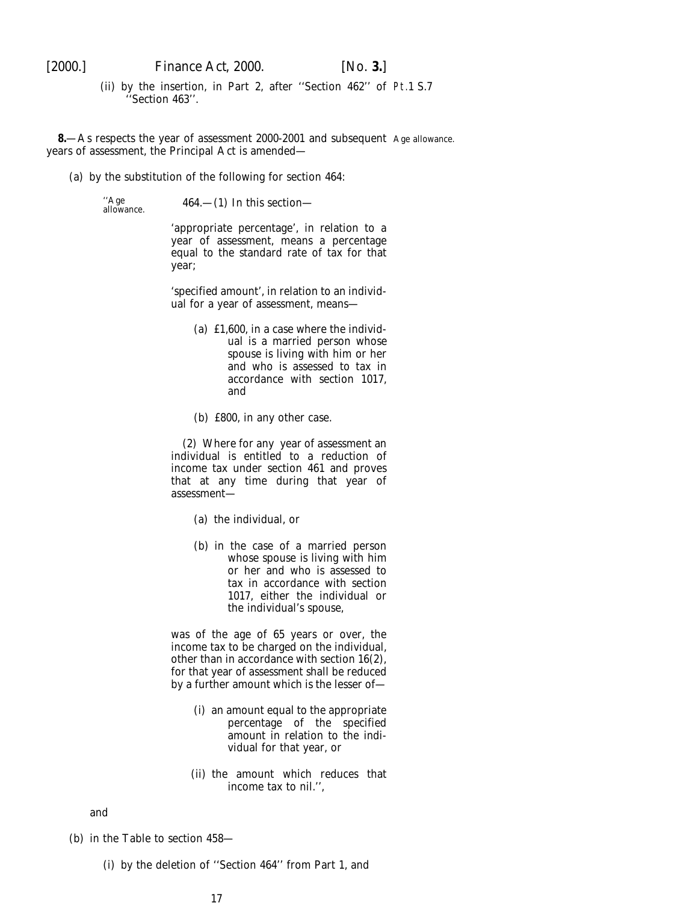(ii) by the insertion, in Part 2, after ''Section 462'' of ''Section 463''.

Pt.1 S.7

**8.**—As respects the year of assessment 2000-2001 and subsequent years of assessment, the Principal Act is amended—

Age allowance.

(*a*) by the substitution of the following for section 464:

''Age allowance.

464.—(1) In this section—

'appropriate percentage', in relation to a year of assessment, means a percentage equal to the standard rate of tax for that year;

'specified amount', in relation to an individual for a year of assessment, means—

(*a*) £1,600, in a case where the individual is a married person whose spouse is living with him or her and who is assessed to tax in accordance with section 1017, and

(*b*) £800, in any other case.

(2) Where for any year of assessment an individual is entitled to a reduction of income tax under section 461 and proves that at any time during that year of assessment—

(*a*) the individual, or

(*b*) in the case of a married person whose spouse is living with him or her and who is assessed to tax in accordance with section 1017, either the individual or the individual's spouse,

was of the age of 65 years or over, the income tax to be charged on the individual, other than in accordance with section 16(2), for that year of assessment shall be reduced by a further amount which is the lesser of—

(i) an amount equal to the appropriate percentage of the specified amount in relation to the individual for that year, or

(ii) the amount which reduces that income tax to nil.'',

and

(*b*) in the Table to section 458—

(i) by the deletion of ''Section 464'' from Part 1, and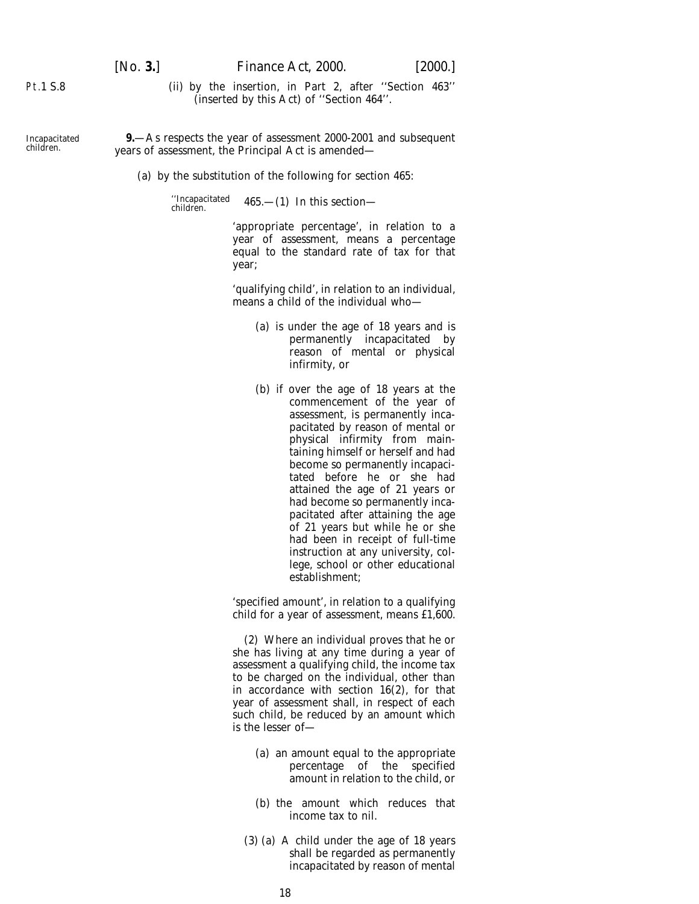Pt.1 S.8

(ii) by the insertion, in Part 2, after ''Section 463'' (inserted by this Act) of ''Section 464''.

Incapacitated children.

**9.**—As respects the year of assessment 2000-2001 and subsequent years of assessment, the Principal Act is amended—

(*a*) by the substitution of the following for section 465:

''Incapacitated children.

465.—(1) In this section—

'appropriate percentage', in relation to a year of assessment, means a percentage equal to the standard rate of tax for that year;

'qualifying child', in relation to an individual, means a child of the individual who—

(*a*) is under the age of 18 years and is permanently incapacitated by reason of mental or physical infirmity, or

(*b*) if over the age of 18 years at the commencement of the year of assessment, is permanently incapacitated by reason of mental or physical infirmity from maintaining himself or herself and had become so permanently incapacitated before he or she had attained the age of 21 years or had become so permanently incapacitated after attaining the age of 21 years but while he or she had been in receipt of full-time instruction at any university, college, school or other educational establishment;

'specified amount', in relation to a qualifying child for a year of assessment, means £1,600.

(2) Where an individual proves that he or she has living at any time during a year of assessment a qualifying child, the income tax to be charged on the individual, other than in accordance with section 16(2), for that year of assessment shall, in respect of each such child, be reduced by an amount which is the lesser of—

(*a*) an amount equal to the appropriate percentage of the specified amount in relation to the child, or

(*b*) the amount which reduces that income tax to nil.

(3) (*a*) A child under the age of 18 years shall be regarded as permanently incapacitated by reason of mental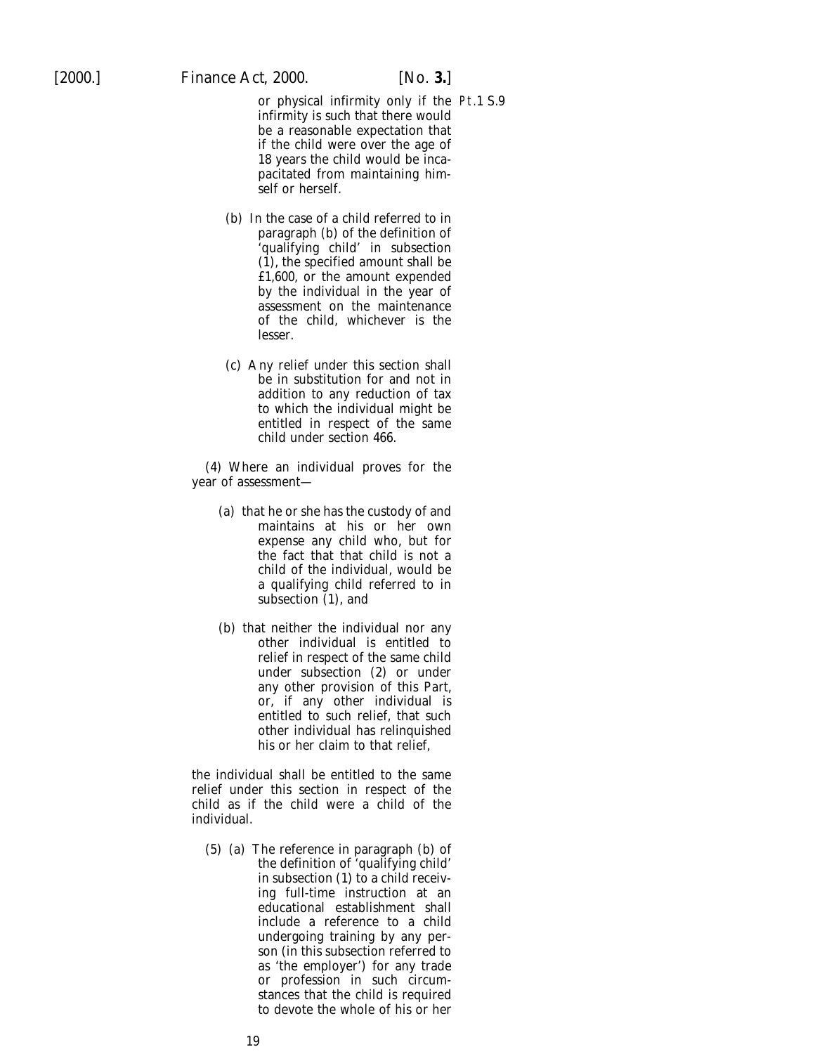or physical infirmity only if the infirmity is such that there would be a reasonable expectation that if the child were over the age of 18 years the child would be incapacitated from maintaining himself or herself.

(*b*) In the case of a child referred to in paragraph (*b*) of the definition of 'qualifying child' in subsection (1), the specified amount shall be £1,600, or the amount expended by the individual in the year of assessment on the maintenance of the child, whichever is the lesser.

(*c*) Any relief under this section shall be in substitution for and not in addition to any reduction of tax to which the individual might be entitled in respect of the same child under section 466.

(4) Where an individual proves for the year of assessment—

(*a*) that he or she has the custody of and maintains at his or her own expense any child who, but for the fact that that child is not a child of the individual, would be a qualifying child referred to in subsection (1), and

(*b*) that neither the individual nor any other individual is entitled to relief in respect of the same child under subsection (2) or under any other provision of this Part, or, if any other individual is entitled to such relief, that such other individual has relinquished his or her claim to that relief,

the individual shall be entitled to the same relief under this section in respect of the child as if the child were a child of the individual.

(5) (*a*) The reference in paragraph (*b*) of the definition of 'qualifying child' in subsection (1) to a child receiving full-time instruction at an educational establishment shall include a reference to a child undergoing training by any person (in this subsection referred to as 'the employer') for any trade or profession in such circumstances that the child is required to devote the whole of his or her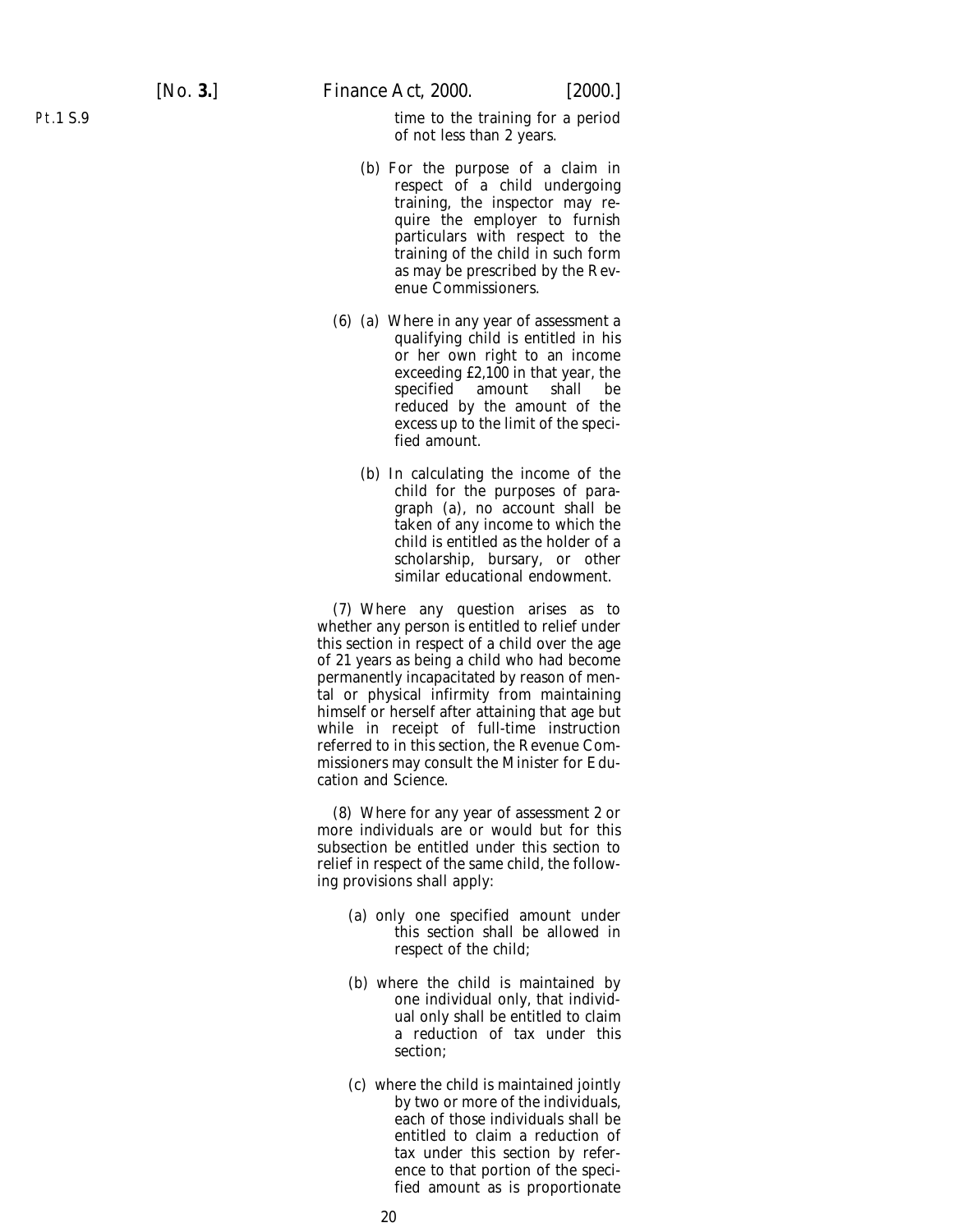time to the training for a period of not less than 2 years.

(b) For the purpose of a claim in respect of a child undergoing training, the inspector may require the employer to furnish particulars with respect to the training of the child in such form as may be prescribed by the Revenue Commissioners.

(6) (a) Where in any year of assessment a qualifying child is entitled in his or her own right to an income exceeding £2,100 in that year, the specified amount shall be reduced by the amount of the excess up to the limit of the specified amount.

(b) In calculating the income of the child for the purposes of paragraph (a), no account shall be taken of any income to which the child is entitled as the holder of a scholarship, bursary, or other similar educational endowment.

(7) Where any question arises as to whether any person is entitled to relief under this section in respect of a child over the age of 21 years as being a child who had become permanently incapacitated by reason of mental or physical infirmity from maintaining himself or herself after attaining that age but while in receipt of full-time instruction referred to in this section, the Revenue Commissioners may consult the Minister for Education and Science.

(8) Where for any year of assessment 2 or more individuals are or would but for this subsection be entitled under this section to relief in respect of the same child, the following provisions shall apply:

(a) only one specified amount under this section shall be allowed in respect of the child;

(b) where the child is maintained by one individual only, that individual only shall be entitled to claim a reduction of tax under this section;

(c) where the child is maintained jointly by two or more of the individuals, each of those individuals shall be entitled to claim a reduction of tax under this section by reference to that portion of the specified amount as is proportionate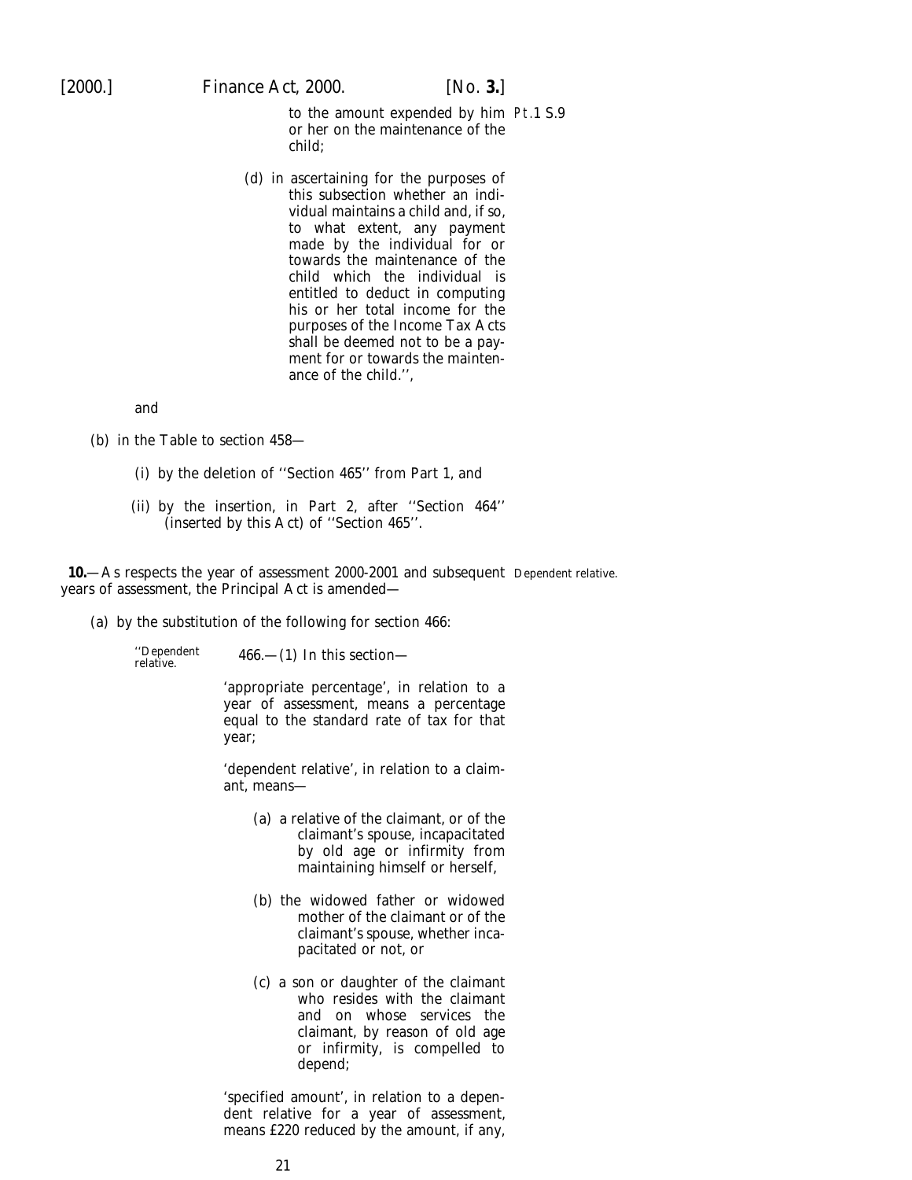to the amount expended by him or her on the maintenance of the child;

(d) in ascertaining for the purposes of this subsection whether an individual maintains a child and, if so, to what extent, any payment made by the individual for or towards the maintenance of the child which the individual is entitled to deduct in computing his or her total income for the purposes of the Income Tax Acts shall be deemed not to be a payment for or towards the maintenance of the child.'',

and

(b) in the Table to section 458—

(i) by the deletion of ''Section 465'' from Part 1, and

(ii) by the insertion, in Part 2, after ''Section 464'' (inserted by this Act) of ''Section 465''.

Dependent relative.

**10.**—As respects the year of assessment 2000-2001 and subsequent years of assessment, the Principal Act is amended—

(a) by the substitution of the following for section 466:

''Dependent relative.

466.—(1) In this section—

'appropriate percentage', in relation to a year of assessment, means a percentage equal to the standard rate of tax for that year;

'dependent relative', in relation to a claimant, means—

(a) a relative of the claimant, or of the claimant's spouse, incapacitated by old age or infirmity from maintaining himself or herself,

(b) the widowed father or widowed mother of the claimant or of the claimant's spouse, whether incapacitated or not, or

(c) a son or daughter of the claimant who resides with the claimant and on whose services the claimant, by reason of old age or infirmity, is compelled to depend;

'specified amount', in relation to a dependent relative for a year of assessment, means £220 reduced by the amount, if any,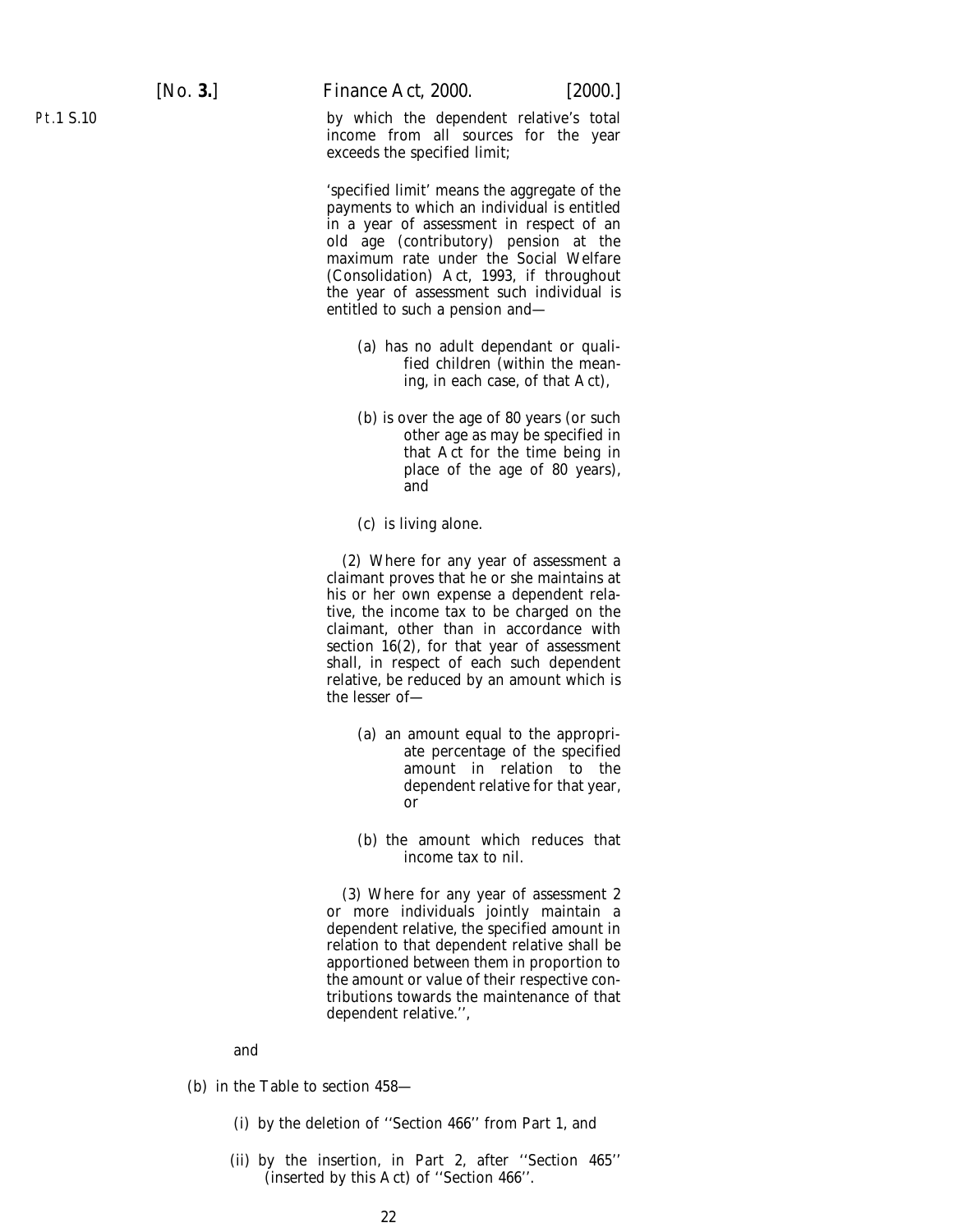by which the dependent relative's total income from all sources for the year exceeds the specified limit;

'specified limit' means the aggregate of the payments to which an individual is entitled in a year of assessment in respect of an old age (contributory) pension at the maximum rate under the Social Welfare (Consolidation) Act, 1993, if throughout the year of assessment such individual is entitled to such a pension and—

(a) has no adult dependant or qualified children (within the meaning, in each case, of that Act),

(b) is over the age of 80 years (or such other age as may be specified in that Act for the time being in place of the age of 80 years), and

(c) is living alone.

(2) Where for any year of assessment a claimant proves that he or she maintains at his or her own expense a dependent relative, the income tax to be charged on the claimant, other than in accordance with section 16(2), for that year of assessment shall, in respect of each such dependent relative, be reduced by an amount which is the lesser of—

(a) an amount equal to the appropriate percentage of the specified amount in relation to the dependent relative for that year, or

(b) the amount which reduces that income tax to nil.

(3) Where for any year of assessment 2 or more individuals jointly maintain a dependent relative, the specified amount in relation to that dependent relative shall be apportioned between them in proportion to the amount or value of their respective contributions towards the maintenance of that dependent relative.'',

and

(b) in the Table to section 458—

(i) by the deletion of ''Section 466'' from Part 1, and

(ii) by the insertion, in Part 2, after ''Section 465'' (inserted by this Act) of ''Section 466''.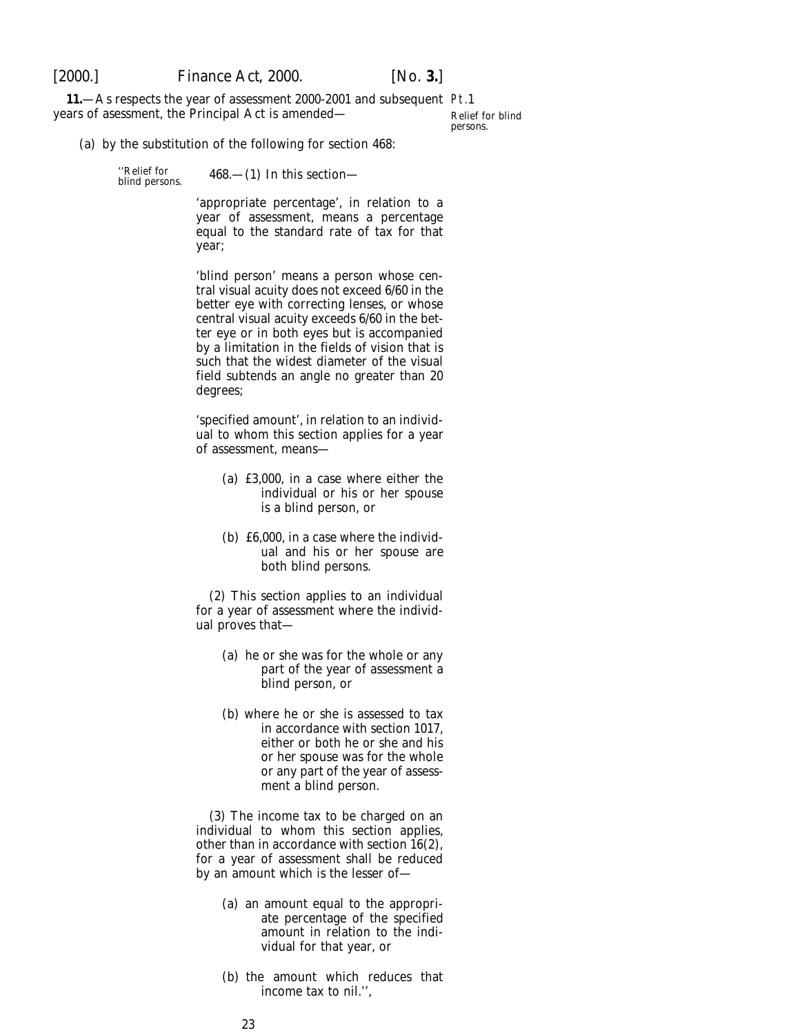**11.**—As respects the year of assessment 2000-2001 and subsequent years of asessment, the Principal Act is amended—

Pt.1

Relief for blind persons.

(a) by the substitution of the following for section 468:

''Relief for blind persons.

468.—(1) In this section—

'appropriate percentage', in relation to a year of assessment, means a percentage equal to the standard rate of tax for that year;

'blind person' means a person whose central visual acuity does not exceed 6/60 in the better eye with correcting lenses, or whose central visual acuity exceeds 6/60 in the better eye or in both eyes but is accompanied by a limitation in the fields of vision that is such that the widest diameter of the visual field subtends an angle no greater than 20 degrees;

'specified amount', in relation to an individual to whom this section applies for a year of assessment, means—

(a) £3,000, in a case where either the individual or his or her spouse is a blind person, or

(b) £6,000, in a case where the individual and his or her spouse are both blind persons.

(2) This section applies to an individual for a year of assessment where the individual proves that—

(a) he or she was for the whole or any part of the year of assessment a blind person, or

(b) where he or she is assessed to tax in accordance with section 1017, either or both he or she and his or her spouse was for the whole or any part of the year of assessment a blind person.

(3) The income tax to be charged on an individual to whom this section applies, other than in accordance with section 16(2), for a year of assessment shall be reduced by an amount which is the lesser of—

(a) an amount equal to the appropriate percentage of the specified amount in relation to the individual for that year, or

(b) the amount which reduces that income tax to nil.'',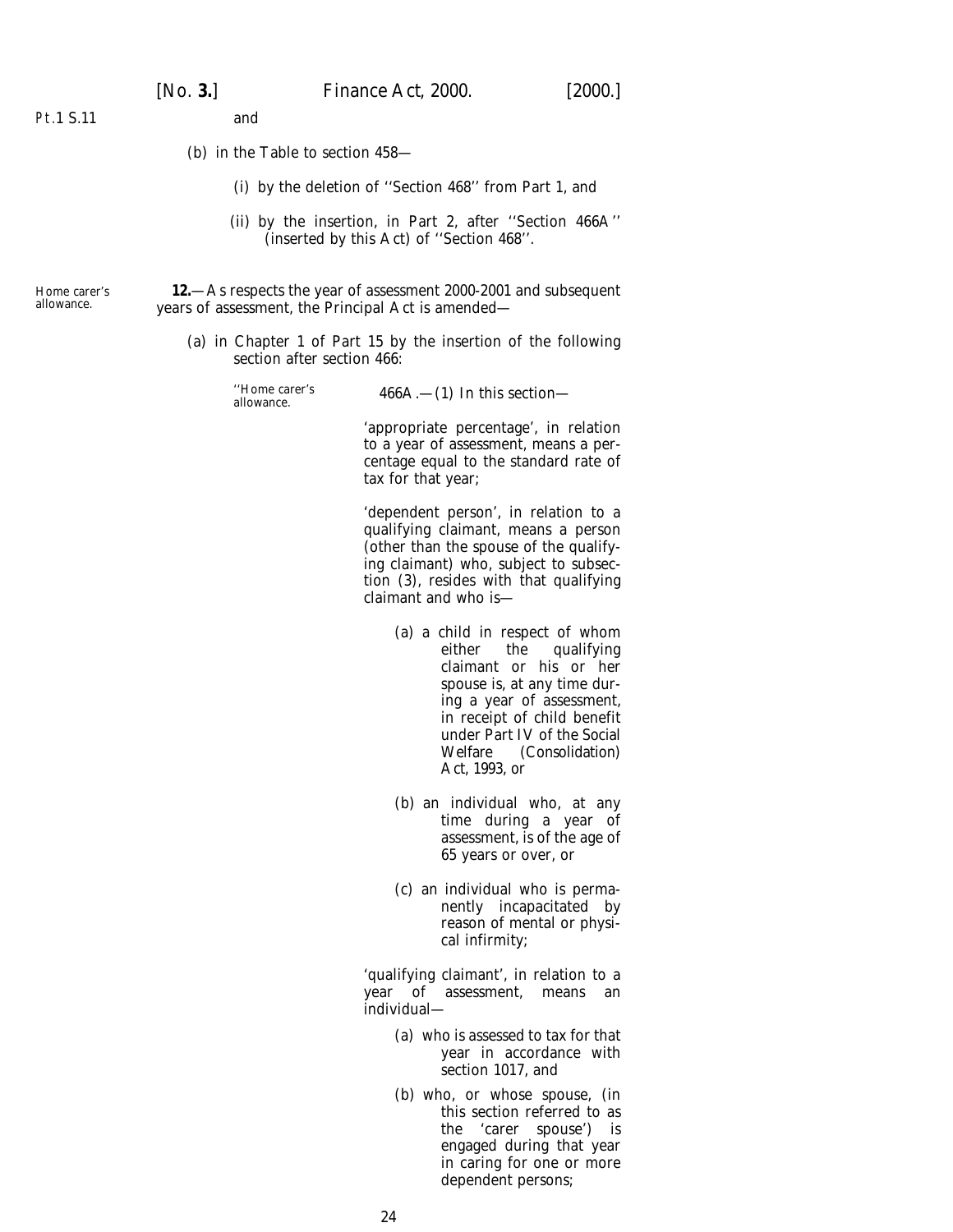Pt.1 S.11

and

(b) in the Table to section 458—

(i) by the deletion of ''Section 468'' from Part 1, and

(ii) by the insertion, in Part 2, after ''Section 466A'' (inserted by this Act) of ''Section 468''.

Home carer's allowance.

**12.**—As respects the year of assessment 2000-2001 and subsequent years of assessment, the Principal Act is amended—

(a) in Chapter 1 of Part 15 by the insertion of the following section after section 466:

''Home carer's allowance.

466A.—(1) In this section—

'appropriate percentage', in relation to a year of assessment, means a percentage equal to the standard rate of tax for that year;

'dependent person', in relation to a qualifying claimant, means a person (other than the spouse of the qualifying claimant) who, subject to subsection (3), resides with that qualifying claimant and who is—

(a) a child in respect of whom either the qualifying claimant or his or her spouse is, at any time during a year of assessment, in receipt of child benefit under Part IV of the Social Welfare (Consolidation) Act, 1993, or

(b) an individual who, at any time during a year of assessment, is of the age of 65 years or over, or

(c) an individual who is permanently incapacitated by reason of mental or physical infirmity;

'qualifying claimant', in relation to a year of assessment, means an individual—

(a) who is assessed to tax for that year in accordance with section 1017, and

(b) who, or whose spouse, (in this section referred to as the 'carer spouse') is engaged during that year in caring for one or more dependent persons;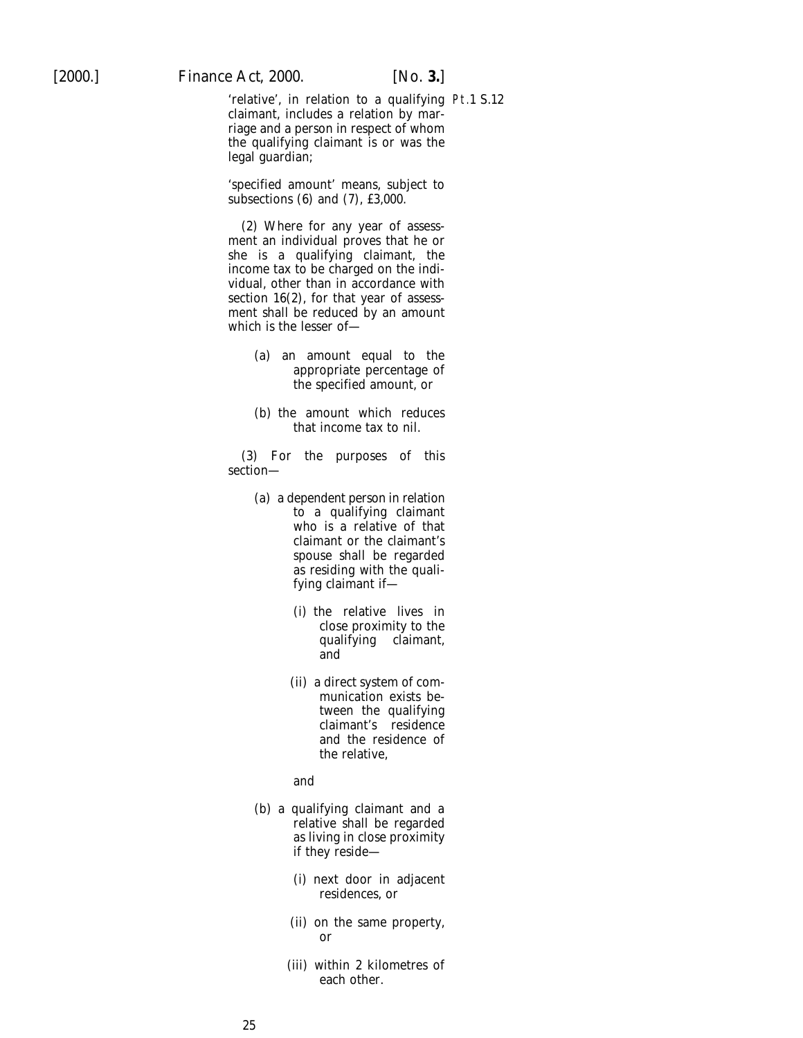'relative', in relation to a qualifying claimant, includes a relation by marriage and a person in respect of whom the qualifying claimant is or was the legal guardian;

'specified amount' means, subject to subsections (6) and (7), £3,000.

(2) Where for any year of assessment an individual proves that he or she is a qualifying claimant, the income tax to be charged on the individual, other than in accordance with section 16(2), for that year of assessment shall be reduced by an amount which is the lesser of—

- (*a*) an amount equal to the appropriate percentage of the specified amount, or
- (*b*) the amount which reduces that income tax to nil.

(3) For the purposes of this section—

- (*a*) a dependent person in relation to a qualifying claimant who is a relative of that claimant or the claimant's spouse shall be regarded as residing with the qualifying claimant if—
  - (i) the relative lives in close proximity to the qualifying claimant, and
  - (ii) a direct system of communication exists between the qualifying claimant's residence and the residence of the relative,

  and
- (*b*) a qualifying claimant and a relative shall be regarded as living in close proximity if they reside—
  - (i) next door in adjacent residences, or
  - (ii) on the same property, or
  - (iii) within 2 kilometres of each other.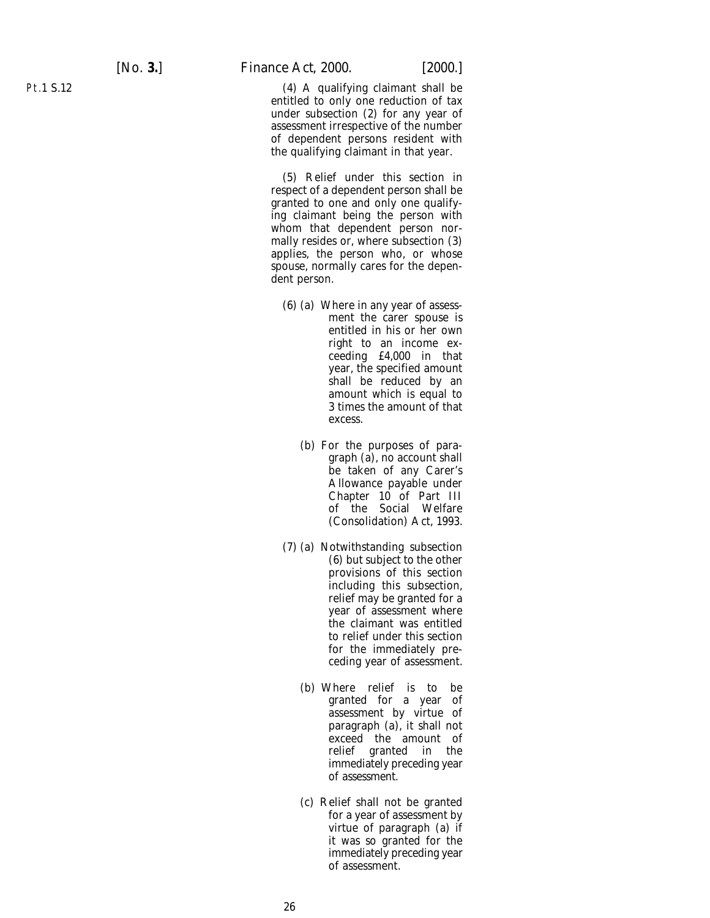Pt.1 S.12

(4) A qualifying claimant shall be entitled to only one reduction of tax under subsection (2) for any year of assessment irrespective of the number of dependent persons resident with the qualifying claimant in that year.

(5) Relief under this section in respect of a dependent person shall be granted to one and only one qualifying claimant being the person with whom that dependent person normally resides or, where subsection (3) applies, the person who, or whose spouse, normally cares for the dependent person.

(6) (a) Where in any year of assessment the carer spouse is entitled in his or her own right to an income exceeding £4,000 in that year, the specified amount shall be reduced by an amount which is equal to 3 times the amount of that excess.

(b) For the purposes of paragraph (a), no account shall be taken of any Carer's Allowance payable under Chapter 10 of Part III of the Social Welfare (Consolidation) Act, 1993.

(7) (a) Notwithstanding subsection (6) but subject to the other provisions of this section including this subsection, relief may be granted for a year of assessment where the claimant was entitled to relief under this section for the immediately preceding year of assessment.

(b) Where relief is to be granted for a year of assessment by virtue of paragraph (a), it shall not exceed the amount of relief granted in the immediately preceding year of assessment.

(c) Relief shall not be granted for a year of assessment by virtue of paragraph (a) if it was so granted for the immediately preceding year of assessment.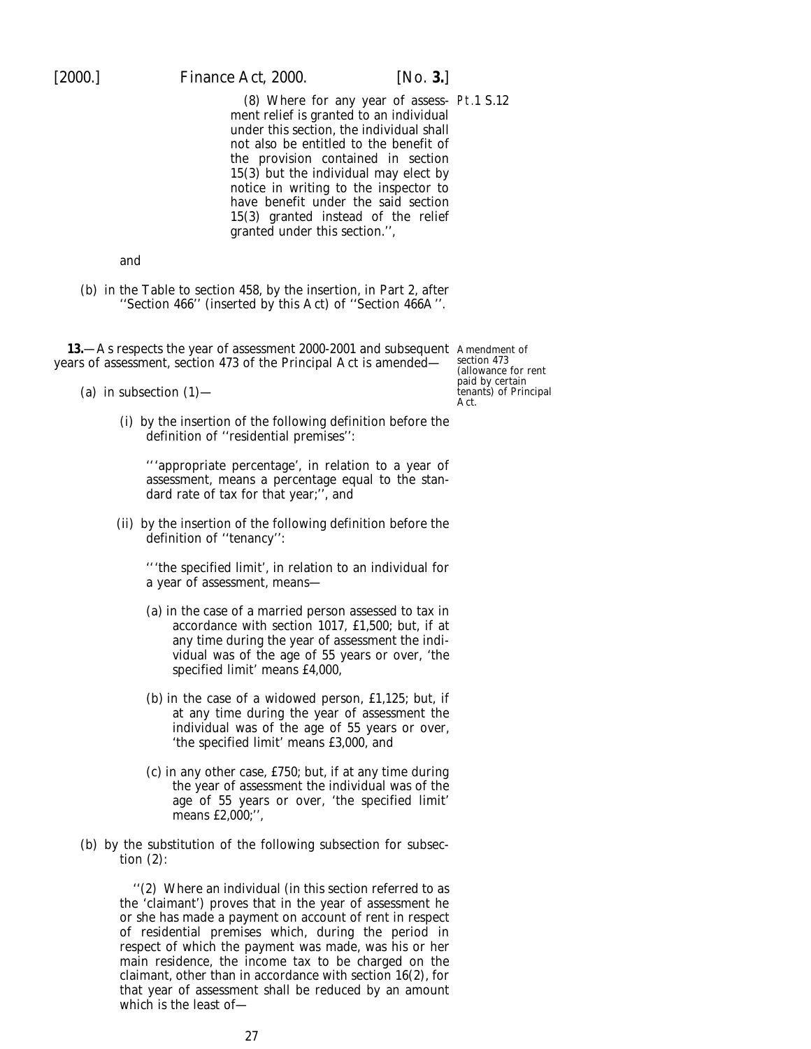(8) Where for any year of assessment relief is granted to an individual under this section, the individual shall not also be entitled to the benefit of the provision contained in section 15(3) but the individual may elect by notice in writing to the inspector to have benefit under the said section 15(3) granted instead of the relief granted under this section.'',

Pt.1 S.12

and

(b) in the Table to section 458, by the insertion, in Part 2, after ''Section 466'' (inserted by this Act) of ''Section 466A''.

**13.**—As respects the year of assessment 2000-2001 and subsequent years of assessment, section 473 of the Principal Act is amended—

Amendment of section 473 (allowance for rent paid by certain tenants) of Principal Act.

(a) in subsection (1)—

(i) by the insertion of the following definition before the definition of ''residential premises'':

'''appropriate percentage', in relation to a year of assessment, means a percentage equal to the standard rate of tax for that year;'', and

(ii) by the insertion of the following definition before the definition of ''tenancy'':

'''the specified limit', in relation to an individual for a year of assessment, means—

(a) in the case of a married person assessed to tax in accordance with section 1017, £1,500; but, if at any time during the year of assessment the individual was of the age of 55 years or over, 'the specified limit' means £4,000,

(b) in the case of a widowed person, £1,125; but, if at any time during the year of assessment the individual was of the age of 55 years or over, 'the specified limit' means £3,000, and

(c) in any other case, £750; but, if at any time during the year of assessment the individual was of the age of 55 years or over, 'the specified limit' means £2,000;'',

(b) by the substitution of the following subsection for subsection (2):

''(2) Where an individual (in this section referred to as the 'claimant') proves that in the year of assessment he or she has made a payment on account of rent in respect of residential premises which, during the period in respect of which the payment was made, was his or her main residence, the income tax to be charged on the claimant, other than in accordance with section 16(2), for that year of assessment shall be reduced by an amount which is the least of—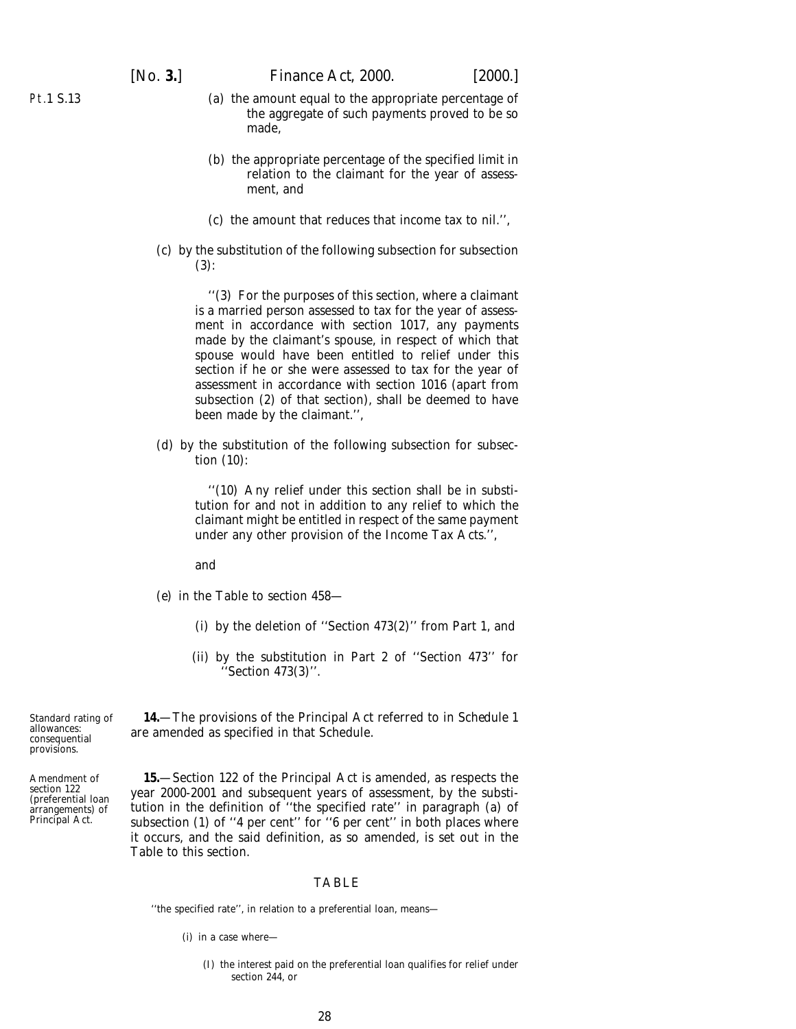(a) the amount equal to the appropriate percentage of the aggregate of such payments proved to be so made,

(b) the appropriate percentage of the specified limit in relation to the claimant for the year of assessment, and

(c) the amount that reduces that income tax to nil.'',

(c) by the substitution of the following subsection for subsection (3):

''(3) For the purposes of this section, where a claimant is a married person assessed to tax for the year of assessment in accordance with section 1017, any payments made by the claimant's spouse, in respect of which that spouse would have been entitled to relief under this section if he or she were assessed to tax for the year of assessment in accordance with section 1016 (apart from subsection (2) of that section), shall be deemed to have been made by the claimant.'',

(d) by the substitution of the following subsection for subsection (10):

''(10) Any relief under this section shall be in substitution for and not in addition to any relief to which the claimant might be entitled in respect of the same payment under any other provision of the Income Tax Acts.'',

and

(e) in the Table to section 458—

(i) by the deletion of ''Section 473(2)'' from Part 1, and

(ii) by the substitution in Part 2 of ''Section 473'' for ''Section 473(3)''.

Standard rating of allowances: consequential provisions.

**14.**—The provisions of the Principal Act referred to in *Schedule 1* are amended as specified in that Schedule.

Amendment of section 122 (preferential loan arrangements) of Principal Act.

**15.**—Section 122 of the Principal Act is amended, as respects the year 2000-2001 and subsequent years of assessment, by the substitution in the definition of ''the specified rate'' in paragraph (a) of subsection (1) of ''4 per cent'' for ''6 per cent'' in both places where it occurs, and the said definition, as so amended, is set out in the Table to this section.

TABLE

''the specified rate'', in relation to a preferential loan, means—

(i) in a case where—

(I) the interest paid on the preferential loan qualifies for relief under section 244, or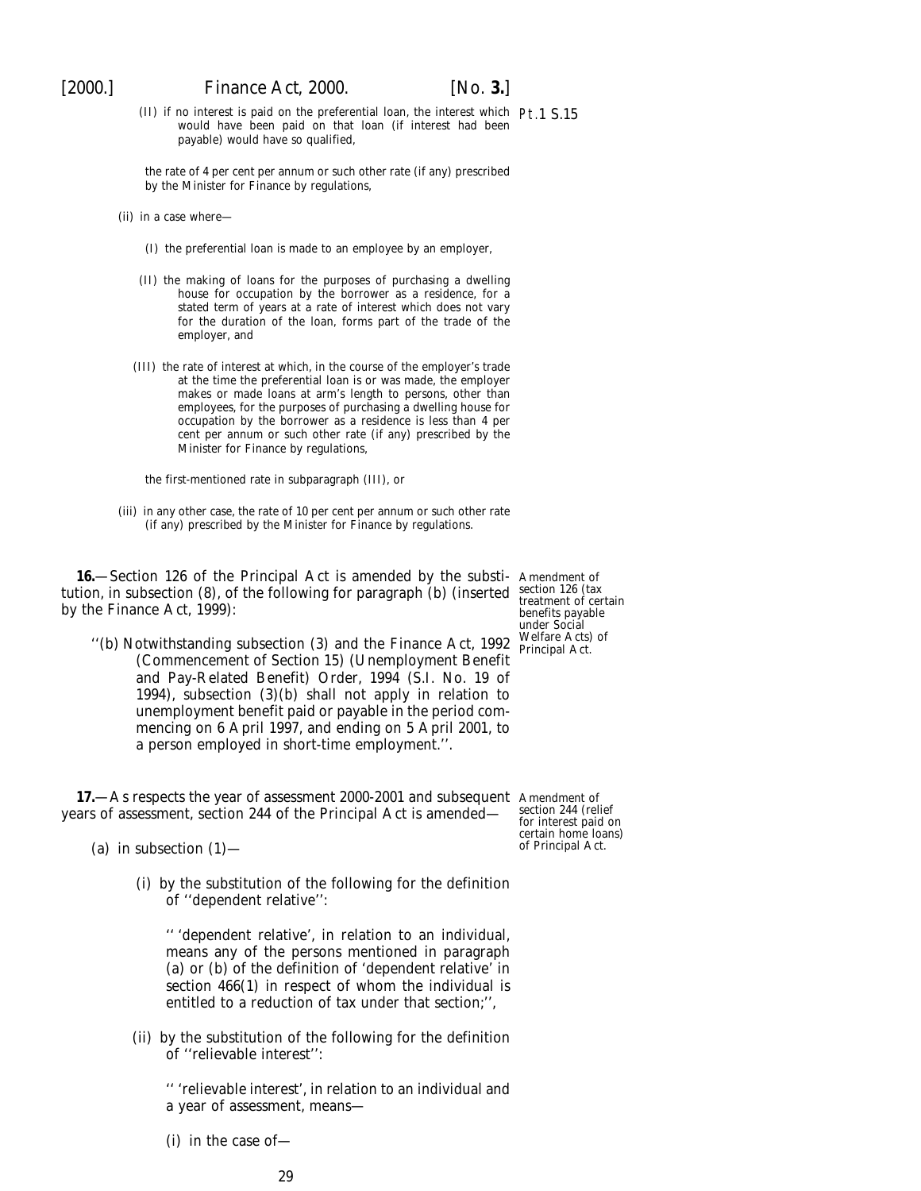(II) if no interest is paid on the preferential loan, the interest which would have been paid on that loan (if interest had been payable) would have so qualified,

Pt.1 S.15

the rate of 4 per cent per annum or such other rate (if any) prescribed by the Minister for Finance by regulations,

(ii) in a case where—

(I) the preferential loan is made to an employee by an employer,

(II) the making of loans for the purposes of purchasing a dwelling house for occupation by the borrower as a residence, for a stated term of years at a rate of interest which does not vary for the duration of the loan, forms part of the trade of the employer, and

(III) the rate of interest at which, in the course of the employer's trade at the time the preferential loan is or was made, the employer makes or made loans at arm's length to persons, other than employees, for the purposes of purchasing a dwelling house for occupation by the borrower as a residence is less than 4 per cent per annum or such other rate (if any) prescribed by the Minister for Finance by regulations,

the first-mentioned rate in subparagraph (III), or

(iii) in any other case, the rate of 10 per cent per annum or such other rate (if any) prescribed by the Minister for Finance by regulations.

**16.**—Section 126 of the Principal Act is amended by the substitution, in subsection (8), of the following for paragraph (*b*) (inserted by the Finance Act, 1999):

Amendment of section 126 (tax treatment of certain benefits payable under Social Welfare Acts) of Principal Act.

''(*b*) Notwithstanding subsection (3) and the Finance Act, 1992 (Commencement of Section 15) (Unemployment Benefit and Pay-Related Benefit) Order, 1994 (S.I. No. 19 of 1994), subsection (3)(*b*) shall not apply in relation to unemployment benefit paid or payable in the period commencing on 6 April 1997, and ending on 5 April 2001, to a person employed in short-time employment.''.

**17.**—As respects the year of assessment 2000-2001 and subsequent years of assessment, section 244 of the Principal Act is amended—

Amendment of section 244 (relief for interest paid on certain home loans) of Principal Act.

(*a*) in subsection (1)—

(i) by the substitution of the following for the definition of ''dependent relative'':

'' 'dependent relative', in relation to an individual, means any of the persons mentioned in paragraph (*a*) or (*b*) of the definition of 'dependent relative' in section 466(1) in respect of whom the individual is entitled to a reduction of tax under that section;'',

(ii) by the substitution of the following for the definition of ''relievable interest'':

'' 'relievable interest', in relation to an individual and a year of assessment, means—

(i) in the case of—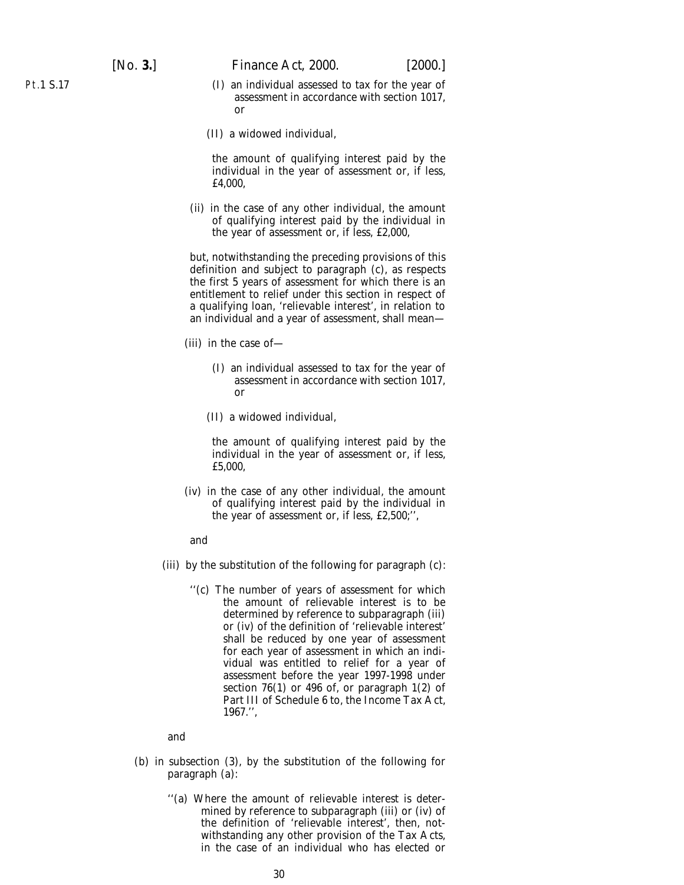(I) an individual assessed to tax for the year of assessment in accordance with section 1017, or

(II) a widowed individual,

the amount of qualifying interest paid by the individual in the year of assessment or, if less, £4,000,

(ii) in the case of any other individual, the amount of qualifying interest paid by the individual in the year of assessment or, if less, £2,000,

but, notwithstanding the preceding provisions of this definition and subject to paragraph (c), as respects the first 5 years of assessment for which there is an entitlement to relief under this section in respect of a qualifying loan, 'relievable interest', in relation to an individual and a year of assessment, shall mean—

(iii) in the case of—

(I) an individual assessed to tax for the year of assessment in accordance with section 1017, or

(II) a widowed individual,

the amount of qualifying interest paid by the individual in the year of assessment or, if less, £5,000,

(iv) in the case of any other individual, the amount of qualifying interest paid by the individual in the year of assessment or, if less, £2,500;'',

and

(iii) by the substitution of the following for paragraph (c):

''(c) The number of years of assessment for which the amount of relievable interest is to be determined by reference to subparagraph (iii) or (iv) of the definition of 'relievable interest' shall be reduced by one year of assessment for each year of assessment in which an individual was entitled to relief for a year of assessment before the year 1997-1998 under section 76(1) or 496 of, or paragraph 1(2) of Part III of Schedule 6 to, the Income Tax Act, 1967.'',

and

(b) in subsection (3), by the substitution of the following for paragraph (a):

''(a) Where the amount of relievable interest is determined by reference to subparagraph (iii) or (iv) of the definition of 'relievable interest', then, notwithstanding any other provision of the Tax Acts, in the case of an individual who has elected or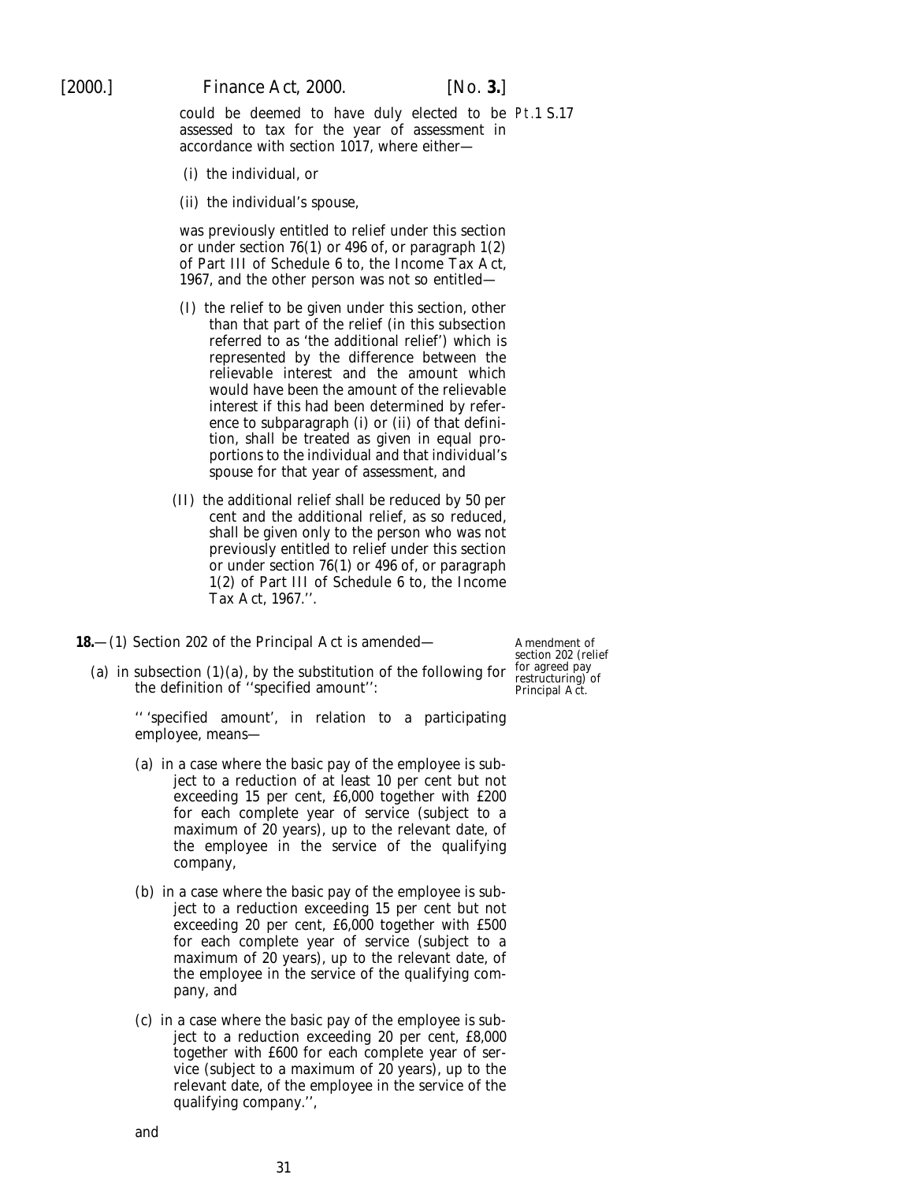could be deemed to have duly elected to be assessed to tax for the year of assessment in accordance with section 1017, where either—

(i) the individual, or

(ii) the individual's spouse,

was previously entitled to relief under this section or under section 76(1) or 496 of, or paragraph 1(2) of Part III of Schedule 6 to, the Income Tax Act, 1967, and the other person was not so entitled—

(I) the relief to be given under this section, other than that part of the relief (in this subsection referred to as 'the additional relief') which is represented by the difference between the relievable interest and the amount which would have been the amount of the relievable interest if this had been determined by reference to subparagraph (i) or (ii) of that definition, shall be treated as given in equal proportions to the individual and that individual's spouse for that year of assessment, and

(II) the additional relief shall be reduced by 50 per cent and the additional relief, as so reduced, shall be given only to the person who was not previously entitled to relief under this section or under section 76(1) or 496 of, or paragraph 1(2) of Part III of Schedule 6 to, the Income Tax Act, 1967.''.

Amendment of section 202 (relief for agreed pay restructuring) of Principal Act.

**18.**—(1) Section 202 of the Principal Act is amended—

(a) in subsection (1)(a), by the substitution of the following for the definition of ''specified amount'':

'' 'specified amount', in relation to a participating employee, means—

(a) in a case where the basic pay of the employee is subject to a reduction of at least 10 per cent but not exceeding 15 per cent, £6,000 together with £200 for each complete year of service (subject to a maximum of 20 years), up to the relevant date, of the employee in the service of the qualifying company,

(b) in a case where the basic pay of the employee is subject to a reduction exceeding 15 per cent but not exceeding 20 per cent, £6,000 together with £500 for each complete year of service (subject to a maximum of 20 years), up to the relevant date, of the employee in the service of the qualifying company, and

(c) in a case where the basic pay of the employee is subject to a reduction exceeding 20 per cent, £8,000 together with £600 for each complete year of service (subject to a maximum of 20 years), up to the relevant date, of the employee in the service of the qualifying company.'',

and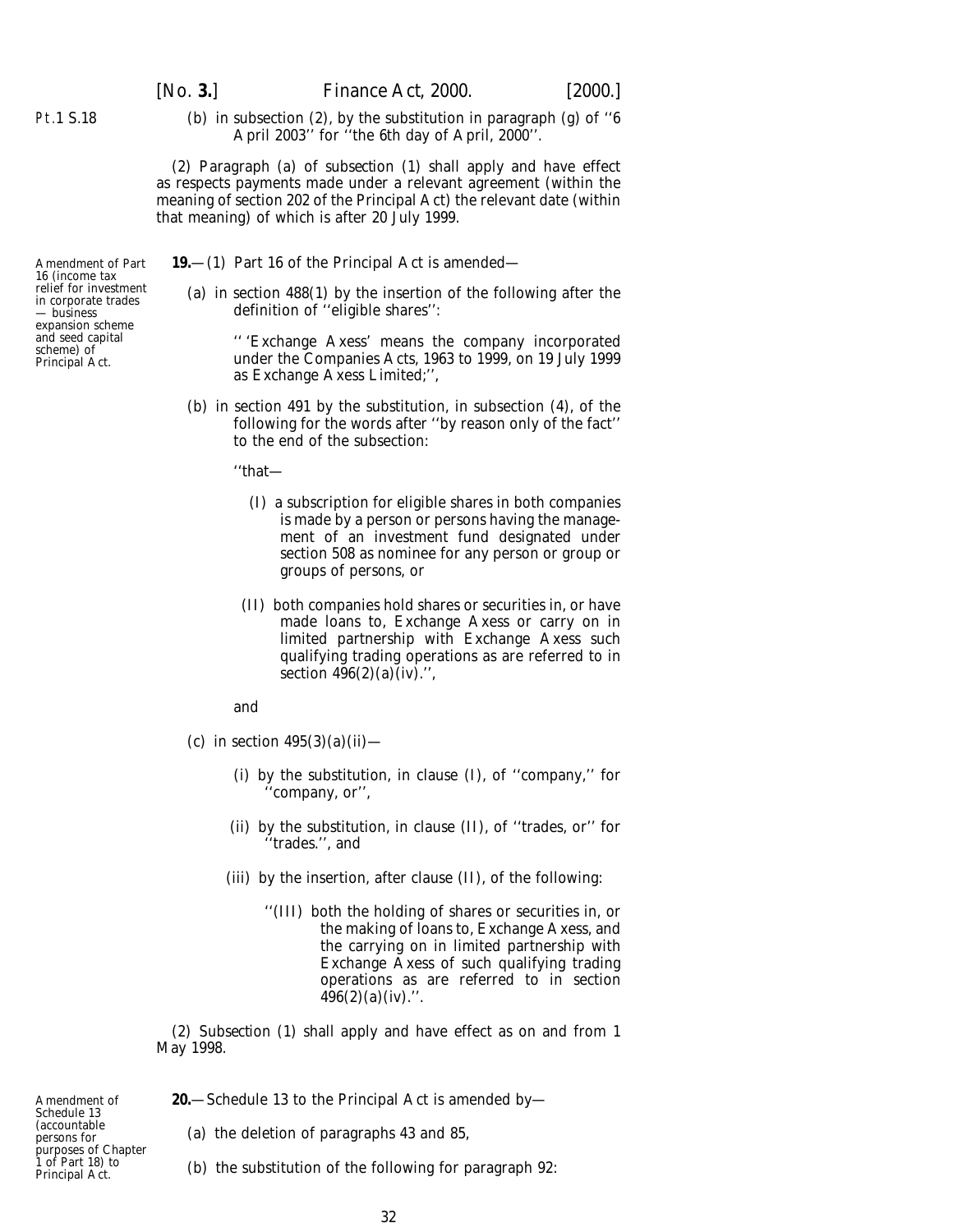Pt.1 S.18

(*b*) in subsection (2), by the substitution in paragraph (*g*) of ''6 April 2003'' for ''the 6th day of April, 2000''.

(2) Paragraph (*a*) of *subsection (1)* shall apply and have effect as respects payments made under a relevant agreement (within the meaning of section 202 of the Principal Act) the relevant date (within that meaning) of which is after 20 July 1999.

Amendment of Part 16 (income tax relief for investment in corporate trades — business expansion scheme and seed capital scheme) of Principal Act.

**19.**—(1) Part 16 of the Principal Act is amended—

(*a*) in section 488(1) by the insertion of the following after the definition of ''eligible shares'':

'' 'Exchange Axess' means the company incorporated under the Companies Acts, 1963 to 1999, on 19 July 1999 as Exchange Axess Limited;'',

(*b*) in section 491 by the substitution, in subsection (4), of the following for the words after ''by reason only of the fact'' to the end of the subsection:

''that—

(I) a subscription for eligible shares in both companies is made by a person or persons having the management of an investment fund designated under section 508 as nominee for any person or group or groups of persons, or

(II) both companies hold shares or securities in, or have made loans to, Exchange Axess or carry on in limited partnership with Exchange Axess such qualifying trading operations as are referred to in section 496(2)(*a*)(iv).'',

and

(*c*) in section 495(3)(*a*)(ii)—

(i) by the substitution, in clause (I), of ''company,'' for ''company, or'',

(ii) by the substitution, in clause (II), of ''trades, or'' for ''trades.'', and

(iii) by the insertion, after clause (II), of the following:

''(III) both the holding of shares or securities in, or the making of loans to, Exchange Axess, and the carrying on in limited partnership with Exchange Axess of such qualifying trading operations as are referred to in section 496(2)(*a*)(iv).''.

(2) *Subsection (1)* shall apply and have effect as on and from 1 May 1998.

Amendment of Schedule 13 (accountable persons for purposes of Chapter 1 of Part 18) to Principal Act.

**20.**—Schedule 13 to the Principal Act is amended by—

(*a*) the deletion of paragraphs 43 and 85,

(*b*) the substitution of the following for paragraph 92: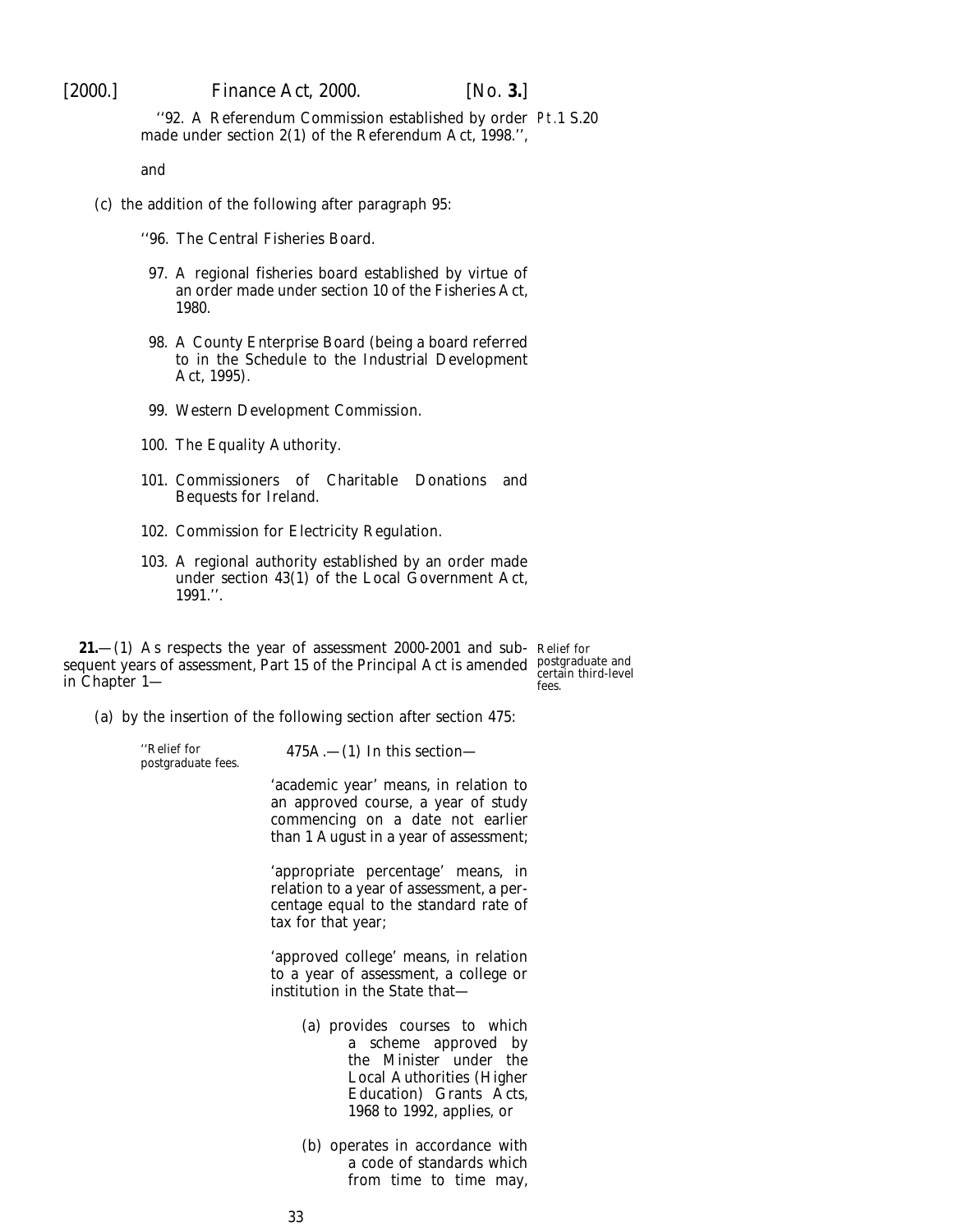''92. A Referendum Commission established by order made under section 2(1) of the Referendum Act, 1998.'',

Pt.1 S.20

and

(c) the addition of the following after paragraph 95:

''96. The Central Fisheries Board.

97. A regional fisheries board established by virtue of an order made under section 10 of the Fisheries Act, 1980.

98. A County Enterprise Board (being a board referred to in the Schedule to the Industrial Development Act, 1995).

99. Western Development Commission.

100. The Equality Authority.

101. Commissioners of Charitable Donations and Bequests for Ireland.

102. Commission for Electricity Regulation.

103. A regional authority established by an order made under section 43(1) of the Local Government Act, 1991.''.

Relief for postgraduate and certain third-level fees.

**21.**—(1) As respects the year of assessment 2000-2001 and subsequent years of assessment, Part 15 of the Principal Act is amended in Chapter 1—

(a) by the insertion of the following section after section 475:

''Relief for postgraduate fees.

475A.—(1) In this section—

'academic year' means, in relation to an approved course, a year of study commencing on a date not earlier than 1 August in a year of assessment;

'appropriate percentage' means, in relation to a year of assessment, a percentage equal to the standard rate of tax for that year;

'approved college' means, in relation to a year of assessment, a college or institution in the State that—

(a) provides courses to which a scheme approved by the Minister under the Local Authorities (Higher Education) Grants Acts, 1968 to 1992, applies, or

(b) operates in accordance with a code of standards which from time to time may,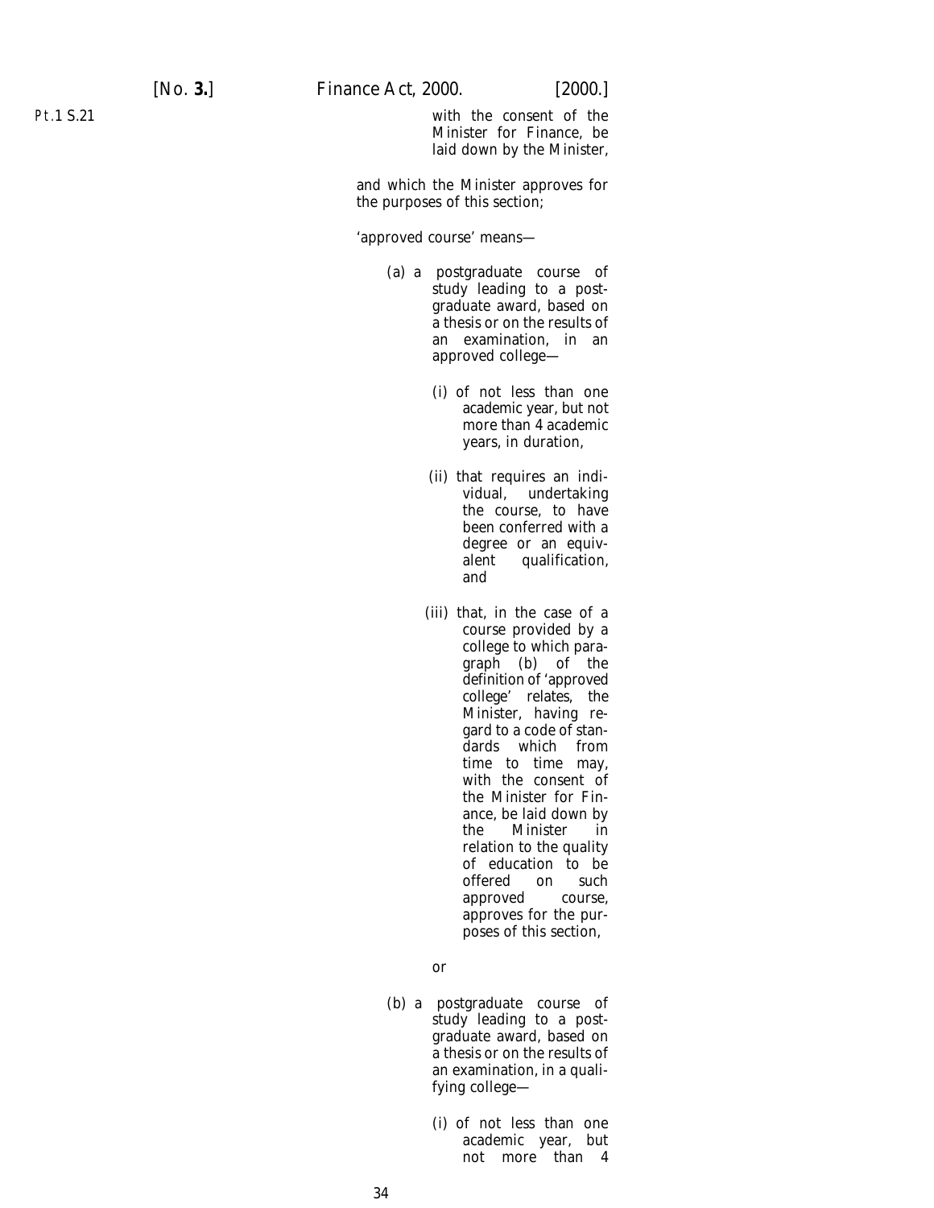with the consent of the Minister for Finance, be laid down by the Minister,

and which the Minister approves for the purposes of this section;

'approved course' means—

(a) a postgraduate course of study leading to a postgraduate award, based on a thesis or on the results of an examination, in an approved college—

(i) of not less than one academic year, but not more than 4 academic years, in duration,

(ii) that requires an individual, undertaking the course, to have been conferred with a degree or an equivalent qualification, and

(iii) that, in the case of a course provided by a college to which paragraph (b) of the definition of 'approved college' relates, the Minister, having regard to a code of standards which from time to time may, with the consent of the Minister for Finance, be laid down by the Minister in relation to the quality of education to be offered on such approved course, approves for the purposes of this section,

or

(b) a postgraduate course of study leading to a postgraduate award, based on a thesis or on the results of an examination, in a qualifying college—

(i) of not less than one academic year, but not more than 4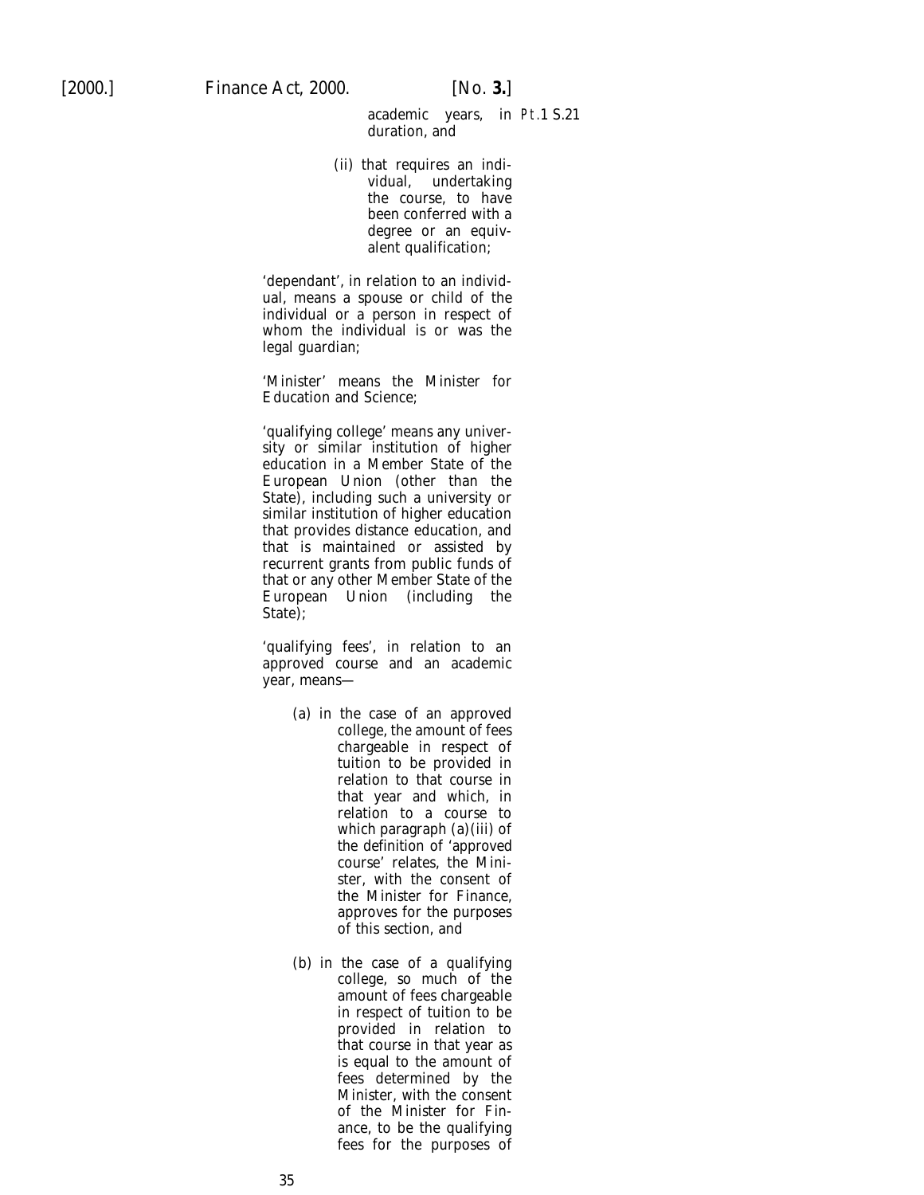academic years, in duration, and

(ii) that requires an individual, undertaking the course, to have been conferred with a degree or an equivalent qualification;

'dependant', in relation to an individual, means a spouse or child of the individual or a person in respect of whom the individual is or was the legal guardian;

'Minister' means the Minister for Education and Science;

'qualifying college' means any university or similar institution of higher education in a Member State of the European Union (other than the State), including such a university or similar institution of higher education that provides distance education, and that is maintained or assisted by recurrent grants from public funds of that or any other Member State of the European Union (including the State);

'qualifying fees', in relation to an approved course and an academic year, means—

(a) in the case of an approved college, the amount of fees chargeable in respect of tuition to be provided in relation to that course in that year and which, in relation to a course to which paragraph (a)(iii) of the definition of 'approved course' relates, the Minister, with the consent of the Minister for Finance, approves for the purposes of this section, and

(b) in the case of a qualifying college, so much of the amount of fees chargeable in respect of tuition to be provided in relation to that course in that year as is equal to the amount of fees determined by the Minister, with the consent of the Minister for Finance, to be the qualifying fees for the purposes of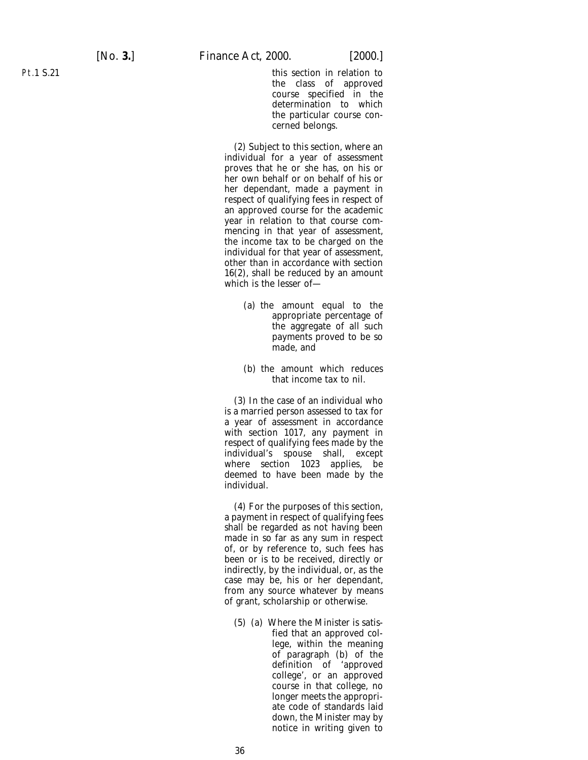this section in relation to the class of approved course specified in the determination to which the particular course concerned belongs.

(2) Subject to this section, where an individual for a year of assessment proves that he or she has, on his or her own behalf or on behalf of his or her dependant, made a payment in respect of qualifying fees in respect of an approved course for the academic year in relation to that course commencing in that year of assessment, the income tax to be charged on the individual for that year of assessment, other than in accordance with section 16(2), shall be reduced by an amount which is the lesser of—

(a) the amount equal to the appropriate percentage of the aggregate of all such payments proved to be so made, and

(b) the amount which reduces that income tax to nil.

(3) In the case of an individual who is a married person assessed to tax for a year of assessment in accordance with section 1017, any payment in respect of qualifying fees made by the individual's spouse shall, except where section 1023 applies, be deemed to have been made by the individual.

(4) For the purposes of this section, a payment in respect of qualifying fees shall be regarded as not having been made in so far as any sum in respect of, or by reference to, such fees has been or is to be received, directly or indirectly, by the individual, or, as the case may be, his or her dependant, from any source whatever by means of grant, scholarship or otherwise.

(5) (a) Where the Minister is satisfied that an approved college, within the meaning of paragraph (b) of the definition of 'approved college', or an approved course in that college, no longer meets the appropriate code of standards laid down, the Minister may by notice in writing given to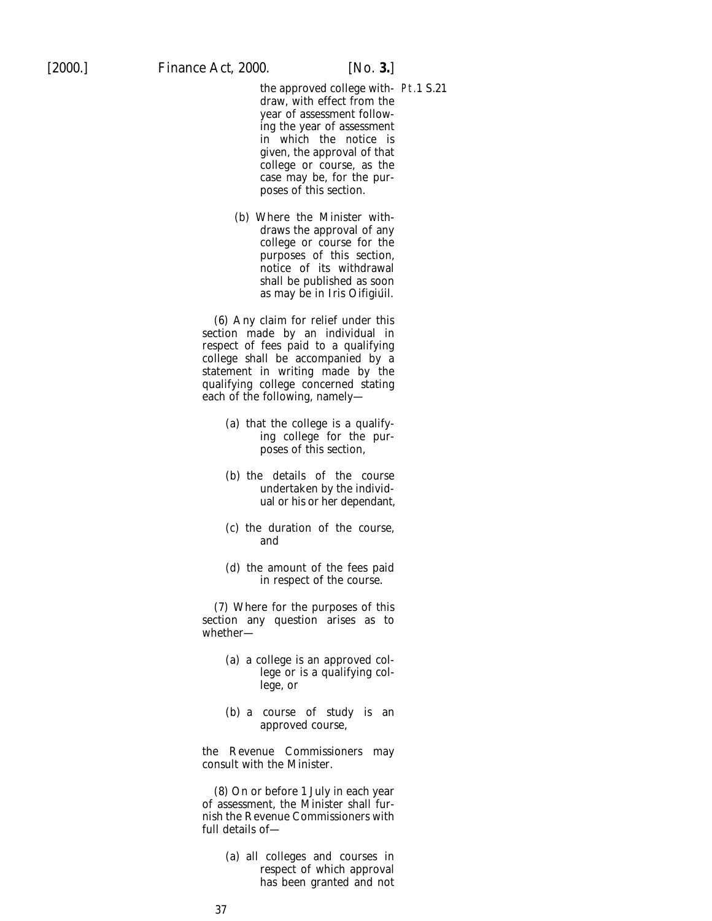the approved college withdraw, with effect from the year of assessment following the year of assessment in which the notice is given, the approval of that college or course, as the case may be, for the purposes of this section.

(b) Where the Minister withdraws the approval of any college or course for the purposes of this section, notice of its withdrawal shall be published as soon as may be in *Iris Oifigiúil*.

(6) Any claim for relief under this section made by an individual in respect of fees paid to a qualifying college shall be accompanied by a statement in writing made by the qualifying college concerned stating each of the following, namely—

(a) that the college is a qualifying college for the purposes of this section,

(b) the details of the course undertaken by the individual or his or her dependant,

(c) the duration of the course, and

(d) the amount of the fees paid in respect of the course.

(7) Where for the purposes of this section any question arises as to whether—

(a) a college is an approved college or is a qualifying college, or

(b) a course of study is an approved course,

the Revenue Commissioners may consult with the Minister.

(8) On or before 1 July in each year of assessment, the Minister shall furnish the Revenue Commissioners with full details of—

(a) all colleges and courses in respect of which approval has been granted and not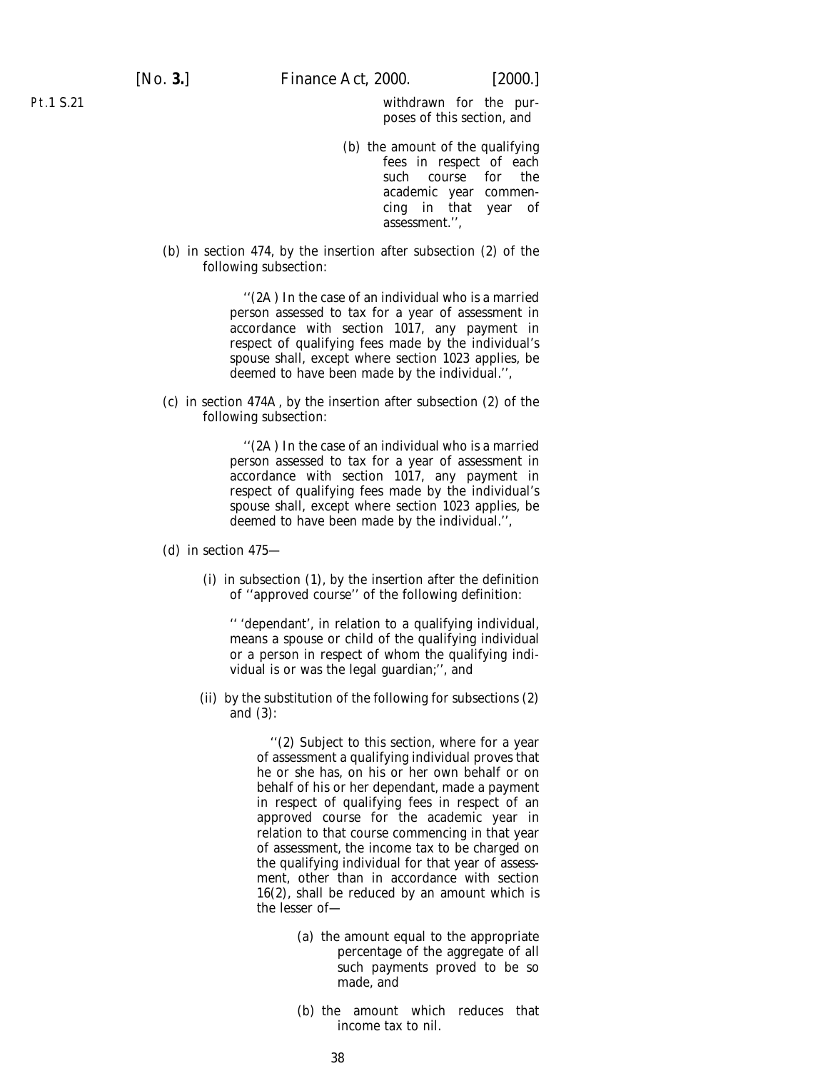withdrawn for the purposes of this section, and

(b) the amount of the qualifying fees in respect of each such course for the academic year commencing in that year of assessment.'',

(b) in section 474, by the insertion after subsection (2) of the following subsection:

''(2A) In the case of an individual who is a married person assessed to tax for a year of assessment in accordance with section 1017, any payment in respect of qualifying fees made by the individual's spouse shall, except where section 1023 applies, be deemed to have been made by the individual.'',

(c) in section 474A, by the insertion after subsection (2) of the following subsection:

''(2A) In the case of an individual who is a married person assessed to tax for a year of assessment in accordance with section 1017, any payment in respect of qualifying fees made by the individual's spouse shall, except where section 1023 applies, be deemed to have been made by the individual.'',

(d) in section 475—

(i) in subsection (1), by the insertion after the definition of ''approved course'' of the following definition:

'' 'dependant', in relation to a qualifying individual, means a spouse or child of the qualifying individual or a person in respect of whom the qualifying individual is or was the legal guardian;'', and

(ii) by the substitution of the following for subsections (2) and (3):

''(2) Subject to this section, where for a year of assessment a qualifying individual proves that he or she has, on his or her own behalf or on behalf of his or her dependant, made a payment in respect of qualifying fees in respect of an approved course for the academic year in relation to that course commencing in that year of assessment, the income tax to be charged on the qualifying individual for that year of assessment, other than in accordance with section 16(2), shall be reduced by an amount which is the lesser of—

(a) the amount equal to the appropriate percentage of the aggregate of all such payments proved to be so made, and

(b) the amount which reduces that income tax to nil.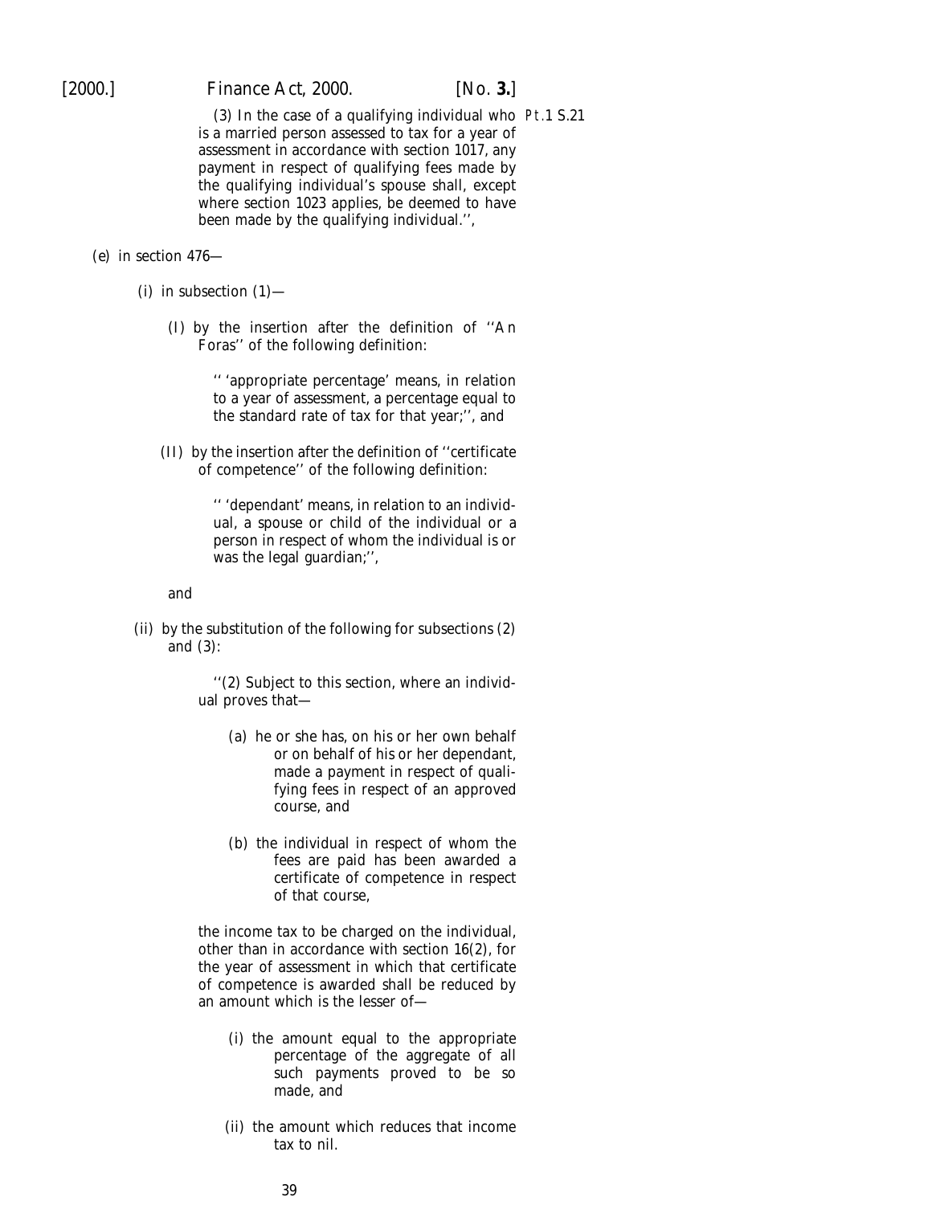(3) In the case of a qualifying individual who is a married person assessed to tax for a year of assessment in accordance with section 1017, any payment in respect of qualifying fees made by the qualifying individual's spouse shall, except where section 1023 applies, be deemed to have been made by the qualifying individual.'',

Pt.1 S.21

(e) in section 476—

(i) in subsection (1)—

(I) by the insertion after the definition of ''An Foras'' of the following definition:

'' 'appropriate percentage' means, in relation to a year of assessment, a percentage equal to the standard rate of tax for that year;'', and

(II) by the insertion after the definition of ''certificate of competence'' of the following definition:

'' 'dependant' means, in relation to an individual, a spouse or child of the individual or a person in respect of whom the individual is or was the legal guardian;'',

and

(ii) by the substitution of the following for subsections (2) and (3):

''(2) Subject to this section, where an individual proves that—

(a) he or she has, on his or her own behalf or on behalf of his or her dependant, made a payment in respect of qualifying fees in respect of an approved course, and

(b) the individual in respect of whom the fees are paid has been awarded a certificate of competence in respect of that course,

the income tax to be charged on the individual, other than in accordance with section 16(2), for the year of assessment in which that certificate of competence is awarded shall be reduced by an amount which is the lesser of—

(i) the amount equal to the appropriate percentage of the aggregate of all such payments proved to be so made, and

(ii) the amount which reduces that income tax to nil.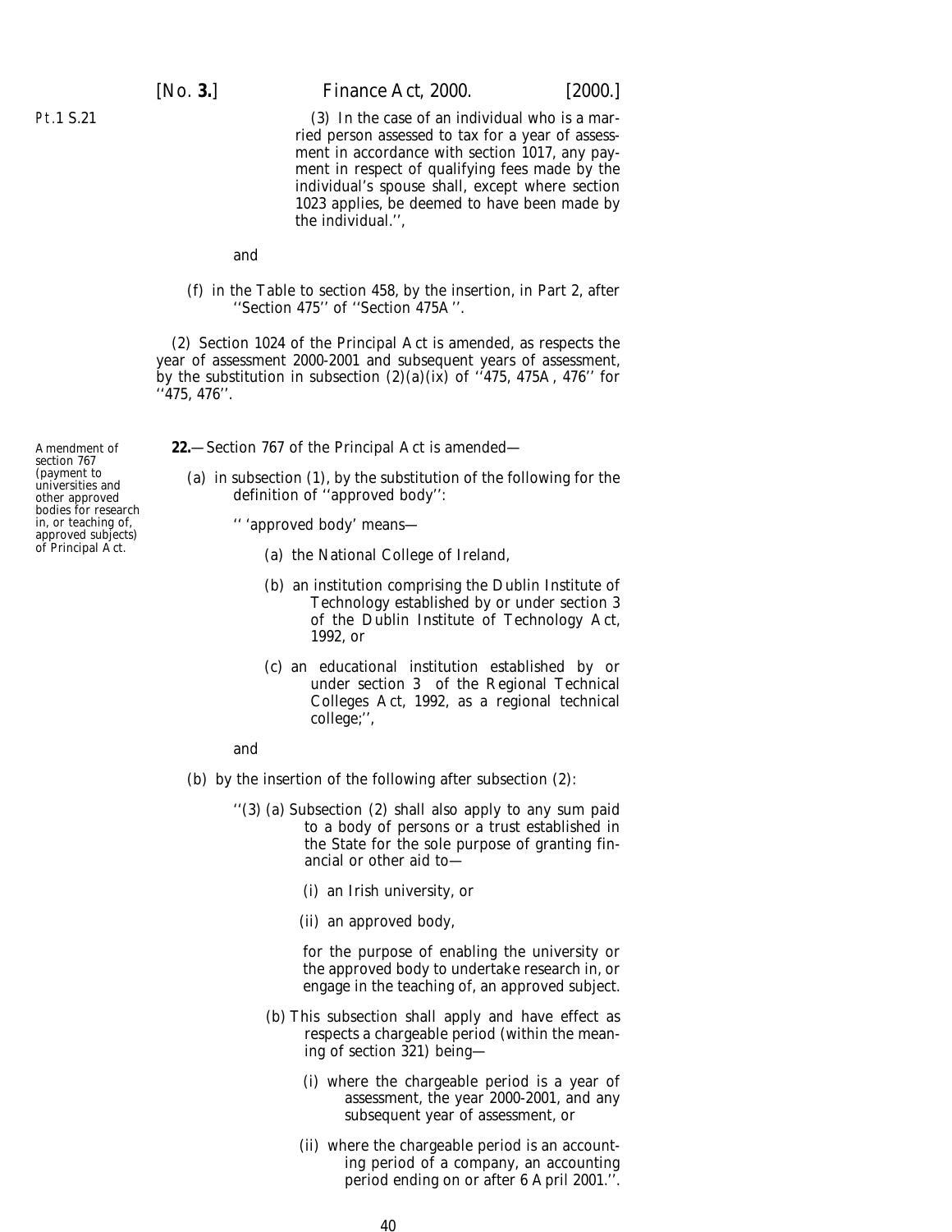Pt.1 S.21

(3) In the case of an individual who is a married person assessed to tax for a year of assessment in accordance with section 1017, any payment in respect of qualifying fees made by the individual's spouse shall, except where section 1023 applies, be deemed to have been made by the individual.'',

and

(*f*) in the Table to section 458, by the insertion, in Part 2, after ''Section 475'' of ''Section 475A''.

(2) Section 1024 of the Principal Act is amended, as respects the year of assessment 2000-2001 and subsequent years of assessment, by the substitution in subsection (2)(*a*)(ix) of ''475, 475A, 476'' for ''475, 476''.

Amendment of section 767 (payment to universities and other approved bodies for research in, or teaching of, approved subjects) of Principal Act.

**22.**—Section 767 of the Principal Act is amended—

(*a*) in subsection (1), by the substitution of the following for the definition of ''approved body'':

'' 'approved body' means—

(*a*) the National College of Ireland,

(*b*) an institution comprising the Dublin Institute of Technology established by or under section 3 of the Dublin Institute of Technology Act, 1992, or

(*c*) an educational institution established by or under section 3 of the Regional Technical Colleges Act, 1992, as a regional technical college;'',

and

(*b*) by the insertion of the following after subsection (2):

''(3) (*a*) Subsection (2) shall also apply to any sum paid to a body of persons or a trust established in the State for the sole purpose of granting financial or other aid to—

(i) an Irish university, or

(ii) an approved body,

for the purpose of enabling the university or the approved body to undertake research in, or engage in the teaching of, an approved subject.

(*b*) This subsection shall apply and have effect as respects a chargeable period (within the meaning of section 321) being—

(i) where the chargeable period is a year of assessment, the year 2000-2001, and any subsequent year of assessment, or

(ii) where the chargeable period is an accounting period of a company, an accounting period ending on or after 6 April 2001.''.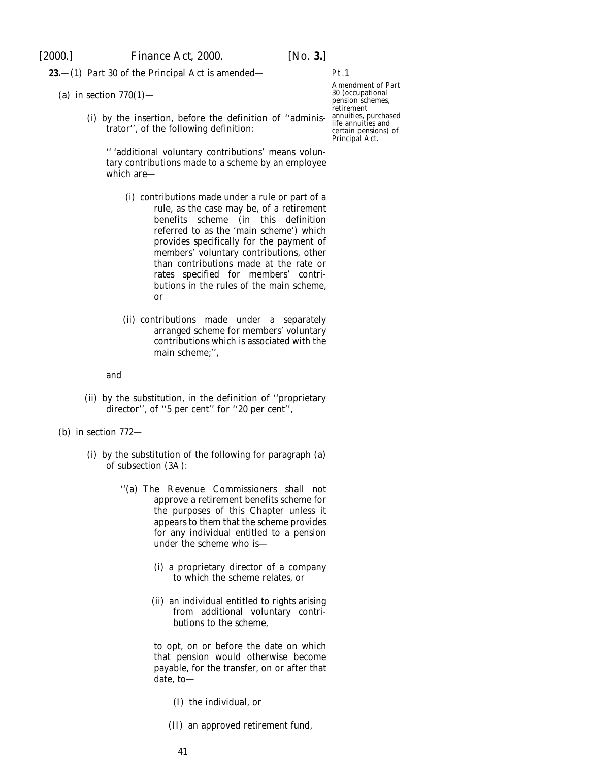**23.**—(1) Part 30 of the Principal Act is amended—

Pt.1

Amendment of Part 30 (occupational pension schemes, retirement annuities, purchased life annuities and certain pensions) of Principal Act.

(*a*) in section 770(1)—

(i) by the insertion, before the definition of ''administrator'', of the following definition:

'' 'additional voluntary contributions' means voluntary contributions made to a scheme by an employee which are—

(i) contributions made under a rule or part of a rule, as the case may be, of a retirement benefits scheme (in this definition referred to as the 'main scheme') which provides specifically for the payment of members' voluntary contributions, other than contributions made at the rate or rates specified for members' contributions in the rules of the main scheme, or

(ii) contributions made under a separately arranged scheme for members' voluntary contributions which is associated with the main scheme;'',

and

(ii) by the substitution, in the definition of ''proprietary director'', of ''5 per cent'' for ''20 per cent'',

(*b*) in section 772—

(i) by the substitution of the following for paragraph (*a*) of subsection (3A):

''(*a*) The Revenue Commissioners shall not approve a retirement benefits scheme for the purposes of this Chapter unless it appears to them that the scheme provides for any individual entitled to a pension under the scheme who is—

(i) a proprietary director of a company to which the scheme relates, or

(ii) an individual entitled to rights arising from additional voluntary contributions to the scheme,

to opt, on or before the date on which that pension would otherwise become payable, for the transfer, on or after that date, to—

(I) the individual, or

(II) an approved retirement fund,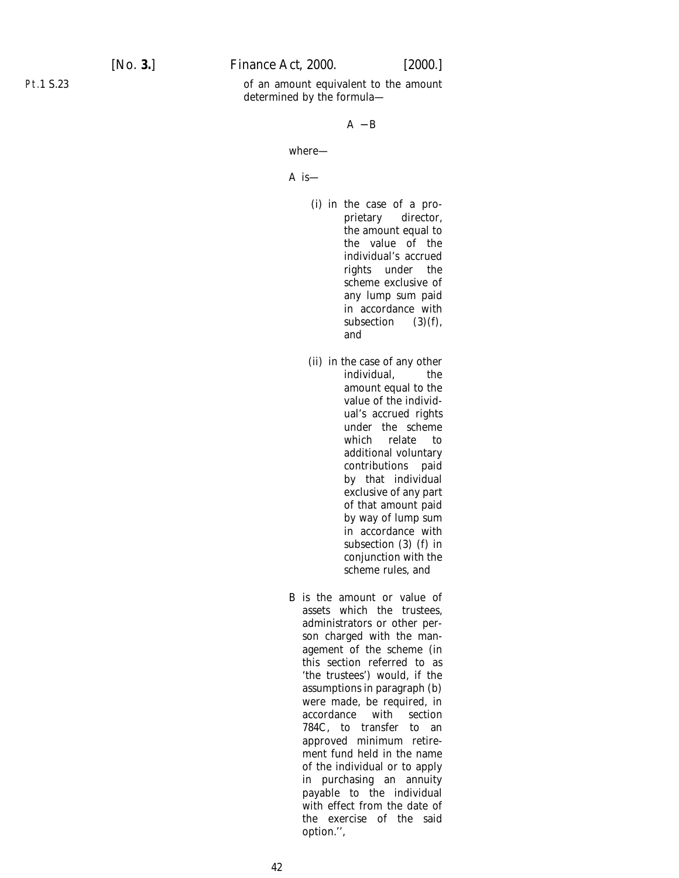of an amount equivalent to the amount determined by the formula—

$$A - B$$

where—

A is—

(i) in the case of a proprietary director, the amount equal to the value of the individual's accrued rights under the scheme exclusive of any lump sum paid in accordance with subsection (3)(*f*), and

(ii) in the case of any other individual, the amount equal to the value of the individual's accrued rights under the scheme which relate to additional voluntary contributions paid by that individual exclusive of any part of that amount paid by way of lump sum in accordance with subsection (3) (*f*) in conjunction with the scheme rules, and

B is the amount or value of assets which the trustees, administrators or other person charged with the management of the scheme (in this section referred to as 'the trustees') would, if the assumptions in paragraph (*b*) were made, be required, in accordance with section 784C, to transfer to an approved minimum retirement fund held in the name of the individual or to apply in purchasing an annuity payable to the individual with effect from the date of the exercise of the said option.'',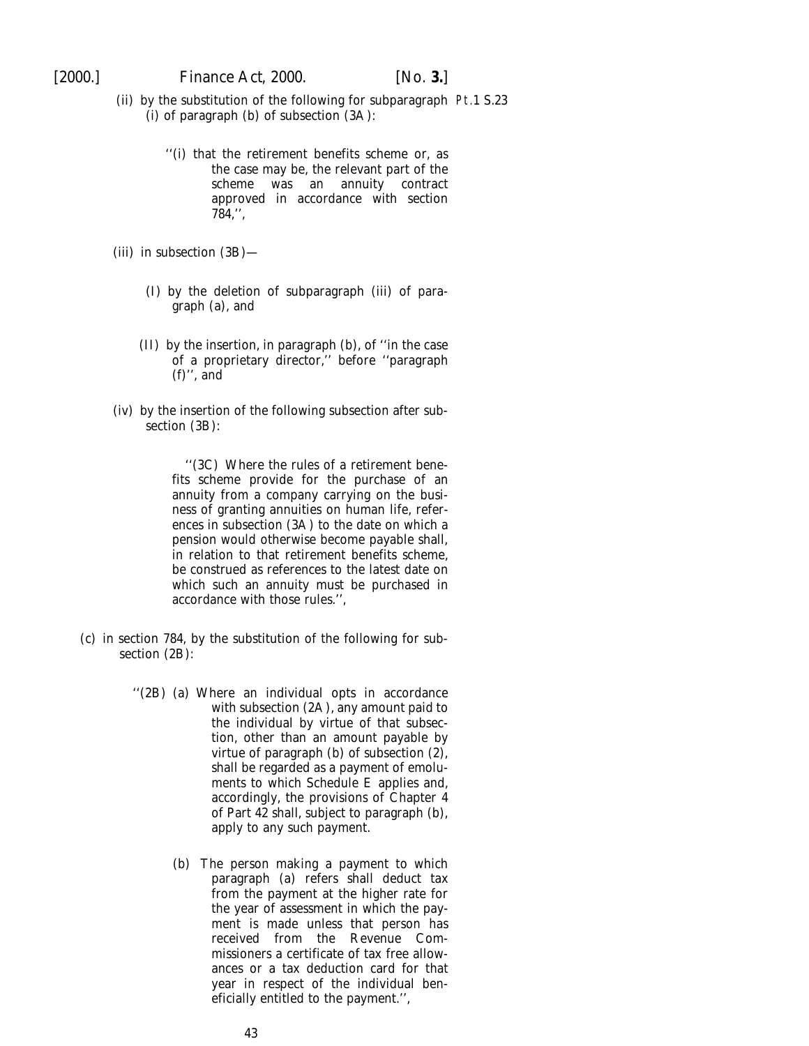(ii) by the substitution of the following for subparagraph (i) of paragraph (b) of subsection (3A):

> ''(i) that the retirement benefits scheme or, as the case may be, the relevant part of the scheme was an annuity contract approved in accordance with section 784,'',

(iii) in subsection (3B)—

> (I) by the deletion of subparagraph (iii) of paragraph (a), and
>
> (II) by the insertion, in paragraph (b), of ''in the case of a proprietary director,'' before ''paragraph (f)'', and

(iv) by the insertion of the following subsection after subsection (3B):

> ''(3C) Where the rules of a retirement benefits scheme provide for the purchase of an annuity from a company carrying on the business of granting annuities on human life, references in subsection (3A) to the date on which a pension would otherwise become payable shall, in relation to that retirement benefits scheme, be construed as references to the latest date on which such an annuity must be purchased in accordance with those rules.'',

(c) in section 784, by the substitution of the following for subsection (2B):

> ''(2B) (a) Where an individual opts in accordance with subsection (2A), any amount paid to the individual by virtue of that subsection, other than an amount payable by virtue of paragraph (b) of subsection (2), shall be regarded as a payment of emoluments to which Schedule E applies and, accordingly, the provisions of Chapter 4 of Part 42 shall, subject to paragraph (b), apply to any such payment.
>
> (b) The person making a payment to which paragraph (a) refers shall deduct tax from the payment at the higher rate for the year of assessment in which the payment is made unless that person has received from the Revenue Commissioners a certificate of tax free allowances or a tax deduction card for that year in respect of the individual beneficially entitled to the payment.'',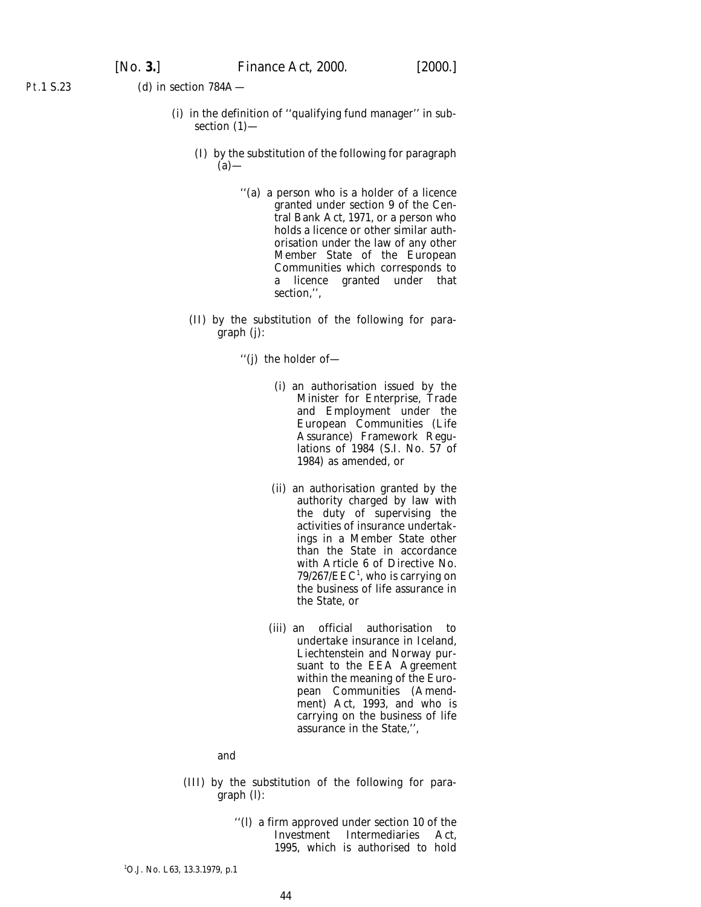Pt.1 S.23

(d) in section 784A —

(i) in the definition of ''qualifying fund manager'' in subsection (1)—

(I) by the substitution of the following for paragraph (a)—

''(a) a person who is a holder of a licence granted under section 9 of the Central Bank Act, 1971, or a person who holds a licence or other similar authorisation under the law of any other Member State of the European Communities which corresponds to a licence granted under that section,'',

(II) by the substitution of the following for paragraph (j):

''(j) the holder of—

(i) an authorisation issued by the Minister for Enterprise, Trade and Employment under the European Communities (Life Assurance) Framework Regulations of 1984 (S.I. No. 57 of 1984) as amended, or

(ii) an authorisation granted by the authority charged by law with the duty of supervising the activities of insurance undertakings in a Member State other than the State in accordance with Article 6 of Directive No. 79/267/EEC[1], who is carrying on the business of life assurance in the State, or

(iii) an official authorisation to undertake insurance in Iceland, Liechtenstein and Norway pursuant to the EEA Agreement within the meaning of the European Communities (Amendment) Act, 1993, and who is carrying on the business of life assurance in the State,'',

and

(III) by the substitution of the following for paragraph (l):

''(l) a firm approved under section 10 of the Investment Intermediaries Act, 1995, which is authorised to hold

[1]O.J. No. L63, 13.3.1979, p.1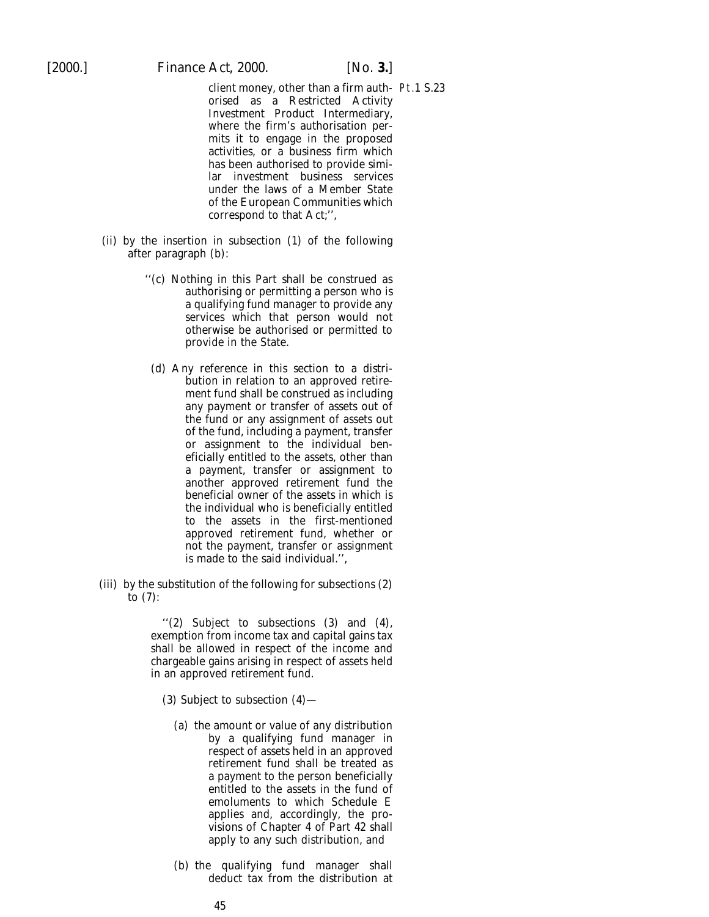client money, other than a firm authorised as a Restricted Activity Investment Product Intermediary, where the firm's authorisation permits it to engage in the proposed activities, or a business firm which has been authorised to provide similar investment business services under the laws of a Member State of the European Communities which correspond to that Act;'',

(ii) by the insertion in subsection (1) of the following after paragraph (*b*):

> ''(*c*) Nothing in this Part shall be construed as authorising or permitting a person who is a qualifying fund manager to provide any services which that person would not otherwise be authorised or permitted to provide in the State.
>
> (*d*) Any reference in this section to a distribution in relation to an approved retirement fund shall be construed as including any payment or transfer of assets out of the fund or any assignment of assets out of the fund, including a payment, transfer or assignment to the individual beneficially entitled to the assets, other than a payment, transfer or assignment to another approved retirement fund the beneficial owner of the assets in which is the individual who is beneficially entitled to the assets in the first-mentioned approved retirement fund, whether or not the payment, transfer or assignment is made to the said individual.'',

(iii) by the substitution of the following for subsections (2) to (7):

> ''(2) Subject to subsections (3) and (4), exemption from income tax and capital gains tax shall be allowed in respect of the income and chargeable gains arising in respect of assets held in an approved retirement fund.
>
> (3) Subject to subsection (4)—
>
> (*a*) the amount or value of any distribution by a qualifying fund manager in respect of assets held in an approved retirement fund shall be treated as a payment to the person beneficially entitled to the assets in the fund of emoluments to which Schedule E applies and, accordingly, the provisions of Chapter 4 of Part 42 shall apply to any such distribution, and
>
> (*b*) the qualifying fund manager shall deduct tax from the distribution at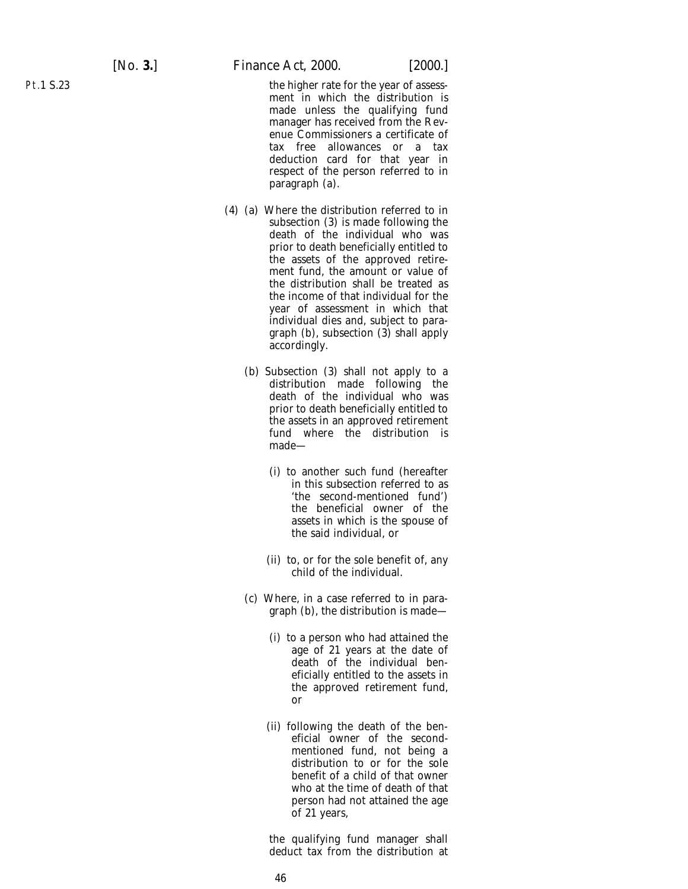the higher rate for the year of assessment in which the distribution is made unless the qualifying fund manager has received from the Revenue Commissioners a certificate of tax free allowances or a tax deduction card for that year in respect of the person referred to in paragraph (*a*).

(4) (*a*) Where the distribution referred to in subsection (3) is made following the death of the individual who was prior to death beneficially entitled to the assets of the approved retirement fund, the amount or value of the distribution shall be treated as the income of that individual for the year of assessment in which that individual dies and, subject to paragraph (*b*), subsection (3) shall apply accordingly.

(*b*) Subsection (3) shall not apply to a distribution made following the death of the individual who was prior to death beneficially entitled to the assets in an approved retirement fund where the distribution is made—

(i) to another such fund (hereafter in this subsection referred to as 'the second-mentioned fund') the beneficial owner of the assets in which is the spouse of the said individual, or

(ii) to, or for the sole benefit of, any child of the individual.

(*c*) Where, in a case referred to in paragraph (*b*), the distribution is made—

(i) to a person who had attained the age of 21 years at the date of death of the individual beneficially entitled to the assets in the approved retirement fund, or

(ii) following the death of the beneficial owner of the second-mentioned fund, not being a distribution to or for the sole benefit of a child of that owner who at the time of death of that person had not attained the age of 21 years,

the qualifying fund manager shall deduct tax from the distribution at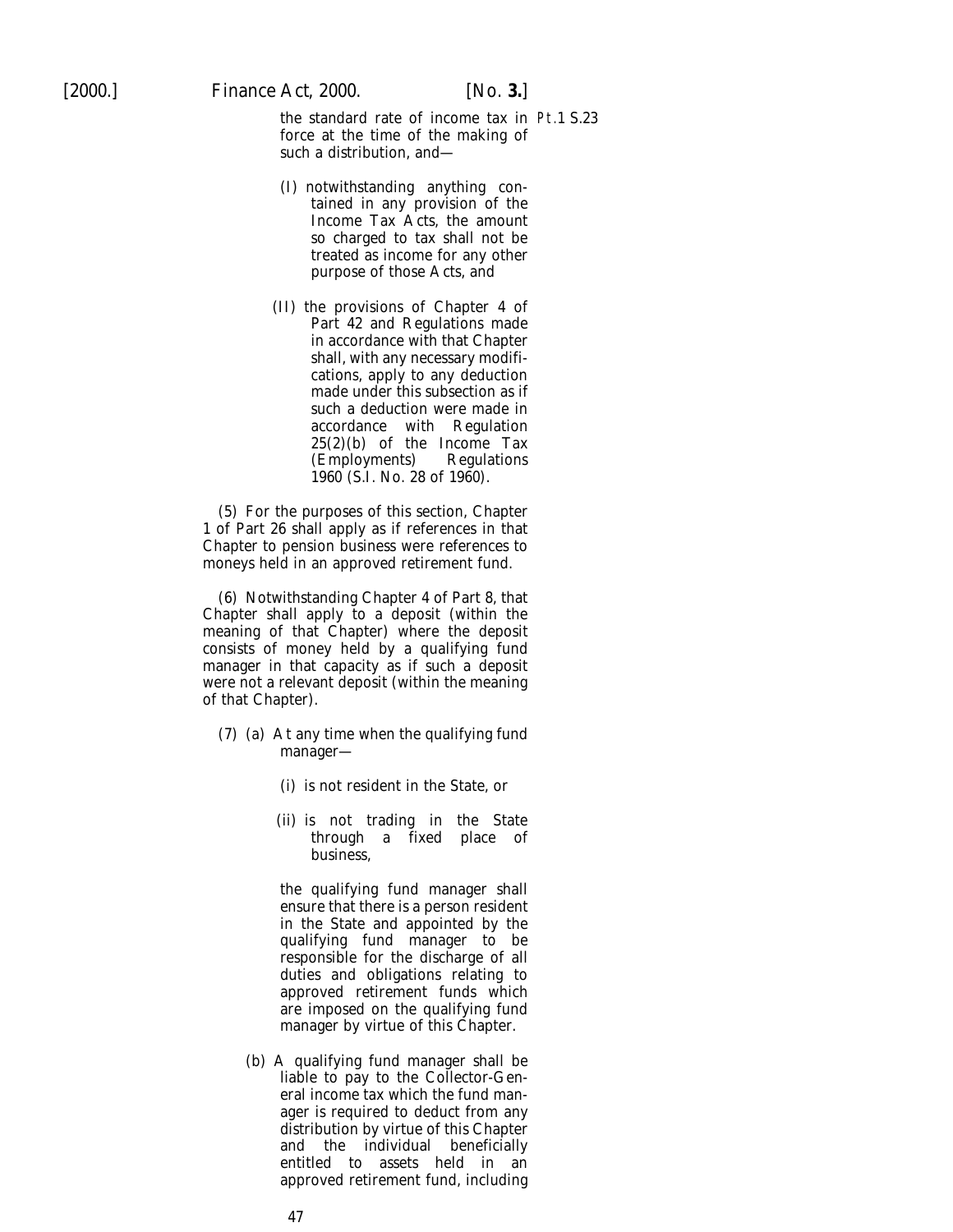the standard rate of income tax in force at the time of the making of such a distribution, and—

(I) notwithstanding anything contained in any provision of the Income Tax Acts, the amount so charged to tax shall not be treated as income for any other purpose of those Acts, and

(II) the provisions of Chapter 4 of Part 42 and Regulations made in accordance with that Chapter shall, with any necessary modifications, apply to any deduction made under this subsection as if such a deduction were made in accordance with Regulation 25(2)(b) of the Income Tax (Employments) Regulations 1960 (S.I. No. 28 of 1960).

(5) For the purposes of this section, Chapter 1 of Part 26 shall apply as if references in that Chapter to pension business were references to moneys held in an approved retirement fund.

(6) Notwithstanding Chapter 4 of Part 8, that Chapter shall apply to a deposit (within the meaning of that Chapter) where the deposit consists of money held by a qualifying fund manager in that capacity as if such a deposit were not a relevant deposit (within the meaning of that Chapter).

(7) (a) At any time when the qualifying fund manager—

(i) is not resident in the State, or

(ii) is not trading in the State through a fixed place of business,

the qualifying fund manager shall ensure that there is a person resident in the State and appointed by the qualifying fund manager to be responsible for the discharge of all duties and obligations relating to approved retirement funds which are imposed on the qualifying fund manager by virtue of this Chapter.

(b) A qualifying fund manager shall be liable to pay to the Collector-General income tax which the fund manager is required to deduct from any distribution by virtue of this Chapter and the individual beneficially entitled to assets held in an approved retirement fund, including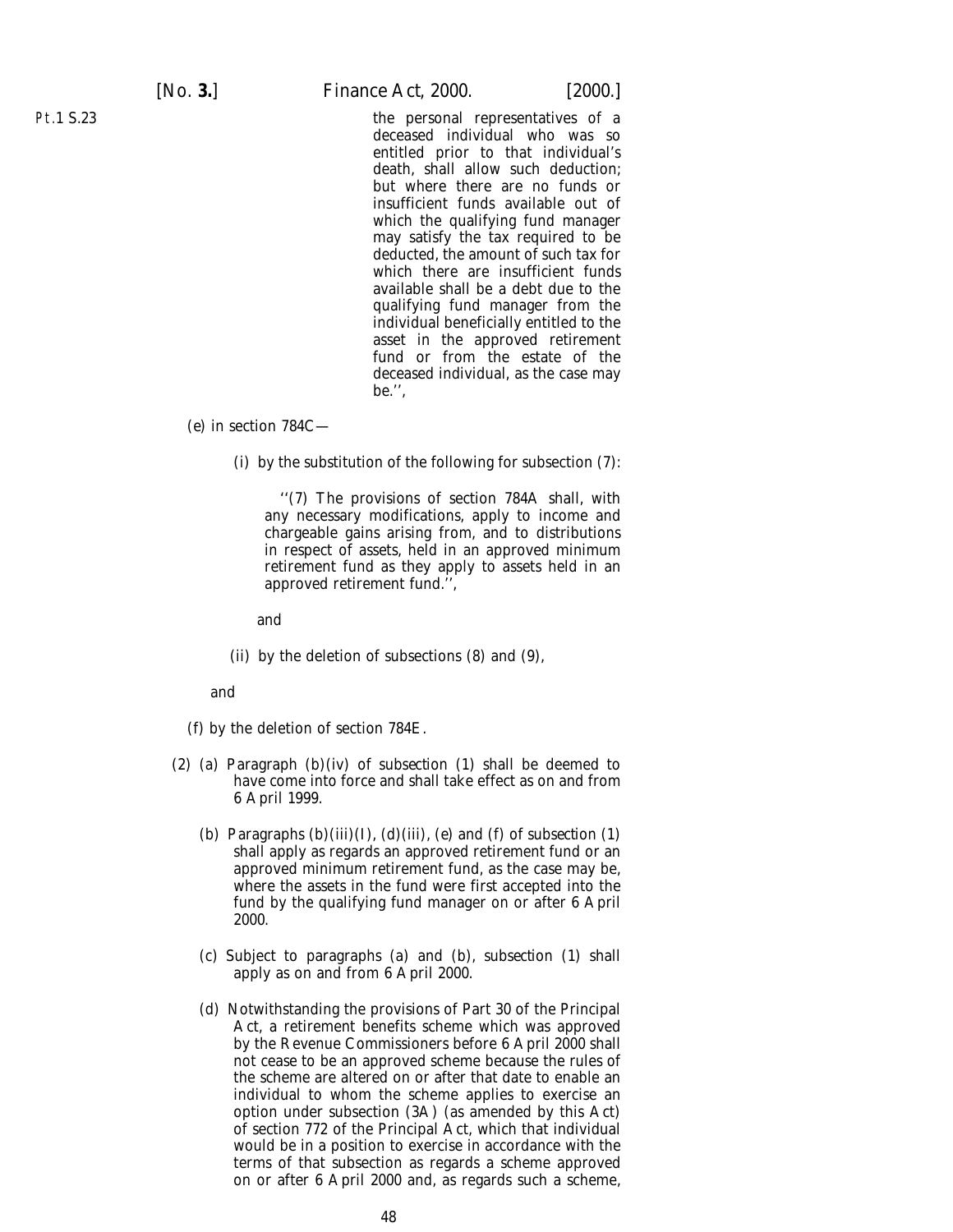the personal representatives of a deceased individual who was so entitled prior to that individual's death, shall allow such deduction; but where there are no funds or insufficient funds available out of which the qualifying fund manager may satisfy the tax required to be deducted, the amount of such tax for which there are insufficient funds available shall be a debt due to the qualifying fund manager from the individual beneficially entitled to the asset in the approved retirement fund or from the estate of the deceased individual, as the case may be.'',

(*e*) in section 784C—

(i) by the substitution of the following for subsection (7):

''(7) The provisions of section 784A shall, with any necessary modifications, apply to income and chargeable gains arising from, and to distributions in respect of assets, held in an approved minimum retirement fund as they apply to assets held in an approved retirement fund.'',

and

(ii) by the deletion of subsections (8) and (9),

and

(*f*) by the deletion of section 784E.

(2) (*a*) Paragraph (*b*)(iv) of subsection (1) shall be deemed to have come into force and shall take effect as on and from 6 April 1999.

(*b*) Paragraphs (*b*)(iii)(I), (*d*)(iii), (*e*) and (*f*) of subsection (1) shall apply as regards an approved retirement fund or an approved minimum retirement fund, as the case may be, where the assets in the fund were first accepted into the fund by the qualifying fund manager on or after 6 April 2000.

(*c*) Subject to paragraphs (*a*) and (*b*), subsection (1) shall apply as on and from 6 April 2000.

(*d*) Notwithstanding the provisions of Part 30 of the Principal Act, a retirement benefits scheme which was approved by the Revenue Commissioners before 6 April 2000 shall not cease to be an approved scheme because the rules of the scheme are altered on or after that date to enable an individual to whom the scheme applies to exercise an option under subsection (3A) (as amended by this Act) of section 772 of the Principal Act, which that individual would be in a position to exercise in accordance with the terms of that subsection as regards a scheme approved on or after 6 April 2000 and, as regards such a scheme,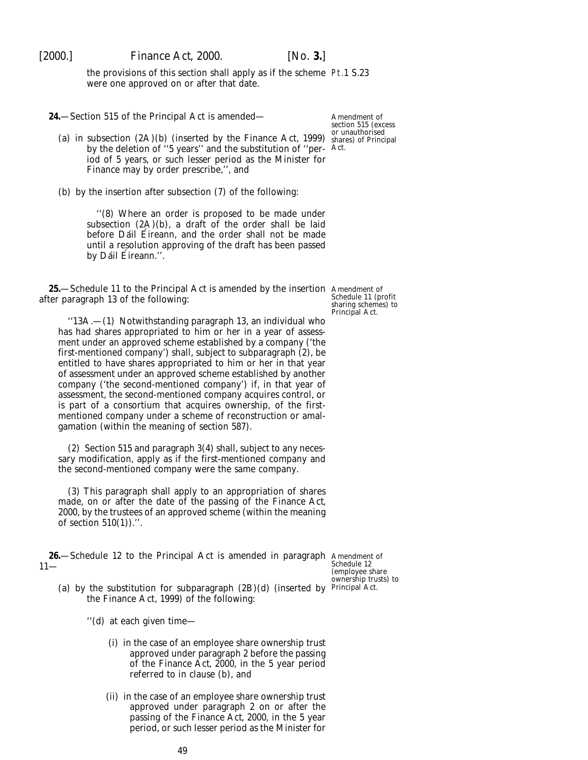the provisions of this section shall apply as if the scheme were one approved on or after that date.

**24.**—Section 515 of the Principal Act is amended—

Amendment of section 515 (excess or unauthorised shares) of Principal Act.

(*a*) in subsection (2A)(*b*) (inserted by the Finance Act, 1999) by the deletion of ''5 years'' and the substitution of ''period of 5 years, or such lesser period as the Minister for Finance may by order prescribe,'', and

(*b*) by the insertion after subsection (7) of the following:

> ''(8) Where an order is proposed to be made under subsection (2A)(*b*), a draft of the order shall be laid before Dáil Éireann, and the order shall not be made until a resolution approving of the draft has been passed by Dáil Éireann.''.

**25.**—Schedule 11 to the Principal Act is amended by the insertion after paragraph 13 of the following:

Amendment of Schedule 11 (profit sharing schemes) to Principal Act.

> ''13A.—(1) Notwithstanding paragraph 13, an individual who has had shares appropriated to him or her in a year of assessment under an approved scheme established by a company ('the first-mentioned company') shall, subject to subparagraph (2), be entitled to have shares appropriated to him or her in that year of assessment under an approved scheme established by another company ('the second-mentioned company') if, in that year of assessment, the second-mentioned company acquires control, or is part of a consortium that acquires ownership, of the first-mentioned company under a scheme of reconstruction or amalgamation (within the meaning of section 587).
>
> (2) Section 515 and paragraph 3(4) shall, subject to any necessary modification, apply as if the first-mentioned company and the second-mentioned company were the same company.
>
> (3) This paragraph shall apply to an appropriation of shares made, on or after the date of the passing of the Finance Act, 2000, by the trustees of an approved scheme (within the meaning of section 510(1)).''.

**26.**—Schedule 12 to the Principal Act is amended in paragraph 11—

Amendment of Schedule 12 (employee share ownership trusts) to Principal Act.

(*a*) by the substitution for subparagraph (2B)(*d*) (inserted by the Finance Act, 1999) of the following:

> ''(*d*) at each given time—
>
> (i) in the case of an employee share ownership trust approved under paragraph 2 before the passing of the Finance Act, 2000, in the 5 year period referred to in clause (*b*), and
>
> (ii) in the case of an employee share ownership trust approved under paragraph 2 on or after the passing of the Finance Act, 2000, in the 5 year period, or such lesser period as the Minister for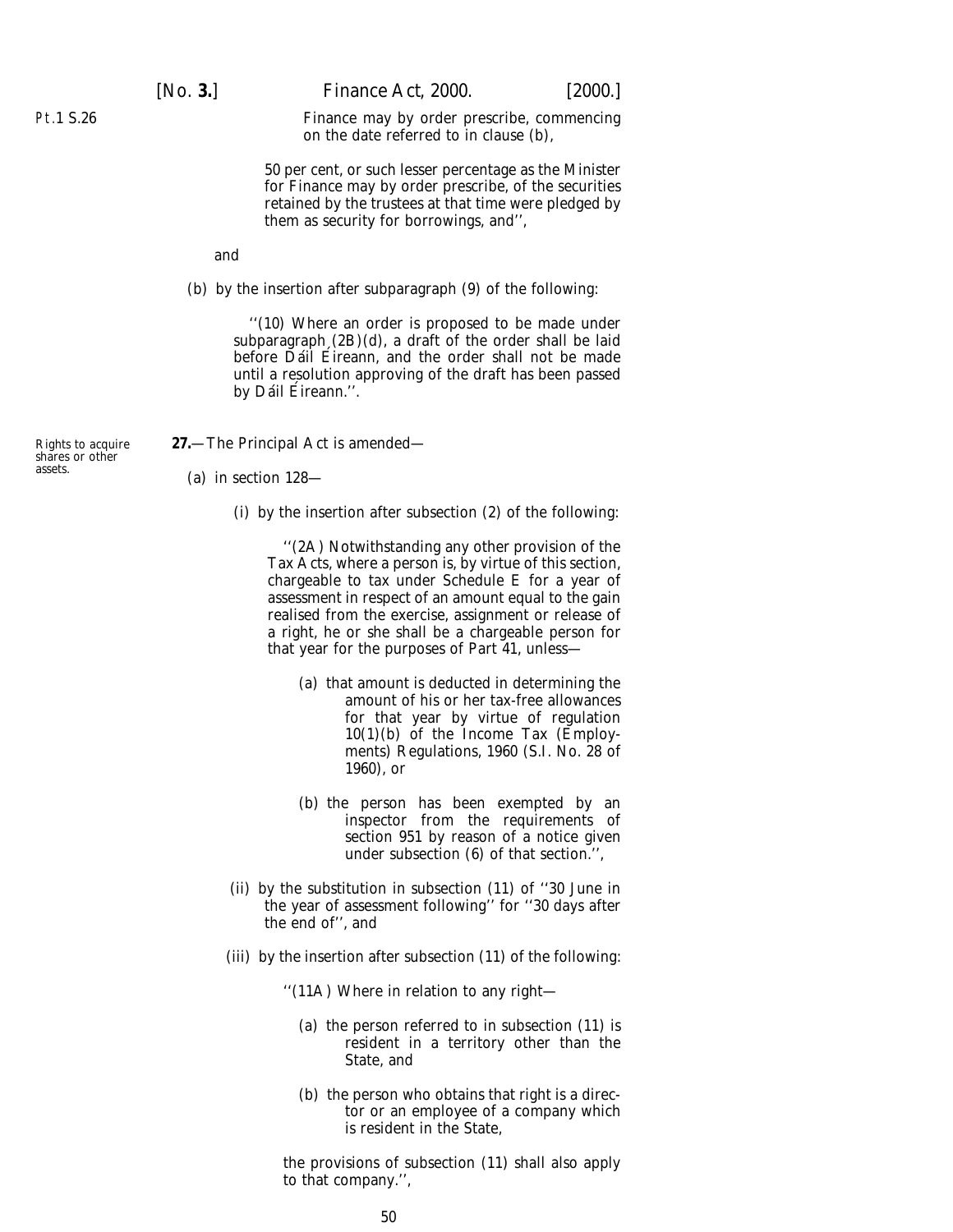Finance may by order prescribe, commencing on the date referred to in clause (*b*),

50 per cent, or such lesser percentage as the Minister for Finance may by order prescribe, of the securities retained by the trustees at that time were pledged by them as security for borrowings, and'',

and

(*b*) by the insertion after subparagraph (9) of the following:

''(10) Where an order is proposed to be made under subparagraph (2B)(*d*), a draft of the order shall be laid before Dáil Éireann, and the order shall not be made until a resolution approving of the draft has been passed by Dáil Éireann.''.

Rights to acquire shares or other assets.

**27.**—The Principal Act is amended—

(*a*) in section 128—

(i) by the insertion after subsection (2) of the following:

''(2A) Notwithstanding any other provision of the Tax Acts, where a person is, by virtue of this section, chargeable to tax under Schedule E for a year of assessment in respect of an amount equal to the gain realised from the exercise, assignment or release of a right, he or she shall be a chargeable person for that year for the purposes of Part 41, unless—

(*a*) that amount is deducted in determining the amount of his or her tax-free allowances for that year by virtue of regulation 10(1)(*b*) of the Income Tax (Employments) Regulations, 1960 (S.I. No. 28 of 1960), or

(*b*) the person has been exempted by an inspector from the requirements of section 951 by reason of a notice given under subsection (6) of that section.'',

(ii) by the substitution in subsection (11) of ''30 June in the year of assessment following'' for ''30 days after the end of'', and

(iii) by the insertion after subsection (11) of the following:

''(11A) Where in relation to any right—

(*a*) the person referred to in subsection (11) is resident in a territory other than the State, and

(*b*) the person who obtains that right is a director or an employee of a company which is resident in the State,

the provisions of subsection (11) shall also apply to that company.'',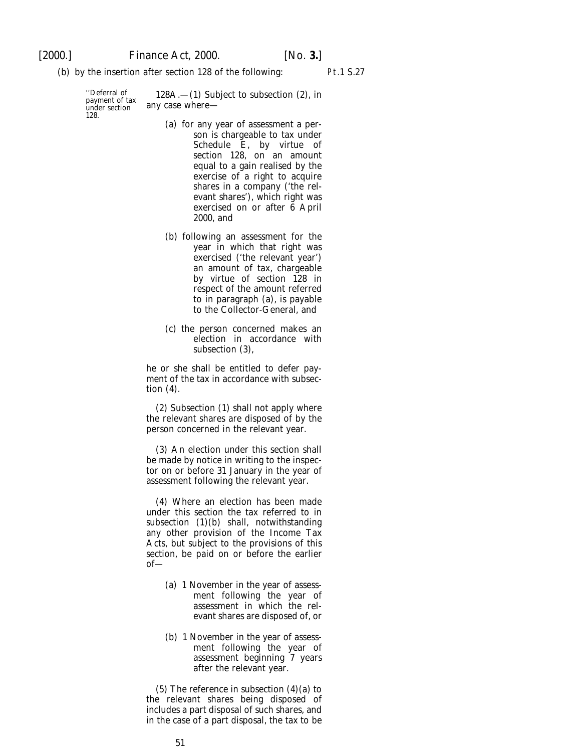(b) by the insertion after section 128 of the following:

Pt.1 S.27

''Deferral of payment of tax under section 128.

128A.—(1) Subject to subsection (2), in any case where—

(a) for any year of assessment a person is chargeable to tax under Schedule E, by virtue of section 128, on an amount equal to a gain realised by the exercise of a right to acquire shares in a company ('the relevant shares'), which right was exercised on or after 6 April 2000, and

(b) following an assessment for the year in which that right was exercised ('the relevant year') an amount of tax, chargeable by virtue of section 128 in respect of the amount referred to in paragraph (a), is payable to the Collector-General, and

(c) the person concerned makes an election in accordance with subsection (3),

he or she shall be entitled to defer payment of the tax in accordance with subsection (4).

(2) Subsection (1) shall not apply where the relevant shares are disposed of by the person concerned in the relevant year.

(3) An election under this section shall be made by notice in writing to the inspector on or before 31 January in the year of assessment following the relevant year.

(4) Where an election has been made under this section the tax referred to in subsection (1)(b) shall, notwithstanding any other provision of the Income Tax Acts, but subject to the provisions of this section, be paid on or before the earlier of—

(a) 1 November in the year of assessment following the year of assessment in which the relevant shares are disposed of, or

(b) 1 November in the year of assessment following the year of assessment beginning 7 years after the relevant year.

(5) The reference in subsection (4)(a) to the relevant shares being disposed of includes a part disposal of such shares, and in the case of a part disposal, the tax to be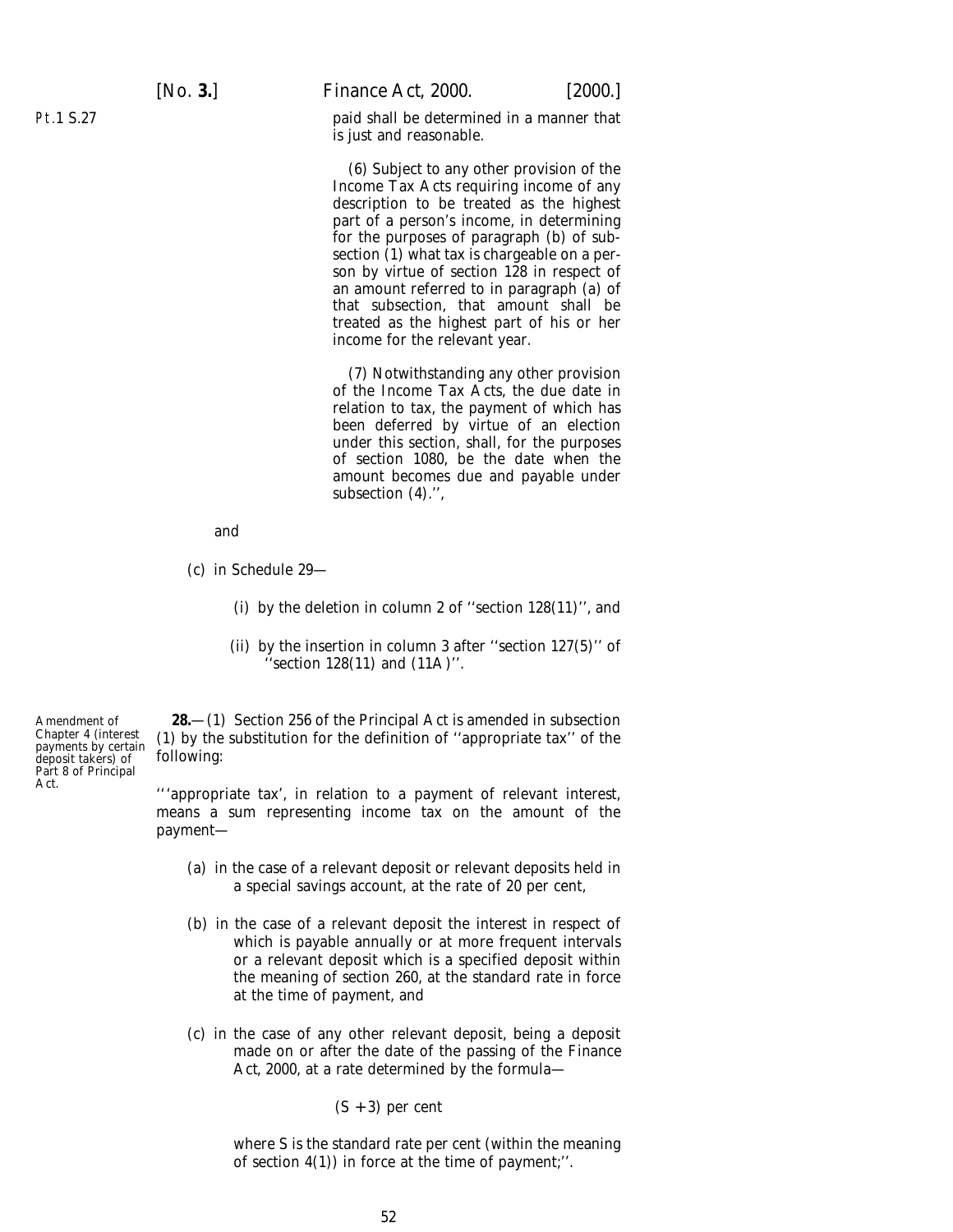paid shall be determined in a manner that is just and reasonable.

(6) Subject to any other provision of the Income Tax Acts requiring income of any description to be treated as the highest part of a person's income, in determining for the purposes of paragraph (b) of subsection (1) what tax is chargeable on a person by virtue of section 128 in respect of an amount referred to in paragraph (a) of that subsection, that amount shall be treated as the highest part of his or her income for the relevant year.

(7) Notwithstanding any other provision of the Income Tax Acts, the due date in relation to tax, the payment of which has been deferred by virtue of an election under this section, shall, for the purposes of section 1080, be the date when the amount becomes due and payable under subsection (4).'',

and

(c) in Schedule 29—

(i) by the deletion in column 2 of ''section 128(11)'', and

(ii) by the insertion in column 3 after ''section 127(5)'' of ''section 128(11) and (11A)''.

Amendment of Chapter 4 (interest payments by certain deposit takers) of Part 8 of Principal Act.

**28.**—(1) Section 256 of the Principal Act is amended in subsection (1) by the substitution for the definition of ''appropriate tax'' of the following:

'''appropriate tax', in relation to a payment of relevant interest, means a sum representing income tax on the amount of the payment—

(a) in the case of a relevant deposit or relevant deposits held in a special savings account, at the rate of 20 per cent,

(b) in the case of a relevant deposit the interest in respect of which is payable annually or at more frequent intervals or a relevant deposit which is a specified deposit within the meaning of section 260, at the standard rate in force at the time of payment, and

(c) in the case of any other relevant deposit, being a deposit made on or after the date of the passing of the Finance Act, 2000, at a rate determined by the formula—

$(S + 3)$ per cent

where S is the standard rate per cent (within the meaning of section 4(1)) in force at the time of payment;''.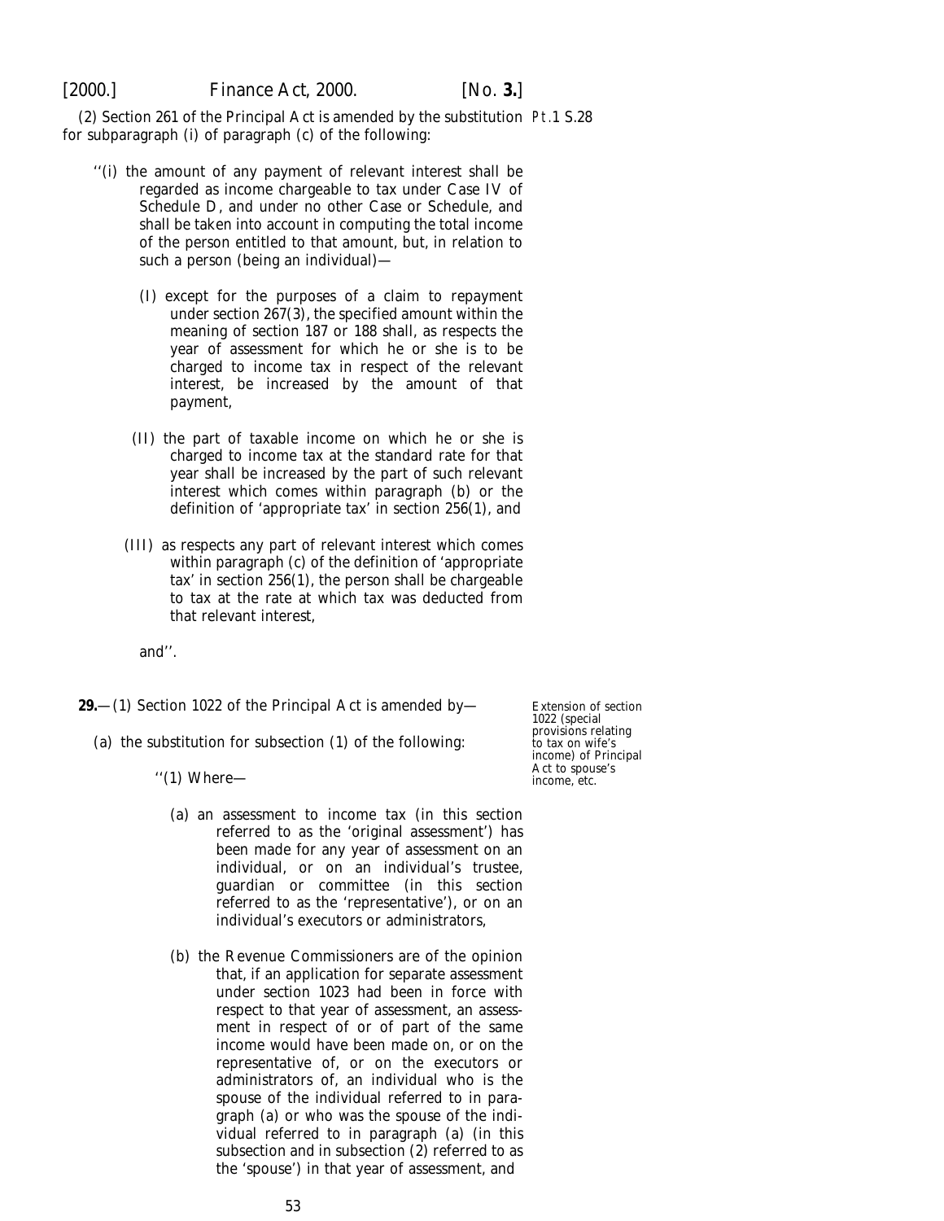(2) Section 261 of the Principal Act is amended by the substitution for subparagraph (i) of paragraph (c) of the following:

> ''(i) the amount of any payment of relevant interest shall be regarded as income chargeable to tax under Case IV of Schedule D, and under no other Case or Schedule, and shall be taken into account in computing the total income of the person entitled to that amount, but, in relation to such a person (being an individual)—
>
> > (I) except for the purposes of a claim to repayment under section 267(3), the specified amount within the meaning of section 187 or 188 shall, as respects the year of assessment for which he or she is to be charged to income tax in respect of the relevant interest, be increased by the amount of that payment,
> >
> > (II) the part of taxable income on which he or she is charged to income tax at the standard rate for that year shall be increased by the part of such relevant interest which comes within paragraph (b) or the definition of 'appropriate tax' in section 256(1), and
> >
> > (III) as respects any part of relevant interest which comes within paragraph (c) of the definition of 'appropriate tax' in section 256(1), the person shall be chargeable to tax at the rate at which tax was deducted from that relevant interest,
>
> and''.

*Extension of section 1022 (special provisions relating to tax on wife's income) of Principal Act to spouse's income, etc.*

**29.**—(1) Section 1022 of the Principal Act is amended by—

(a) the substitution for subsection (1) of the following:

> ''(1) Where—
>
> (a) an assessment to income tax (in this section referred to as the 'original assessment') has been made for any year of assessment on an individual, or on an individual's trustee, guardian or committee (in this section referred to as the 'representative'), or on an individual's executors or administrators,
>
> (b) the Revenue Commissioners are of the opinion that, if an application for separate assessment under section 1023 had been in force with respect to that year of assessment, an assessment in respect of or of part of the same income would have been made on, or on the representative of, or on the executors or administrators of, an individual who is the spouse of the individual referred to in paragraph (a) or who was the spouse of the individual referred to in paragraph (a) (in this subsection and in subsection (2) referred to as the 'spouse') in that year of assessment, and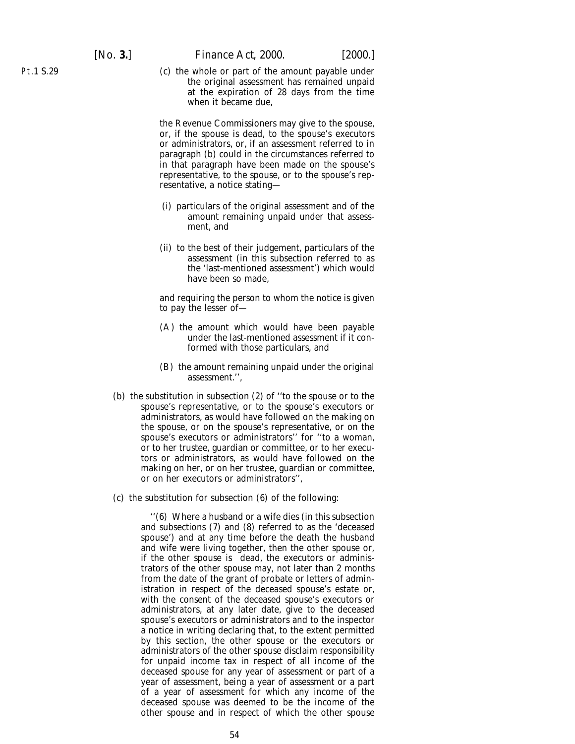(c) the whole or part of the amount payable under the original assessment has remained unpaid at the expiration of 28 days from the time when it became due,

the Revenue Commissioners may give to the spouse, or, if the spouse is dead, to the spouse's executors or administrators, or, if an assessment referred to in paragraph (b) could in the circumstances referred to in that paragraph have been made on the spouse's representative, to the spouse, or to the spouse's representative, a notice stating—

(i) particulars of the original assessment and of the amount remaining unpaid under that assessment, and

(ii) to the best of their judgement, particulars of the assessment (in this subsection referred to as the 'last-mentioned assessment') which would have been so made,

and requiring the person to whom the notice is given to pay the lesser of—

(A) the amount which would have been payable under the last-mentioned assessment if it conformed with those particulars, and

(B) the amount remaining unpaid under the original assessment.'',

(b) the substitution in subsection (2) of ''to the spouse or to the spouse's representative, or to the spouse's executors or administrators, as would have followed on the making on the spouse, or on the spouse's representative, or on the spouse's executors or administrators'' for ''to a woman, or to her trustee, guardian or committee, or to her executors or administrators, as would have followed on the making on her, or on her trustee, guardian or committee, or on her executors or administrators'',

(c) the substitution for subsection (6) of the following:

''(6) Where a husband or a wife dies (in this subsection and subsections (7) and (8) referred to as the 'deceased spouse') and at any time before the death the husband and wife were living together, then the other spouse or, if the other spouse is dead, the executors or administrators of the other spouse may, not later than 2 months from the date of the grant of probate or letters of administration in respect of the deceased spouse's estate or, with the consent of the deceased spouse's executors or administrators, at any later date, give to the deceased spouse's executors or administrators and to the inspector a notice in writing declaring that, to the extent permitted by this section, the other spouse or the executors or administrators of the other spouse disclaim responsibility for unpaid income tax in respect of all income of the deceased spouse for any year of assessment or part of a year of assessment, being a year of assessment or a part of a year of assessment for which any income of the deceased spouse was deemed to be the income of the other spouse and in respect of which the other spouse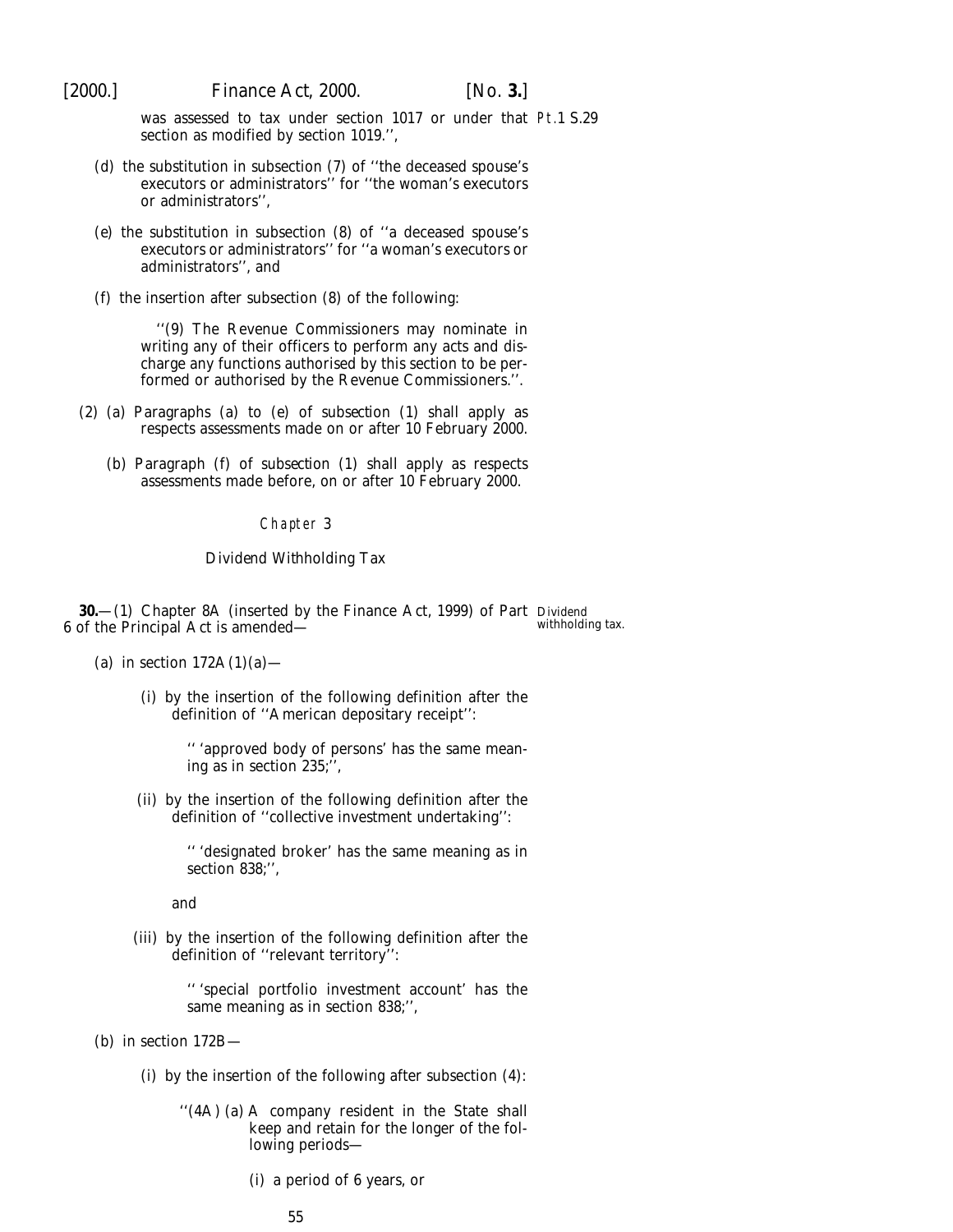was assessed to tax under section 1017 or under that section as modified by section 1019.'',

(d) the substitution in subsection (7) of ''the deceased spouse's executors or administrators'' for ''the woman's executors or administrators'',

(e) the substitution in subsection (8) of ''a deceased spouse's executors or administrators'' for ''a woman's executors or administrators'', and

(f) the insertion after subsection (8) of the following:

''(9) The Revenue Commissioners may nominate in writing any of their officers to perform any acts and discharge any functions authorised by this section to be performed or authorised by the Revenue Commissioners.''.

(2) (a) Paragraphs (a) to (e) of subsection (1) shall apply as respects assessments made on or after 10 February 2000.

(b) Paragraph (f) of subsection (1) shall apply as respects assessments made before, on or after 10 February 2000.

## Chapter 3

### Dividend Withholding Tax

**30.**—(1) Chapter 8A (inserted by the Finance Act, 1999) of Part 6 of the Principal Act is amended—

*Dividend withholding tax.*

(a) in section 172A(1)(a)—

(i) by the insertion of the following definition after the definition of ''American depositary receipt'':

'' 'approved body of persons' has the same meaning as in section 235;'',

(ii) by the insertion of the following definition after the definition of ''collective investment undertaking'':

'' 'designated broker' has the same meaning as in section 838;'',

and

(iii) by the insertion of the following definition after the definition of ''relevant territory'':

'' 'special portfolio investment account' has the same meaning as in section 838;'',

(b) in section 172B—

(i) by the insertion of the following after subsection (4):

''(4A) (a) A company resident in the State shall keep and retain for the longer of the following periods—

(i) a period of 6 years, or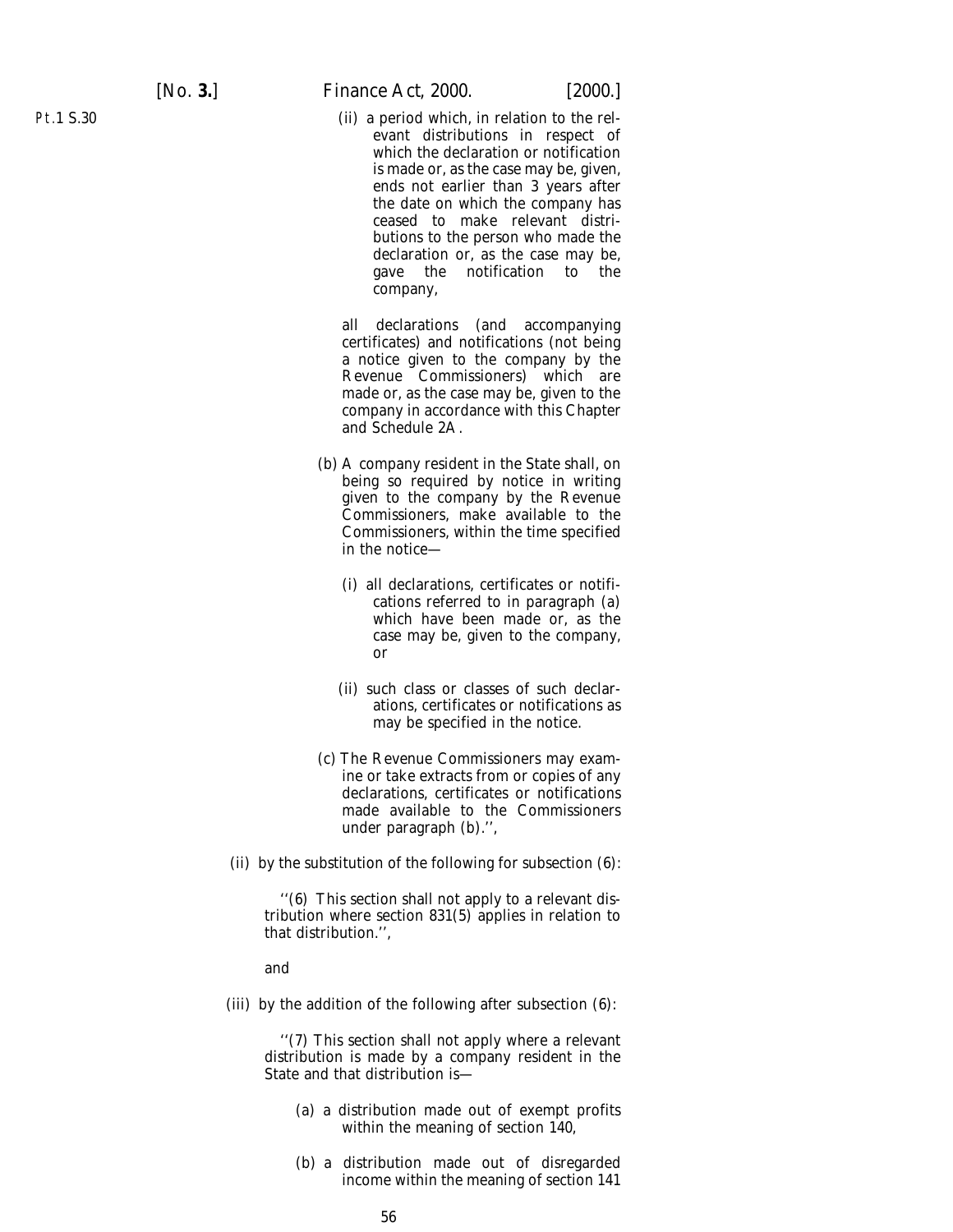(ii) a period which, in relation to the relevant distributions in respect of which the declaration or notification is made or, as the case may be, given, ends not earlier than 3 years after the date on which the company has ceased to make relevant distributions to the person who made the declaration or, as the case may be, gave the notification to the company,

all declarations (and accompanying certificates) and notifications (not being a notice given to the company by the Revenue Commissioners) which are made or, as the case may be, given to the company in accordance with this Chapter and Schedule 2A.

(b) A company resident in the State shall, on being so required by notice in writing given to the company by the Revenue Commissioners, make available to the Commissioners, within the time specified in the notice—

(i) all declarations, certificates or notifications referred to in paragraph (a) which have been made or, as the case may be, given to the company, or

(ii) such class or classes of such declarations, certificates or notifications as may be specified in the notice.

(c) The Revenue Commissioners may examine or take extracts from or copies of any declarations, certificates or notifications made available to the Commissioners under paragraph (b).'',

(ii) by the substitution of the following for subsection (6):

''(6) This section shall not apply to a relevant distribution where section 831(5) applies in relation to that distribution.'',

and

(iii) by the addition of the following after subsection (6):

''(7) This section shall not apply where a relevant distribution is made by a company resident in the State and that distribution is—

(a) a distribution made out of exempt profits within the meaning of section 140,

(b) a distribution made out of disregarded income within the meaning of section 141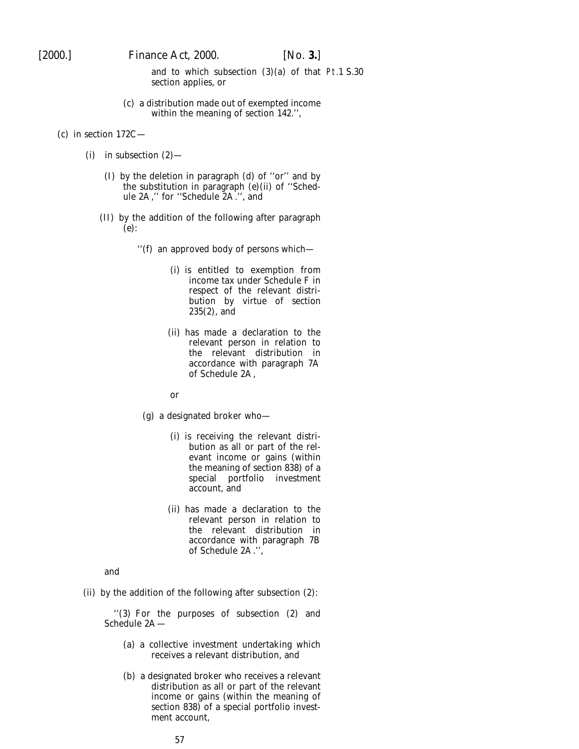and to which subsection (3)(a) of that section applies, or

(c) a distribution made out of exempted income within the meaning of section 142.'',

(c) in section 172C—

(i) in subsection (2)—

(I) by the deletion in paragraph (d) of ''or'' and by the substitution in paragraph (e)(ii) of ''Schedule 2A,'' for ''Schedule 2A.'', and

(II) by the addition of the following after paragraph (e):

''(f) an approved body of persons which—

(i) is entitled to exemption from income tax under Schedule F in respect of the relevant distribution by virtue of section 235(2), and

(ii) has made a declaration to the relevant person in relation to the relevant distribution in accordance with paragraph 7A of Schedule 2A,

or

(g) a designated broker who—

(i) is receiving the relevant distribution as all or part of the relevant income or gains (within the meaning of section 838) of a special portfolio investment account, and

(ii) has made a declaration to the relevant person in relation to the relevant distribution in accordance with paragraph 7B of Schedule 2A.'',

and

(ii) by the addition of the following after subsection (2):

''(3) For the purposes of subsection (2) and Schedule 2A—

(a) a collective investment undertaking which receives a relevant distribution, and

(b) a designated broker who receives a relevant distribution as all or part of the relevant income or gains (within the meaning of section 838) of a special portfolio investment account,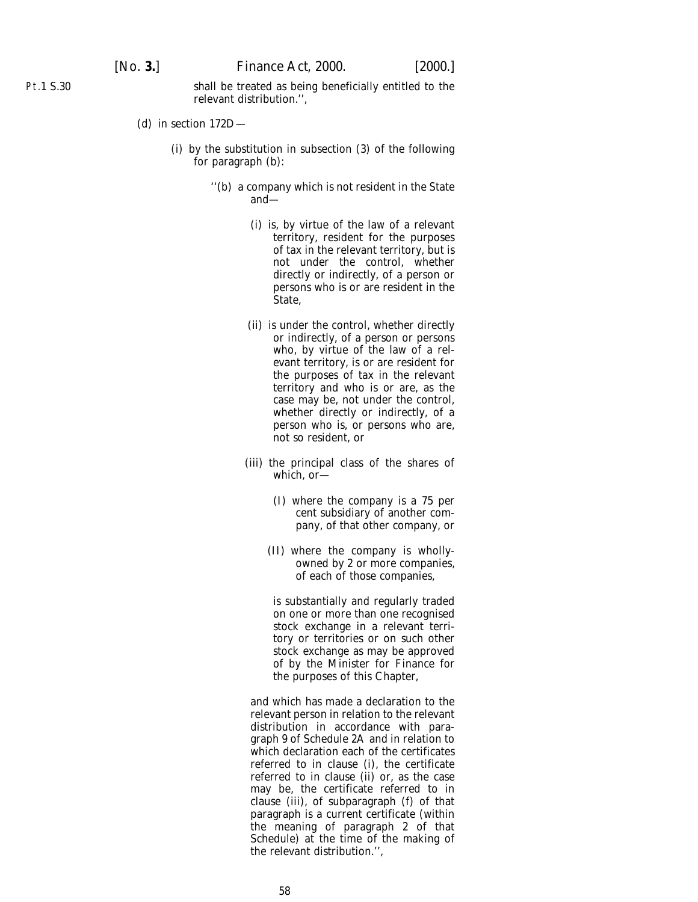shall be treated as being beneficially entitled to the relevant distribution.'',

(d) in section 172D—

(i) by the substitution in subsection (3) of the following for paragraph (b):

''(b) a company which is not resident in the State and—

(i) is, by virtue of the law of a relevant territory, resident for the purposes of tax in the relevant territory, but is not under the control, whether directly or indirectly, of a person or persons who is or are resident in the State,

(ii) is under the control, whether directly or indirectly, of a person or persons who, by virtue of the law of a relevant territory, is or are resident for the purposes of tax in the relevant territory and who is or are, as the case may be, not under the control, whether directly or indirectly, of a person who is, or persons who are, not so resident, or

(iii) the principal class of the shares of which, or—

(I) where the company is a 75 per cent subsidiary of another company, of that other company, or

(II) where the company is wholly-owned by 2 or more companies, of each of those companies,

is substantially and regularly traded on one or more than one recognised stock exchange in a relevant territory or territories or on such other stock exchange as may be approved of by the Minister for Finance for the purposes of this Chapter,

and which has made a declaration to the relevant person in relation to the relevant distribution in accordance with paragraph 9 of Schedule 2A and in relation to which declaration each of the certificates referred to in clause (i), the certificate referred to in clause (ii) or, as the case may be, the certificate referred to in clause (iii), of subparagraph (f) of that paragraph is a current certificate (within the meaning of paragraph 2 of that Schedule) at the time of the making of the relevant distribution.'',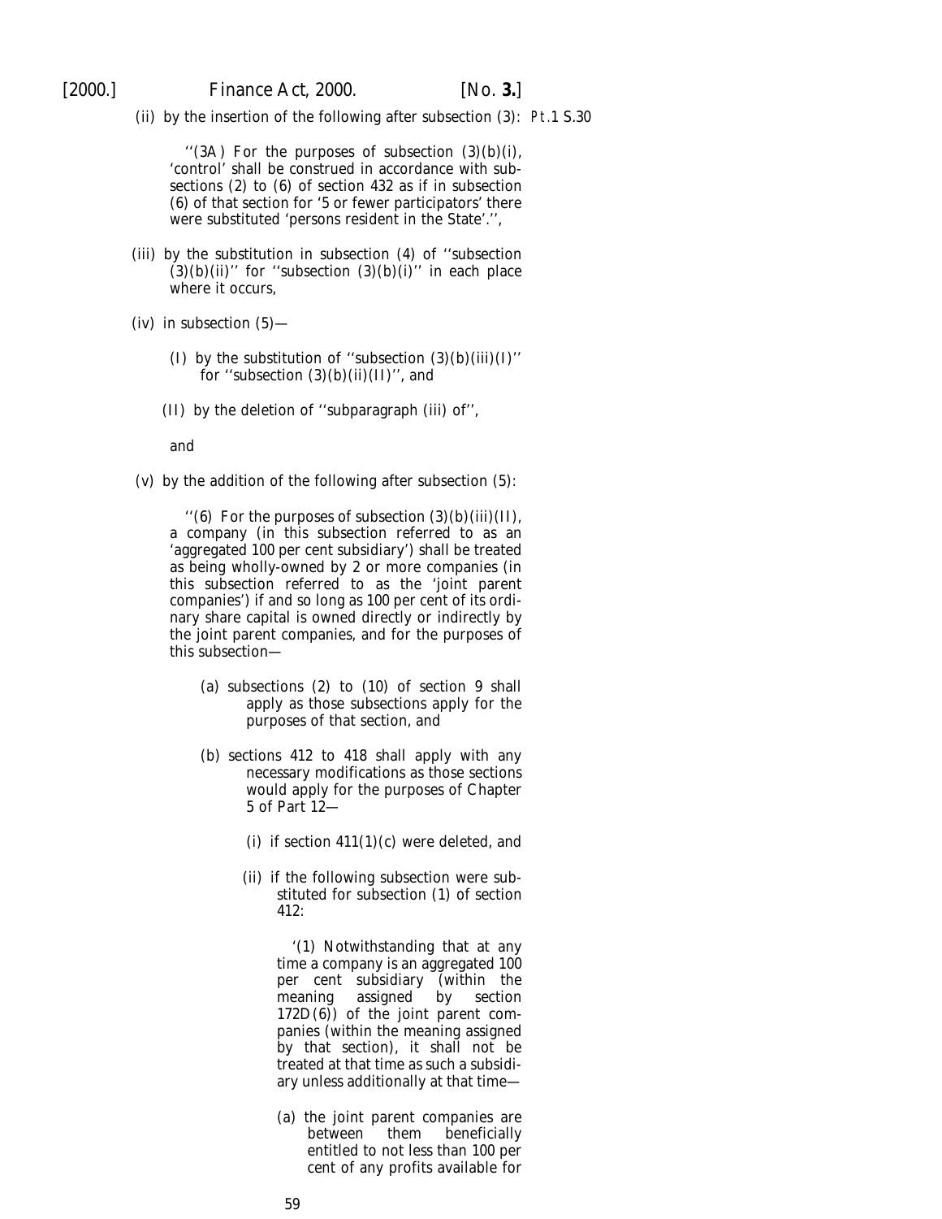(ii) by the insertion of the following after subsection (3):

> ''(3A) For the purposes of subsection (3)(*b*)(i), 'control' shall be construed in accordance with subsections (2) to (6) of section 432 as if in subsection (6) of that section for '5 or fewer participators' there were substituted 'persons resident in the State'.'',

(iii) by the substitution in subsection (4) of ''subsection (3)(*b*)(ii)'' for ''subsection (3)(*b*)(i)'' in each place where it occurs,

(iv) in subsection (5)—

> (I) by the substitution of ''subsection (3)(*b*)(iii)(I)'' for ''subsection (3)(*b*)(ii)(II)'', and
>
> (II) by the deletion of ''subparagraph (iii) of'',

and

(v) by the addition of the following after subsection (5):

> ''(6) For the purposes of subsection (3)(*b*)(iii)(II), a company (in this subsection referred to as an 'aggregated 100 per cent subsidiary') shall be treated as being wholly-owned by 2 or more companies (in this subsection referred to as the 'joint parent companies') if and so long as 100 per cent of its ordinary share capital is owned directly or indirectly by the joint parent companies, and for the purposes of this subsection—
>
> (*a*) subsections (2) to (10) of section 9 shall apply as those subsections apply for the purposes of that section, and
>
> (*b*) sections 412 to 418 shall apply with any necessary modifications as those sections would apply for the purposes of Chapter 5 of Part 12—
>
> > (i) if section 411(1)(*c*) were deleted, and
> >
> > (ii) if the following subsection were substituted for subsection (1) of section 412:
> >
> > > '(1) Notwithstanding that at any time a company is an aggregated 100 per cent subsidiary (within the meaning assigned by section 172D(6)) of the joint parent companies (within the meaning assigned by that section), it shall not be treated at that time as such a subsidiary unless additionally at that time—
> > >
> > > (*a*) the joint parent companies are between them beneficially entitled to not less than 100 per cent of any profits available for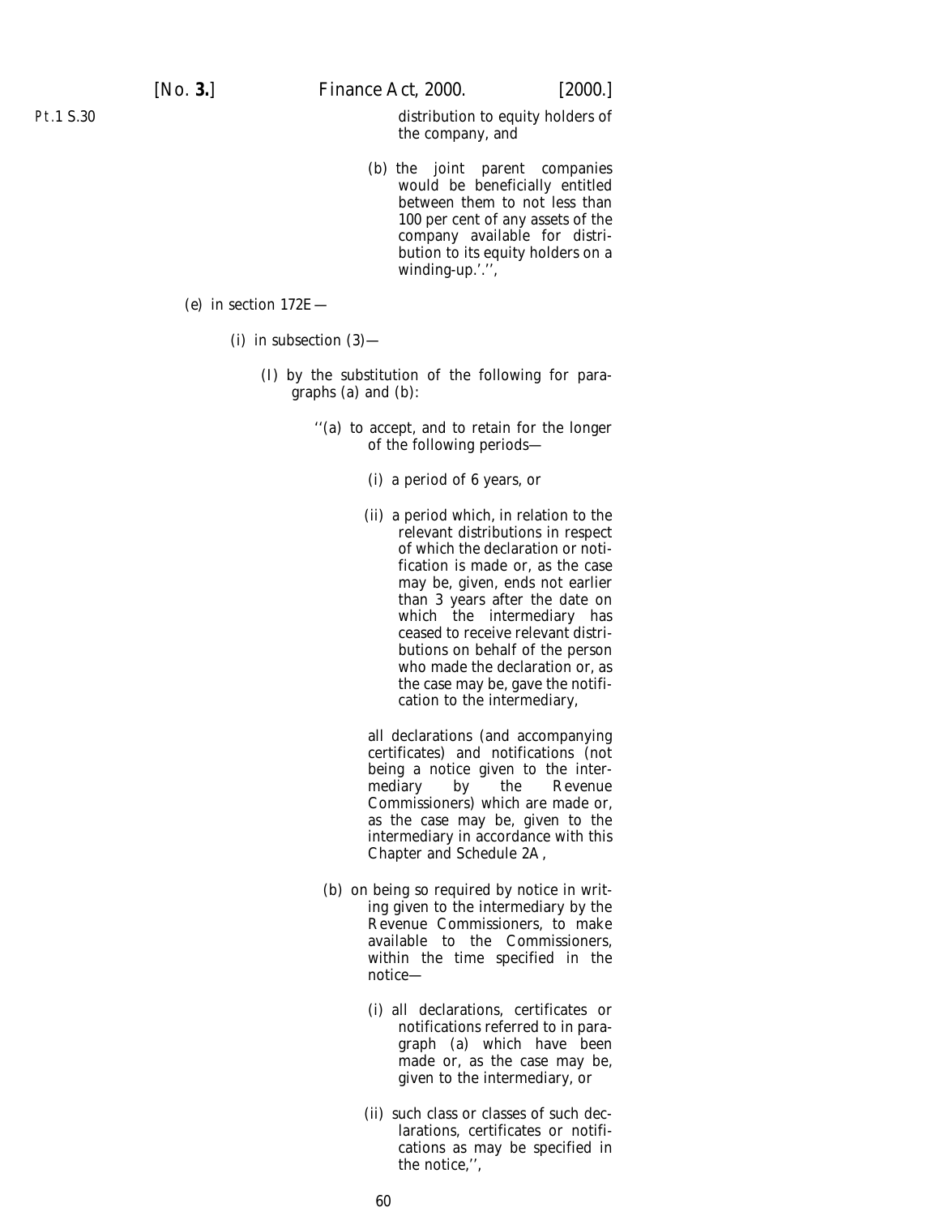distribution to equity holders of the company, and

(b) the joint parent companies would be beneficially entitled between them to not less than 100 per cent of any assets of the company available for distribution to its equity holders on a winding-up.'.'',

(e) in section 172E—

(i) in subsection (3)—

(I) by the substitution of the following for paragraphs (a) and (b):

''(a) to accept, and to retain for the longer of the following periods—

(i) a period of 6 years, or

(ii) a period which, in relation to the relevant distributions in respect of which the declaration or notification is made or, as the case may be, given, ends not earlier than 3 years after the date on which the intermediary has ceased to receive relevant distributions on behalf of the person who made the declaration or, as the case may be, gave the notification to the intermediary,

all declarations (and accompanying certificates) and notifications (not being a notice given to the intermediary by the Revenue Commissioners) which are made or, as the case may be, given to the intermediary in accordance with this Chapter and Schedule 2A,

(b) on being so required by notice in writing given to the intermediary by the Revenue Commissioners, to make available to the Commissioners, within the time specified in the notice—

(i) all declarations, certificates or notifications referred to in paragraph (a) which have been made or, as the case may be, given to the intermediary, or

(ii) such class or classes of such declarations, certificates or notifications as may be specified in the notice,'',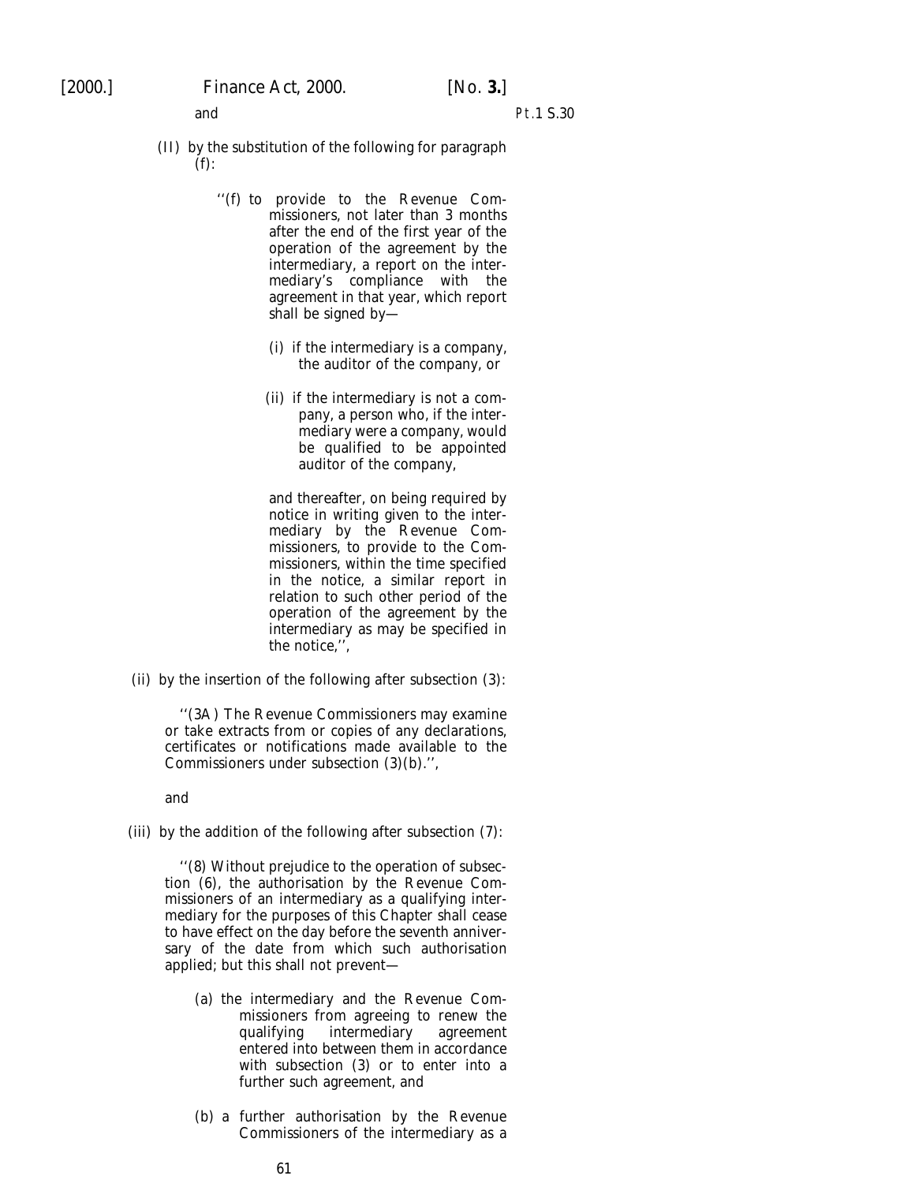and

(II) by the substitution of the following for paragraph (f):

''(f) to provide to the Revenue Commissioners, not later than 3 months after the end of the first year of the operation of the agreement by the intermediary, a report on the intermediary's compliance with the agreement in that year, which report shall be signed by—

(i) if the intermediary is a company, the auditor of the company, or

(ii) if the intermediary is not a company, a person who, if the intermediary were a company, would be qualified to be appointed auditor of the company,

and thereafter, on being required by notice in writing given to the intermediary by the Revenue Commissioners, to provide to the Commissioners, within the time specified in the notice, a similar report in relation to such other period of the operation of the agreement by the intermediary as may be specified in the notice,'',

(ii) by the insertion of the following after subsection (3):

''(3A) The Revenue Commissioners may examine or take extracts from or copies of any declarations, certificates or notifications made available to the Commissioners under subsection (3)(b).'',

and

(iii) by the addition of the following after subsection (7):

''(8) Without prejudice to the operation of subsection (6), the authorisation by the Revenue Commissioners of an intermediary as a qualifying intermediary for the purposes of this Chapter shall cease to have effect on the day before the seventh anniversary of the date from which such authorisation applied; but this shall not prevent—

(a) the intermediary and the Revenue Commissioners from agreeing to renew the qualifying intermediary agreement entered into between them in accordance with subsection (3) or to enter into a further such agreement, and

(b) a further authorisation by the Revenue Commissioners of the intermediary as a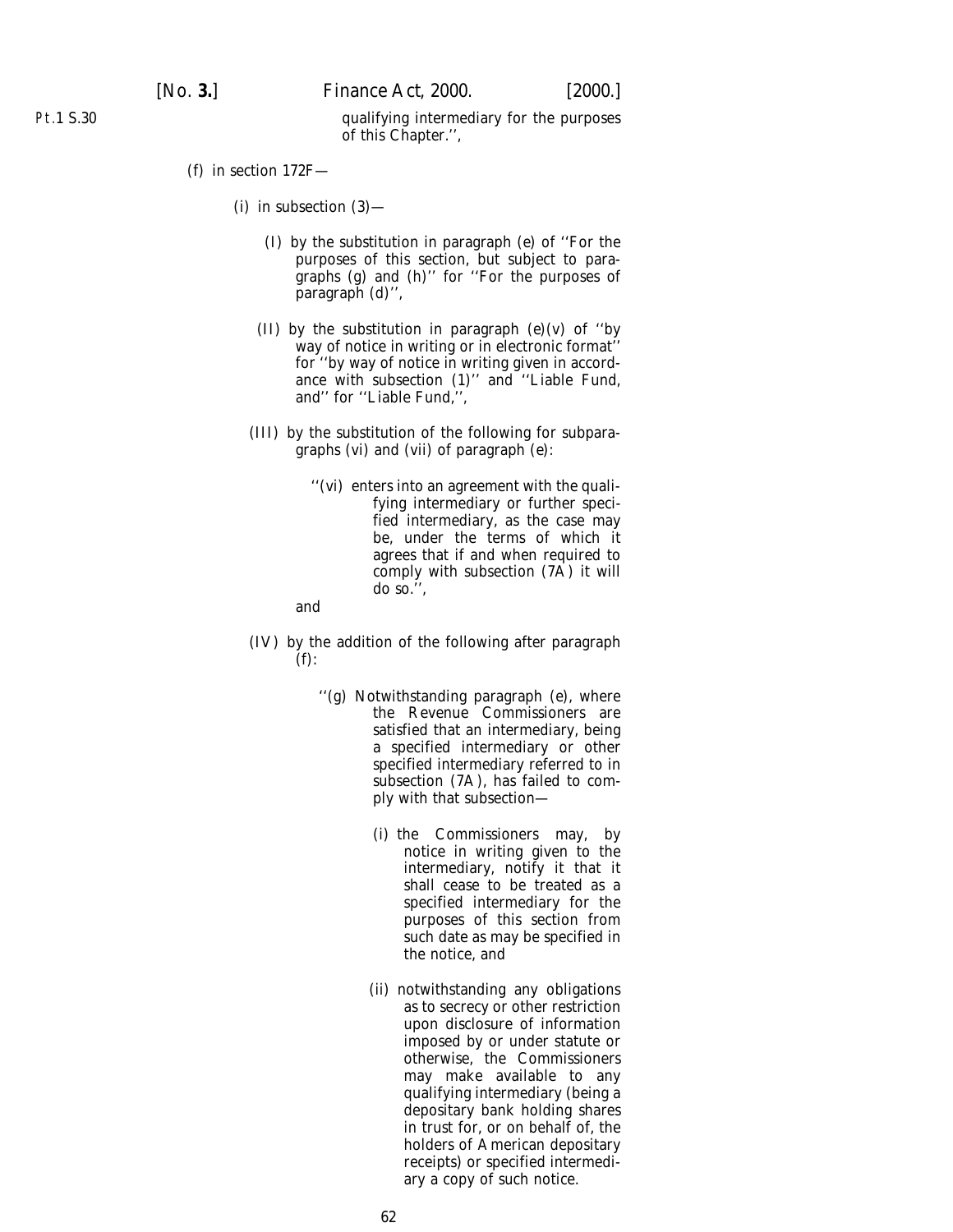qualifying intermediary for the purposes of this Chapter.'',

(*f*) in section 172F—

(i) in subsection (3)—

(I) by the substitution in paragraph (*e*) of ''For the purposes of this section, but subject to paragraphs (*g*) and (*h*)'' for ''For the purposes of paragraph (*d*)'',

(II) by the substitution in paragraph (*e*)(v) of ''by way of notice in writing or in electronic format'' for ''by way of notice in writing given in accordance with subsection (1)'' and ''Liable Fund, and'' for ''Liable Fund,'',

(III) by the substitution of the following for subparagraphs (vi) and (vii) of paragraph (*e*):

''(vi) enters into an agreement with the qualifying intermediary or further specified intermediary, as the case may be, under the terms of which it agrees that if and when required to comply with subsection (7A) it will do so.'',

and

(IV) by the addition of the following after paragraph (*f*):

''(*g*) Notwithstanding paragraph (*e*), where the Revenue Commissioners are satisfied that an intermediary, being a specified intermediary or other specified intermediary referred to in subsection (7A), has failed to comply with that subsection—

(i) the Commissioners may, by notice in writing given to the intermediary, notify it that it shall cease to be treated as a specified intermediary for the purposes of this section from such date as may be specified in the notice, and

(ii) notwithstanding any obligations as to secrecy or other restriction upon disclosure of information imposed by or under statute or otherwise, the Commissioners may make available to any qualifying intermediary (being a depositary bank holding shares in trust for, or on behalf of, the holders of American depositary receipts) or specified intermediary a copy of such notice.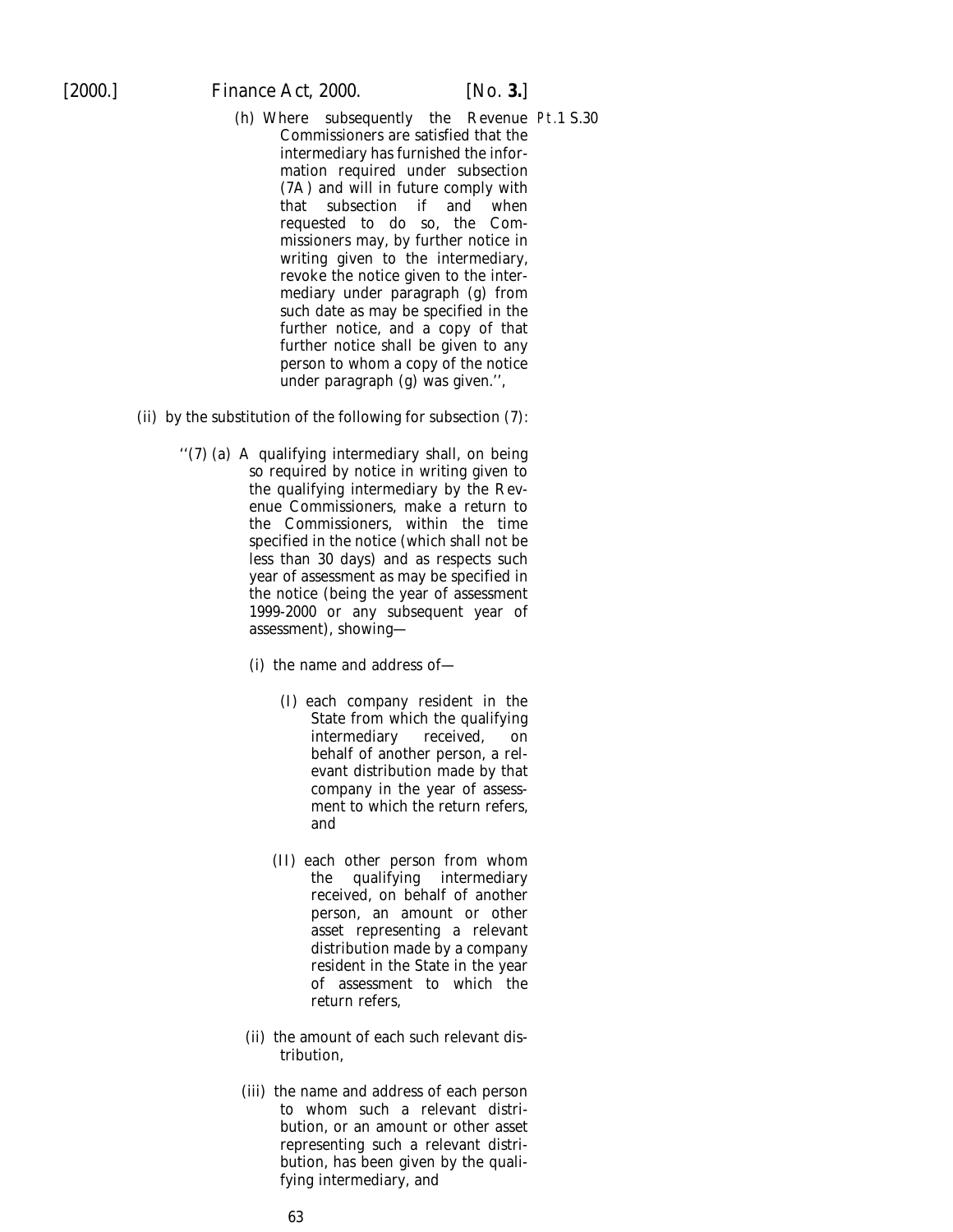(h) Where subsequently the Revenue Commissioners are satisfied that the intermediary has furnished the information required under subsection (7A) and will in future comply with that subsection if and when requested to do so, the Commissioners may, by further notice in writing given to the intermediary, revoke the notice given to the intermediary under paragraph (g) from such date as may be specified in the further notice, and a copy of that further notice shall be given to any person to whom a copy of the notice under paragraph (g) was given.'',

Pt.1 S.30

(ii) by the substitution of the following for subsection (7):

''(7) (a) A qualifying intermediary shall, on being so required by notice in writing given to the qualifying intermediary by the Revenue Commissioners, make a return to the Commissioners, within the time specified in the notice (which shall not be less than 30 days) and as respects such year of assessment as may be specified in the notice (being the year of assessment 1999-2000 or any subsequent year of assessment), showing—

(i) the name and address of—

(I) each company resident in the State from which the qualifying intermediary received, on behalf of another person, a relevant distribution made by that company in the year of assessment to which the return refers, and

(II) each other person from whom the qualifying intermediary received, on behalf of another person, an amount or other asset representing a relevant distribution made by a company resident in the State in the year of assessment to which the return refers,

(ii) the amount of each such relevant distribution,

(iii) the name and address of each person to whom such a relevant distribution, or an amount or other asset representing such a relevant distribution, has been given by the qualifying intermediary, and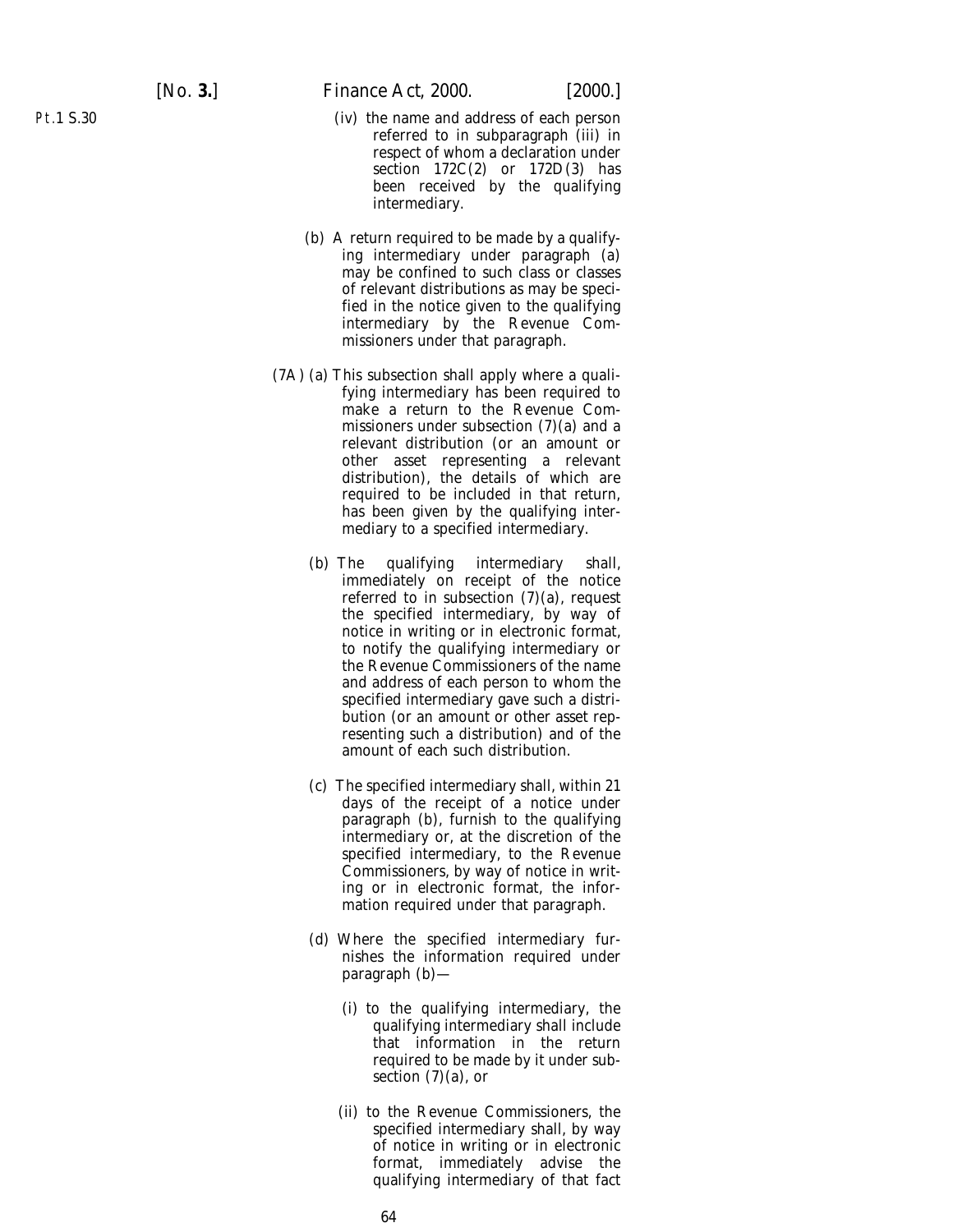(iv) the name and address of each person referred to in subparagraph (iii) in respect of whom a declaration under section 172C(2) or 172D(3) has been received by the qualifying intermediary.

(b) A return required to be made by a qualifying intermediary under paragraph (a) may be confined to such class or classes of relevant distributions as may be specified in the notice given to the qualifying intermediary by the Revenue Commissioners under that paragraph.

(7A) (a) This subsection shall apply where a qualifying intermediary has been required to make a return to the Revenue Commissioners under subsection (7)(a) and a relevant distribution (or an amount or other asset representing a relevant distribution), the details of which are required to be included in that return, has been given by the qualifying intermediary to a specified intermediary.

(b) The qualifying intermediary shall, immediately on receipt of the notice referred to in subsection (7)(a), request the specified intermediary, by way of notice in writing or in electronic format, to notify the qualifying intermediary or the Revenue Commissioners of the name and address of each person to whom the specified intermediary gave such a distribution (or an amount or other asset representing such a distribution) and of the amount of each such distribution.

(c) The specified intermediary shall, within 21 days of the receipt of a notice under paragraph (b), furnish to the qualifying intermediary or, at the discretion of the specified intermediary, to the Revenue Commissioners, by way of notice in writing or in electronic format, the information required under that paragraph.

(d) Where the specified intermediary furnishes the information required under paragraph (b)—

(i) to the qualifying intermediary, the qualifying intermediary shall include that information in the return required to be made by it under subsection (7)(a), or

(ii) to the Revenue Commissioners, the specified intermediary shall, by way of notice in writing or in electronic format, immediately advise the qualifying intermediary of that fact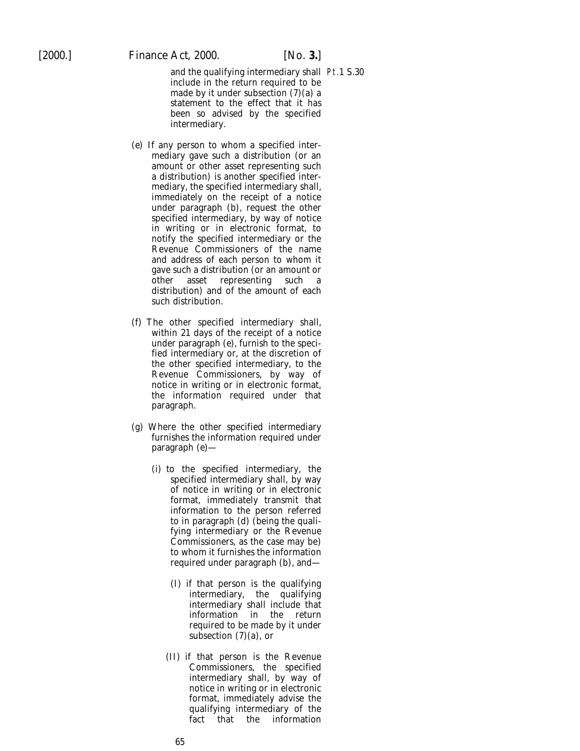and the qualifying intermediary shall include in the return required to be made by it under subsection (7)(*a*) a statement to the effect that it has been so advised by the specified intermediary.

(*e*) If any person to whom a specified intermediary gave such a distribution (or an amount or other asset representing such a distribution) is another specified intermediary, the specified intermediary shall, immediately on the receipt of a notice under paragraph (*b*), request the other specified intermediary, by way of notice in writing or in electronic format, to notify the specified intermediary or the Revenue Commissioners of the name and address of each person to whom it gave such a distribution (or an amount or other asset representing such a distribution) and of the amount of each such distribution.

(*f*) The other specified intermediary shall, within 21 days of the receipt of a notice under paragraph (*e*), furnish to the specified intermediary or, at the discretion of the other specified intermediary, to the Revenue Commissioners, by way of notice in writing or in electronic format, the information required under that paragraph.

(*g*) Where the other specified intermediary furnishes the information required under paragraph (*e*)—

(i) to the specified intermediary, the specified intermediary shall, by way of notice in writing or in electronic format, immediately transmit that information to the person referred to in paragraph (*d*) (being the qualifying intermediary or the Revenue Commissioners, as the case may be) to whom it furnishes the information required under paragraph (*b*), and—

(I) if that person is the qualifying intermediary, the qualifying intermediary shall include that information in the return required to be made by it under subsection (7)(*a*), or

(II) if that person is the Revenue Commissioners, the specified intermediary shall, by way of notice in writing or in electronic format, immediately advise the qualifying intermediary of the fact that the information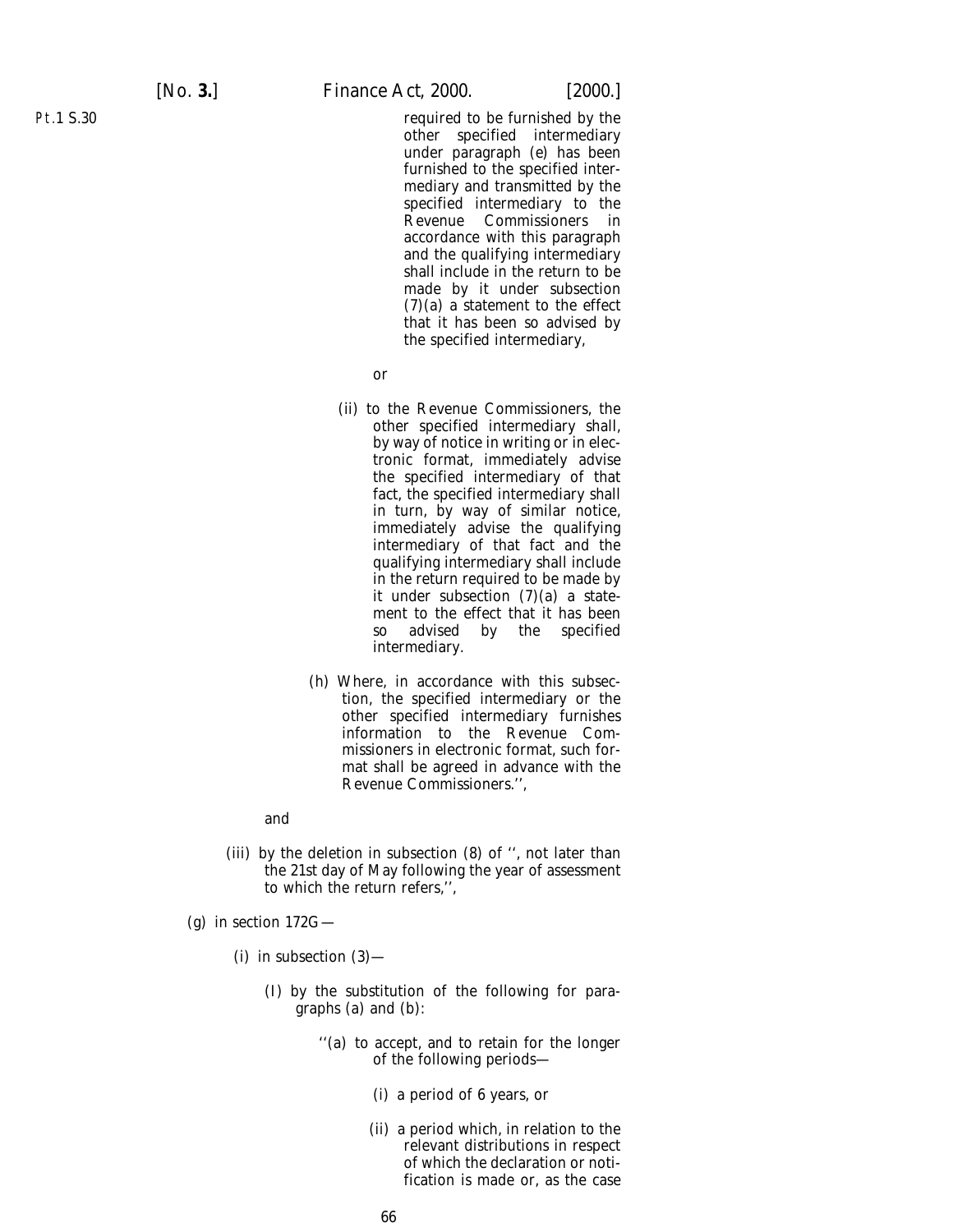required to be furnished by the other specified intermediary under paragraph (*e*) has been furnished to the specified intermediary and transmitted by the specified intermediary to the Revenue Commissioners in accordance with this paragraph and the qualifying intermediary shall include in the return to be made by it under subsection (7)(*a*) a statement to the effect that it has been so advised by the specified intermediary,

or

(ii) to the Revenue Commissioners, the other specified intermediary shall, by way of notice in writing or in electronic format, immediately advise the specified intermediary of that fact, the specified intermediary shall in turn, by way of similar notice, immediately advise the qualifying intermediary of that fact and the qualifying intermediary shall include in the return required to be made by it under subsection (7)(*a*) a statement to the effect that it has been so advised by the specified intermediary.

(*h*) Where, in accordance with this subsection, the specified intermediary or the other specified intermediary furnishes information to the Revenue Commissioners in electronic format, such format shall be agreed in advance with the Revenue Commissioners.'',

and

(iii) by the deletion in subsection (8) of '', not later than the 21st day of May following the year of assessment to which the return refers,'',

(*g*) in section 172G—

(i) in subsection (3)—

(I) by the substitution of the following for paragraphs (*a*) and (*b*):

''(*a*) to accept, and to retain for the longer of the following periods—

(i) a period of 6 years, or

(ii) a period which, in relation to the relevant distributions in respect of which the declaration or notification is made or, as the case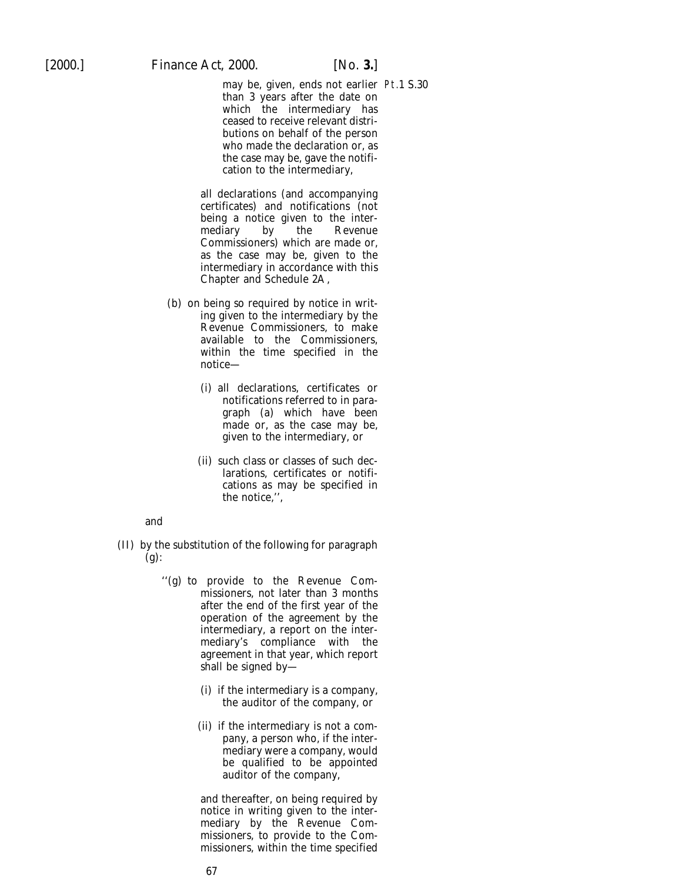may be, given, ends not earlier than 3 years after the date on which the intermediary has ceased to receive relevant distributions on behalf of the person who made the declaration or, as the case may be, gave the notification to the intermediary,

all declarations (and accompanying certificates) and notifications (not being a notice given to the intermediary by the Revenue Commissioners) which are made or, as the case may be, given to the intermediary in accordance with this Chapter and Schedule 2A,

(*b*) on being so required by notice in writing given to the intermediary by the Revenue Commissioners, to make available to the Commissioners, within the time specified in the notice—

(i) all declarations, certificates or notifications referred to in paragraph (*a*) which have been made or, as the case may be, given to the intermediary, or

(ii) such class or classes of such declarations, certificates or notifications as may be specified in the notice,'',

and

(II) by the substitution of the following for paragraph (*g*):

''(*g*) to provide to the Revenue Commissioners, not later than 3 months after the end of the first year of the operation of the agreement by the intermediary, a report on the intermediary's compliance with the agreement in that year, which report shall be signed by—

(i) if the intermediary is a company, the auditor of the company, or

(ii) if the intermediary is not a company, a person who, if the intermediary were a company, would be qualified to be appointed auditor of the company,

and thereafter, on being required by notice in writing given to the intermediary by the Revenue Commissioners, to provide to the Commissioners, within the time specified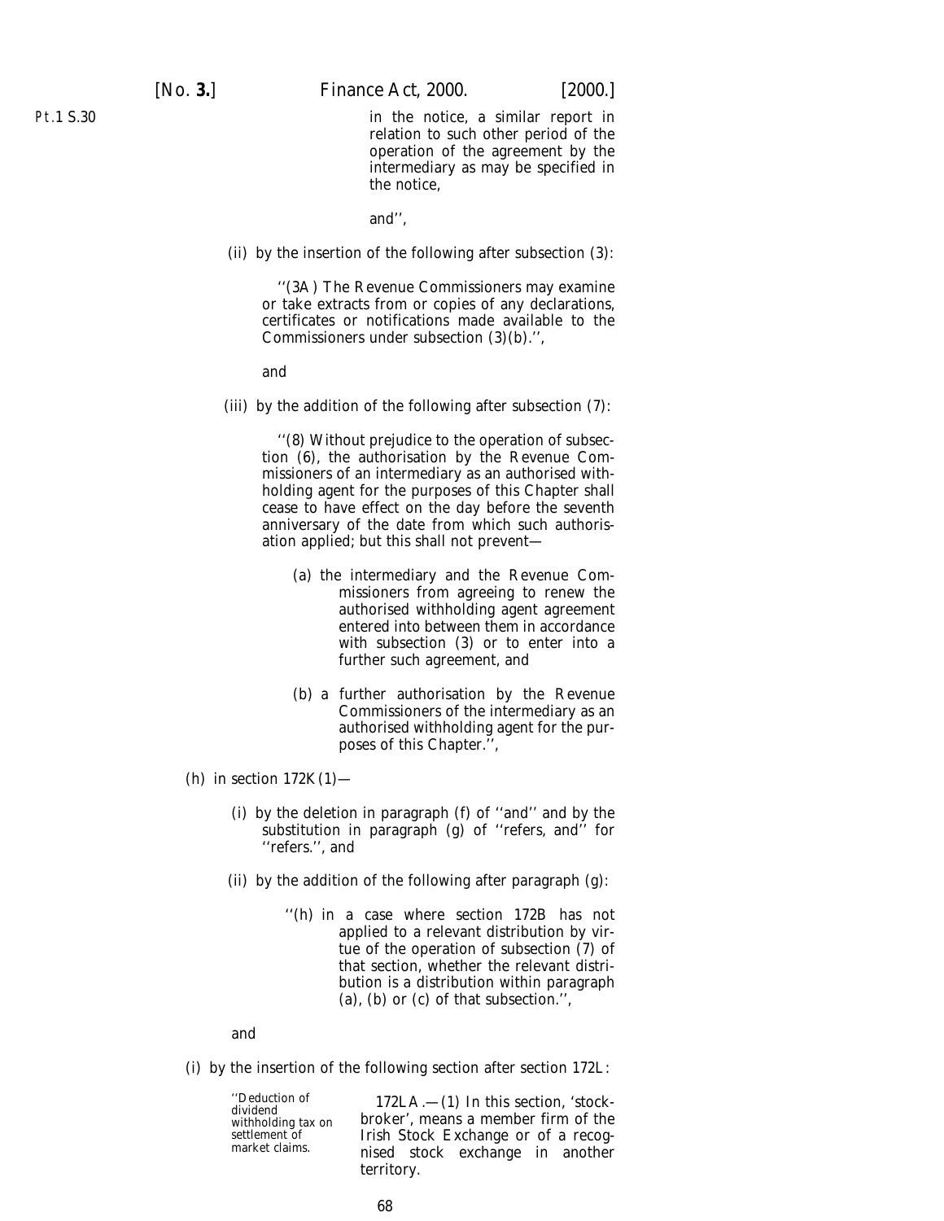in the notice, a similar report in relation to such other period of the operation of the agreement by the intermediary as may be specified in the notice,

and'',

(ii) by the insertion of the following after subsection (3):

''(3A) The Revenue Commissioners may examine or take extracts from or copies of any declarations, certificates or notifications made available to the Commissioners under subsection (3)(*b*).'',

and

(iii) by the addition of the following after subsection (7):

''(8) Without prejudice to the operation of subsection (6), the authorisation by the Revenue Commissioners of an intermediary as an authorised withholding agent for the purposes of this Chapter shall cease to have effect on the day before the seventh anniversary of the date from which such authorisation applied; but this shall not prevent—

(*a*) the intermediary and the Revenue Commissioners from agreeing to renew the authorised withholding agent agreement entered into between them in accordance with subsection (3) or to enter into a further such agreement, and

(*b*) a further authorisation by the Revenue Commissioners of the intermediary as an authorised withholding agent for the purposes of this Chapter.'',

(*h*) in section 172K(1)—

(i) by the deletion in paragraph (*f*) of ''and'' and by the substitution in paragraph (*g*) of ''refers, and'' for ''refers.'', and

(ii) by the addition of the following after paragraph (*g*):

''(*h*) in a case where section 172B has not applied to a relevant distribution by virtue of the operation of subsection (7) of that section, whether the relevant distribution is a distribution within paragraph (*a*), (*b*) or (*c*) of that subsection.'',

and

(*i*) by the insertion of the following section after section 172L:

''Deduction of dividend withholding tax on settlement of market claims.

172LA.—(1) In this section, 'stockbroker', means a member firm of the Irish Stock Exchange or of a recognised stock exchange in another territory.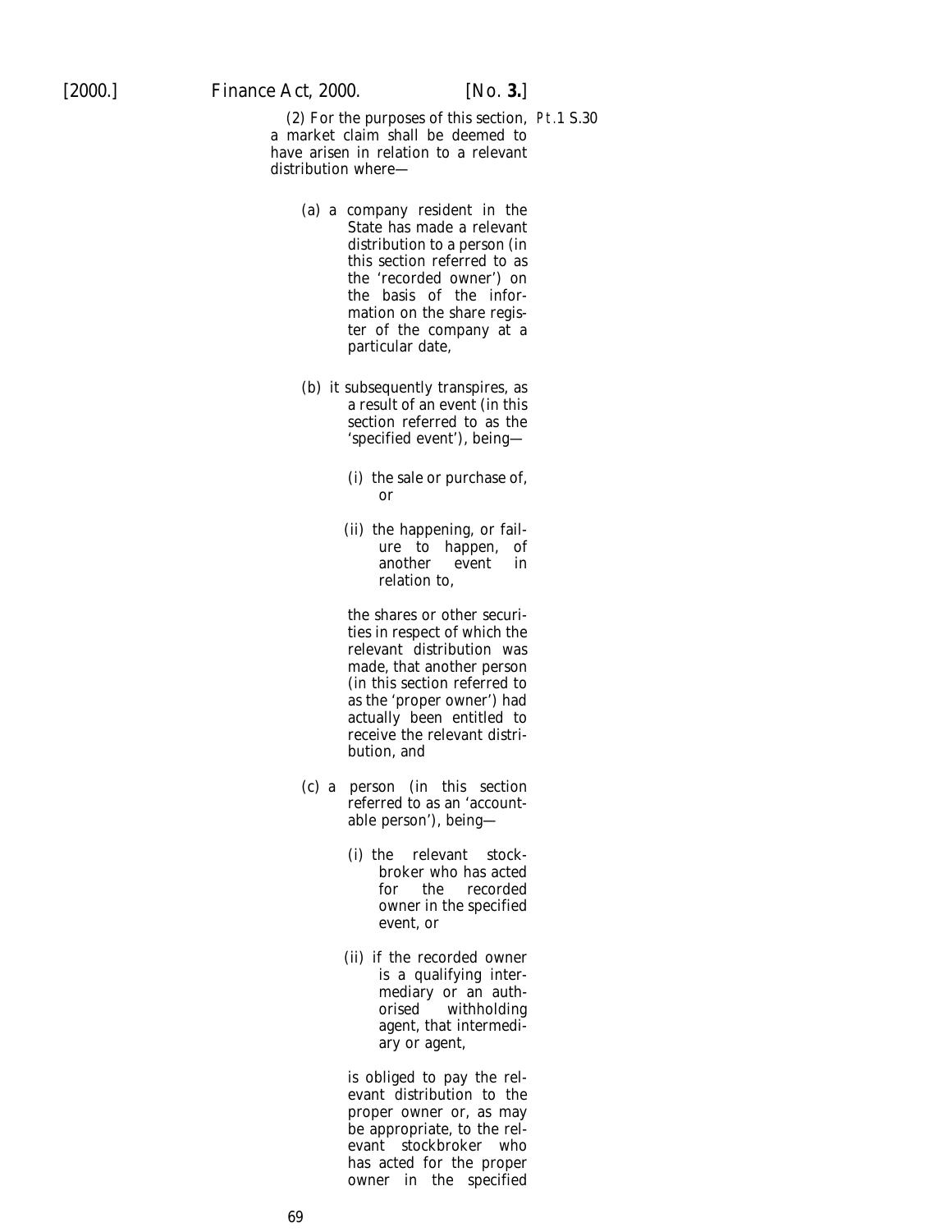Pt.1 S.30

(2) For the purposes of this section, a market claim shall be deemed to have arisen in relation to a relevant distribution where—

(a) a company resident in the State has made a relevant distribution to a person (in this section referred to as the 'recorded owner') on the basis of the information on the share register of the company at a particular date,

(b) it subsequently transpires, as a result of an event (in this section referred to as the 'specified event'), being—

(i) the sale or purchase of, or

(ii) the happening, or failure to happen, of another event in relation to,

the shares or other securities in respect of which the relevant distribution was made, that another person (in this section referred to as the 'proper owner') had actually been entitled to receive the relevant distribution, and

(c) a person (in this section referred to as an 'accountable person'), being—

(i) the relevant stockbroker who has acted for the recorded owner in the specified event, or

(ii) if the recorded owner is a qualifying intermediary or an authorised withholding agent, that intermediary or agent,

is obliged to pay the relevant distribution to the proper owner or, as may be appropriate, to the relevant stockbroker who has acted for the proper owner in the specified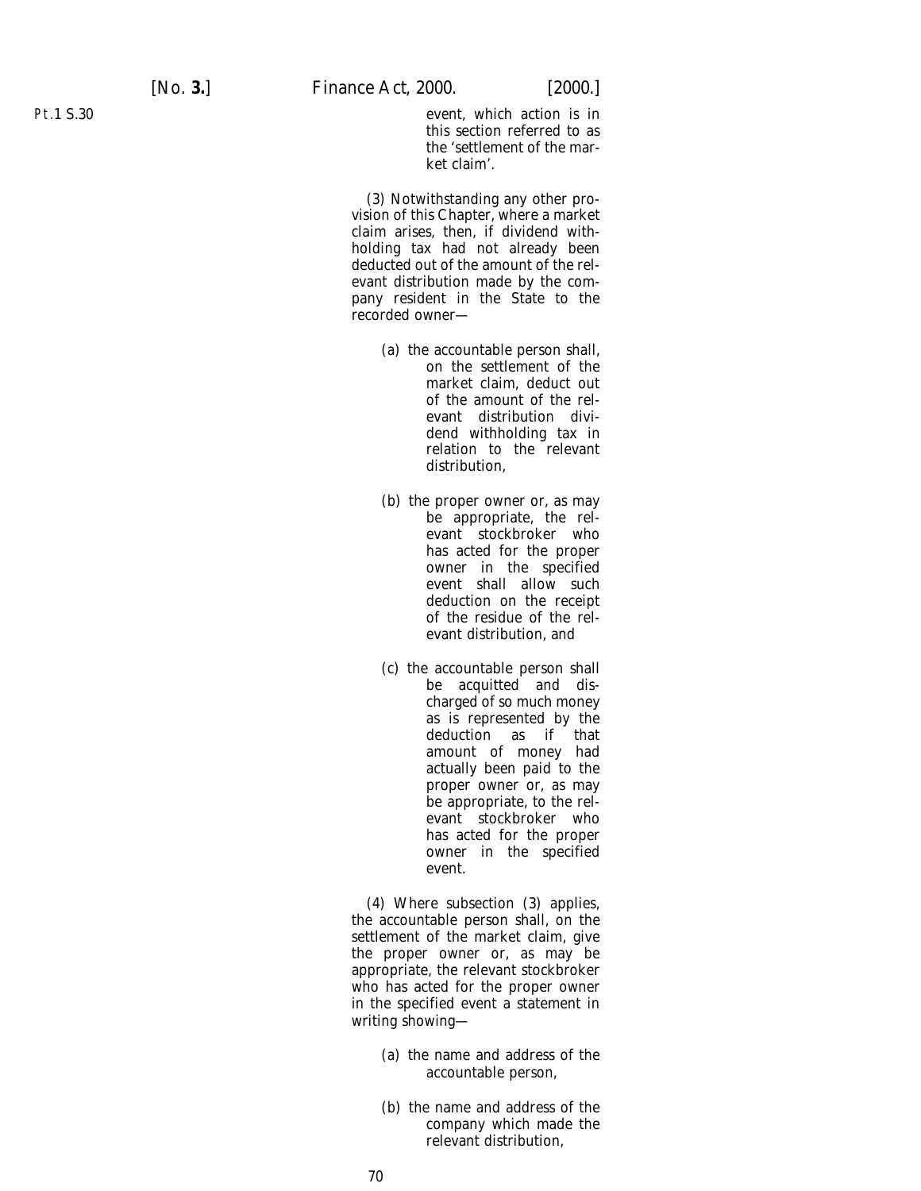event, which action is in this section referred to as the 'settlement of the market claim'.

(3) Notwithstanding any other provision of this Chapter, where a market claim arises, then, if dividend withholding tax had not already been deducted out of the amount of the relevant distribution made by the company resident in the State to the recorded owner—

(a) the accountable person shall, on the settlement of the market claim, deduct out of the amount of the relevant distribution dividend withholding tax in relation to the relevant distribution,

(b) the proper owner or, as may be appropriate, the relevant stockbroker who has acted for the proper owner in the specified event shall allow such deduction on the receipt of the residue of the relevant distribution, and

(c) the accountable person shall be acquitted and discharged of so much money as is represented by the deduction as if that amount of money had actually been paid to the proper owner or, as may be appropriate, to the relevant stockbroker who has acted for the proper owner in the specified event.

(4) Where subsection (3) applies, the accountable person shall, on the settlement of the market claim, give the proper owner or, as may be appropriate, the relevant stockbroker who has acted for the proper owner in the specified event a statement in writing showing—

(a) the name and address of the accountable person,

(b) the name and address of the company which made the relevant distribution,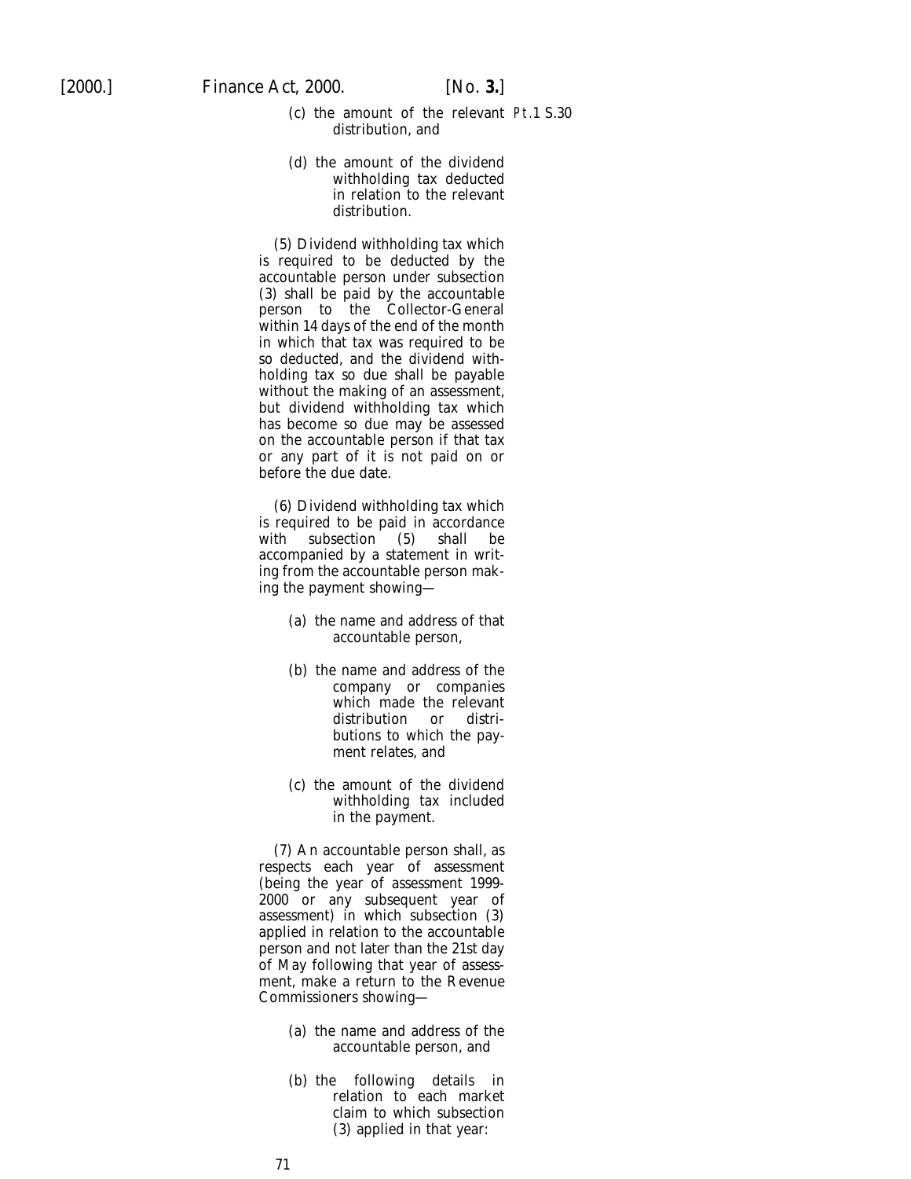(c) the amount of the relevant distribution, and

(d) the amount of the dividend withholding tax deducted in relation to the relevant distribution.

(5) Dividend withholding tax which is required to be deducted by the accountable person under subsection (3) shall be paid by the accountable person to the Collector-General within 14 days of the end of the month in which that tax was required to be so deducted, and the dividend withholding tax so due shall be payable without the making of an assessment, but dividend withholding tax which has become so due may be assessed on the accountable person if that tax or any part of it is not paid on or before the due date.

(6) Dividend withholding tax which is required to be paid in accordance with subsection (5) shall be accompanied by a statement in writing from the accountable person making the payment showing—

(a) the name and address of that accountable person,

(b) the name and address of the company or companies which made the relevant distribution or distributions to which the payment relates, and

(c) the amount of the dividend withholding tax included in the payment.

(7) An accountable person shall, as respects each year of assessment (being the year of assessment 1999-2000 or any subsequent year of assessment) in which subsection (3) applied in relation to the accountable person and not later than the 21st day of May following that year of assessment, make a return to the Revenue Commissioners showing—

(a) the name and address of the accountable person, and

(b) the following details in relation to each market claim to which subsection (3) applied in that year: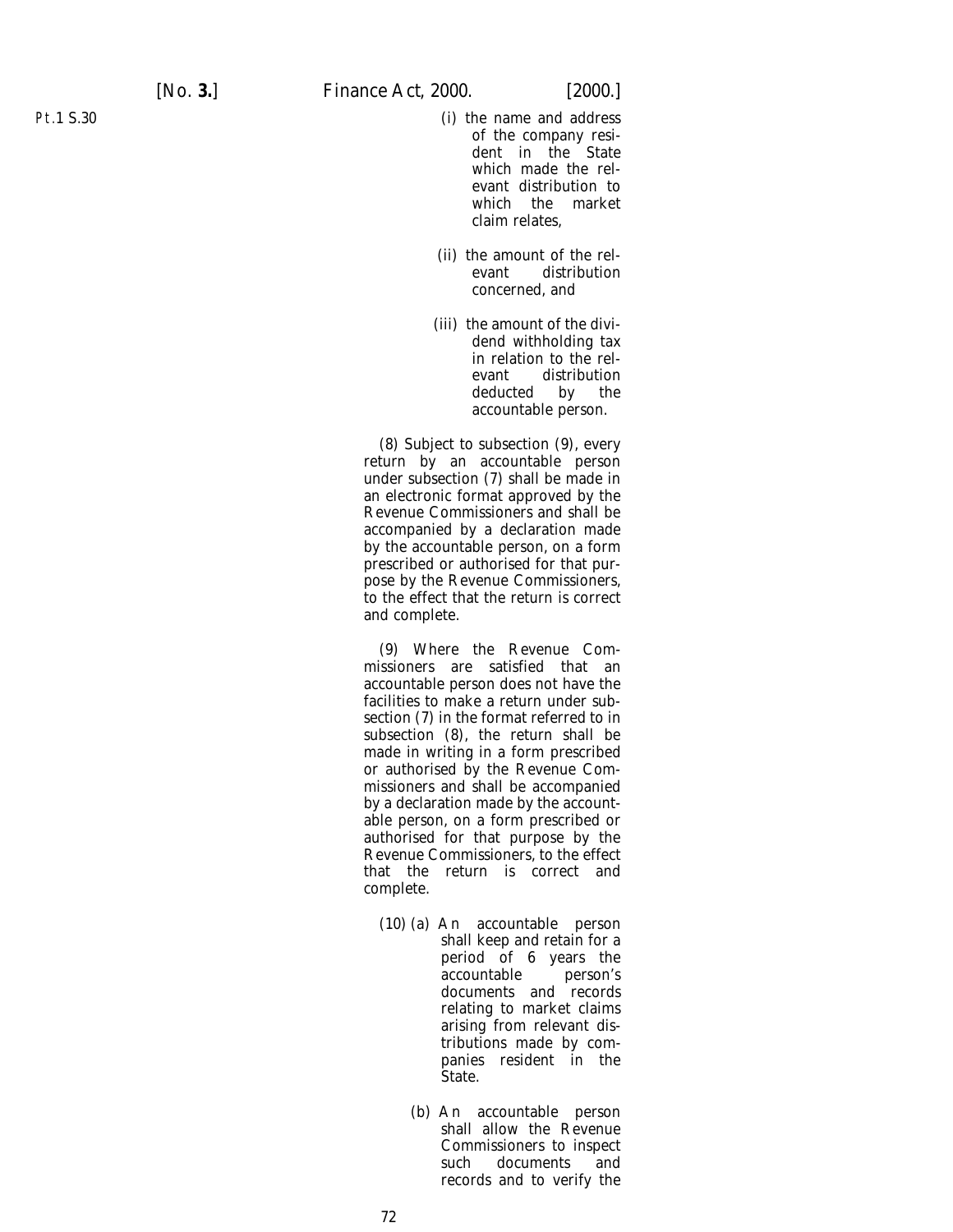(i) the name and address of the company resident in the State which made the relevant distribution to which the market claim relates,

(ii) the amount of the relevant distribution concerned, and

(iii) the amount of the dividend withholding tax in relation to the relevant distribution deducted by the accountable person.

(8) Subject to subsection (9), every return by an accountable person under subsection (7) shall be made in an electronic format approved by the Revenue Commissioners and shall be accompanied by a declaration made by the accountable person, on a form prescribed or authorised for that purpose by the Revenue Commissioners, to the effect that the return is correct and complete.

(9) Where the Revenue Commissioners are satisfied that an accountable person does not have the facilities to make a return under subsection (7) in the format referred to in subsection (8), the return shall be made in writing in a form prescribed or authorised by the Revenue Commissioners and shall be accompanied by a declaration made by the accountable person, on a form prescribed or authorised for that purpose by the Revenue Commissioners, to the effect that the return is correct and complete.

(10) (a) An accountable person shall keep and retain for a period of 6 years the accountable person's documents and records relating to market claims arising from relevant distributions made by companies resident in the State.

(b) An accountable person shall allow the Revenue Commissioners to inspect such documents and records and to verify the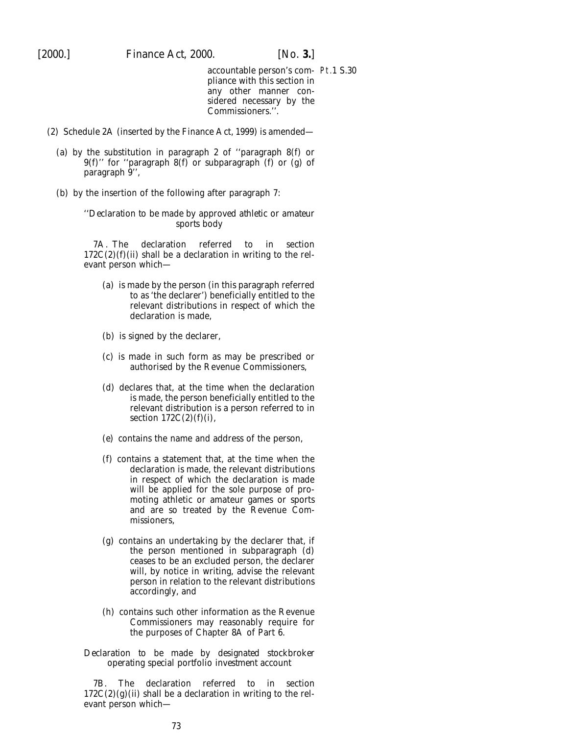accountable person's compliance with this section in any other manner considered necessary by the Commissioners.''.

(2) Schedule 2A (inserted by the Finance Act, 1999) is amended—

(a) by the substitution in paragraph 2 of ''paragraph 8(f) or 9(f)'' for ''paragraph 8(f) or subparagraph (f) or (g) of paragraph 9'',

(b) by the insertion of the following after paragraph 7:

''*Declaration to be made by approved athletic or amateur sports body*

7A. The declaration referred to in section 172C(2)(f)(ii) shall be a declaration in writing to the relevant person which—

(a) is made by the person (in this paragraph referred to as 'the declarer') beneficially entitled to the relevant distributions in respect of which the declaration is made,

(b) is signed by the declarer,

(c) is made in such form as may be prescribed or authorised by the Revenue Commissioners,

(d) declares that, at the time when the declaration is made, the person beneficially entitled to the relevant distribution is a person referred to in section 172C(2)(f)(i),

(e) contains the name and address of the person,

(f) contains a statement that, at the time when the declaration is made, the relevant distributions in respect of which the declaration is made will be applied for the sole purpose of promoting athletic or amateur games or sports and are so treated by the Revenue Commissioners,

(g) contains an undertaking by the declarer that, if the person mentioned in subparagraph (d) ceases to be an excluded person, the declarer will, by notice in writing, advise the relevant person in relation to the relevant distributions accordingly, and

(h) contains such other information as the Revenue Commissioners may reasonably require for the purposes of Chapter 8A of Part 6.

*Declaration to be made by designated stockbroker operating special portfolio investment account*

7B. The declaration referred to in section 172C(2)(g)(ii) shall be a declaration in writing to the relevant person which—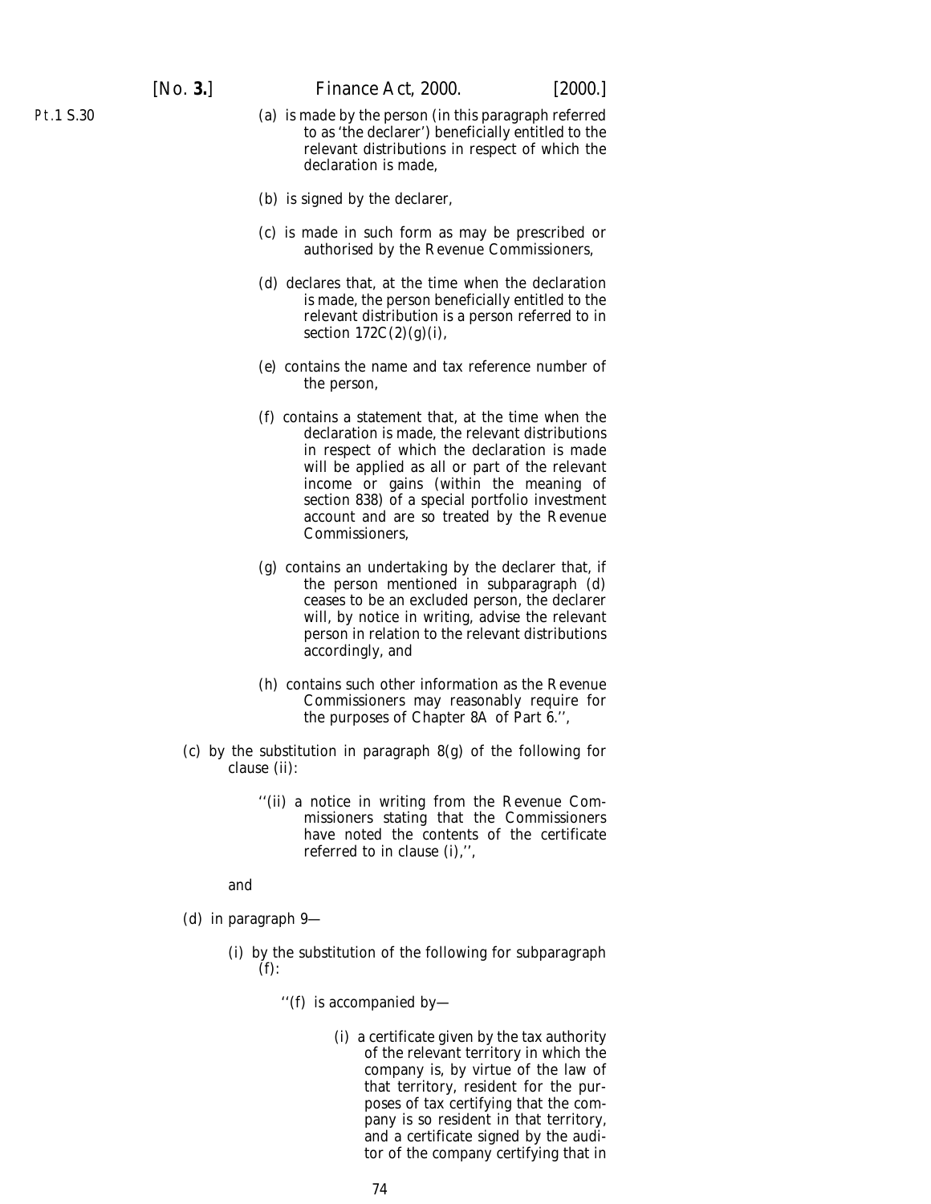(a) is made by the person (in this paragraph referred to as 'the declarer') beneficially entitled to the relevant distributions in respect of which the declaration is made,

(b) is signed by the declarer,

(c) is made in such form as may be prescribed or authorised by the Revenue Commissioners,

(d) declares that, at the time when the declaration is made, the person beneficially entitled to the relevant distribution is a person referred to in section 172C(2)(g)(i),

(e) contains the name and tax reference number of the person,

(f) contains a statement that, at the time when the declaration is made, the relevant distributions in respect of which the declaration is made will be applied as all or part of the relevant income or gains (within the meaning of section 838) of a special portfolio investment account and are so treated by the Revenue Commissioners,

(g) contains an undertaking by the declarer that, if the person mentioned in subparagraph (d) ceases to be an excluded person, the declarer will, by notice in writing, advise the relevant person in relation to the relevant distributions accordingly, and

(h) contains such other information as the Revenue Commissioners may reasonably require for the purposes of Chapter 8A of Part 6.'',

(c) by the substitution in paragraph 8(g) of the following for clause (ii):

''(ii) a notice in writing from the Revenue Commissioners stating that the Commissioners have noted the contents of the certificate referred to in clause (i),'',

and

(d) in paragraph 9—

(i) by the substitution of the following for subparagraph (f):

''(f) is accompanied by—

(i) a certificate given by the tax authority of the relevant territory in which the company is, by virtue of the law of that territory, resident for the purposes of tax certifying that the company is so resident in that territory, and a certificate signed by the auditor of the company certifying that in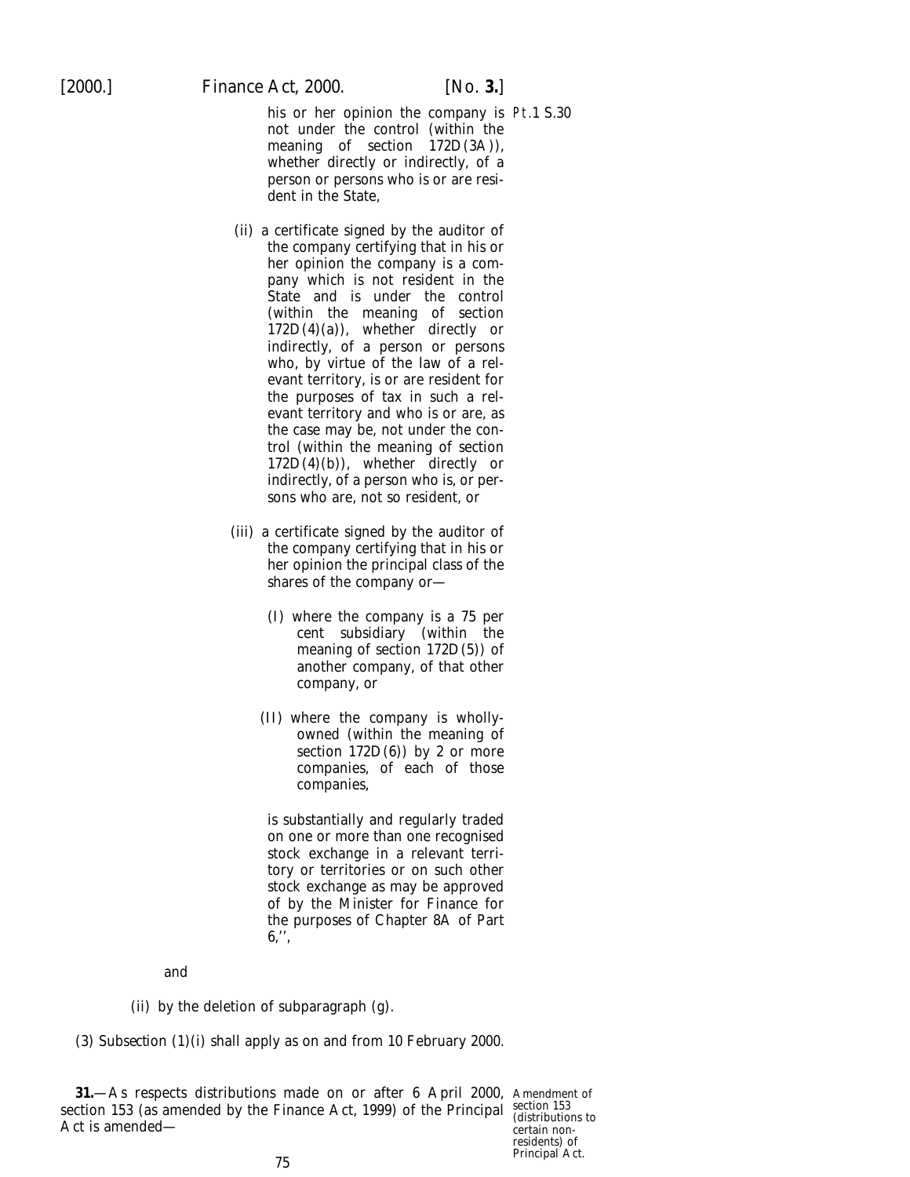his or her opinion the company is not under the control (within the meaning of section 172D(3A)), whether directly or indirectly, of a person or persons who is or are resident in the State,

(ii) a certificate signed by the auditor of the company certifying that in his or her opinion the company is a company which is not resident in the State and is under the control (within the meaning of section 172D(4)(*a*)), whether directly or indirectly, of a person or persons who, by virtue of the law of a relevant territory, is or are resident for the purposes of tax in such a relevant territory and who is or are, as the case may be, not under the control (within the meaning of section 172D(4)(*b*)), whether directly or indirectly, of a person who is, or persons who are, not so resident, or

(iii) a certificate signed by the auditor of the company certifying that in his or her opinion the principal class of the shares of the company or—

(I) where the company is a 75 per cent subsidiary (within the meaning of section 172D(5)) of another company, of that other company, or

(II) where the company is wholly-owned (within the meaning of section 172D(6)) by 2 or more companies, of each of those companies,

is substantially and regularly traded on one or more than one recognised stock exchange in a relevant territory or territories or on such other stock exchange as may be approved of by the Minister for Finance for the purposes of Chapter 8A of Part 6,'',

and

(ii) by the deletion of subparagraph (*g*).

(3) Subsection (1)(*i*) shall apply as on and from 10 February 2000.

**31.**—As respects distributions made on or after 6 April 2000, section 153 (as amended by the Finance Act, 1999) of the Principal Act is amended—

Amendment of section 153 (distributions to certain non-residents) of Principal Act.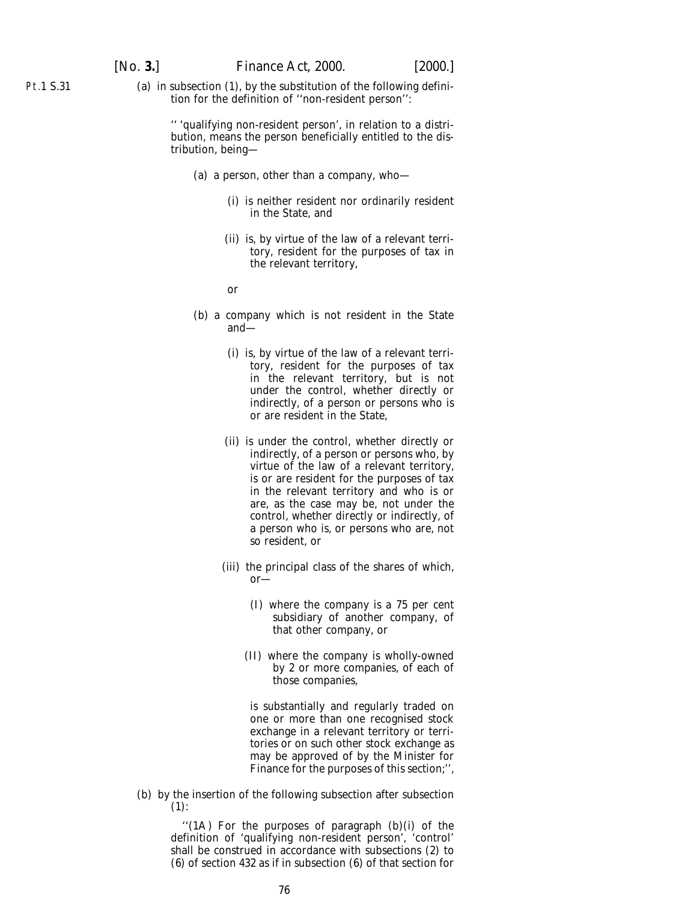(*a*) in subsection (1), by the substitution of the following definition for the definition of ''non-resident person'':

> '' 'qualifying non-resident person', in relation to a distribution, means the person beneficially entitled to the distribution, being—
>
> (*a*) a person, other than a company, who—
>
> (i) is neither resident nor ordinarily resident in the State, and
>
> (ii) is, by virtue of the law of a relevant territory, resident for the purposes of tax in the relevant territory,
>
> or
>
> (*b*) a company which is not resident in the State and—
>
> (i) is, by virtue of the law of a relevant territory, resident for the purposes of tax in the relevant territory, but is not under the control, whether directly or indirectly, of a person or persons who is or are resident in the State,
>
> (ii) is under the control, whether directly or indirectly, of a person or persons who, by virtue of the law of a relevant territory, is or are resident for the purposes of tax in the relevant territory and who is or are, as the case may be, not under the control, whether directly or indirectly, of a person who is, or persons who are, not so resident, or
>
> (iii) the principal class of the shares of which, or—
>
> (I) where the company is a 75 per cent subsidiary of another company, of that other company, or
>
> (II) where the company is wholly-owned by 2 or more companies, of each of those companies,
>
> is substantially and regularly traded on one or more than one recognised stock exchange in a relevant territory or territories or on such other stock exchange as may be approved of by the Minister for Finance for the purposes of this section;'',

(*b*) by the insertion of the following subsection after subsection (1):

> ''(1A) For the purposes of paragraph (*b*)(i) of the definition of 'qualifying non-resident person', 'control' shall be construed in accordance with subsections (2) to (6) of section 432 as if in subsection (6) of that section for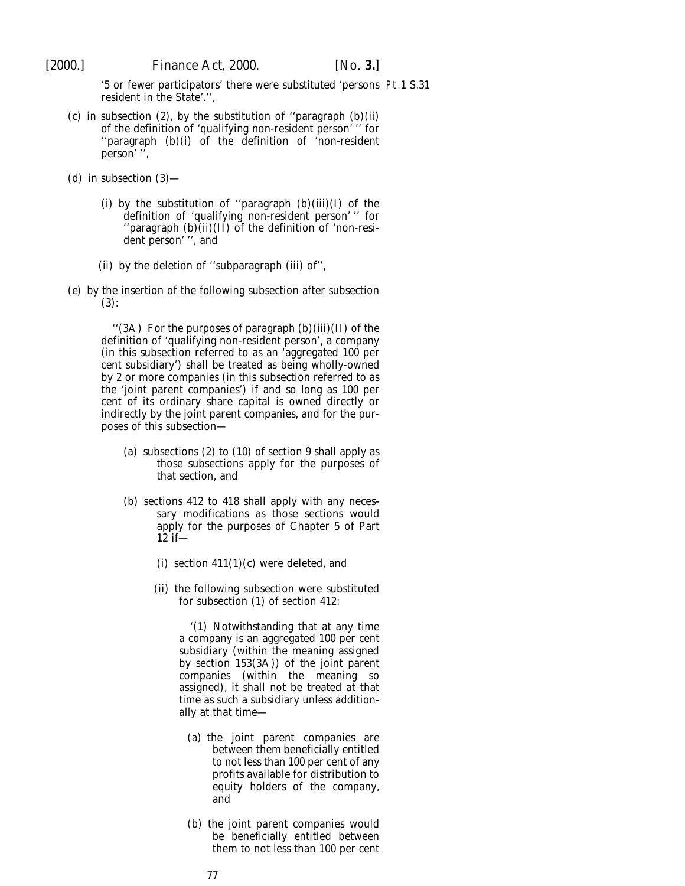'5 or fewer participators' there were substituted 'persons resident in the State'.'',

(*c*) in subsection (2), by the substitution of ''paragraph (*b*)(ii) of the definition of 'qualifying non-resident person' '' for ''paragraph (*b*)(i) of the definition of 'non-resident person' '',

(*d*) in subsection (3)—

(i) by the substitution of ''paragraph (*b*)(iii)(I) of the definition of 'qualifying non-resident person' '' for ''paragraph (*b*)(ii)(II) of the definition of 'non-resident person' '', and

(ii) by the deletion of ''subparagraph (iii) of'',

(*e*) by the insertion of the following subsection after subsection (3):

''(3A) For the purposes of paragraph (*b*)(iii)(II) of the definition of 'qualifying non-resident person', a company (in this subsection referred to as an 'aggregated 100 per cent subsidiary') shall be treated as being wholly-owned by 2 or more companies (in this subsection referred to as the 'joint parent companies') if and so long as 100 per cent of its ordinary share capital is owned directly or indirectly by the joint parent companies, and for the purposes of this subsection—

(*a*) subsections (2) to (10) of section 9 shall apply as those subsections apply for the purposes of that section, and

(*b*) sections 412 to 418 shall apply with any necessary modifications as those sections would apply for the purposes of Chapter 5 of Part 12 if—

(i) section 411(1)(*c*) were deleted, and

(ii) the following subsection were substituted for subsection (1) of section 412:

'(1) Notwithstanding that at any time a company is an aggregated 100 per cent subsidiary (within the meaning assigned by section 153(3A)) of the joint parent companies (within the meaning so assigned), it shall not be treated at that time as such a subsidiary unless additionally at that time—

(*a*) the joint parent companies are between them beneficially entitled to not less than 100 per cent of any profits available for distribution to equity holders of the company, and

(*b*) the joint parent companies would be beneficially entitled between them to not less than 100 per cent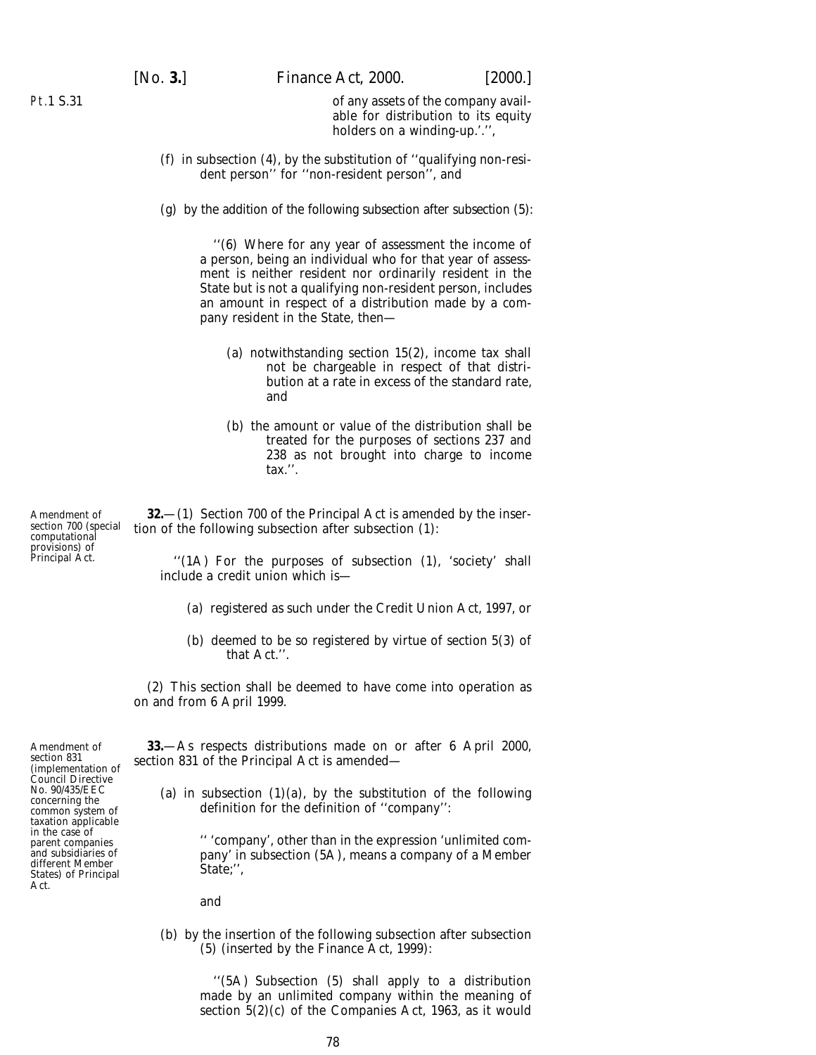of any assets of the company available for distribution to its equity holders on a winding-up.'.'',

(*f*) in subsection (4), by the substitution of ''qualifying non-resident person'' for ''non-resident person'', and

(*g*) by the addition of the following subsection after subsection (5):

''(6) Where for any year of assessment the income of a person, being an individual who for that year of assessment is neither resident nor ordinarily resident in the State but is not a qualifying non-resident person, includes an amount in respect of a distribution made by a company resident in the State, then—

(*a*) notwithstanding section 15(2), income tax shall not be chargeable in respect of that distribution at a rate in excess of the standard rate, and

(*b*) the amount or value of the distribution shall be treated for the purposes of sections 237 and 238 as not brought into charge to income tax.''.

Amendment of section 700 (special computational provisions) of Principal Act.

**32.**—(1) Section 700 of the Principal Act is amended by the insertion of the following subsection after subsection (1):

''(1A) For the purposes of subsection (1), 'society' shall include a credit union which is—

(*a*) registered as such under the Credit Union Act, 1997, or

(*b*) deemed to be so registered by virtue of section 5(3) of that Act.''.

(2) This section shall be deemed to have come into operation as on and from 6 April 1999.

Amendment of section 831 (implementation of Council Directive No. 90/435/EEC concerning the common system of taxation applicable in the case of parent companies and subsidiaries of different Member States) of Principal Act.

**33.**—As respects distributions made on or after 6 April 2000, section 831 of the Principal Act is amended—

(*a*) in subsection (1)(*a*), by the substitution of the following definition for the definition of ''company'':

'' 'company', other than in the expression 'unlimited company' in subsection (5A), means a company of a Member State;'',

and

(*b*) by the insertion of the following subsection after subsection (5) (inserted by the Finance Act, 1999):

''(5A) Subsection (5) shall apply to a distribution made by an unlimited company within the meaning of section 5(2)(*c*) of the Companies Act, 1963, as it would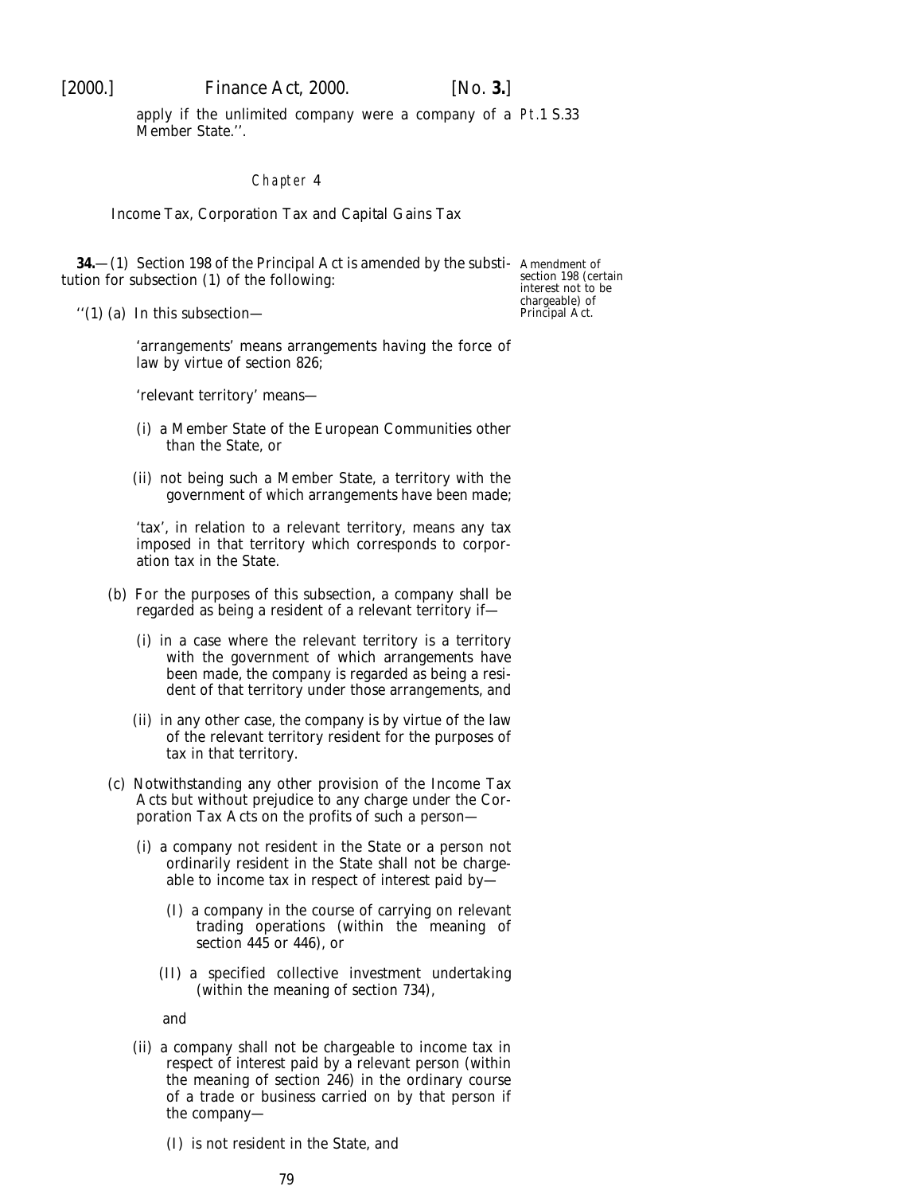apply if the unlimited company were a company of a Member State.''.

## Chapter 4

### Income Tax, Corporation Tax and Capital Gains Tax

Amendment of section 198 (certain interest not to be chargeable) of Principal Act.

**34.**—(1) Section 198 of the Principal Act is amended by the substitution for subsection (1) of the following:

''(1) (a) In this subsection—

'arrangements' means arrangements having the force of law by virtue of section 826;

'relevant territory' means—

(i) a Member State of the European Communities other than the State, or

(ii) not being such a Member State, a territory with the government of which arrangements have been made;

'tax', in relation to a relevant territory, means any tax imposed in that territory which corresponds to corporation tax in the State.

(b) For the purposes of this subsection, a company shall be regarded as being a resident of a relevant territory if—

(i) in a case where the relevant territory is a territory with the government of which arrangements have been made, the company is regarded as being a resident of that territory under those arrangements, and

(ii) in any other case, the company is by virtue of the law of the relevant territory resident for the purposes of tax in that territory.

(c) Notwithstanding any other provision of the Income Tax Acts but without prejudice to any charge under the Corporation Tax Acts on the profits of such a person—

(i) a company not resident in the State or a person not ordinarily resident in the State shall not be chargeable to income tax in respect of interest paid by—

(I) a company in the course of carrying on relevant trading operations (within the meaning of section 445 or 446), or

(II) a specified collective investment undertaking (within the meaning of section 734),

and

(ii) a company shall not be chargeable to income tax in respect of interest paid by a relevant person (within the meaning of section 246) in the ordinary course of a trade or business carried on by that person if the company—

(I) is not resident in the State, and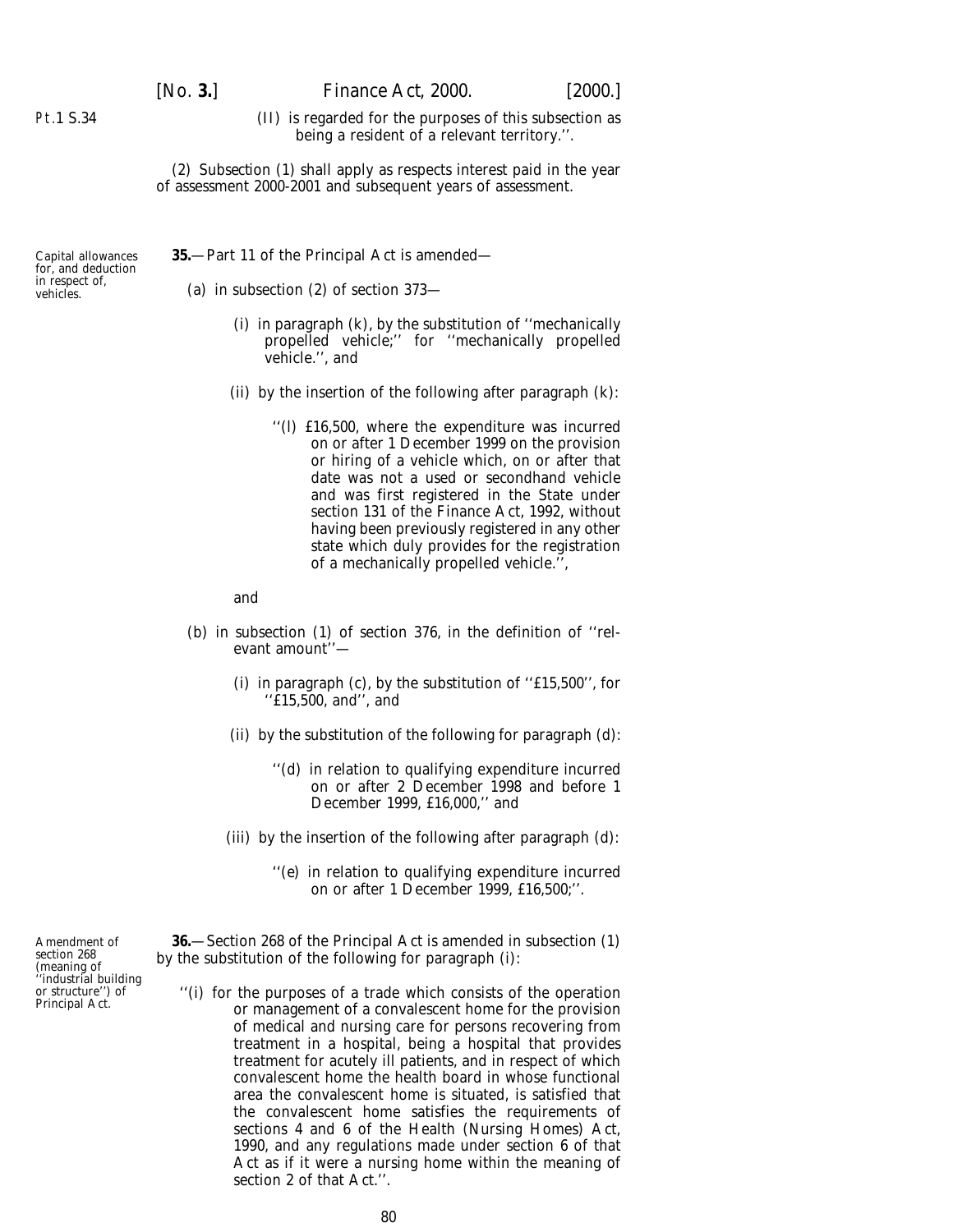(II) is regarded for the purposes of this subsection as being a resident of a relevant territory.''.

(2) Subsection (1) shall apply as respects interest paid in the year of assessment 2000-2001 and subsequent years of assessment.

*Capital allowances for, and deduction in respect of, vehicles.*

**35.**—Part 11 of the Principal Act is amended—

(*a*) in subsection (2) of section 373—

(i) in paragraph (*k*), by the substitution of ''mechanically propelled vehicle;'' for ''mechanically propelled vehicle.'', and

(ii) by the insertion of the following after paragraph (*k*):

''(*l*) £16,500, where the expenditure was incurred on or after 1 December 1999 on the provision or hiring of a vehicle which, on or after that date was not a used or secondhand vehicle and was first registered in the State under section 131 of the Finance Act, 1992, without having been previously registered in any other state which duly provides for the registration of a mechanically propelled vehicle.'',

and

(*b*) in subsection (1) of section 376, in the definition of ''relevant amount''—

(i) in paragraph (*c*), by the substitution of ''£15,500'', for ''£15,500, and'', and

(ii) by the substitution of the following for paragraph (*d*):

''(*d*) in relation to qualifying expenditure incurred on or after 2 December 1998 and before 1 December 1999, £16,000,'' and

(iii) by the insertion of the following after paragraph (*d*):

''(*e*) in relation to qualifying expenditure incurred on or after 1 December 1999, £16,500;''.

*Amendment of section 268 (meaning of ''industrial building or structure'') of Principal Act.*

**36.**—Section 268 of the Principal Act is amended in subsection (1) by the substitution of the following for paragraph (*i*):

''(*i*) for the purposes of a trade which consists of the operation or management of a convalescent home for the provision of medical and nursing care for persons recovering from treatment in a hospital, being a hospital that provides treatment for acutely ill patients, and in respect of which convalescent home the health board in whose functional area the convalescent home is situated, is satisfied that the convalescent home satisfies the requirements of sections 4 and 6 of the Health (Nursing Homes) Act, 1990, and any regulations made under section 6 of that Act as if it were a nursing home within the meaning of section 2 of that Act.''.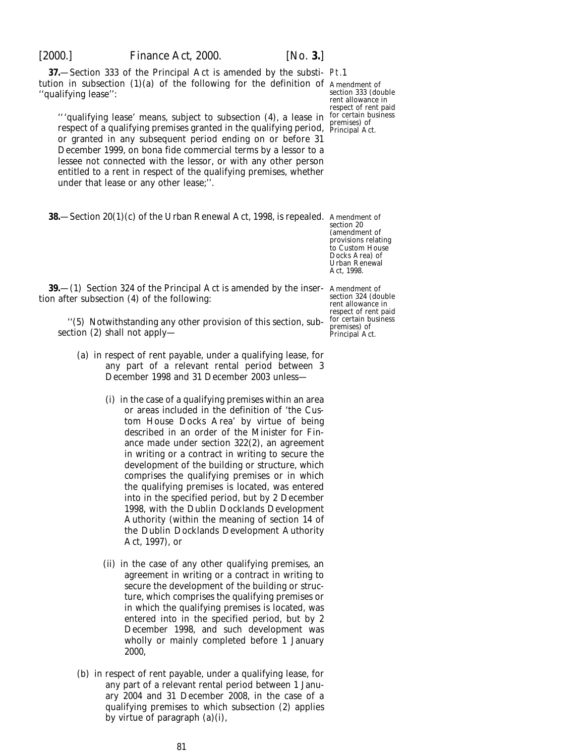**37.**—Section 333 of the Principal Act is amended by the substitution in subsection (1)(a) of the following for the definition of ''qualifying lease'':

*Amendment of section 333 (double rent allowance in respect of rent paid for certain business premises) of Principal Act.*

> '''qualifying lease' means, subject to subsection (4), a lease in respect of a qualifying premises granted in the qualifying period, or granted in any subsequent period ending on or before 31 December 1999, on bona fide commercial terms by a lessor to a lessee not connected with the lessor, or with any other person entitled to a rent in respect of the qualifying premises, whether under that lease or any other lease;''.

**38.**—Section 20(1)(c) of the Urban Renewal Act, 1998, is repealed.

*Amendment of section 20 (amendment of provisions relating to Custom House Docks Area) of Urban Renewal Act, 1998.*

**39.**—(1) Section 324 of the Principal Act is amended by the insertion after subsection (4) of the following:

*Amendment of section 324 (double rent allowance in respect of rent paid for certain business premises) of Principal Act.*

> ''(5) Notwithstanding any other provision of this section, subsection (2) shall not apply—
>
> (a) in respect of rent payable, under a qualifying lease, for any part of a relevant rental period between 3 December 1998 and 31 December 2003 unless—
>
> (i) in the case of a qualifying premises within an area or areas included in the definition of 'the Custom House Docks Area' by virtue of being described in an order of the Minister for Finance made under section 322(2), an agreement in writing or a contract in writing to secure the development of the building or structure, which comprises the qualifying premises or in which the qualifying premises is located, was entered into in the specified period, but by 2 December 1998, with the Dublin Docklands Development Authority (within the meaning of section 14 of the Dublin Docklands Development Authority Act, 1997), or
>
> (ii) in the case of any other qualifying premises, an agreement in writing or a contract in writing to secure the development of the building or structure, which comprises the qualifying premises or in which the qualifying premises is located, was entered into in the specified period, but by 2 December 1998, and such development was wholly or mainly completed before 1 January 2000,
>
> (b) in respect of rent payable, under a qualifying lease, for any part of a relevant rental period between 1 January 2004 and 31 December 2008, in the case of a qualifying premises to which subsection (2) applies by virtue of paragraph (a)(i),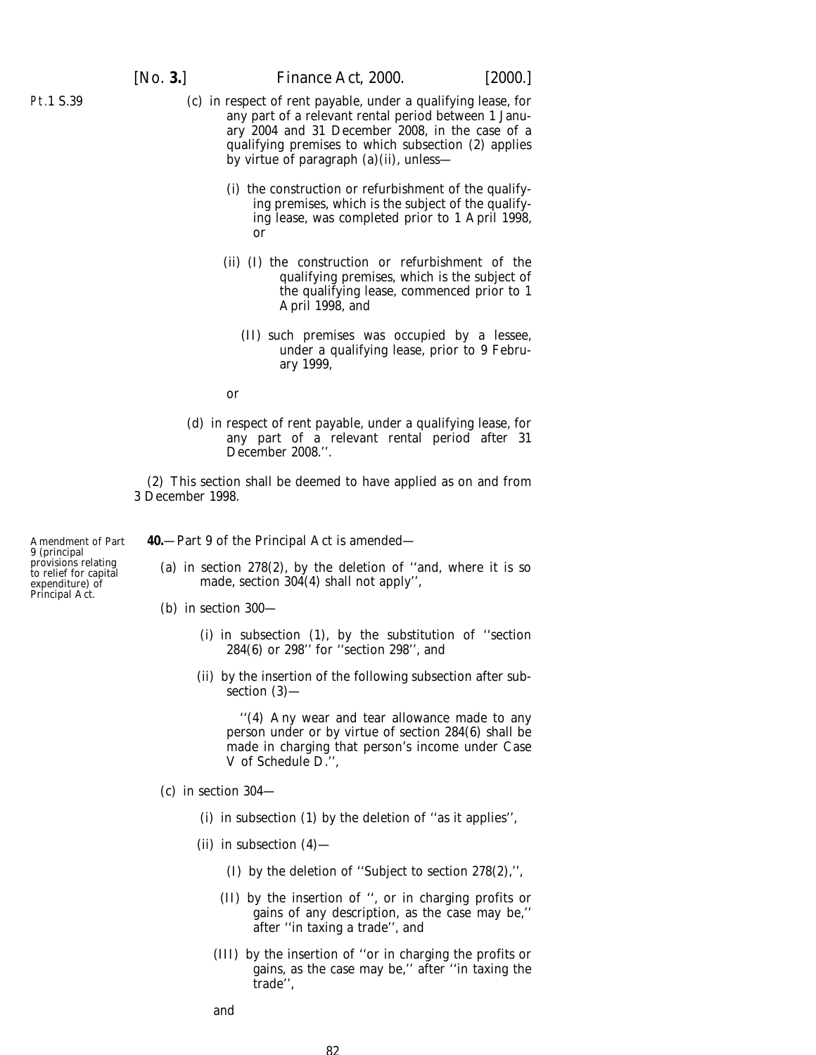(c) in respect of rent payable, under a qualifying lease, for any part of a relevant rental period between 1 January 2004 and 31 December 2008, in the case of a qualifying premises to which subsection (2) applies by virtue of paragraph (a)(ii), unless—

(i) the construction or refurbishment of the qualifying premises, which is the subject of the qualifying lease, was completed prior to 1 April 1998, or

(ii) (I) the construction or refurbishment of the qualifying premises, which is the subject of the qualifying lease, commenced prior to 1 April 1998, and

(II) such premises was occupied by a lessee, under a qualifying lease, prior to 9 February 1999,

or

(d) in respect of rent payable, under a qualifying lease, for any part of a relevant rental period after 31 December 2008.''.

(2) This section shall be deemed to have applied as on and from 3 December 1998.

Amendment of Part 9 (principal provisions relating to relief for capital expenditure) of Principal Act.

**40.**—Part 9 of the Principal Act is amended—

(a) in section 278(2), by the deletion of ''and, where it is so made, section 304(4) shall not apply'',

(b) in section 300—

(i) in subsection (1), by the substitution of ''section 284(6) or 298'' for ''section 298'', and

(ii) by the insertion of the following subsection after subsection (3)—

''(4) Any wear and tear allowance made to any person under or by virtue of section 284(6) shall be made in charging that person's income under Case V of Schedule D.'',

(c) in section 304—

(i) in subsection (1) by the deletion of ''as it applies'',

(ii) in subsection (4)—

(I) by the deletion of ''Subject to section 278(2),'',

(II) by the insertion of '', or in charging profits or gains of any description, as the case may be,'' after ''in taxing a trade'', and

(III) by the insertion of ''or in charging the profits or gains, as the case may be,'' after ''in taxing the trade'',

and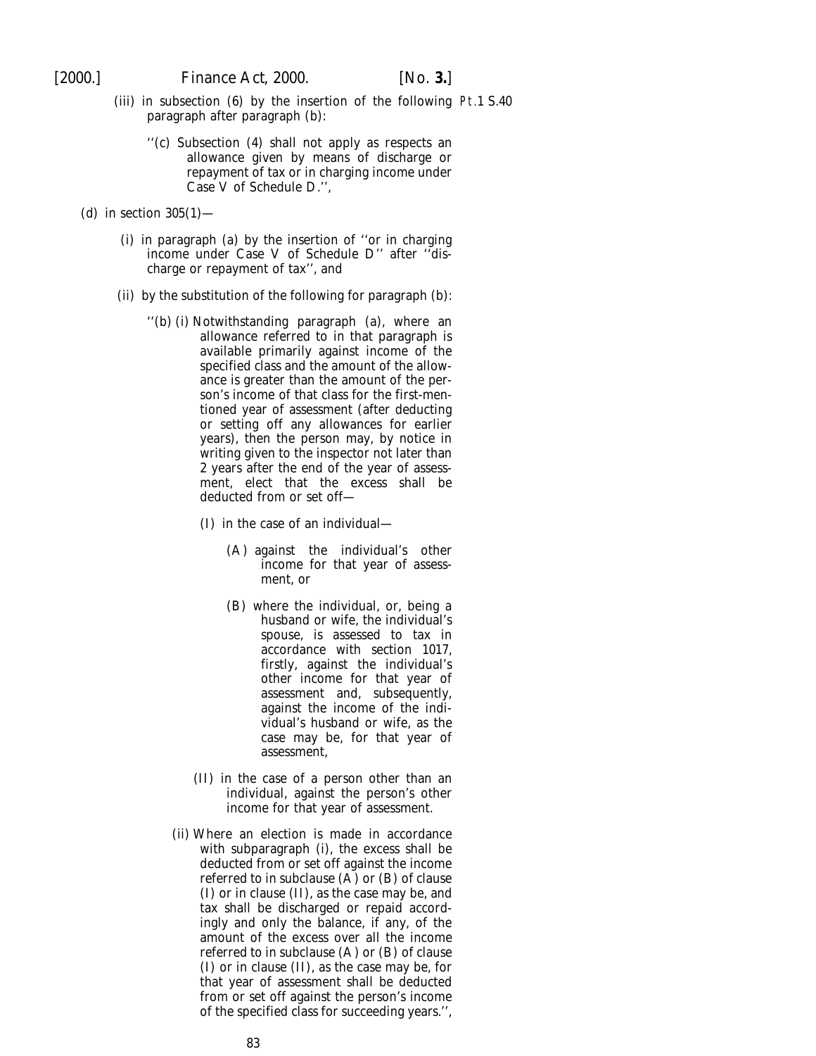(iii) in subsection (6) by the insertion of the following paragraph after paragraph (b):

''(c) Subsection (4) shall not apply as respects an allowance given by means of discharge or repayment of tax or in charging income under Case V of Schedule D.'',

Pt.1 S.40

(d) in section 305(1)—

(i) in paragraph (a) by the insertion of ''or in charging income under Case V of Schedule D'' after ''discharge or repayment of tax'', and

(ii) by the substitution of the following for paragraph (b):

''(b) (i) Notwithstanding paragraph (a), where an allowance referred to in that paragraph is available primarily against income of the specified class and the amount of the allowance is greater than the amount of the person's income of that class for the first-mentioned year of assessment (after deducting or setting off any allowances for earlier years), then the person may, by notice in writing given to the inspector not later than 2 years after the end of the year of assessment, elect that the excess shall be deducted from or set off—

(I) in the case of an individual—

(A) against the individual's other income for that year of assessment, or

(B) where the individual, or, being a husband or wife, the individual's spouse, is assessed to tax in accordance with section 1017, firstly, against the individual's other income for that year of assessment and, subsequently, against the income of the individual's husband or wife, as the case may be, for that year of assessment,

(II) in the case of a person other than an individual, against the person's other income for that year of assessment.

(ii) Where an election is made in accordance with subparagraph (i), the excess shall be deducted from or set off against the income referred to in subclause (A) or (B) of clause (I) or in clause (II), as the case may be, and tax shall be discharged or repaid accordingly and only the balance, if any, of the amount of the excess over all the income referred to in subclause (A) or (B) of clause (I) or in clause (II), as the case may be, for that year of assessment shall be deducted from or set off against the person's income of the specified class for succeeding years.'',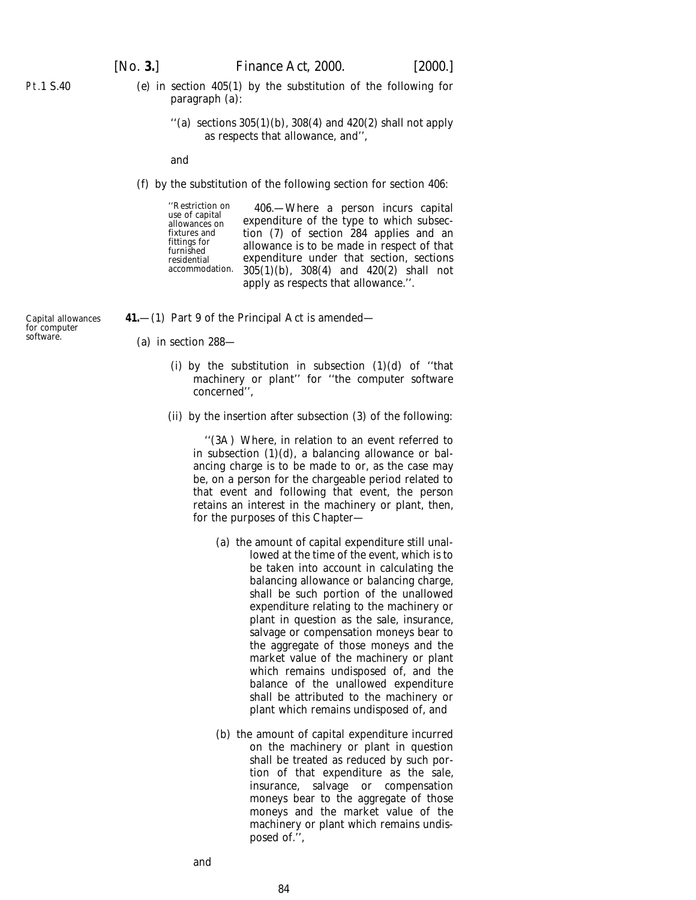Pt.1 S.40

(*e*) in section 405(1) by the substitution of the following for paragraph (*a*):

> ''(*a*) sections 305(1)(*b*), 308(4) and 420(2) shall not apply as respects that allowance, and'',

and

(*f*) by the substitution of the following section for section 406:

> ''Restriction on use of capital allowances on fixtures and fittings for furnished residential accommodation.
>
> 406.—Where a person incurs capital expenditure of the type to which subsection (7) of section 284 applies and an allowance is to be made in respect of that expenditure under that section, sections 305(1)(*b*), 308(4) and 420(2) shall not apply as respects that allowance.''.

Capital allowances for computer software.

**41.**—(1) Part 9 of the Principal Act is amended—

(*a*) in section 288—

(i) by the substitution in subsection (1)(*d*) of ''that machinery or plant'' for ''the computer software concerned'',

(ii) by the insertion after subsection (3) of the following:

> ''(3A) Where, in relation to an event referred to in subsection (1)(*d*), a balancing allowance or balancing charge is to be made to or, as the case may be, on a person for the chargeable period related to that event and following that event, the person retains an interest in the machinery or plant, then, for the purposes of this Chapter—
>
> (*a*) the amount of capital expenditure still unallowed at the time of the event, which is to be taken into account in calculating the balancing allowance or balancing charge, shall be such portion of the unallowed expenditure relating to the machinery or plant in question as the sale, insurance, salvage or compensation moneys bear to the aggregate of those moneys and the market value of the machinery or plant which remains undisposed of, and the balance of the unallowed expenditure shall be attributed to the machinery or plant which remains undisposed of, and
>
> (*b*) the amount of capital expenditure incurred on the machinery or plant in question shall be treated as reduced by such portion of that expenditure as the sale, insurance, salvage or compensation moneys bear to the aggregate of those moneys and the market value of the machinery or plant which remains undisposed of.'',

and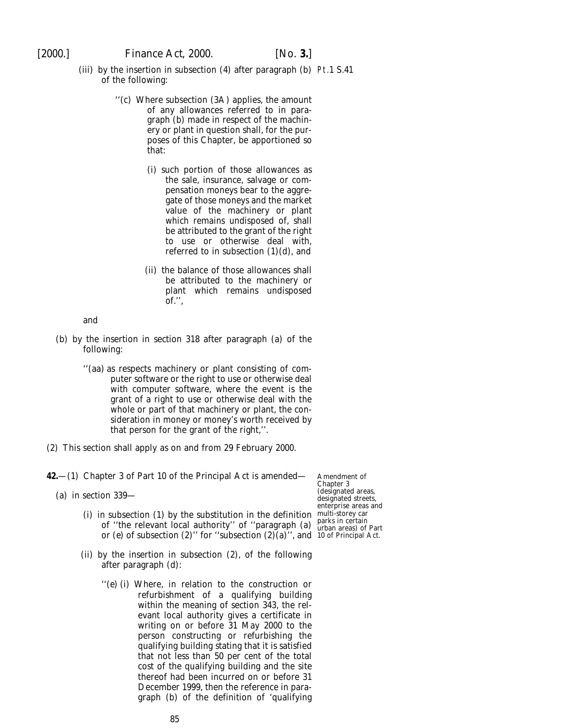(iii) by the insertion in subsection (4) after paragraph (b) of the following:

> ''(c) Where subsection (3A) applies, the amount of any allowances referred to in paragraph (b) made in respect of the machinery or plant in question shall, for the purposes of this Chapter, be apportioned so that:
>
> (i) such portion of those allowances as the sale, insurance, salvage or compensation moneys bear to the aggregate of those moneys and the market value of the machinery or plant which remains undisposed of, shall be attributed to the grant of the right to use or otherwise deal with, referred to in subsection (1)(*d*), and
>
> (ii) the balance of those allowances shall be attributed to the machinery or plant which remains undisposed of.'',

and

(*b*) by the insertion in section 318 after paragraph (*a*) of the following:

> ''(*aa*) as respects machinery or plant consisting of computer software or the right to use or otherwise deal with computer software, where the event is the grant of a right to use or otherwise deal with the whole or part of that machinery or plant, the consideration in money or money's worth received by that person for the grant of the right,''.

(2) This section shall apply as on and from 29 February 2000.

*Amendment of Chapter 3 (designated areas, designated streets, enterprise areas and multi-storey car parks in certain urban areas) of Part 10 of Principal Act.*

**42.**—(1) Chapter 3 of Part 10 of the Principal Act is amended—

(*a*) in section 339—

(i) in subsection (1) by the substitution in the definition of ''the relevant local authority'' of ''paragraph (*a*) or (*e*) of subsection (2)'' for ''subsection (2)(*a*)'', and

(ii) by the insertion in subsection (2), of the following after paragraph (*d*):

> ''(*e*) (i) Where, in relation to the construction or refurbishment of a qualifying building within the meaning of section 343, the relevant local authority gives a certificate in writing on or before 31 May 2000 to the person constructing or refurbishing the qualifying building stating that it is satisfied that not less than 50 per cent of the total cost of the qualifying building and the site thereof had been incurred on or before 31 December 1999, then the reference in paragraph (*b*) of the definition of 'qualifying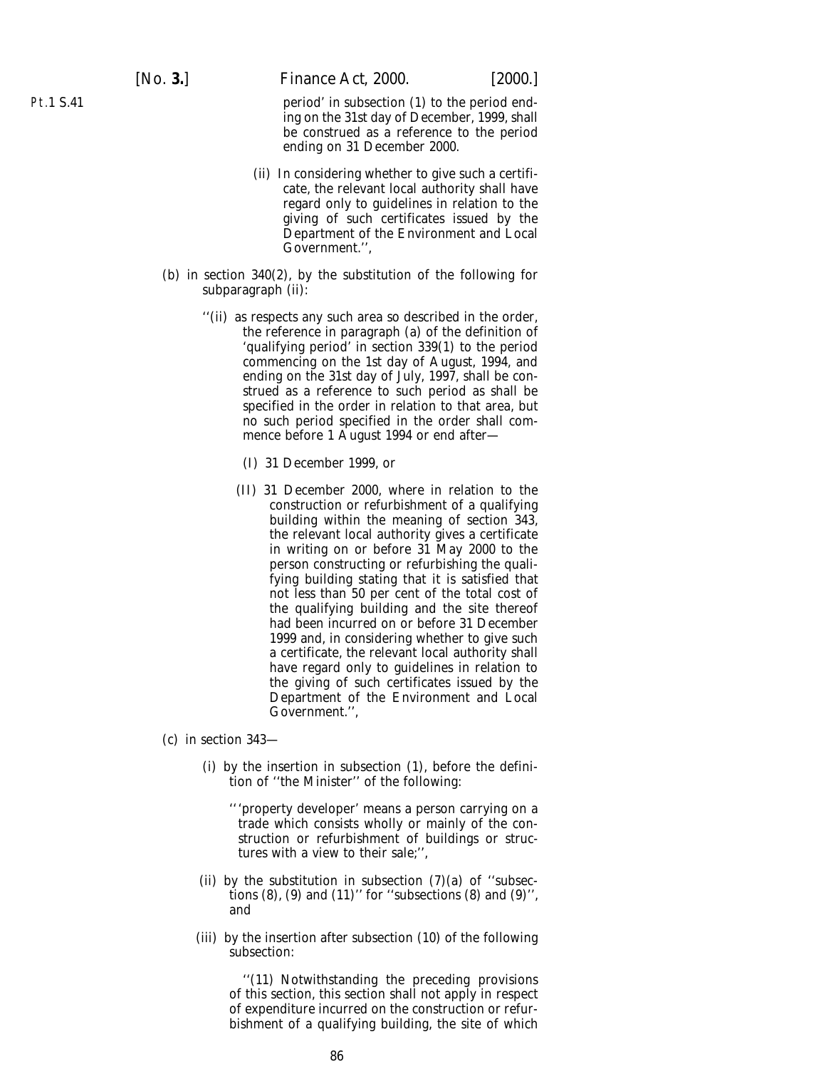period' in subsection (1) to the period ending on the 31st day of December, 1999, shall be construed as a reference to the period ending on 31 December 2000.

(ii) In considering whether to give such a certificate, the relevant local authority shall have regard only to guidelines in relation to the giving of such certificates issued by the Department of the Environment and Local Government.'',

(*b*) in section 340(2), by the substitution of the following for subparagraph (ii):

''(ii) as respects any such area so described in the order, the reference in paragraph (*a*) of the definition of 'qualifying period' in section 339(1) to the period commencing on the 1st day of August, 1994, and ending on the 31st day of July, 1997, shall be construed as a reference to such period as shall be specified in the order in relation to that area, but no such period specified in the order shall commence before 1 August 1994 or end after—

(I) 31 December 1999, or

(II) 31 December 2000, where in relation to the construction or refurbishment of a qualifying building within the meaning of section 343, the relevant local authority gives a certificate in writing on or before 31 May 2000 to the person constructing or refurbishing the qualifying building stating that it is satisfied that not less than 50 per cent of the total cost of the qualifying building and the site thereof had been incurred on or before 31 December 1999 and, in considering whether to give such a certificate, the relevant local authority shall have regard only to guidelines in relation to the giving of such certificates issued by the Department of the Environment and Local Government.'',

(*c*) in section 343—

(i) by the insertion in subsection (1), before the definition of ''the Minister'' of the following:

'''property developer' means a person carrying on a trade which consists wholly or mainly of the construction or refurbishment of buildings or structures with a view to their sale;'',

(ii) by the substitution in subsection (7)(*a*) of ''subsections (8), (9) and (11)'' for ''subsections (8) and (9)'', and

(iii) by the insertion after subsection (10) of the following subsection:

''(11) Notwithstanding the preceding provisions of this section, this section shall not apply in respect of expenditure incurred on the construction or refurbishment of a qualifying building, the site of which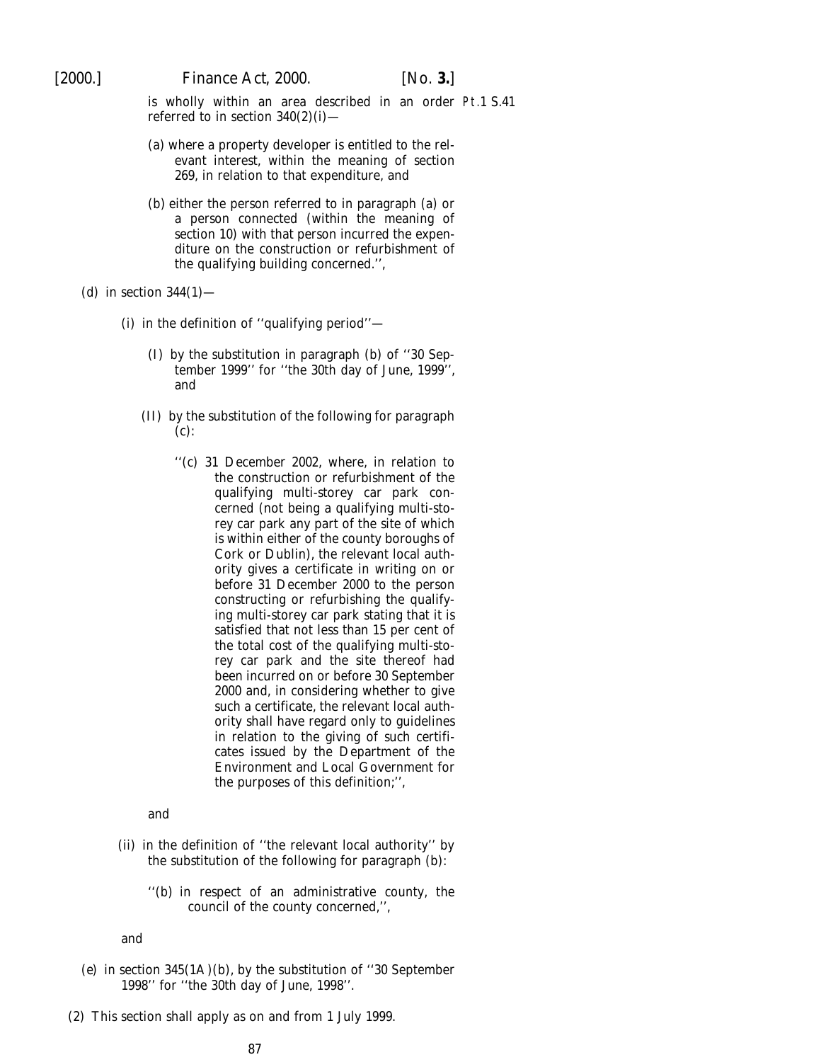is wholly within an area described in an order referred to in section 340(2)(i)—

(a) where a property developer is entitled to the relevant interest, within the meaning of section 269, in relation to that expenditure, and

(b) either the person referred to in paragraph (a) or a person connected (within the meaning of section 10) with that person incurred the expenditure on the construction or refurbishment of the qualifying building concerned.'',

(d) in section 344(1)—

(i) in the definition of ''qualifying period''—

(I) by the substitution in paragraph (b) of ''30 September 1999'' for ''the 30th day of June, 1999'', and

(II) by the substitution of the following for paragraph (c):

''(c) 31 December 2002, where, in relation to the construction or refurbishment of the qualifying multi-storey car park concerned (not being a qualifying multi-storey car park any part of the site of which is within either of the county boroughs of Cork or Dublin), the relevant local authority gives a certificate in writing on or before 31 December 2000 to the person constructing or refurbishing the qualifying multi-storey car park stating that it is satisfied that not less than 15 per cent of the total cost of the qualifying multi-storey car park and the site thereof had been incurred on or before 30 September 2000 and, in considering whether to give such a certificate, the relevant local authority shall have regard only to guidelines in relation to the giving of such certificates issued by the Department of the Environment and Local Government for the purposes of this definition;'',

and

(ii) in the definition of ''the relevant local authority'' by the substitution of the following for paragraph (b):

''(b) in respect of an administrative county, the council of the county concerned,'',

and

(e) in section 345(1A)(b), by the substitution of ''30 September 1998'' for ''the 30th day of June, 1998''.

(2) This section shall apply as on and from 1 July 1999.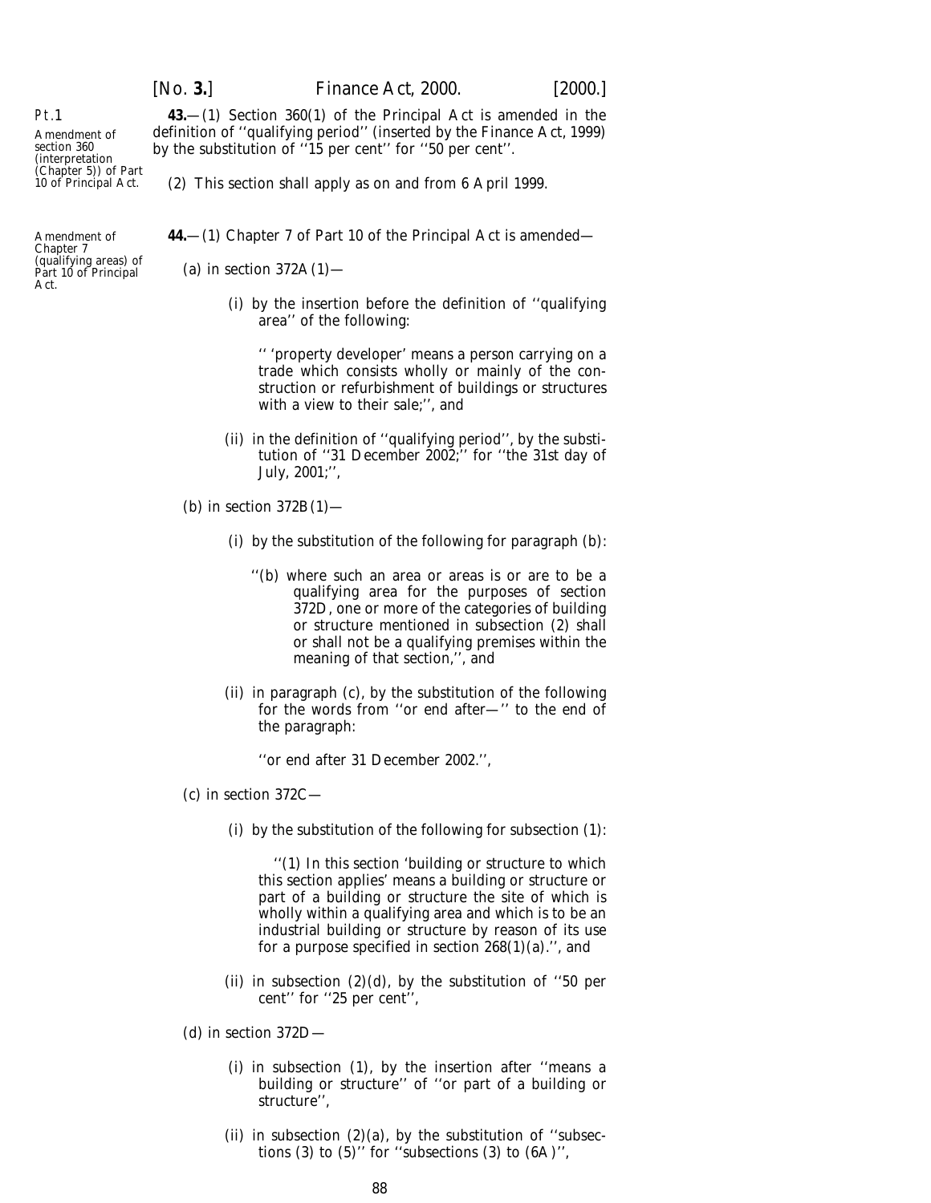Pt.1

Amendment of section 360 (interpretation (Chapter 5)) of Part 10 of Principal Act.

**43.**—(1) Section 360(1) of the Principal Act is amended in the definition of ''qualifying period'' (inserted by the Finance Act, 1999) by the substitution of ''15 per cent'' for ''50 per cent''.

(2) This section shall apply as on and from 6 April 1999.

Amendment of Chapter 7 (qualifying areas) of Part 10 of Principal Act.

**44.**—(1) Chapter 7 of Part 10 of the Principal Act is amended—

(*a*) in section 372A(1)—

(i) by the insertion before the definition of ''qualifying area'' of the following:

'' 'property developer' means a person carrying on a trade which consists wholly or mainly of the construction or refurbishment of buildings or structures with a view to their sale;'', and

(ii) in the definition of ''qualifying period'', by the substitution of ''31 December 2002;'' for ''the 31st day of July, 2001;'',

(*b*) in section 372B(1)—

(i) by the substitution of the following for paragraph (*b*):

''(*b*) where such an area or areas is or are to be a qualifying area for the purposes of section 372D, one or more of the categories of building or structure mentioned in subsection (2) shall or shall not be a qualifying premises within the meaning of that section,'', and

(ii) in paragraph (*c*), by the substitution of the following for the words from ''or end after—'' to the end of the paragraph:

''or end after 31 December 2002.'',

(*c*) in section 372C—

(i) by the substitution of the following for subsection (1):

''(1) In this section 'building or structure to which this section applies' means a building or structure or part of a building or structure the site of which is wholly within a qualifying area and which is to be an industrial building or structure by reason of its use for a purpose specified in section 268(1)(*a*).'', and

(ii) in subsection (2)(*d*), by the substitution of ''50 per cent'' for ''25 per cent'',

(*d*) in section 372D—

(i) in subsection (1), by the insertion after ''means a building or structure'' of ''or part of a building or structure'',

(ii) in subsection (2)(*a*), by the substitution of ''subsections (3) to (5)'' for ''subsections (3) to (6A)'',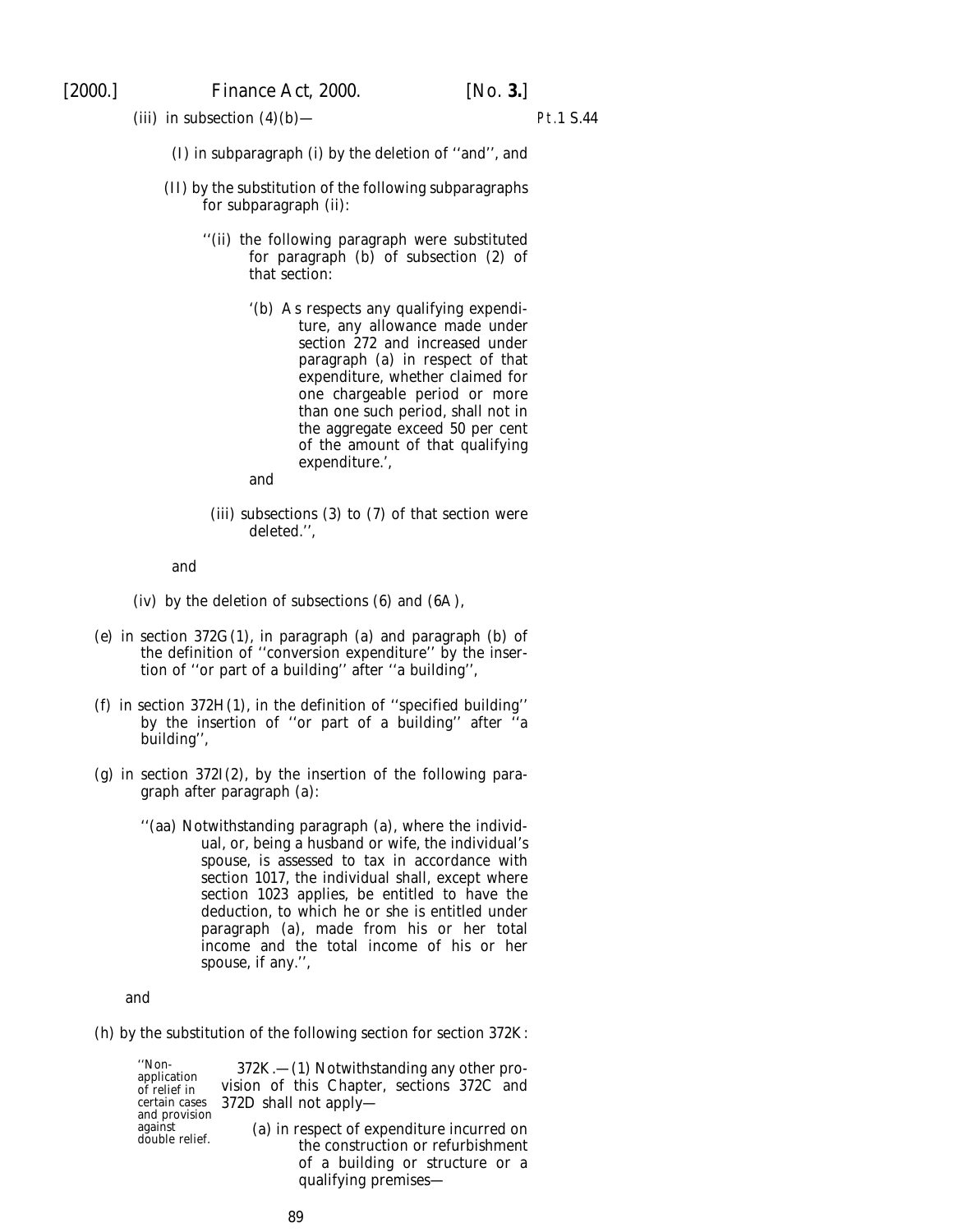(iii) in subsection (4)(b)—

(I) in subparagraph (i) by the deletion of ‘‘and’’, and

(II) by the substitution of the following subparagraphs for subparagraph (ii):

‘‘(ii) the following paragraph were substituted for paragraph (b) of subsection (2) of that section:

‘(b) As respects any qualifying expenditure, any allowance made under section 272 and increased under paragraph (a) in respect of that expenditure, whether claimed for one chargeable period or more than one such period, shall not in the aggregate exceed 50 per cent of the amount of that qualifying expenditure.’,

and

(iii) subsections (3) to (7) of that section were deleted.’’,

and

(iv) by the deletion of subsections (6) and (6A),

(e) in section 372G(1), in paragraph (a) and paragraph (b) of the definition of ‘‘conversion expenditure’’ by the insertion of ‘‘or part of a building’’ after ‘‘a building’’,

(f) in section 372H(1), in the definition of ‘‘specified building’’ by the insertion of ‘‘or part of a building’’ after ‘‘a building’’,

(g) in section 372I(2), by the insertion of the following paragraph after paragraph (a):

‘‘(aa) Notwithstanding paragraph (a), where the individual, or, being a husband or wife, the individual’s spouse, is assessed to tax in accordance with section 1017, the individual shall, except where section 1023 applies, be entitled to have the deduction, to which he or she is entitled under paragraph (a), made from his or her total income and the total income of his or her spouse, if any.’’,

and

(h) by the substitution of the following section for section 372K:

‘‘Non-application of relief in certain cases and provision against double relief.

372K.—(1) Notwithstanding any other provision of this Chapter, sections 372C and 372D shall not apply—

(a) in respect of expenditure incurred on the construction or refurbishment of a building or structure or a qualifying premises—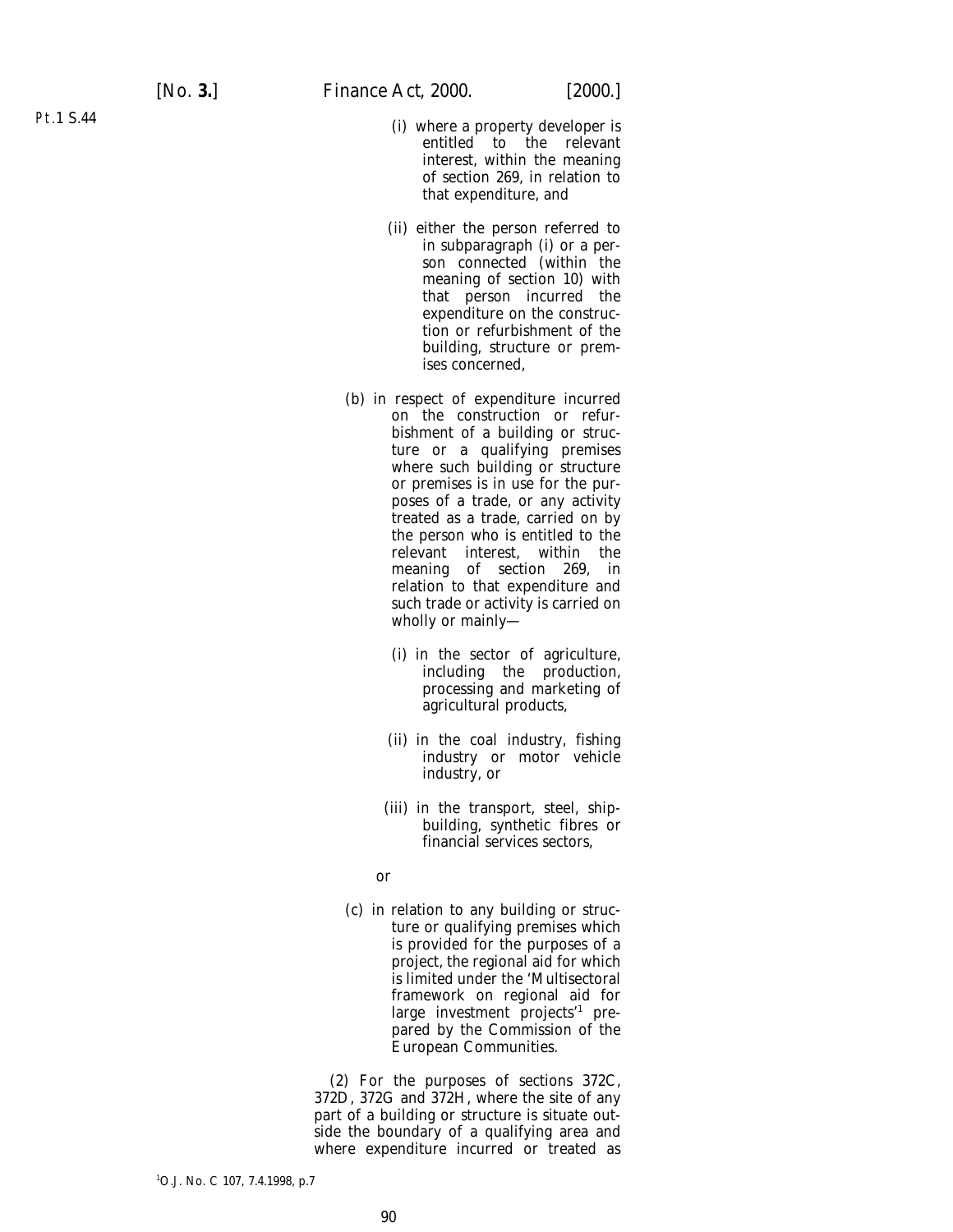(i) where a property developer is entitled to the relevant interest, within the meaning of section 269, in relation to that expenditure, and

(ii) either the person referred to in subparagraph (i) or a person connected (within the meaning of section 10) with that person incurred the expenditure on the construction or refurbishment of the building, structure or premises concerned,

(b) in respect of expenditure incurred on the construction or refurbishment of a building or structure or a qualifying premises where such building or structure or premises is in use for the purposes of a trade, or any activity treated as a trade, carried on by the person who is entitled to the relevant interest, within the meaning of section 269, in relation to that expenditure and such trade or activity is carried on wholly or mainly—

(i) in the sector of agriculture, including the production, processing and marketing of agricultural products,

(ii) in the coal industry, fishing industry or motor vehicle industry, or

(iii) in the transport, steel, shipbuilding, synthetic fibres or financial services sectors,

or

(c) in relation to any building or structure or qualifying premises which is provided for the purposes of a project, the regional aid for which is limited under the 'Multisectoral framework on regional aid for large investment projects'[1] prepared by the Commission of the European Communities.

(2) For the purposes of sections 372C, 372D, 372G and 372H, where the site of any part of a building or structure is situate outside the boundary of a qualifying area and where expenditure incurred or treated as

[1] O.J. No. C 107, 7.4.1998, p.7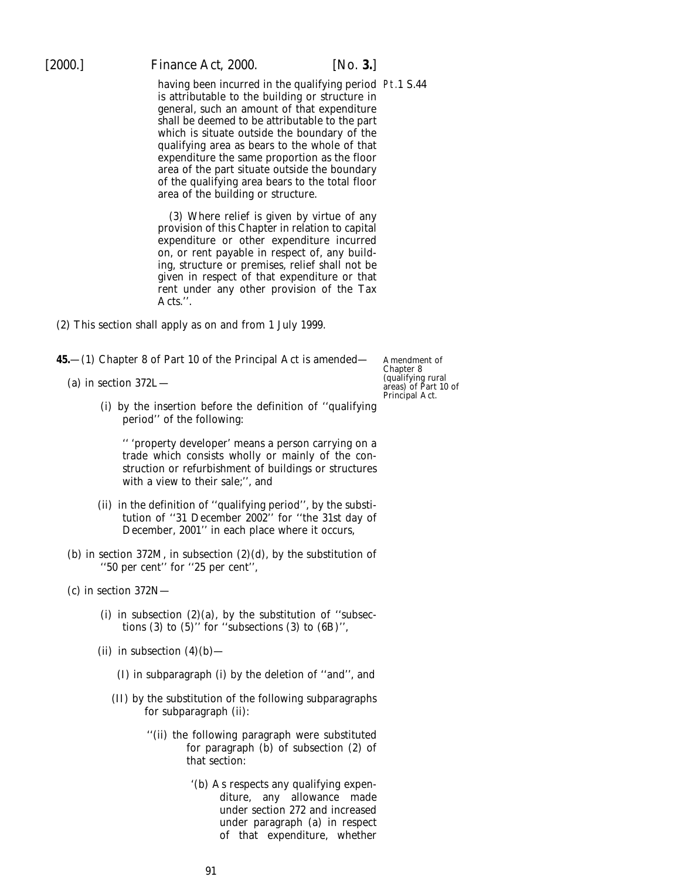having been incurred in the qualifying period is attributable to the building or structure in general, such an amount of that expenditure shall be deemed to be attributable to the part which is situate outside the boundary of the qualifying area as bears to the whole of that expenditure the same proportion as the floor area of the part situate outside the boundary of the qualifying area bears to the total floor area of the building or structure.

(3) Where relief is given by virtue of any provision of this Chapter in relation to capital expenditure or other expenditure incurred on, or rent payable in respect of, any building, structure or premises, relief shall not be given in respect of that expenditure or that rent under any other provision of the Tax Acts.''.

(2) This section shall apply as on and from 1 July 1999.

**45.**—(1) Chapter 8 of Part 10 of the Principal Act is amended—

*Amendment of Chapter 8 (qualifying rural areas) of Part 10 of Principal Act.*

(*a*) in section 372L—

(i) by the insertion before the definition of ''qualifying period'' of the following:

'' 'property developer' means a person carrying on a trade which consists wholly or mainly of the construction or refurbishment of buildings or structures with a view to their sale;'', and

(ii) in the definition of ''qualifying period'', by the substitution of ''31 December 2002'' for ''the 31st day of December, 2001'' in each place where it occurs,

(*b*) in section 372M, in subsection (2)(*d*), by the substitution of ''50 per cent'' for ''25 per cent'',

(*c*) in section 372N—

(i) in subsection (2)(*a*), by the substitution of ''subsections (3) to (5)'' for ''subsections (3) to (6B)'',

(ii) in subsection (4)(*b*)—

(I) in subparagraph (i) by the deletion of ''and'', and

(II) by the substitution of the following subparagraphs for subparagraph (ii):

''(ii) the following paragraph were substituted for paragraph (*b*) of subsection (2) of that section:

'(*b*) As respects any qualifying expenditure, any allowance made under section 272 and increased under paragraph (*a*) in respect of that expenditure, whether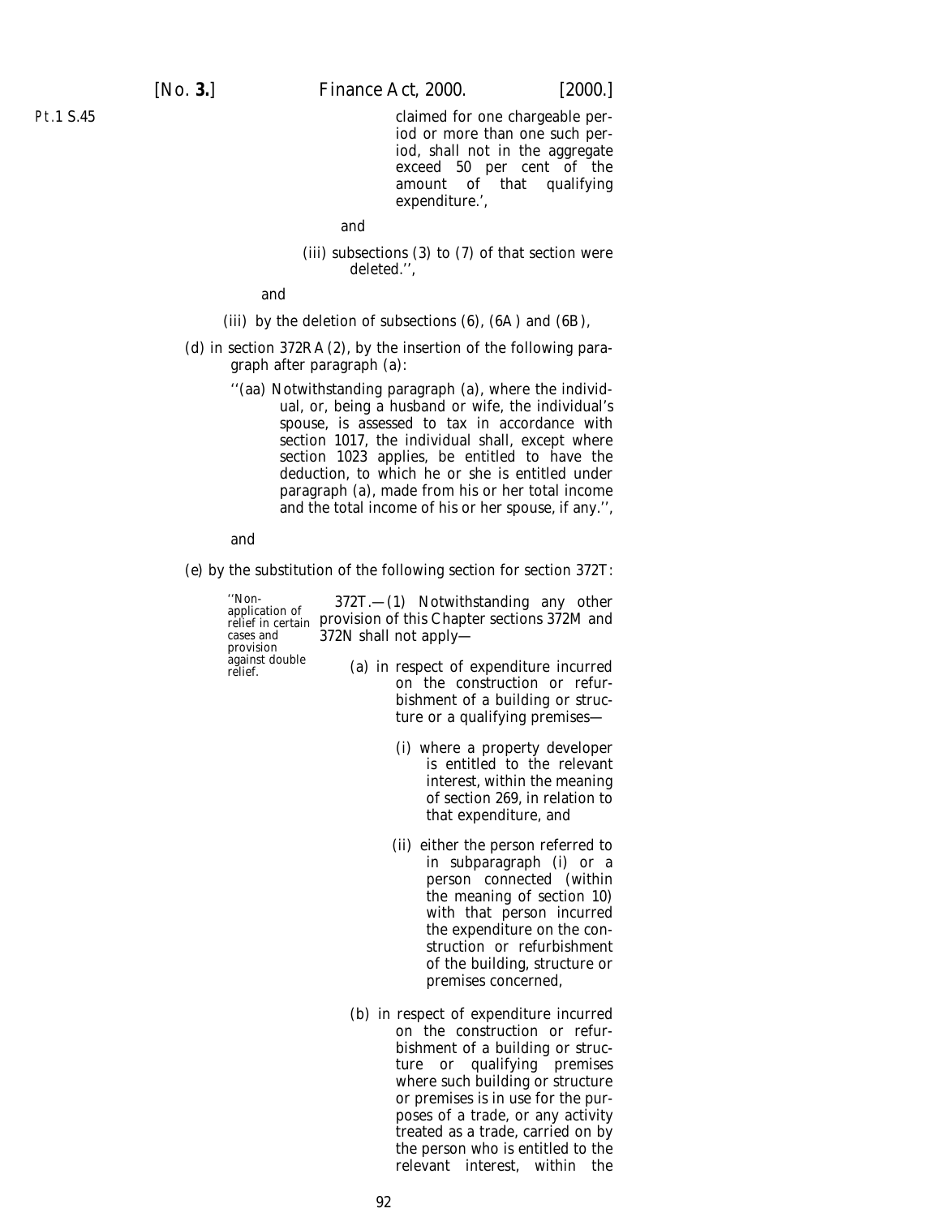claimed for one chargeable period or more than one such period, shall not in the aggregate exceed 50 per cent of the amount of that qualifying expenditure.',

and

(iii) subsections (3) to (7) of that section were deleted.'',

and

(iii) by the deletion of subsections (6), (6A) and (6B),

(d) in section 372RA(2), by the insertion of the following paragraph after paragraph (a):

''(aa) Notwithstanding paragraph (a), where the individual, or, being a husband or wife, the individual's spouse, is assessed to tax in accordance with section 1017, the individual shall, except where section 1023 applies, be entitled to have the deduction, to which he or she is entitled under paragraph (a), made from his or her total income and the total income of his or her spouse, if any.'',

and

(e) by the substitution of the following section for section 372T:

''Non-application of relief in certain cases and provision against double relief.

372T.—(1) Notwithstanding any other provision of this Chapter sections 372M and 372N shall not apply—

(a) in respect of expenditure incurred on the construction or refurbishment of a building or structure or a qualifying premises—

(i) where a property developer is entitled to the relevant interest, within the meaning of section 269, in relation to that expenditure, and

(ii) either the person referred to in subparagraph (i) or a person connected (within the meaning of section 10) with that person incurred the expenditure on the construction or refurbishment of the building, structure or premises concerned,

(b) in respect of expenditure incurred on the construction or refurbishment of a building or structure or qualifying premises where such building or structure or premises is in use for the purposes of a trade, or any activity treated as a trade, carried on by the person who is entitled to the relevant interest, within the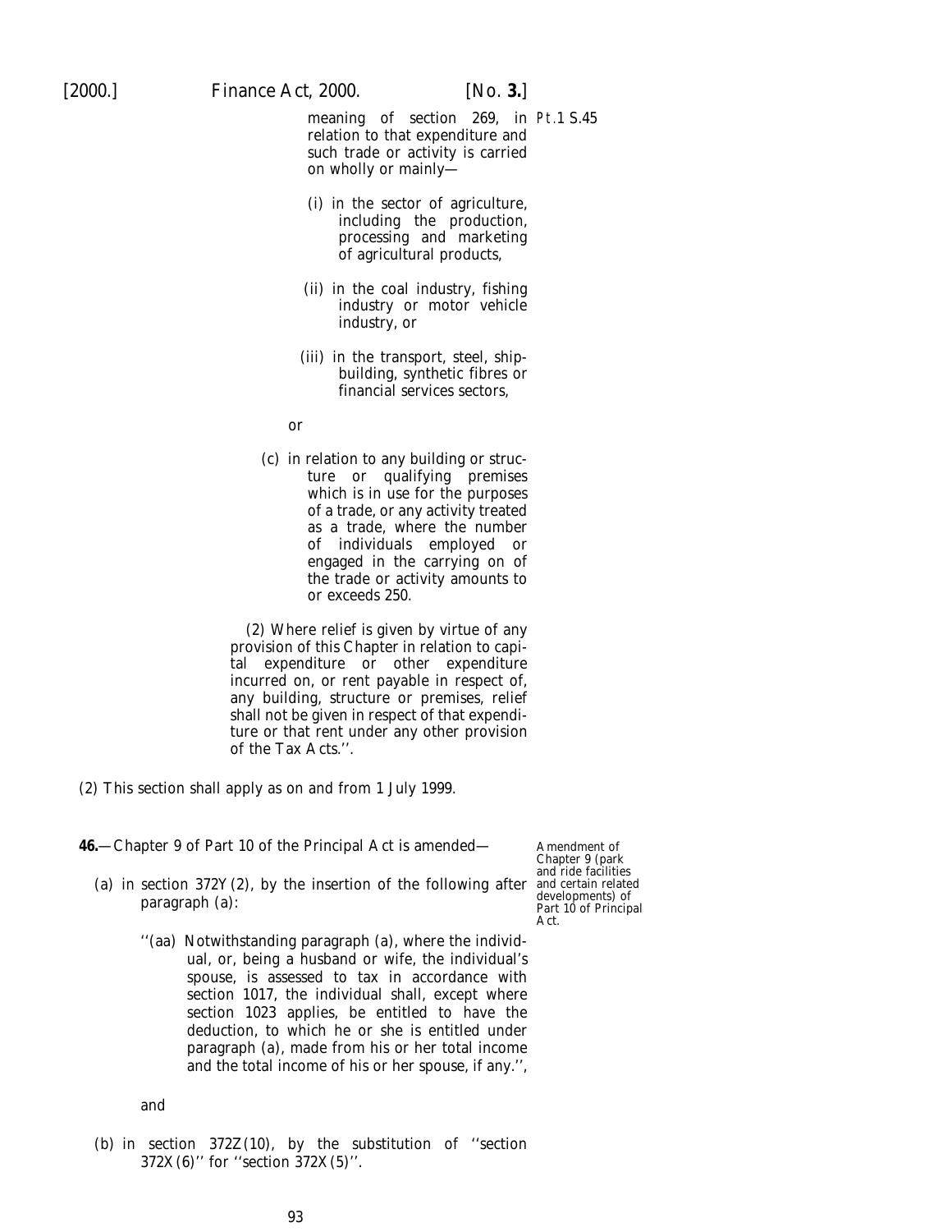meaning of section 269, in relation to that expenditure and such trade or activity is carried on wholly or mainly—

(i) in the sector of agriculture, including the production, processing and marketing of agricultural products,

(ii) in the coal industry, fishing industry or motor vehicle industry, or

(iii) in the transport, steel, shipbuilding, synthetic fibres or financial services sectors,

or

(*c*) in relation to any building or structure or qualifying premises which is in use for the purposes of a trade, or any activity treated as a trade, where the number of individuals employed or engaged in the carrying on of the trade or activity amounts to or exceeds 250.

(2) Where relief is given by virtue of any provision of this Chapter in relation to capital expenditure or other expenditure incurred on, or rent payable in respect of, any building, structure or premises, relief shall not be given in respect of that expenditure or that rent under any other provision of the Tax Acts.''.

(2) This section shall apply as on and from 1 July 1999.

Pt.1 S.45

Amendment of Chapter 9 (park and ride facilities and certain related developments) of Part 10 of Principal Act.

**46.**—Chapter 9 of Part 10 of the Principal Act is amended—

(*a*) in section 372Y(2), by the insertion of the following after paragraph (*a*):

''(*aa*) Notwithstanding paragraph (*a*), where the individual, or, being a husband or wife, the individual's spouse, is assessed to tax in accordance with section 1017, the individual shall, except where section 1023 applies, be entitled to have the deduction, to which he or she is entitled under paragraph (*a*), made from his or her total income and the total income of his or her spouse, if any.'',

and

(*b*) in section 372Z(10), by the substitution of ''section 372X(6)'' for ''section 372X(5)''.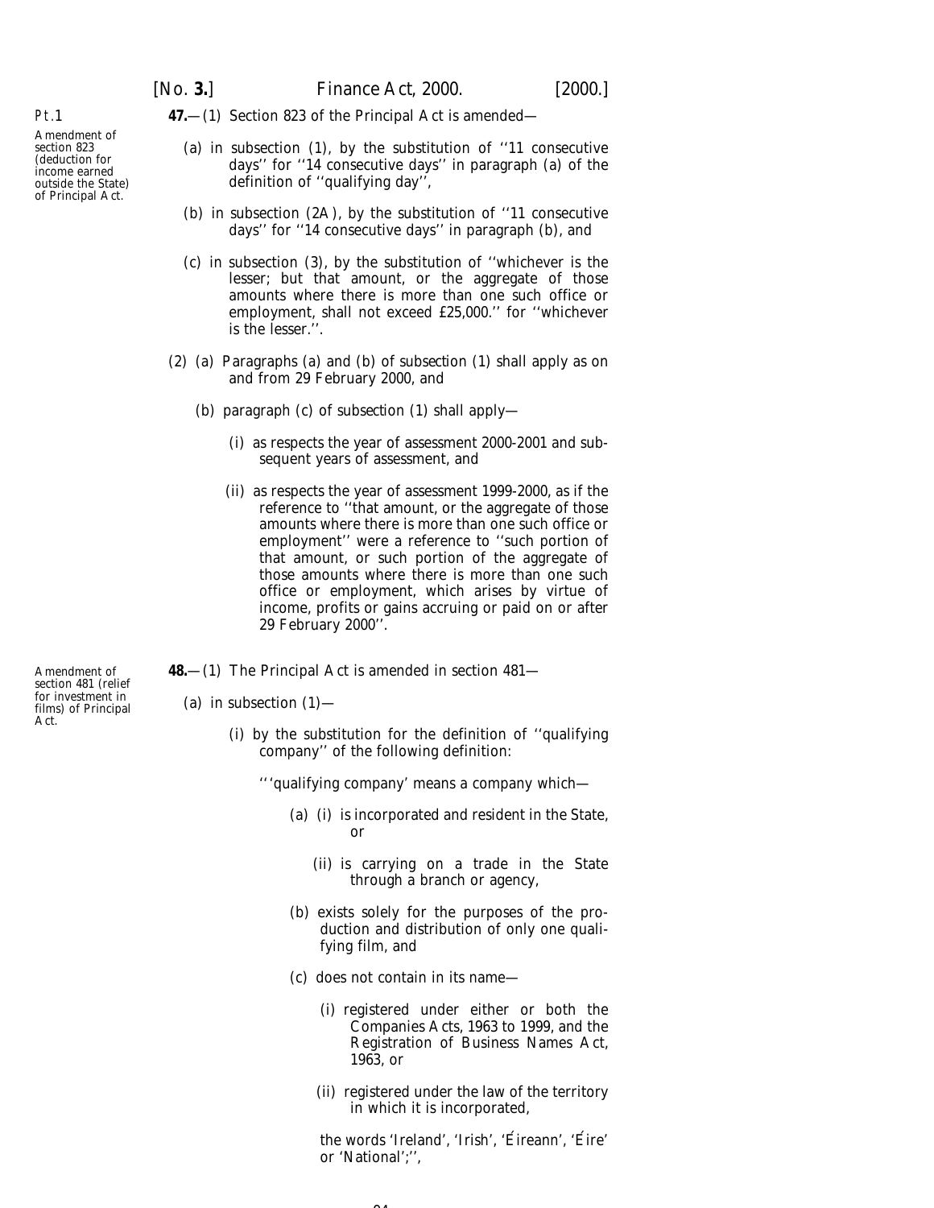Pt.1

Amendment of section 823 (deduction for income earned outside the State) of Principal Act.

**47.**—(1) Section 823 of the Principal Act is amended—

(*a*) in subsection (1), by the substitution of ''11 consecutive days'' for ''14 consecutive days'' in paragraph (*a*) of the definition of ''qualifying day'',

(*b*) in subsection (2A), by the substitution of ''11 consecutive days'' for ''14 consecutive days'' in paragraph (*b*), and

(*c*) in subsection (3), by the substitution of ''whichever is the lesser; but that amount, or the aggregate of those amounts where there is more than one such office or employment, shall not exceed £25,000.'' for ''whichever is the lesser.''.

(2) (*a*) Paragraphs (*a*) and (*b*) of *subsection (1)* shall apply as on and from 29 February 2000, and

(*b*) paragraph (*c*) of *subsection (1)* shall apply—

(i) as respects the year of assessment 2000-2001 and subsequent years of assessment, and

(ii) as respects the year of assessment 1999-2000, as if the reference to ''that amount, or the aggregate of those amounts where there is more than one such office or employment'' were a reference to ''such portion of that amount, or such portion of the aggregate of those amounts where there is more than one such office or employment, which arises by virtue of income, profits or gains accruing or paid on or after 29 February 2000''.

Amendment of section 481 (relief for investment in films) of Principal Act.

**48.**—(1) The Principal Act is amended in section 481—

(*a*) in subsection (1)—

(i) by the substitution for the definition of ''qualifying company'' of the following definition:

'' 'qualifying company' means a company which—

(*a*) (i) is incorporated and resident in the State, or

(ii) is carrying on a trade in the State through a branch or agency,

(*b*) exists solely for the purposes of the production and distribution of only one qualifying film, and

(*c*) does not contain in its name—

(i) registered under either or both the Companies Acts, 1963 to 1999, and the Registration of Business Names Act, 1963, or

(ii) registered under the law of the territory in which it is incorporated,

the words 'Ireland', 'Irish', 'Éireann', 'Éire' or 'National';'',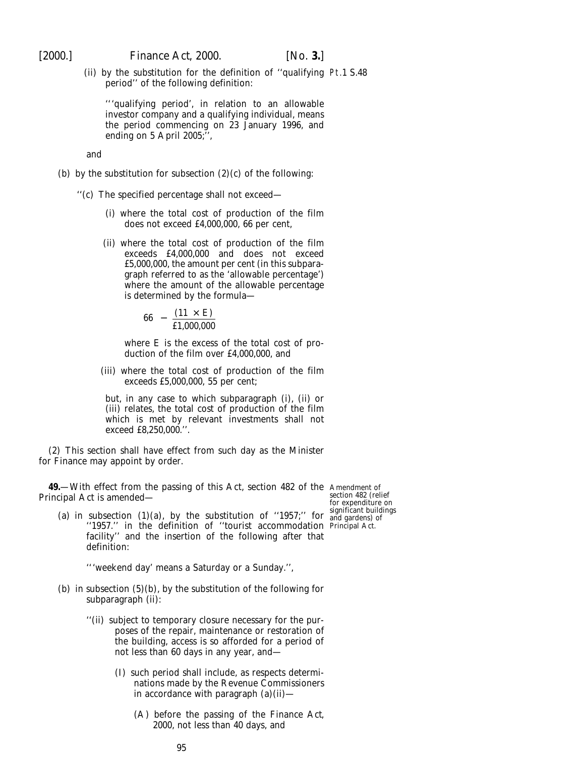(ii) by the substitution for the definition of ''qualifying period'' of the following definition:

> '''qualifying period', in relation to an allowable investor company and a qualifying individual, means the period commencing on 23 January 1996, and ending on 5 April 2005;'',

and

(b) by the substitution for subsection (2)(c) of the following:

> ''(c) The specified percentage shall not exceed—
>
> (i) where the total cost of production of the film does not exceed £4,000,000, 66 per cent,
>
> (ii) where the total cost of production of the film exceeds £4,000,000 and does not exceed £5,000,000, the amount per cent (in this subparagraph referred to as the 'allowable percentage') where the amount of the allowable percentage is determined by the formula—
>
> $$66 - \frac{(11 \times E)}{£1{,}000{,}000}$$
>
> where E is the excess of the total cost of production of the film over £4,000,000, and
>
> (iii) where the total cost of production of the film exceeds £5,000,000, 55 per cent;
>
> but, in any case to which subparagraph (i), (ii) or (iii) relates, the total cost of production of the film which is met by relevant investments shall not exceed £8,250,000.''.

(2) This section shall have effect from such day as the Minister for Finance may appoint by order.

*Amendment of section 482 (relief for expenditure on significant buildings and gardens) of Principal Act.*

**49.**—With effect from the passing of this Act, section 482 of the Principal Act is amended—

(a) in subsection (1)(a), by the substitution of ''1957;'' for ''1957.'' in the definition of ''tourist accommodation facility'' and the insertion of the following after that definition:

> '''weekend day' means a Saturday or a Sunday.'',

(b) in subsection (5)(b), by the substitution of the following for subparagraph (ii):

> ''(ii) subject to temporary closure necessary for the purposes of the repair, maintenance or restoration of the building, access is so afforded for a period of not less than 60 days in any year, and—
>
> (I) such period shall include, as respects determinations made by the Revenue Commissioners in accordance with paragraph (a)(ii)—
>
> (A) before the passing of the Finance Act, 2000, not less than 40 days, and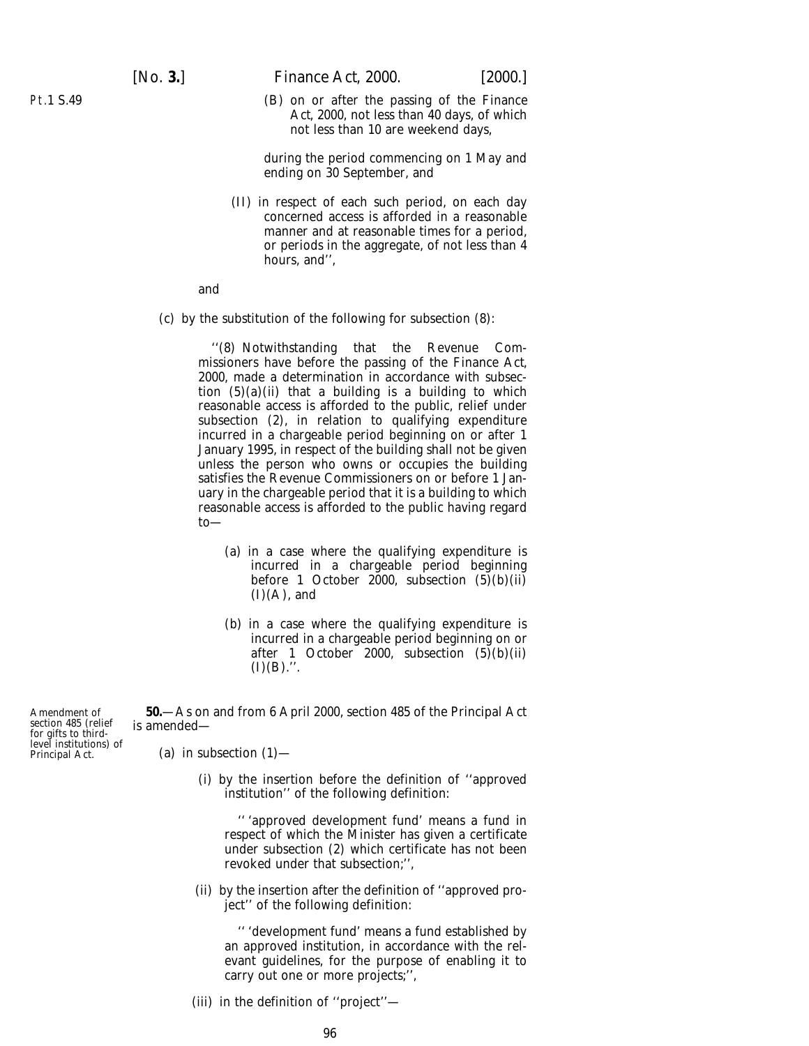(B) on or after the passing of the Finance Act, 2000, not less than 40 days, of which not less than 10 are weekend days,

during the period commencing on 1 May and ending on 30 September, and

(II) in respect of each such period, on each day concerned access is afforded in a reasonable manner and at reasonable times for a period, or periods in the aggregate, of not less than 4 hours, and'',

and

(*c*) by the substitution of the following for subsection (8):

''(8) Notwithstanding that the Revenue Commissioners have before the passing of the Finance Act, 2000, made a determination in accordance with subsection (5)(*a*)(ii) that a building is a building to which reasonable access is afforded to the public, relief under subsection (2), in relation to qualifying expenditure incurred in a chargeable period beginning on or after 1 January 1995, in respect of the building shall not be given unless the person who owns or occupies the building satisfies the Revenue Commissioners on or before 1 January in the chargeable period that it is a building to which reasonable access is afforded to the public having regard to—

(*a*) in a case where the qualifying expenditure is incurred in a chargeable period beginning before 1 October 2000, subsection (5)(*b*)(ii)(I)(A), and

(*b*) in a case where the qualifying expenditure is incurred in a chargeable period beginning on or after 1 October 2000, subsection (5)(*b*)(ii)(I)(B).''.

*Amendment of section 485 (relief for gifts to third-level institutions) of Principal Act.*

**50.**—As on and from 6 April 2000, section 485 of the Principal Act is amended—

(*a*) in subsection (1)—

(i) by the insertion before the definition of ''approved institution'' of the following definition:

'' 'approved development fund' means a fund in respect of which the Minister has given a certificate under subsection (2) which certificate has not been revoked under that subsection;'',

(ii) by the insertion after the definition of ''approved project'' of the following definition:

'' 'development fund' means a fund established by an approved institution, in accordance with the relevant guidelines, for the purpose of enabling it to carry out one or more projects;'',

(iii) in the definition of ''project''—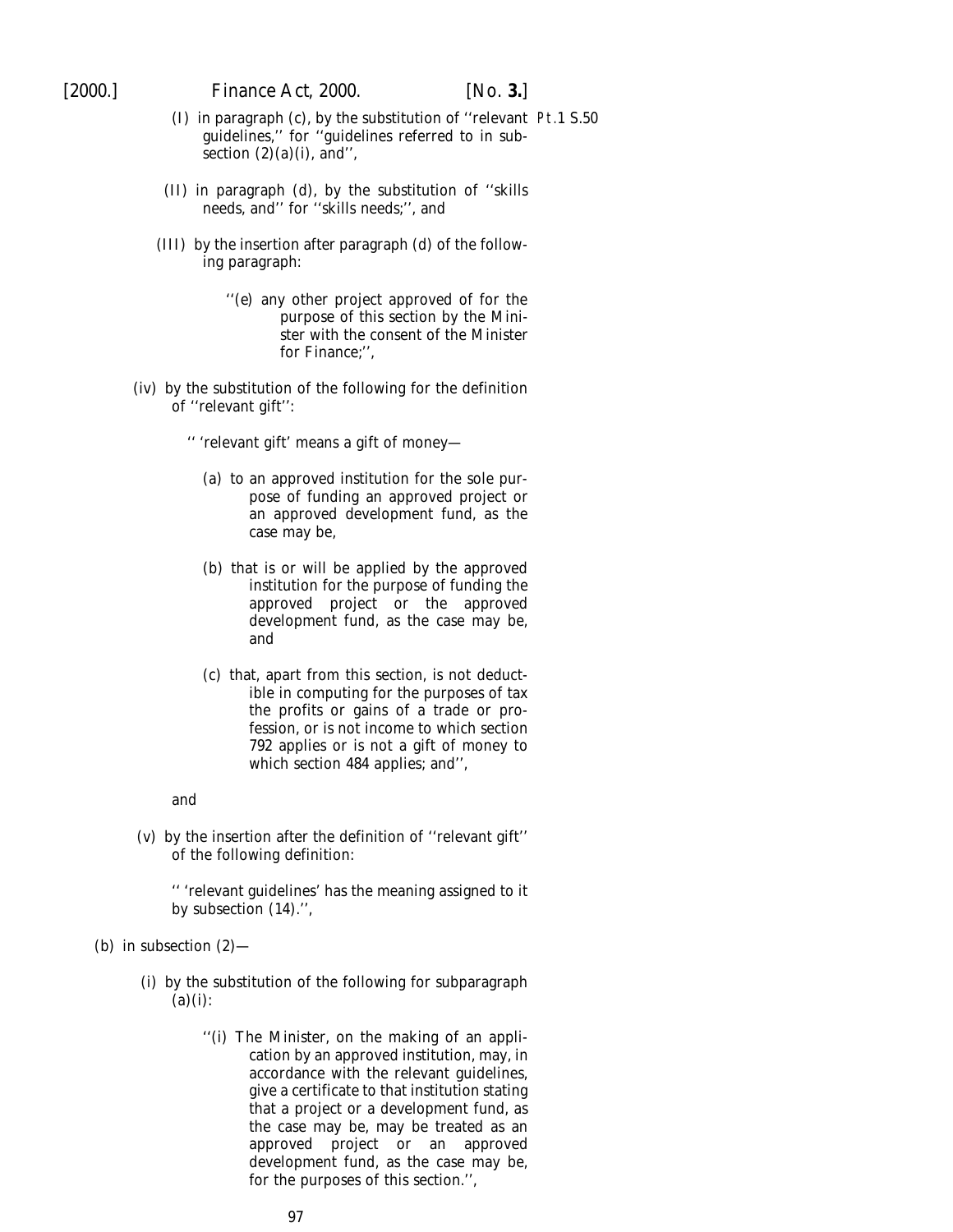(I) in paragraph (c), by the substitution of ''relevant guidelines,'' for ''guidelines referred to in subsection (2)(a)(i), and'',

(II) in paragraph (d), by the substitution of ''skills needs, and'' for ''skills needs;'', and

(III) by the insertion after paragraph (d) of the following paragraph:

''(e) any other project approved of for the purpose of this section by the Minister with the consent of the Minister for Finance;'',

(iv) by the substitution of the following for the definition of ''relevant gift'':

'' 'relevant gift' means a gift of money—

(a) to an approved institution for the sole purpose of funding an approved project or an approved development fund, as the case may be,

(b) that is or will be applied by the approved institution for the purpose of funding the approved project or the approved development fund, as the case may be, and

(c) that, apart from this section, is not deductible in computing for the purposes of tax the profits or gains of a trade or profession, or is not income to which section 792 applies or is not a gift of money to which section 484 applies; and'',

and

(v) by the insertion after the definition of ''relevant gift'' of the following definition:

'' 'relevant guidelines' has the meaning assigned to it by subsection (14).'',

(b) in subsection (2)—

(i) by the substitution of the following for subparagraph (a)(i):

''(i) The Minister, on the making of an application by an approved institution, may, in accordance with the relevant guidelines, give a certificate to that institution stating that a project or a development fund, as the case may be, may be treated as an approved project or an approved development fund, as the case may be, for the purposes of this section.'',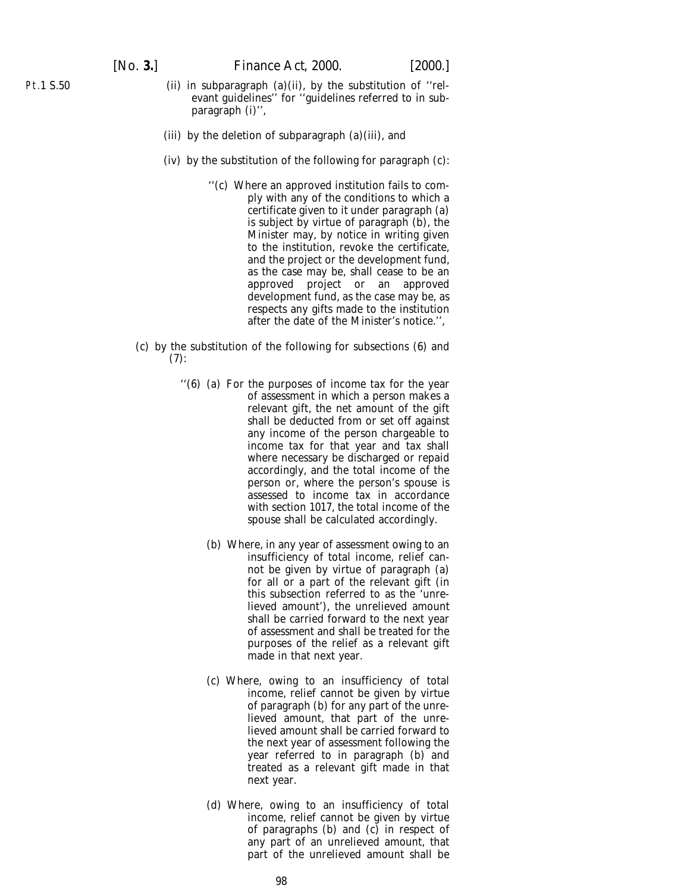(ii) in subparagraph (*a*)(ii), by the substitution of ''relevant guidelines'' for ''guidelines referred to in subparagraph (i)'',

(iii) by the deletion of subparagraph (*a*)(iii), and

(iv) by the substitution of the following for paragraph (*c*):

> ''(*c*) Where an approved institution fails to comply with any of the conditions to which a certificate given to it under paragraph (*a*) is subject by virtue of paragraph (*b*), the Minister may, by notice in writing given to the institution, revoke the certificate, and the project or the development fund, as the case may be, shall cease to be an approved project or an approved development fund, as the case may be, as respects any gifts made to the institution after the date of the Minister's notice.'',

(*c*) by the substitution of the following for subsections (6) and (7):

> ''(6) (*a*) For the purposes of income tax for the year of assessment in which a person makes a relevant gift, the net amount of the gift shall be deducted from or set off against any income of the person chargeable to income tax for that year and tax shall where necessary be discharged or repaid accordingly, and the total income of the person or, where the person's spouse is assessed to income tax in accordance with section 1017, the total income of the spouse shall be calculated accordingly.
>
> (*b*) Where, in any year of assessment owing to an insufficiency of total income, relief cannot be given by virtue of paragraph (*a*) for all or a part of the relevant gift (in this subsection referred to as the 'unrelieved amount'), the unrelieved amount shall be carried forward to the next year of assessment and shall be treated for the purposes of the relief as a relevant gift made in that next year.
>
> (*c*) Where, owing to an insufficiency of total income, relief cannot be given by virtue of paragraph (*b*) for any part of the unrelieved amount, that part of the unrelieved amount shall be carried forward to the next year of assessment following the year referred to in paragraph (*b*) and treated as a relevant gift made in that next year.
>
> (*d*) Where, owing to an insufficiency of total income, relief cannot be given by virtue of paragraphs (*b*) and (*c*) in respect of any part of an unrelieved amount, that part of the unrelieved amount shall be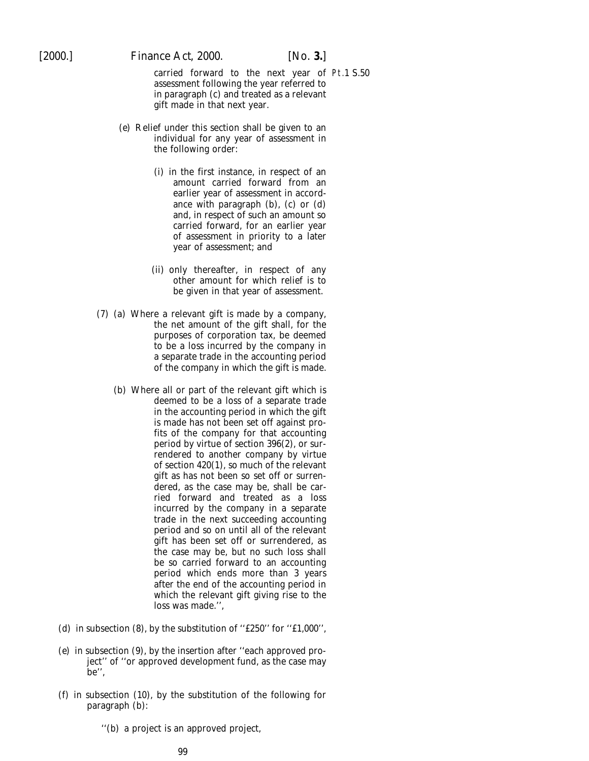carried forward to the next year of assessment following the year referred to in paragraph (*c*) and treated as a relevant gift made in that next year.

(*e*) Relief under this section shall be given to an individual for any year of assessment in the following order:

(i) in the first instance, in respect of an amount carried forward from an earlier year of assessment in accordance with paragraph (*b*), (*c*) or (*d*) and, in respect of such an amount so carried forward, for an earlier year of assessment in priority to a later year of assessment; and

(ii) only thereafter, in respect of any other amount for which relief is to be given in that year of assessment.

(7) (*a*) Where a relevant gift is made by a company, the net amount of the gift shall, for the purposes of corporation tax, be deemed to be a loss incurred by the company in a separate trade in the accounting period of the company in which the gift is made.

(*b*) Where all or part of the relevant gift which is deemed to be a loss of a separate trade in the accounting period in which the gift is made has not been set off against profits of the company for that accounting period by virtue of section 396(2), or surrendered to another company by virtue of section 420(1), so much of the relevant gift as has not been so set off or surrendered, as the case may be, shall be carried forward and treated as a loss incurred by the company in a separate trade in the next succeeding accounting period and so on until all of the relevant gift has been set off or surrendered, as the case may be, but no such loss shall be so carried forward to an accounting period which ends more than 3 years after the end of the accounting period in which the relevant gift giving rise to the loss was made.'',

(*d*) in subsection (8), by the substitution of ''£250'' for ''£1,000'',

(*e*) in subsection (9), by the insertion after ''each approved project'' of ''or approved development fund, as the case may be'',

(*f*) in subsection (10), by the substitution of the following for paragraph (*b*):

''(*b*) a project is an approved project,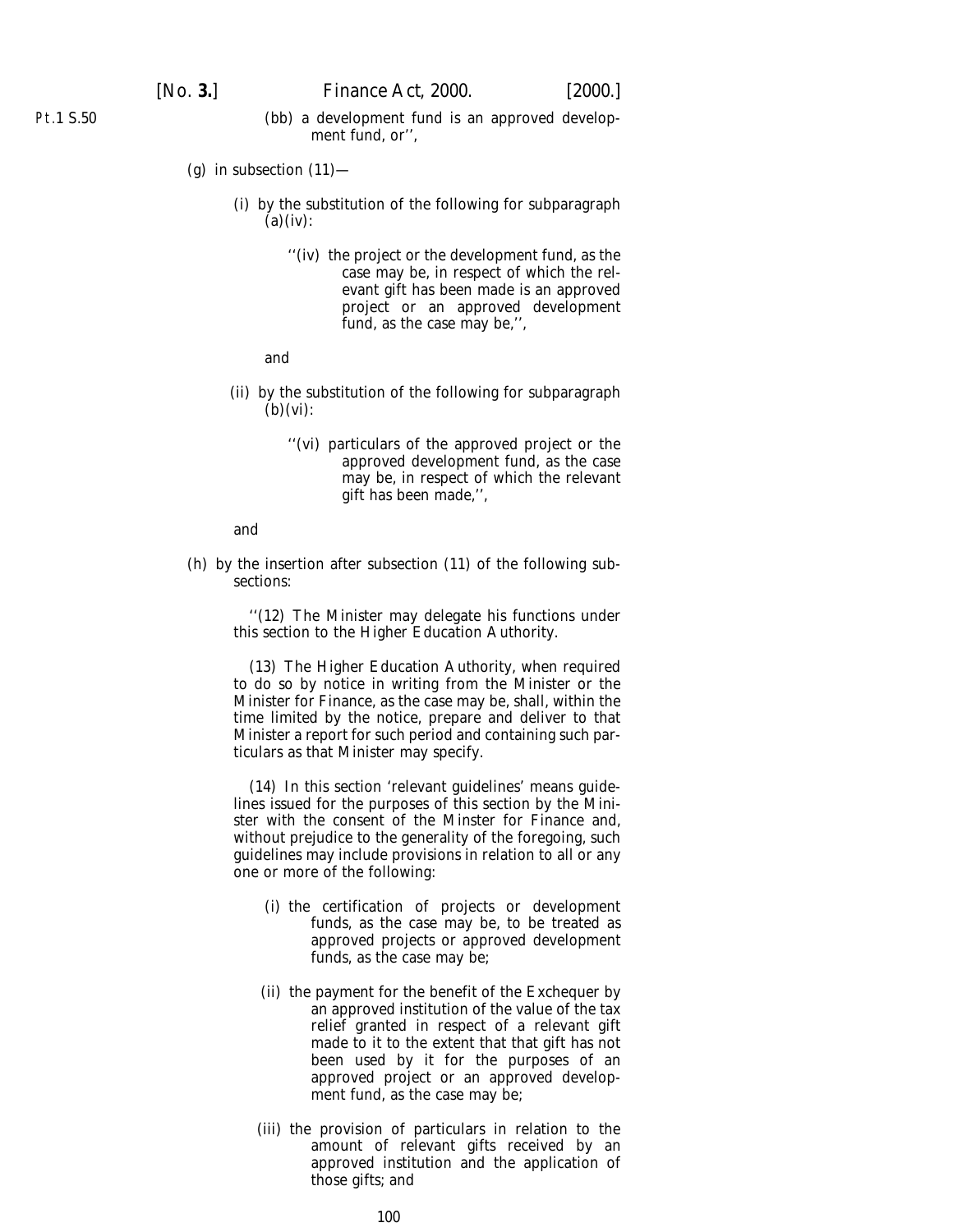(bb) a development fund is an approved development fund, or'',

(g) in subsection (11)—

(i) by the substitution of the following for subparagraph (a)(iv):

''(iv) the project or the development fund, as the case may be, in respect of which the relevant gift has been made is an approved project or an approved development fund, as the case may be,'',

and

(ii) by the substitution of the following for subparagraph (b)(vi):

''(vi) particulars of the approved project or the approved development fund, as the case may be, in respect of which the relevant gift has been made,'',

and

(h) by the insertion after subsection (11) of the following subsections:

''(12) The Minister may delegate his functions under this section to the Higher Education Authority.

(13) The Higher Education Authority, when required to do so by notice in writing from the Minister or the Minister for Finance, as the case may be, shall, within the time limited by the notice, prepare and deliver to that Minister a report for such period and containing such particulars as that Minister may specify.

(14) In this section 'relevant guidelines' means guidelines issued for the purposes of this section by the Minister with the consent of the Minster for Finance and, without prejudice to the generality of the foregoing, such guidelines may include provisions in relation to all or any one or more of the following:

(i) the certification of projects or development funds, as the case may be, to be treated as approved projects or approved development funds, as the case may be;

(ii) the payment for the benefit of the Exchequer by an approved institution of the value of the tax relief granted in respect of a relevant gift made to it to the extent that that gift has not been used by it for the purposes of an approved project or an approved development fund, as the case may be;

(iii) the provision of particulars in relation to the amount of relevant gifts received by an approved institution and the application of those gifts; and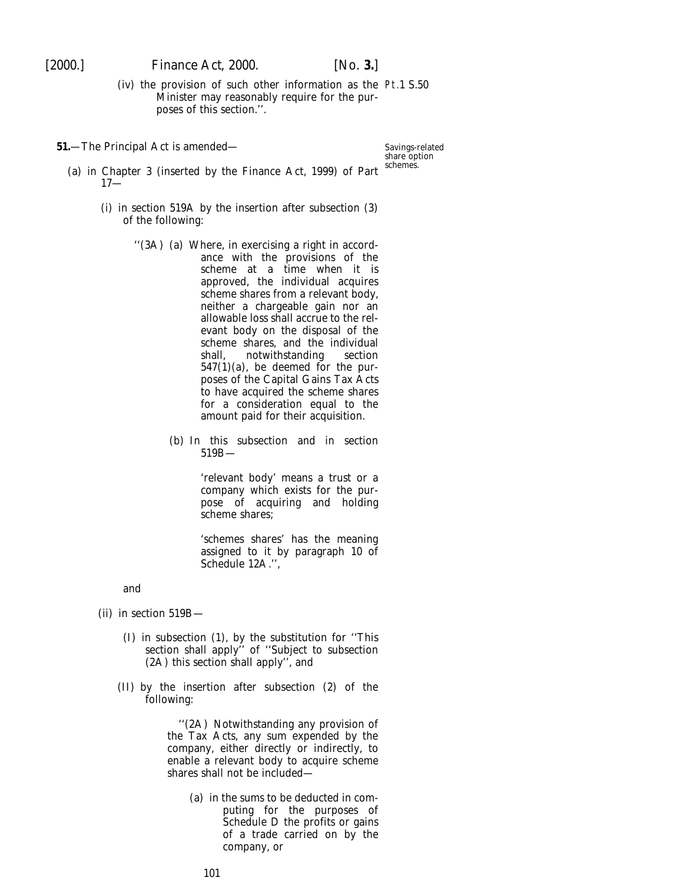(iv) the provision of such other information as the Minister may reasonably require for the purposes of this section.''.

Pt.1 S.50

**51.**—The Principal Act is amended—

Savings-related share option schemes.

(*a*) in Chapter 3 (inserted by the Finance Act, 1999) of Part 17—

(i) in section 519A by the insertion after subsection (3) of the following:

''(3A) (*a*) Where, in exercising a right in accordance with the provisions of the scheme at a time when it is approved, the individual acquires scheme shares from a relevant body, neither a chargeable gain nor an allowable loss shall accrue to the relevant body on the disposal of the scheme shares, and the individual shall, notwithstanding section 547(1)(*a*), be deemed for the purposes of the Capital Gains Tax Acts to have acquired the scheme shares for a consideration equal to the amount paid for their acquisition.

(*b*) In this subsection and in section 519B—

'relevant body' means a trust or a company which exists for the purpose of acquiring and holding scheme shares;

'schemes shares' has the meaning assigned to it by paragraph 10 of Schedule 12A.'',

and

(ii) in section 519B—

(I) in subsection (1), by the substitution for ''This section shall apply'' of ''Subject to subsection (2A) this section shall apply'', and

(II) by the insertion after subsection (2) of the following:

''(2A) Notwithstanding any provision of the Tax Acts, any sum expended by the company, either directly or indirectly, to enable a relevant body to acquire scheme shares shall not be included—

(*a*) in the sums to be deducted in computing for the purposes of Schedule D the profits or gains of a trade carried on by the company, or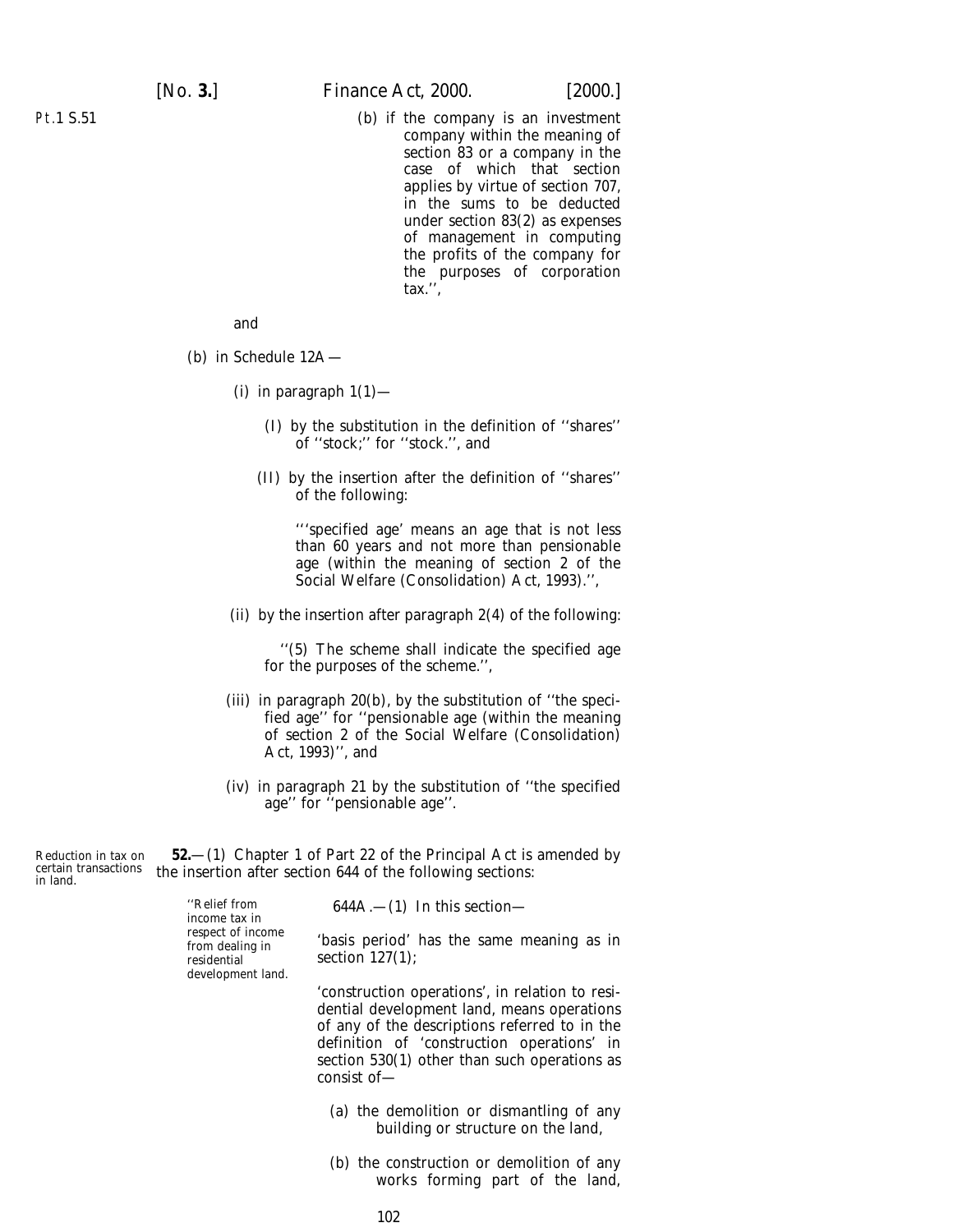(b) if the company is an investment company within the meaning of section 83 or a company in the case of which that section applies by virtue of section 707, in the sums to be deducted under section 83(2) as expenses of management in computing the profits of the company for the purposes of corporation tax.'',

and

(b) in Schedule 12A—

(i) in paragraph 1(1)—

(I) by the substitution in the definition of ''shares'' of ''stock;'' for ''stock.'', and

(II) by the insertion after the definition of ''shares'' of the following:

'''specified age' means an age that is not less than 60 years and not more than pensionable age (within the meaning of section 2 of the Social Welfare (Consolidation) Act, 1993).'',

(ii) by the insertion after paragraph 2(4) of the following:

''(5) The scheme shall indicate the specified age for the purposes of the scheme.'',

(iii) in paragraph 20(b), by the substitution of ''the specified age'' for ''pensionable age (within the meaning of section 2 of the Social Welfare (Consolidation) Act, 1993)'', and

(iv) in paragraph 21 by the substitution of ''the specified age'' for ''pensionable age''.

Reduction in tax on certain transactions in land.

**52.**—(1) Chapter 1 of Part 22 of the Principal Act is amended by the insertion after section 644 of the following sections:

''Relief from income tax in respect of income from dealing in residential development land.

644A.—(1) In this section—

'basis period' has the same meaning as in section 127(1);

'construction operations', in relation to residential development land, means operations of any of the descriptions referred to in the definition of 'construction operations' in section 530(1) other than such operations as consist of—

(a) the demolition or dismantling of any building or structure on the land,

(b) the construction or demolition of any works forming part of the land,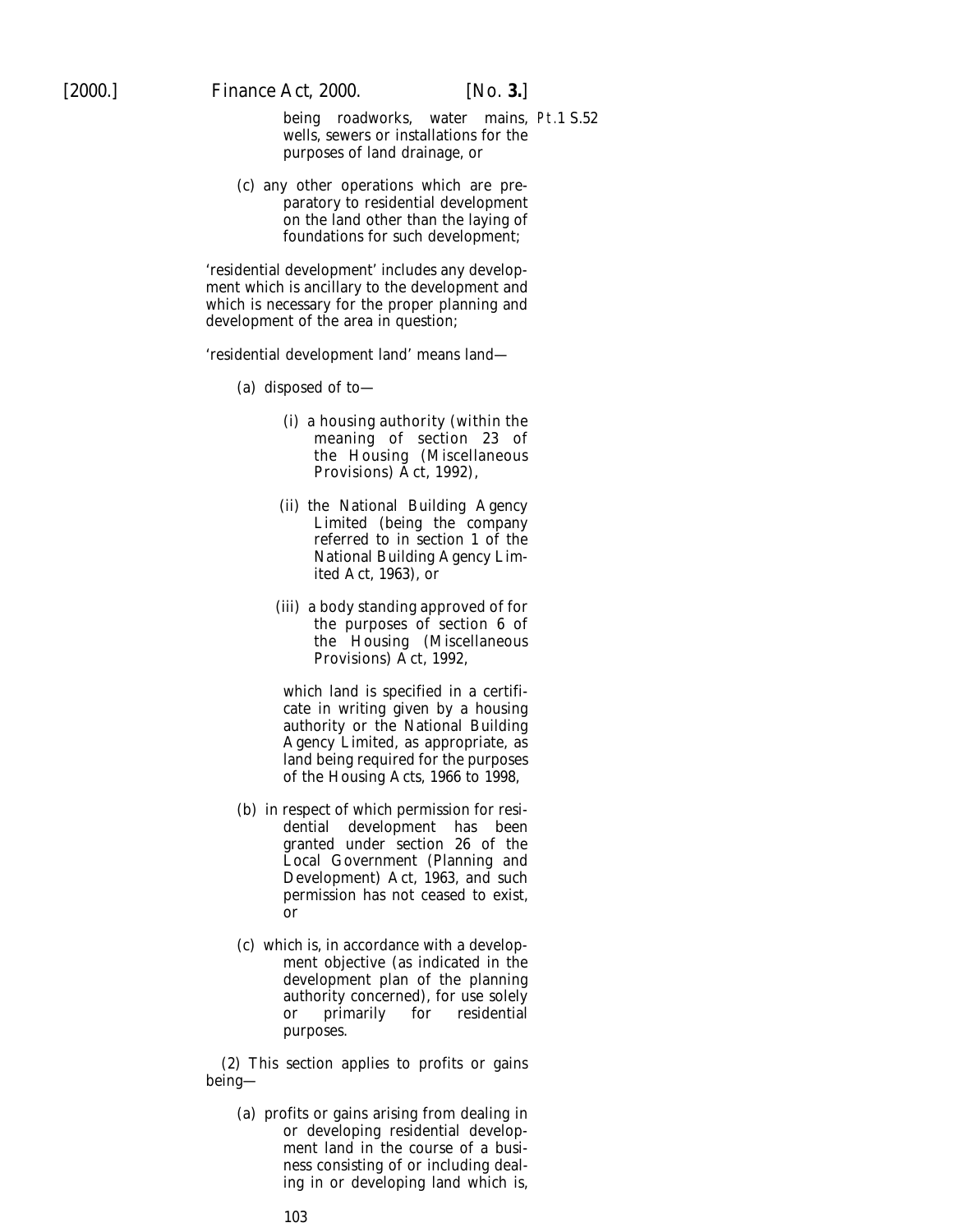being roadworks, water mains, wells, sewers or installations for the purposes of land drainage, or

(c) any other operations which are preparatory to residential development on the land other than the laying of foundations for such development;

'residential development' includes any development which is ancillary to the development and which is necessary for the proper planning and development of the area in question;

'residential development land' means land—

(a) disposed of to—

(i) a housing authority (within the meaning of section 23 of the Housing (Miscellaneous Provisions) Act, 1992),

(ii) the National Building Agency Limited (being the company referred to in section 1 of the National Building Agency Limited Act, 1963), or

(iii) a body standing approved of for the purposes of section 6 of the Housing (Miscellaneous Provisions) Act, 1992,

which land is specified in a certificate in writing given by a housing authority or the National Building Agency Limited, as appropriate, as land being required for the purposes of the Housing Acts, 1966 to 1998,

(b) in respect of which permission for residential development has been granted under section 26 of the Local Government (Planning and Development) Act, 1963, and such permission has not ceased to exist, or

(c) which is, in accordance with a development objective (as indicated in the development plan of the planning authority concerned), for use solely or primarily for residential purposes.

(2) This section applies to profits or gains being—

(a) profits or gains arising from dealing in or developing residential development land in the course of a business consisting of or including dealing in or developing land which is,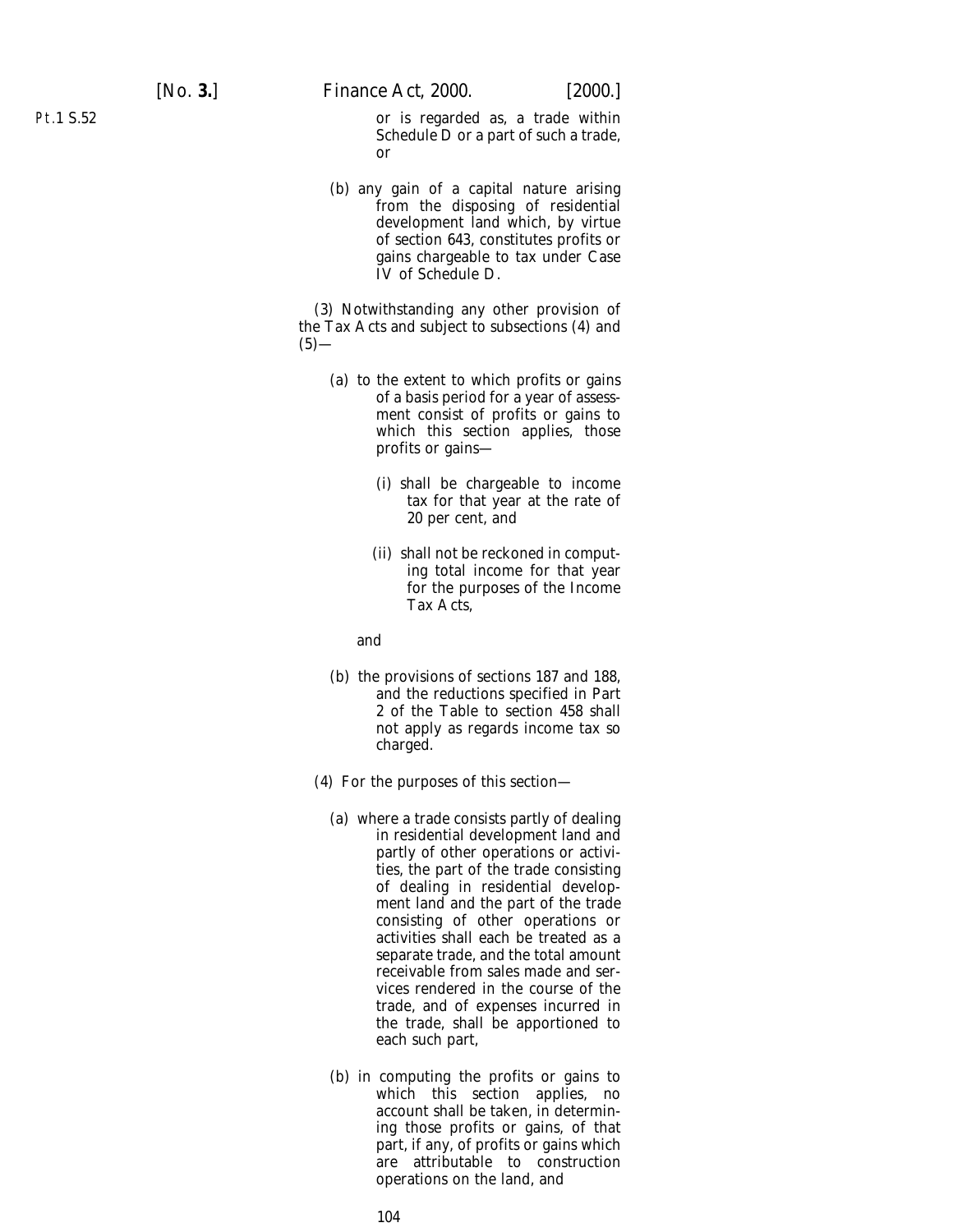or is regarded as, a trade within Schedule D or a part of such a trade, or

(b) any gain of a capital nature arising from the disposing of residential development land which, by virtue of section 643, constitutes profits or gains chargeable to tax under Case IV of Schedule D.

(3) Notwithstanding any other provision of the Tax Acts and subject to subsections (4) and (5)—

(a) to the extent to which profits or gains of a basis period for a year of assessment consist of profits or gains to which this section applies, those profits or gains—

(i) shall be chargeable to income tax for that year at the rate of 20 per cent, and

(ii) shall not be reckoned in computing total income for that year for the purposes of the Income Tax Acts,

and

(b) the provisions of sections 187 and 188, and the reductions specified in Part 2 of the Table to section 458 shall not apply as regards income tax so charged.

(4) For the purposes of this section—

(a) where a trade consists partly of dealing in residential development land and partly of other operations or activities, the part of the trade consisting of dealing in residential development land and the part of the trade consisting of other operations or activities shall each be treated as a separate trade, and the total amount receivable from sales made and services rendered in the course of the trade, and of expenses incurred in the trade, shall be apportioned to each such part,

(b) in computing the profits or gains to which this section applies, no account shall be taken, in determining those profits or gains, of that part, if any, of profits or gains which are attributable to construction operations on the land, and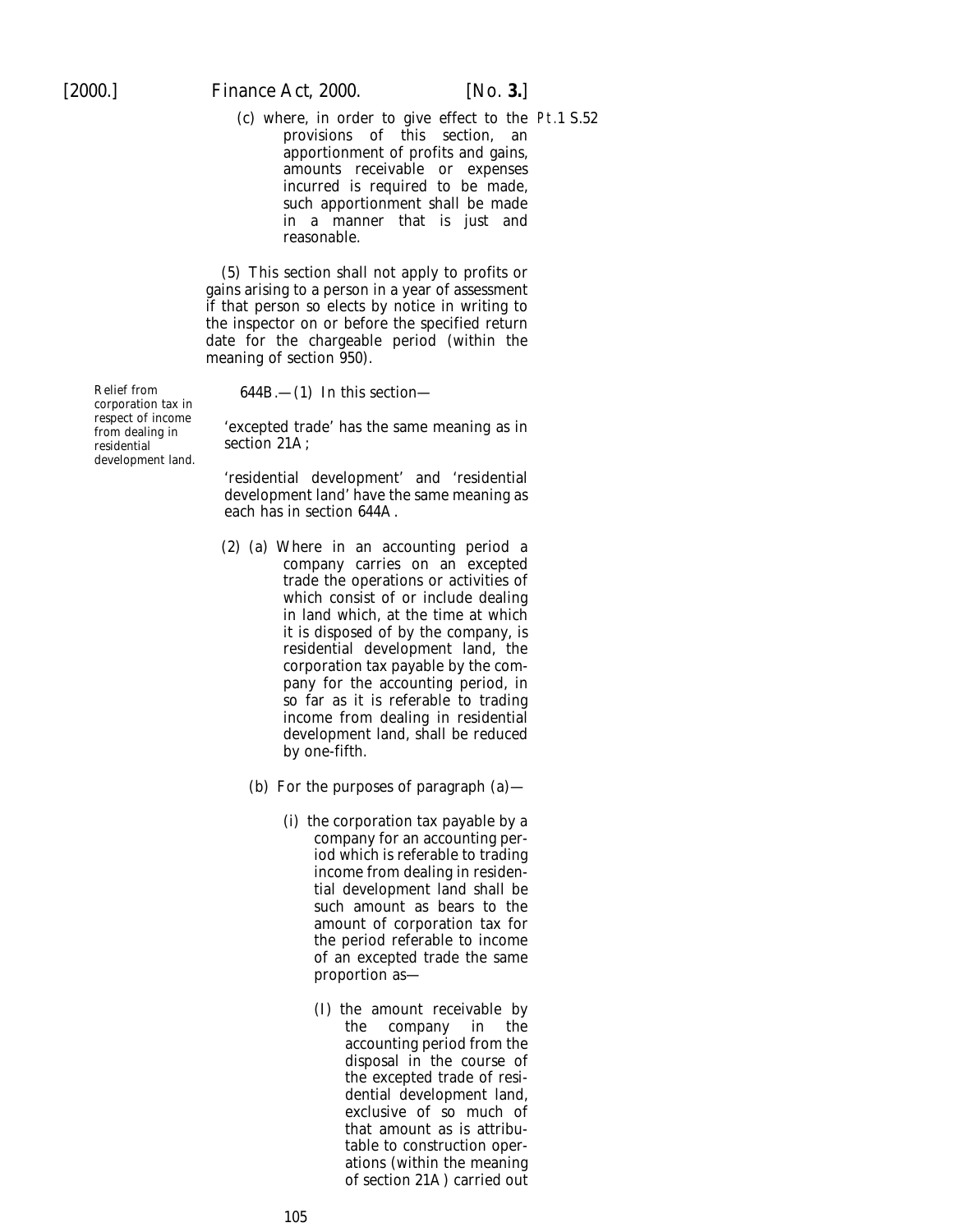(c) where, in order to give effect to the provisions of this section, an apportionment of profits and gains, amounts receivable or expenses incurred is required to be made, such apportionment shall be made in a manner that is just and reasonable.

(5) This section shall not apply to profits or gains arising to a person in a year of assessment if that person so elects by notice in writing to the inspector on or before the specified return date for the chargeable period (within the meaning of section 950).

*Relief from corporation tax in respect of income from dealing in residential development land.*

644B.—(1) In this section—

'excepted trade' has the same meaning as in section 21A;

'residential development' and 'residential development land' have the same meaning as each has in section 644A.

(2) (a) Where in an accounting period a company carries on an excepted trade the operations or activities of which consist of or include dealing in land which, at the time at which it is disposed of by the company, is residential development land, the corporation tax payable by the company for the accounting period, in so far as it is referable to trading income from dealing in residential development land, shall be reduced by one-fifth.

(b) For the purposes of paragraph (a)—

(i) the corporation tax payable by a company for an accounting period which is referable to trading income from dealing in residential development land shall be such amount as bears to the amount of corporation tax for the period referable to income of an excepted trade the same proportion as—

(I) the amount receivable by the company in the accounting period from the disposal in the course of the excepted trade of residential development land, exclusive of so much of that amount as is attributable to construction operations (within the meaning of section 21A) carried out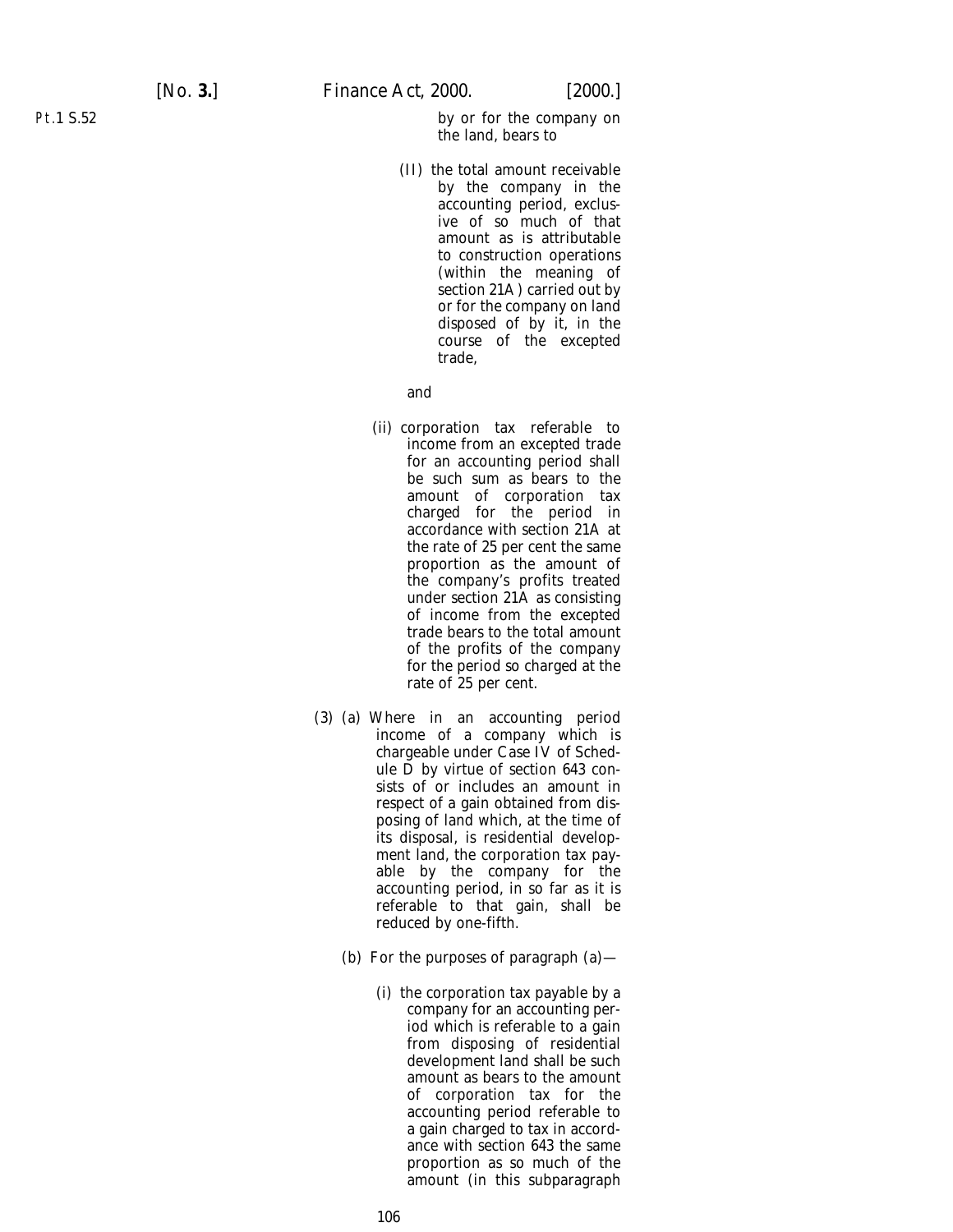by or for the company on the land, bears to

(II) the total amount receivable by the company in the accounting period, exclusive of so much of that amount as is attributable to construction operations (within the meaning of section 21A ) carried out by or for the company on land disposed of by it, in the course of the excepted trade,

and

(ii) corporation tax referable to income from an excepted trade for an accounting period shall be such sum as bears to the amount of corporation tax charged for the period in accordance with section 21A at the rate of 25 per cent the same proportion as the amount of the company's profits treated under section 21A as consisting of income from the excepted trade bears to the total amount of the profits of the company for the period so charged at the rate of 25 per cent.

(3) (a) Where in an accounting period income of a company which is chargeable under Case IV of Schedule D by virtue of section 643 consists of or includes an amount in respect of a gain obtained from disposing of land which, at the time of its disposal, is residential development land, the corporation tax payable by the company for the accounting period, in so far as it is referable to that gain, shall be reduced by one-fifth.

(b) For the purposes of paragraph (a)—

(i) the corporation tax payable by a company for an accounting period which is referable to a gain from disposing of residential development land shall be such amount as bears to the amount of corporation tax for the accounting period referable to a gain charged to tax in accordance with section 643 the same proportion as so much of the amount (in this subparagraph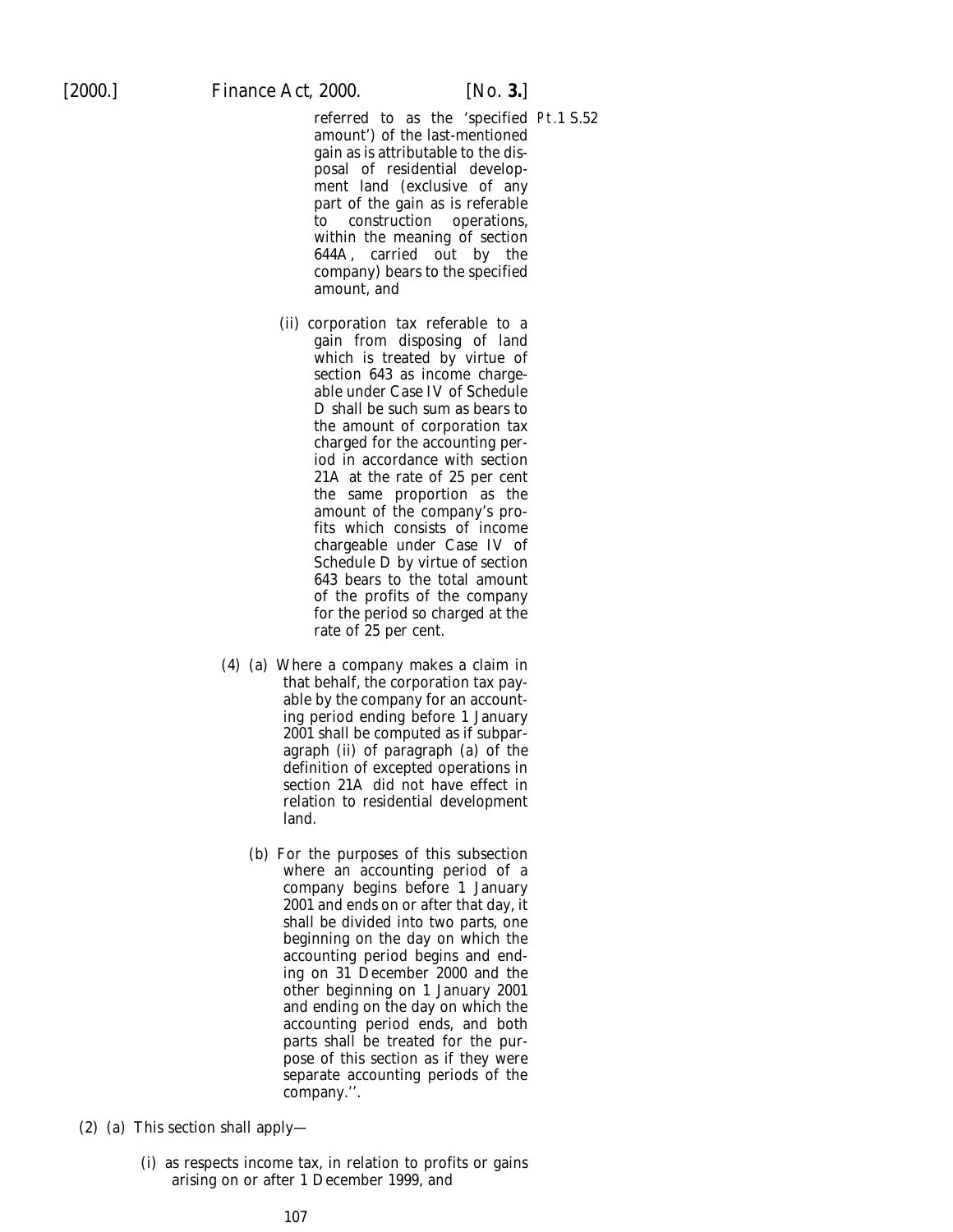referred to as the 'specified amount') of the last-mentioned gain as is attributable to the disposal of residential development land (exclusive of any part of the gain as is referable to construction operations, within the meaning of section 644A, carried out by the company) bears to the specified amount, and

(ii) corporation tax referable to a gain from disposing of land which is treated by virtue of section 643 as income chargeable under Case IV of Schedule D shall be such sum as bears to the amount of corporation tax charged for the accounting period in accordance with section 21A at the rate of 25 per cent the same proportion as the amount of the company's profits which consists of income chargeable under Case IV of Schedule D by virtue of section 643 bears to the total amount of the profits of the company for the period so charged at the rate of 25 per cent.

(4) (a) Where a company makes a claim in that behalf, the corporation tax payable by the company for an accounting period ending before 1 January 2001 shall be computed as if subparagraph (ii) of paragraph (a) of the definition of excepted operations in section 21A did not have effect in relation to residential development land.

(b) For the purposes of this subsection where an accounting period of a company begins before 1 January 2001 and ends on or after that day, it shall be divided into two parts, one beginning on the day on which the accounting period begins and ending on 31 December 2000 and the other beginning on 1 January 2001 and ending on the day on which the accounting period ends, and both parts shall be treated for the purpose of this section as if they were separate accounting periods of the company.''.

Pt.1 S.52

(2) (a) This section shall apply—

(i) as respects income tax, in relation to profits or gains arising on or after 1 December 1999, and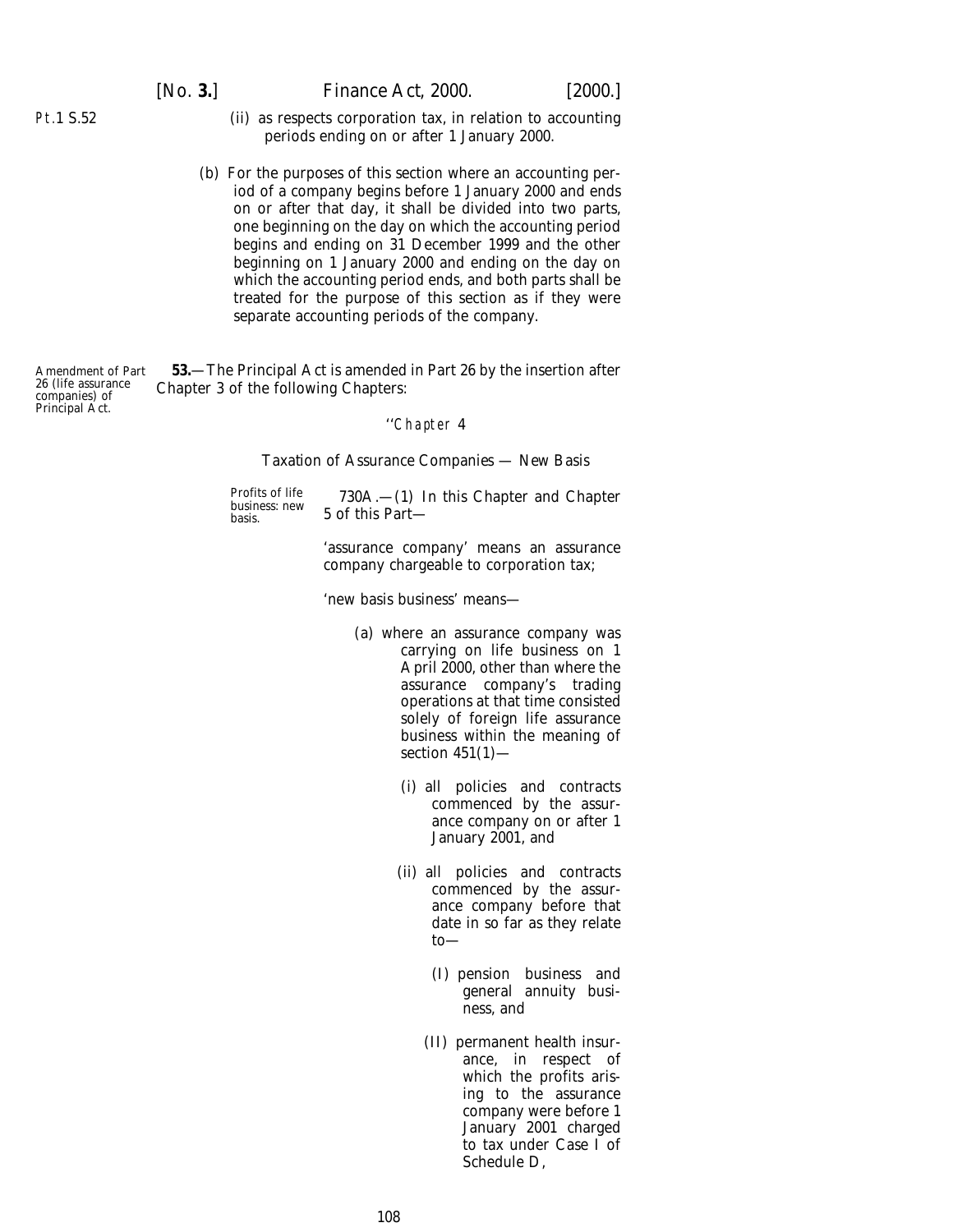(ii) as respects corporation tax, in relation to accounting periods ending on or after 1 January 2000.

(*b*) For the purposes of this section where an accounting period of a company begins before 1 January 2000 and ends on or after that day, it shall be divided into two parts, one beginning on the day on which the accounting period begins and ending on 31 December 1999 and the other beginning on 1 January 2000 and ending on the day on which the accounting period ends, and both parts shall be treated for the purpose of this section as if they were separate accounting periods of the company.

Amendment of Part 26 (life assurance companies) of Principal Act.

**53.**—The Principal Act is amended in Part 26 by the insertion after Chapter 3 of the following Chapters:

''*Chapter* 4

Taxation of Assurance Companies — New Basis

Profits of life business: new basis.

730A.—(1) In this Chapter and Chapter 5 of this Part—

'assurance company' means an assurance company chargeable to corporation tax;

'new basis business' means—

(*a*) where an assurance company was carrying on life business on 1 April 2000, other than where the assurance company's trading operations at that time consisted solely of foreign life assurance business within the meaning of section 451(1)—

(i) all policies and contracts commenced by the assurance company on or after 1 January 2001, and

(ii) all policies and contracts commenced by the assurance company before that date in so far as they relate to—

(I) pension business and general annuity business, and

(II) permanent health insurance, in respect of which the profits arising to the assurance company were before 1 January 2001 charged to tax under Case I of Schedule D,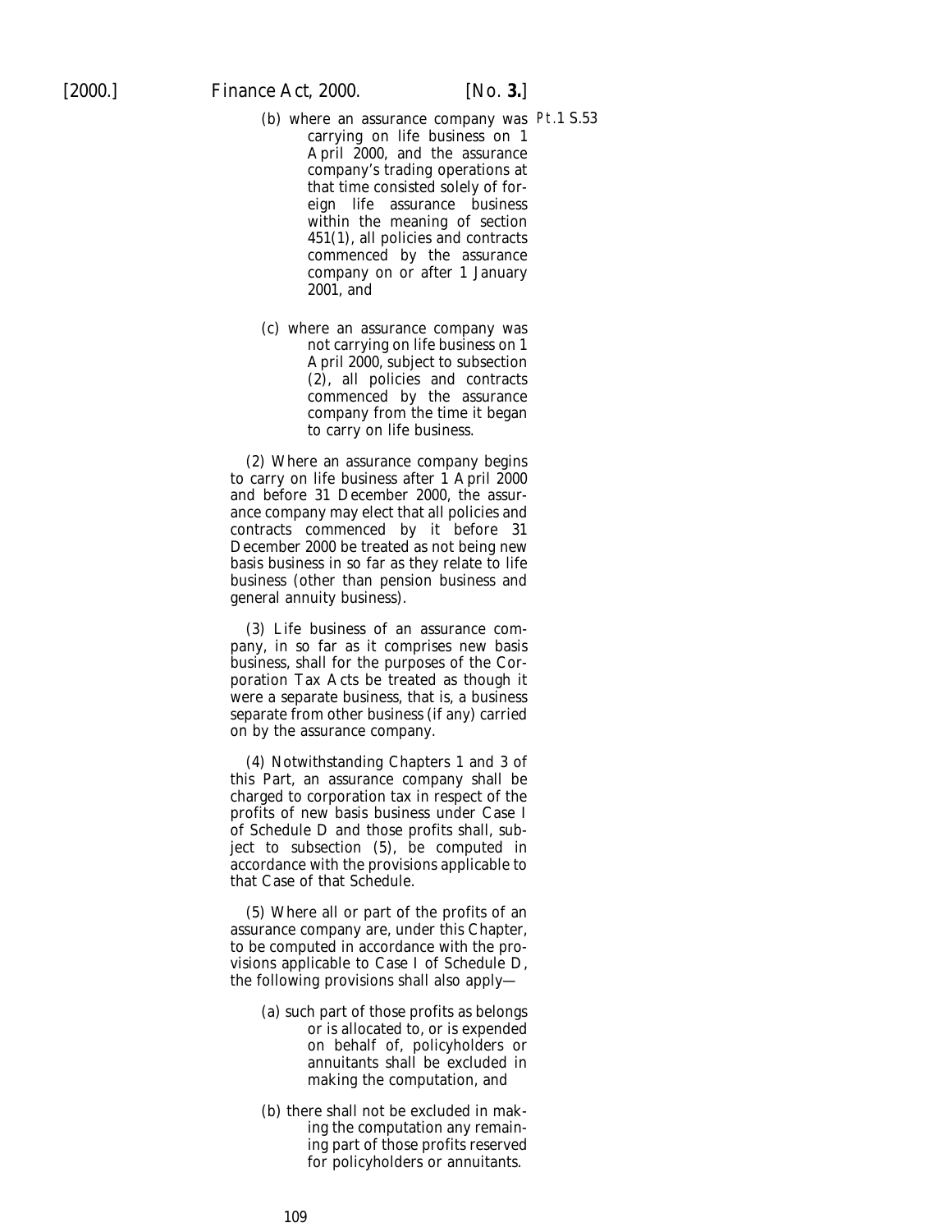(b) where an assurance company was carrying on life business on 1 April 2000, and the assurance company's trading operations at that time consisted solely of foreign life assurance business within the meaning of section 451(1), all policies and contracts commenced by the assurance company on or after 1 January 2001, and

(c) where an assurance company was not carrying on life business on 1 April 2000, subject to subsection (2), all policies and contracts commenced by the assurance company from the time it began to carry on life business.

(2) Where an assurance company begins to carry on life business after 1 April 2000 and before 31 December 2000, the assurance company may elect that all policies and contracts commenced by it before 31 December 2000 be treated as not being new basis business in so far as they relate to life business (other than pension business and general annuity business).

(3) Life business of an assurance company, in so far as it comprises new basis business, shall for the purposes of the Corporation Tax Acts be treated as though it were a separate business, that is, a business separate from other business (if any) carried on by the assurance company.

(4) Notwithstanding Chapters 1 and 3 of this Part, an assurance company shall be charged to corporation tax in respect of the profits of new basis business under Case I of Schedule D and those profits shall, subject to subsection (5), be computed in accordance with the provisions applicable to that Case of that Schedule.

(5) Where all or part of the profits of an assurance company are, under this Chapter, to be computed in accordance with the provisions applicable to Case I of Schedule D, the following provisions shall also apply—

(a) such part of those profits as belongs or is allocated to, or is expended on behalf of, policyholders or annuitants shall be excluded in making the computation, and

(b) there shall not be excluded in making the computation any remaining part of those profits reserved for policyholders or annuitants.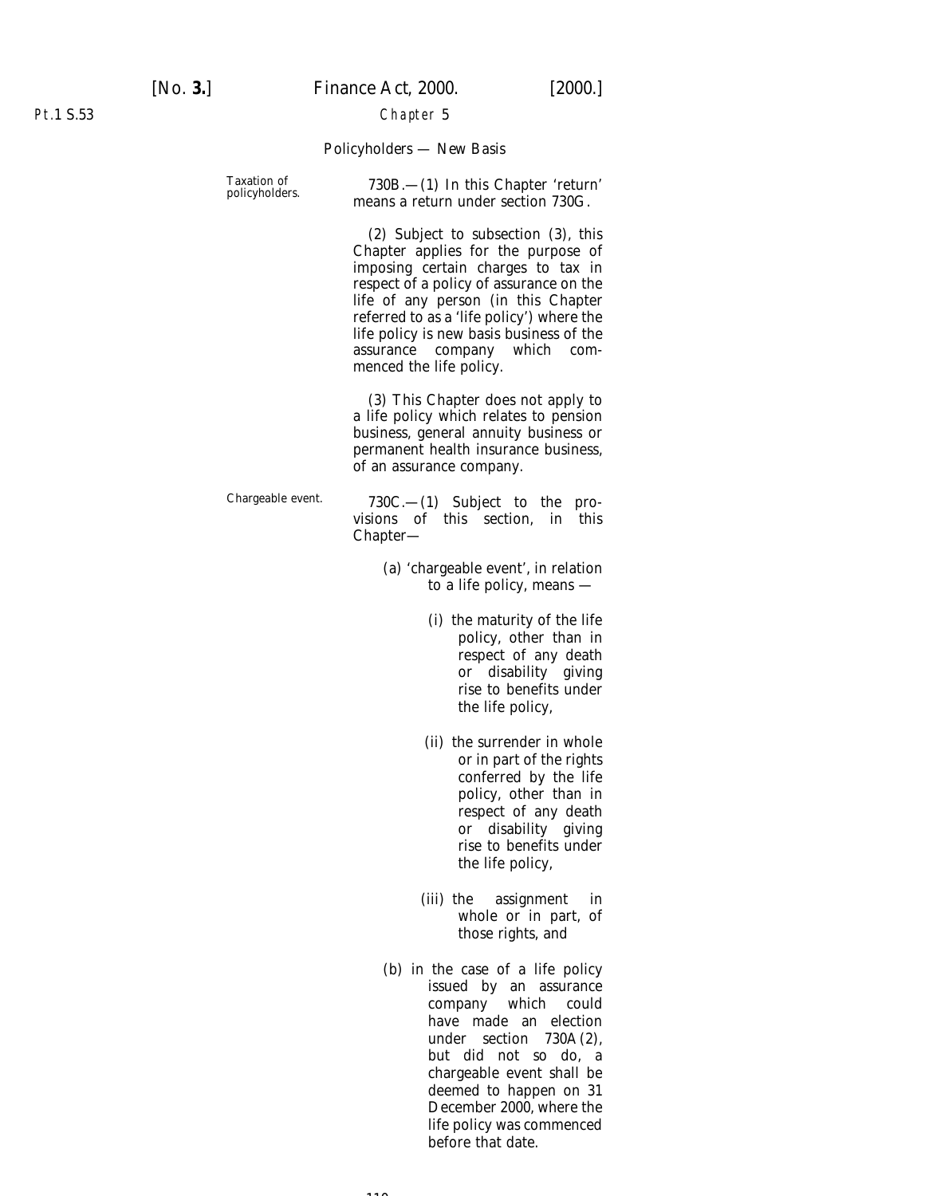Chapter 5

Policyholders — New Basis

Taxation of policyholders.

730B.—(1) In this Chapter 'return' means a return under section 730G.

(2) Subject to subsection (3), this Chapter applies for the purpose of imposing certain charges to tax in respect of a policy of assurance on the life of any person (in this Chapter referred to as a 'life policy') where the life policy is new basis business of the assurance company which commenced the life policy.

(3) This Chapter does not apply to a life policy which relates to pension business, general annuity business or permanent health insurance business, of an assurance company.

Chargeable event.

730C.—(1) Subject to the provisions of this section, in this Chapter—

(a) 'chargeable event', in relation to a life policy, means —

(i) the maturity of the life policy, other than in respect of any death or disability giving rise to benefits under the life policy,

(ii) the surrender in whole or in part of the rights conferred by the life policy, other than in respect of any death or disability giving rise to benefits under the life policy,

(iii) the assignment in whole or in part, of those rights, and

(b) in the case of a life policy issued by an assurance company which could have made an election under section 730A(2), but did not so do, a chargeable event shall be deemed to happen on 31 December 2000, where the life policy was commenced before that date.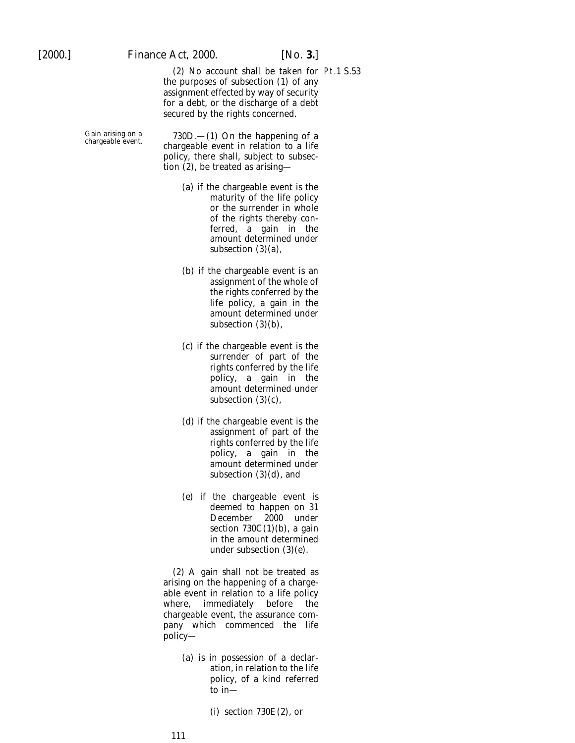(2) No account shall be taken for the purposes of subsection (1) of any assignment effected by way of security for a debt, or the discharge of a debt secured by the rights concerned.

Gain arising on a chargeable event.

730D.—(1) On the happening of a chargeable event in relation to a life policy, there shall, subject to subsection (2), be treated as arising—

(*a*) if the chargeable event is the maturity of the life policy or the surrender in whole of the rights thereby conferred, a gain in the amount determined under subsection (3)(*a*),

(*b*) if the chargeable event is an assignment of the whole of the rights conferred by the life policy, a gain in the amount determined under subsection (3)(*b*),

(*c*) if the chargeable event is the surrender of part of the rights conferred by the life policy, a gain in the amount determined under subsection (3)(*c*),

(*d*) if the chargeable event is the assignment of part of the rights conferred by the life policy, a gain in the amount determined under subsection (3)(*d*), and

(*e*) if the chargeable event is deemed to happen on 31 December 2000 under section 730C(1)(*b*), a gain in the amount determined under subsection (3)(*e*).

(2) A gain shall not be treated as arising on the happening of a chargeable event in relation to a life policy where, immediately before the chargeable event, the assurance company which commenced the life policy—

(*a*) is in possession of a declaration, in relation to the life policy, of a kind referred to in—

(i) section 730E(2), or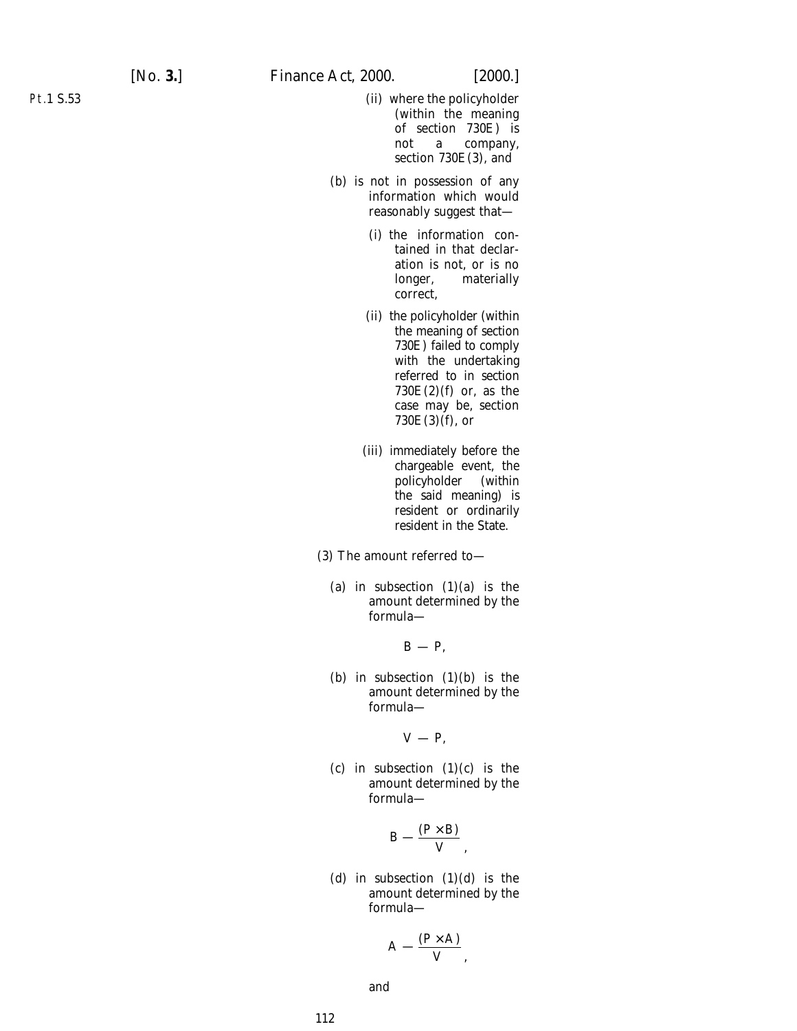(ii) where the policyholder (within the meaning of section 730E) is not a company, section 730E(3), and

(b) is not in possession of any information which would reasonably suggest that—

(i) the information contained in that declaration is not, or is no longer, materially correct,

(ii) the policyholder (within the meaning of section 730E) failed to comply with the undertaking referred to in section 730E(2)(f) or, as the case may be, section 730E(3)(f), or

(iii) immediately before the chargeable event, the policyholder (within the said meaning) is resident or ordinarily resident in the State.

(3) The amount referred to—

(a) in subsection (1)(a) is the amount determined by the formula—

$$B - P,$$

(b) in subsection (1)(b) is the amount determined by the formula—

$$V - P,$$

(c) in subsection (1)(c) is the amount determined by the formula—

$$B - \frac{(P \times B)}{V},$$

(d) in subsection (1)(d) is the amount determined by the formula—

$$A - \frac{(P \times A)}{V},$$

and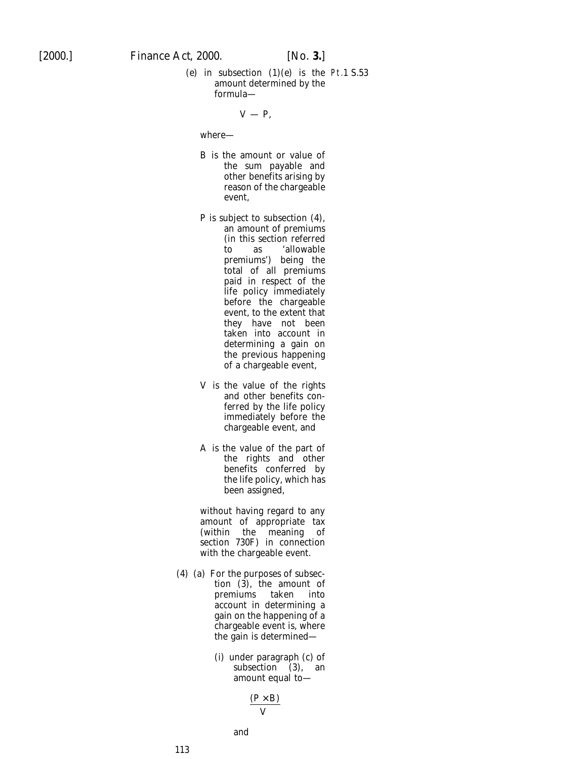(e) in subsection (1)(e) is the amount determined by the formula—

$$V - P,$$

where—

B is the amount or value of the sum payable and other benefits arising by reason of the chargeable event,

P is subject to subsection (4), an amount of premiums (in this section referred to as 'allowable premiums') being the total of all premiums paid in respect of the life policy immediately before the chargeable event, to the extent that they have not been taken into account in determining a gain on the previous happening of a chargeable event,

V is the value of the rights and other benefits conferred by the life policy immediately before the chargeable event, and

A is the value of the part of the rights and other benefits conferred by the life policy, which has been assigned,

without having regard to any amount of appropriate tax (within the meaning of section 730F) in connection with the chargeable event.

(4) (a) For the purposes of subsection (3), the amount of premiums taken into account in determining a gain on the happening of a chargeable event is, where the gain is determined—

(i) under paragraph (c) of subsection (3), an amount equal to—

$$\frac{(P \times B)}{V}$$

and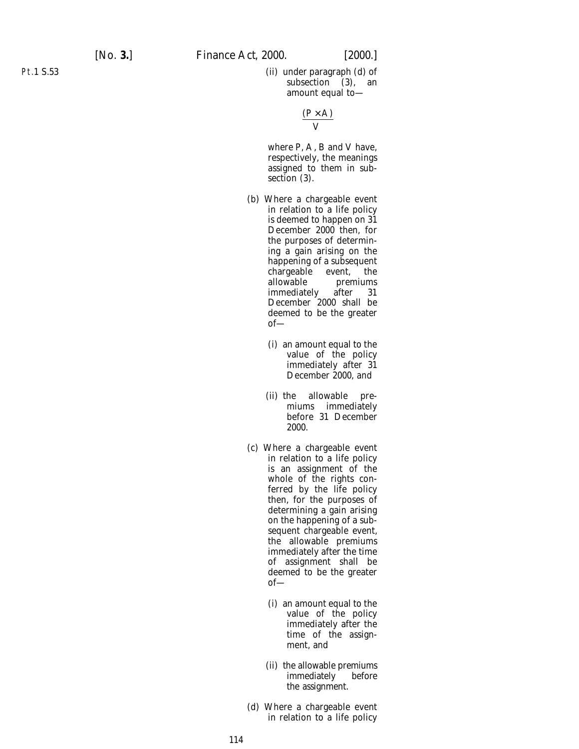(ii) under paragraph (*d*) of subsection (3), an amount equal to—

$$\frac{(P \times A)}{V}$$

where P, A, B and V have, respectively, the meanings assigned to them in subsection (3).

(*b*) Where a chargeable event in relation to a life policy is deemed to happen on 31 December 2000 then, for the purposes of determining a gain arising on the happening of a subsequent chargeable event, the allowable premiums immediately after 31 December 2000 shall be deemed to be the greater of—

(i) an amount equal to the value of the policy immediately after 31 December 2000, and

(ii) the allowable premiums immediately before 31 December 2000.

(*c*) Where a chargeable event in relation to a life policy is an assignment of the whole of the rights conferred by the life policy then, for the purposes of determining a gain arising on the happening of a subsequent chargeable event, the allowable premiums immediately after the time of assignment shall be deemed to be the greater of—

(i) an amount equal to the value of the policy immediately after the time of the assignment, and

(ii) the allowable premiums immediately before the assignment.

(*d*) Where a chargeable event in relation to a life policy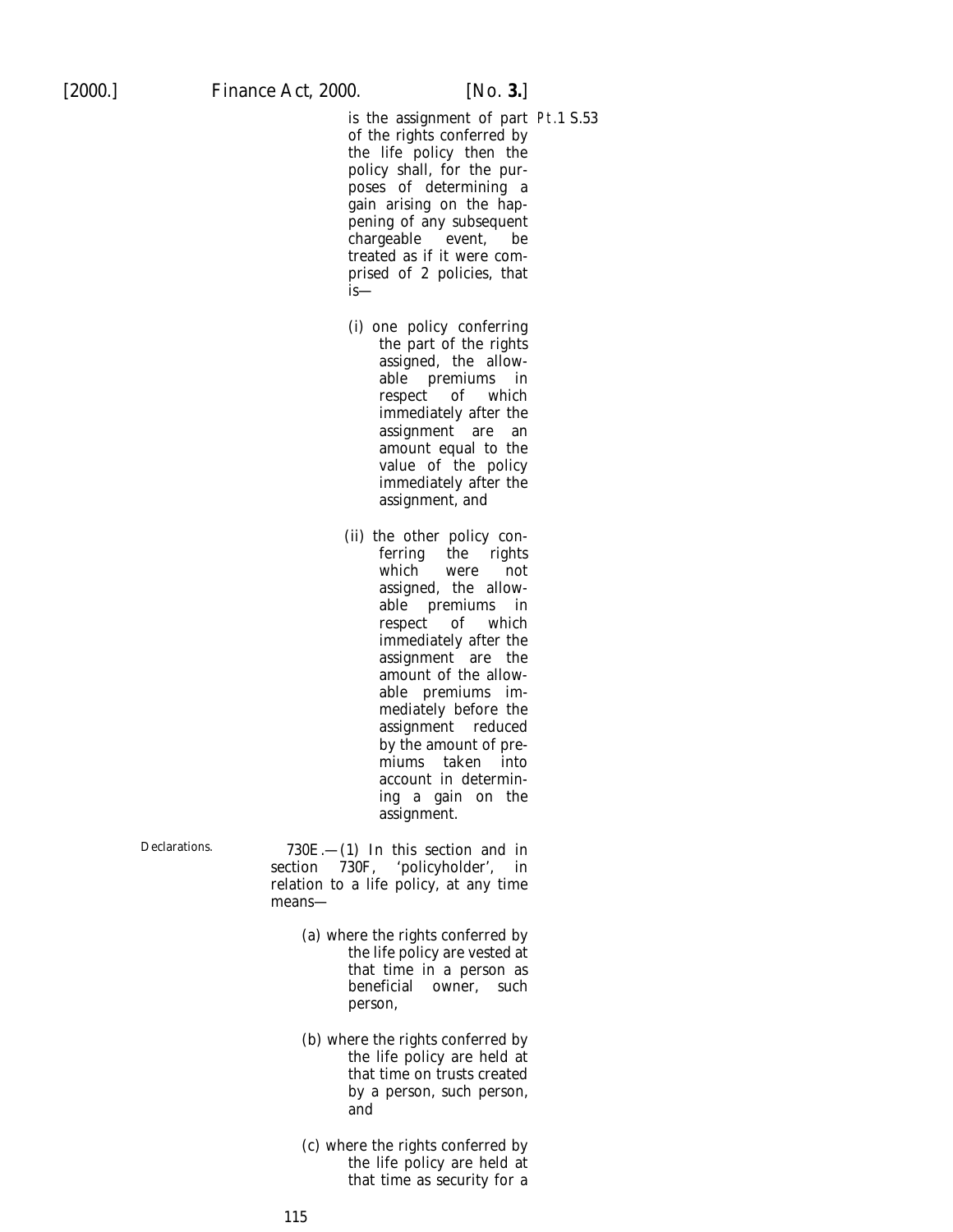is the assignment of part of the rights conferred by the life policy then the policy shall, for the purposes of determining a gain arising on the happening of any subsequent chargeable event, be treated as if it were comprised of 2 policies, that is—

(i) one policy conferring the part of the rights assigned, the allowable premiums in respect of which immediately after the assignment are an amount equal to the value of the policy immediately after the assignment, and

(ii) the other policy conferring the rights which were not assigned, the allowable premiums in respect of which immediately after the assignment are the amount of the allowable premiums immediately before the assignment reduced by the amount of premiums taken into account in determining a gain on the assignment.

Declarations.

730E.—(1) In this section and in section 730F, 'policyholder', in relation to a life policy, at any time means—

(a) where the rights conferred by the life policy are vested at that time in a person as beneficial owner, such person,

(b) where the rights conferred by the life policy are held at that time on trusts created by a person, such person, and

(c) where the rights conferred by the life policy are held at that time as security for a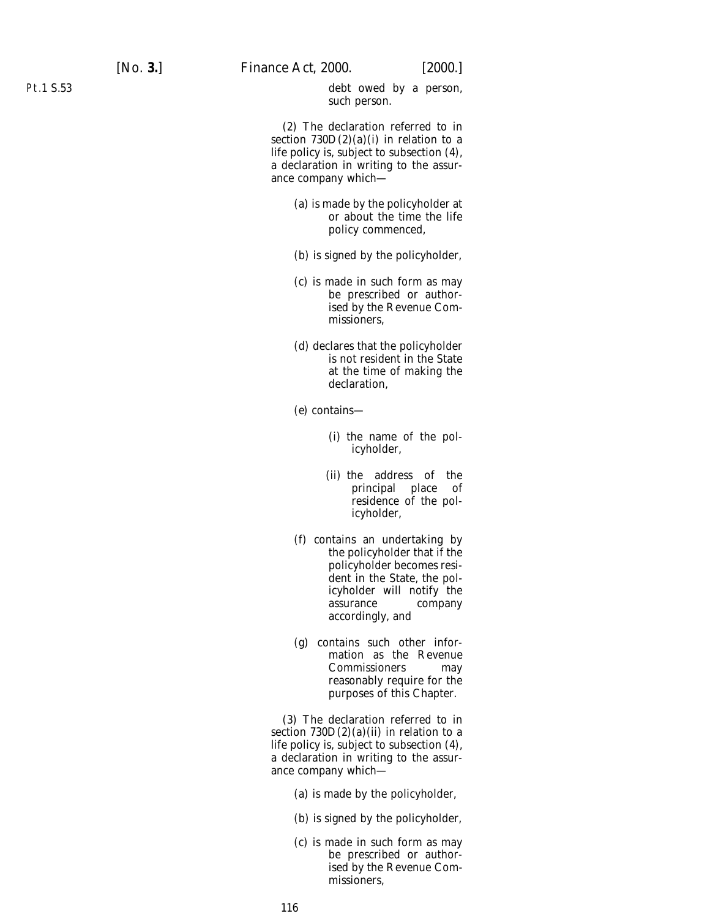debt owed by a person, such person.

(2) The declaration referred to in section 730D(2)(*a*)(i) in relation to a life policy is, subject to subsection (4), a declaration in writing to the assurance company which—

(*a*) is made by the policyholder at or about the time the life policy commenced,

(*b*) is signed by the policyholder,

(*c*) is made in such form as may be prescribed or authorised by the Revenue Commissioners,

(*d*) declares that the policyholder is not resident in the State at the time of making the declaration,

(*e*) contains—

(i) the name of the policyholder,

(ii) the address of the principal place of residence of the policyholder,

(*f*) contains an undertaking by the policyholder that if the policyholder becomes resident in the State, the policyholder will notify the assurance company accordingly, and

(*g*) contains such other information as the Revenue Commissioners may reasonably require for the purposes of this Chapter.

(3) The declaration referred to in section 730D(2)(*a*)(ii) in relation to a life policy is, subject to subsection (4), a declaration in writing to the assurance company which—

(*a*) is made by the policyholder,

(*b*) is signed by the policyholder,

(*c*) is made in such form as may be prescribed or authorised by the Revenue Commissioners,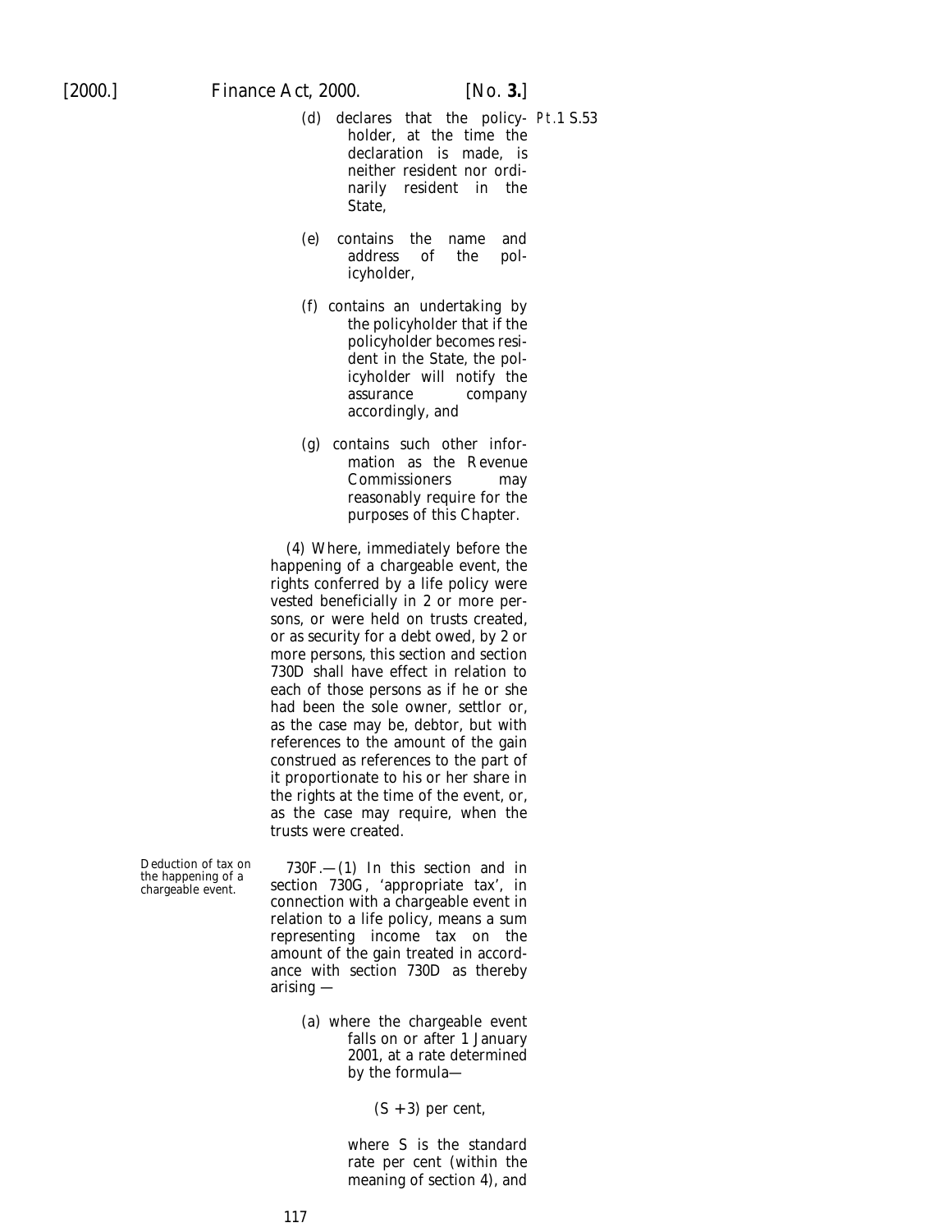(d) declares that the policyholder, at the time the declaration is made, is neither resident nor ordinarily resident in the State,

(e) contains the name and address of the policyholder,

(f) contains an undertaking by the policyholder that if the policyholder becomes resident in the State, the policyholder will notify the assurance company accordingly, and

(g) contains such other information as the Revenue Commissioners may reasonably require for the purposes of this Chapter.

(4) Where, immediately before the happening of a chargeable event, the rights conferred by a life policy were vested beneficially in 2 or more persons, or were held on trusts created, or as security for a debt owed, by 2 or more persons, this section and section 730D shall have effect in relation to each of those persons as if he or she had been the sole owner, settlor or, as the case may be, debtor, but with references to the amount of the gain construed as references to the part of it proportionate to his or her share in the rights at the time of the event, or, as the case may require, when the trusts were created.

Deduction of tax on the happening of a chargeable event.

730F.—(1) In this section and in section 730G, 'appropriate tax', in connection with a chargeable event in relation to a life policy, means a sum representing income tax on the amount of the gain treated in accordance with section 730D as thereby arising —

(a) where the chargeable event falls on or after 1 January 2001, at a rate determined by the formula—

$(S + 3)$ per cent,

where S is the standard rate per cent (within the meaning of section 4), and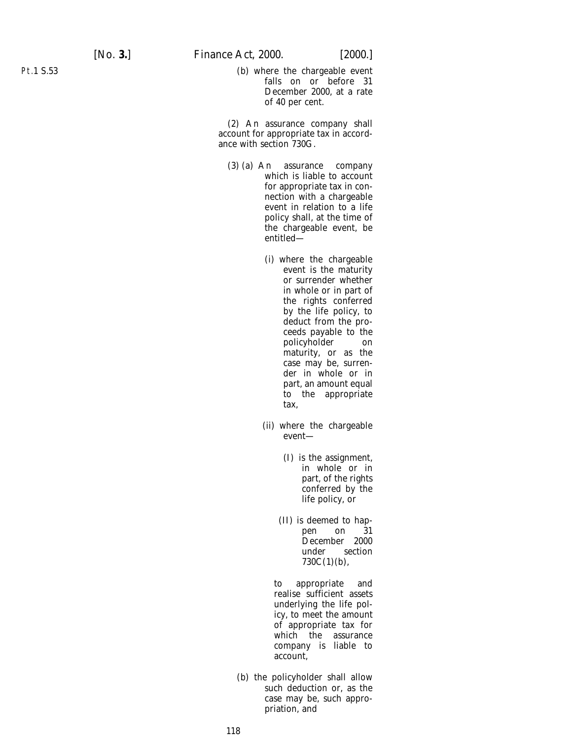(b) where the chargeable event falls on or before 31 December 2000, at a rate of 40 per cent.

(2) An assurance company shall account for appropriate tax in accordance with section 730G.

(3) (a) An assurance company which is liable to account for appropriate tax in connection with a chargeable event in relation to a life policy shall, at the time of the chargeable event, be entitled—

(i) where the chargeable event is the maturity or surrender whether in whole or in part of the rights conferred by the life policy, to deduct from the proceeds payable to the policyholder on maturity, or as the case may be, surrender in whole or in part, an amount equal to the appropriate tax,

(ii) where the chargeable event—

(I) is the assignment, in whole or in part, of the rights conferred by the life policy, or

(II) is deemed to happen on 31 December 2000 under section 730C(1)(b),

to appropriate and realise sufficient assets underlying the life policy, to meet the amount of appropriate tax for which the assurance company is liable to account,

(b) the policyholder shall allow such deduction or, as the case may be, such appropriation, and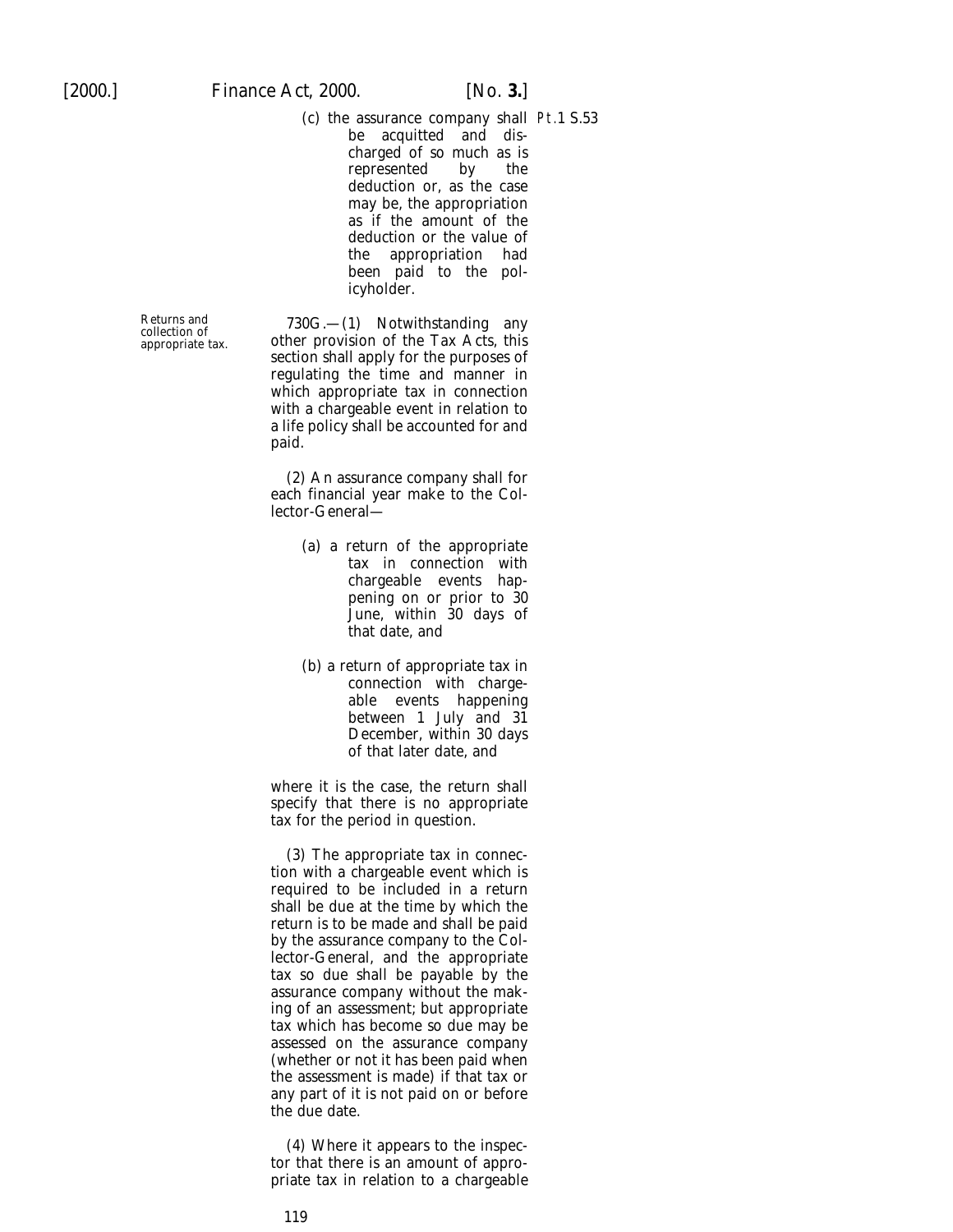(c) the assurance company shall be acquitted and discharged of so much as is represented by the deduction or, as the case may be, the appropriation as if the amount of the deduction or the value of the appropriation had been paid to the policyholder.

Returns and collection of appropriate tax.

730G.—(1) Notwithstanding any other provision of the Tax Acts, this section shall apply for the purposes of regulating the time and manner in which appropriate tax in connection with a chargeable event in relation to a life policy shall be accounted for and paid.

(2) An assurance company shall for each financial year make to the Collector-General—

(a) a return of the appropriate tax in connection with chargeable events happening on or prior to 30 June, within 30 days of that date, and

(b) a return of appropriate tax in connection with chargeable events happening between 1 July and 31 December, within 30 days of that later date, and

where it is the case, the return shall specify that there is no appropriate tax for the period in question.

(3) The appropriate tax in connection with a chargeable event which is required to be included in a return shall be due at the time by which the return is to be made and shall be paid by the assurance company to the Collector-General, and the appropriate tax so due shall be payable by the assurance company without the making of an assessment; but appropriate tax which has become so due may be assessed on the assurance company (whether or not it has been paid when the assessment is made) if that tax or any part of it is not paid on or before the due date.

(4) Where it appears to the inspector that there is an amount of appropriate tax in relation to a chargeable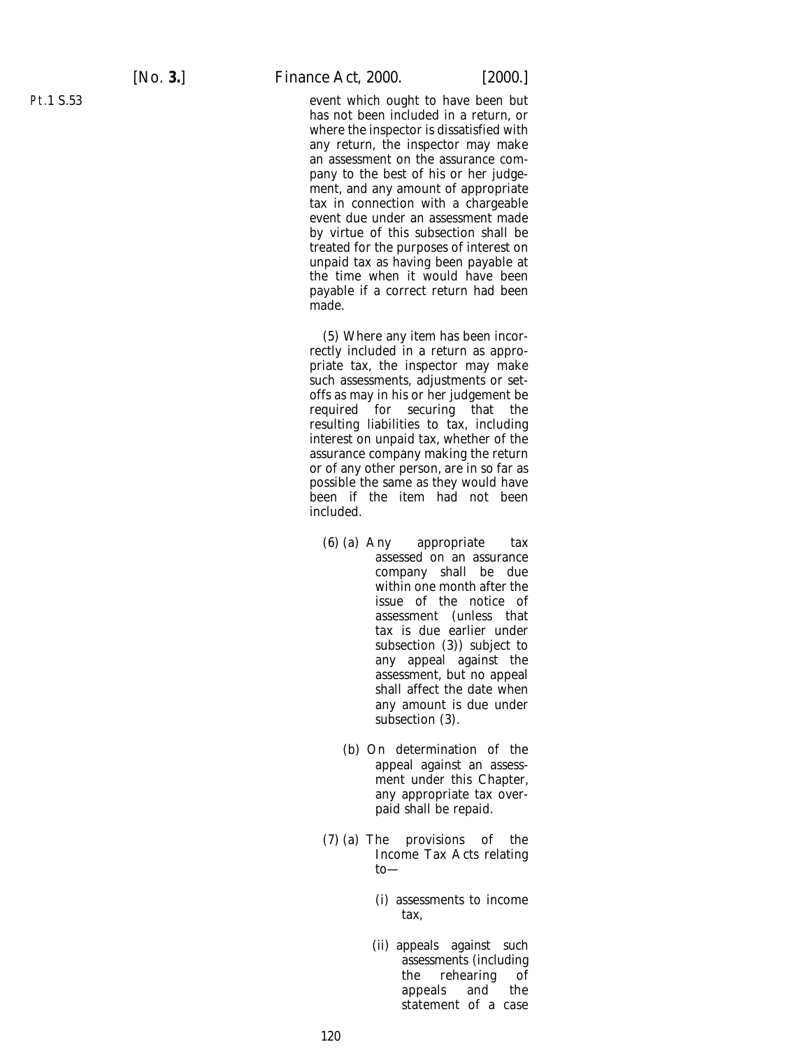event which ought to have been but has not been included in a return, or where the inspector is dissatisfied with any return, the inspector may make an assessment on the assurance company to the best of his or her judgement, and any amount of appropriate tax in connection with a chargeable event due under an assessment made by virtue of this subsection shall be treated for the purposes of interest on unpaid tax as having been payable at the time when it would have been payable if a correct return had been made.

(5) Where any item has been incorrectly included in a return as appropriate tax, the inspector may make such assessments, adjustments or set-offs as may in his or her judgement be required for securing that the resulting liabilities to tax, including interest on unpaid tax, whether of the assurance company making the return or of any other person, are in so far as possible the same as they would have been if the item had not been included.

(6) (a) Any appropriate tax assessed on an assurance company shall be due within one month after the issue of the notice of assessment (unless that tax is due earlier under subsection (3)) subject to any appeal against the assessment, but no appeal shall affect the date when any amount is due under subsection (3).

(b) On determination of the appeal against an assessment under this Chapter, any appropriate tax overpaid shall be repaid.

(7) (a) The provisions of the Income Tax Acts relating to—

(i) assessments to income tax,

(ii) appeals against such assessments (including the rehearing of appeals and the statement of a case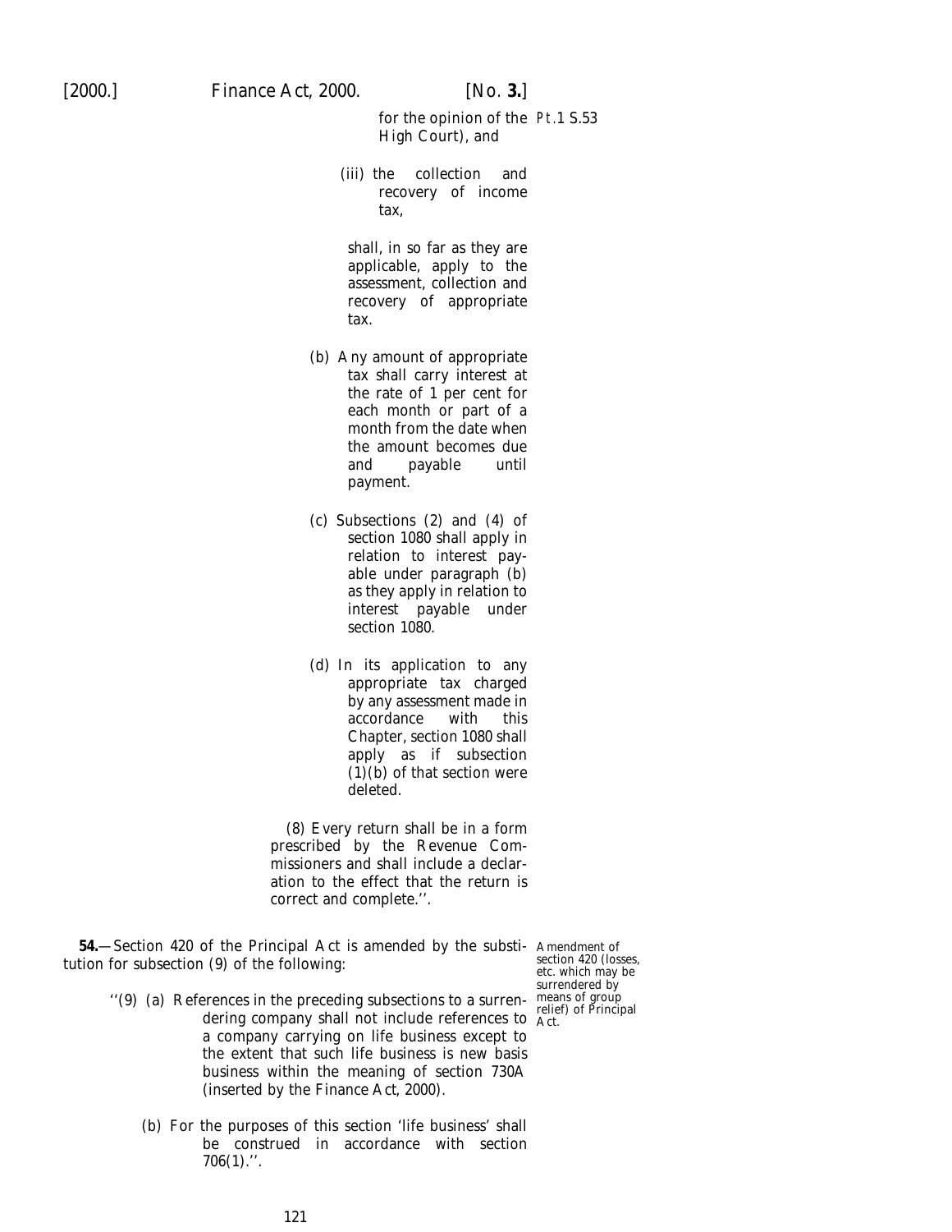for the opinion of the High Court), and

(iii) the collection and recovery of income tax,

shall, in so far as they are applicable, apply to the assessment, collection and recovery of appropriate tax.

(b) Any amount of appropriate tax shall carry interest at the rate of 1 per cent for each month or part of a month from the date when the amount becomes due and payable until payment.

(c) Subsections (2) and (4) of section 1080 shall apply in relation to interest payable under paragraph (b) as they apply in relation to interest payable under section 1080.

(d) In its application to any appropriate tax charged by any assessment made in accordance with this Chapter, section 1080 shall apply as if subsection (1)(b) of that section were deleted.

(8) Every return shall be in a form prescribed by the Revenue Commissioners and shall include a declaration to the effect that the return is correct and complete.''.

Amendment of section 420 (losses, etc. which may be surrendered by means of group relief) of Principal Act.

**54.**—Section 420 of the Principal Act is amended by the substitution for subsection (9) of the following:

''(9) (a) References in the preceding subsections to a surrendering company shall not include references to a company carrying on life business except to the extent that such life business is new basis business within the meaning of section 730A (inserted by the Finance Act, 2000).

(b) For the purposes of this section 'life business' shall be construed in accordance with section 706(1).''.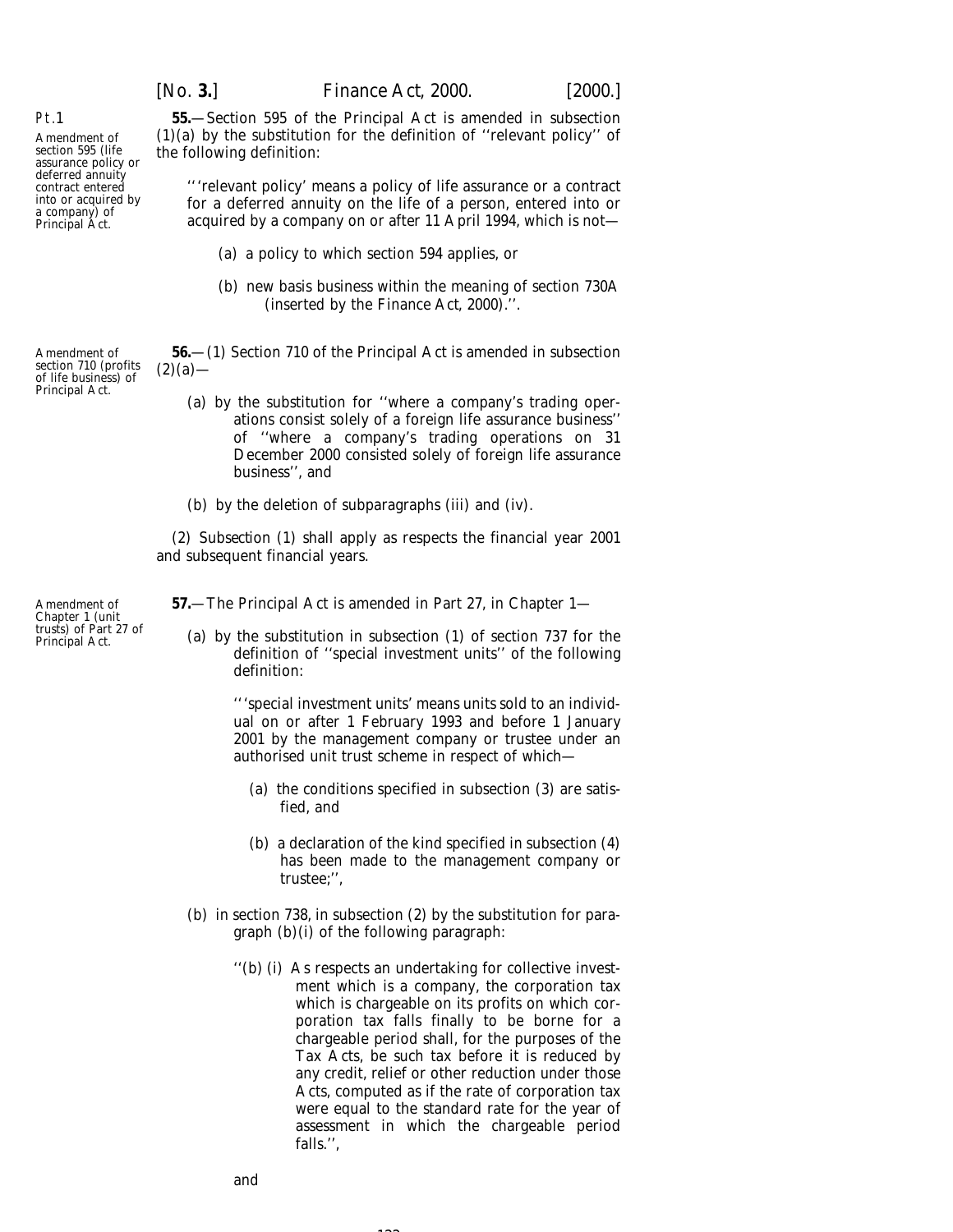Pt.1

Amendment of section 595 (life assurance policy or deferred annuity contract entered into or acquired by a company) of Principal Act.

**55.**—Section 595 of the Principal Act is amended in subsection (1)(*a*) by the substitution for the definition of ''relevant policy'' of the following definition:

> '''relevant policy' means a policy of life assurance or a contract for a deferred annuity on the life of a person, entered into or acquired by a company on or after 11 April 1994, which is not—
>
> (*a*) a policy to which section 594 applies, or
>
> (*b*) new basis business within the meaning of section 730A (inserted by the Finance Act, 2000).''.

Amendment of section 710 (profits of life business) of Principal Act.

**56.**—(1) Section 710 of the Principal Act is amended in subsection (2)(*a*)—

(*a*) by the substitution for ''where a company's trading operations consist solely of a foreign life assurance business'' of ''where a company's trading operations on 31 December 2000 consisted solely of foreign life assurance business'', and

(*b*) by the deletion of subparagraphs (iii) and (iv).

(2) Subsection (1) shall apply as respects the financial year 2001 and subsequent financial years.

Amendment of Chapter 1 (unit trusts) of Part 27 of Principal Act.

**57.**—The Principal Act is amended in Part 27, in Chapter 1—

(*a*) by the substitution in subsection (1) of section 737 for the definition of ''special investment units'' of the following definition:

> '''special investment units' means units sold to an individual on or after 1 February 1993 and before 1 January 2001 by the management company or trustee under an authorised unit trust scheme in respect of which—
>
> (*a*) the conditions specified in subsection (3) are satisfied, and
>
> (*b*) a declaration of the kind specified in subsection (4) has been made to the management company or trustee;'',

(*b*) in section 738, in subsection (2) by the substitution for paragraph (*b*)(i) of the following paragraph:

> ''(*b*) (i) As respects an undertaking for collective investment which is a company, the corporation tax which is chargeable on its profits on which corporation tax falls finally to be borne for a chargeable period shall, for the purposes of the Tax Acts, be such tax before it is reduced by any credit, relief or other reduction under those Acts, computed as if the rate of corporation tax were equal to the standard rate for the year of assessment in which the chargeable period falls.'',

and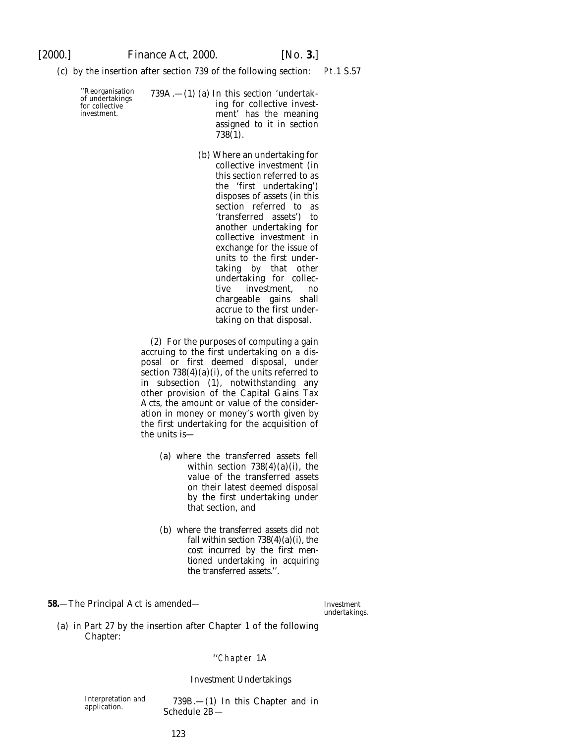(c) by the insertion after section 739 of the following section:

Pt.1 S.57

''Reorganisation of undertakings for collective investment.

739A.—(1) (a) In this section 'undertaking for collective investment' has the meaning assigned to it in section 738(1).

(b) Where an undertaking for collective investment (in this section referred to as the 'first undertaking') disposes of assets (in this section referred to as 'transferred assets') to another undertaking for collective investment in exchange for the issue of units to the first undertaking by that other undertaking for collective investment, no chargeable gains shall accrue to the first undertaking on that disposal.

(2) For the purposes of computing a gain accruing to the first undertaking on a disposal or first deemed disposal, under section 738(4)(a)(i), of the units referred to in subsection (1), notwithstanding any other provision of the Capital Gains Tax Acts, the amount or value of the consideration in money or money's worth given by the first undertaking for the acquisition of the units is—

(a) where the transferred assets fell within section 738(4)(a)(i), the value of the transferred assets on their latest deemed disposal by the first undertaking under that section, and

(b) where the transferred assets did not fall within section 738(4)(a)(i), the cost incurred by the first mentioned undertaking in acquiring the transferred assets.''.

**58.**—The Principal Act is amended—

Investment undertakings.

(a) in Part 27 by the insertion after Chapter 1 of the following Chapter:

''*Chapter* 1A

Investment Undertakings

Interpretation and application.

739B.—(1) In this Chapter and in Schedule 2B—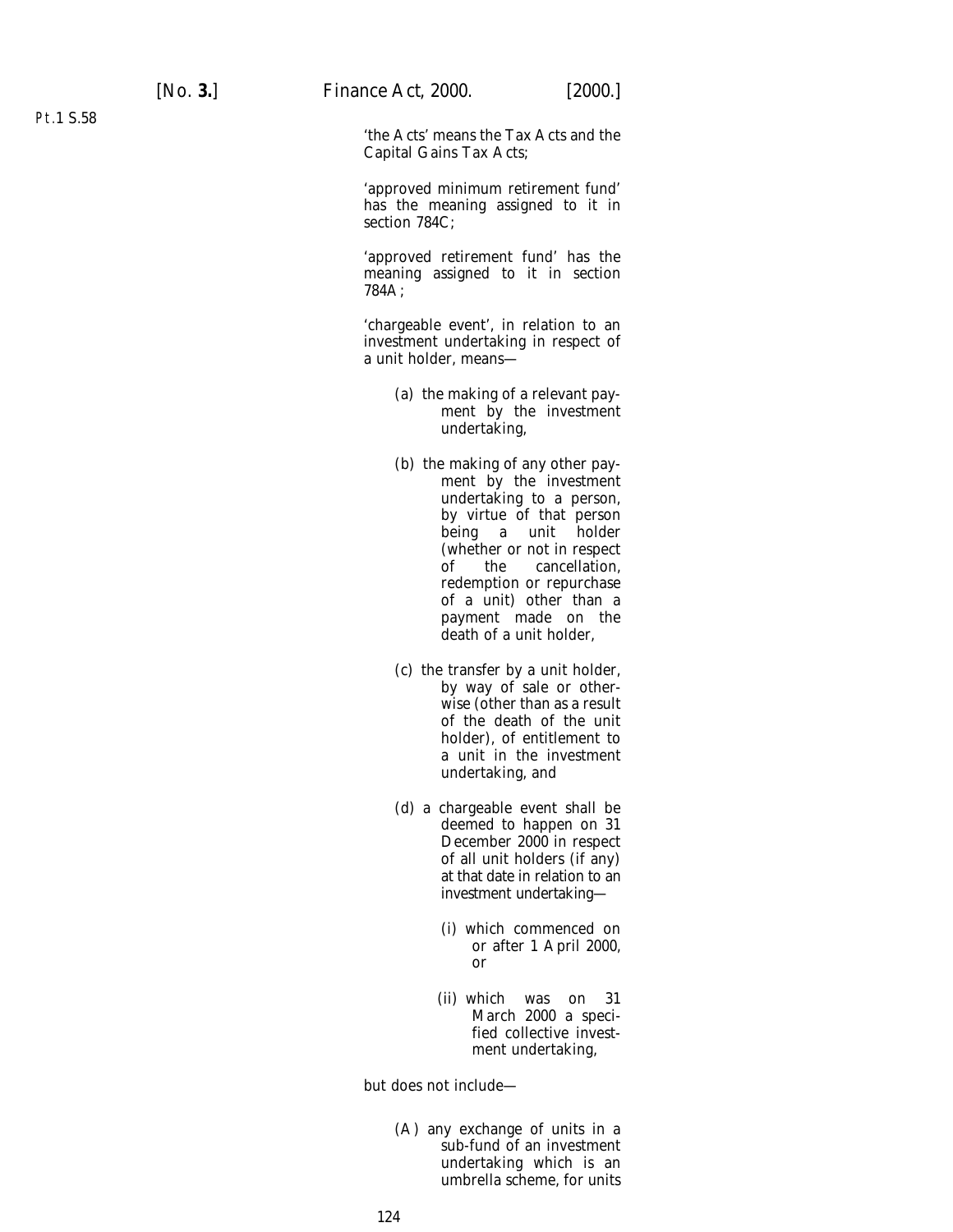'the Acts' means the Tax Acts and the Capital Gains Tax Acts;

'approved minimum retirement fund' has the meaning assigned to it in section 784C;

'approved retirement fund' has the meaning assigned to it in section 784A;

'chargeable event', in relation to an investment undertaking in respect of a unit holder, means—

(a) the making of a relevant payment by the investment undertaking,

(b) the making of any other payment by the investment undertaking to a person, by virtue of that person being a unit holder (whether or not in respect of the cancellation, redemption or repurchase of a unit) other than a payment made on the death of a unit holder,

(c) the transfer by a unit holder, by way of sale or otherwise (other than as a result of the death of the unit holder), of entitlement to a unit in the investment undertaking, and

(d) a chargeable event shall be deemed to happen on 31 December 2000 in respect of all unit holders (if any) at that date in relation to an investment undertaking—

(i) which commenced on or after 1 April 2000, or

(ii) which was on 31 March 2000 a specified collective investment undertaking,

but does not include—

(A) any exchange of units in a sub-fund of an investment undertaking which is an umbrella scheme, for units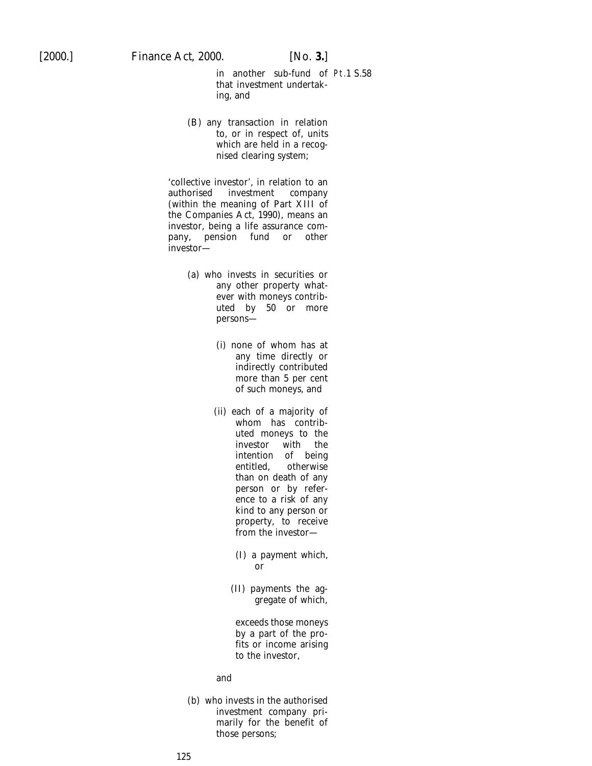in another sub-fund of that investment undertaking, and

(B) any transaction in relation to, or in respect of, units which are held in a recognised clearing system;

'collective investor', in relation to an authorised investment company (within the meaning of Part XIII of the Companies Act, 1990), means an investor, being a life assurance company, pension fund or other investor—

(a) who invests in securities or any other property whatever with moneys contributed by 50 or more persons—

(i) none of whom has at any time directly or indirectly contributed more than 5 per cent of such moneys, and

(ii) each of a majority of whom has contributed moneys to the investor with the intention of being entitled, otherwise than on death of any person or by reference to a risk of any kind to any person or property, to receive from the investor—

(I) a payment which, or

(II) payments the aggregate of which,

exceeds those moneys by a part of the profits or income arising to the investor,

and

(b) who invests in the authorised investment company primarily for the benefit of those persons;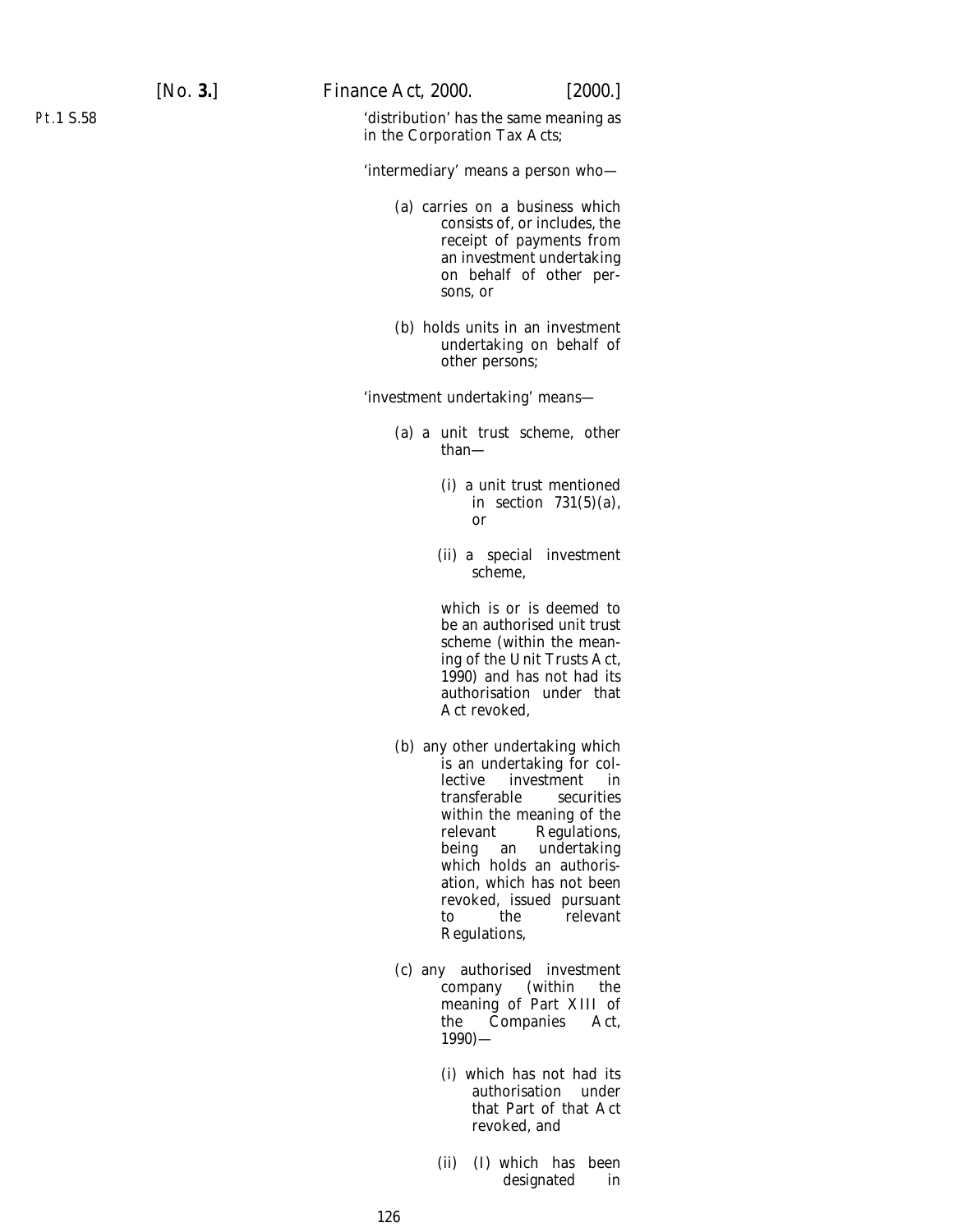'distribution' has the same meaning as in the Corporation Tax Acts;

'intermediary' means a person who—

(a) carries on a business which consists of, or includes, the receipt of payments from an investment undertaking on behalf of other persons, or

(b) holds units in an investment undertaking on behalf of other persons;

'investment undertaking' means—

(a) a unit trust scheme, other than—

(i) a unit trust mentioned in section 731(5)(a), or

(ii) a special investment scheme,

which is or is deemed to be an authorised unit trust scheme (within the meaning of the Unit Trusts Act, 1990) and has not had its authorisation under that Act revoked,

(b) any other undertaking which is an undertaking for collective investment in transferable securities within the meaning of the relevant Regulations, being an undertaking which holds an authorisation, which has not been revoked, issued pursuant to the relevant Regulations,

(c) any authorised investment company (within the meaning of Part XIII of the Companies Act, 1990)—

(i) which has not had its authorisation under that Part of that Act revoked, and

(ii) (I) which has been designated in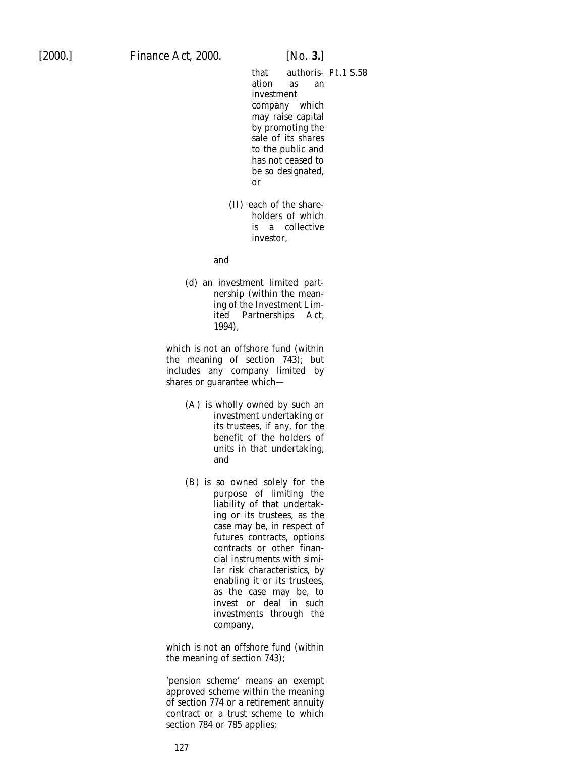that authorisation as an investment company which may raise capital by promoting the sale of its shares to the public and has not ceased to be so designated, or

(II) each of the shareholders of which is a collective investor,

and

(d) an investment limited partnership (within the meaning of the Investment Limited Partnerships Act, 1994),

which is not an offshore fund (within the meaning of section 743); but includes any company limited by shares or guarantee which—

(A) is wholly owned by such an investment undertaking or its trustees, if any, for the benefit of the holders of units in that undertaking, and

(B) is so owned solely for the purpose of limiting the liability of that undertaking or its trustees, as the case may be, in respect of futures contracts, options contracts or other financial instruments with similar risk characteristics, by enabling it or its trustees, as the case may be, to invest or deal in such investments through the company,

which is not an offshore fund (within the meaning of section 743);

'pension scheme' means an exempt approved scheme within the meaning of section 774 or a retirement annuity contract or a trust scheme to which section 784 or 785 applies;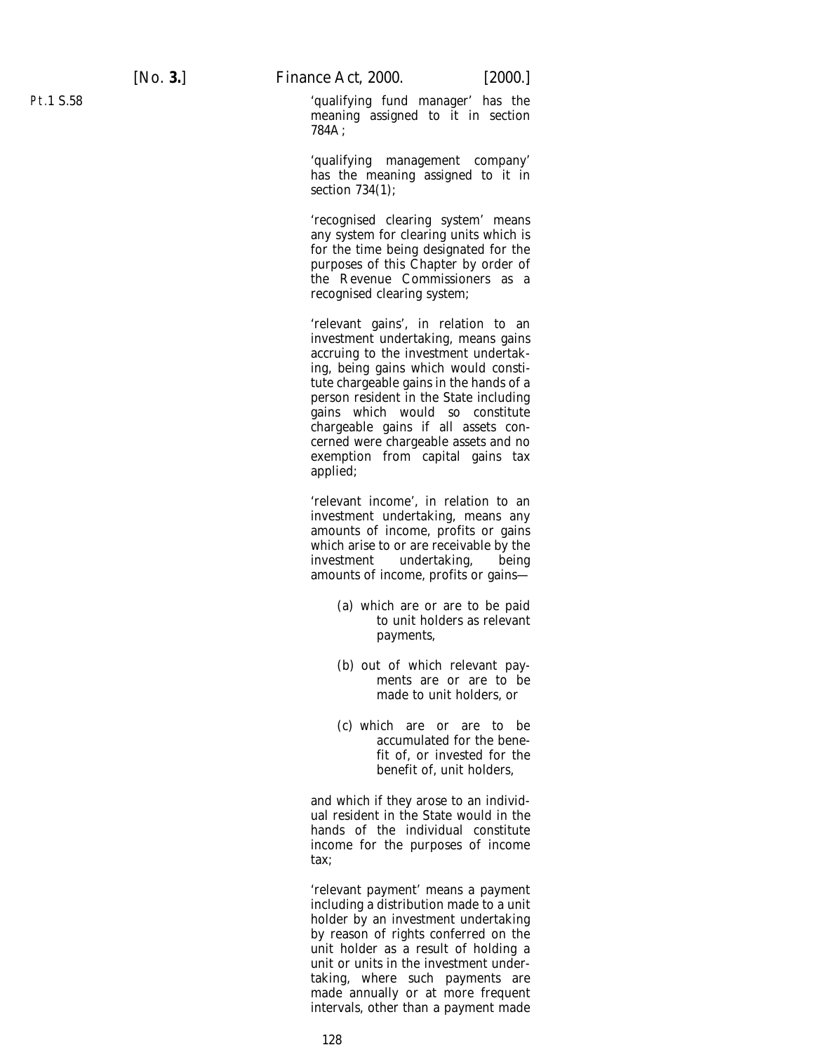'qualifying fund manager' has the meaning assigned to it in section 784A;

'qualifying management company' has the meaning assigned to it in section 734(1);

'recognised clearing system' means any system for clearing units which is for the time being designated for the purposes of this Chapter by order of the Revenue Commissioners as a recognised clearing system;

'relevant gains', in relation to an investment undertaking, means gains accruing to the investment undertaking, being gains which would constitute chargeable gains in the hands of a person resident in the State including gains which would so constitute chargeable gains if all assets concerned were chargeable assets and no exemption from capital gains tax applied;

'relevant income', in relation to an investment undertaking, means any amounts of income, profits or gains which arise to or are receivable by the investment undertaking, being amounts of income, profits or gains—

(a) which are or are to be paid to unit holders as relevant payments,

(b) out of which relevant payments are or are to be made to unit holders, or

(c) which are or are to be accumulated for the benefit of, or invested for the benefit of, unit holders,

and which if they arose to an individual resident in the State would in the hands of the individual constitute income for the purposes of income tax;

'relevant payment' means a payment including a distribution made to a unit holder by an investment undertaking by reason of rights conferred on the unit holder as a result of holding a unit or units in the investment undertaking, where such payments are made annually or at more frequent intervals, other than a payment made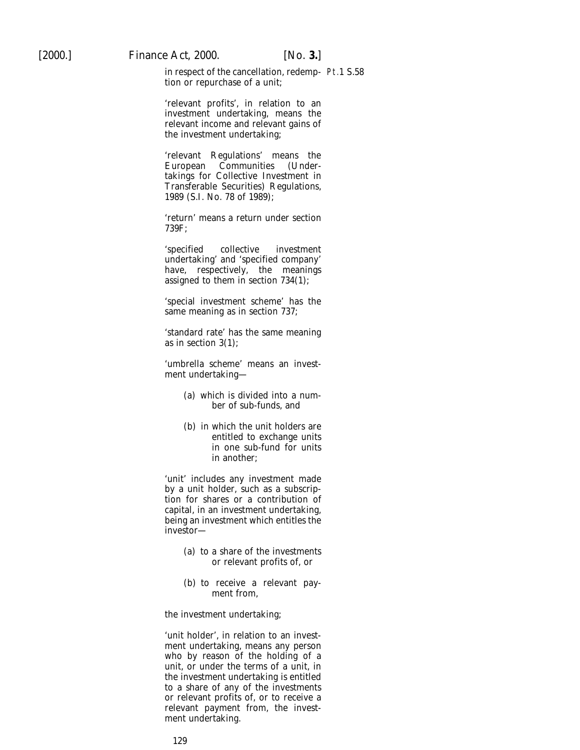in respect of the cancellation, redemption or repurchase of a unit;

'relevant profits', in relation to an investment undertaking, means the relevant income and relevant gains of the investment undertaking;

'relevant Regulations' means the European Communities (Undertakings for Collective Investment in Transferable Securities) Regulations, 1989 (S.I. No. 78 of 1989);

'return' means a return under section 739F;

'specified collective investment undertaking' and 'specified company' have, respectively, the meanings assigned to them in section 734(1);

'special investment scheme' has the same meaning as in section 737;

'standard rate' has the same meaning as in section 3(1);

'umbrella scheme' means an investment undertaking—

(a) which is divided into a number of sub-funds, and

(b) in which the unit holders are entitled to exchange units in one sub-fund for units in another;

'unit' includes any investment made by a unit holder, such as a subscription for shares or a contribution of capital, in an investment undertaking, being an investment which entitles the investor—

(a) to a share of the investments or relevant profits of, or

(b) to receive a relevant payment from,

the investment undertaking;

'unit holder', in relation to an investment undertaking, means any person who by reason of the holding of a unit, or under the terms of a unit, in the investment undertaking is entitled to a share of any of the investments or relevant profits of, or to receive a relevant payment from, the investment undertaking.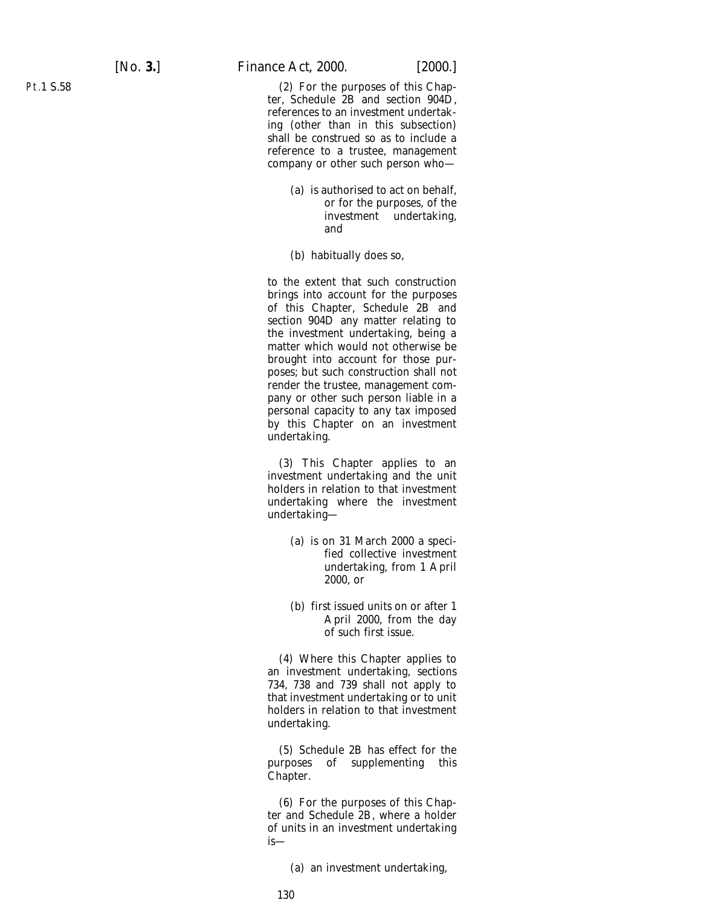(2) For the purposes of this Chapter, Schedule 2B and section 904D, references to an investment undertaking (other than in this subsection) shall be construed so as to include a reference to a trustee, management company or other such person who—

(a) is authorised to act on behalf, or for the purposes, of the investment undertaking, and

(b) habitually does so,

to the extent that such construction brings into account for the purposes of this Chapter, Schedule 2B and section 904D any matter relating to the investment undertaking, being a matter which would not otherwise be brought into account for those purposes; but such construction shall not render the trustee, management company or other such person liable in a personal capacity to any tax imposed by this Chapter on an investment undertaking.

(3) This Chapter applies to an investment undertaking and the unit holders in relation to that investment undertaking where the investment undertaking—

(a) is on 31 March 2000 a specified collective investment undertaking, from 1 April 2000, or

(b) first issued units on or after 1 April 2000, from the day of such first issue.

(4) Where this Chapter applies to an investment undertaking, sections 734, 738 and 739 shall not apply to that investment undertaking or to unit holders in relation to that investment undertaking.

(5) Schedule 2B has effect for the purposes of supplementing this Chapter.

(6) For the purposes of this Chapter and Schedule 2B, where a holder of units in an investment undertaking is—

(a) an investment undertaking,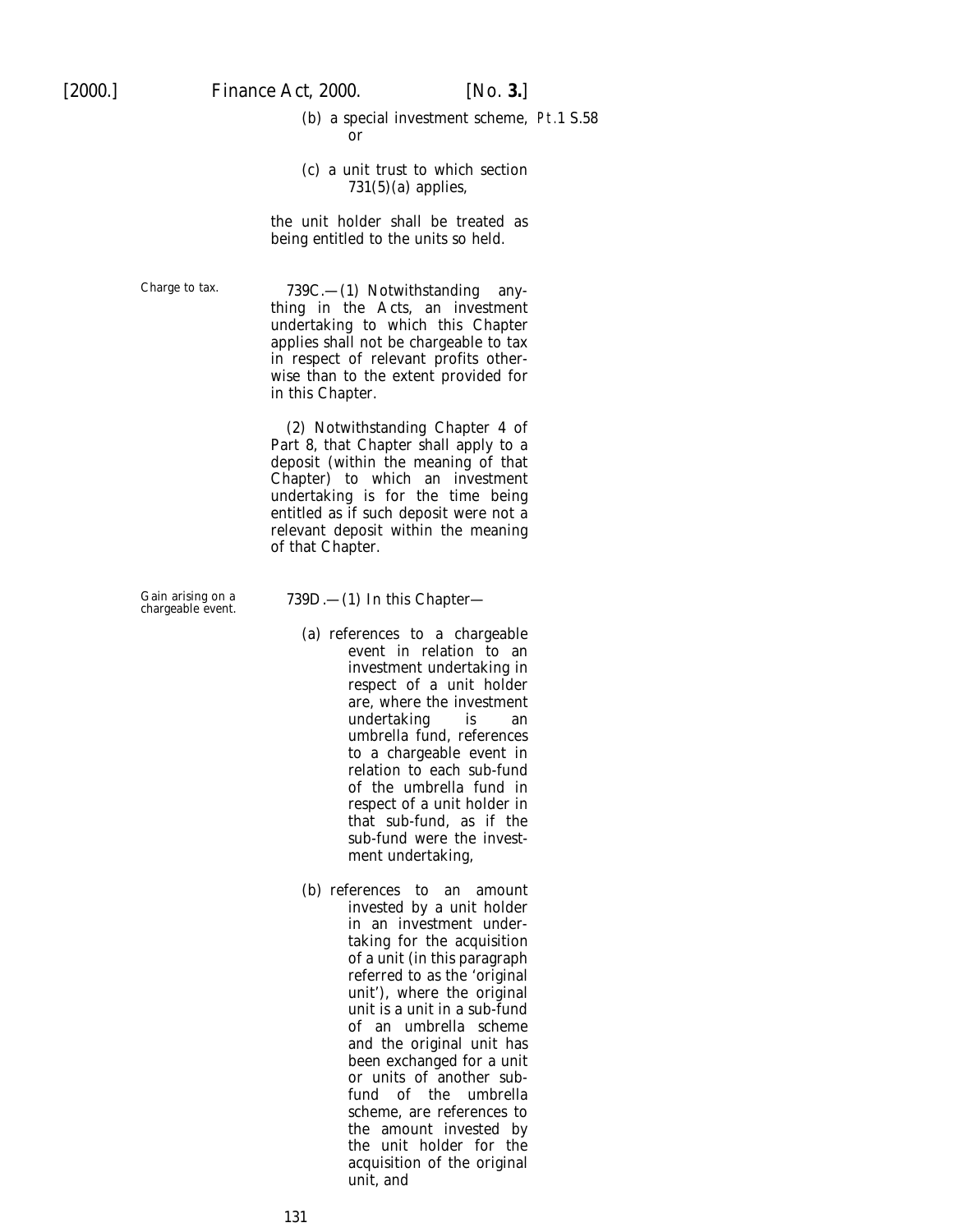(b) a special investment scheme, or

(c) a unit trust to which section 731(5)(a) applies,

the unit holder shall be treated as being entitled to the units so held.

Charge to tax.

739C.—(1) Notwithstanding anything in the Acts, an investment undertaking to which this Chapter applies shall not be chargeable to tax in respect of relevant profits otherwise than to the extent provided for in this Chapter.

(2) Notwithstanding Chapter 4 of Part 8, that Chapter shall apply to a deposit (within the meaning of that Chapter) to which an investment undertaking is for the time being entitled as if such deposit were not a relevant deposit within the meaning of that Chapter.

Gain arising on a chargeable event.

739D.—(1) In this Chapter—

(a) references to a chargeable event in relation to an investment undertaking in respect of a unit holder are, where the investment undertaking is an umbrella fund, references to a chargeable event in relation to each sub-fund of the umbrella fund in respect of a unit holder in that sub-fund, as if the sub-fund were the investment undertaking,

(b) references to an amount invested by a unit holder in an investment undertaking for the acquisition of a unit (in this paragraph referred to as the 'original unit'), where the original unit is a unit in a sub-fund of an umbrella scheme and the original unit has been exchanged for a unit or units of another sub-fund of the umbrella scheme, are references to the amount invested by the unit holder for the acquisition of the original unit, and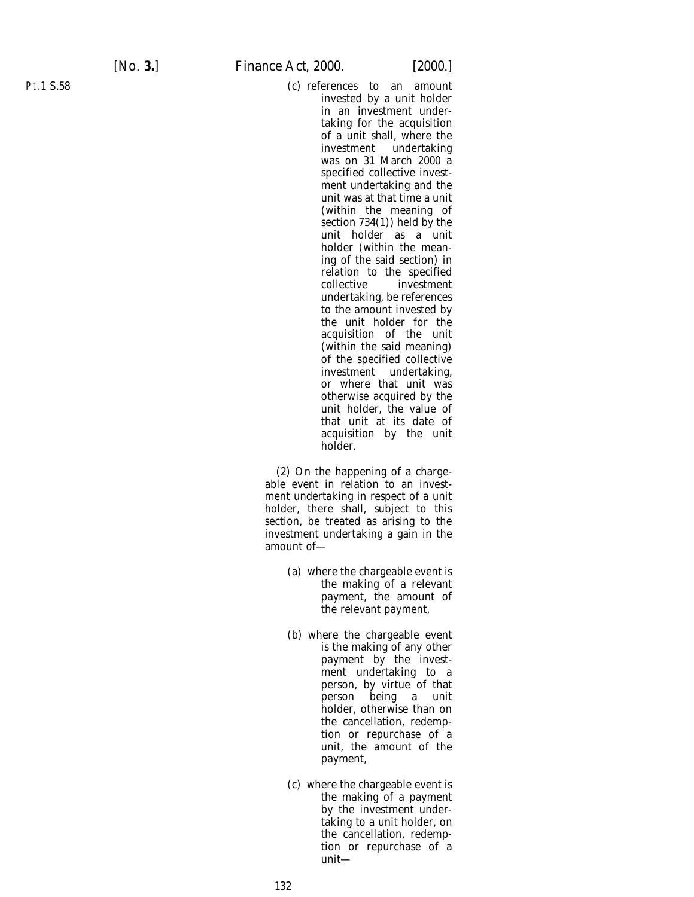Pt.1 S.58

(c) references to an amount invested by a unit holder in an investment undertaking for the acquisition of a unit shall, where the investment undertaking was on 31 March 2000 a specified collective investment undertaking and the unit was at that time a unit (within the meaning of section 734(1)) held by the unit holder as a unit holder (within the meaning of the said section) in relation to the specified collective investment undertaking, be references to the amount invested by the unit holder for the acquisition of the unit (within the said meaning) of the specified collective investment undertaking, or where that unit was otherwise acquired by the unit holder, the value of that unit at its date of acquisition by the unit holder.

(2) On the happening of a chargeable event in relation to an investment undertaking in respect of a unit holder, there shall, subject to this section, be treated as arising to the investment undertaking a gain in the amount of—

(a) where the chargeable event is the making of a relevant payment, the amount of the relevant payment,

(b) where the chargeable event is the making of any other payment by the investment undertaking to a person, by virtue of that person being a unit holder, otherwise than on the cancellation, redemption or repurchase of a unit, the amount of the payment,

(c) where the chargeable event is the making of a payment by the investment undertaking to a unit holder, on the cancellation, redemption or repurchase of a unit—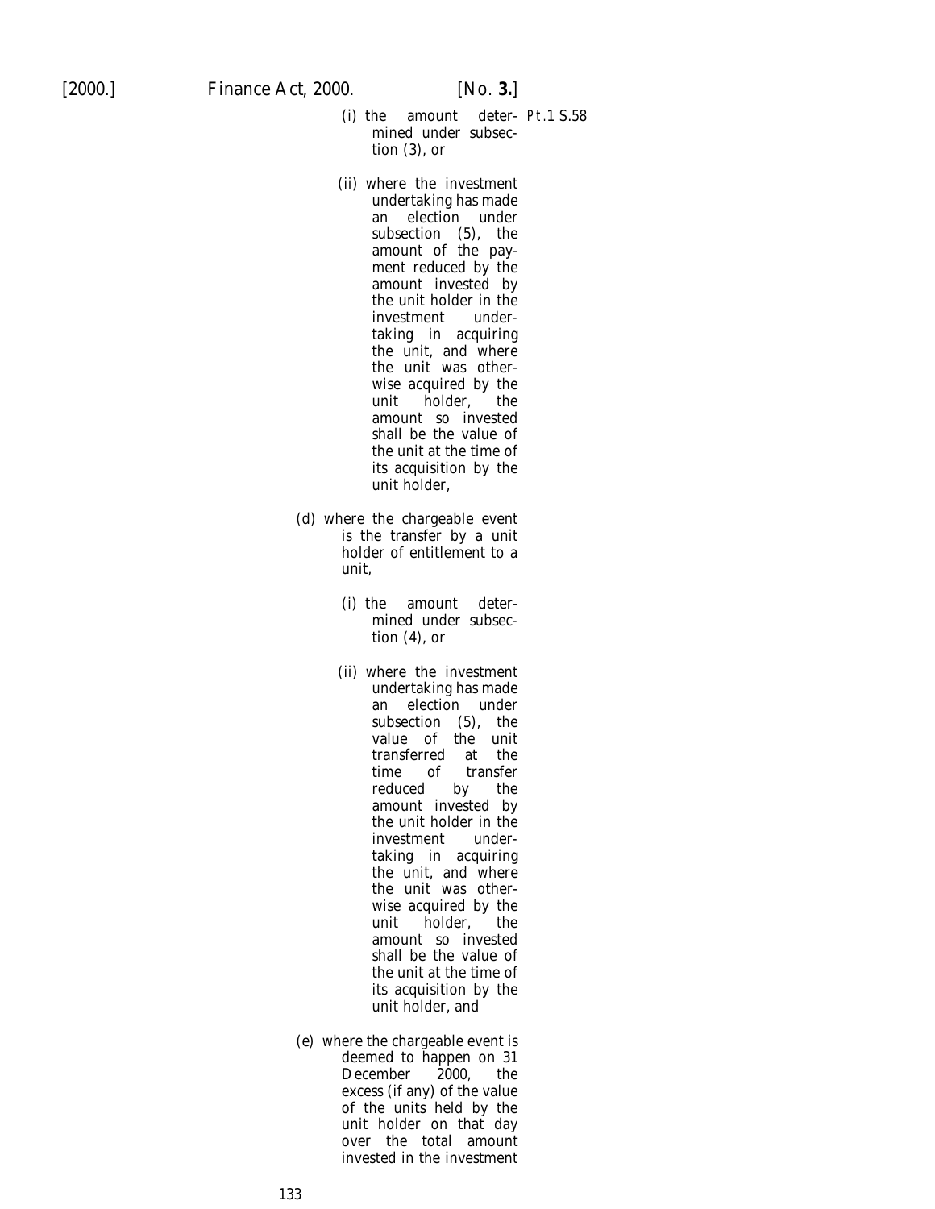(i) the amount determined under subsection (3), or

(ii) where the investment undertaking has made an election under subsection (5), the amount of the payment reduced by the amount invested by the unit holder in the investment undertaking in acquiring the unit, and where the unit was otherwise acquired by the unit holder, the amount so invested shall be the value of the unit at the time of its acquisition by the unit holder,

(d) where the chargeable event is the transfer by a unit holder of entitlement to a unit,

(i) the amount determined under subsection (4), or

(ii) where the investment undertaking has made an election under subsection (5), the value of the unit transferred at the time of transfer reduced by the amount invested by the unit holder in the investment undertaking in acquiring the unit, and where the unit was otherwise acquired by the unit holder, the amount so invested shall be the value of the unit at the time of its acquisition by the unit holder, and

(e) where the chargeable event is deemed to happen on 31 December 2000, the excess (if any) of the value of the units held by the unit holder on that day over the total amount invested in the investment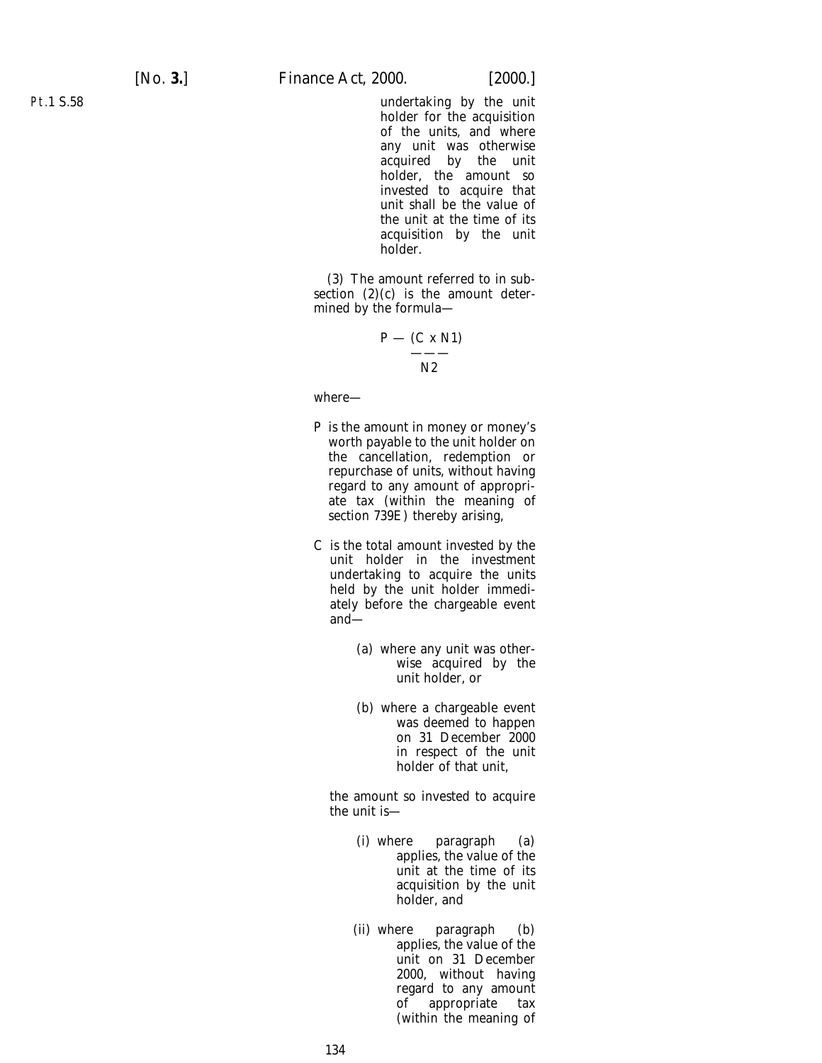undertaking by the unit holder for the acquisition of the units, and where any unit was otherwise acquired by the unit holder, the amount so invested to acquire that unit shall be the value of the unit at the time of its acquisition by the unit holder.

(3) The amount referred to in subsection (2)(c) is the amount determined by the formula—

$$P - \frac{(C \times N1)}{N2}$$

where—

P is the amount in money or money's worth payable to the unit holder on the cancellation, redemption or repurchase of units, without having regard to any amount of appropriate tax (within the meaning of section 739E) thereby arising,

C is the total amount invested by the unit holder in the investment undertaking to acquire the units held by the unit holder immediately before the chargeable event and—

(a) where any unit was otherwise acquired by the unit holder, or

(b) where a chargeable event was deemed to happen on 31 December 2000 in respect of the unit holder of that unit,

the amount so invested to acquire the unit is—

(i) where paragraph (a) applies, the value of the unit at the time of its acquisition by the unit holder, and

(ii) where paragraph (b) applies, the value of the unit on 31 December 2000, without having regard to any amount of appropriate tax (within the meaning of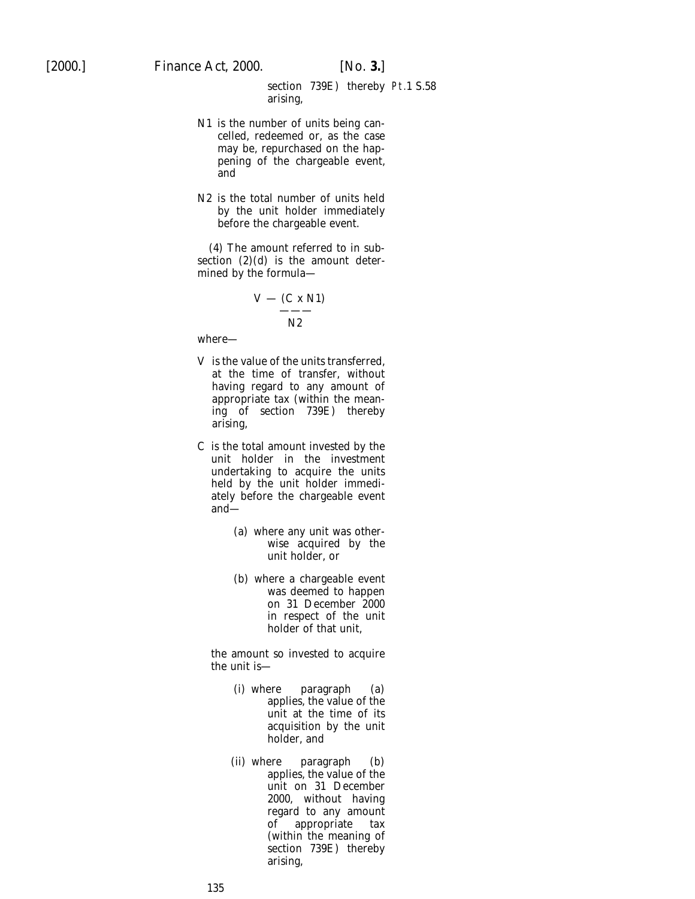section 739E) thereby arising,

N1 is the number of units being cancelled, redeemed or, as the case may be, repurchased on the happening of the chargeable event, and

N2 is the total number of units held by the unit holder immediately before the chargeable event.

(4) The amount referred to in subsection (2)(d) is the amount determined by the formula—

$$V - \frac{(C \times N1)}{N2}$$

where—

V is the value of the units transferred, at the time of transfer, without having regard to any amount of appropriate tax (within the meaning of section 739E) thereby arising,

C is the total amount invested by the unit holder in the investment undertaking to acquire the units held by the unit holder immediately before the chargeable event and—

> (a) where any unit was otherwise acquired by the unit holder, or
>
> (b) where a chargeable event was deemed to happen on 31 December 2000 in respect of the unit holder of that unit,

the amount so invested to acquire the unit is—

> (i) where paragraph (a) applies, the value of the unit at the time of its acquisition by the unit holder, and
>
> (ii) where paragraph (b) applies, the value of the unit on 31 December 2000, without having regard to any amount of appropriate tax (within the meaning of section 739E) thereby arising,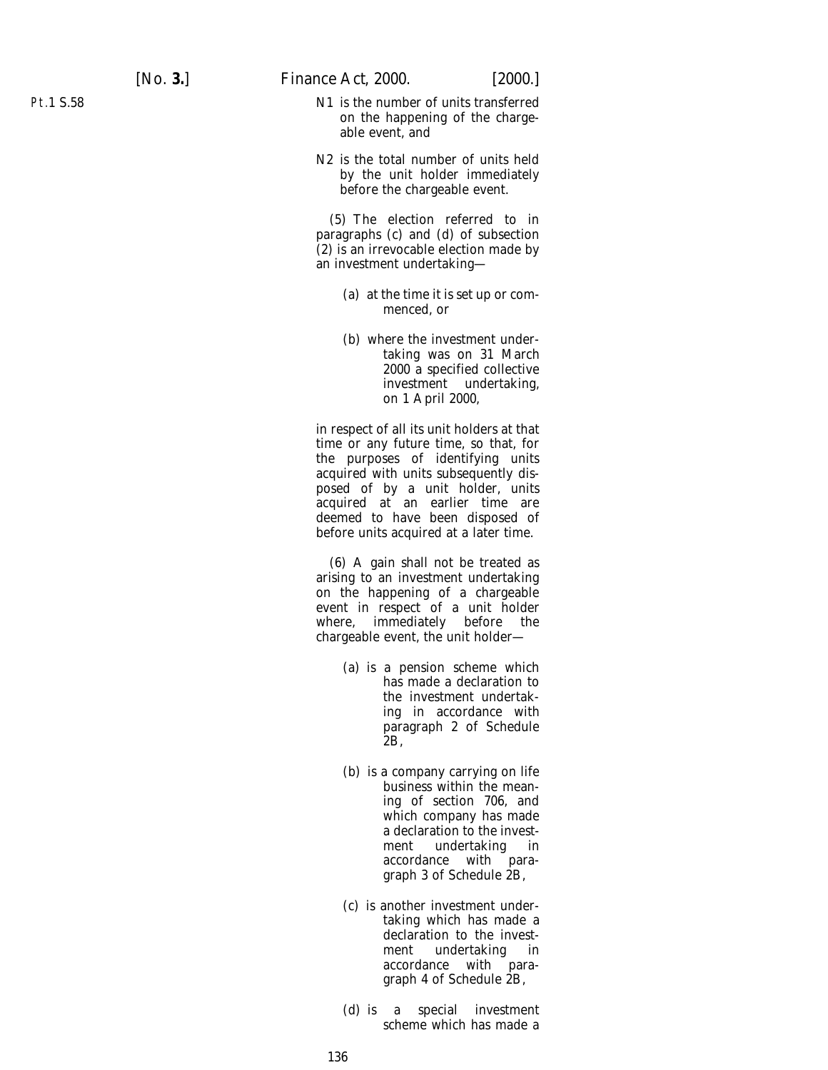N1 is the number of units transferred on the happening of the chargeable event, and

N2 is the total number of units held by the unit holder immediately before the chargeable event.

(5) The election referred to in paragraphs (*c*) and (*d*) of subsection (2) is an irrevocable election made by an investment undertaking—

(*a*) at the time it is set up or commenced, or

(*b*) where the investment undertaking was on 31 March 2000 a specified collective investment undertaking, on 1 April 2000,

in respect of all its unit holders at that time or any future time, so that, for the purposes of identifying units acquired with units subsequently disposed of by a unit holder, units acquired at an earlier time are deemed to have been disposed of before units acquired at a later time.

(6) A gain shall not be treated as arising to an investment undertaking on the happening of a chargeable event in respect of a unit holder where, immediately before the chargeable event, the unit holder—

(*a*) is a pension scheme which has made a declaration to the investment undertaking in accordance with paragraph 2 of Schedule 2B,

(*b*) is a company carrying on life business within the meaning of section 706, and which company has made a declaration to the investment undertaking in accordance with paragraph 3 of Schedule 2B,

(*c*) is another investment undertaking which has made a declaration to the investment undertaking in accordance with paragraph 4 of Schedule 2B,

(*d*) is a special investment scheme which has made a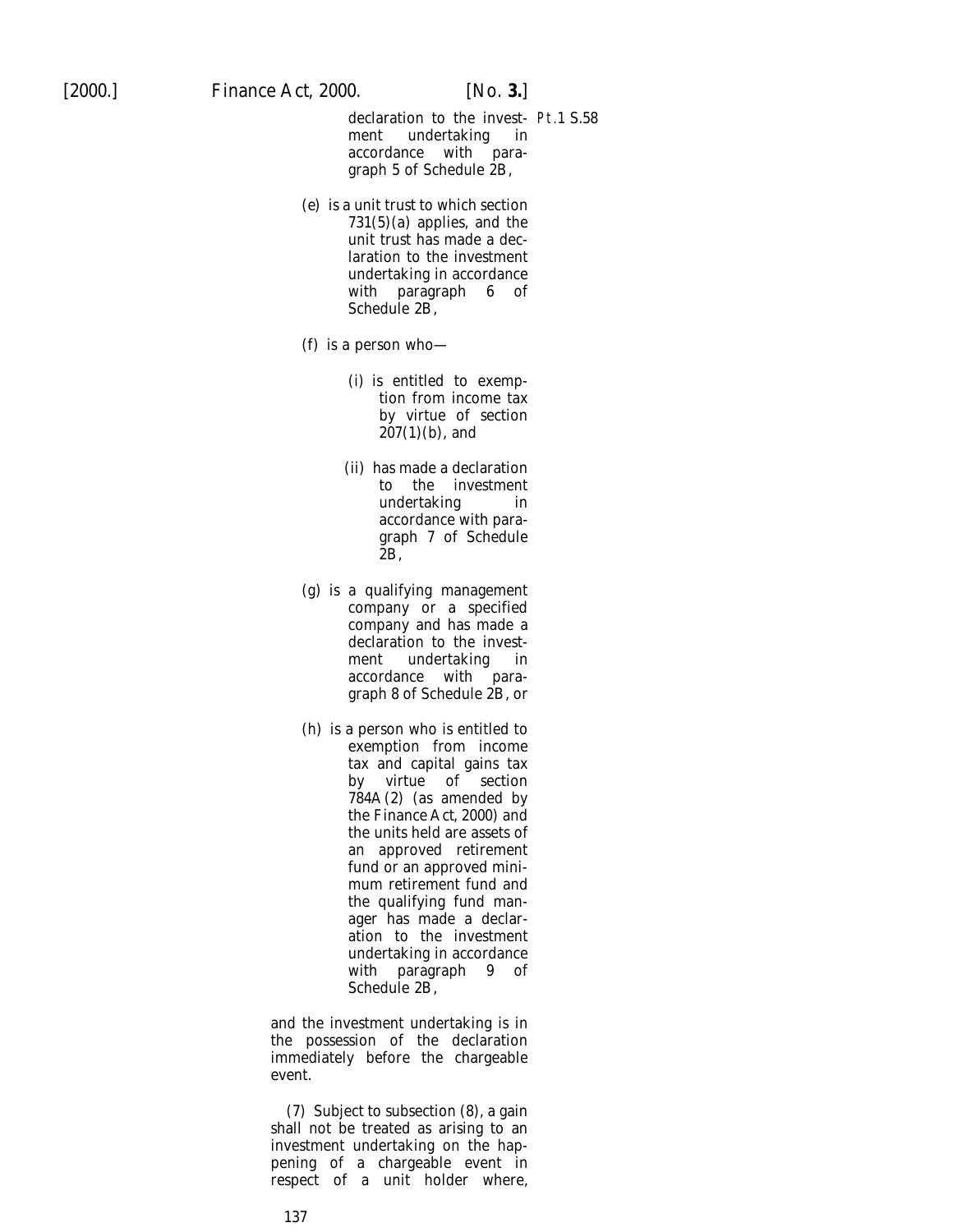declaration to the investment undertaking in accordance with paragraph 5 of Schedule 2B,

(e) is a unit trust to which section 731(5)(a) applies, and the unit trust has made a declaration to the investment undertaking in accordance with paragraph 6 of Schedule 2B,

(f) is a person who—

(i) is entitled to exemption from income tax by virtue of section 207(1)(b), and

(ii) has made a declaration to the investment undertaking in accordance with paragraph 7 of Schedule 2B,

(g) is a qualifying management company or a specified company and has made a declaration to the investment undertaking in accordance with paragraph 8 of Schedule 2B, or

(h) is a person who is entitled to exemption from income tax and capital gains tax by virtue of section 784A(2) (as amended by the Finance Act, 2000) and the units held are assets of an approved retirement fund or an approved minimum retirement fund and the qualifying fund manager has made a declaration to the investment undertaking in accordance with paragraph 9 of Schedule 2B,

and the investment undertaking is in the possession of the declaration immediately before the chargeable event.

(7) Subject to subsection (8), a gain shall not be treated as arising to an investment undertaking on the happening of a chargeable event in respect of a unit holder where,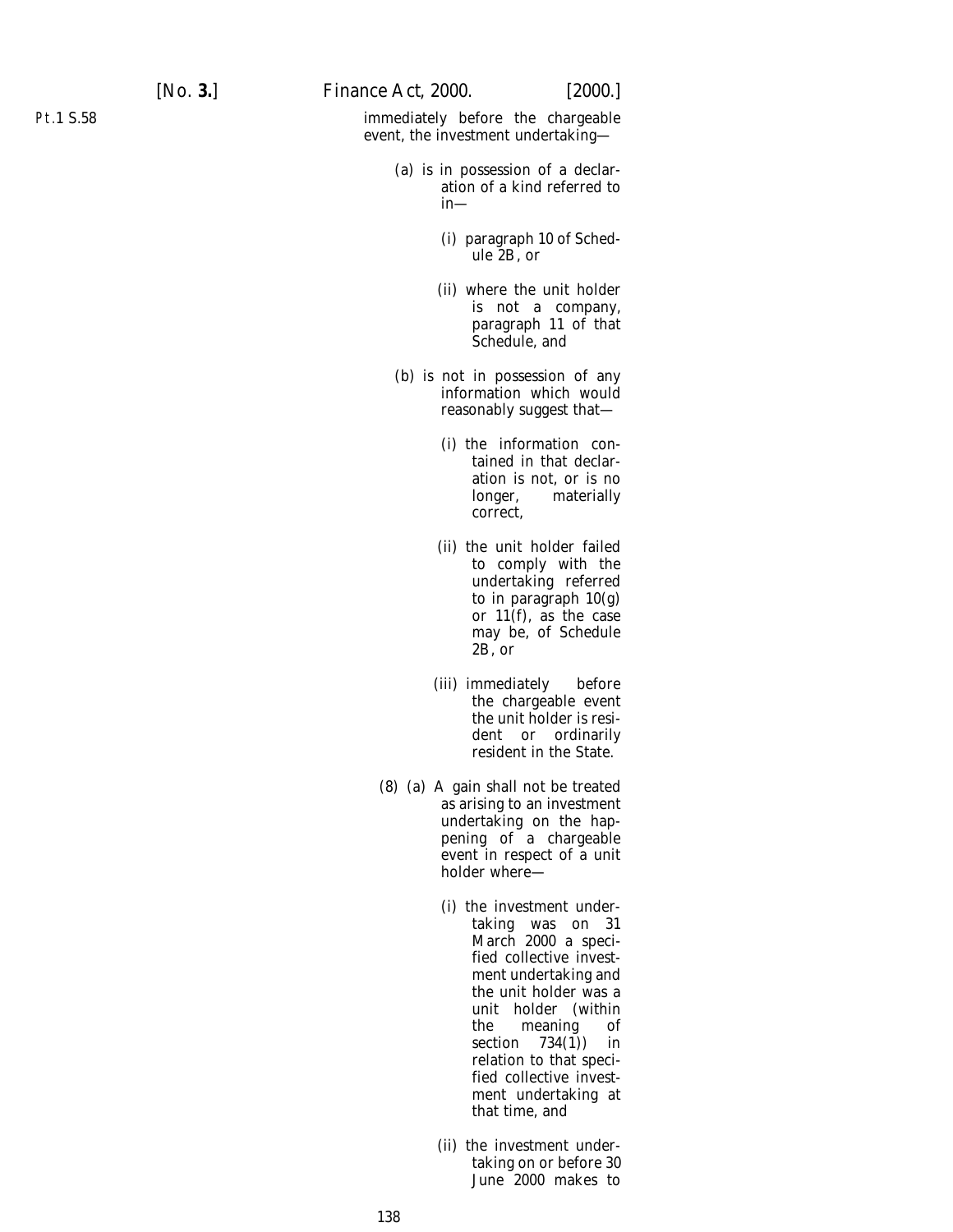immediately before the chargeable event, the investment undertaking—

(a) is in possession of a declaration of a kind referred to in—

(i) paragraph 10 of Schedule 2B, or

(ii) where the unit holder is not a company, paragraph 11 of that Schedule, and

(b) is not in possession of any information which would reasonably suggest that—

(i) the information contained in that declaration is not, or is no longer, materially correct,

(ii) the unit holder failed to comply with the undertaking referred to in paragraph 10(g) or 11(f), as the case may be, of Schedule 2B, or

(iii) immediately before the chargeable event the unit holder is resident or ordinarily resident in the State.

(8) (a) A gain shall not be treated as arising to an investment undertaking on the happening of a chargeable event in respect of a unit holder where—

(i) the investment undertaking was on 31 March 2000 a specified collective investment undertaking and the unit holder was a unit holder (within the meaning of section 734(1)) in relation to that specified collective investment undertaking at that time, and

(ii) the investment undertaking on or before 30 June 2000 makes to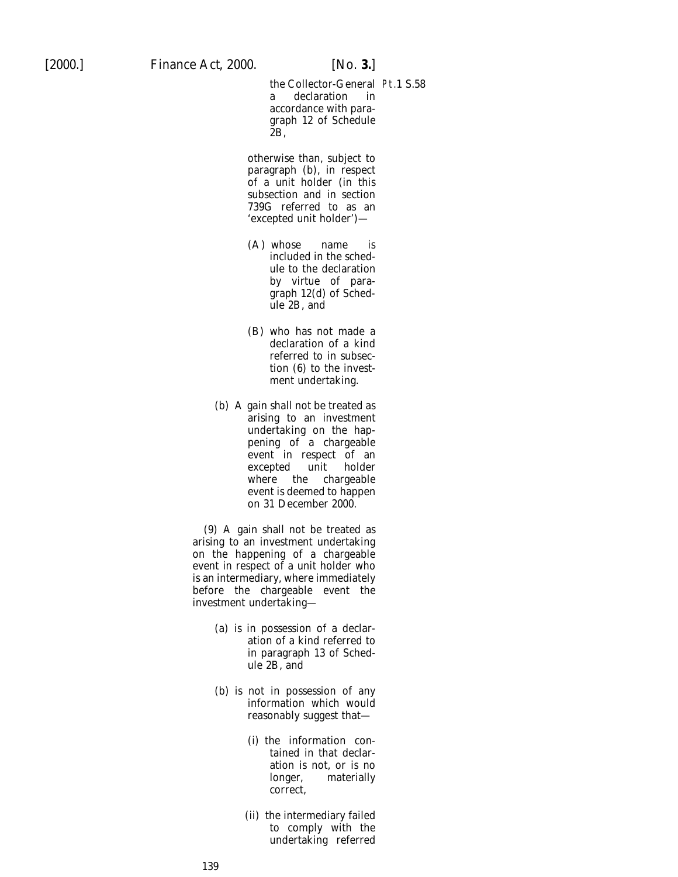the Collector-General a declaration in accordance with paragraph 12 of Schedule 2B,

otherwise than, subject to paragraph (*b*), in respect of a unit holder (in this subsection and in section 739G referred to as an 'excepted unit holder')—

(A) whose name is included in the schedule to the declaration by virtue of paragraph 12(*d*) of Schedule 2B, and

(B) who has not made a declaration of a kind referred to in subsection (6) to the investment undertaking.

(*b*) A gain shall not be treated as arising to an investment undertaking on the happening of a chargeable event in respect of an excepted unit holder where the chargeable event is deemed to happen on 31 December 2000.

(9) A gain shall not be treated as arising to an investment undertaking on the happening of a chargeable event in respect of a unit holder who is an intermediary, where immediately before the chargeable event the investment undertaking—

(*a*) is in possession of a declaration of a kind referred to in paragraph 13 of Schedule 2B, and

(*b*) is not in possession of any information which would reasonably suggest that—

(i) the information contained in that declaration is not, or is no longer, materially correct,

(ii) the intermediary failed to comply with the undertaking referred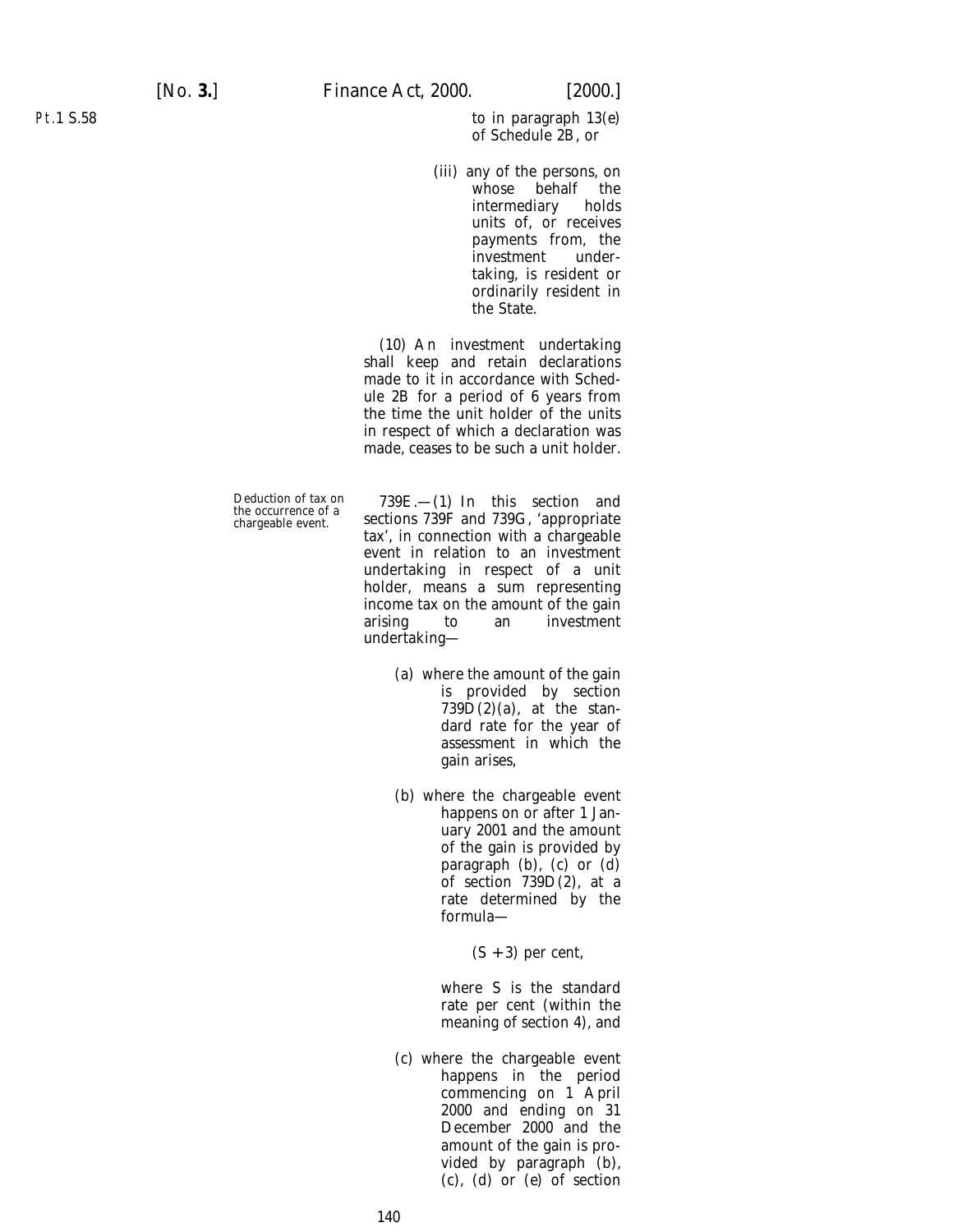to in paragraph 13(*e*) of Schedule 2B, or

(iii) any of the persons, on whose behalf the intermediary holds units of, or receives payments from, the investment undertaking, is resident or ordinarily resident in the State.

(10) An investment undertaking shall keep and retain declarations made to it in accordance with Schedule 2B for a period of 6 years from the time the unit holder of the units in respect of which a declaration was made, ceases to be such a unit holder.

Deduction of tax on the occurrence of a chargeable event.

739E.—(1) In this section and sections 739F and 739G, 'appropriate tax', in connection with a chargeable event in relation to an investment undertaking in respect of a unit holder, means a sum representing income tax on the amount of the gain arising to an investment undertaking—

(*a*) where the amount of the gain is provided by section 739D(2)(*a*), at the standard rate for the year of assessment in which the gain arises,

(*b*) where the chargeable event happens on or after 1 January 2001 and the amount of the gain is provided by paragraph (*b*), (*c*) or (*d*) of section 739D(2), at a rate determined by the formula—

$$(S + 3) \text{ per cent},$$

where S is the standard rate per cent (within the meaning of section 4), and

(*c*) where the chargeable event happens in the period commencing on 1 April 2000 and ending on 31 December 2000 and the amount of the gain is provided by paragraph (*b*), (*c*), (*d*) or (*e*) of section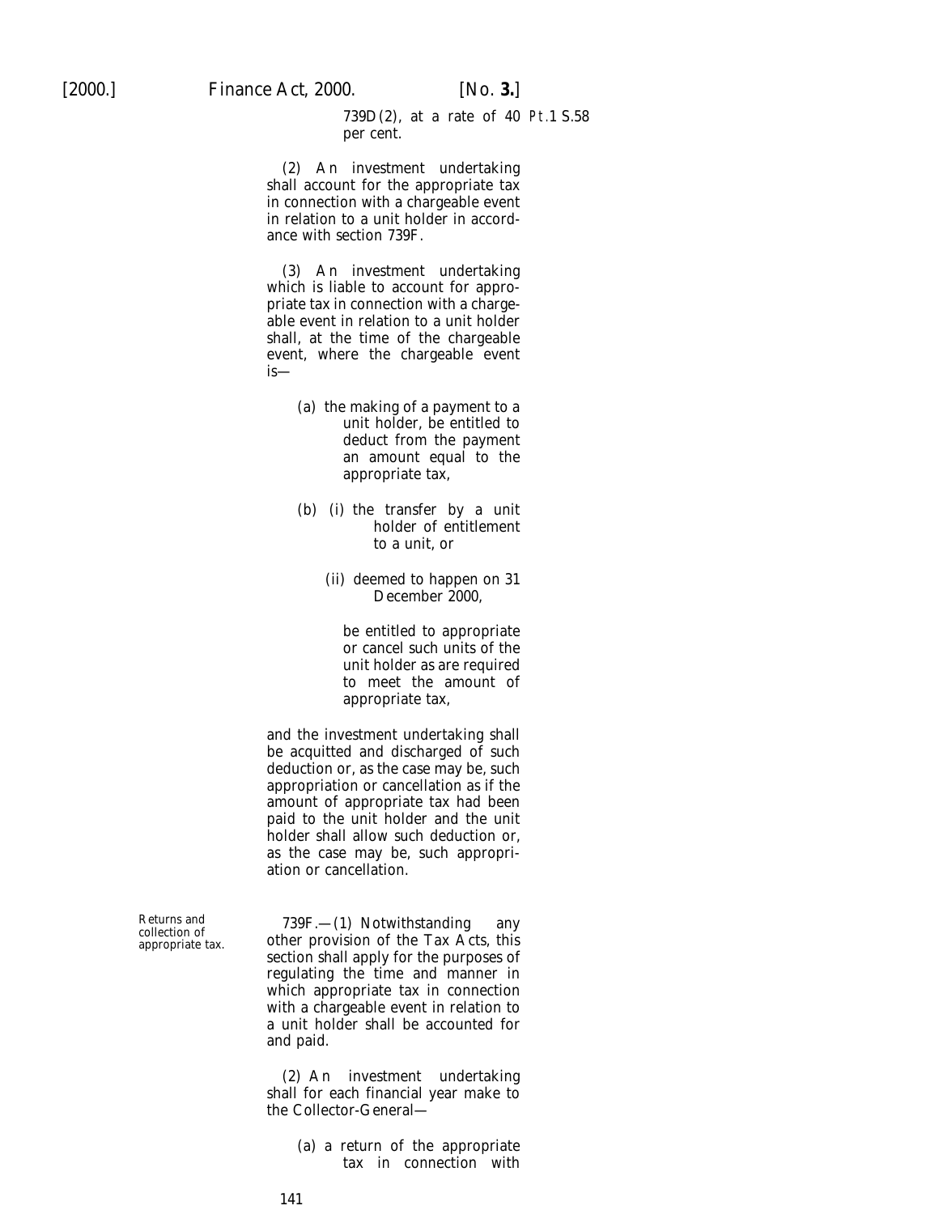739D(2), at a rate of 40 per cent.

(2) An investment undertaking shall account for the appropriate tax in connection with a chargeable event in relation to a unit holder in accordance with section 739F.

(3) An investment undertaking which is liable to account for appropriate tax in connection with a chargeable event in relation to a unit holder shall, at the time of the chargeable event, where the chargeable event is—

(a) the making of a payment to a unit holder, be entitled to deduct from the payment an amount equal to the appropriate tax,

(b) (i) the transfer by a unit holder of entitlement to a unit, or

(ii) deemed to happen on 31 December 2000,

be entitled to appropriate or cancel such units of the unit holder as are required to meet the amount of appropriate tax,

and the investment undertaking shall be acquitted and discharged of such deduction or, as the case may be, such appropriation or cancellation as if the amount of appropriate tax had been paid to the unit holder and the unit holder shall allow such deduction or, as the case may be, such appropriation or cancellation.

Returns and collection of appropriate tax.

739F.—(1) Notwithstanding any other provision of the Tax Acts, this section shall apply for the purposes of regulating the time and manner in which appropriate tax in connection with a chargeable event in relation to a unit holder shall be accounted for and paid.

(2) An investment undertaking shall for each financial year make to the Collector-General—

(a) a return of the appropriate tax in connection with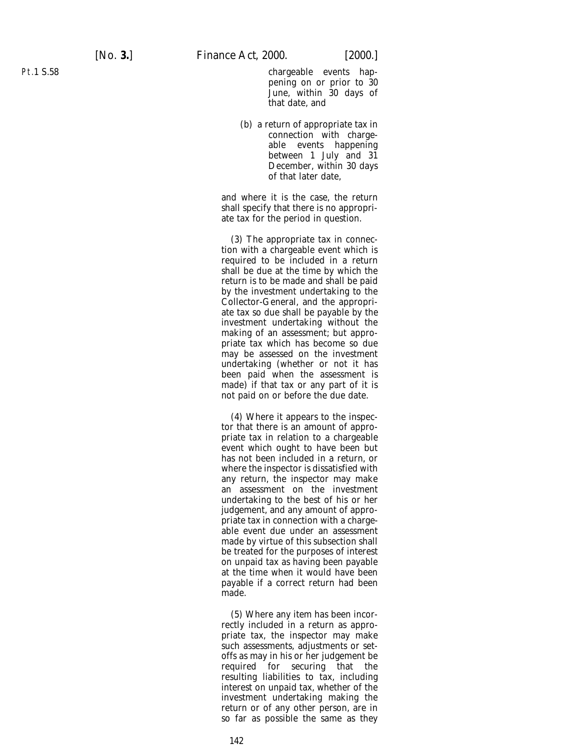chargeable events happening on or prior to 30 June, within 30 days of that date, and

(b) a return of appropriate tax in connection with chargeable events happening between 1 July and 31 December, within 30 days of that later date,

and where it is the case, the return shall specify that there is no appropriate tax for the period in question.

(3) The appropriate tax in connection with a chargeable event which is required to be included in a return shall be due at the time by which the return is to be made and shall be paid by the investment undertaking to the Collector-General, and the appropriate tax so due shall be payable by the investment undertaking without the making of an assessment; but appropriate tax which has become so due may be assessed on the investment undertaking (whether or not it has been paid when the assessment is made) if that tax or any part of it is not paid on or before the due date.

(4) Where it appears to the inspector that there is an amount of appropriate tax in relation to a chargeable event which ought to have been but has not been included in a return, or where the inspector is dissatisfied with any return, the inspector may make an assessment on the investment undertaking to the best of his or her judgement, and any amount of appropriate tax in connection with a chargeable event due under an assessment made by virtue of this subsection shall be treated for the purposes of interest on unpaid tax as having been payable at the time when it would have been payable if a correct return had been made.

(5) Where any item has been incorrectly included in a return as appropriate tax, the inspector may make such assessments, adjustments or set-offs as may in his or her judgement be required for securing that the resulting liabilities to tax, including interest on unpaid tax, whether of the investment undertaking making the return or of any other person, are in so far as possible the same as they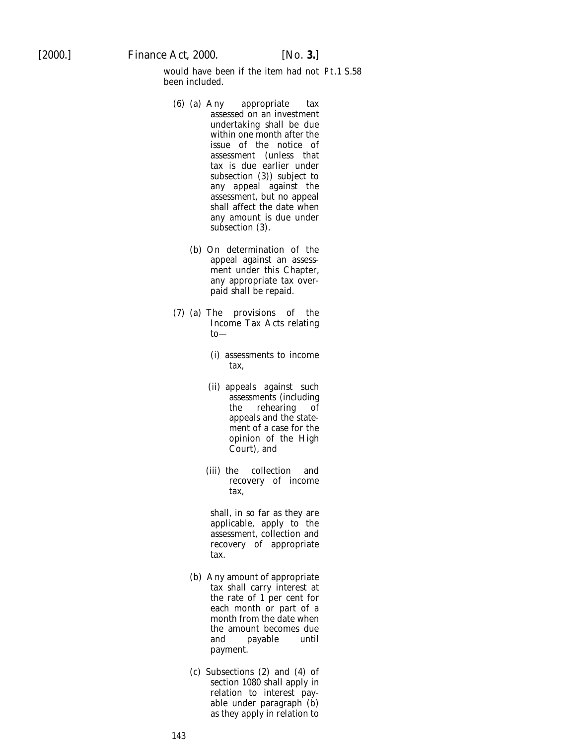would have been if the item had not been included.

Pt.1 S.58

(6) (a) Any appropriate tax assessed on an investment undertaking shall be due within one month after the issue of the notice of assessment (unless that tax is due earlier under subsection (3)) subject to any appeal against the assessment, but no appeal shall affect the date when any amount is due under subsection (3).

(b) On determination of the appeal against an assessment under this Chapter, any appropriate tax overpaid shall be repaid.

(7) (a) The provisions of the Income Tax Acts relating to—

(i) assessments to income tax,

(ii) appeals against such assessments (including the rehearing of appeals and the statement of a case for the opinion of the High Court), and

(iii) the collection and recovery of income tax,

shall, in so far as they are applicable, apply to the assessment, collection and recovery of appropriate tax.

(b) Any amount of appropriate tax shall carry interest at the rate of 1 per cent for each month or part of a month from the date when the amount becomes due and payable until payment.

(c) Subsections (2) and (4) of section 1080 shall apply in relation to interest payable under paragraph (b) as they apply in relation to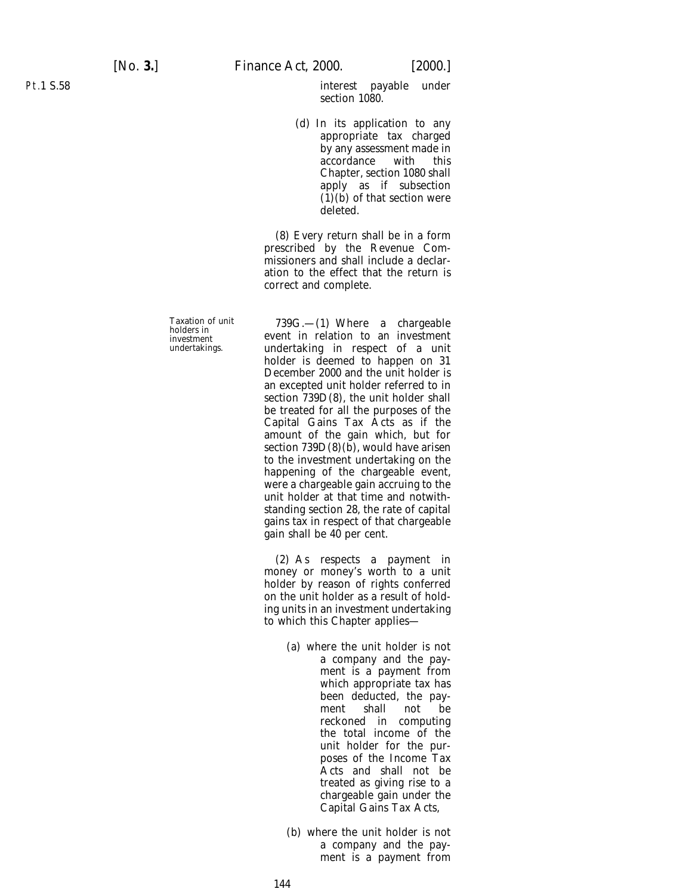interest payable under section 1080.

(d) In its application to any appropriate tax charged by any assessment made in accordance with this Chapter, section 1080 shall apply as if subsection (1)(*b*) of that section were deleted.

(8) Every return shall be in a form prescribed by the Revenue Commissioners and shall include a declaration to the effect that the return is correct and complete.

Taxation of unit holders in investment undertakings.

739G.—(1) Where a chargeable event in relation to an investment undertaking in respect of a unit holder is deemed to happen on 31 December 2000 and the unit holder is an excepted unit holder referred to in section 739D(8), the unit holder shall be treated for all the purposes of the Capital Gains Tax Acts as if the amount of the gain which, but for section 739D(8)(*b*), would have arisen to the investment undertaking on the happening of the chargeable event, were a chargeable gain accruing to the unit holder at that time and notwithstanding section 28, the rate of capital gains tax in respect of that chargeable gain shall be 40 per cent.

(2) As respects a payment in money or money's worth to a unit holder by reason of rights conferred on the unit holder as a result of holding units in an investment undertaking to which this Chapter applies—

(*a*) where the unit holder is not a company and the payment is a payment from which appropriate tax has been deducted, the payment shall not be reckoned in computing the total income of the unit holder for the purposes of the Income Tax Acts and shall not be treated as giving rise to a chargeable gain under the Capital Gains Tax Acts,

(*b*) where the unit holder is not a company and the payment is a payment from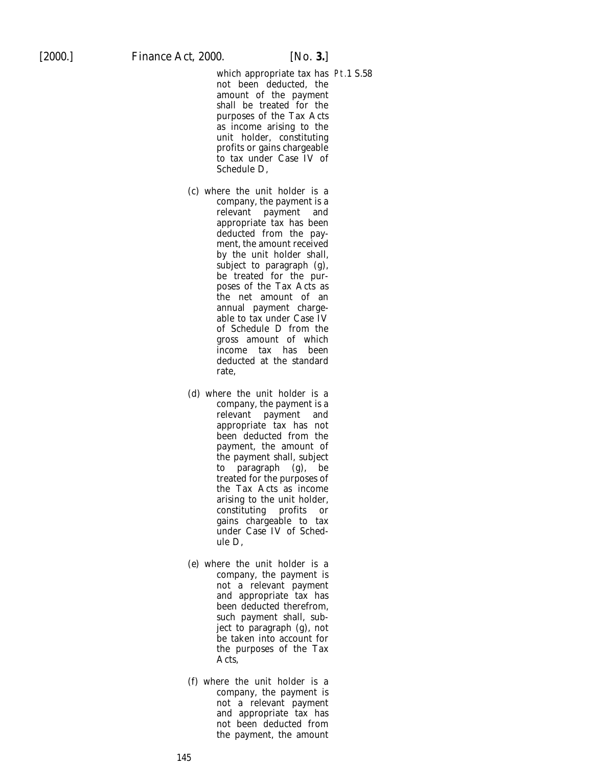which appropriate tax has not been deducted, the amount of the payment shall be treated for the purposes of the Tax Acts as income arising to the unit holder, constituting profits or gains chargeable to tax under Case IV of Schedule D,

(c) where the unit holder is a company, the payment is a relevant payment and appropriate tax has been deducted from the payment, the amount received by the unit holder shall, subject to paragraph (g), be treated for the purposes of the Tax Acts as the net amount of an annual payment chargeable to tax under Case IV of Schedule D from the gross amount of which income tax has been deducted at the standard rate,

(d) where the unit holder is a company, the payment is a relevant payment and appropriate tax has not been deducted from the payment, the amount of the payment shall, subject to paragraph (g), be treated for the purposes of the Tax Acts as income arising to the unit holder, constituting profits or gains chargeable to tax under Case IV of Schedule D,

(e) where the unit holder is a company, the payment is not a relevant payment and appropriate tax has been deducted therefrom, such payment shall, subject to paragraph (g), not be taken into account for the purposes of the Tax Acts,

(f) where the unit holder is a company, the payment is not a relevant payment and appropriate tax has not been deducted from the payment, the amount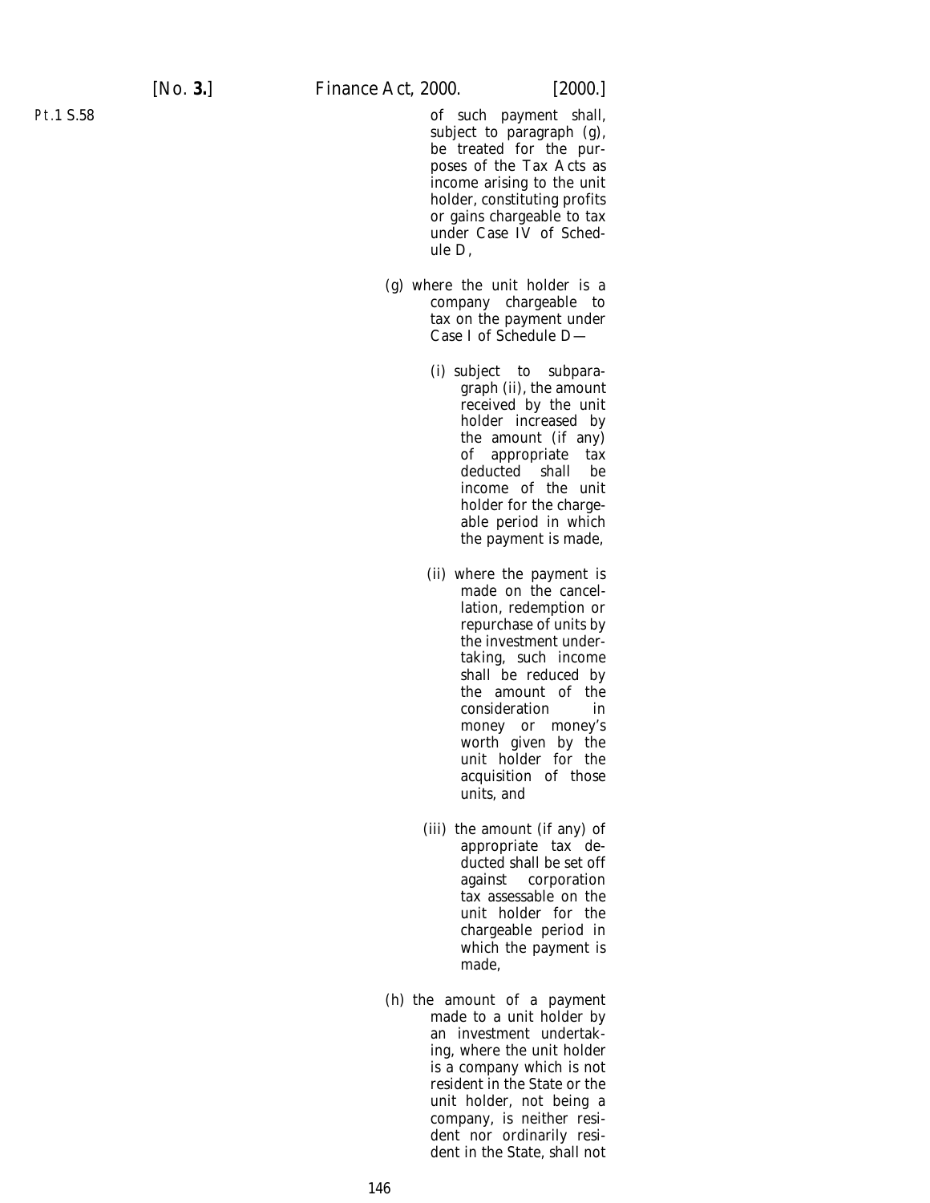of such payment shall, subject to paragraph (*g*), be treated for the purposes of the Tax Acts as income arising to the unit holder, constituting profits or gains chargeable to tax under Case IV of Schedule D,

(*g*) where the unit holder is a company chargeable to tax on the payment under Case I of Schedule D—

(i) subject to subparagraph (ii), the amount received by the unit holder increased by the amount (if any) of appropriate tax deducted shall be income of the unit holder for the chargeable period in which the payment is made,

(ii) where the payment is made on the cancellation, redemption or repurchase of units by the investment undertaking, such income shall be reduced by the amount of the consideration in money or money's worth given by the unit holder for the acquisition of those units, and

(iii) the amount (if any) of appropriate tax deducted shall be set off against corporation tax assessable on the unit holder for the chargeable period in which the payment is made,

(*h*) the amount of a payment made to a unit holder by an investment undertaking, where the unit holder is a company which is not resident in the State or the unit holder, not being a company, is neither resident nor ordinarily resident in the State, shall not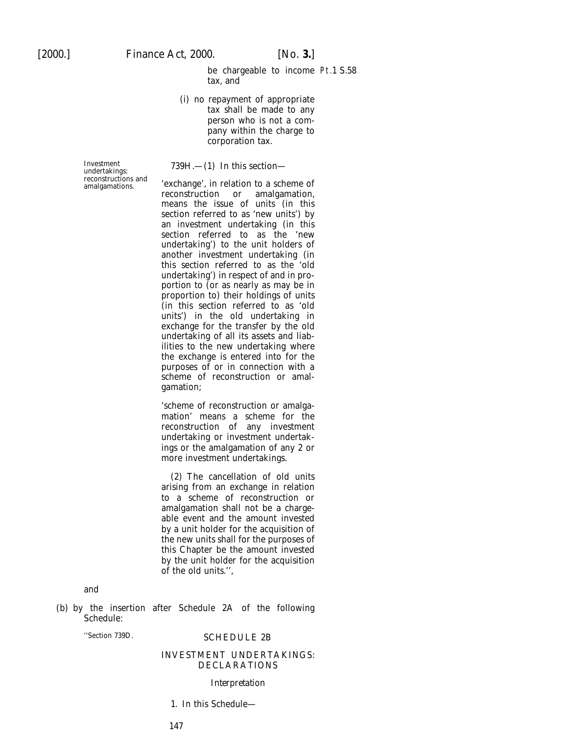be chargeable to income tax, and

(i) no repayment of appropriate tax shall be made to any person who is not a company within the charge to corporation tax.

Investment undertakings: reconstructions and amalgamations.

739H.—(1) In this section—

'exchange', in relation to a scheme of reconstruction or amalgamation, means the issue of units (in this section referred to as 'new units') by an investment undertaking (in this section referred to as the 'new undertaking') to the unit holders of another investment undertaking (in this section referred to as the 'old undertaking') in respect of and in proportion to (or as nearly as may be in proportion to) their holdings of units (in this section referred to as 'old units') in the old undertaking in exchange for the transfer by the old undertaking of all its assets and liabilities to the new undertaking where the exchange is entered into for the purposes of or in connection with a scheme of reconstruction or amalgamation;

'scheme of reconstruction or amalgamation' means a scheme for the reconstruction of any investment undertaking or investment undertakings or the amalgamation of any 2 or more investment undertakings.

(2) The cancellation of old units arising from an exchange in relation to a scheme of reconstruction or amalgamation shall not be a chargeable event and the amount invested by a unit holder for the acquisition of the new units shall for the purposes of this Chapter be the amount invested by the unit holder for the acquisition of the old units.'',

and

(b) by the insertion after Schedule 2A of the following Schedule:

''Section 739D.

SCHEDULE 2B

INVESTMENT UNDERTAKINGS: DECLARATIONS

*Interpretation*

1. In this Schedule—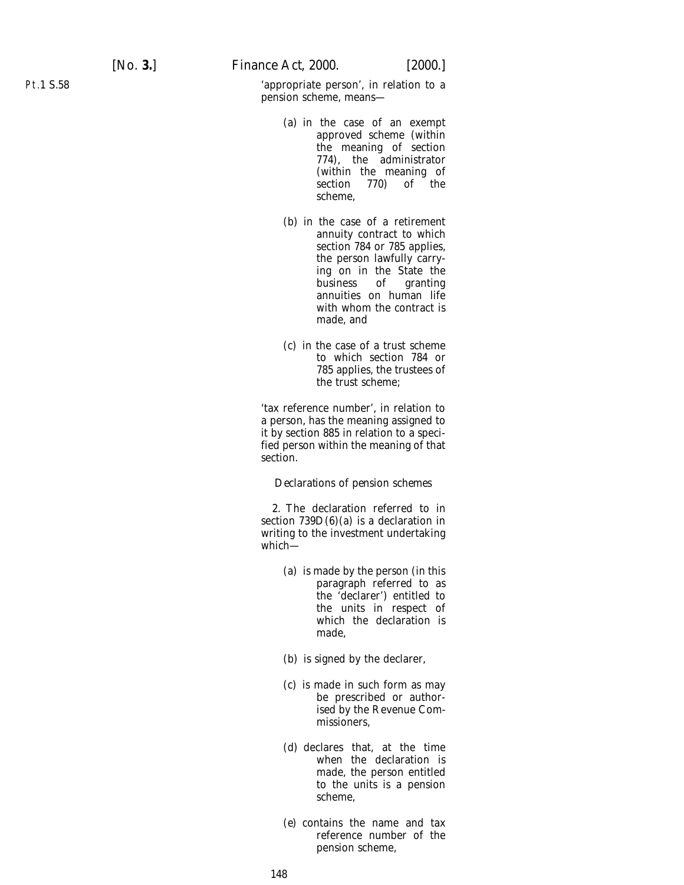'appropriate person', in relation to a pension scheme, means—

(a) in the case of an exempt approved scheme (within the meaning of section 774), the administrator (within the meaning of section 770) of the scheme,

(b) in the case of a retirement annuity contract to which section 784 or 785 applies, the person lawfully carrying on in the State the business of granting annuities on human life with whom the contract is made, and

(c) in the case of a trust scheme to which section 784 or 785 applies, the trustees of the trust scheme;

'tax reference number', in relation to a person, has the meaning assigned to it by section 885 in relation to a specified person within the meaning of that section.

*Declarations of pension schemes*

2. The declaration referred to in section 739D(6)(*a*) is a declaration in writing to the investment undertaking which—

(*a*) is made by the person (in this paragraph referred to as the 'declarer') entitled to the units in respect of which the declaration is made,

(*b*) is signed by the declarer,

(*c*) is made in such form as may be prescribed or authorised by the Revenue Commissioners,

(*d*) declares that, at the time when the declaration is made, the person entitled to the units is a pension scheme,

(*e*) contains the name and tax reference number of the pension scheme,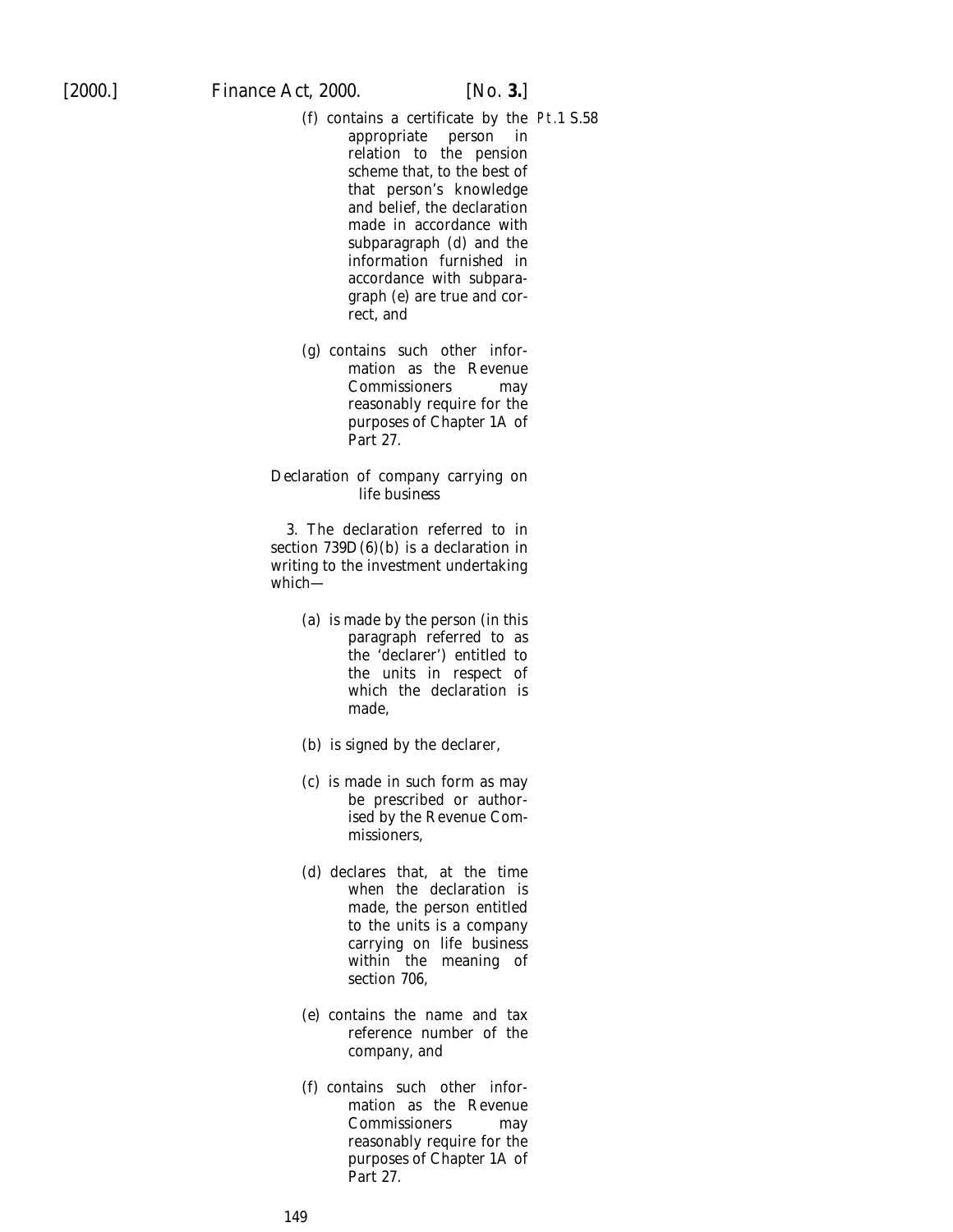(f) contains a certificate by the appropriate person in relation to the pension scheme that, to the best of that person's knowledge and belief, the declaration made in accordance with subparagraph (d) and the information furnished in accordance with subparagraph (e) are true and correct, and

(g) contains such other information as the Revenue Commissioners may reasonably require for the purposes of Chapter 1A of Part 27.

*Declaration of company carrying on life business*

3. The declaration referred to in section 739D(6)(b) is a declaration in writing to the investment undertaking which—

(a) is made by the person (in this paragraph referred to as the 'declarer') entitled to the units in respect of which the declaration is made,

(b) is signed by the declarer,

(c) is made in such form as may be prescribed or authorised by the Revenue Commissioners,

(d) declares that, at the time when the declaration is made, the person entitled to the units is a company carrying on life business within the meaning of section 706,

(e) contains the name and tax reference number of the company, and

(f) contains such other information as the Revenue Commissioners may reasonably require for the purposes of Chapter 1A of Part 27.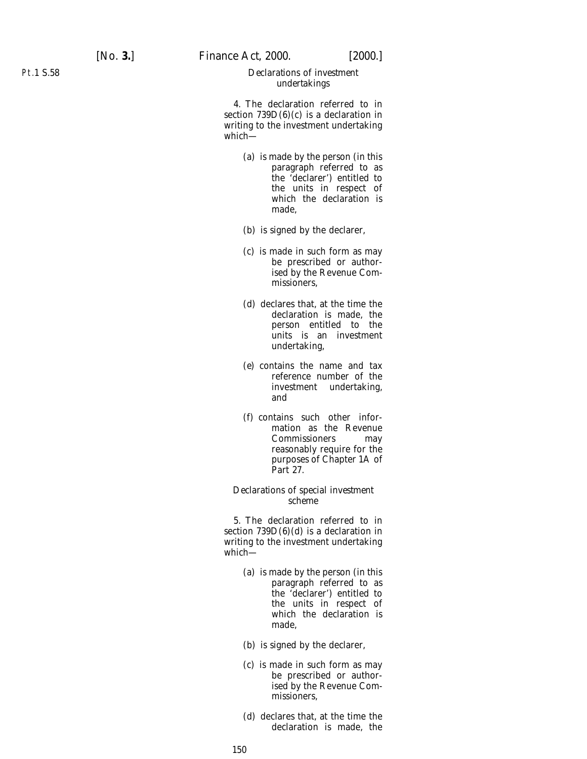*Declarations of investment undertakings*

4. The declaration referred to in section 739D(6)(c) is a declaration in writing to the investment undertaking which—

(a) is made by the person (in this paragraph referred to as the 'declarer') entitled to the units in respect of which the declaration is made,

(b) is signed by the declarer,

(c) is made in such form as may be prescribed or authorised by the Revenue Commissioners,

(d) declares that, at the time the declaration is made, the person entitled to the units is an investment undertaking,

(e) contains the name and tax reference number of the investment undertaking, and

(f) contains such other information as the Revenue Commissioners may reasonably require for the purposes of Chapter 1A of Part 27.

*Declarations of special investment scheme*

5. The declaration referred to in section 739D(6)(d) is a declaration in writing to the investment undertaking which—

(a) is made by the person (in this paragraph referred to as the 'declarer') entitled to the units in respect of which the declaration is made,

(b) is signed by the declarer,

(c) is made in such form as may be prescribed or authorised by the Revenue Commissioners,

(d) declares that, at the time the declaration is made, the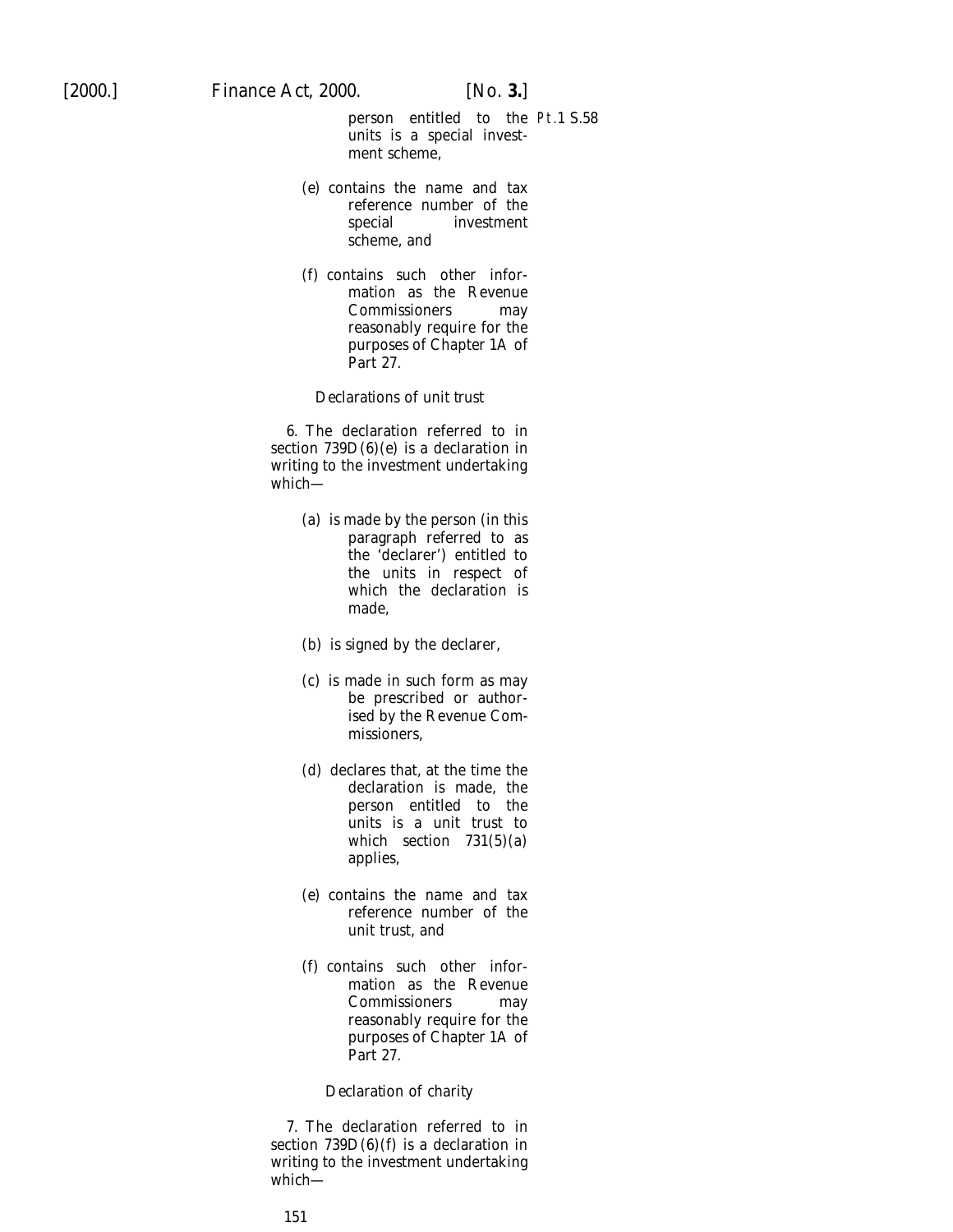person entitled to the units is a special investment scheme,

(e) contains the name and tax reference number of the special investment scheme, and

(f) contains such other information as the Revenue Commissioners may reasonably require for the purposes of Chapter 1A of Part 27.

*Declarations of unit trust*

6. The declaration referred to in section 739D(6)(e) is a declaration in writing to the investment undertaking which—

(a) is made by the person (in this paragraph referred to as the 'declarer') entitled to the units in respect of which the declaration is made,

(b) is signed by the declarer,

(c) is made in such form as may be prescribed or authorised by the Revenue Commissioners,

(d) declares that, at the time the declaration is made, the person entitled to the units is a unit trust to which section 731(5)(a) applies,

(e) contains the name and tax reference number of the unit trust, and

(f) contains such other information as the Revenue Commissioners may reasonably require for the purposes of Chapter 1A of Part 27.

*Declaration of charity*

7. The declaration referred to in section 739D(6)(f) is a declaration in writing to the investment undertaking which—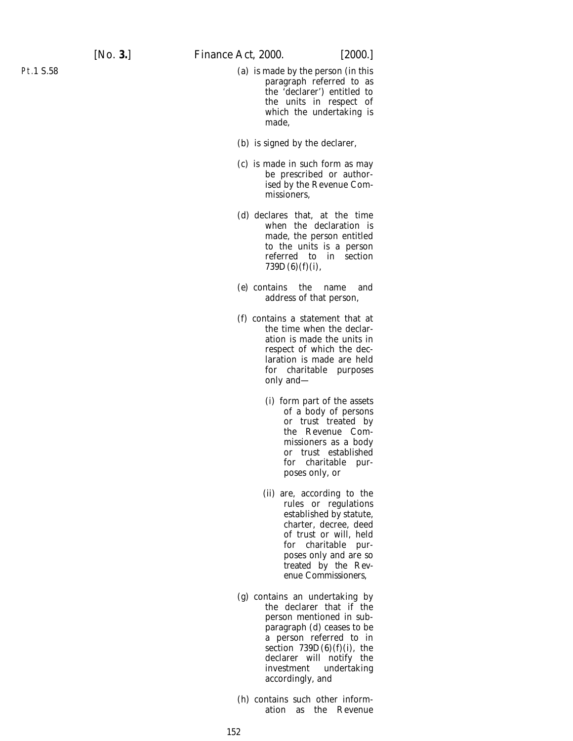(a) is made by the person (in this paragraph referred to as the 'declarer') entitled to the units in respect of which the undertaking is made,

(b) is signed by the declarer,

(c) is made in such form as may be prescribed or authorised by the Revenue Commissioners,

(d) declares that, at the time when the declaration is made, the person entitled to the units is a person referred to in section 739D(6)(f)(i),

(e) contains the name and address of that person,

(f) contains a statement that at the time when the declaration is made the units in respect of which the declaration is made are held for charitable purposes only and—

(i) form part of the assets of a body of persons or trust treated by the Revenue Commissioners as a body or trust established for charitable purposes only, or

(ii) are, according to the rules or regulations established by statute, charter, decree, deed of trust or will, held for charitable purposes only and are so treated by the Revenue Commissioners,

(g) contains an undertaking by the declarer that if the person mentioned in subparagraph (d) ceases to be a person referred to in section 739D(6)(f)(i), the declarer will notify the investment undertaking accordingly, and

(h) contains such other information as the Revenue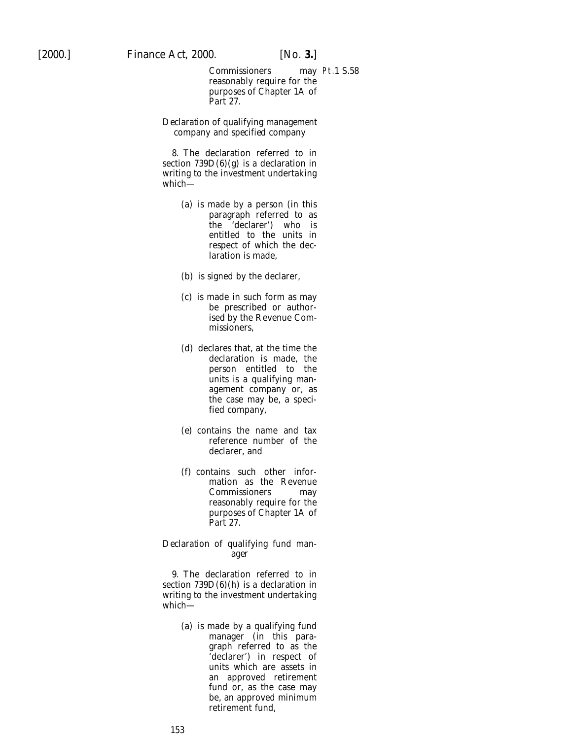Commissioners may reasonably require for the purposes of Chapter 1A of Part 27.

*Declaration of qualifying management company and specified company*

8. The declaration referred to in section 739D(6)(*g*) is a declaration in writing to the investment undertaking which—

(*a*) is made by a person (in this paragraph referred to as the 'declarer') who is entitled to the units in respect of which the declaration is made,

(*b*) is signed by the declarer,

(*c*) is made in such form as may be prescribed or authorised by the Revenue Commissioners,

(*d*) declares that, at the time the declaration is made, the person entitled to the units is a qualifying management company or, as the case may be, a specified company,

(*e*) contains the name and tax reference number of the declarer, and

(*f*) contains such other information as the Revenue Commissioners may reasonably require for the purposes of Chapter 1A of Part 27.

*Declaration of qualifying fund manager*

9. The declaration referred to in section 739D(6)(*h*) is a declaration in writing to the investment undertaking which—

(*a*) is made by a qualifying fund manager (in this paragraph referred to as the 'declarer') in respect of units which are assets in an approved retirement fund or, as the case may be, an approved minimum retirement fund,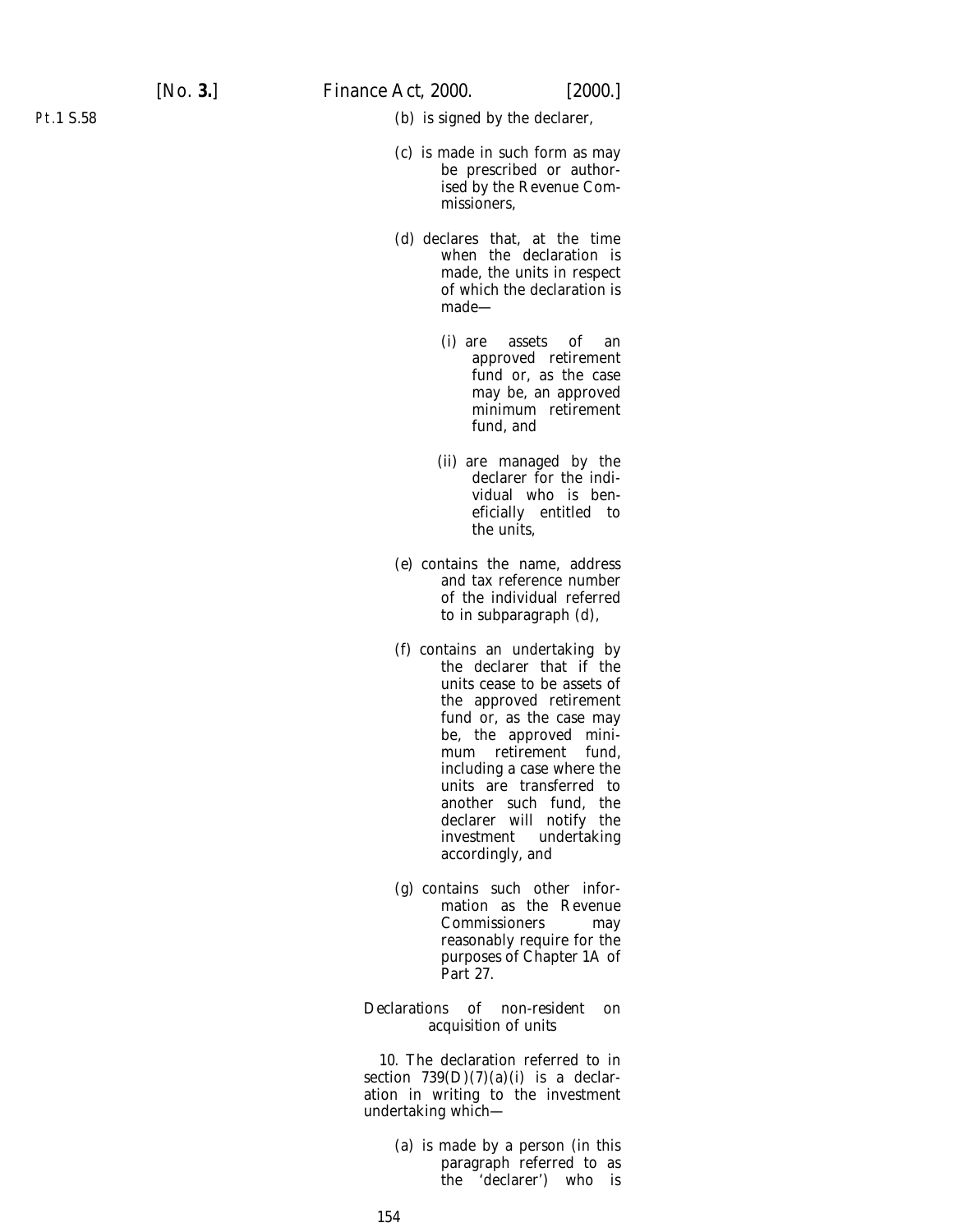(b) is signed by the declarer,

(c) is made in such form as may be prescribed or authorised by the Revenue Commissioners,

(d) declares that, at the time when the declaration is made, the units in respect of which the declaration is made—

(i) are assets of an approved retirement fund or, as the case may be, an approved minimum retirement fund, and

(ii) are managed by the declarer for the individual who is beneficially entitled to the units,

(e) contains the name, address and tax reference number of the individual referred to in subparagraph (d),

(f) contains an undertaking by the declarer that if the units cease to be assets of the approved retirement fund or, as the case may be, the approved minimum retirement fund, including a case where the units are transferred to another such fund, the declarer will notify the investment undertaking accordingly, and

(g) contains such other information as the Revenue Commissioners may reasonably require for the purposes of Chapter 1A of Part 27.

*Declarations of non-resident on acquisition of units*

10. The declaration referred to in section 739(D)(7)(a)(i) is a declaration in writing to the investment undertaking which—

(a) is made by a person (in this paragraph referred to as the 'declarer') who is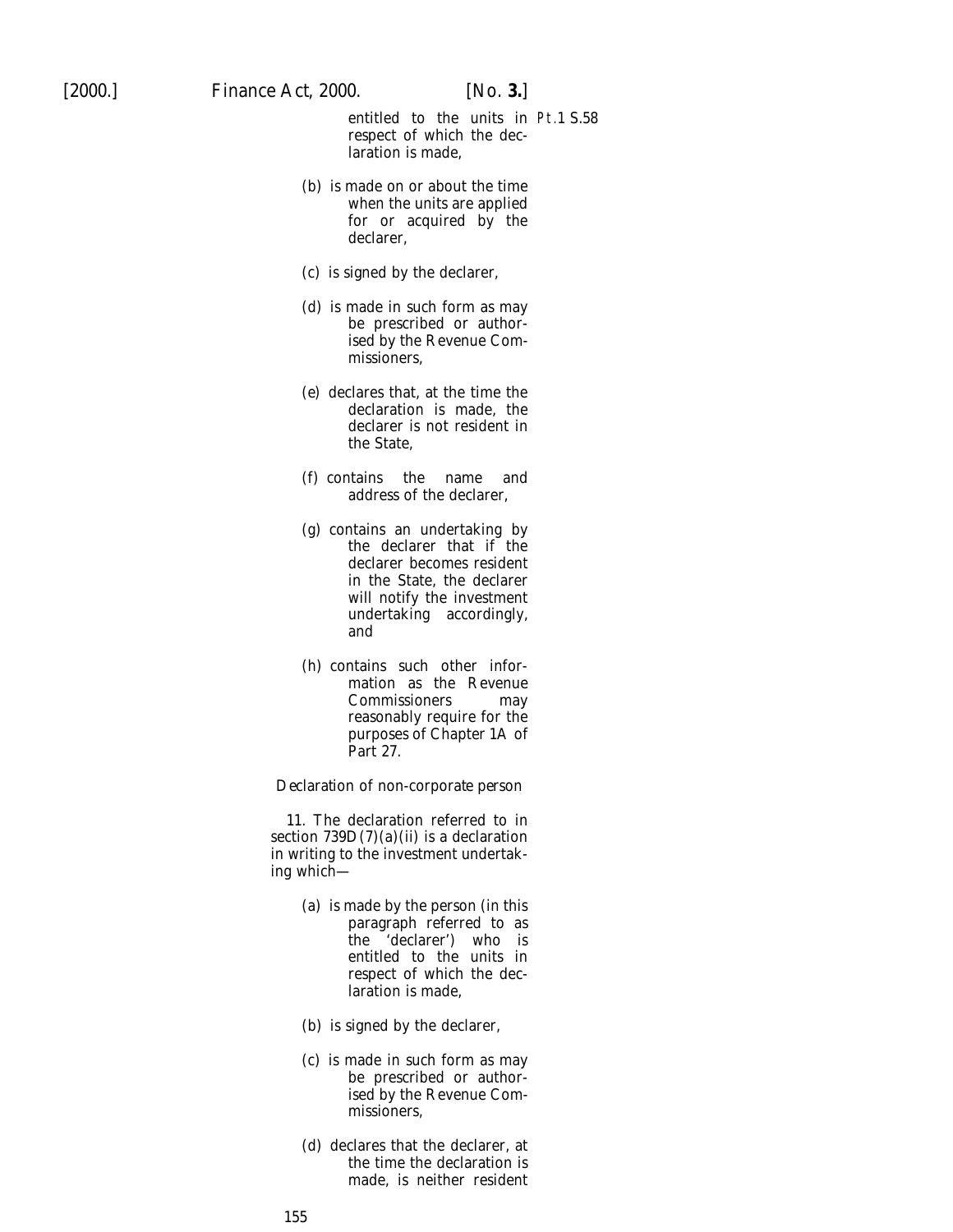entitled to the units in respect of which the declaration is made,

(b) is made on or about the time when the units are applied for or acquired by the declarer,

(c) is signed by the declarer,

(d) is made in such form as may be prescribed or authorised by the Revenue Commissioners,

(e) declares that, at the time the declaration is made, the declarer is not resident in the State,

(f) contains the name and address of the declarer,

(g) contains an undertaking by the declarer that if the declarer becomes resident in the State, the declarer will notify the investment undertaking accordingly, and

(h) contains such other information as the Revenue Commissioners may reasonably require for the purposes of Chapter 1A of Part 27.

*Declaration of non-corporate person*

11. The declaration referred to in section 739D(7)(a)(ii) is a declaration in writing to the investment undertaking which—

(a) is made by the person (in this paragraph referred to as the 'declarer') who is entitled to the units in respect of which the declaration is made,

(b) is signed by the declarer,

(c) is made in such form as may be prescribed or authorised by the Revenue Commissioners,

(d) declares that the declarer, at the time the declaration is made, is neither resident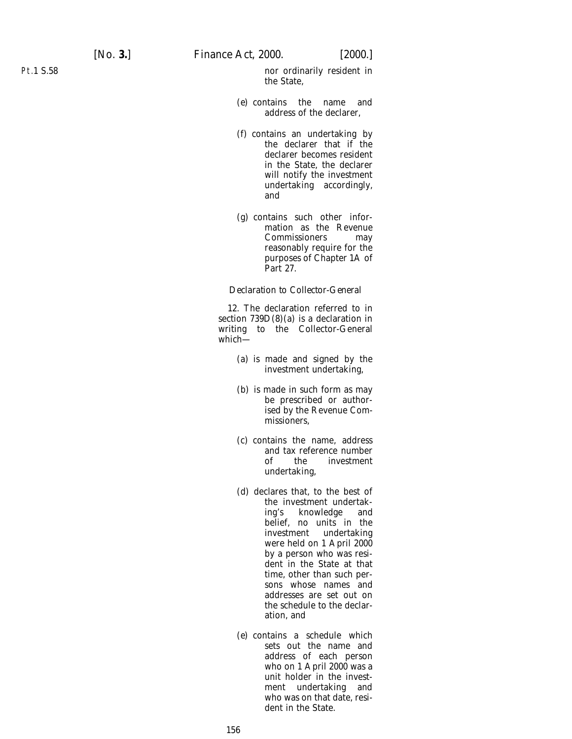nor ordinarily resident in the State,

(e) contains the name and address of the declarer,

(f) contains an undertaking by the declarer that if the declarer becomes resident in the State, the declarer will notify the investment undertaking accordingly, and

(g) contains such other information as the Revenue Commissioners may reasonably require for the purposes of Chapter 1A of Part 27.

*Declaration to Collector-General*

12. The declaration referred to in section 739D(8)(a) is a declaration in writing to the Collector-General which—

(a) is made and signed by the investment undertaking,

(b) is made in such form as may be prescribed or authorised by the Revenue Commissioners,

(c) contains the name, address and tax reference number of the investment undertaking,

(d) declares that, to the best of the investment undertaking's knowledge and belief, no units in the investment undertaking were held on 1 April 2000 by a person who was resident in the State at that time, other than such persons whose names and addresses are set out on the schedule to the declaration, and

(e) contains a schedule which sets out the name and address of each person who on 1 April 2000 was a unit holder in the investment undertaking and who was on that date, resident in the State.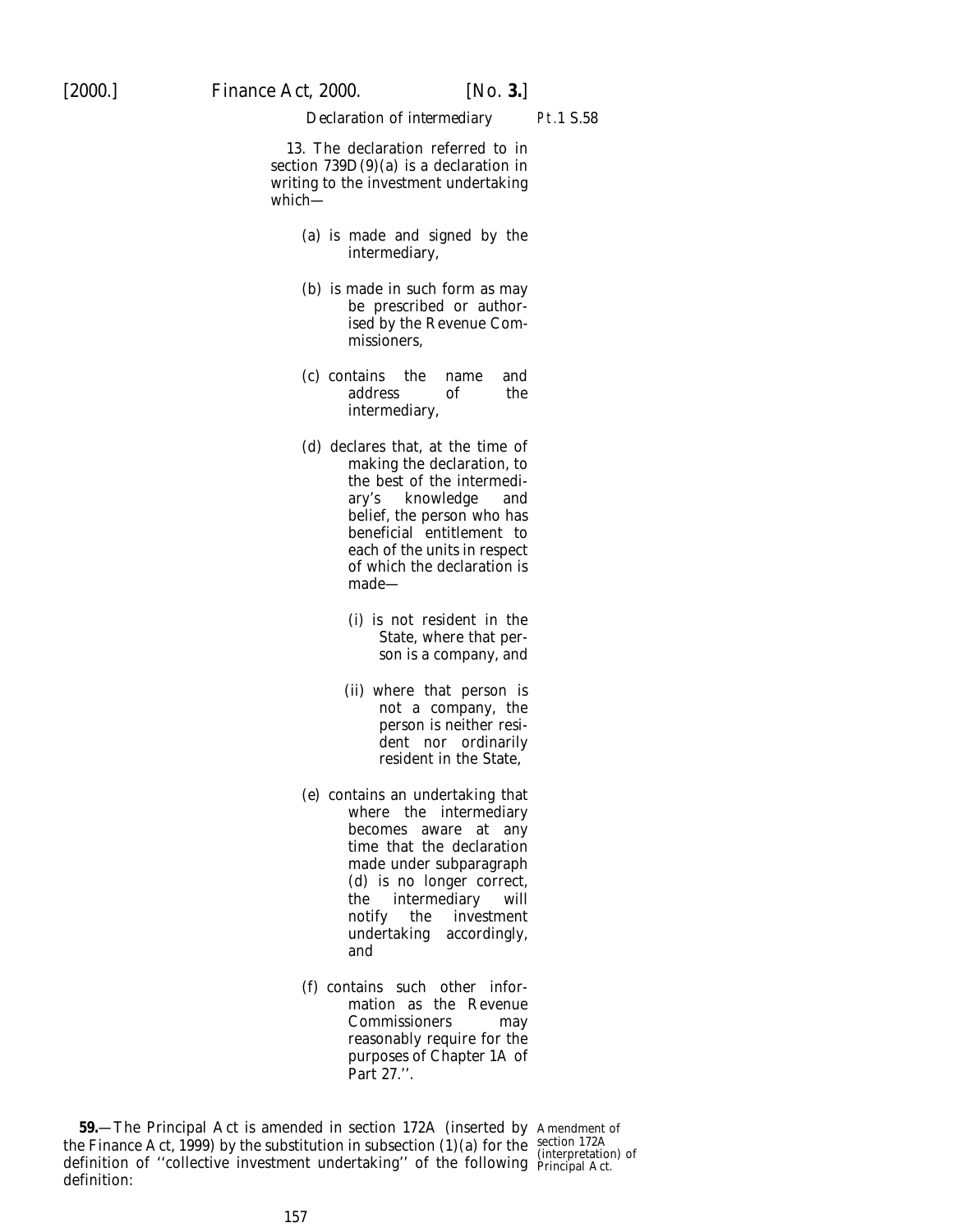*Declaration of intermediary* Pt.1 S.58

13. The declaration referred to in section 739D(9)(*a*) is a declaration in writing to the investment undertaking which—

(*a*) is made and signed by the intermediary,

(*b*) is made in such form as may be prescribed or authorised by the Revenue Commissioners,

(*c*) contains the name and address of the intermediary,

(*d*) declares that, at the time of making the declaration, to the best of the intermediary's knowledge and belief, the person who has beneficial entitlement to each of the units in respect of which the declaration is made—

(i) is not resident in the State, where that person is a company, and

(ii) where that person is not a company, the person is neither resident nor ordinarily resident in the State,

(*e*) contains an undertaking that where the intermediary becomes aware at any time that the declaration made under subparagraph (*d*) is no longer correct, the intermediary will notify the investment undertaking accordingly, and

(*f*) contains such other information as the Revenue Commissioners may reasonably require for the purposes of Chapter 1A of Part 27.''.

**59.**—The Principal Act is amended in section 172A (inserted by the Finance Act, 1999) by the substitution in subsection (1)(*a*) for the definition of ''collective investment undertaking'' of the following definition:

Amendment of section 172A (interpretation) of Principal Act.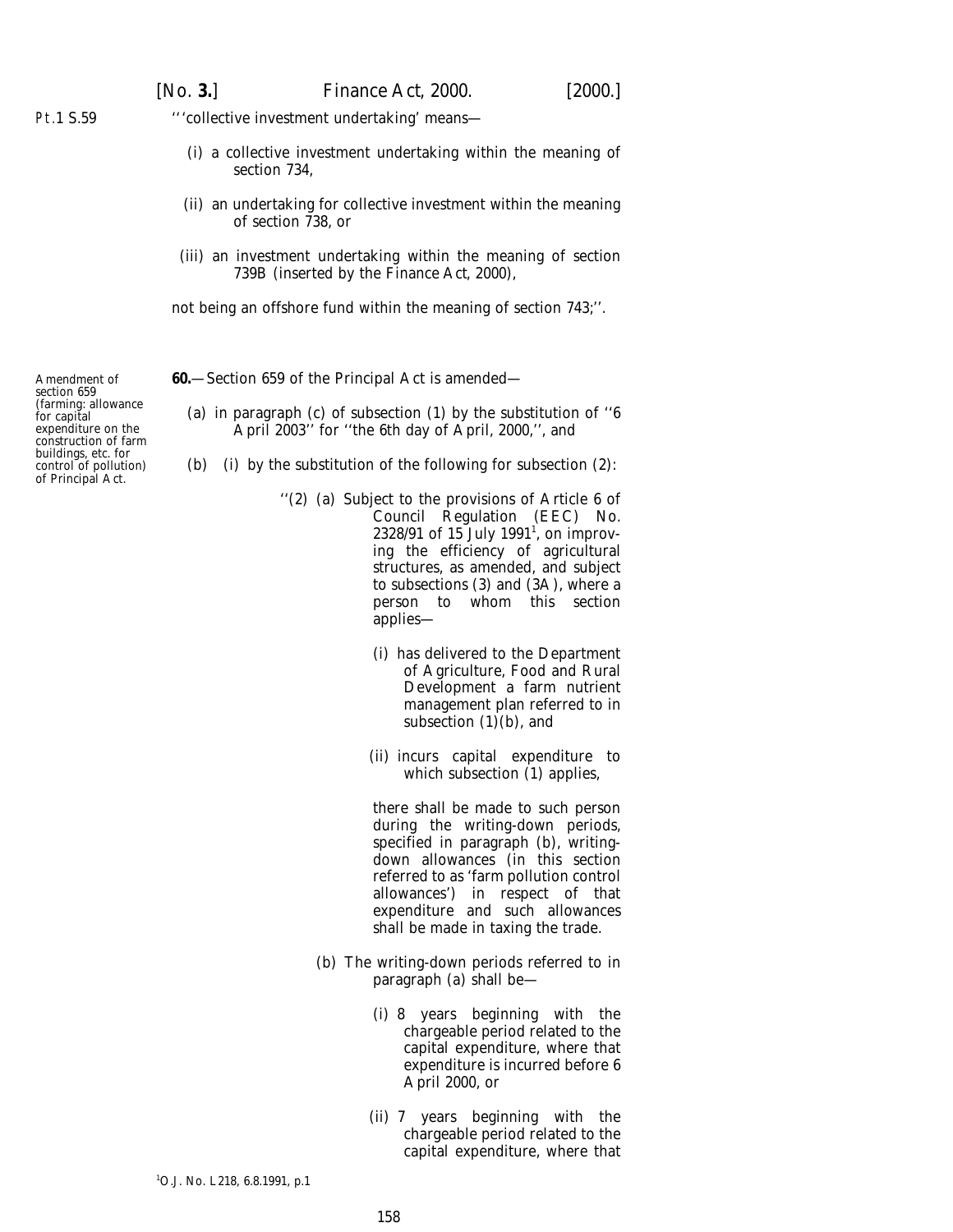Pt.1 S.59

‘‘‘collective investment undertaking’ means—

(i) a collective investment undertaking within the meaning of section 734,

(ii) an undertaking for collective investment within the meaning of section 738, or

(iii) an investment undertaking within the meaning of section 739B (inserted by the Finance Act, 2000),

not being an offshore fund within the meaning of section 743;’’.

Amendment of section 659 (farming: allowance for capital expenditure on the construction of farm buildings, etc. for control of pollution) of Principal Act.

**60.**—Section 659 of the Principal Act is amended—

(a) in paragraph (c) of subsection (1) by the substitution of ‘‘6 April 2003’’ for ‘‘the 6th day of April, 2000,’’, and

(b) (i) by the substitution of the following for subsection (2):

‘‘(2) (a) Subject to the provisions of Article 6 of Council Regulation (EEC) No. 2328/91 of 15 July 1991[1], on improving the efficiency of agricultural structures, as amended, and subject to subsections (3) and (3A), where a person to whom this section applies—

(i) has delivered to the Department of Agriculture, Food and Rural Development a farm nutrient management plan referred to in subsection (1)(b), and

(ii) incurs capital expenditure to which subsection (1) applies,

there shall be made to such person during the writing-down periods, specified in paragraph (b), writing-down allowances (in this section referred to as ‘farm pollution control allowances’) in respect of that expenditure and such allowances shall be made in taxing the trade.

(b) The writing-down periods referred to in paragraph (a) shall be—

(i) 8 years beginning with the chargeable period related to the capital expenditure, where that expenditure is incurred before 6 April 2000, or

(ii) 7 years beginning with the chargeable period related to the capital expenditure, where that

[1] O.J. No. L218, 6.8.1991, p.1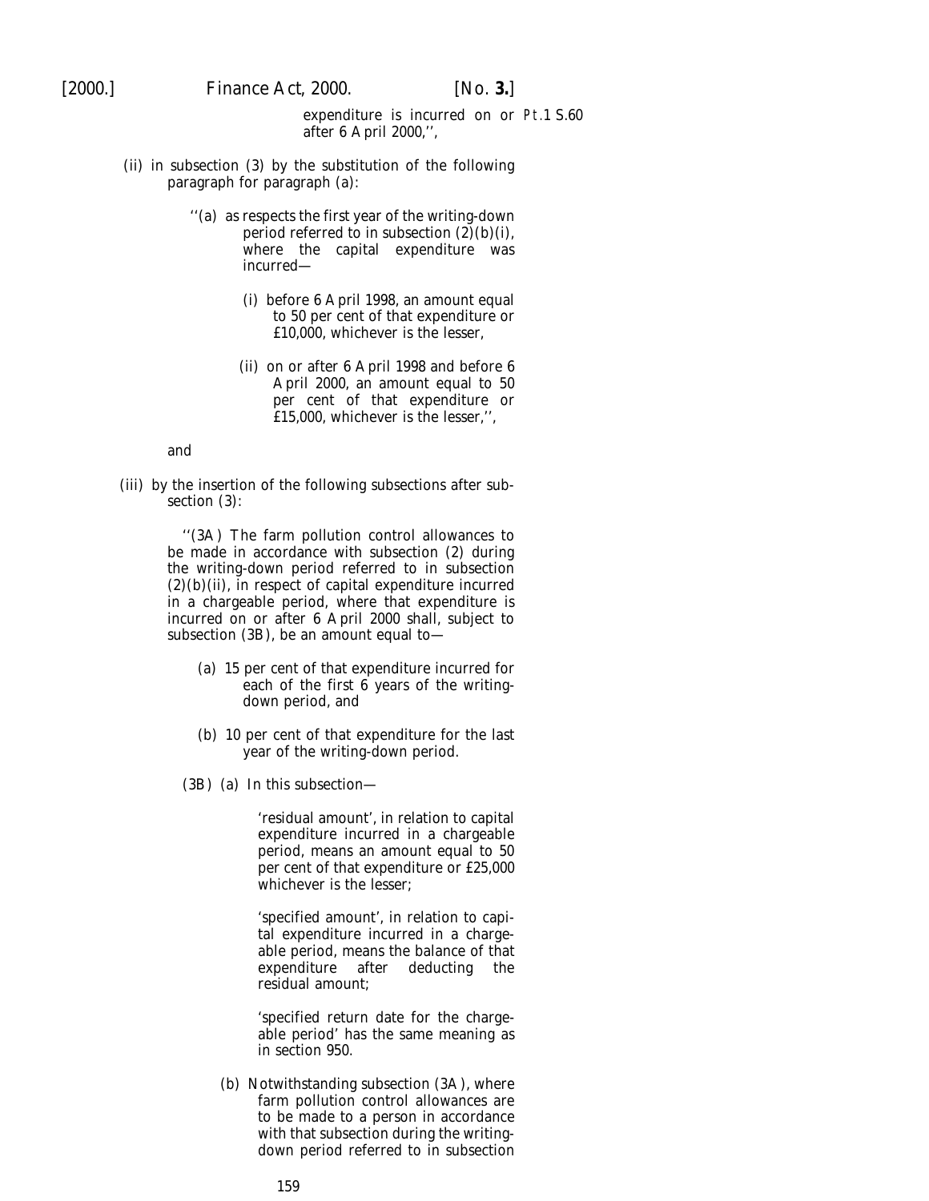expenditure is incurred on or after 6 April 2000,'',

(ii) in subsection (3) by the substitution of the following paragraph for paragraph (*a*):

> ''(*a*) as respects the first year of the writing-down period referred to in subsection (2)(*b*)(i), where the capital expenditure was incurred—
>
> > (i) before 6 April 1998, an amount equal to 50 per cent of that expenditure or £10,000, whichever is the lesser,
> >
> > (ii) on or after 6 April 1998 and before 6 April 2000, an amount equal to 50 per cent of that expenditure or £15,000, whichever is the lesser,'',

and

(iii) by the insertion of the following subsections after subsection (3):

> ''(3A) The farm pollution control allowances to be made in accordance with subsection (2) during the writing-down period referred to in subsection (2)(*b*)(ii), in respect of capital expenditure incurred in a chargeable period, where that expenditure is incurred on or after 6 April 2000 shall, subject to subsection (3B), be an amount equal to—
>
> > (*a*) 15 per cent of that expenditure incurred for each of the first 6 years of the writing-down period, and
> >
> > (*b*) 10 per cent of that expenditure for the last year of the writing-down period.
>
> (3B) (*a*) In this subsection—
>
> > 'residual amount', in relation to capital expenditure incurred in a chargeable period, means an amount equal to 50 per cent of that expenditure or £25,000 whichever is the lesser;
> >
> > 'specified amount', in relation to capital expenditure incurred in a chargeable period, means the balance of that expenditure after deducting the residual amount;
> >
> > 'specified return date for the chargeable period' has the same meaning as in section 950.
>
> (*b*) Notwithstanding subsection (3A), where farm pollution control allowances are to be made to a person in accordance with that subsection during the writing-down period referred to in subsection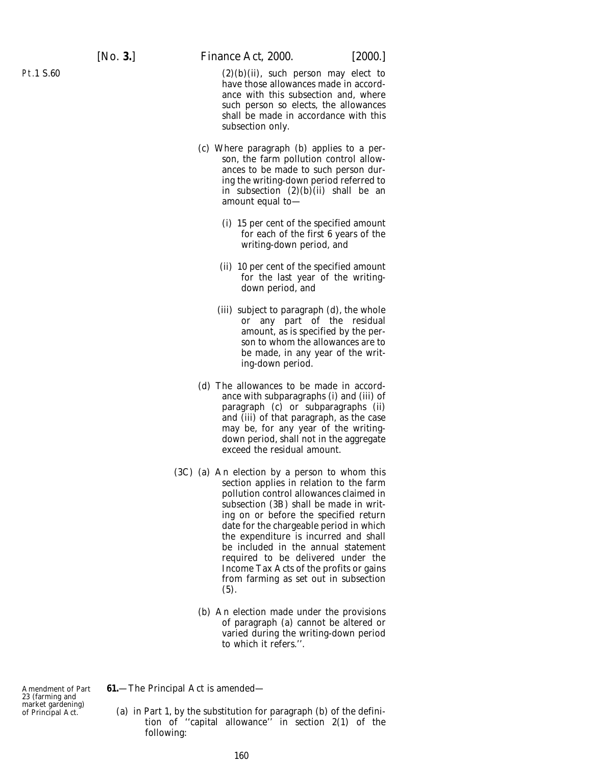(2)(b)(ii), such person may elect to have those allowances made in accordance with this subsection and, where such person so elects, the allowances shall be made in accordance with this subsection only.

(c) Where paragraph (b) applies to a person, the farm pollution control allowances to be made to such person during the writing-down period referred to in subsection (2)(b)(ii) shall be an amount equal to—

(i) 15 per cent of the specified amount for each of the first 6 years of the writing-down period, and

(ii) 10 per cent of the specified amount for the last year of the writing-down period, and

(iii) subject to paragraph (d), the whole or any part of the residual amount, as is specified by the person to whom the allowances are to be made, in any year of the writing-down period.

(d) The allowances to be made in accordance with subparagraphs (i) and (iii) of paragraph (c) or subparagraphs (ii) and (iii) of that paragraph, as the case may be, for any year of the writing-down period, shall not in the aggregate exceed the residual amount.

(3C) (a) An election by a person to whom this section applies in relation to the farm pollution control allowances claimed in subsection (3B) shall be made in writing on or before the specified return date for the chargeable period in which the expenditure is incurred and shall be included in the annual statement required to be delivered under the Income Tax Acts of the profits or gains from farming as set out in subsection (5).

(b) An election made under the provisions of paragraph (a) cannot be altered or varied during the writing-down period to which it refers.''.

Amendment of Part 23 (farming and market gardening) of Principal Act.

**61.**—The Principal Act is amended—

(a) in Part 1, by the substitution for paragraph (b) of the definition of ''capital allowance'' in section 2(1) of the following: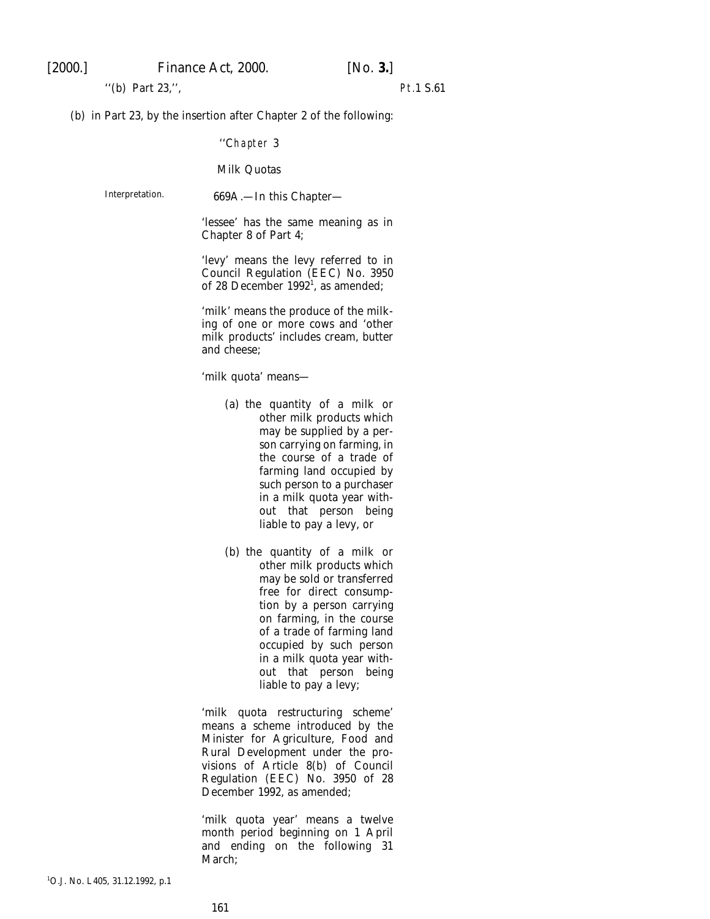''(b) Part 23,'',

(b) in Part 23, by the insertion after Chapter 2 of the following:

''*Chapter* 3

Milk Quotas

Interpretation.

669A.—In this Chapter—

'lessee' has the same meaning as in Chapter 8 of Part 4;

'levy' means the levy referred to in Council Regulation (EEC) No. 3950 of 28 December 1992[1], as amended;

'milk' means the produce of the milking of one or more cows and 'other milk products' includes cream, butter and cheese;

'milk quota' means—

(a) the quantity of a milk or other milk products which may be supplied by a person carrying on farming, in the course of a trade of farming land occupied by such person to a purchaser in a milk quota year without that person being liable to pay a levy, or

(b) the quantity of a milk or other milk products which may be sold or transferred free for direct consumption by a person carrying on farming, in the course of a trade of farming land occupied by such person in a milk quota year without that person being liable to pay a levy;

'milk quota restructuring scheme' means a scheme introduced by the Minister for Agriculture, Food and Rural Development under the provisions of Article 8(b) of Council Regulation (EEC) No. 3950 of 28 December 1992, as amended;

'milk quota year' means a twelve month period beginning on 1 April and ending on the following 31 March;

[1]O.J. No. L405, 31.12.1992, p.1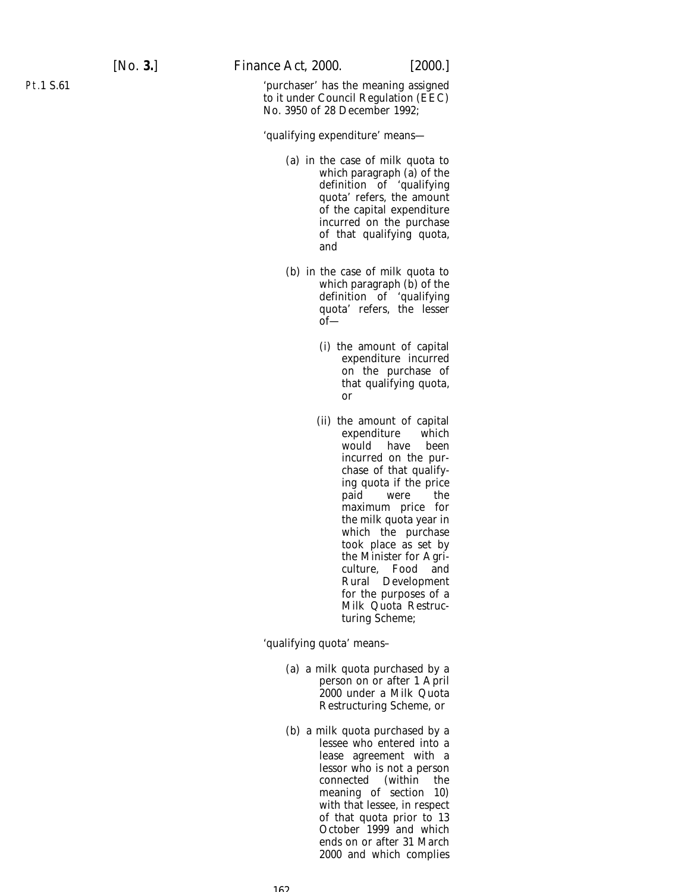'purchaser' has the meaning assigned to it under Council Regulation (EEC) No. 3950 of 28 December 1992;

'qualifying expenditure' means—

(a) in the case of milk quota to which paragraph (a) of the definition of 'qualifying quota' refers, the amount of the capital expenditure incurred on the purchase of that qualifying quota, and

(b) in the case of milk quota to which paragraph (b) of the definition of 'qualifying quota' refers, the lesser of—

(i) the amount of capital expenditure incurred on the purchase of that qualifying quota, or

(ii) the amount of capital expenditure which would have been incurred on the purchase of that qualifying quota if the price paid were the maximum price for the milk quota year in which the purchase took place as set by the Minister for Agriculture, Food and Rural Development for the purposes of a Milk Quota Restructuring Scheme;

'qualifying quota' means–

(a) a milk quota purchased by a person on or after 1 April 2000 under a Milk Quota Restructuring Scheme, or

(b) a milk quota purchased by a lessee who entered into a lease agreement with a lessor who is not a person connected (within the meaning of section 10) with that lessee, in respect of that quota prior to 13 October 1999 and which ends on or after 31 March 2000 and which complies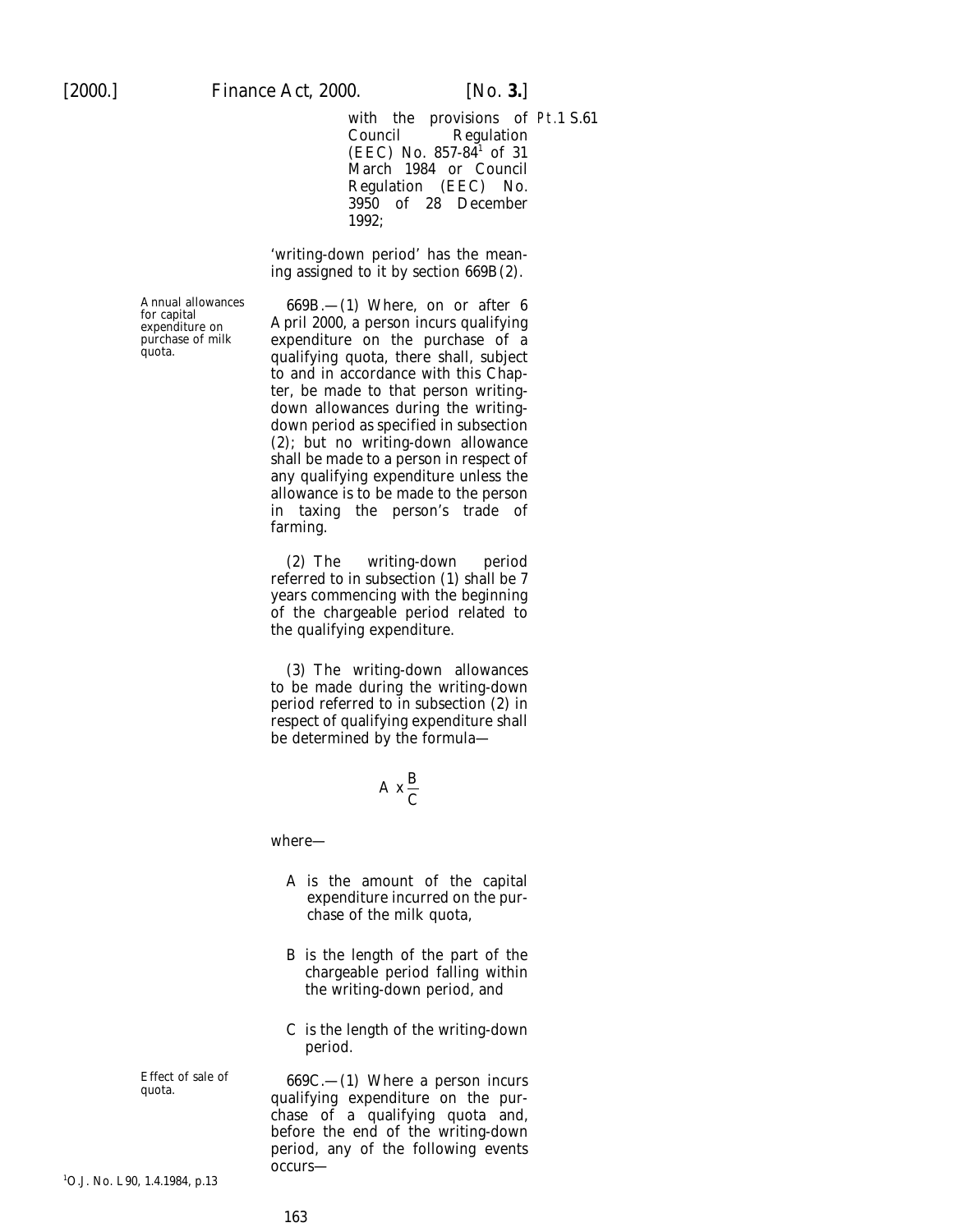with the provisions of Council Regulation (EEC) No. 857-84[1] of 31 March 1984 or Council Regulation (EEC) No. 3950 of 28 December 1992;

'writing-down period' has the meaning assigned to it by section 669B(2).

*Annual allowances for capital expenditure on purchase of milk quota.*

669B.—(1) Where, on or after 6 April 2000, a person incurs qualifying expenditure on the purchase of a qualifying quota, there shall, subject to and in accordance with this Chapter, be made to that person writing-down allowances during the writing-down period as specified in subsection (2); but no writing-down allowance shall be made to a person in respect of any qualifying expenditure unless the allowance is to be made to the person in taxing the person's trade of farming.

(2) The writing-down period referred to in subsection (1) shall be 7 years commencing with the beginning of the chargeable period related to the qualifying expenditure.

(3) The writing-down allowances to be made during the writing-down period referred to in subsection (2) in respect of qualifying expenditure shall be determined by the formula—

$$A \times \frac{B}{C}$$

where—

A is the amount of the capital expenditure incurred on the purchase of the milk quota,

B is the length of the part of the chargeable period falling within the writing-down period, and

C is the length of the writing-down period.

*Effect of sale of quota.*

669C.—(1) Where a person incurs qualifying expenditure on the purchase of a qualifying quota and, before the end of the writing-down period, any of the following events occurs—

[1] O.J. No. L 90, 1.4.1984, p.13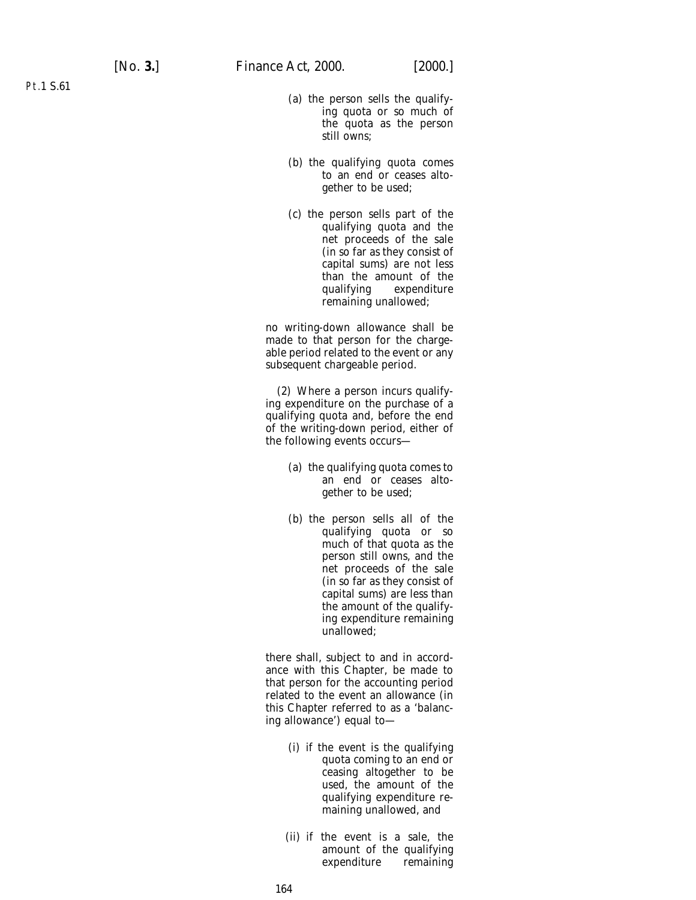(a) the person sells the qualifying quota or so much of the quota as the person still owns;

(b) the qualifying quota comes to an end or ceases altogether to be used;

(c) the person sells part of the qualifying quota and the net proceeds of the sale (in so far as they consist of capital sums) are not less than the amount of the qualifying expenditure remaining unallowed;

no writing-down allowance shall be made to that person for the chargeable period related to the event or any subsequent chargeable period.

(2) Where a person incurs qualifying expenditure on the purchase of a qualifying quota and, before the end of the writing-down period, either of the following events occurs—

(a) the qualifying quota comes to an end or ceases altogether to be used;

(b) the person sells all of the qualifying quota or so much of that quota as the person still owns, and the net proceeds of the sale (in so far as they consist of capital sums) are less than the amount of the qualifying expenditure remaining unallowed;

there shall, subject to and in accordance with this Chapter, be made to that person for the accounting period related to the event an allowance (in this Chapter referred to as a 'balancing allowance') equal to—

(i) if the event is the qualifying quota coming to an end or ceasing altogether to be used, the amount of the qualifying expenditure remaining unallowed, and

(ii) if the event is a sale, the amount of the qualifying expenditure remaining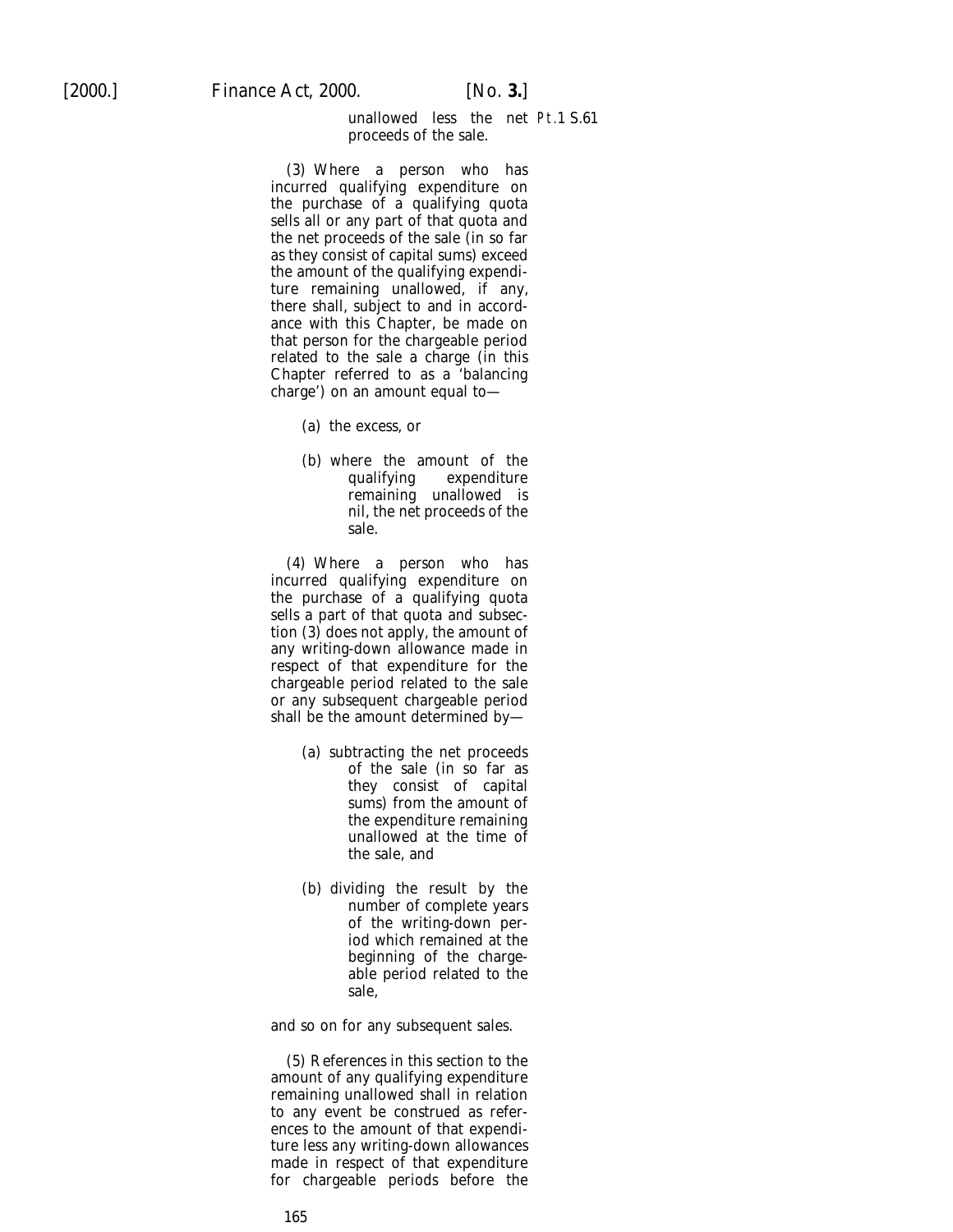unallowed less the net proceeds of the sale.

(3) Where a person who has incurred qualifying expenditure on the purchase of a qualifying quota sells all or any part of that quota and the net proceeds of the sale (in so far as they consist of capital sums) exceed the amount of the qualifying expenditure remaining unallowed, if any, there shall, subject to and in accordance with this Chapter, be made on that person for the chargeable period related to the sale a charge (in this Chapter referred to as a 'balancing charge') on an amount equal to—

(a) the excess, or

(b) where the amount of the qualifying expenditure remaining unallowed is nil, the net proceeds of the sale.

(4) Where a person who has incurred qualifying expenditure on the purchase of a qualifying quota sells a part of that quota and subsection (3) does not apply, the amount of any writing-down allowance made in respect of that expenditure for the chargeable period related to the sale or any subsequent chargeable period shall be the amount determined by—

(a) subtracting the net proceeds of the sale (in so far as they consist of capital sums) from the amount of the expenditure remaining unallowed at the time of the sale, and

(b) dividing the result by the number of complete years of the writing-down period which remained at the beginning of the chargeable period related to the sale,

and so on for any subsequent sales.

(5) References in this section to the amount of any qualifying expenditure remaining unallowed shall in relation to any event be construed as references to the amount of that expenditure less any writing-down allowances made in respect of that expenditure for chargeable periods before the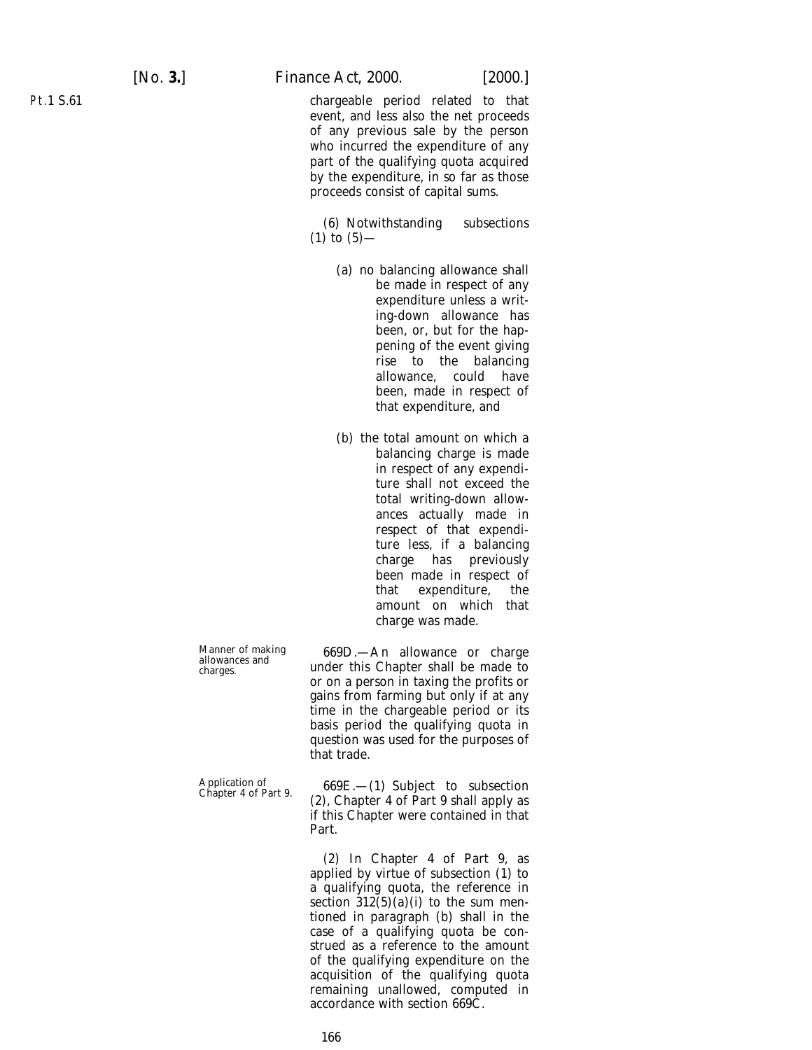chargeable period related to that event, and less also the net proceeds of any previous sale by the person who incurred the expenditure of any part of the qualifying quota acquired by the expenditure, in so far as those proceeds consist of capital sums.

(6) Notwithstanding subsections (1) to (5)—

(*a*) no balancing allowance shall be made in respect of any expenditure unless a writing-down allowance has been, or, but for the happening of the event giving rise to the balancing allowance, could have been, made in respect of that expenditure, and

(*b*) the total amount on which a balancing charge is made in respect of any expenditure shall not exceed the total writing-down allowances actually made in respect of that expenditure less, if a balancing charge has previously been made in respect of that expenditure, the amount on which that charge was made.

Manner of making allowances and charges.

669D.—An allowance or charge under this Chapter shall be made to or on a person in taxing the profits or gains from farming but only if at any time in the chargeable period or its basis period the qualifying quota in question was used for the purposes of that trade.

Application of Chapter 4 of Part 9.

669E.—(1) Subject to subsection (2), Chapter 4 of Part 9 shall apply as if this Chapter were contained in that Part.

(2) In Chapter 4 of Part 9, as applied by virtue of subsection (1) to a qualifying quota, the reference in section 312(5)(*a*)(i) to the sum mentioned in paragraph (*b*) shall in the case of a qualifying quota be construed as a reference to the amount of the qualifying expenditure on the acquisition of the qualifying quota remaining unallowed, computed in accordance with section 669C.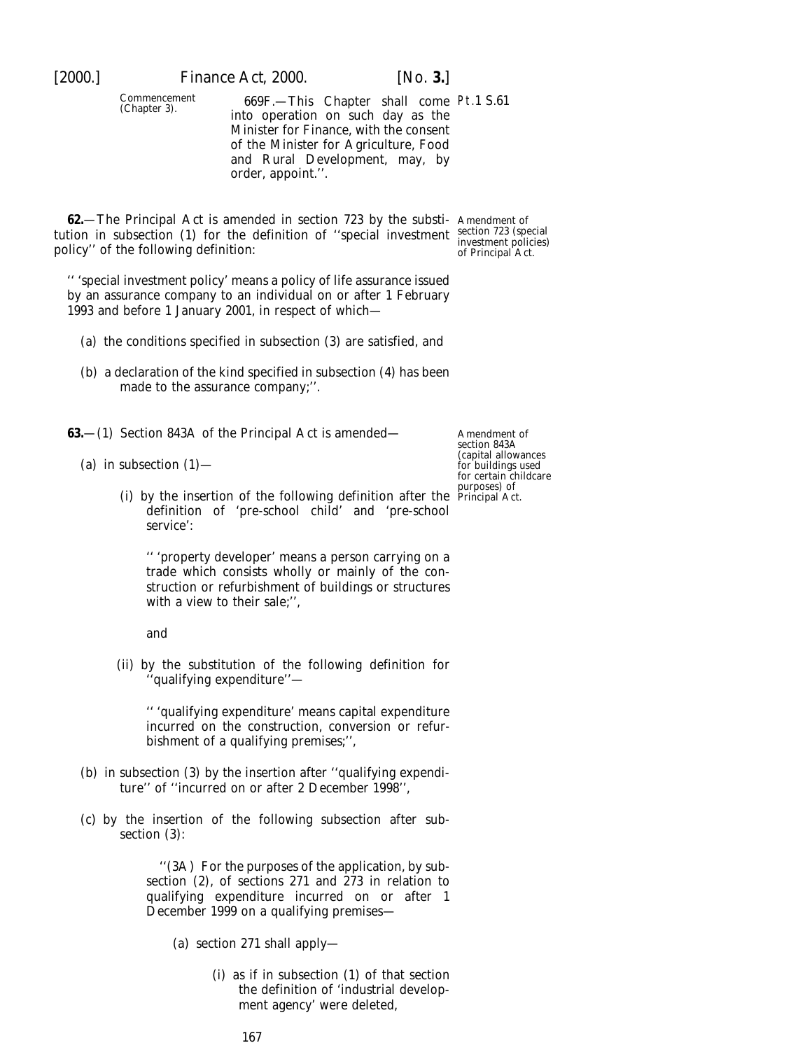Commencement (Chapter 3).

669F.—This Chapter shall come into operation on such day as the Minister for Finance, with the consent of the Minister for Agriculture, Food and Rural Development, may, by order, appoint.''.

Pt.1 S.61

Amendment of section 723 (special investment policies) of Principal Act.

**62.**—The Principal Act is amended in section 723 by the substitution in subsection (1) for the definition of ''special investment policy'' of the following definition:

'' 'special investment policy' means a policy of life assurance issued by an assurance company to an individual on or after 1 February 1993 and before 1 January 2001, in respect of which—

(*a*) the conditions specified in subsection (3) are satisfied, and

(*b*) a declaration of the kind specified in subsection (4) has been made to the assurance company;''.

Amendment of section 843A (capital allowances for buildings used for certain childcare purposes) of Principal Act.

**63.**—(1) Section 843A of the Principal Act is amended—

(*a*) in subsection (1)—

(i) by the insertion of the following definition after the definition of 'pre-school child' and 'pre-school service':

'' 'property developer' means a person carrying on a trade which consists wholly or mainly of the construction or refurbishment of buildings or structures with a view to their sale;'',

and

(ii) by the substitution of the following definition for ''qualifying expenditure''—

'' 'qualifying expenditure' means capital expenditure incurred on the construction, conversion or refurbishment of a qualifying premises;'',

(*b*) in subsection (3) by the insertion after ''qualifying expenditure'' of ''incurred on or after 2 December 1998'',

(*c*) by the insertion of the following subsection after subsection (3):

''(3A) For the purposes of the application, by subsection (2), of sections 271 and 273 in relation to qualifying expenditure incurred on or after 1 December 1999 on a qualifying premises—

(*a*) section 271 shall apply—

(i) as if in subsection (1) of that section the definition of 'industrial development agency' were deleted,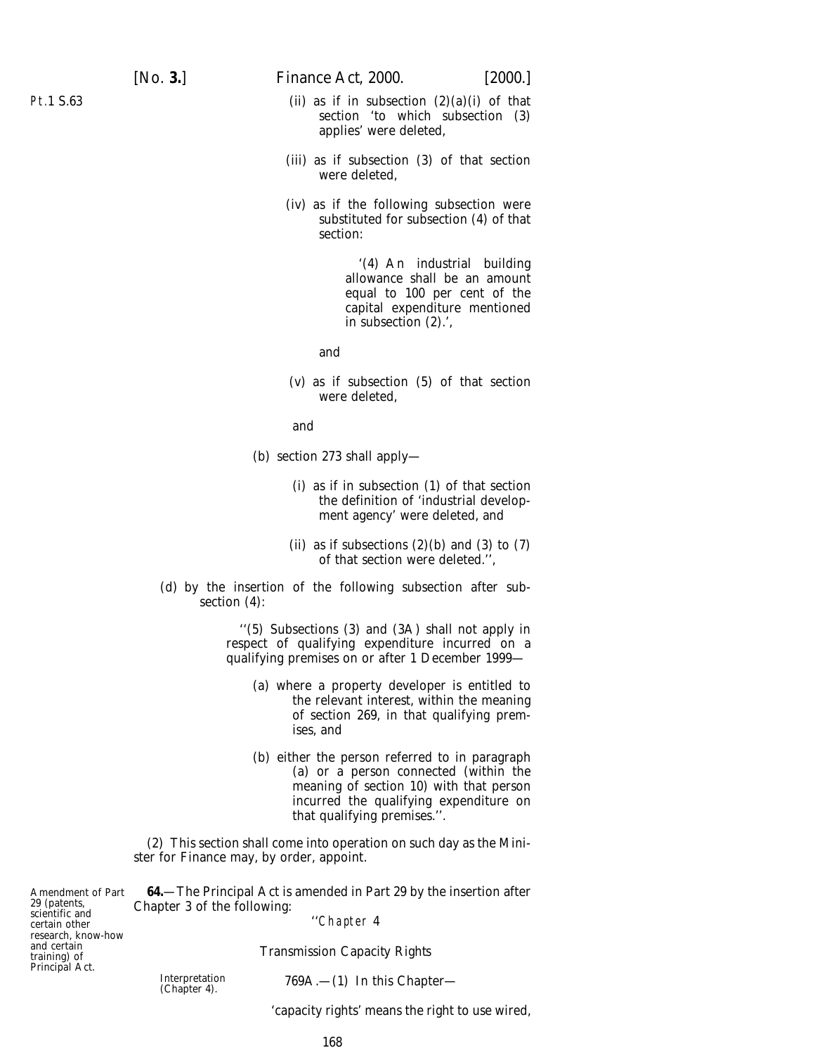(ii) as if in subsection (2)(a)(i) of that section 'to which subsection (3) applies' were deleted,

(iii) as if subsection (3) of that section were deleted,

(iv) as if the following subsection were substituted for subsection (4) of that section:

> '(4) An industrial building allowance shall be an amount equal to 100 per cent of the capital expenditure mentioned in subsection (2).',

and

(v) as if subsection (5) of that section were deleted,

and

(b) section 273 shall apply—

(i) as if in subsection (1) of that section the definition of 'industrial development agency' were deleted, and

(ii) as if subsections (2)(b) and (3) to (7) of that section were deleted.'',

(d) by the insertion of the following subsection after subsection (4):

> ''(5) Subsections (3) and (3A) shall not apply in respect of qualifying expenditure incurred on a qualifying premises on or after 1 December 1999—
>
> (a) where a property developer is entitled to the relevant interest, within the meaning of section 269, in that qualifying premises, and
>
> (b) either the person referred to in paragraph (a) or a person connected (within the meaning of section 10) with that person incurred the qualifying expenditure on that qualifying premises.''.

(2) This section shall come into operation on such day as the Minister for Finance may, by order, appoint.

*Amendment of Part 29 (patents, scientific and certain other research, know-how and certain training) of Principal Act.*

**64.**—The Principal Act is amended in Part 29 by the insertion after Chapter 3 of the following:

''*Chapter* 4

Transmission Capacity Rights

*Interpretation (Chapter 4).*

769A.—(1) In this Chapter—

'capacity rights' means the right to use wired,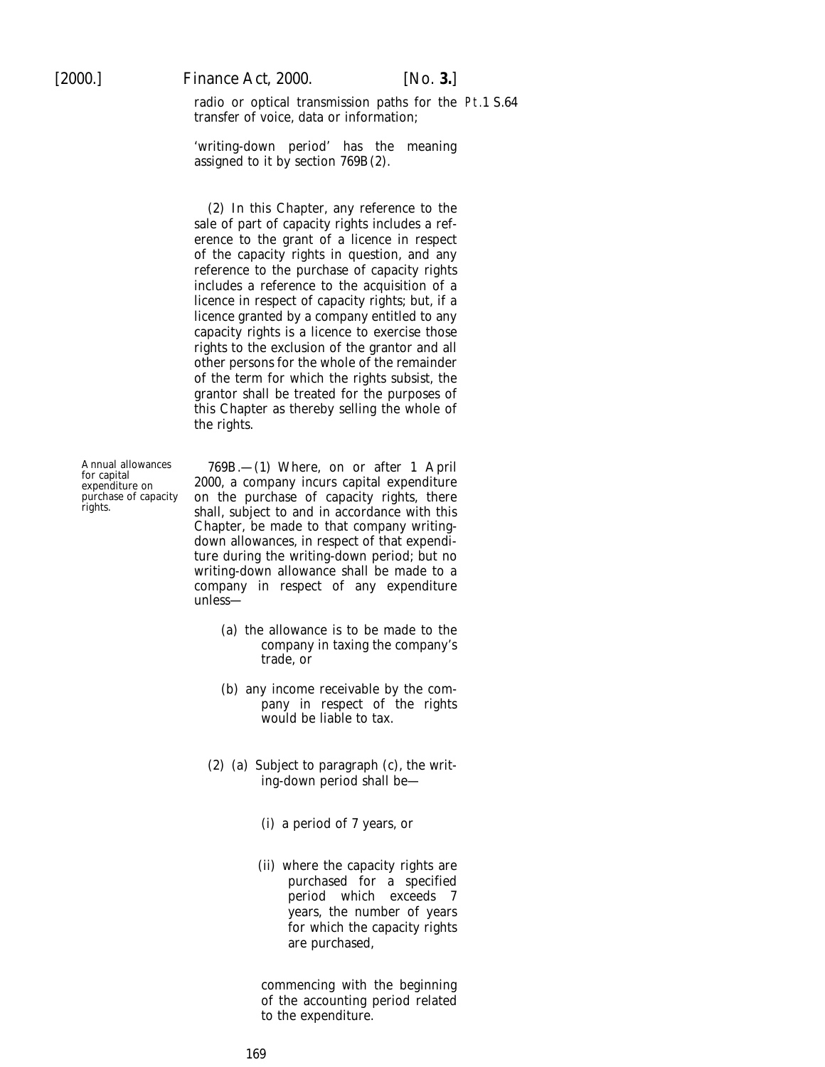radio or optical transmission paths for the transfer of voice, data or information;

'writing-down period' has the meaning assigned to it by section 769B(2).

(2) In this Chapter, any reference to the sale of part of capacity rights includes a reference to the grant of a licence in respect of the capacity rights in question, and any reference to the purchase of capacity rights includes a reference to the acquisition of a licence in respect of capacity rights; but, if a licence granted by a company entitled to any capacity rights is a licence to exercise those rights to the exclusion of the grantor and all other persons for the whole of the remainder of the term for which the rights subsist, the grantor shall be treated for the purposes of this Chapter as thereby selling the whole of the rights.

*Annual allowances for capital expenditure on purchase of capacity rights.*

769B.—(1) Where, on or after 1 April 2000, a company incurs capital expenditure on the purchase of capacity rights, there shall, subject to and in accordance with this Chapter, be made to that company writing-down allowances, in respect of that expenditure during the writing-down period; but no writing-down allowance shall be made to a company in respect of any expenditure unless—

(a) the allowance is to be made to the company in taxing the company's trade, or

(b) any income receivable by the company in respect of the rights would be liable to tax.

(2) (a) Subject to paragraph (c), the writing-down period shall be—

(i) a period of 7 years, or

(ii) where the capacity rights are purchased for a specified period which exceeds 7 years, the number of years for which the capacity rights are purchased,

commencing with the beginning of the accounting period related to the expenditure.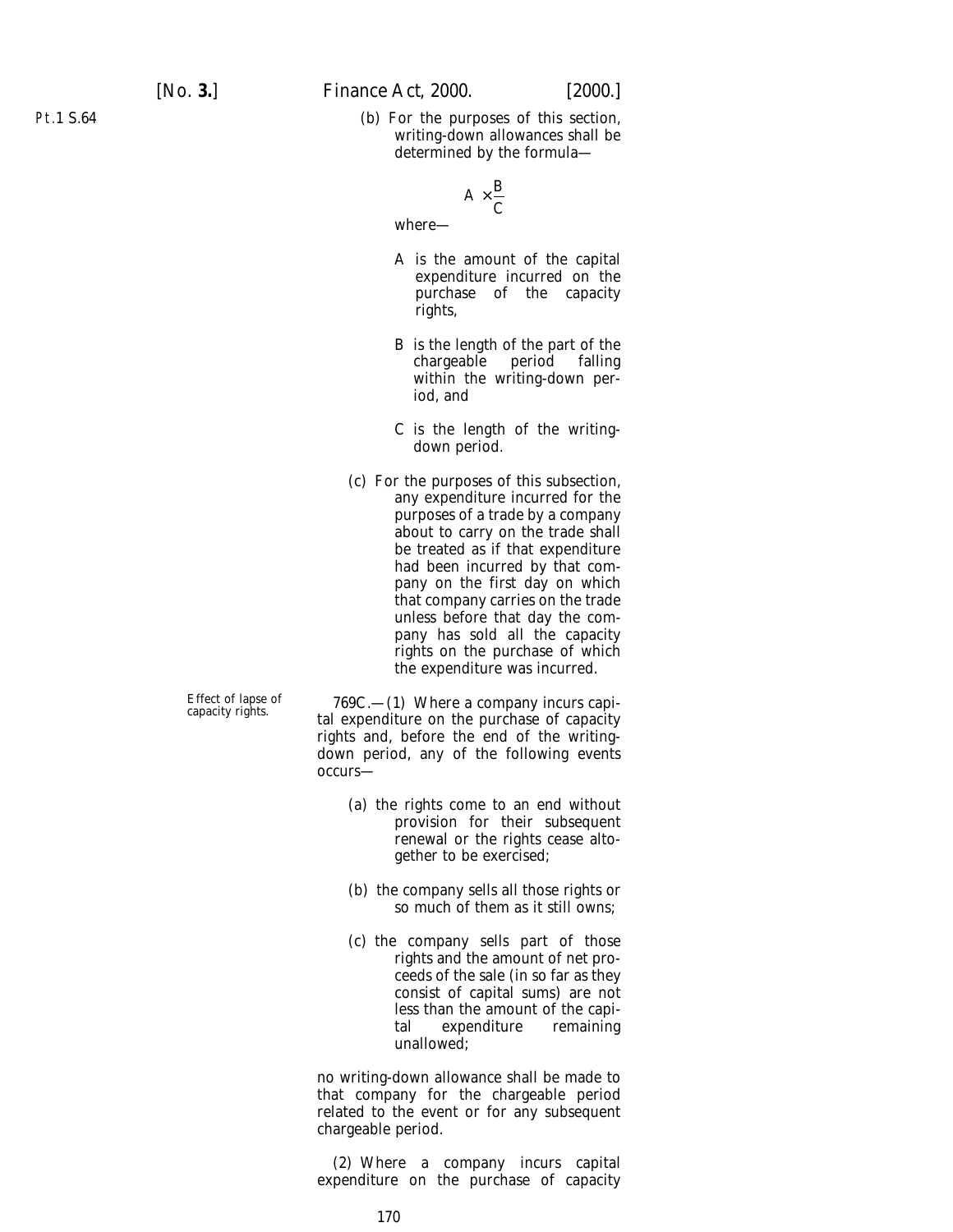(b) For the purposes of this section, writing-down allowances shall be determined by the formula—

$$A \times \frac{B}{C}$$

where—

A is the amount of the capital expenditure incurred on the purchase of the capacity rights,

B is the length of the part of the chargeable period falling within the writing-down period, and

C is the length of the writing-down period.

(c) For the purposes of this subsection, any expenditure incurred for the purposes of a trade by a company about to carry on the trade shall be treated as if that expenditure had been incurred by that company on the first day on which that company carries on the trade unless before that day the company has sold all the capacity rights on the purchase of which the expenditure was incurred.

Effect of lapse of capacity rights.

769C.—(1) Where a company incurs capital expenditure on the purchase of capacity rights and, before the end of the writing-down period, any of the following events occurs—

(a) the rights come to an end without provision for their subsequent renewal or the rights cease altogether to be exercised;

(b) the company sells all those rights or so much of them as it still owns;

(c) the company sells part of those rights and the amount of net proceeds of the sale (in so far as they consist of capital sums) are not less than the amount of the capital expenditure remaining unallowed;

no writing-down allowance shall be made to that company for the chargeable period related to the event or for any subsequent chargeable period.

(2) Where a company incurs capital expenditure on the purchase of capacity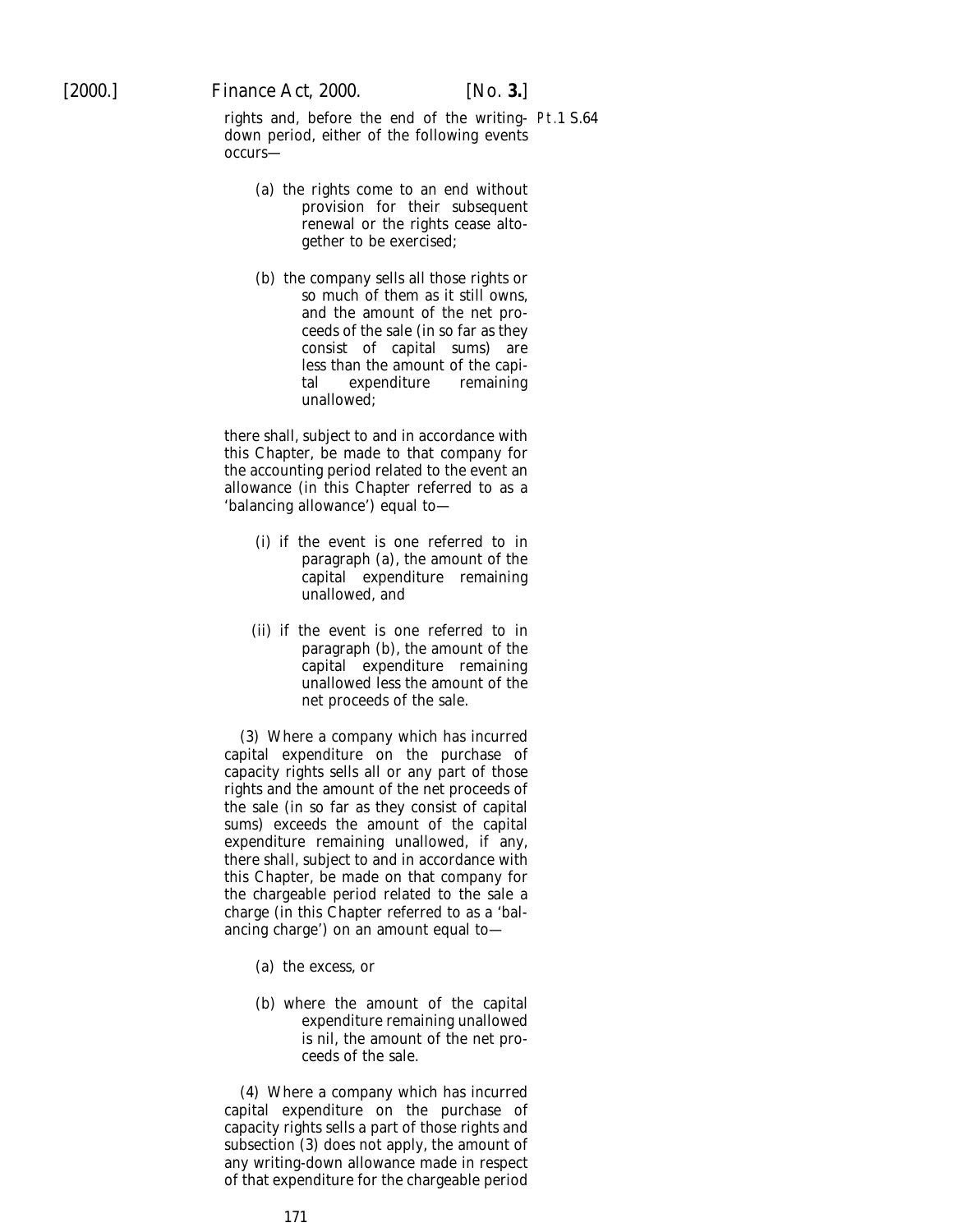rights and, before the end of the writing-down period, either of the following events occurs—

(a) the rights come to an end without provision for their subsequent renewal or the rights cease altogether to be exercised;

(b) the company sells all those rights or so much of them as it still owns, and the amount of the net proceeds of the sale (in so far as they consist of capital sums) are less than the amount of the capital expenditure remaining unallowed;

there shall, subject to and in accordance with this Chapter, be made to that company for the accounting period related to the event an allowance (in this Chapter referred to as a 'balancing allowance') equal to—

(i) if the event is one referred to in paragraph (a), the amount of the capital expenditure remaining unallowed, and

(ii) if the event is one referred to in paragraph (b), the amount of the capital expenditure remaining unallowed less the amount of the net proceeds of the sale.

(3) Where a company which has incurred capital expenditure on the purchase of capacity rights sells all or any part of those rights and the amount of the net proceeds of the sale (in so far as they consist of capital sums) exceeds the amount of the capital expenditure remaining unallowed, if any, there shall, subject to and in accordance with this Chapter, be made on that company for the chargeable period related to the sale a charge (in this Chapter referred to as a 'balancing charge') on an amount equal to—

(a) the excess, or

(b) where the amount of the capital expenditure remaining unallowed is nil, the amount of the net proceeds of the sale.

(4) Where a company which has incurred capital expenditure on the purchase of capacity rights sells a part of those rights and subsection (3) does not apply, the amount of any writing-down allowance made in respect of that expenditure for the chargeable period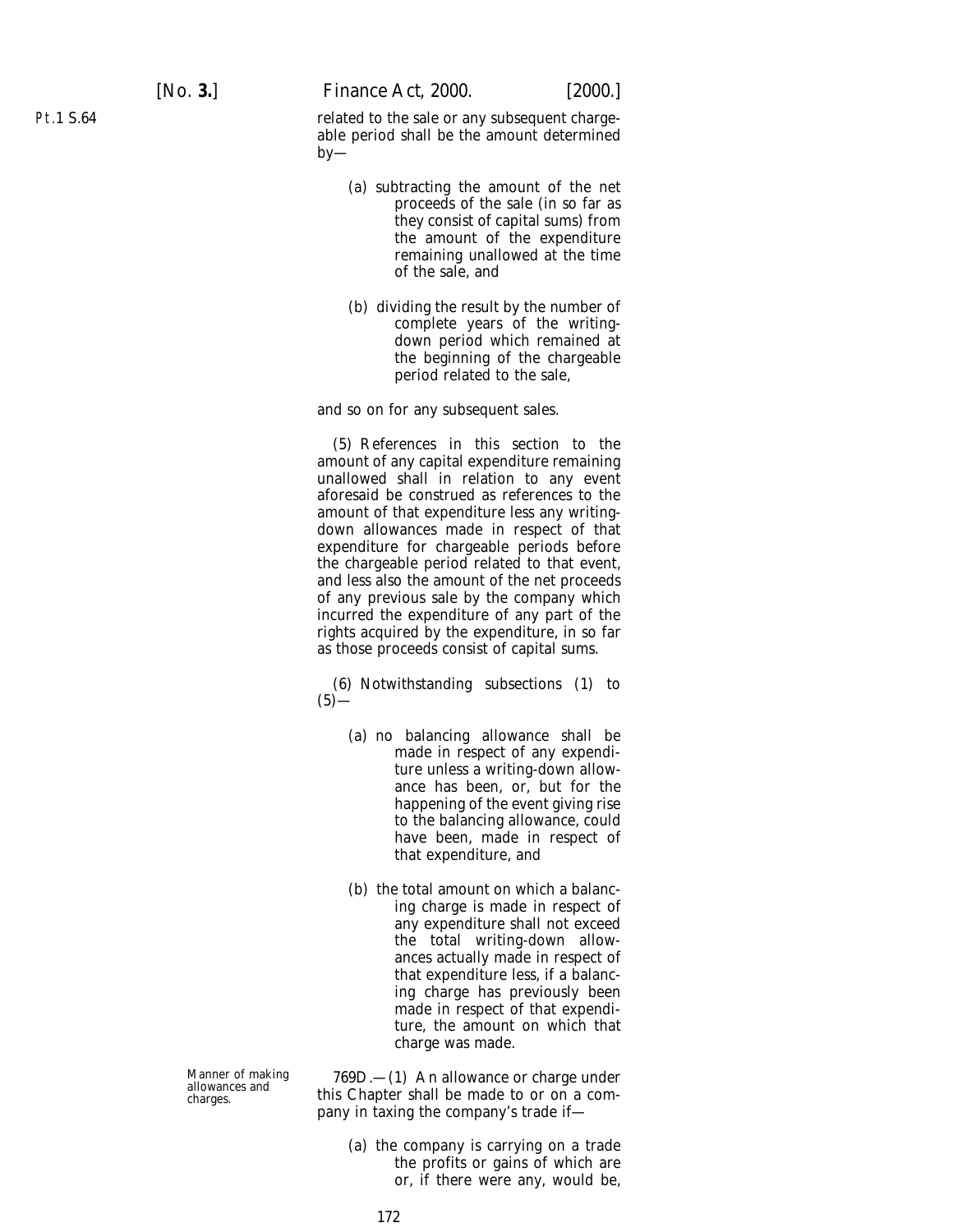related to the sale or any subsequent chargeable period shall be the amount determined by—

(a) subtracting the amount of the net proceeds of the sale (in so far as they consist of capital sums) from the amount of the expenditure remaining unallowed at the time of the sale, and

(b) dividing the result by the number of complete years of the writing-down period which remained at the beginning of the chargeable period related to the sale,

and so on for any subsequent sales.

(5) References in this section to the amount of any capital expenditure remaining unallowed shall in relation to any event aforesaid be construed as references to the amount of that expenditure less any writing-down allowances made in respect of that expenditure for chargeable periods before the chargeable period related to that event, and less also the amount of the net proceeds of any previous sale by the company which incurred the expenditure of any part of the rights acquired by the expenditure, in so far as those proceeds consist of capital sums.

(6) Notwithstanding subsections (1) to (5)—

(a) no balancing allowance shall be made in respect of any expenditure unless a writing-down allowance has been, or, but for the happening of the event giving rise to the balancing allowance, could have been, made in respect of that expenditure, and

(b) the total amount on which a balancing charge is made in respect of any expenditure shall not exceed the total writing-down allowances actually made in respect of that expenditure less, if a balancing charge has previously been made in respect of that expenditure, the amount on which that charge was made.

Manner of making allowances and charges.

769D.—(1) An allowance or charge under this Chapter shall be made to or on a company in taxing the company's trade if—

(a) the company is carrying on a trade the profits or gains of which are or, if there were any, would be,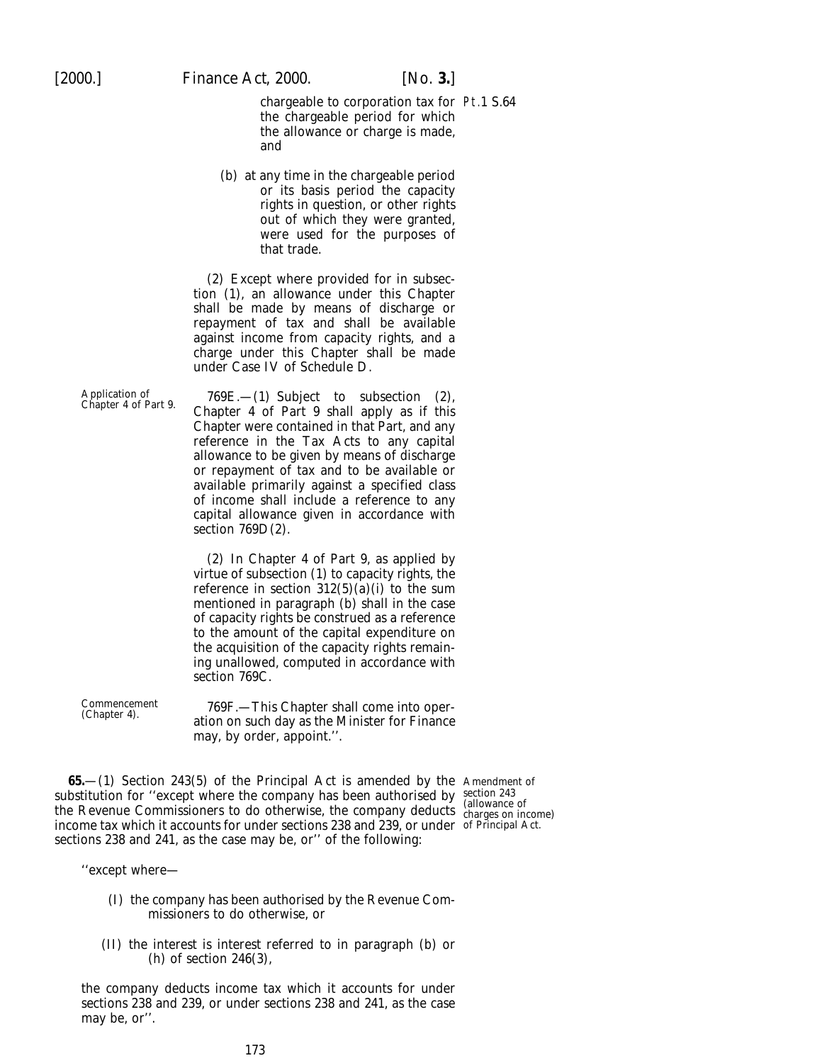chargeable to corporation tax for the chargeable period for which the allowance or charge is made, and

(b) at any time in the chargeable period or its basis period the capacity rights in question, or other rights out of which they were granted, were used for the purposes of that trade.

(2) Except where provided for in subsection (1), an allowance under this Chapter shall be made by means of discharge or repayment of tax and shall be available against income from capacity rights, and a charge under this Chapter shall be made under Case IV of Schedule D.

Application of Chapter 4 of Part 9.

769E.—(1) Subject to subsection (2), Chapter 4 of Part 9 shall apply as if this Chapter were contained in that Part, and any reference in the Tax Acts to any capital allowance to be given by means of discharge or repayment of tax and to be available or available primarily against a specified class of income shall include a reference to any capital allowance given in accordance with section 769D(2).

(2) In Chapter 4 of Part 9, as applied by virtue of subsection (1) to capacity rights, the reference in section 312(5)(*a*)(i) to the sum mentioned in paragraph (*b*) shall in the case of capacity rights be construed as a reference to the amount of the capital expenditure on the acquisition of the capacity rights remaining unallowed, computed in accordance with section 769C.

Commencement (Chapter 4).

769F.—This Chapter shall come into operation on such day as the Minister for Finance may, by order, appoint.''.

Amendment of section 243 (allowance of charges on income) of Principal Act.

**65.**—(1) Section 243(5) of the Principal Act is amended by the substitution for ''except where the company has been authorised by the Revenue Commissioners to do otherwise, the company deducts income tax which it accounts for under sections 238 and 239, or under sections 238 and 241, as the case may be, or'' of the following:

''except where—

(I) the company has been authorised by the Revenue Commissioners to do otherwise, or

(II) the interest is interest referred to in paragraph (*b*) or (*h*) of section 246(3),

the company deducts income tax which it accounts for under sections 238 and 239, or under sections 238 and 241, as the case may be, or''.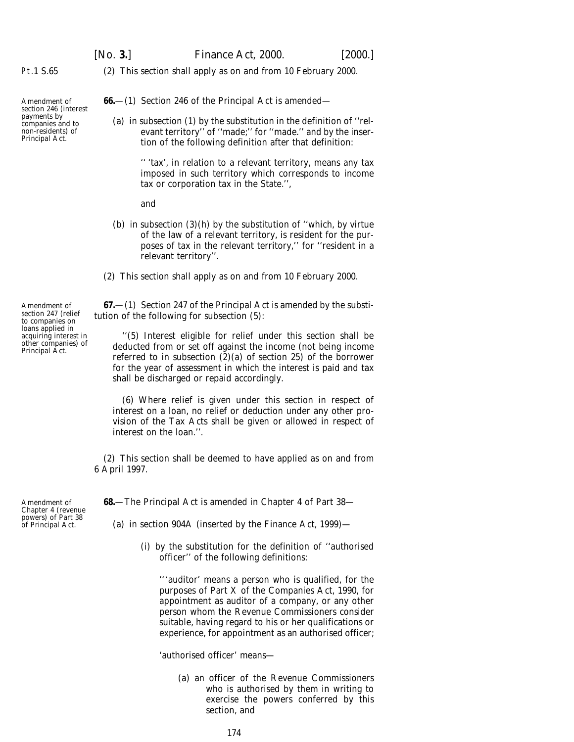(2) This section shall apply as on and from 10 February 2000.

Amendment of section 246 (interest payments by companies and to non-residents) of Principal Act.

**66.**—(1) Section 246 of the Principal Act is amended—

(*a*) in subsection (1) by the substitution in the definition of ''relevant territory'' of ''made;'' for ''made.'' and by the insertion of the following definition after that definition:

> '' 'tax', in relation to a relevant territory, means any tax imposed in such territory which corresponds to income tax or corporation tax in the State.'',

and

(*b*) in subsection (3)(*h*) by the substitution of ''which, by virtue of the law of a relevant territory, is resident for the purposes of tax in the relevant territory,'' for ''resident in a relevant territory''.

(2) This section shall apply as on and from 10 February 2000.

Amendment of section 247 (relief to companies on loans applied in acquiring interest in other companies) of Principal Act.

**67.**—(1) Section 247 of the Principal Act is amended by the substitution of the following for subsection (5):

> ''(5) Interest eligible for relief under this section shall be deducted from or set off against the income (not being income referred to in subsection (2)(*a*) of section 25) of the borrower for the year of assessment in which the interest is paid and tax shall be discharged or repaid accordingly.
>
> (6) Where relief is given under this section in respect of interest on a loan, no relief or deduction under any other provision of the Tax Acts shall be given or allowed in respect of interest on the loan.''.

(2) This section shall be deemed to have applied as on and from 6 April 1997.

Amendment of Chapter 4 (revenue powers) of Part 38 of Principal Act.

**68.**—The Principal Act is amended in Chapter 4 of Part 38—

(*a*) in section 904A (inserted by the Finance Act, 1999)—

(i) by the substitution for the definition of ''authorised officer'' of the following definitions:

> '''auditor' means a person who is qualified, for the purposes of Part X of the Companies Act, 1990, for appointment as auditor of a company, or any other person whom the Revenue Commissioners consider suitable, having regard to his or her qualifications or experience, for appointment as an authorised officer;
>
> 'authorised officer' means—
>
> (*a*) an officer of the Revenue Commissioners who is authorised by them in writing to exercise the powers conferred by this section, and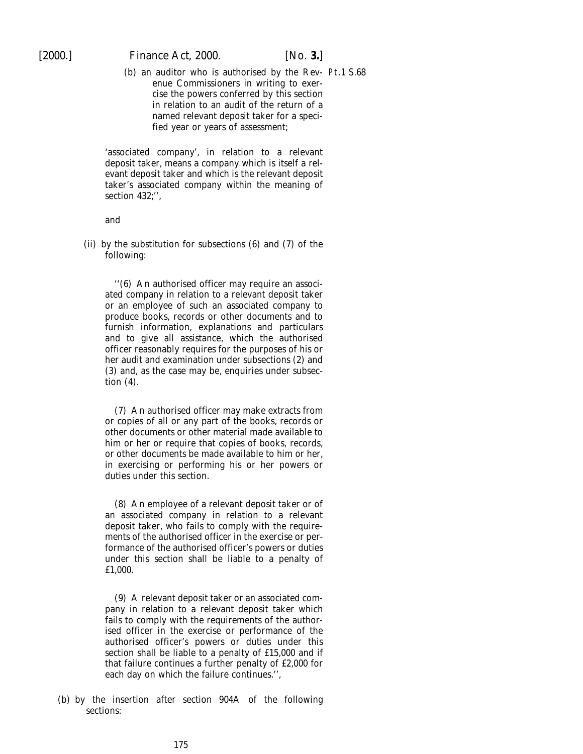(b) an auditor who is authorised by the Revenue Commissioners in writing to exercise the powers conferred by this section in relation to an audit of the return of a named relevant deposit taker for a specified year or years of assessment;

'associated company', in relation to a relevant deposit taker, means a company which is itself a relevant deposit taker and which is the relevant deposit taker's associated company within the meaning of section 432;'',

and

(ii) by the substitution for subsections (6) and (7) of the following:

''(6) An authorised officer may require an associated company in relation to a relevant deposit taker or an employee of such an associated company to produce books, records or other documents and to furnish information, explanations and particulars and to give all assistance, which the authorised officer reasonably requires for the purposes of his or her audit and examination under subsections (2) and (3) and, as the case may be, enquiries under subsection (4).

(7) An authorised officer may make extracts from or copies of all or any part of the books, records or other documents or other material made available to him or her or require that copies of books, records, or other documents be made available to him or her, in exercising or performing his or her powers or duties under this section.

(8) An employee of a relevant deposit taker or of an associated company in relation to a relevant deposit taker, who fails to comply with the requirements of the authorised officer in the exercise or performance of the authorised officer's powers or duties under this section shall be liable to a penalty of £1,000.

(9) A relevant deposit taker or an associated company in relation to a relevant deposit taker which fails to comply with the requirements of the authorised officer in the exercise or performance of the authorised officer's powers or duties under this section shall be liable to a penalty of £15,000 and if that failure continues a further penalty of £2,000 for each day on which the failure continues.'',

(b) by the insertion after section 904A of the following sections: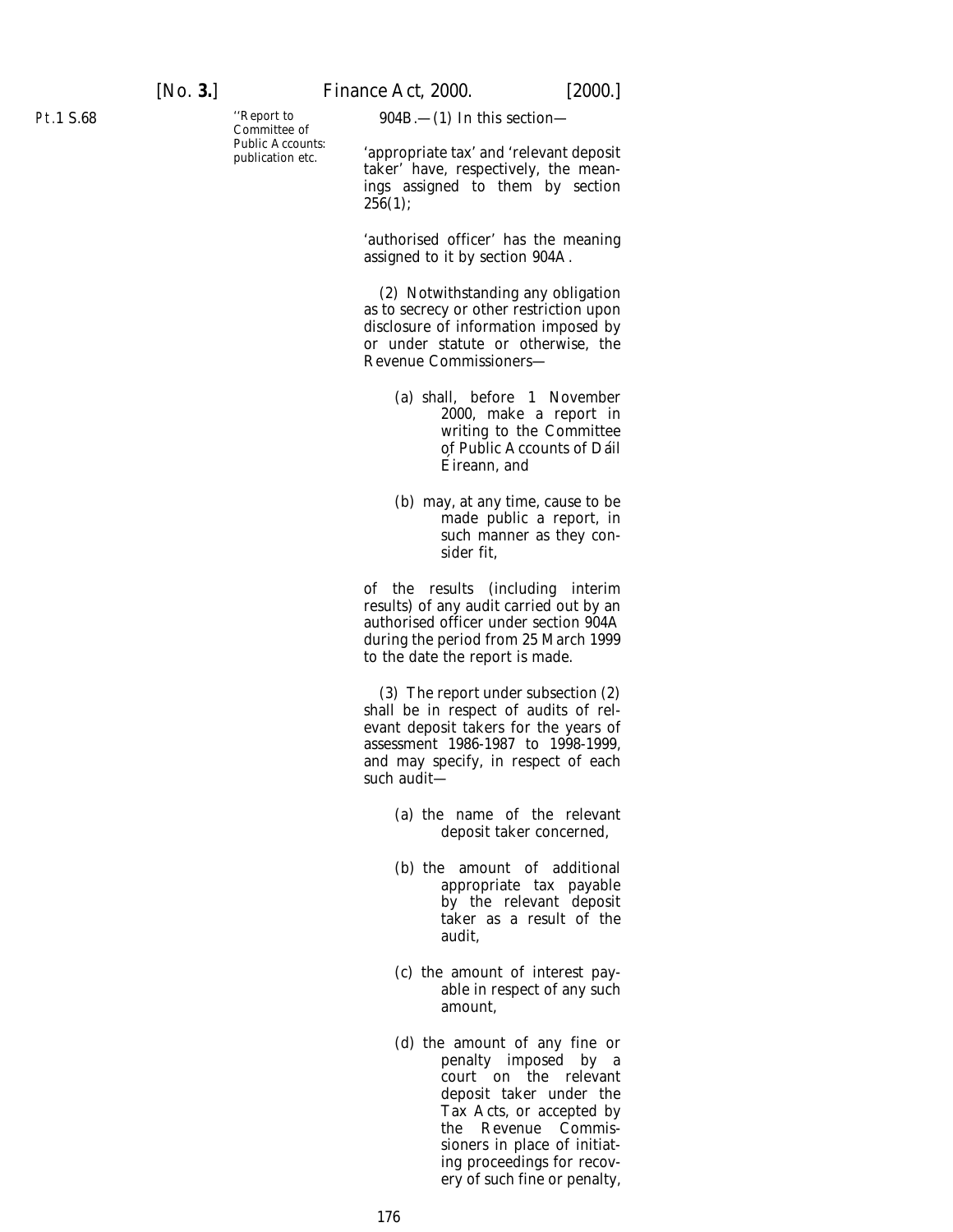"Report to Committee of Public Accounts: publication etc.

904B.—(1) In this section—

'appropriate tax' and 'relevant deposit taker' have, respectively, the meanings assigned to them by section 256(1);

'authorised officer' has the meaning assigned to it by section 904A.

(2) Notwithstanding any obligation as to secrecy or other restriction upon disclosure of information imposed by or under statute or otherwise, the Revenue Commissioners—

(a) shall, before 1 November 2000, make a report in writing to the Committee of Public Accounts of Dáil Éireann, and

(b) may, at any time, cause to be made public a report, in such manner as they consider fit,

of the results (including interim results) of any audit carried out by an authorised officer under section 904A during the period from 25 March 1999 to the date the report is made.

(3) The report under subsection (2) shall be in respect of audits of relevant deposit takers for the years of assessment 1986-1987 to 1998-1999, and may specify, in respect of each such audit—

(a) the name of the relevant deposit taker concerned,

(b) the amount of additional appropriate tax payable by the relevant deposit taker as a result of the audit,

(c) the amount of interest payable in respect of any such amount,

(d) the amount of any fine or penalty imposed by a court on the relevant deposit taker under the Tax Acts, or accepted by the Revenue Commissioners in place of initiating proceedings for recovery of such fine or penalty,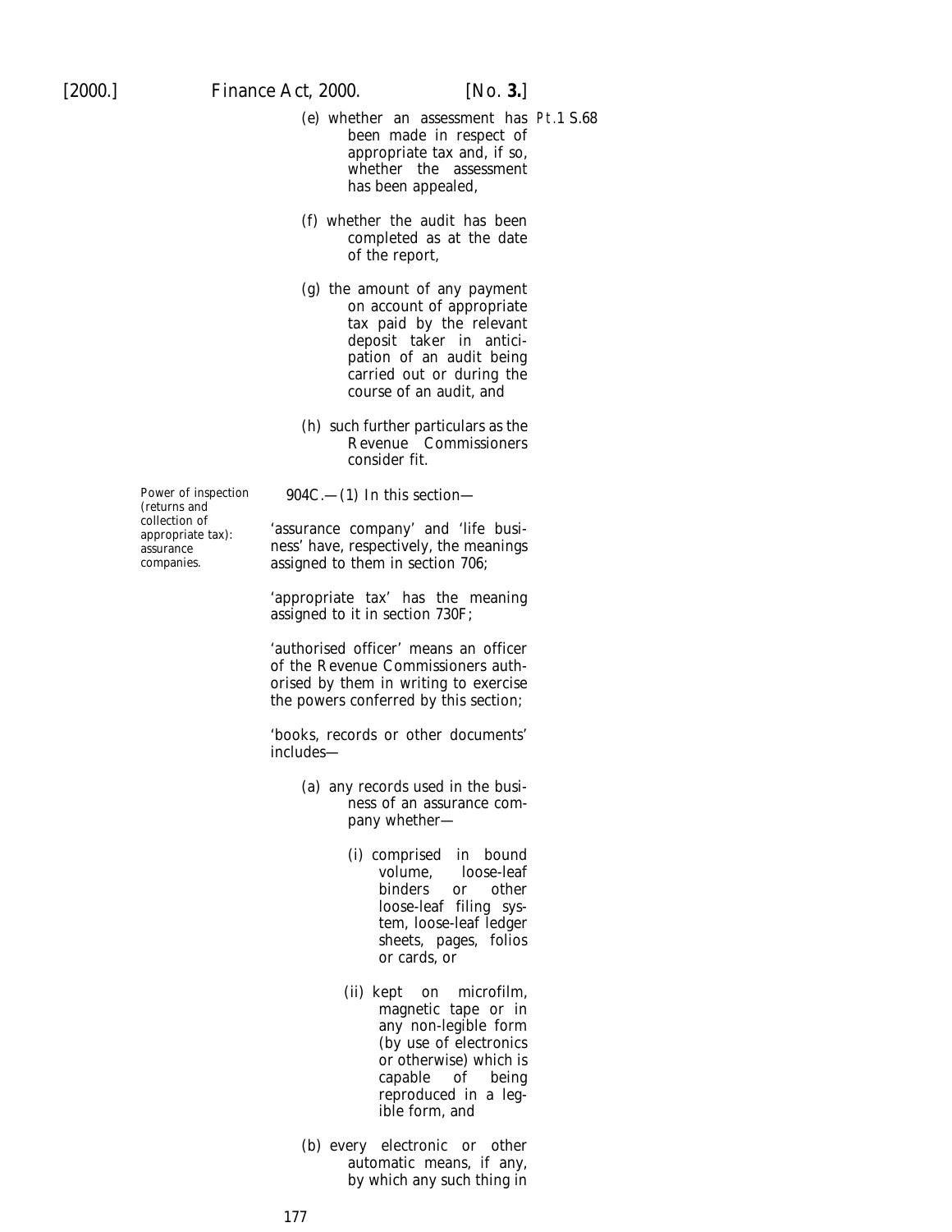(e) whether an assessment has been made in respect of appropriate tax and, if so, whether the assessment has been appealed,

(f) whether the audit has been completed as at the date of the report,

(g) the amount of any payment on account of appropriate tax paid by the relevant deposit taker in anticipation of an audit being carried out or during the course of an audit, and

(h) such further particulars as the Revenue Commissioners consider fit.

*Power of inspection (returns and collection of appropriate tax): assurance companies.*

904C.—(1) In this section—

'assurance company' and 'life business' have, respectively, the meanings assigned to them in section 706;

'appropriate tax' has the meaning assigned to it in section 730F;

'authorised officer' means an officer of the Revenue Commissioners authorised by them in writing to exercise the powers conferred by this section;

'books, records or other documents' includes—

(a) any records used in the business of an assurance company whether—

(i) comprised in bound volume, loose-leaf binders or other loose-leaf filing system, loose-leaf ledger sheets, pages, folios or cards, or

(ii) kept on microfilm, magnetic tape or in any non-legible form (by use of electronics or otherwise) which is capable of being reproduced in a legible form, and

(b) every electronic or other automatic means, if any, by which any such thing in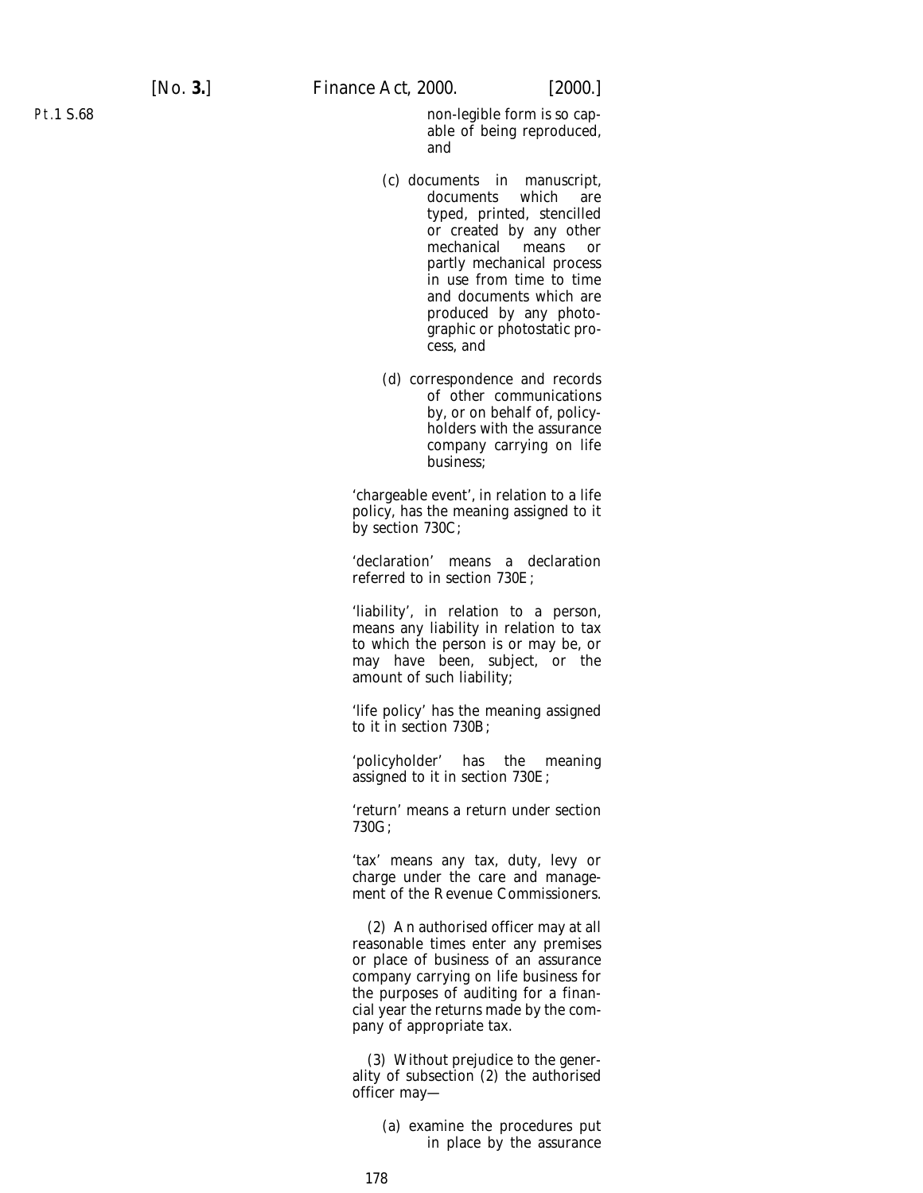non-legible form is so capable of being reproduced, and

(c) documents in manuscript, documents which are typed, printed, stencilled or created by any other mechanical means or partly mechanical process in use from time to time and documents which are produced by any photographic or photostatic process, and

(d) correspondence and records of other communications by, or on behalf of, policyholders with the assurance company carrying on life business;

'chargeable event', in relation to a life policy, has the meaning assigned to it by section 730C;

'declaration' means a declaration referred to in section 730E;

'liability', in relation to a person, means any liability in relation to tax to which the person is or may be, or may have been, subject, or the amount of such liability;

'life policy' has the meaning assigned to it in section 730B;

'policyholder' has the meaning assigned to it in section 730E;

'return' means a return under section 730G;

'tax' means any tax, duty, levy or charge under the care and management of the Revenue Commissioners.

(2) An authorised officer may at all reasonable times enter any premises or place of business of an assurance company carrying on life business for the purposes of auditing for a financial year the returns made by the company of appropriate tax.

(3) Without prejudice to the generality of subsection (2) the authorised officer may—

(a) examine the procedures put in place by the assurance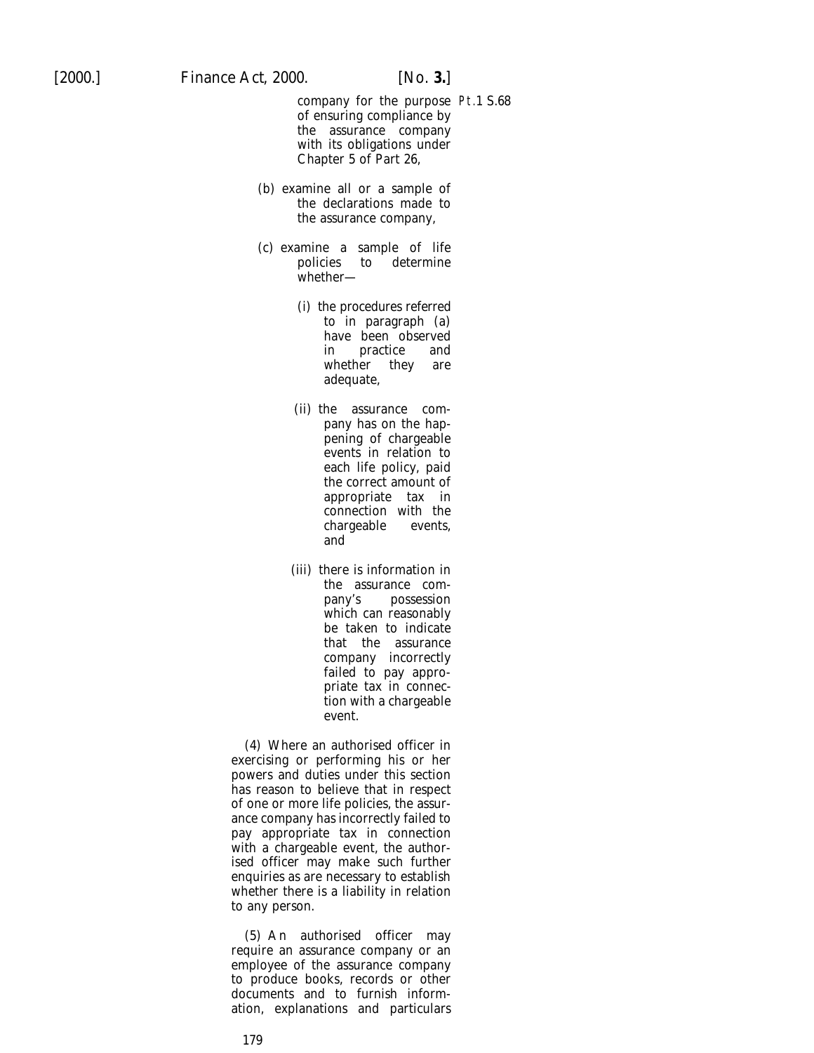company for the purpose of ensuring compliance by the assurance company with its obligations under Chapter 5 of Part 26,

(b) examine all or a sample of the declarations made to the assurance company,

(c) examine a sample of life policies to determine whether—

(i) the procedures referred to in paragraph (a) have been observed in practice and whether they are adequate,

(ii) the assurance company has on the happening of chargeable events in relation to each life policy, paid the correct amount of appropriate tax in connection with the chargeable events, and

(iii) there is information in the assurance company's possession which can reasonably be taken to indicate that the assurance company incorrectly failed to pay appropriate tax in connection with a chargeable event.

(4) Where an authorised officer in exercising or performing his or her powers and duties under this section has reason to believe that in respect of one or more life policies, the assurance company has incorrectly failed to pay appropriate tax in connection with a chargeable event, the authorised officer may make such further enquiries as are necessary to establish whether there is a liability in relation to any person.

(5) An authorised officer may require an assurance company or an employee of the assurance company to produce books, records or other documents and to furnish information, explanations and particulars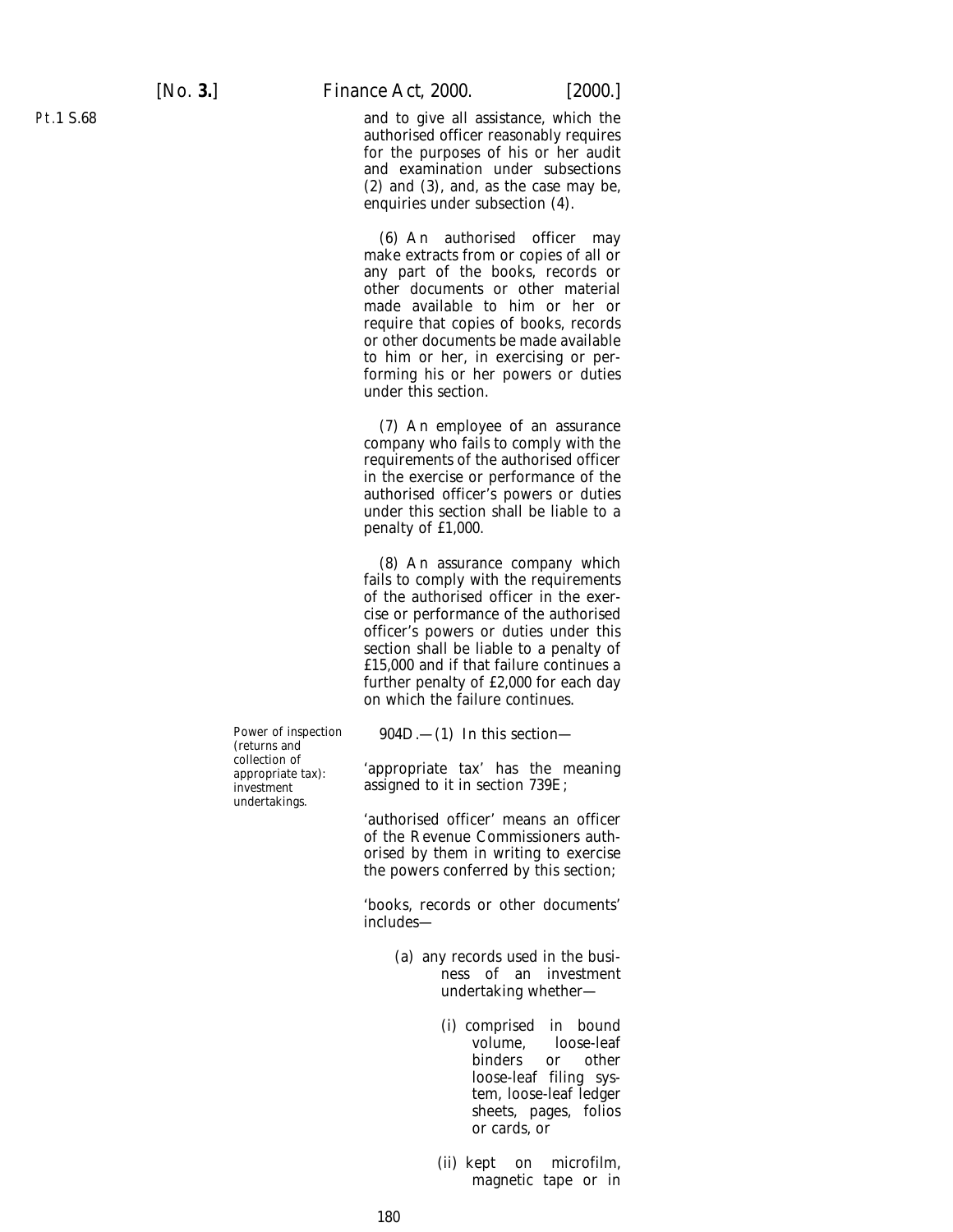and to give all assistance, which the authorised officer reasonably requires for the purposes of his or her audit and examination under subsections (2) and (3), and, as the case may be, enquiries under subsection (4).

(6) An authorised officer may make extracts from or copies of all or any part of the books, records or other documents or other material made available to him or her or require that copies of books, records or other documents be made available to him or her, in exercising or performing his or her powers or duties under this section.

(7) An employee of an assurance company who fails to comply with the requirements of the authorised officer in the exercise or performance of the authorised officer's powers or duties under this section shall be liable to a penalty of £1,000.

(8) An assurance company which fails to comply with the requirements of the authorised officer in the exercise or performance of the authorised officer's powers or duties under this section shall be liable to a penalty of £15,000 and if that failure continues a further penalty of £2,000 for each day on which the failure continues.

*Power of inspection (returns and collection of appropriate tax): investment undertakings.*

904D.—(1) In this section—

'appropriate tax' has the meaning assigned to it in section 739E;

'authorised officer' means an officer of the Revenue Commissioners authorised by them in writing to exercise the powers conferred by this section;

'books, records or other documents' includes—

(*a*) any records used in the business of an investment undertaking whether—

(i) comprised in bound volume, loose-leaf binders or other loose-leaf filing system, loose-leaf ledger sheets, pages, folios or cards, or

(ii) kept on microfilm, magnetic tape or in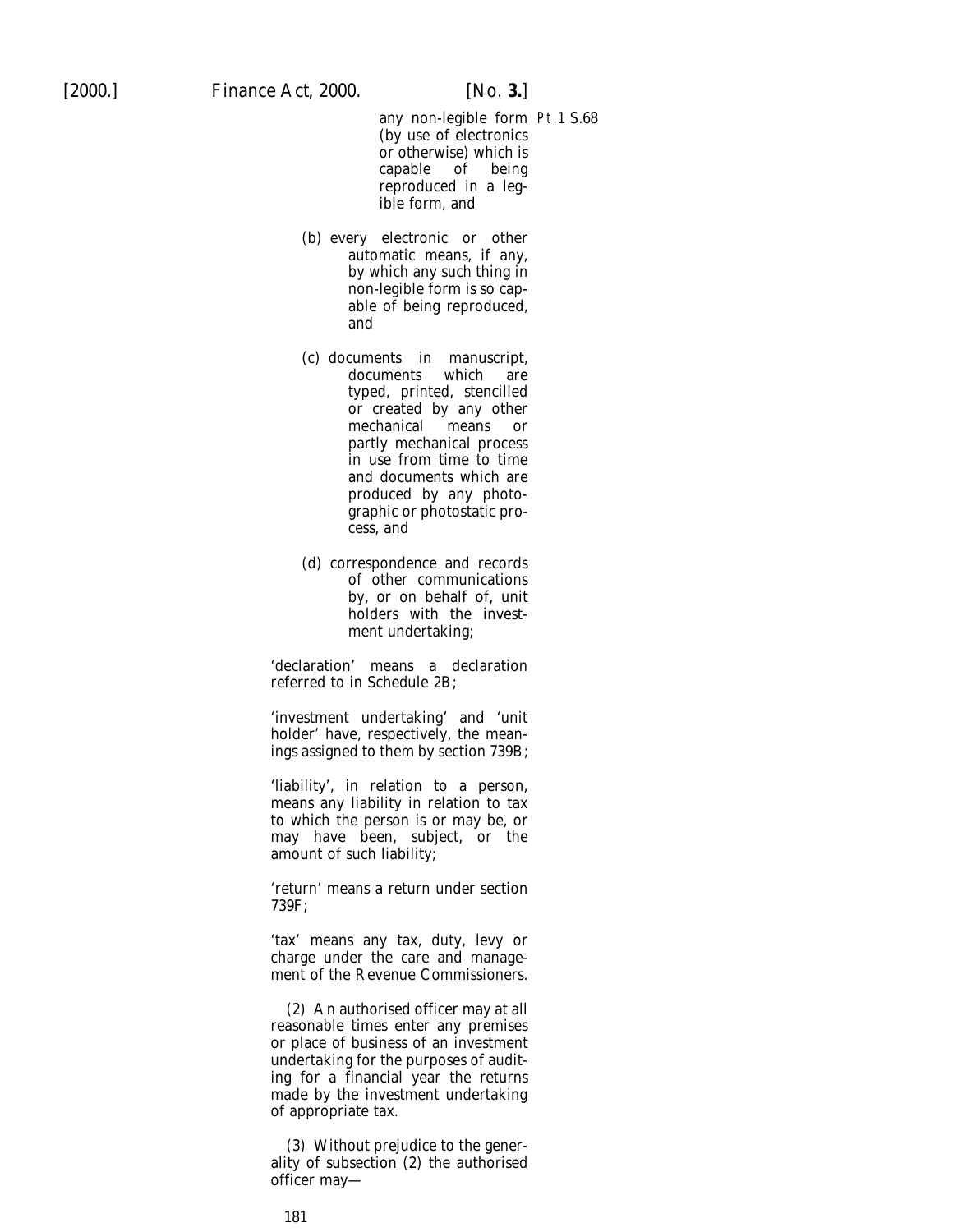any non-legible form (by use of electronics or otherwise) which is capable of being reproduced in a legible form, and

(b) every electronic or other automatic means, if any, by which any such thing in non-legible form is so capable of being reproduced, and

(c) documents in manuscript, documents which are typed, printed, stencilled or created by any other mechanical means or partly mechanical process in use from time to time and documents which are produced by any photographic or photostatic process, and

(d) correspondence and records of other communications by, or on behalf of, unit holders with the investment undertaking;

'declaration' means a declaration referred to in Schedule 2B;

'investment undertaking' and 'unit holder' have, respectively, the meanings assigned to them by section 739B;

'liability', in relation to a person, means any liability in relation to tax to which the person is or may be, or may have been, subject, or the amount of such liability;

'return' means a return under section 739F;

'tax' means any tax, duty, levy or charge under the care and management of the Revenue Commissioners.

(2) An authorised officer may at all reasonable times enter any premises or place of business of an investment undertaking for the purposes of auditing for a financial year the returns made by the investment undertaking of appropriate tax.

(3) Without prejudice to the generality of subsection (2) the authorised officer may—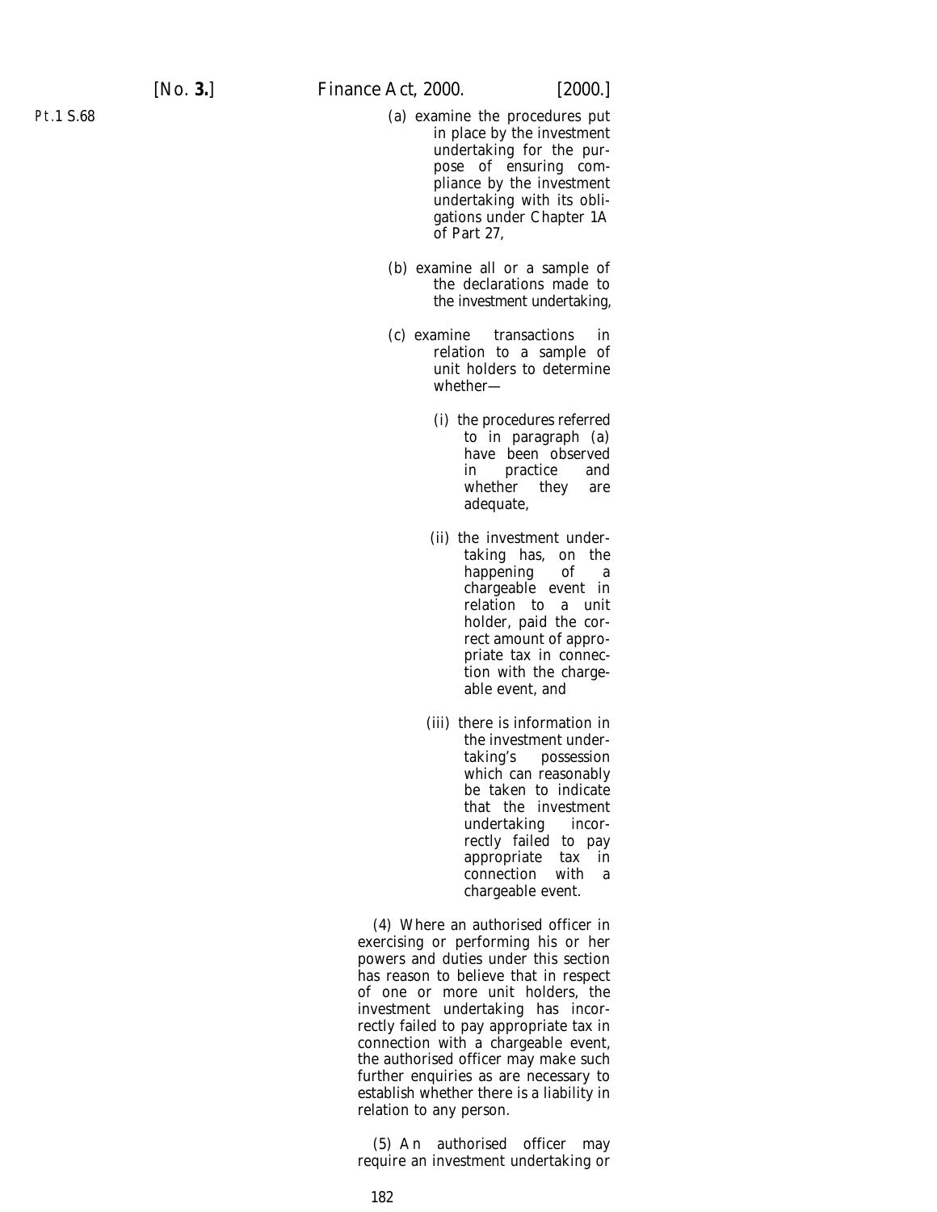(a) examine the procedures put in place by the investment undertaking for the purpose of ensuring compliance by the investment undertaking with its obligations under Chapter 1A of Part 27,

(b) examine all or a sample of the declarations made to the investment undertaking,

(c) examine transactions in relation to a sample of unit holders to determine whether—

(i) the procedures referred to in paragraph (a) have been observed in practice and whether they are adequate,

(ii) the investment undertaking has, on the happening of a chargeable event in relation to a unit holder, paid the correct amount of appropriate tax in connection with the chargeable event, and

(iii) there is information in the investment undertaking's possession which can reasonably be taken to indicate that the investment undertaking incorrectly failed to pay appropriate tax in connection with a chargeable event.

(4) Where an authorised officer in exercising or performing his or her powers and duties under this section has reason to believe that in respect of one or more unit holders, the investment undertaking has incorrectly failed to pay appropriate tax in connection with a chargeable event, the authorised officer may make such further enquiries as are necessary to establish whether there is a liability in relation to any person.

(5) An authorised officer may require an investment undertaking or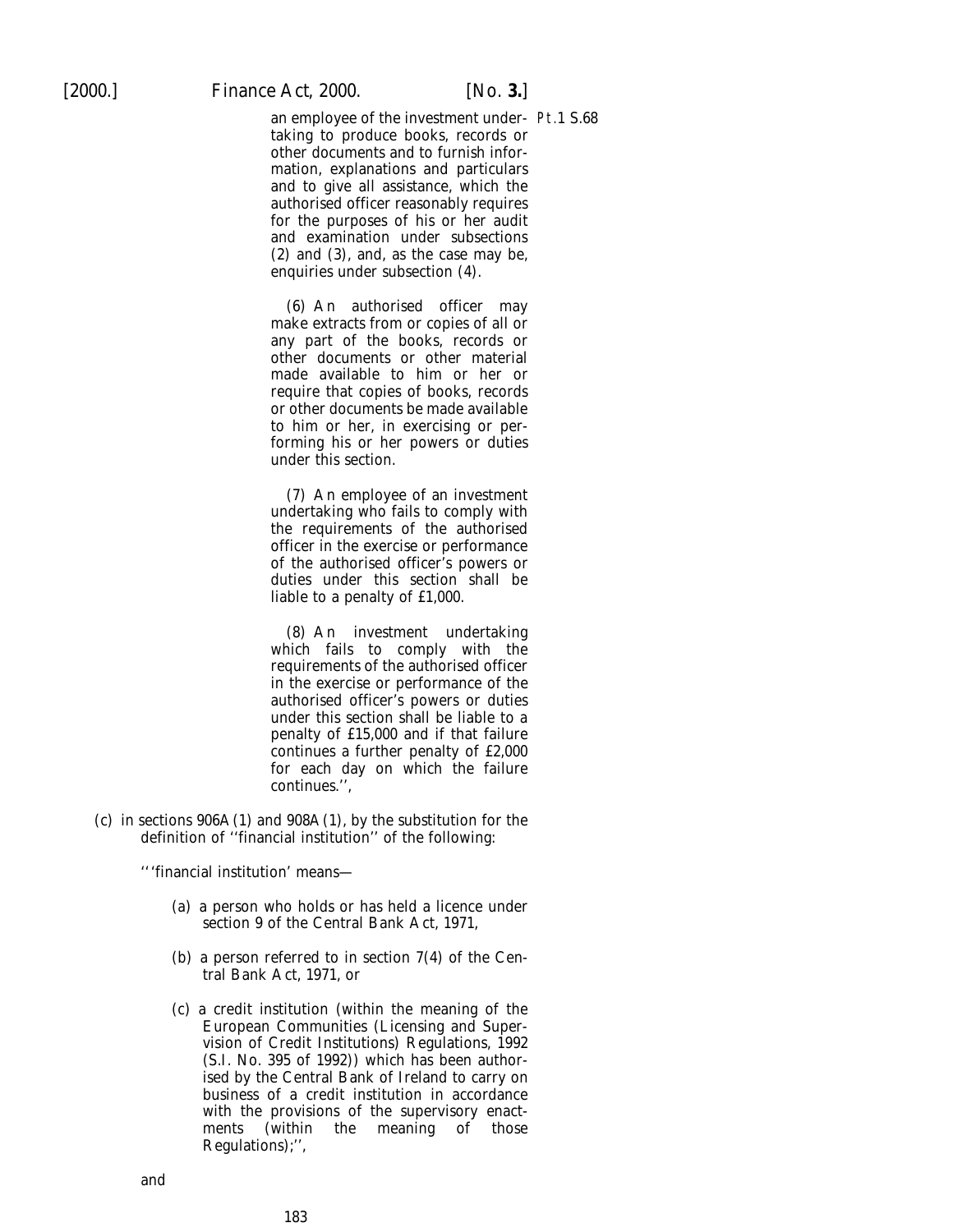an employee of the investment undertaking to produce books, records or other documents and to furnish information, explanations and particulars and to give all assistance, which the authorised officer reasonably requires for the purposes of his or her audit and examination under subsections (2) and (3), and, as the case may be, enquiries under subsection (4).

Pt.1 S.68

(6) An authorised officer may make extracts from or copies of all or any part of the books, records or other documents or other material made available to him or her or require that copies of books, records or other documents be made available to him or her, in exercising or performing his or her powers or duties under this section.

(7) An employee of an investment undertaking who fails to comply with the requirements of the authorised officer in the exercise or performance of the authorised officer's powers or duties under this section shall be liable to a penalty of £1,000.

(8) An investment undertaking which fails to comply with the requirements of the authorised officer in the exercise or performance of the authorised officer's powers or duties under this section shall be liable to a penalty of £15,000 and if that failure continues a further penalty of £2,000 for each day on which the failure continues.'',

(*c*) in sections 906A(1) and 908A(1), by the substitution for the definition of ''financial institution'' of the following:

'''financial institution' means—

(*a*) a person who holds or has held a licence under section 9 of the Central Bank Act, 1971,

(*b*) a person referred to in section 7(4) of the Central Bank Act, 1971, or

(*c*) a credit institution (within the meaning of the European Communities (Licensing and Supervision of Credit Institutions) Regulations, 1992 (S.I. No. 395 of 1992)) which has been authorised by the Central Bank of Ireland to carry on business of a credit institution in accordance with the provisions of the supervisory enactments (within the meaning of those Regulations);'',

and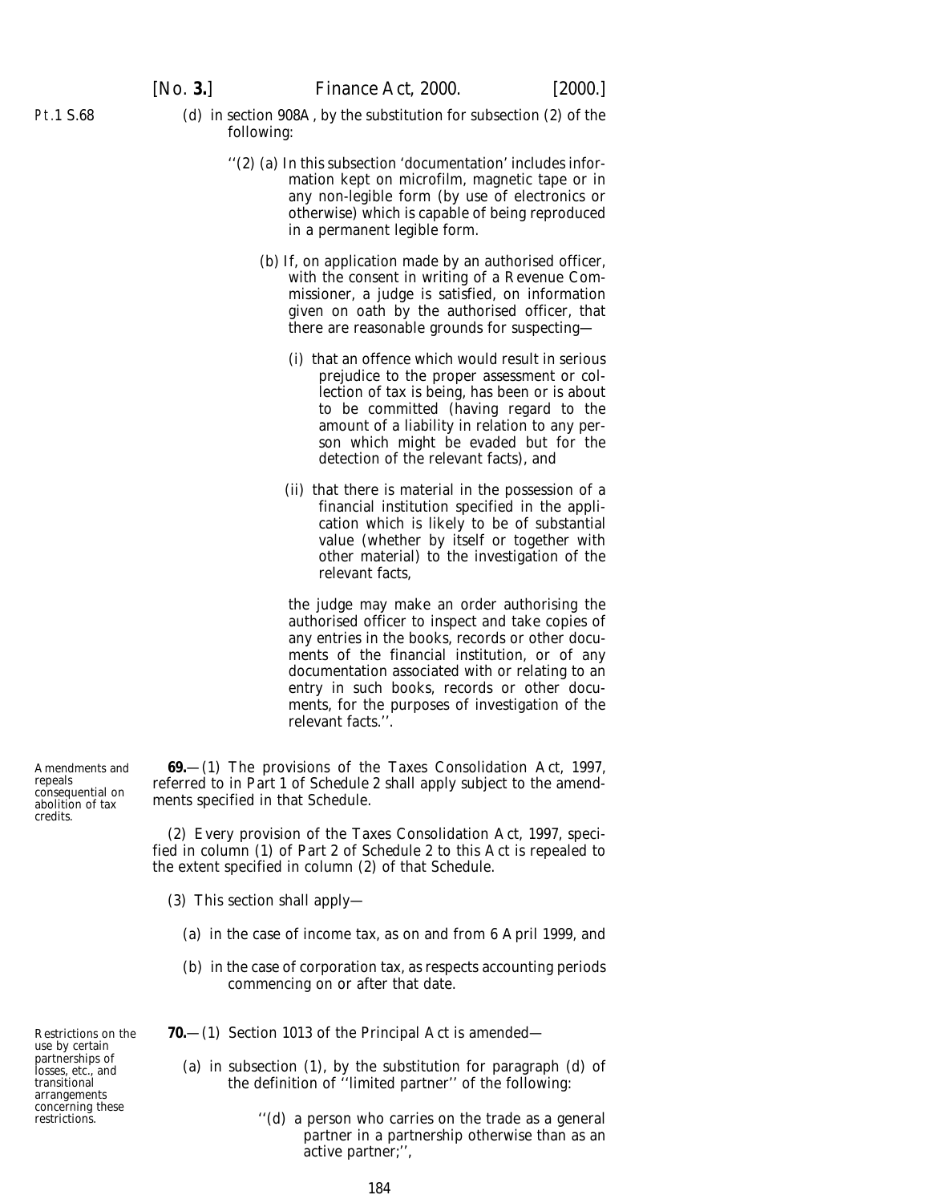Pt.1 S.68

(*d*) in section 908A, by the substitution for subsection (2) of the following:

''(2) (*a*) In this subsection 'documentation' includes information kept on microfilm, magnetic tape or in any non-legible form (by use of electronics or otherwise) which is capable of being reproduced in a permanent legible form.

(*b*) If, on application made by an authorised officer, with the consent in writing of a Revenue Commissioner, a judge is satisfied, on information given on oath by the authorised officer, that there are reasonable grounds for suspecting—

(i) that an offence which would result in serious prejudice to the proper assessment or collection of tax is being, has been or is about to be committed (having regard to the amount of a liability in relation to any person which might be evaded but for the detection of the relevant facts), and

(ii) that there is material in the possession of a financial institution specified in the application which is likely to be of substantial value (whether by itself or together with other material) to the investigation of the relevant facts,

the judge may make an order authorising the authorised officer to inspect and take copies of any entries in the books, records or other documents of the financial institution, or of any documentation associated with or relating to an entry in such books, records or other documents, for the purposes of investigation of the relevant facts.''.

Amendments and repeals consequential on abolition of tax credits.

**69.**—(1) The provisions of the Taxes Consolidation Act, 1997, referred to in Part 1 of *Schedule 2* shall apply subject to the amendments specified in that Schedule.

(2) Every provision of the Taxes Consolidation Act, 1997, specified in column (1) of Part 2 of *Schedule 2* to this Act is repealed to the extent specified in column (2) of that Schedule.

(3) This section shall apply—

(*a*) in the case of income tax, as on and from 6 April 1999, and

(*b*) in the case of corporation tax, as respects accounting periods commencing on or after that date.

Restrictions on the use by certain partnerships of losses, etc., and transitional arrangements concerning these restrictions.

**70.**—(1) Section 1013 of the Principal Act is amended—

(*a*) in subsection (1), by the substitution for paragraph (*d*) of the definition of ''limited partner'' of the following:

''(*d*) a person who carries on the trade as a general partner in a partnership otherwise than as an active partner;'',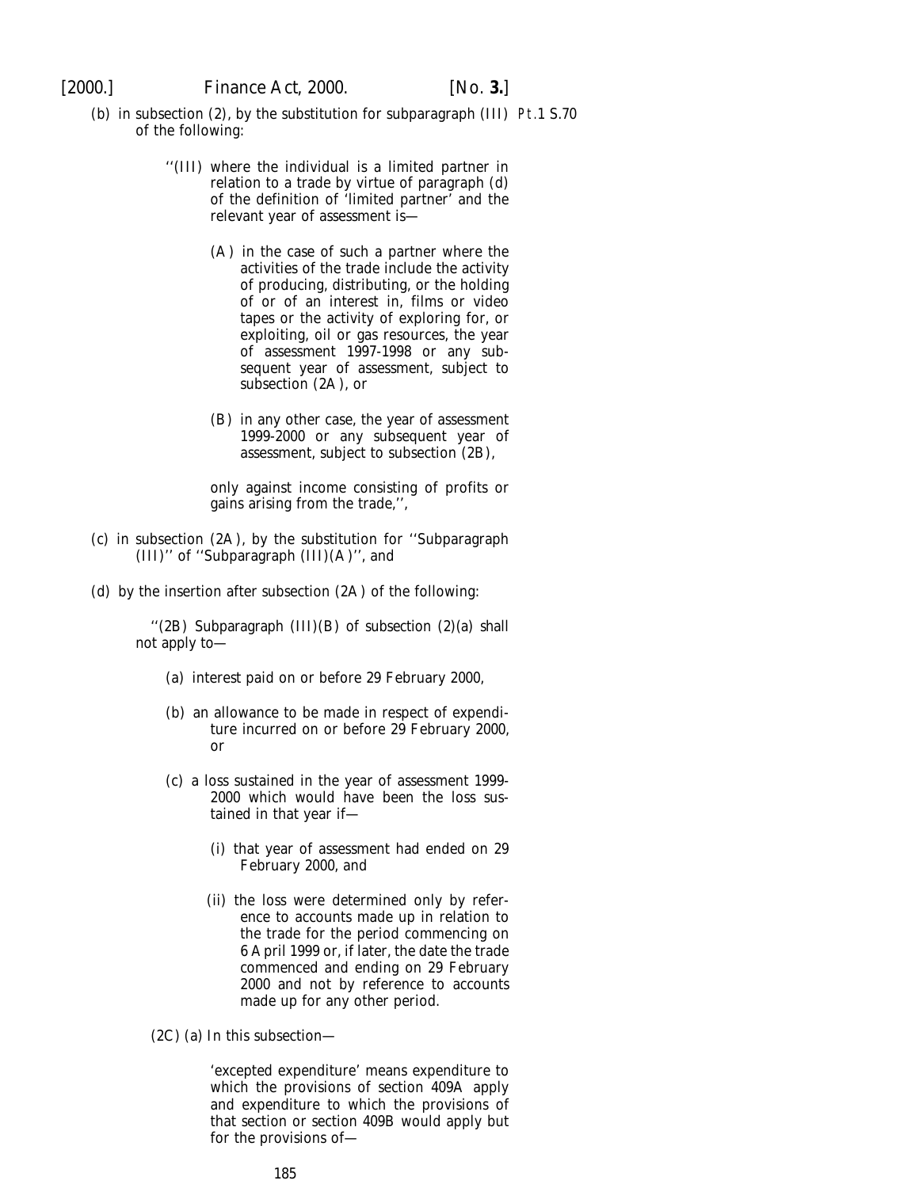(b) in subsection (2), by the substitution for subparagraph (III) of the following:

> ''(III) where the individual is a limited partner in relation to a trade by virtue of paragraph (d) of the definition of 'limited partner' and the relevant year of assessment is—
>
> (A) in the case of such a partner where the activities of the trade include the activity of producing, distributing, or the holding of or of an interest in, films or video tapes or the activity of exploring for, or exploiting, oil or gas resources, the year of assessment 1997-1998 or any subsequent year of assessment, subject to subsection (2A), or
>
> (B) in any other case, the year of assessment 1999-2000 or any subsequent year of assessment, subject to subsection (2B),
>
> only against income consisting of profits or gains arising from the trade,'',

(c) in subsection (2A), by the substitution for ''Subparagraph (III)'' of ''Subparagraph (III)(A)'', and

(d) by the insertion after subsection (2A) of the following:

> ''(2B) Subparagraph (III)(B) of subsection (2)(a) shall not apply to—
>
> (a) interest paid on or before 29 February 2000,
>
> (b) an allowance to be made in respect of expenditure incurred on or before 29 February 2000, or
>
> (c) a loss sustained in the year of assessment 1999-2000 which would have been the loss sustained in that year if—
>
> (i) that year of assessment had ended on 29 February 2000, and
>
> (ii) the loss were determined only by reference to accounts made up in relation to the trade for the period commencing on 6 April 1999 or, if later, the date the trade commenced and ending on 29 February 2000 and not by reference to accounts made up for any other period.
>
> (2C) (a) In this subsection—
>
> 'excepted expenditure' means expenditure to which the provisions of section 409A apply and expenditure to which the provisions of that section or section 409B would apply but for the provisions of—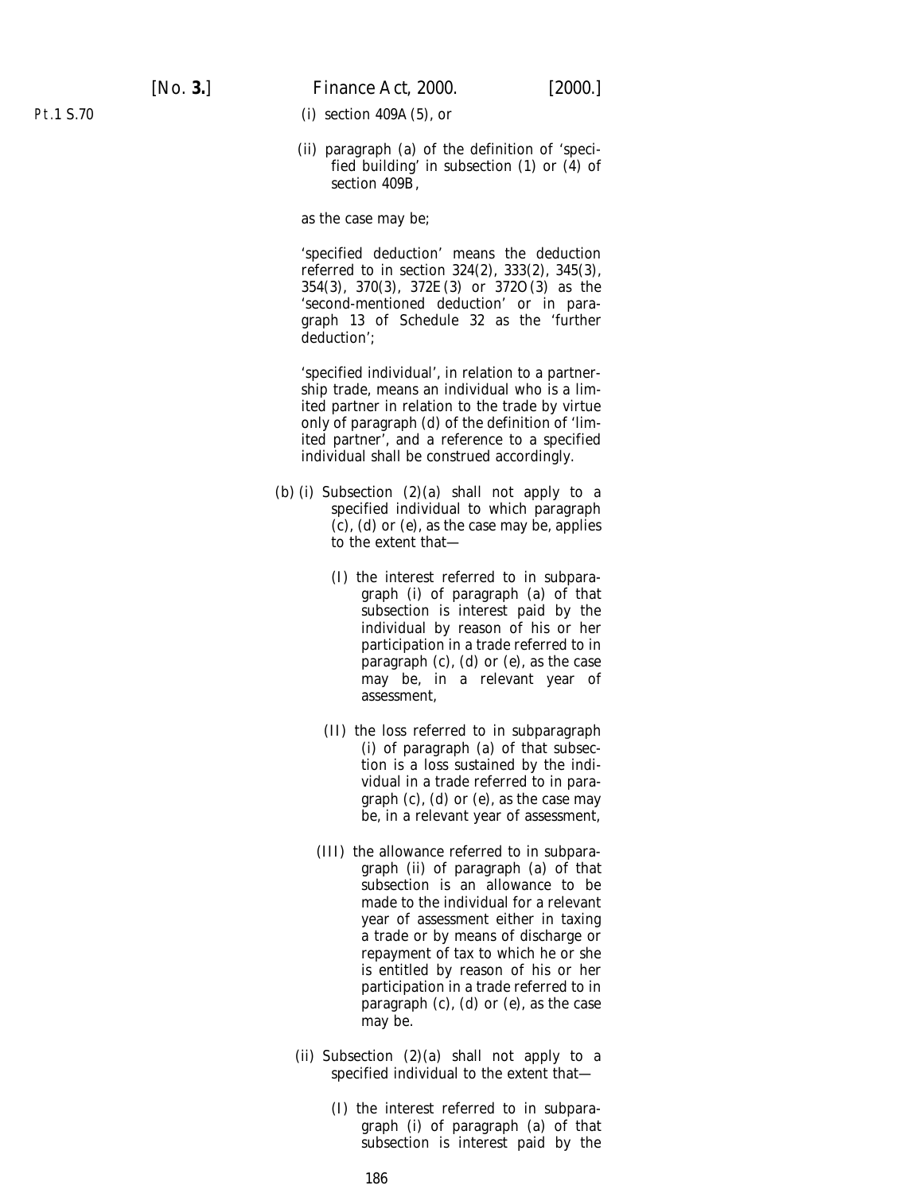(i) section 409A (5), or

(ii) paragraph (a) of the definition of 'specified building' in subsection (1) or (4) of section 409B,

as the case may be;

'specified deduction' means the deduction referred to in section 324(2), 333(2), 345(3), 354(3), 370(3), 372E (3) or 372O (3) as the 'second-mentioned deduction' or in paragraph 13 of Schedule 32 as the 'further deduction';

'specified individual', in relation to a partnership trade, means an individual who is a limited partner in relation to the trade by virtue only of paragraph (d) of the definition of 'limited partner', and a reference to a specified individual shall be construed accordingly.

(b) (i) Subsection (2)(a) shall not apply to a specified individual to which paragraph (c), (d) or (e), as the case may be, applies to the extent that—

(I) the interest referred to in subparagraph (i) of paragraph (a) of that subsection is interest paid by the individual by reason of his or her participation in a trade referred to in paragraph (c), (d) or (e), as the case may be, in a relevant year of assessment,

(II) the loss referred to in subparagraph (i) of paragraph (a) of that subsection is a loss sustained by the individual in a trade referred to in paragraph (c), (d) or (e), as the case may be, in a relevant year of assessment,

(III) the allowance referred to in subparagraph (ii) of paragraph (a) of that subsection is an allowance to be made to the individual for a relevant year of assessment either in taxing a trade or by means of discharge or repayment of tax to which he or she is entitled by reason of his or her participation in a trade referred to in paragraph (c), (d) or (e), as the case may be.

(ii) Subsection (2)(a) shall not apply to a specified individual to the extent that—

(I) the interest referred to in subparagraph (i) of paragraph (a) of that subsection is interest paid by the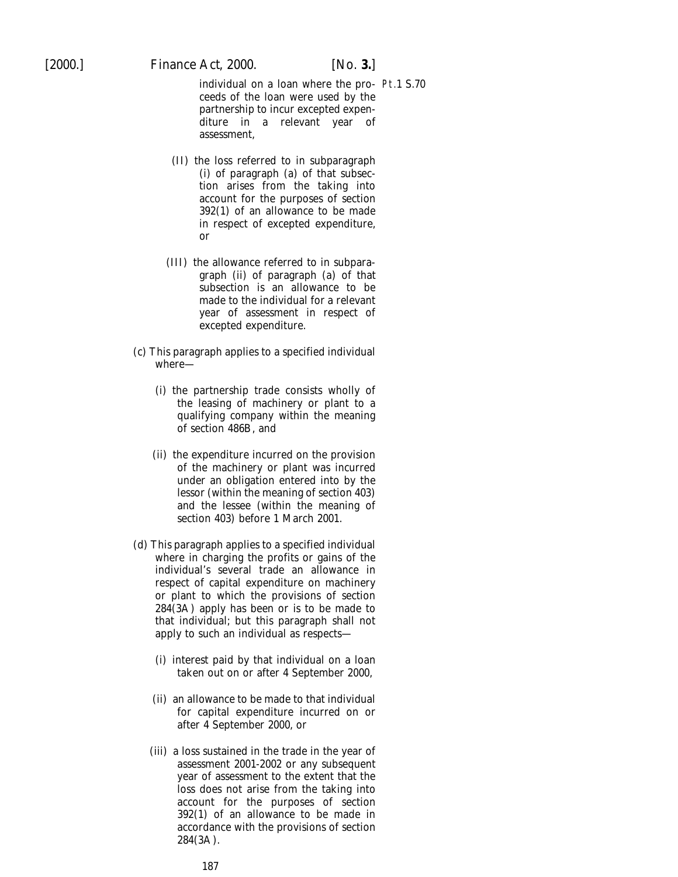individual on a loan where the proceeds of the loan were used by the partnership to incur excepted expenditure in a relevant year of assessment,

(II) the loss referred to in subparagraph (i) of paragraph (a) of that subsection arises from the taking into account for the purposes of section 392(1) of an allowance to be made in respect of excepted expenditure, or

(III) the allowance referred to in subparagraph (ii) of paragraph (a) of that subsection is an allowance to be made to the individual for a relevant year of assessment in respect of excepted expenditure.

(c) This paragraph applies to a specified individual where—

(i) the partnership trade consists wholly of the leasing of machinery or plant to a qualifying company within the meaning of section 486B, and

(ii) the expenditure incurred on the provision of the machinery or plant was incurred under an obligation entered into by the lessor (within the meaning of section 403) and the lessee (within the meaning of section 403) before 1 March 2001.

(d) This paragraph applies to a specified individual where in charging the profits or gains of the individual's several trade an allowance in respect of capital expenditure on machinery or plant to which the provisions of section 284(3A) apply has been or is to be made to that individual; but this paragraph shall not apply to such an individual as respects—

(i) interest paid by that individual on a loan taken out on or after 4 September 2000,

(ii) an allowance to be made to that individual for capital expenditure incurred on or after 4 September 2000, or

(iii) a loss sustained in the trade in the year of assessment 2001-2002 or any subsequent year of assessment to the extent that the loss does not arise from the taking into account for the purposes of section 392(1) of an allowance to be made in accordance with the provisions of section 284(3A).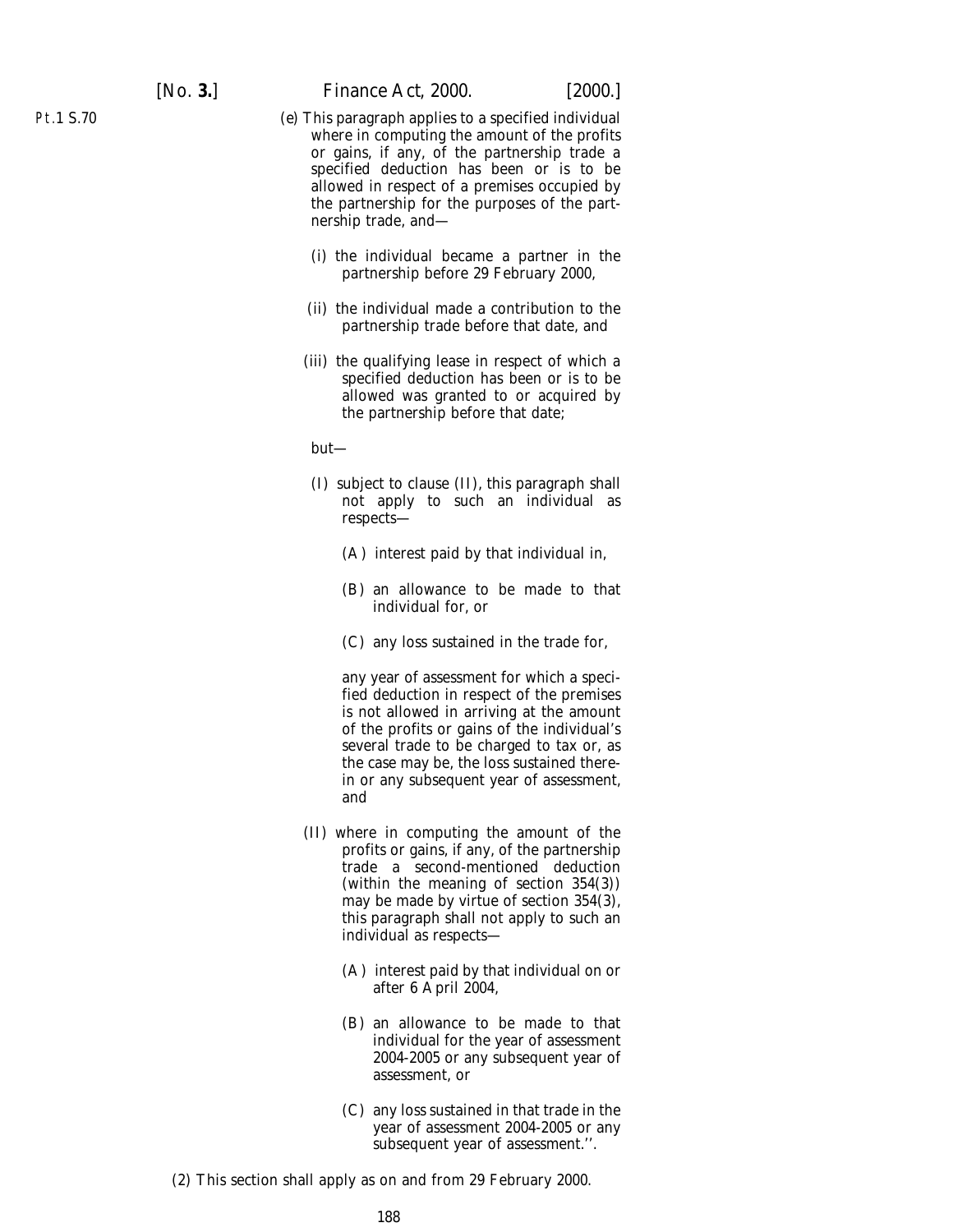(e) This paragraph applies to a specified individual where in computing the amount of the profits or gains, if any, of the partnership trade a specified deduction has been or is to be allowed in respect of a premises occupied by the partnership for the purposes of the partnership trade, and—

(i) the individual became a partner in the partnership before 29 February 2000,

(ii) the individual made a contribution to the partnership trade before that date, and

(iii) the qualifying lease in respect of which a specified deduction has been or is to be allowed was granted to or acquired by the partnership before that date;

but—

(I) subject to clause (II), this paragraph shall not apply to such an individual as respects—

(A) interest paid by that individual in,

(B) an allowance to be made to that individual for, or

(C) any loss sustained in the trade for,

any year of assessment for which a specified deduction in respect of the premises is not allowed in arriving at the amount of the profits or gains of the individual's several trade to be charged to tax or, as the case may be, the loss sustained therein or any subsequent year of assessment, and

(II) where in computing the amount of the profits or gains, if any, of the partnership trade a second-mentioned deduction (within the meaning of section 354(3)) may be made by virtue of section 354(3), this paragraph shall not apply to such an individual as respects—

(A) interest paid by that individual on or after 6 April 2004,

(B) an allowance to be made to that individual for the year of assessment 2004-2005 or any subsequent year of assessment, or

(C) any loss sustained in that trade in the year of assessment 2004-2005 or any subsequent year of assessment.''.

(2) This section shall apply as on and from 29 February 2000.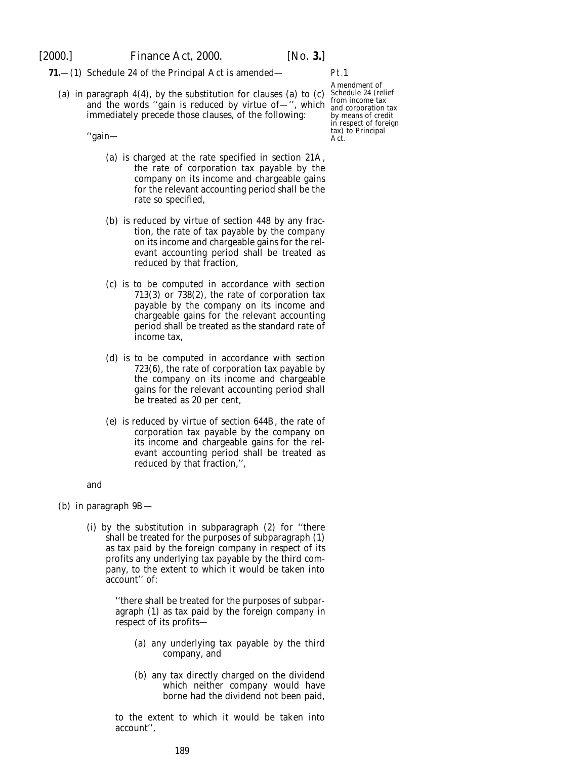**71.**—(1) Schedule 24 of the Principal Act is amended—

Pt.1

Amendment of Schedule 24 (relief from income tax and corporation tax by means of credit in respect of foreign tax) to Principal Act.

(*a*) in paragraph 4(4), by the substitution for clauses (*a*) to (*c*) and the words ''gain is reduced by virtue of—'', which immediately precede those clauses, of the following:

> ''gain—
>
> (*a*) is charged at the rate specified in section 21A, the rate of corporation tax payable by the company on its income and chargeable gains for the relevant accounting period shall be the rate so specified,
>
> (*b*) is reduced by virtue of section 448 by any fraction, the rate of tax payable by the company on its income and chargeable gains for the relevant accounting period shall be treated as reduced by that fraction,
>
> (*c*) is to be computed in accordance with section 713(3) or 738(2), the rate of corporation tax payable by the company on its income and chargeable gains for the relevant accounting period shall be treated as the standard rate of income tax,
>
> (*d*) is to be computed in accordance with section 723(6), the rate of corporation tax payable by the company on its income and chargeable gains for the relevant accounting period shall be treated as 20 per cent,
>
> (*e*) is reduced by virtue of section 644B, the rate of corporation tax payable by the company on its income and chargeable gains for the relevant accounting period shall be treated as reduced by that fraction,'',

and

(*b*) in paragraph 9B—

(i) by the substitution in subparagraph (2) for ''there shall be treated for the purposes of subparagraph (1) as tax paid by the foreign company in respect of its profits any underlying tax payable by the third company, to the extent to which it would be taken into account'' of:

> ''there shall be treated for the purposes of subparagraph (1) as tax paid by the foreign company in respect of its profits—
>
> (*a*) any underlying tax payable by the third company, and
>
> (*b*) any tax directly charged on the dividend which neither company would have borne had the dividend not been paid,
>
> to the extent to which it would be taken into account'',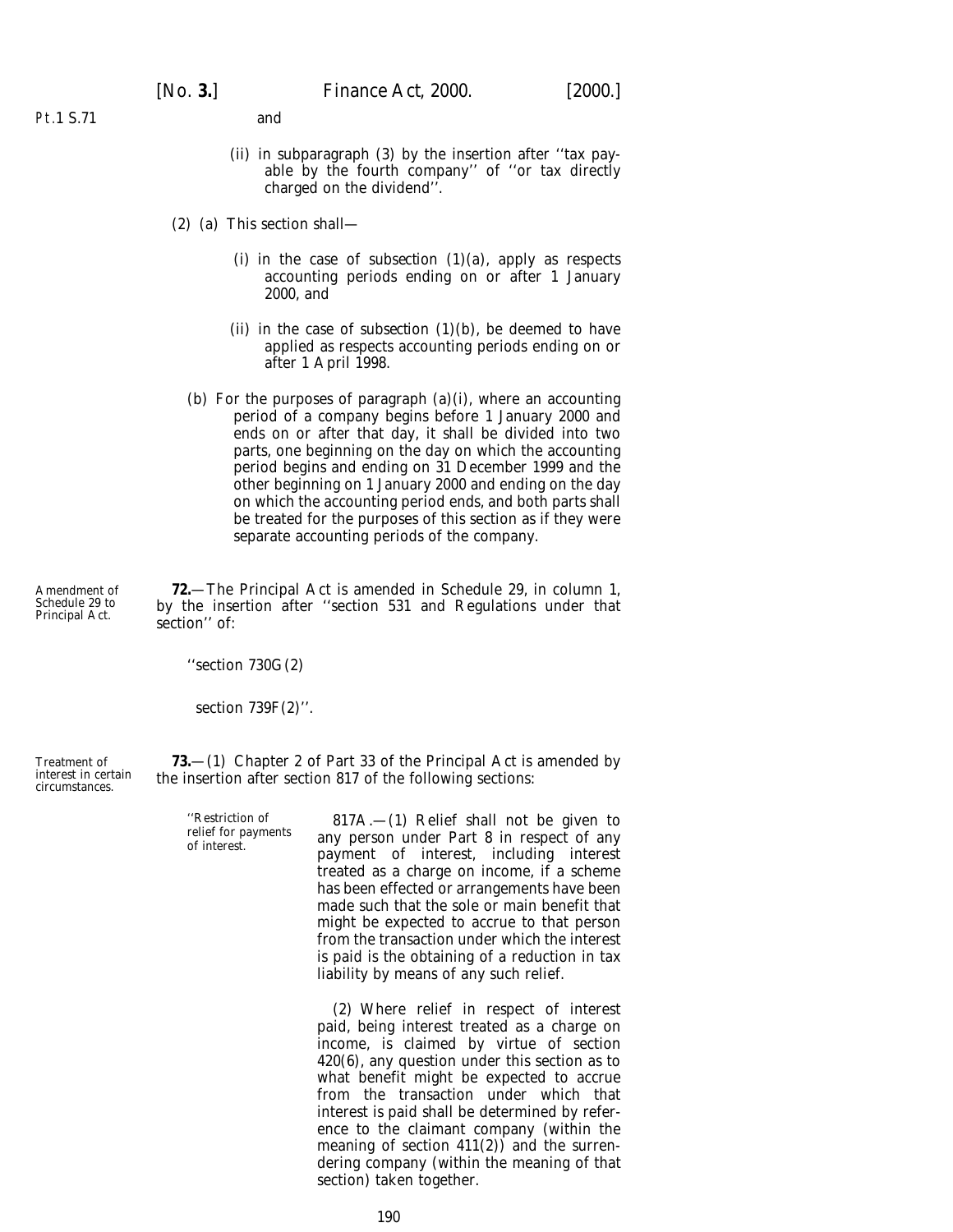and

(ii) in subparagraph (3) by the insertion after ''tax payable by the fourth company'' of ''or tax directly charged on the dividend''.

(2) (a) This section shall—

(i) in the case of *subsection (1)(a)*, apply as respects accounting periods ending on or after 1 January 2000, and

(ii) in the case of *subsection (1)(b)*, be deemed to have applied as respects accounting periods ending on or after 1 April 1998.

(b) For the purposes of *paragraph (a)(i)*, where an accounting period of a company begins before 1 January 2000 and ends on or after that day, it shall be divided into two parts, one beginning on the day on which the accounting period begins and ending on 31 December 1999 and the other beginning on 1 January 2000 and ending on the day on which the accounting period ends, and both parts shall be treated for the purposes of this section as if they were separate accounting periods of the company.

Amendment of Schedule 29 to Principal Act.

**72.**—The Principal Act is amended in Schedule 29, in column 1, by the insertion after ''section 531 and Regulations under that section'' of:

''section 730G(2)

section 739F(2)''.

Treatment of interest in certain circumstances.

**73.**—(1) Chapter 2 of Part 33 of the Principal Act is amended by the insertion after section 817 of the following sections:

''Restriction of relief for payments of interest.

817A.—(1) Relief shall not be given to any person under Part 8 in respect of any payment of interest, including interest treated as a charge on income, if a scheme has been effected or arrangements have been made such that the sole or main benefit that might be expected to accrue to that person from the transaction under which the interest is paid is the obtaining of a reduction in tax liability by means of any such relief.

(2) Where relief in respect of interest paid, being interest treated as a charge on income, is claimed by virtue of section 420(6), any question under this section as to what benefit might be expected to accrue from the transaction under which that interest is paid shall be determined by reference to the claimant company (within the meaning of section 411(2)) and the surrendering company (within the meaning of that section) taken together.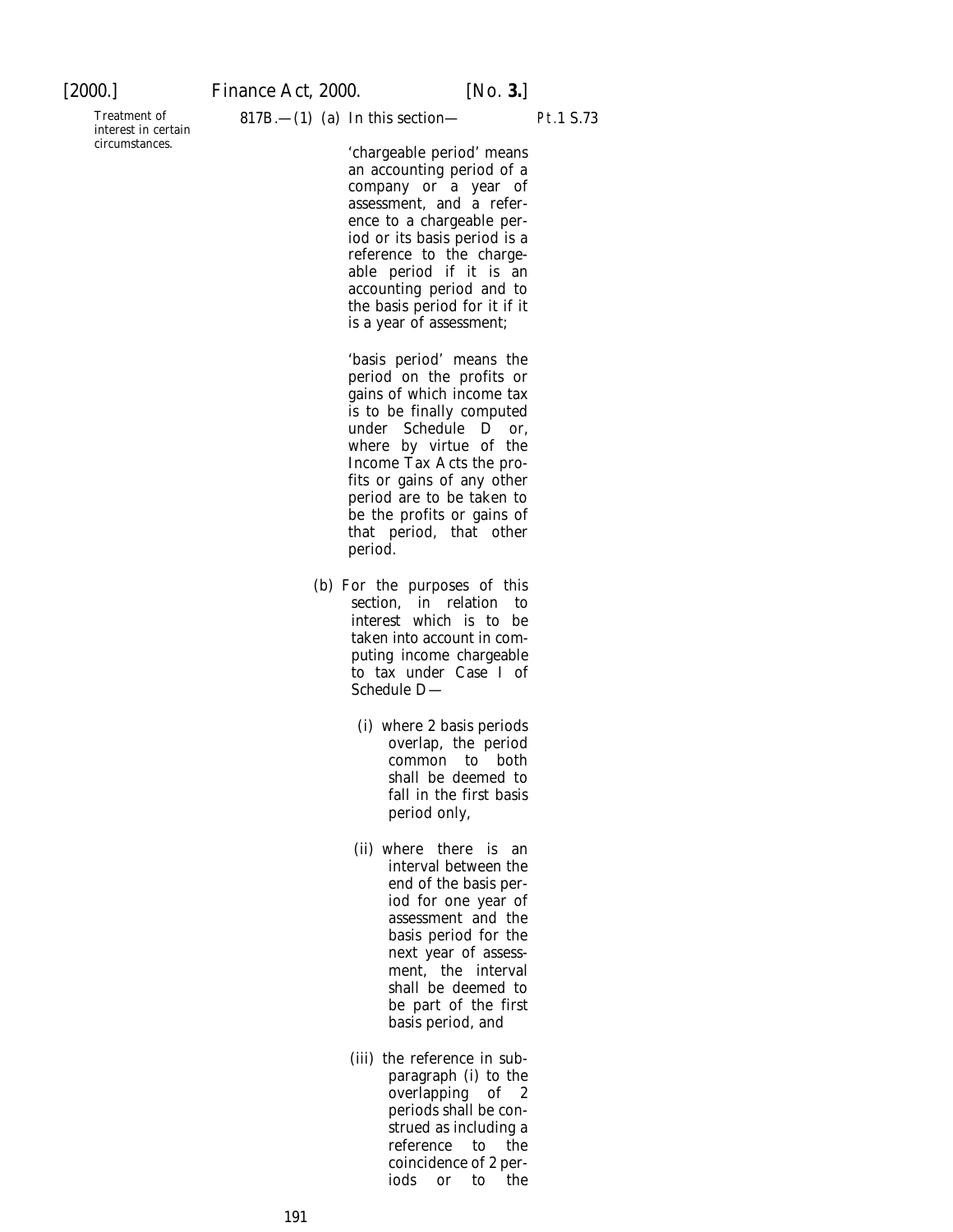Treatment of interest in certain circumstances.

817B.—(1) (a) In this section—

'chargeable period' means an accounting period of a company or a year of assessment, and a reference to a chargeable period or its basis period is a reference to the chargeable period if it is an accounting period and to the basis period for it if it is a year of assessment;

'basis period' means the period on the profits or gains of which income tax is to be finally computed under Schedule D or, where by virtue of the Income Tax Acts the profits or gains of any other period are to be taken to be the profits or gains of that period, that other period.

(b) For the purposes of this section, in relation to interest which is to be taken into account in computing income chargeable to tax under Case I of Schedule D—

(i) where 2 basis periods overlap, the period common to both shall be deemed to fall in the first basis period only,

(ii) where there is an interval between the end of the basis period for one year of assessment and the basis period for the next year of assessment, the interval shall be deemed to be part of the first basis period, and

(iii) the reference in subparagraph (i) to the overlapping of 2 periods shall be construed as including a reference to the coincidence of 2 periods or to the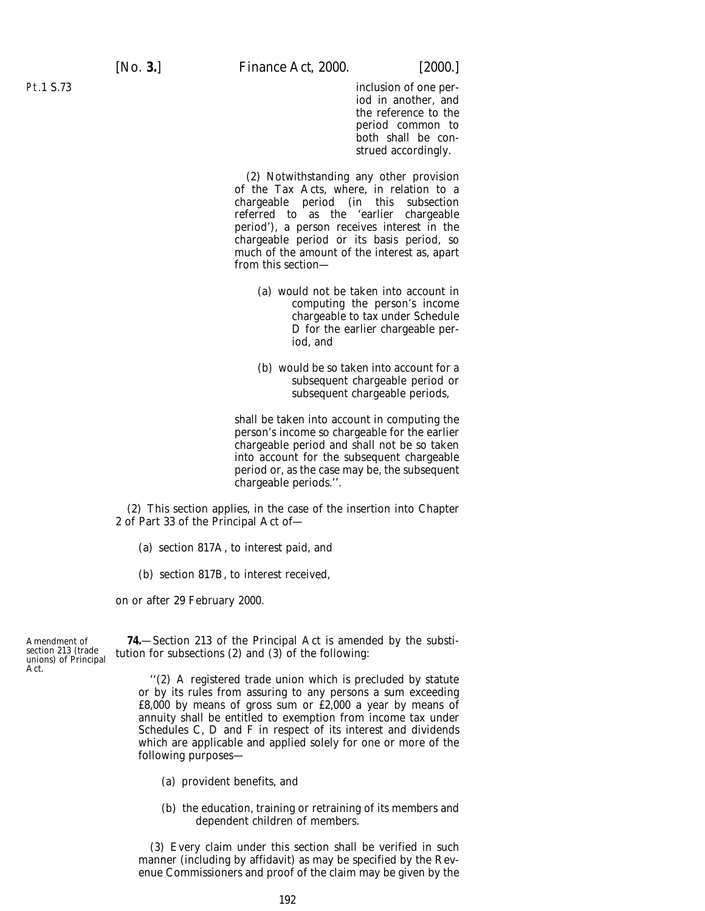inclusion of one period in another, and the reference to the period common to both shall be construed accordingly.

(2) Notwithstanding any other provision of the Tax Acts, where, in relation to a chargeable period (in this subsection referred to as the 'earlier chargeable period'), a person receives interest in the chargeable period or its basis period, so much of the amount of the interest as, apart from this section—

(a) would not be taken into account in computing the person's income chargeable to tax under Schedule D for the earlier chargeable period, and

(b) would be so taken into account for a subsequent chargeable period or subsequent chargeable periods,

shall be taken into account in computing the person's income so chargeable for the earlier chargeable period and shall not be so taken into account for the subsequent chargeable period or, as the case may be, the subsequent chargeable periods.''.

(2) This section applies, in the case of the insertion into Chapter 2 of Part 33 of the Principal Act of—

(a) section 817A, to interest paid, and

(b) section 817B, to interest received,

on or after 29 February 2000.

Amendment of section 213 (trade unions) of Principal Act.

**74.**—Section 213 of the Principal Act is amended by the substitution for subsections (2) and (3) of the following:

''(2) A registered trade union which is precluded by statute or by its rules from assuring to any persons a sum exceeding £8,000 by means of gross sum or £2,000 a year by means of annuity shall be entitled to exemption from income tax under Schedules C, D and F in respect of its interest and dividends which are applicable and applied solely for one or more of the following purposes—

(a) provident benefits, and

(b) the education, training or retraining of its members and dependent children of members.

(3) Every claim under this section shall be verified in such manner (including by affidavit) as may be specified by the Revenue Commissioners and proof of the claim may be given by the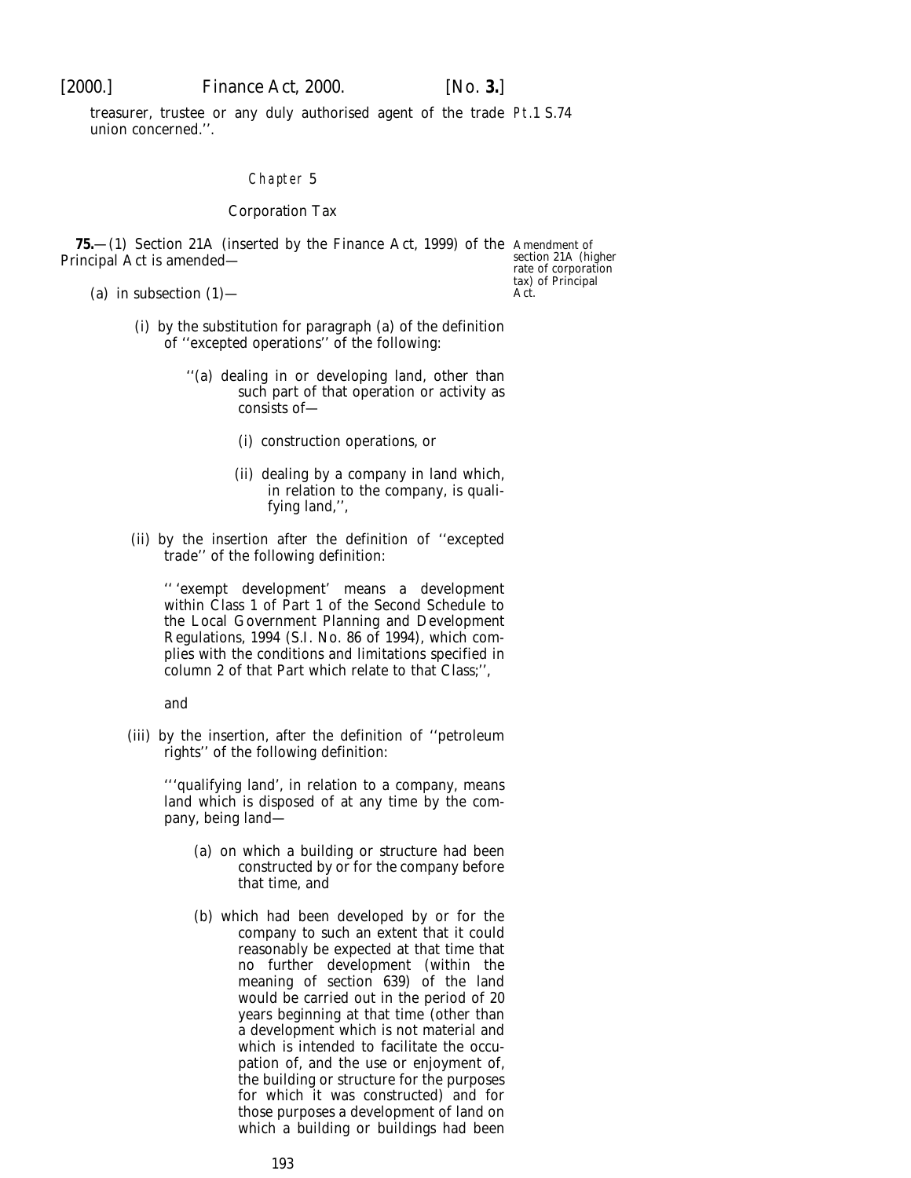treasurer, trustee or any duly authorised agent of the trade union concerned.''.

## Chapter 5

### Corporation Tax

**75.**—(1) Section 21A (inserted by the Finance Act, 1999) of the Principal Act is amended—

Amendment of section 21A (higher rate of corporation tax) of Principal Act.

(a) in subsection (1)—

(i) by the substitution for paragraph (a) of the definition of ''excepted operations'' of the following:

''(a) dealing in or developing land, other than such part of that operation or activity as consists of—

(i) construction operations, or

(ii) dealing by a company in land which, in relation to the company, is qualifying land,'',

(ii) by the insertion after the definition of ''excepted trade'' of the following definition:

'' 'exempt development' means a development within Class 1 of Part 1 of the Second Schedule to the Local Government Planning and Development Regulations, 1994 (S.I. No. 86 of 1994), which complies with the conditions and limitations specified in column 2 of that Part which relate to that Class;'',

and

(iii) by the insertion, after the definition of ''petroleum rights'' of the following definition:

'''qualifying land', in relation to a company, means land which is disposed of at any time by the company, being land—

(a) on which a building or structure had been constructed by or for the company before that time, and

(b) which had been developed by or for the company to such an extent that it could reasonably be expected at that time that no further development (within the meaning of section 639) of the land would be carried out in the period of 20 years beginning at that time (other than a development which is not material and which is intended to facilitate the occupation of, and the use or enjoyment of, the building or structure for the purposes for which it was constructed) and for those purposes a development of land on which a building or buildings had been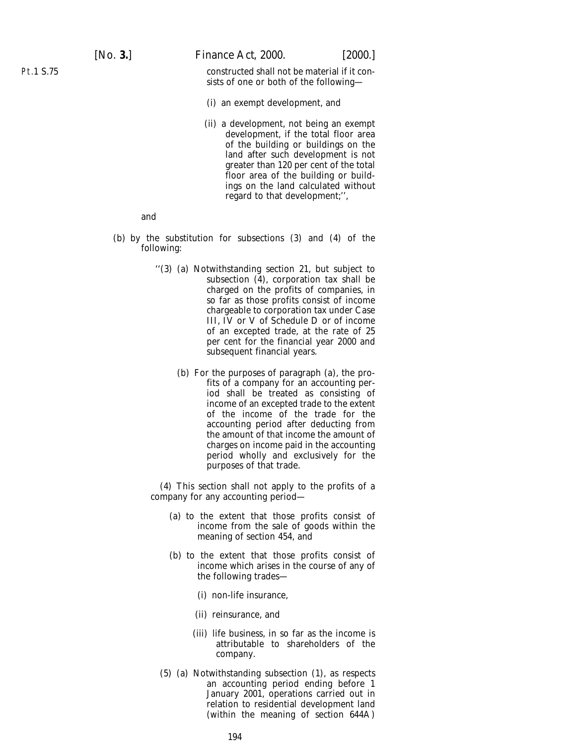constructed shall not be material if it consists of one or both of the following—

(i) an exempt development, and

(ii) a development, not being an exempt development, if the total floor area of the building or buildings on the land after such development is not greater than 120 per cent of the total floor area of the building or buildings on the land calculated without regard to that development;'',

and

(b) by the substitution for subsections (3) and (4) of the following:

''(3) (a) Notwithstanding section 21, but subject to subsection (4), corporation tax shall be charged on the profits of companies, in so far as those profits consist of income chargeable to corporation tax under Case III, IV or V of Schedule D or of income of an excepted trade, at the rate of 25 per cent for the financial year 2000 and subsequent financial years.

(b) For the purposes of paragraph (a), the profits of a company for an accounting period shall be treated as consisting of income of an excepted trade to the extent of the income of the trade for the accounting period after deducting from the amount of that income the amount of charges on income paid in the accounting period wholly and exclusively for the purposes of that trade.

(4) This section shall not apply to the profits of a company for any accounting period—

(a) to the extent that those profits consist of income from the sale of goods within the meaning of section 454, and

(b) to the extent that those profits consist of income which arises in the course of any of the following trades—

(i) non-life insurance,

(ii) reinsurance, and

(iii) life business, in so far as the income is attributable to shareholders of the company.

(5) (a) Notwithstanding subsection (1), as respects an accounting period ending before 1 January 2001, operations carried out in relation to residential development land (within the meaning of section 644A)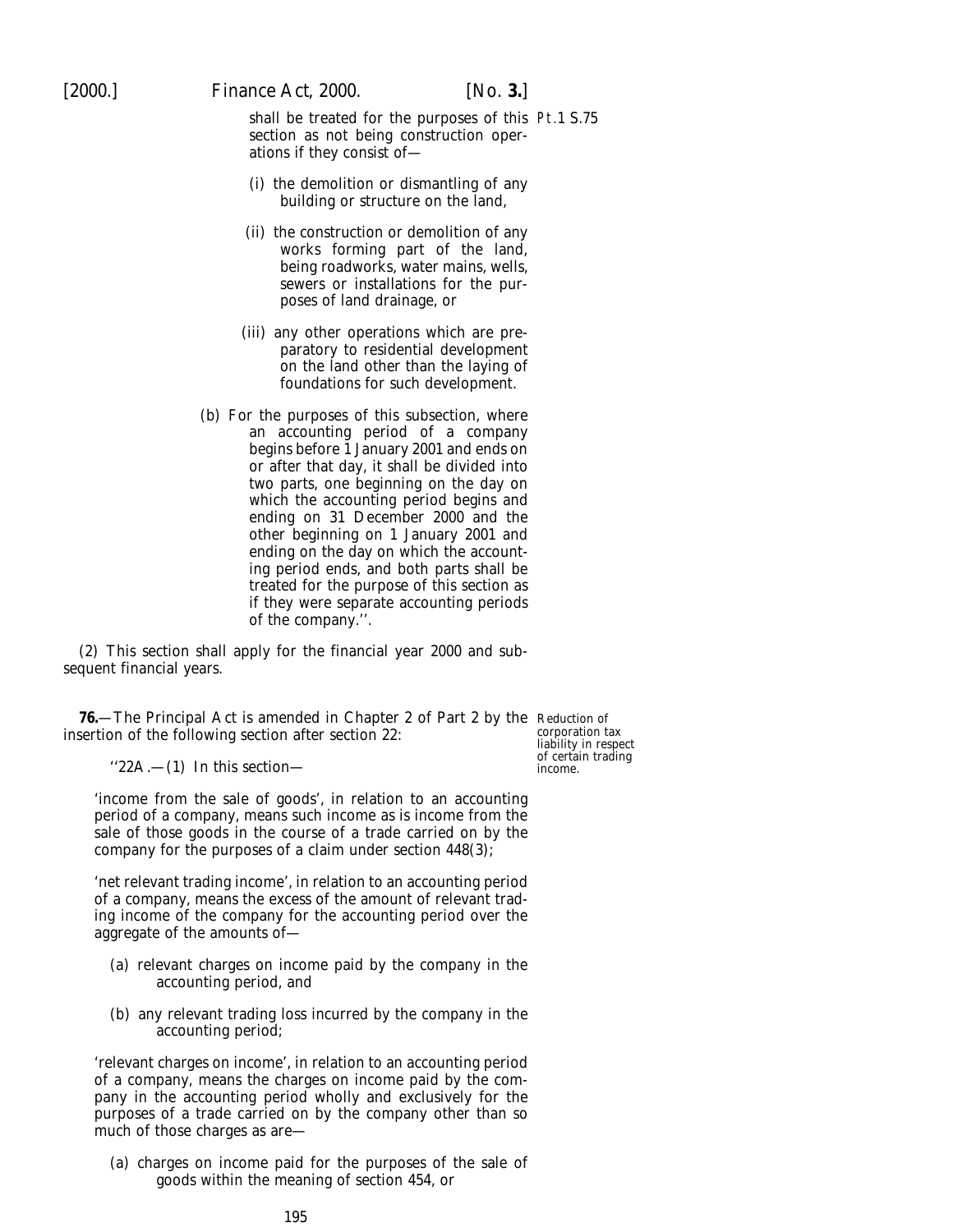shall be treated for the purposes of this section as not being construction operations if they consist of—

(i) the demolition or dismantling of any building or structure on the land,

(ii) the construction or demolition of any works forming part of the land, being roadworks, water mains, wells, sewers or installations for the purposes of land drainage, or

(iii) any other operations which are preparatory to residential development on the land other than the laying of foundations for such development.

(b) For the purposes of this subsection, where an accounting period of a company begins before 1 January 2001 and ends on or after that day, it shall be divided into two parts, one beginning on the day on which the accounting period begins and ending on 31 December 2000 and the other beginning on 1 January 2001 and ending on the day on which the accounting period ends, and both parts shall be treated for the purpose of this section as if they were separate accounting periods of the company.''.

(2) This section shall apply for the financial year 2000 and subsequent financial years.

Reduction of corporation tax liability in respect of certain trading income.

**76.**—The Principal Act is amended in Chapter 2 of Part 2 by the insertion of the following section after section 22:

''22A.—(1) In this section—

'income from the sale of goods', in relation to an accounting period of a company, means such income as is income from the sale of those goods in the course of a trade carried on by the company for the purposes of a claim under section 448(3);

'net relevant trading income', in relation to an accounting period of a company, means the excess of the amount of relevant trading income of the company for the accounting period over the aggregate of the amounts of—

(a) relevant charges on income paid by the company in the accounting period, and

(b) any relevant trading loss incurred by the company in the accounting period;

'relevant charges on income', in relation to an accounting period of a company, means the charges on income paid by the company in the accounting period wholly and exclusively for the purposes of a trade carried on by the company other than so much of those charges as are—

(a) charges on income paid for the purposes of the sale of goods within the meaning of section 454, or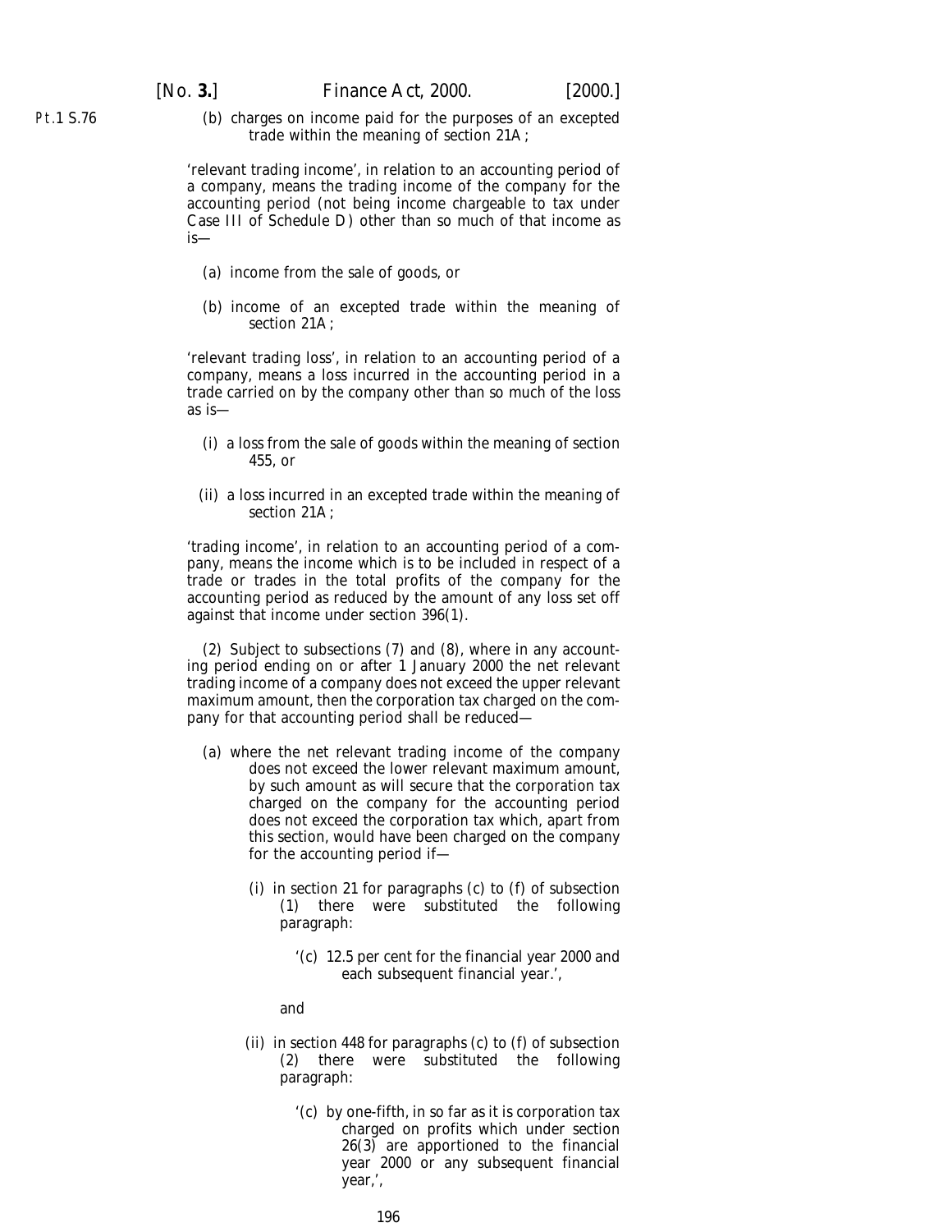(b) charges on income paid for the purposes of an excepted trade within the meaning of section 21A;

'relevant trading income', in relation to an accounting period of a company, means the trading income of the company for the accounting period (not being income chargeable to tax under Case III of Schedule D) other than so much of that income as is—

(a) income from the sale of goods, or

(b) income of an excepted trade within the meaning of section 21A;

'relevant trading loss', in relation to an accounting period of a company, means a loss incurred in the accounting period in a trade carried on by the company other than so much of the loss as is—

(i) a loss from the sale of goods within the meaning of section 455, or

(ii) a loss incurred in an excepted trade within the meaning of section 21A;

'trading income', in relation to an accounting period of a company, means the income which is to be included in respect of a trade or trades in the total profits of the company for the accounting period as reduced by the amount of any loss set off against that income under section 396(1).

(2) Subject to subsections (7) and (8), where in any accounting period ending on or after 1 January 2000 the net relevant trading income of a company does not exceed the upper relevant maximum amount, then the corporation tax charged on the company for that accounting period shall be reduced—

(a) where the net relevant trading income of the company does not exceed the lower relevant maximum amount, by such amount as will secure that the corporation tax charged on the company for the accounting period does not exceed the corporation tax which, apart from this section, would have been charged on the company for the accounting period if—

(i) in section 21 for paragraphs (c) to (f) of subsection (1) there were substituted the following paragraph:

'(c) 12.5 per cent for the financial year 2000 and each subsequent financial year.',

and

(ii) in section 448 for paragraphs (c) to (f) of subsection (2) there were substituted the following paragraph:

'(c) by one-fifth, in so far as it is corporation tax charged on profits which under section 26(3) are apportioned to the financial year 2000 or any subsequent financial year,',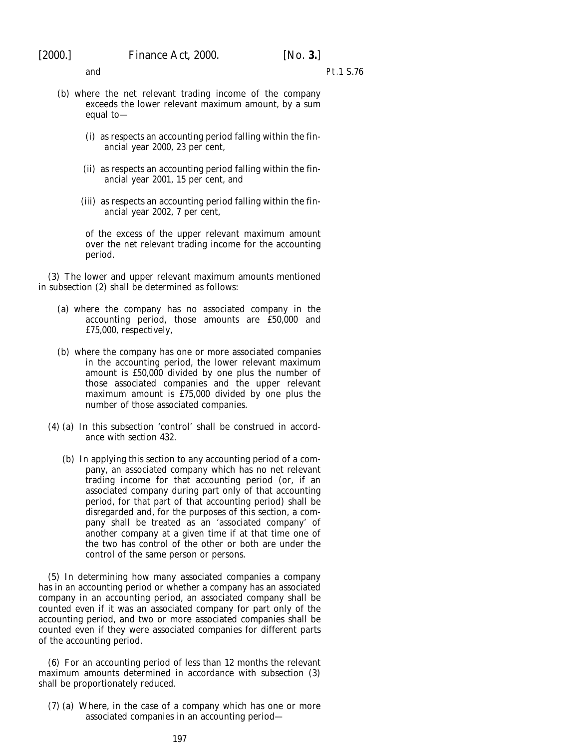and

(b) where the net relevant trading income of the company exceeds the lower relevant maximum amount, by a sum equal to—

(i) as respects an accounting period falling within the financial year 2000, 23 per cent,

(ii) as respects an accounting period falling within the financial year 2001, 15 per cent, and

(iii) as respects an accounting period falling within the financial year 2002, 7 per cent,

of the excess of the upper relevant maximum amount over the net relevant trading income for the accounting period.

(3) The lower and upper relevant maximum amounts mentioned in subsection (2) shall be determined as follows:

(a) where the company has no associated company in the accounting period, those amounts are £50,000 and £75,000, respectively,

(b) where the company has one or more associated companies in the accounting period, the lower relevant maximum amount is £50,000 divided by one plus the number of those associated companies and the upper relevant maximum amount is £75,000 divided by one plus the number of those associated companies.

(4) (a) In this subsection 'control' shall be construed in accordance with section 432.

(b) In applying this section to any accounting period of a company, an associated company which has no net relevant trading income for that accounting period (or, if an associated company during part only of that accounting period, for that part of that accounting period) shall be disregarded and, for the purposes of this section, a company shall be treated as an 'associated company' of another company at a given time if at that time one of the two has control of the other or both are under the control of the same person or persons.

(5) In determining how many associated companies a company has in an accounting period or whether a company has an associated company in an accounting period, an associated company shall be counted even if it was an associated company for part only of the accounting period, and two or more associated companies shall be counted even if they were associated companies for different parts of the accounting period.

(6) For an accounting period of less than 12 months the relevant maximum amounts determined in accordance with subsection (3) shall be proportionately reduced.

(7) (a) Where, in the case of a company which has one or more associated companies in an accounting period—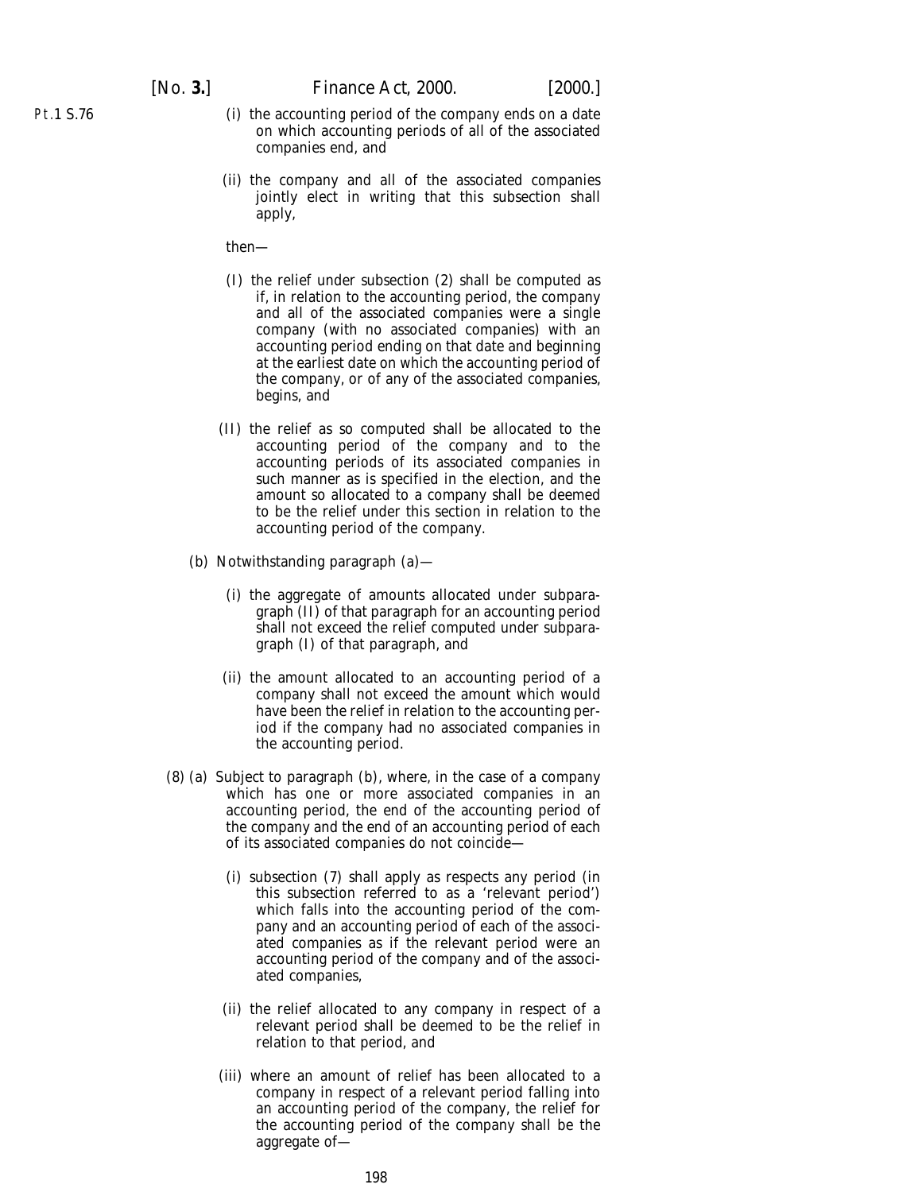(i) the accounting period of the company ends on a date on which accounting periods of all of the associated companies end, and

(ii) the company and all of the associated companies jointly elect in writing that this subsection shall apply,

then—

(I) the relief under subsection (2) shall be computed as if, in relation to the accounting period, the company and all of the associated companies were a single company (with no associated companies) with an accounting period ending on that date and beginning at the earliest date on which the accounting period of the company, or of any of the associated companies, begins, and

(II) the relief as so computed shall be allocated to the accounting period of the company and to the accounting periods of its associated companies in such manner as is specified in the election, and the amount so allocated to a company shall be deemed to be the relief under this section in relation to the accounting period of the company.

(b) Notwithstanding paragraph (a)—

(i) the aggregate of amounts allocated under subparagraph (II) of that paragraph for an accounting period shall not exceed the relief computed under subparagraph (I) of that paragraph, and

(ii) the amount allocated to an accounting period of a company shall not exceed the amount which would have been the relief in relation to the accounting period if the company had no associated companies in the accounting period.

(8) (a) Subject to paragraph (b), where, in the case of a company which has one or more associated companies in an accounting period, the end of the accounting period of the company and the end of an accounting period of each of its associated companies do not coincide—

(i) subsection (7) shall apply as respects any period (in this subsection referred to as a 'relevant period') which falls into the accounting period of the company and an accounting period of each of the associated companies as if the relevant period were an accounting period of the company and of the associated companies,

(ii) the relief allocated to any company in respect of a relevant period shall be deemed to be the relief in relation to that period, and

(iii) where an amount of relief has been allocated to a company in respect of a relevant period falling into an accounting period of the company, the relief for the accounting period of the company shall be the aggregate of—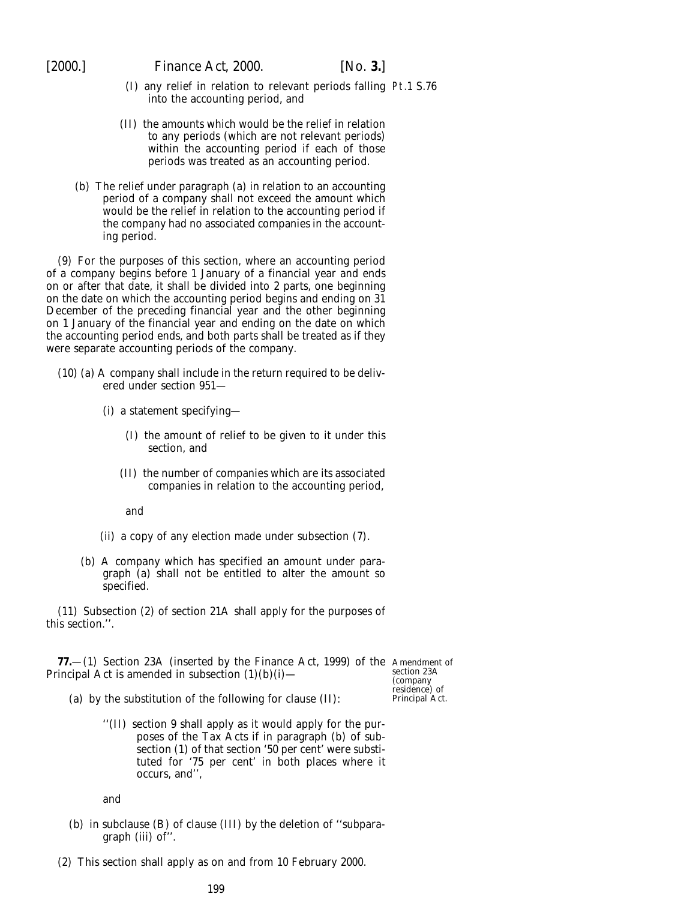(I) any relief in relation to relevant periods falling into the accounting period, and

(II) the amounts which would be the relief in relation to any periods (which are not relevant periods) within the accounting period if each of those periods was treated as an accounting period.

(b) The relief under paragraph (a) in relation to an accounting period of a company shall not exceed the amount which would be the relief in relation to the accounting period if the company had no associated companies in the accounting period.

(9) For the purposes of this section, where an accounting period of a company begins before 1 January of a financial year and ends on or after that date, it shall be divided into 2 parts, one beginning on the date on which the accounting period begins and ending on 31 December of the preceding financial year and the other beginning on 1 January of the financial year and ending on the date on which the accounting period ends, and both parts shall be treated as if they were separate accounting periods of the company.

(10) (a) A company shall include in the return required to be delivered under section 951—

(i) a statement specifying—

(I) the amount of relief to be given to it under this section, and

(II) the number of companies which are its associated companies in relation to the accounting period,

and

(ii) a copy of any election made under subsection (7).

(b) A company which has specified an amount under paragraph (a) shall not be entitled to alter the amount so specified.

(11) Subsection (2) of section 21A shall apply for the purposes of this section.''.

Amendment of section 23A (company residence) of Principal Act.

**77.**—(1) Section 23A (inserted by the Finance Act, 1999) of the Principal Act is amended in subsection (1)(b)(i)—

(a) by the substitution of the following for clause (II):

''(II) section 9 shall apply as it would apply for the purposes of the Tax Acts if in paragraph (b) of subsection (1) of that section '50 per cent' were substituted for '75 per cent' in both places where it occurs, and'',

and

(b) in subclause (B) of clause (III) by the deletion of ''subparagraph (iii) of''.

(2) This section shall apply as on and from 10 February 2000.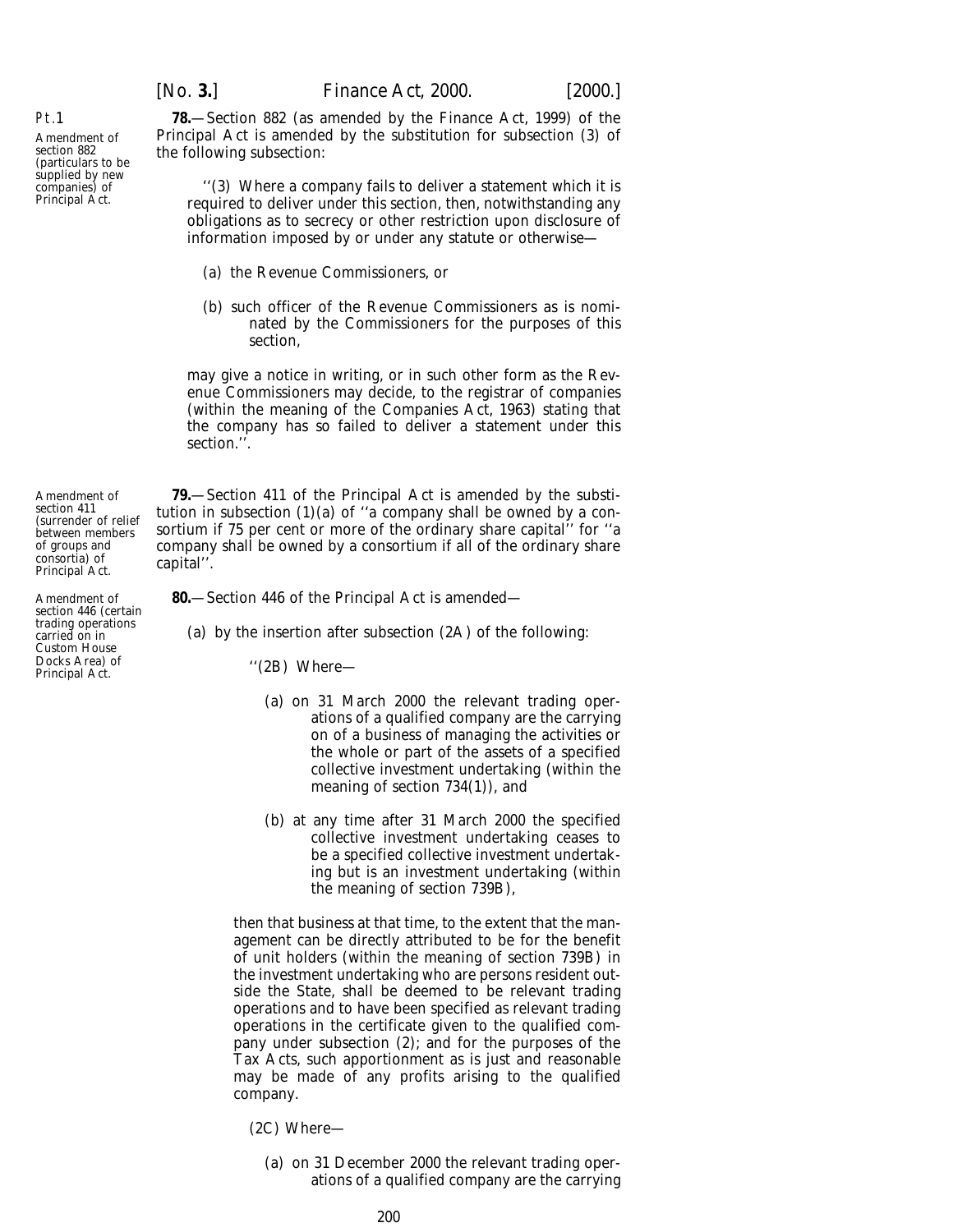Pt.1

Amendment of section 882 (particulars to be supplied by new companies) of Principal Act.

**78.**—Section 882 (as amended by the Finance Act, 1999) of the Principal Act is amended by the substitution for subsection (3) of the following subsection:

> ''(3) Where a company fails to deliver a statement which it is required to deliver under this section, then, notwithstanding any obligations as to secrecy or other restriction upon disclosure of information imposed by or under any statute or otherwise—
>
> (*a*) the Revenue Commissioners, or
>
> (*b*) such officer of the Revenue Commissioners as is nominated by the Commissioners for the purposes of this section,
>
> may give a notice in writing, or in such other form as the Revenue Commissioners may decide, to the registrar of companies (within the meaning of the Companies Act, 1963) stating that the company has so failed to deliver a statement under this section.''.

Amendment of section 411 (surrender of relief between members of groups and consortia) of Principal Act.

**79.**—Section 411 of the Principal Act is amended by the substitution in subsection (1)(*a*) of ''a company shall be owned by a consortium if 75 per cent or more of the ordinary share capital'' for ''a company shall be owned by a consortium if all of the ordinary share capital''.

Amendment of section 446 (certain trading operations carried on in Custom House Docks Area) of Principal Act.

**80.**—Section 446 of the Principal Act is amended—

(*a*) by the insertion after subsection (2A) of the following:

> ''(2B) Where—
>
> (*a*) on 31 March 2000 the relevant trading operations of a qualified company are the carrying on of a business of managing the activities or the whole or part of the assets of a specified collective investment undertaking (within the meaning of section 734(1)), and
>
> (*b*) at any time after 31 March 2000 the specified collective investment undertaking ceases to be a specified collective investment undertaking but is an investment undertaking (within the meaning of section 739B),
>
> then that business at that time, to the extent that the management can be directly attributed to be for the benefit of unit holders (within the meaning of section 739B) in the investment undertaking who are persons resident outside the State, shall be deemed to be relevant trading operations and to have been specified as relevant trading operations in the certificate given to the qualified company under subsection (2); and for the purposes of the Tax Acts, such apportionment as is just and reasonable may be made of any profits arising to the qualified company.
>
> (2C) Where—
>
> (*a*) on 31 December 2000 the relevant trading operations of a qualified company are the carrying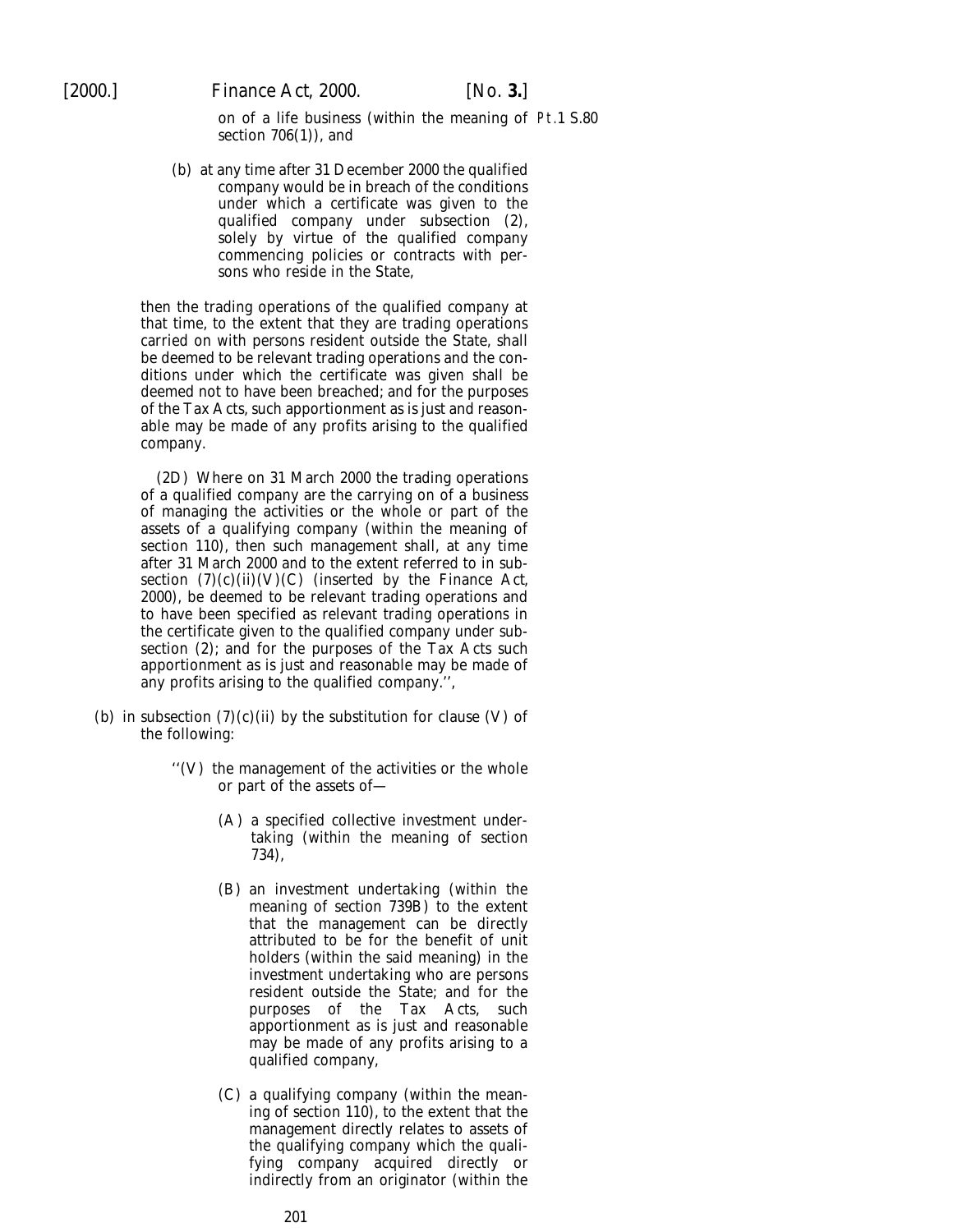on of a life business (within the meaning of section 706(1)), and

(b) at any time after 31 December 2000 the qualified company would be in breach of the conditions under which a certificate was given to the qualified company under subsection (2), solely by virtue of the qualified company commencing policies or contracts with persons who reside in the State,

then the trading operations of the qualified company at that time, to the extent that they are trading operations carried on with persons resident outside the State, shall be deemed to be relevant trading operations and the conditions under which the certificate was given shall be deemed not to have been breached; and for the purposes of the Tax Acts, such apportionment as is just and reasonable may be made of any profits arising to the qualified company.

(2D) Where on 31 March 2000 the trading operations of a qualified company are the carrying on of a business of managing the activities or the whole or part of the assets of a qualifying company (within the meaning of section 110), then such management shall, at any time after 31 March 2000 and to the extent referred to in subsection (7)(c)(ii)(V)(C) (inserted by the Finance Act, 2000), be deemed to be relevant trading operations and to have been specified as relevant trading operations in the certificate given to the qualified company under subsection (2); and for the purposes of the Tax Acts such apportionment as is just and reasonable may be made of any profits arising to the qualified company.'',

(b) in subsection (7)(c)(ii) by the substitution for clause (V) of the following:

''(V) the management of the activities or the whole or part of the assets of—

(A) a specified collective investment undertaking (within the meaning of section 734),

(B) an investment undertaking (within the meaning of section 739B) to the extent that the management can be directly attributed to be for the benefit of unit holders (within the said meaning) in the investment undertaking who are persons resident outside the State; and for the purposes of the Tax Acts, such apportionment as is just and reasonable may be made of any profits arising to a qualified company,

(C) a qualifying company (within the meaning of section 110), to the extent that the management directly relates to assets of the qualifying company which the qualifying company acquired directly or indirectly from an originator (within the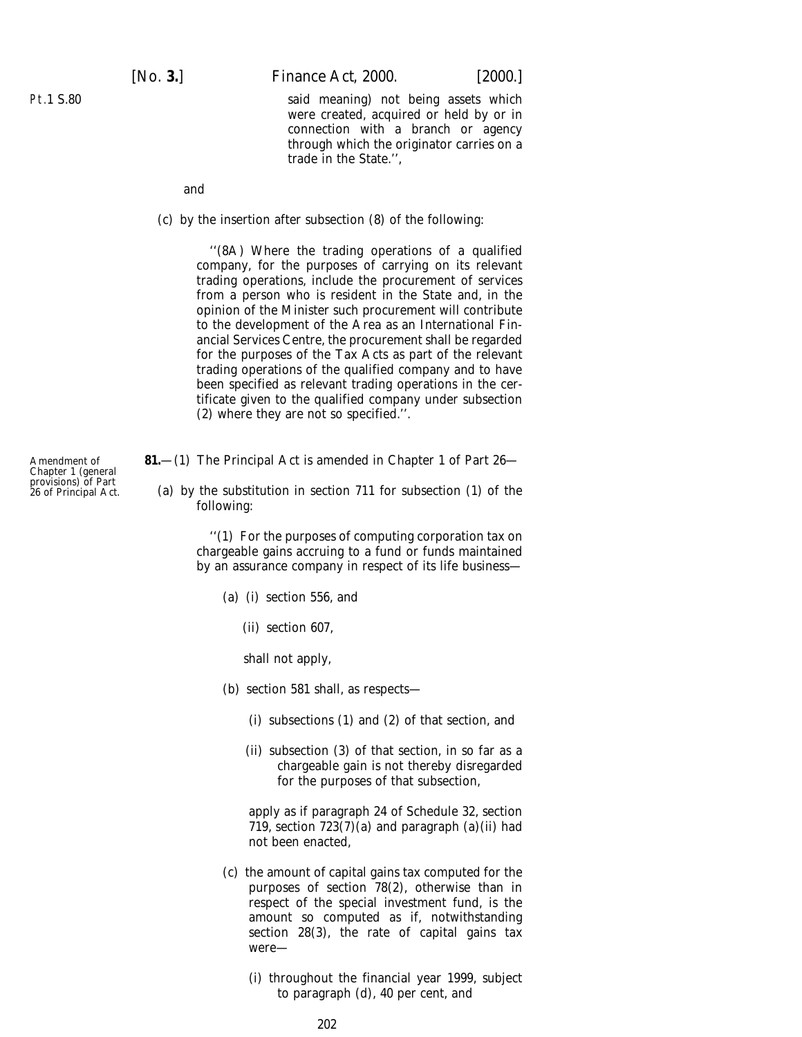said meaning) not being assets which were created, acquired or held by or in connection with a branch or agency through which the originator carries on a trade in the State.'',

and

(c) by the insertion after subsection (8) of the following:

''(8A) Where the trading operations of a qualified company, for the purposes of carrying on its relevant trading operations, include the procurement of services from a person who is resident in the State and, in the opinion of the Minister such procurement will contribute to the development of the Area as an International Financial Services Centre, the procurement shall be regarded for the purposes of the Tax Acts as part of the relevant trading operations of the qualified company and to have been specified as relevant trading operations in the certificate given to the qualified company under subsection (2) where they are not so specified.''.

Amendment of Chapter 1 (general provisions) of Part 26 of Principal Act.

**81.**—(1) The Principal Act is amended in Chapter 1 of Part 26—

(a) by the substitution in section 711 for subsection (1) of the following:

''(1) For the purposes of computing corporation tax on chargeable gains accruing to a fund or funds maintained by an assurance company in respect of its life business—

(a) (i) section 556, and

(ii) section 607,

shall not apply,

(b) section 581 shall, as respects—

(i) subsections (1) and (2) of that section, and

(ii) subsection (3) of that section, in so far as a chargeable gain is not thereby disregarded for the purposes of that subsection,

apply as if paragraph 24 of Schedule 32, section 719, section 723(7)(a) and paragraph (a)(ii) had not been enacted,

(c) the amount of capital gains tax computed for the purposes of section 78(2), otherwise than in respect of the special investment fund, is the amount so computed as if, notwithstanding section 28(3), the rate of capital gains tax were—

(i) throughout the financial year 1999, subject to paragraph (d), 40 per cent, and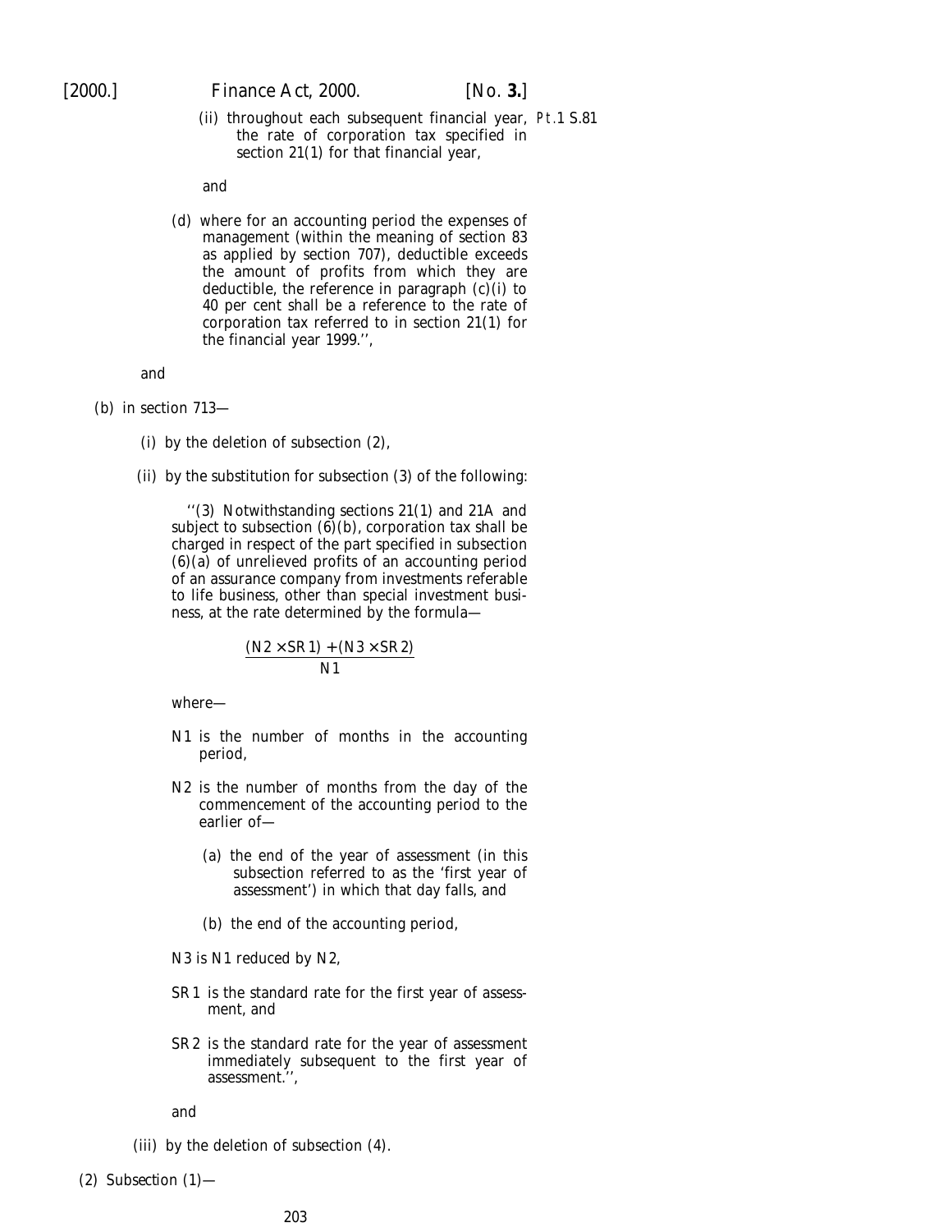(ii) throughout each subsequent financial year, the rate of corporation tax specified in section 21(1) for that financial year,

and

(d) where for an accounting period the expenses of management (within the meaning of section 83 as applied by section 707), deductible exceeds the amount of profits from which they are deductible, the reference in paragraph (c)(i) to 40 per cent shall be a reference to the rate of corporation tax referred to in section 21(1) for the financial year 1999.'',

and

(b) in section 713—

(i) by the deletion of subsection (2),

(ii) by the substitution for subsection (3) of the following:

''(3) Notwithstanding sections 21(1) and 21A and subject to subsection (6)(b), corporation tax shall be charged in respect of the part specified in subsection (6)(a) of unrelieved profits of an accounting period of an assurance company from investments referable to life business, other than special investment business, at the rate determined by the formula—

$$\frac{(N2 \times SR1) + (N3 \times SR2)}{N1}$$

where—

N1 is the number of months in the accounting period,

N2 is the number of months from the day of the commencement of the accounting period to the earlier of—

(a) the end of the year of assessment (in this subsection referred to as the 'first year of assessment') in which that day falls, and

(b) the end of the accounting period,

N3 is N1 reduced by N2,

SR1 is the standard rate for the first year of assessment, and

SR2 is the standard rate for the year of assessment immediately subsequent to the first year of assessment.'',

and

(iii) by the deletion of subsection (4).

(2) Subsection (1)—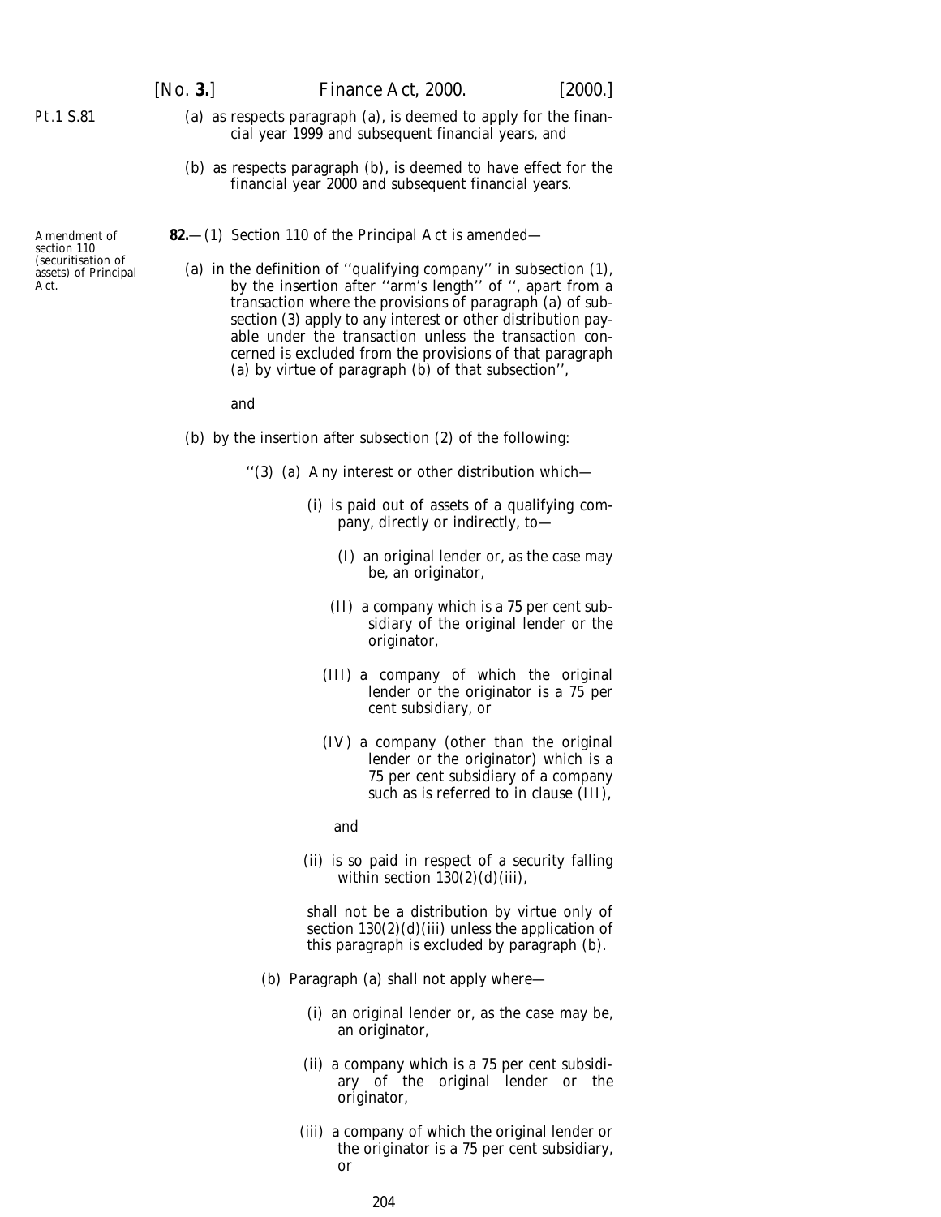(*a*) as respects paragraph (*a*), is deemed to apply for the financial year 1999 and subsequent financial years, and

(*b*) as respects paragraph (*b*), is deemed to have effect for the financial year 2000 and subsequent financial years.

Amendment of section 110 (securitisation of assets) of Principal Act.

**82.**—(1) Section 110 of the Principal Act is amended—

(*a*) in the definition of ''qualifying company'' in subsection (1), by the insertion after ''arm's length'' of '', apart from a transaction where the provisions of paragraph (*a*) of subsection (3) apply to any interest or other distribution payable under the transaction unless the transaction concerned is excluded from the provisions of that paragraph (*a*) by virtue of paragraph (*b*) of that subsection'',

and

(*b*) by the insertion after subsection (2) of the following:

''(3) (*a*) Any interest or other distribution which—

(i) is paid out of assets of a qualifying company, directly or indirectly, to—

(I) an original lender or, as the case may be, an originator,

(II) a company which is a 75 per cent subsidiary of the original lender or the originator,

(III) a company of which the original lender or the originator is a 75 per cent subsidiary, or

(IV) a company (other than the original lender or the originator) which is a 75 per cent subsidiary of a company such as is referred to in clause (III),

and

(ii) is so paid in respect of a security falling within section 130(2)(*d*)(iii),

shall not be a distribution by virtue only of section 130(2)(*d*)(iii) unless the application of this paragraph is excluded by paragraph (*b*).

(*b*) Paragraph (*a*) shall not apply where—

(i) an original lender or, as the case may be, an originator,

(ii) a company which is a 75 per cent subsidiary of the original lender or the originator,

(iii) a company of which the original lender or the originator is a 75 per cent subsidiary, or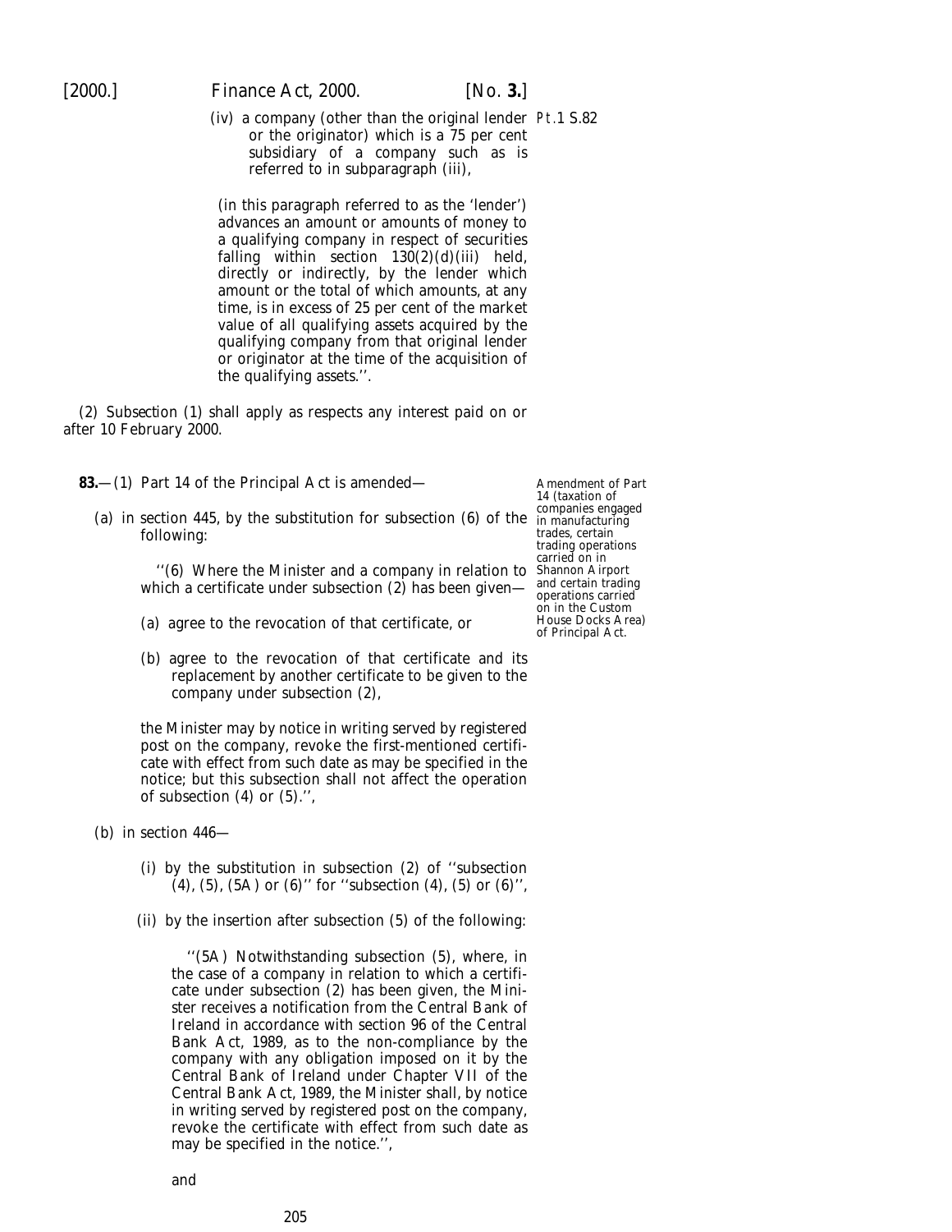(iv) a company (other than the original lender or the originator) which is a 75 per cent subsidiary of a company such as is referred to in subparagraph (iii),

(in this paragraph referred to as the 'lender') advances an amount or amounts of money to a qualifying company in respect of securities falling within section 130(2)(d)(iii) held, directly or indirectly, by the lender which amount or the total of which amounts, at any time, is in excess of 25 per cent of the market value of all qualifying assets acquired by the qualifying company from that original lender or originator at the time of the acquisition of the qualifying assets.''.

(2) Subsection (1) shall apply as respects any interest paid on or after 10 February 2000.

Amendment of Part 14 (taxation of companies engaged in manufacturing trades, certain trading operations carried on in Shannon Airport and certain trading operations carried on in the Custom House Docks Area) of Principal Act.

**83.**—(1) Part 14 of the Principal Act is amended—

(a) in section 445, by the substitution for subsection (6) of the following:

''(6) Where the Minister and a company in relation to which a certificate under subsection (2) has been given—

(a) agree to the revocation of that certificate, or

(b) agree to the revocation of that certificate and its replacement by another certificate to be given to the company under subsection (2),

the Minister may by notice in writing served by registered post on the company, revoke the first-mentioned certificate with effect from such date as may be specified in the notice; but this subsection shall not affect the operation of subsection (4) or (5).'',

(b) in section 446—

(i) by the substitution in subsection (2) of ''subsection (4), (5), (5A) or (6)'' for ''subsection (4), (5) or (6)'',

(ii) by the insertion after subsection (5) of the following:

''(5A) Notwithstanding subsection (5), where, in the case of a company in relation to which a certificate under subsection (2) has been given, the Minister receives a notification from the Central Bank of Ireland in accordance with section 96 of the Central Bank Act, 1989, as to the non-compliance by the company with any obligation imposed on it by the Central Bank of Ireland under Chapter VII of the Central Bank Act, 1989, the Minister shall, by notice in writing served by registered post on the company, revoke the certificate with effect from such date as may be specified in the notice.'',

and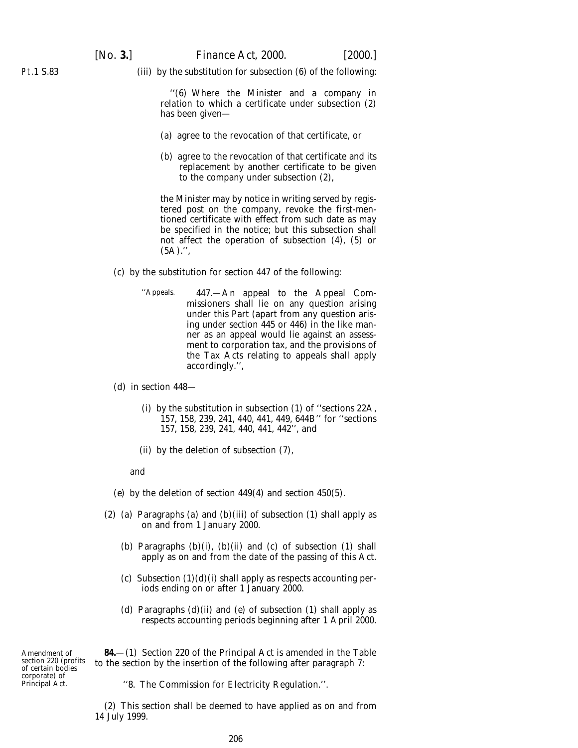(iii) by the substitution for subsection (6) of the following:

> ''(6) Where the Minister and a company in relation to which a certificate under subsection (2) has been given—
>
> (a) agree to the revocation of that certificate, or
>
> (b) agree to the revocation of that certificate and its replacement by another certificate to be given to the company under subsection (2),
>
> the Minister may by notice in writing served by registered post on the company, revoke the first-mentioned certificate with effect from such date as may be specified in the notice; but this subsection shall not affect the operation of subsection (4), (5) or (5A).'',

(c) by the substitution for section 447 of the following:

> ''Appeals. 447.—An appeal to the Appeal Commissioners shall lie on any question arising under this Part (apart from any question arising under section 445 or 446) in the like manner as an appeal would lie against an assessment to corporation tax, and the provisions of the Tax Acts relating to appeals shall apply accordingly.'',

(d) in section 448—

(i) by the substitution in subsection (1) of ''sections 22A, 157, 158, 239, 241, 440, 441, 449, 644B'' for ''sections 157, 158, 239, 241, 440, 441, 442'', and

(ii) by the deletion of subsection (7),

and

(e) by the deletion of section 449(4) and section 450(5).

(2) (a) Paragraphs (a) and (b)(iii) of subsection (1) shall apply as on and from 1 January 2000.

(b) Paragraphs (b)(i), (b)(ii) and (c) of subsection (1) shall apply as on and from the date of the passing of this Act.

(c) Subsection (1)(d)(i) shall apply as respects accounting periods ending on or after 1 January 2000.

(d) Paragraphs (d)(ii) and (e) of subsection (1) shall apply as respects accounting periods beginning after 1 April 2000.

*Amendment of section 220 (profits of certain bodies corporate) of Principal Act.*

**84.**—(1) Section 220 of the Principal Act is amended in the Table to the section by the insertion of the following after paragraph 7:

> ''8. The Commission for Electricity Regulation.''.

(2) This section shall be deemed to have applied as on and from 14 July 1999.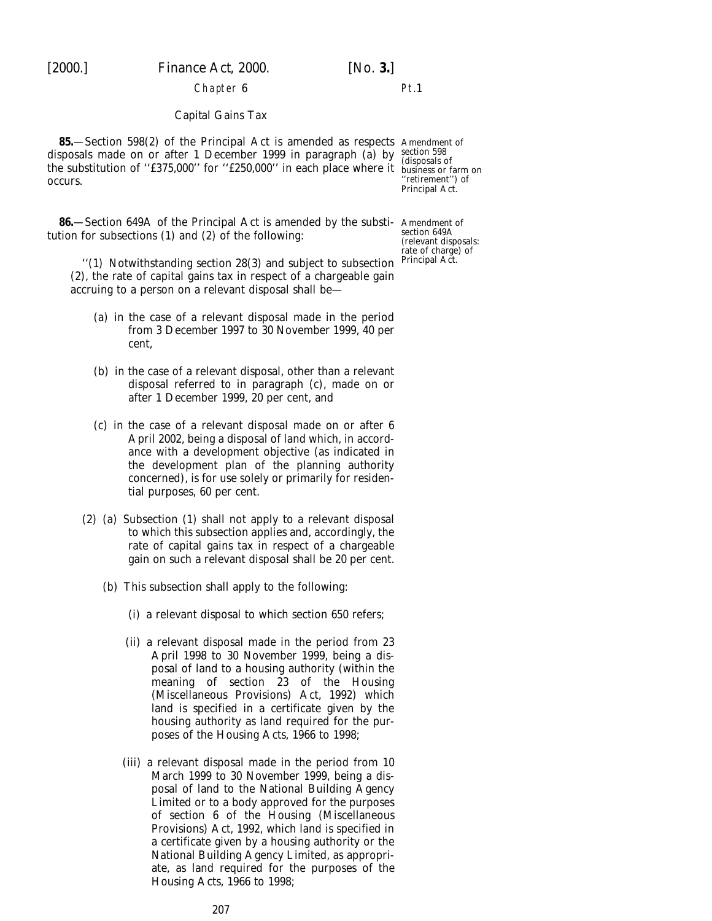Chapter 6

Capital Gains Tax

**85.**—Section 598(2) of the Principal Act is amended as respects disposals made on or after 1 December 1999 in paragraph (*a*) by the substitution of ''£375,000'' for ''£250,000'' in each place where it occurs.

Amendment of section 598 (disposals of business or farm on ''retirement'') of Principal Act.

**86.**—Section 649A of the Principal Act is amended by the substitution for subsections (1) and (2) of the following:

Amendment of section 649A (relevant disposals: rate of charge) of Principal Act.

> ''(1) Notwithstanding section 28(3) and subject to subsection (2), the rate of capital gains tax in respect of a chargeable gain accruing to a person on a relevant disposal shall be—
>
> (*a*) in the case of a relevant disposal made in the period from 3 December 1997 to 30 November 1999, 40 per cent,
>
> (*b*) in the case of a relevant disposal, other than a relevant disposal referred to in paragraph (*c*), made on or after 1 December 1999, 20 per cent, and
>
> (*c*) in the case of a relevant disposal made on or after 6 April 2002, being a disposal of land which, in accordance with a development objective (as indicated in the development plan of the planning authority concerned), is for use solely or primarily for residential purposes, 60 per cent.
>
> (2) (*a*) Subsection (1) shall not apply to a relevant disposal to which this subsection applies and, accordingly, the rate of capital gains tax in respect of a chargeable gain on such a relevant disposal shall be 20 per cent.
>
> (*b*) This subsection shall apply to the following:
>
> (i) a relevant disposal to which section 650 refers;
>
> (ii) a relevant disposal made in the period from 23 April 1998 to 30 November 1999, being a disposal of land to a housing authority (within the meaning of section 23 of the Housing (Miscellaneous Provisions) Act, 1992) which land is specified in a certificate given by the housing authority as land required for the purposes of the Housing Acts, 1966 to 1998;
>
> (iii) a relevant disposal made in the period from 10 March 1999 to 30 November 1999, being a disposal of land to the National Building Agency Limited or to a body approved for the purposes of section 6 of the Housing (Miscellaneous Provisions) Act, 1992, which land is specified in a certificate given by a housing authority or the National Building Agency Limited, as appropriate, as land required for the purposes of the Housing Acts, 1966 to 1998;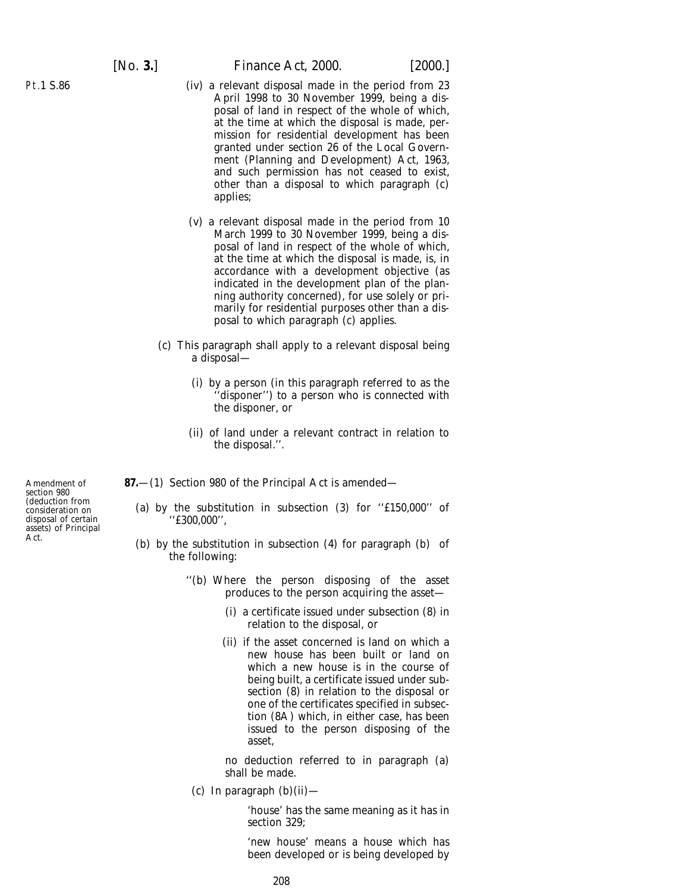(iv) a relevant disposal made in the period from 23 April 1998 to 30 November 1999, being a disposal of land in respect of the whole of which, at the time at which the disposal is made, permission for residential development has been granted under section 26 of the Local Government (Planning and Development) Act, 1963, and such permission has not ceased to exist, other than a disposal to which paragraph (*c*) applies;

(v) a relevant disposal made in the period from 10 March 1999 to 30 November 1999, being a disposal of land in respect of the whole of which, at the time at which the disposal is made, is, in accordance with a development objective (as indicated in the development plan of the planning authority concerned), for use solely or primarily for residential purposes other than a disposal to which paragraph (*c*) applies.

(*c*) This paragraph shall apply to a relevant disposal being a disposal—

(i) by a person (in this paragraph referred to as the ''disponer'') to a person who is connected with the disponer, or

(ii) of land under a relevant contract in relation to the disposal.''.

Amendment of section 980 (deduction from consideration on disposal of certain assets) of Principal Act.

**87.**—(1) Section 980 of the Principal Act is amended—

(*a*) by the substitution in subsection (3) for ''£150,000'' of ''£300,000'',

(*b*) by the substitution in subsection (4) for paragraph (*b*) of the following:

''(*b*) Where the person disposing of the asset produces to the person acquiring the asset—

(i) a certificate issued under subsection (8) in relation to the disposal, or

(ii) if the asset concerned is land on which a new house has been built or land on which a new house is in the course of being built, a certificate issued under subsection (8) in relation to the disposal or one of the certificates specified in subsection (8A) which, in either case, has been issued to the person disposing of the asset,

no deduction referred to in paragraph (*a*) shall be made.

(*c*) In paragraph (*b*)(ii)—

'house' has the same meaning as it has in section 329;

'new house' means a house which has been developed or is being developed by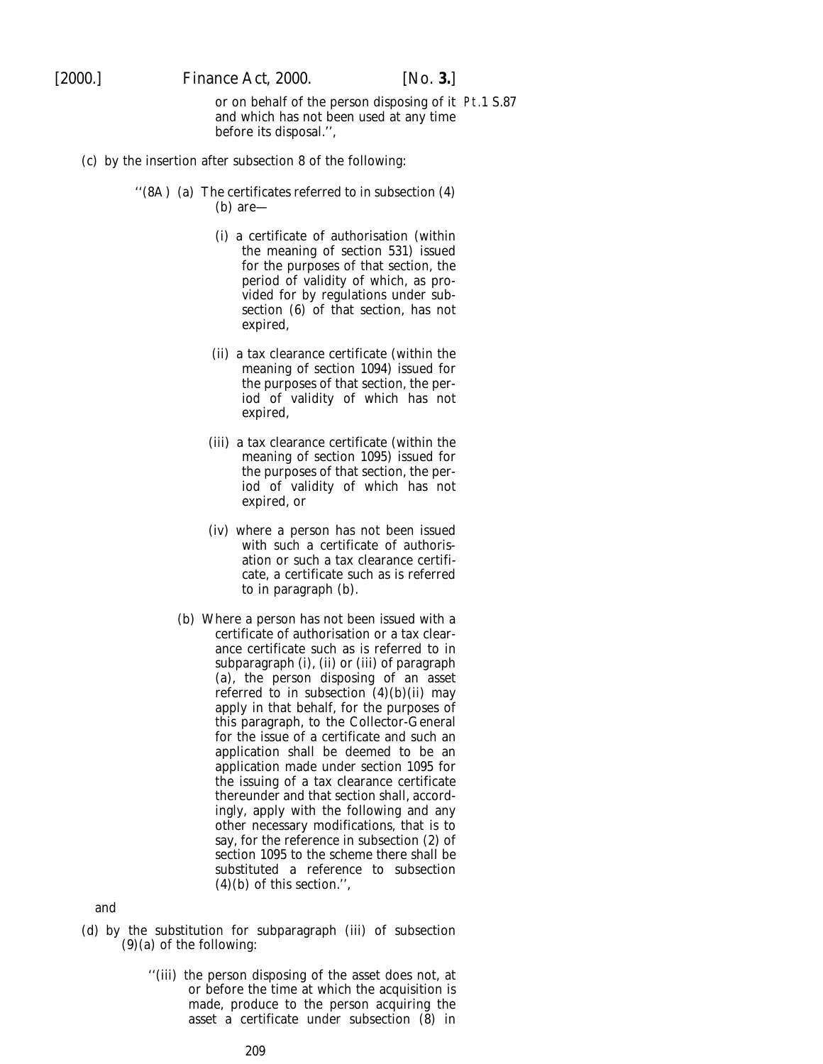or on behalf of the person disposing of it and which has not been used at any time before its disposal.'',

(*c*) by the insertion after subsection 8 of the following:

> ''(8A) (*a*) The certificates referred to in subsection (4) (*b*) are—
>
> (i) a certificate of authorisation (within the meaning of section 531) issued for the purposes of that section, the period of validity of which, as provided for by regulations under subsection (6) of that section, has not expired,
>
> (ii) a tax clearance certificate (within the meaning of section 1094) issued for the purposes of that section, the period of validity of which has not expired,
>
> (iii) a tax clearance certificate (within the meaning of section 1095) issued for the purposes of that section, the period of validity of which has not expired, or
>
> (iv) where a person has not been issued with such a certificate of authorisation or such a tax clearance certificate, a certificate such as is referred to in paragraph (*b*).
>
> (*b*) Where a person has not been issued with a certificate of authorisation or a tax clearance certificate such as is referred to in subparagraph (i), (ii) or (iii) of paragraph (*a*), the person disposing of an asset referred to in subsection (4)(*b*)(ii) may apply in that behalf, for the purposes of this paragraph, to the Collector-General for the issue of a certificate and such an application shall be deemed to be an application made under section 1095 for the issuing of a tax clearance certificate thereunder and that section shall, accordingly, apply with the following and any other necessary modifications, that is to say, for the reference in subsection (2) of section 1095 to the scheme there shall be substituted a reference to subsection (4)(*b*) of this section.'',

and

(*d*) by the substitution for subparagraph (iii) of subsection (9)(*a*) of the following:

> ''(iii) the person disposing of the asset does not, at or before the time at which the acquisition is made, produce to the person acquiring the asset a certificate under subsection (8) in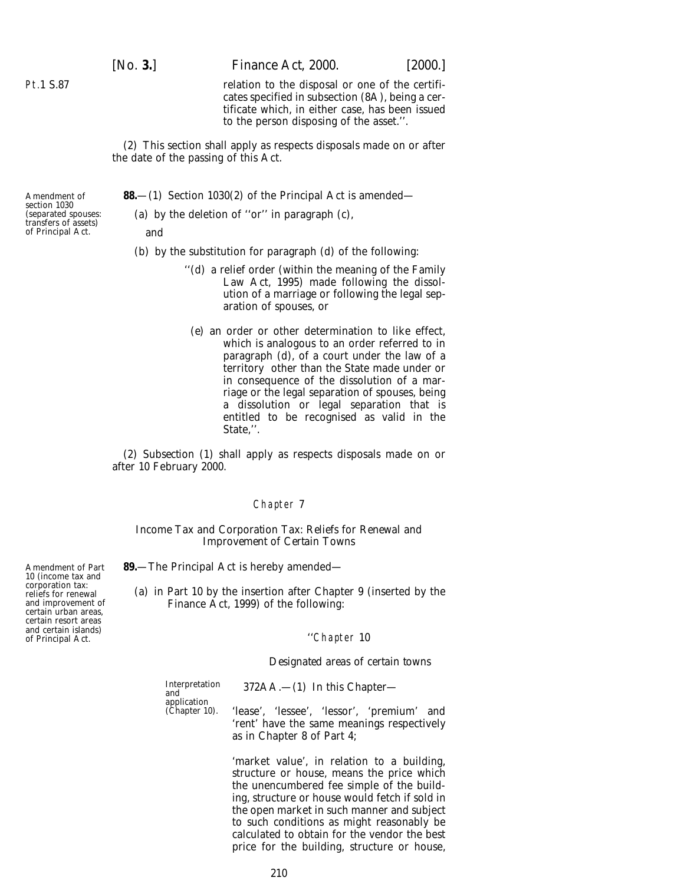relation to the disposal or one of the certificates specified in subsection (8A), being a certificate which, in either case, has been issued to the person disposing of the asset.''.

(2) This section shall apply as respects disposals made on or after the date of the passing of this Act.

Amendment of section 1030 (separated spouses: transfers of assets) of Principal Act.

**88.**—(1) Section 1030(2) of the Principal Act is amended—

(*a*) by the deletion of ''or'' in paragraph (*c*),

and

(*b*) by the substitution for paragraph (*d*) of the following:

''(*d*) a relief order (within the meaning of the Family Law Act, 1995) made following the dissolution of a marriage or following the legal separation of spouses, or

(*e*) an order or other determination to like effect, which is analogous to an order referred to in paragraph (*d*), of a court under the law of a territory other than the State made under or in consequence of the dissolution of a marriage or the legal separation of spouses, being a dissolution or legal separation that is entitled to be recognised as valid in the State,''.

(2) Subsection (1) shall apply as respects disposals made on or after 10 February 2000.

## Chapter 7

### Income Tax and Corporation Tax: Reliefs for Renewal and Improvement of Certain Towns

Amendment of Part 10 (income tax and corporation tax: reliefs for renewal and improvement of certain urban areas, certain resort areas and certain islands) of Principal Act.

**89.**—The Principal Act is hereby amended—

(*a*) in Part 10 by the insertion after Chapter 9 (inserted by the Finance Act, 1999) of the following:

''Chapter 10

Designated areas of certain towns

Interpretation and application (Chapter 10).

372AA.—(1) In this Chapter—

'lease', 'lessee', 'lessor', 'premium' and 'rent' have the same meanings respectively as in Chapter 8 of Part 4;

'market value', in relation to a building, structure or house, means the price which the unencumbered fee simple of the building, structure or house would fetch if sold in the open market in such manner and subject to such conditions as might reasonably be calculated to obtain for the vendor the best price for the building, structure or house,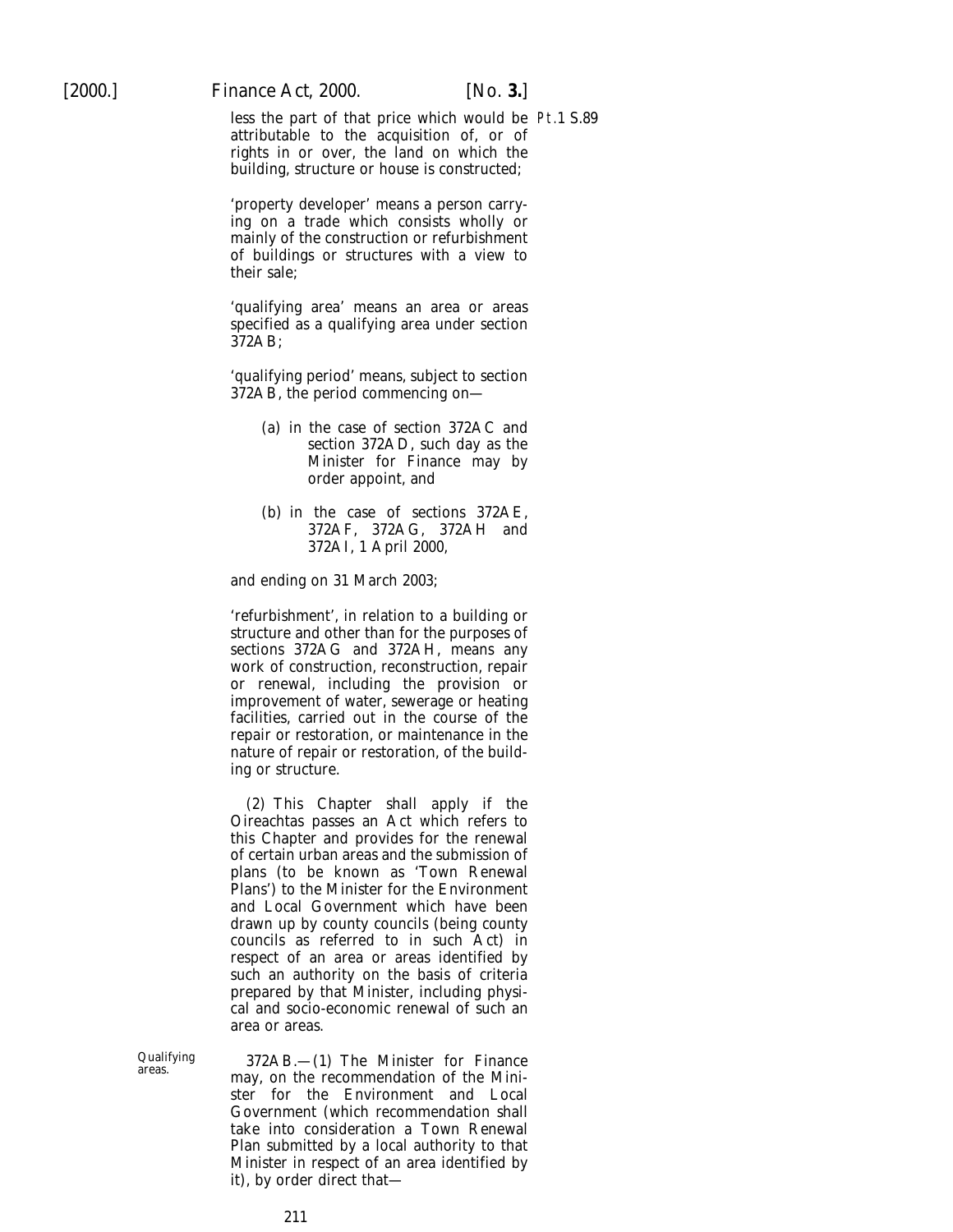less the part of that price which would be attributable to the acquisition of, or of rights in or over, the land on which the building, structure or house is constructed;

Pt.1 S.89

'property developer' means a person carrying on a trade which consists wholly or mainly of the construction or refurbishment of buildings or structures with a view to their sale;

'qualifying area' means an area or areas specified as a qualifying area under section 372AB;

'qualifying period' means, subject to section 372AB, the period commencing on—

(*a*) in the case of section 372AC and section 372AD, such day as the Minister for Finance may by order appoint, and

(*b*) in the case of sections 372AE, 372AF, 372AG, 372AH and 372AI, 1 April 2000,

and ending on 31 March 2003;

'refurbishment', in relation to a building or structure and other than for the purposes of sections 372AG and 372AH, means any work of construction, reconstruction, repair or renewal, including the provision or improvement of water, sewerage or heating facilities, carried out in the course of the repair or restoration, or maintenance in the nature of repair or restoration, of the building or structure.

(2) This Chapter shall apply if the Oireachtas passes an Act which refers to this Chapter and provides for the renewal of certain urban areas and the submission of plans (to be known as 'Town Renewal Plans') to the Minister for the Environment and Local Government which have been drawn up by county councils (being county councils as referred to in such Act) in respect of an area or areas identified by such an authority on the basis of criteria prepared by that Minister, including physical and socio-economic renewal of such an area or areas.

Qualifying areas.

372AB.—(1) The Minister for Finance may, on the recommendation of the Minister for the Environment and Local Government (which recommendation shall take into consideration a Town Renewal Plan submitted by a local authority to that Minister in respect of an area identified by it), by order direct that—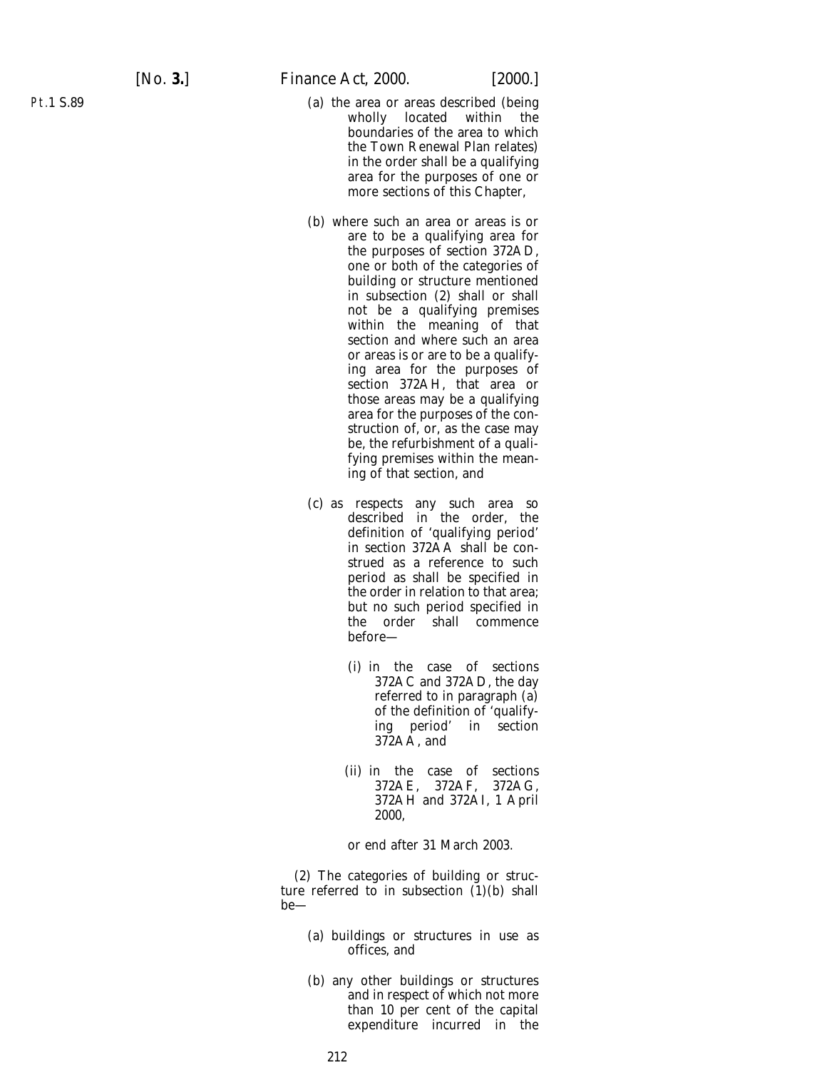(a) the area or areas described (being wholly located within the boundaries of the area to which the Town Renewal Plan relates) in the order shall be a qualifying area for the purposes of one or more sections of this Chapter,

(b) where such an area or areas is or are to be a qualifying area for the purposes of section 372AD, one or both of the categories of building or structure mentioned in subsection (2) shall or shall not be a qualifying premises within the meaning of that section and where such an area or areas is or are to be a qualifying area for the purposes of section 372AH, that area or those areas may be a qualifying area for the purposes of the construction of, or, as the case may be, the refurbishment of a qualifying premises within the meaning of that section, and

(c) as respects any such area so described in the order, the definition of 'qualifying period' in section 372AA shall be construed as a reference to such period as shall be specified in the order in relation to that area; but no such period specified in the order shall commence before—

(i) in the case of sections 372AC and 372AD, the day referred to in paragraph (a) of the definition of 'qualifying period' in section 372AA, and

(ii) in the case of sections 372AE, 372AF, 372AG, 372AH and 372AI, 1 April 2000,

or end after 31 March 2003.

(2) The categories of building or structure referred to in subsection (1)(b) shall be—

(a) buildings or structures in use as offices, and

(b) any other buildings or structures and in respect of which not more than 10 per cent of the capital expenditure incurred in the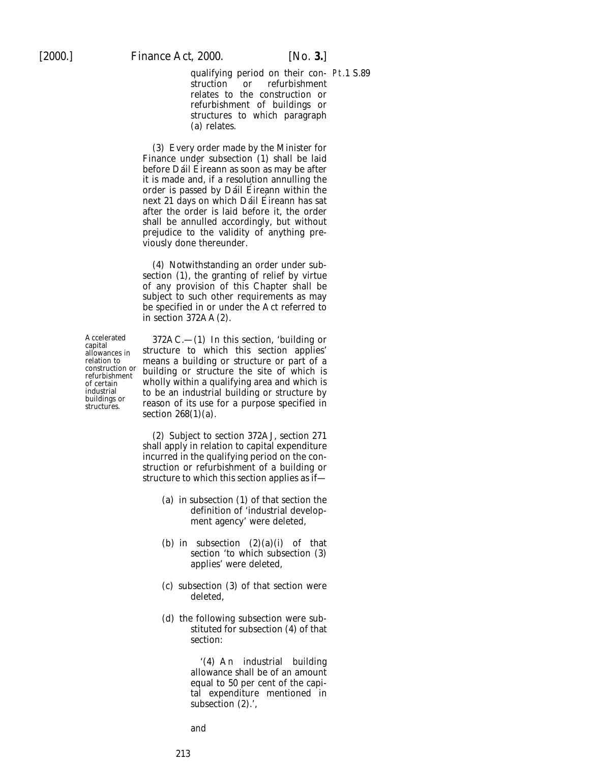qualifying period on their construction or refurbishment relates to the construction or refurbishment of buildings or structures to which paragraph (*a*) relates.

(3) Every order made by the Minister for Finance under subsection (1) shall be laid before Dáil Éireann as soon as may be after it is made and, if a resolution annulling the order is passed by Dáil Éireann within the next 21 days on which Dáil Éireann has sat after the order is laid before it, the order shall be annulled accordingly, but without prejudice to the validity of anything previously done thereunder.

(4) Notwithstanding an order under subsection (1), the granting of relief by virtue of any provision of this Chapter shall be subject to such other requirements as may be specified in or under the Act referred to in section 372AA(2).

*Accelerated capital allowances in relation to construction or refurbishment of certain industrial buildings or structures.*

372AC.—(1) In this section, 'building or structure to which this section applies' means a building or structure or part of a building or structure the site of which is wholly within a qualifying area and which is to be an industrial building or structure by reason of its use for a purpose specified in section 268(1)(*a*).

(2) Subject to section 372AJ, section 271 shall apply in relation to capital expenditure incurred in the qualifying period on the construction or refurbishment of a building or structure to which this section applies as if—

(*a*) in subsection (1) of that section the definition of 'industrial development agency' were deleted,

(*b*) in subsection (2)(*a*)(i) of that section 'to which subsection (3) applies' were deleted,

(*c*) subsection (3) of that section were deleted,

(*d*) the following subsection were substituted for subsection (4) of that section:

'(4) An industrial building allowance shall be of an amount equal to 50 per cent of the capital expenditure mentioned in subsection (2).',

and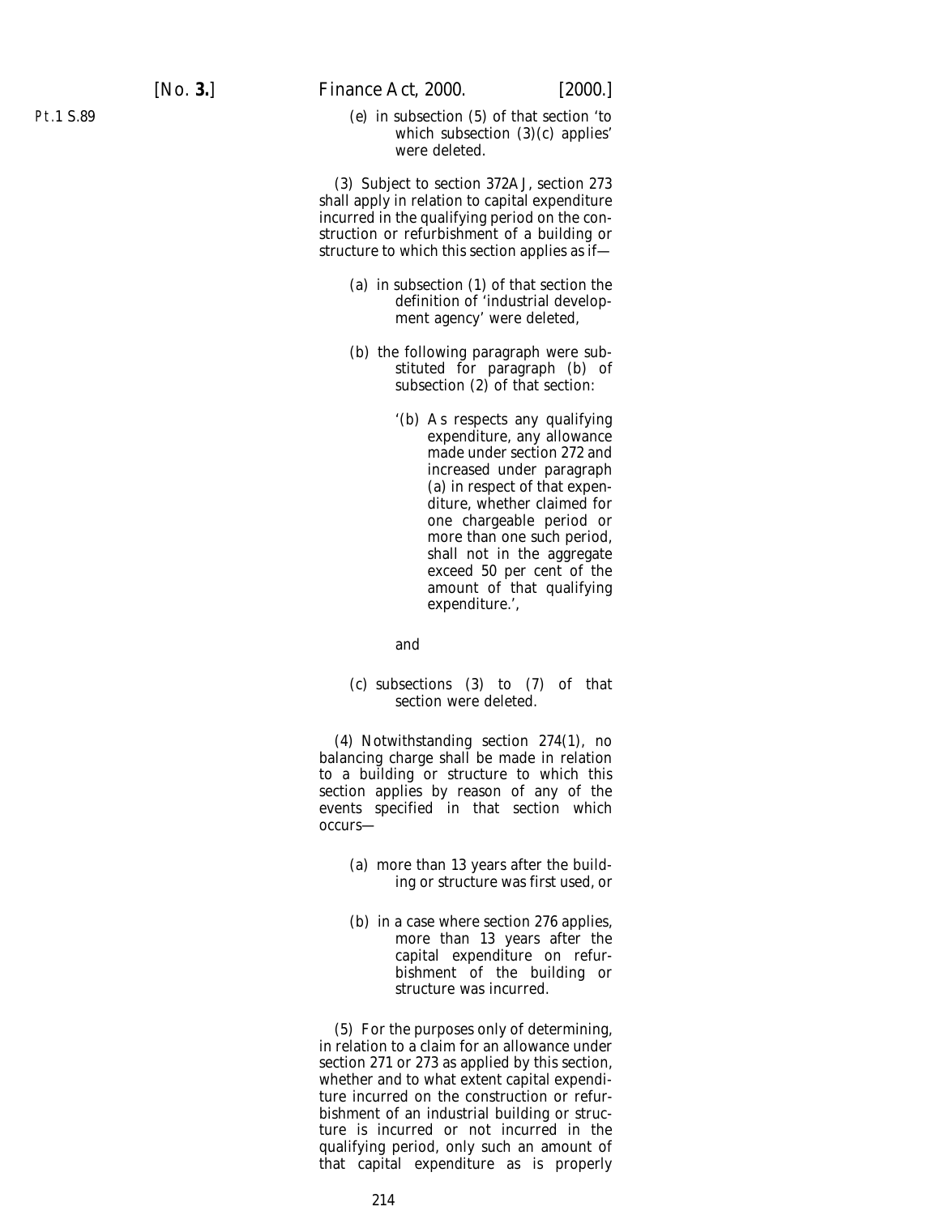(e) in subsection (5) of that section 'to which subsection (3)(c) applies' were deleted.

(3) Subject to section 372AJ, section 273 shall apply in relation to capital expenditure incurred in the qualifying period on the construction or refurbishment of a building or structure to which this section applies as if—

(a) in subsection (1) of that section the definition of 'industrial development agency' were deleted,

(b) the following paragraph were substituted for paragraph (b) of subsection (2) of that section:

'(b) As respects any qualifying expenditure, any allowance made under section 272 and increased under paragraph (a) in respect of that expenditure, whether claimed for one chargeable period or more than one such period, shall not in the aggregate exceed 50 per cent of the amount of that qualifying expenditure.',

and

(c) subsections (3) to (7) of that section were deleted.

(4) Notwithstanding section 274(1), no balancing charge shall be made in relation to a building or structure to which this section applies by reason of any of the events specified in that section which occurs—

(a) more than 13 years after the building or structure was first used, or

(b) in a case where section 276 applies, more than 13 years after the capital expenditure on refurbishment of the building or structure was incurred.

(5) For the purposes only of determining, in relation to a claim for an allowance under section 271 or 273 as applied by this section, whether and to what extent capital expenditure incurred on the construction or refurbishment of an industrial building or structure is incurred or not incurred in the qualifying period, only such an amount of that capital expenditure as is properly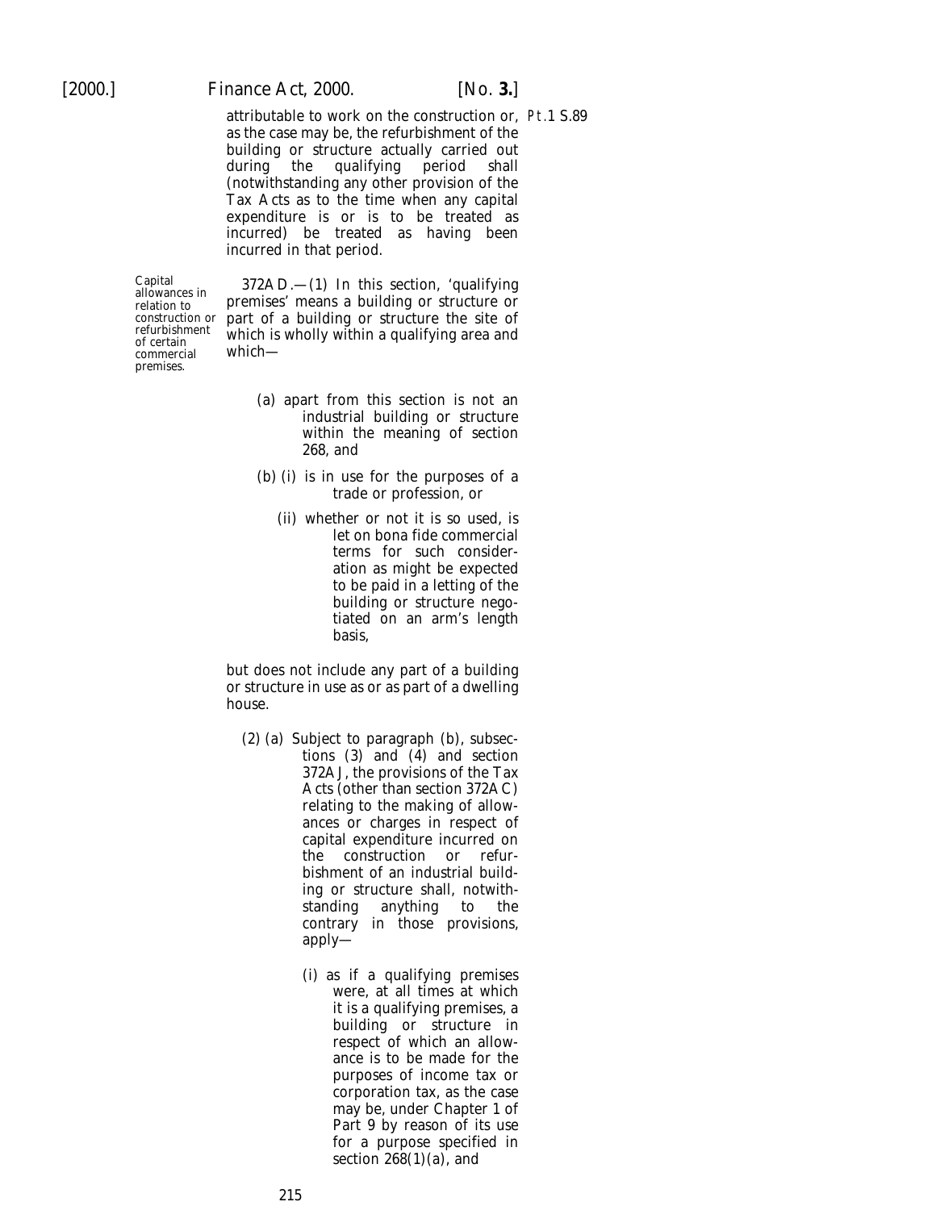attributable to work on the construction or, as the case may be, the refurbishment of the building or structure actually carried out during the qualifying period shall (notwithstanding any other provision of the Tax Acts as to the time when any capital expenditure is or is to be treated as incurred) be treated as having been incurred in that period.

Pt.1 S.89

*Capital allowances in relation to construction or refurbishment of certain commercial premises.*

372AD.—(1) In this section, 'qualifying premises' means a building or structure or part of a building or structure the site of which is wholly within a qualifying area and which—

(*a*) apart from this section is not an industrial building or structure within the meaning of section 268, and

(*b*) (i) is in use for the purposes of a trade or profession, or

(ii) whether or not it is so used, is let on bona fide commercial terms for such consideration as might be expected to be paid in a letting of the building or structure negotiated on an arm's length basis,

but does not include any part of a building or structure in use as or as part of a dwelling house.

(2) (*a*) Subject to paragraph (*b*), subsections (3) and (4) and section 372AJ, the provisions of the Tax Acts (other than section 372AC) relating to the making of allowances or charges in respect of capital expenditure incurred on the construction or refurbishment of an industrial building or structure shall, notwithstanding anything to the contrary in those provisions, apply—

(i) as if a qualifying premises were, at all times at which it is a qualifying premises, a building or structure in respect of which an allowance is to be made for the purposes of income tax or corporation tax, as the case may be, under Chapter 1 of Part 9 by reason of its use for a purpose specified in section 268(1)(*a*), and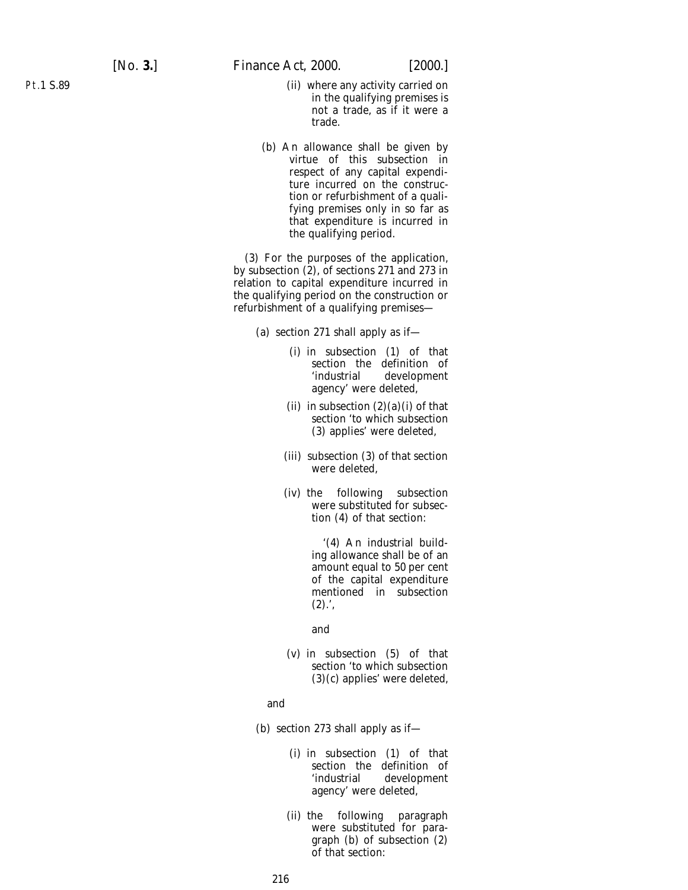(ii) where any activity carried on in the qualifying premises is not a trade, as if it were a trade.

(b) An allowance shall be given by virtue of this subsection in respect of any capital expenditure incurred on the construction or refurbishment of a qualifying premises only in so far as that expenditure is incurred in the qualifying period.

(3) For the purposes of the application, by subsection (2), of sections 271 and 273 in relation to capital expenditure incurred in the qualifying period on the construction or refurbishment of a qualifying premises—

(a) section 271 shall apply as if—

(i) in subsection (1) of that section the definition of 'industrial development agency' were deleted,

(ii) in subsection (2)(a)(i) of that section 'to which subsection (3) applies' were deleted,

(iii) subsection (3) of that section were deleted,

(iv) the following subsection were substituted for subsection (4) of that section:

'(4) An industrial building allowance shall be of an amount equal to 50 per cent of the capital expenditure mentioned in subsection (2).',

and

(v) in subsection (5) of that section 'to which subsection (3)(c) applies' were deleted,

and

(b) section 273 shall apply as if—

(i) in subsection (1) of that section the definition of 'industrial development agency' were deleted,

(ii) the following paragraph were substituted for paragraph (b) of subsection (2) of that section: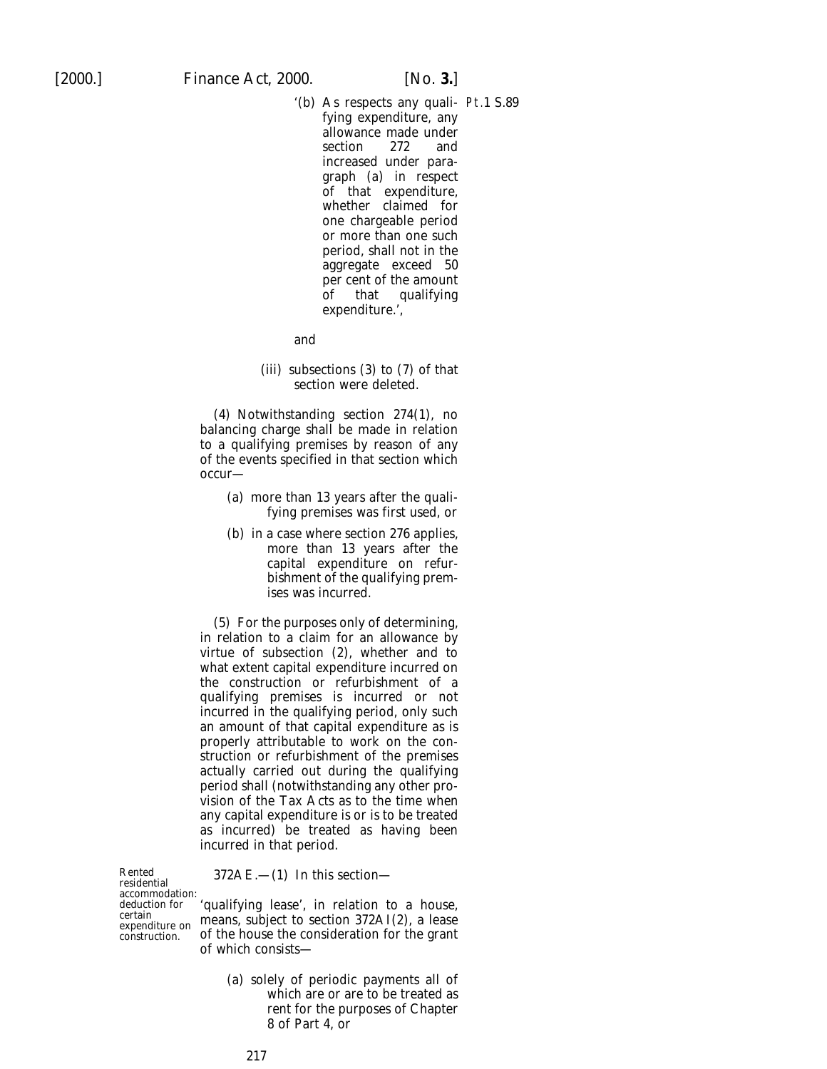'(b) As respects any qualifying expenditure, any allowance made under section 272 and increased under paragraph (a) in respect of that expenditure, whether claimed for one chargeable period or more than one such period, shall not in the aggregate exceed 50 per cent of the amount of that qualifying expenditure.',

Pt.1 S.89

and

(iii) subsections (3) to (7) of that section were deleted.

(4) Notwithstanding section 274(1), no balancing charge shall be made in relation to a qualifying premises by reason of any of the events specified in that section which occur—

(a) more than 13 years after the qualifying premises was first used, or

(b) in a case where section 276 applies, more than 13 years after the capital expenditure on refurbishment of the qualifying premises was incurred.

(5) For the purposes only of determining, in relation to a claim for an allowance by virtue of subsection (2), whether and to what extent capital expenditure incurred on the construction or refurbishment of a qualifying premises is incurred or not incurred in the qualifying period, only such an amount of that capital expenditure as is properly attributable to work on the construction or refurbishment of the premises actually carried out during the qualifying period shall (notwithstanding any other provision of the Tax Acts as to the time when any capital expenditure is or is to be treated as incurred) be treated as having been incurred in that period.

Rented residential accommodation: deduction for certain expenditure on construction.

372AE.—(1) In this section—

'qualifying lease', in relation to a house, means, subject to section 372AI(2), a lease of the house the consideration for the grant of which consists—

(a) solely of periodic payments all of which are or are to be treated as rent for the purposes of Chapter 8 of Part 4, or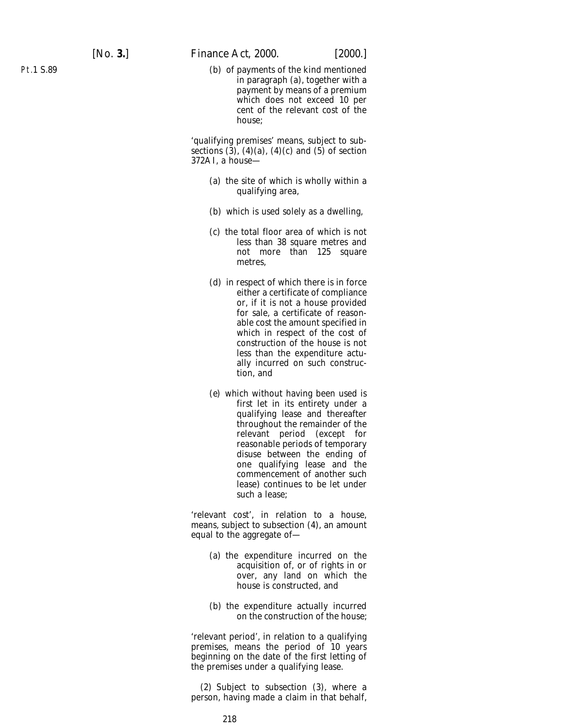(b) of payments of the kind mentioned in paragraph (a), together with a payment by means of a premium which does not exceed 10 per cent of the relevant cost of the house;

'qualifying premises' means, subject to subsections (3), (4)(a), (4)(c) and (5) of section 372AI, a house—

(a) the site of which is wholly within a qualifying area,

(b) which is used solely as a dwelling,

(c) the total floor area of which is not less than 38 square metres and not more than 125 square metres,

(d) in respect of which there is in force either a certificate of compliance or, if it is not a house provided for sale, a certificate of reasonable cost the amount specified in which in respect of the cost of construction of the house is not less than the expenditure actually incurred on such construction, and

(e) which without having been used is first let in its entirety under a qualifying lease and thereafter throughout the remainder of the relevant period (except for reasonable periods of temporary disuse between the ending of one qualifying lease and the commencement of another such lease) continues to be let under such a lease;

'relevant cost', in relation to a house, means, subject to subsection (4), an amount equal to the aggregate of—

(a) the expenditure incurred on the acquisition of, or of rights in or over, any land on which the house is constructed, and

(b) the expenditure actually incurred on the construction of the house;

'relevant period', in relation to a qualifying premises, means the period of 10 years beginning on the date of the first letting of the premises under a qualifying lease.

(2) Subject to subsection (3), where a person, having made a claim in that behalf,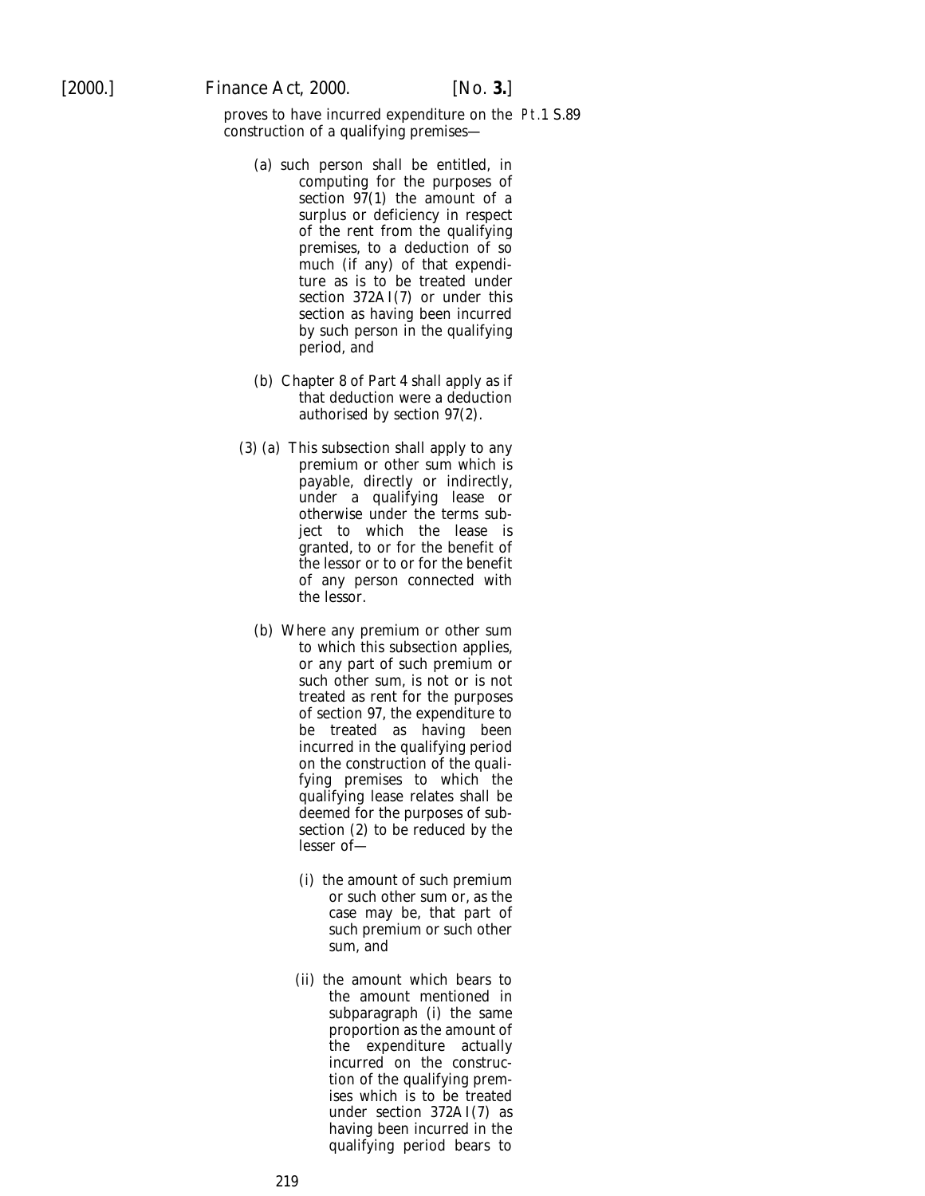proves to have incurred expenditure on the construction of a qualifying premises—

(a) such person shall be entitled, in computing for the purposes of section 97(1) the amount of a surplus or deficiency in respect of the rent from the qualifying premises, to a deduction of so much (if any) of that expenditure as is to be treated under section 372AI(7) or under this section as having been incurred by such person in the qualifying period, and

(b) Chapter 8 of Part 4 shall apply as if that deduction were a deduction authorised by section 97(2).

(3) (a) This subsection shall apply to any premium or other sum which is payable, directly or indirectly, under a qualifying lease or otherwise under the terms subject to which the lease is granted, to or for the benefit of the lessor or to or for the benefit of any person connected with the lessor.

(b) Where any premium or other sum to which this subsection applies, or any part of such premium or such other sum, is not or is not treated as rent for the purposes of section 97, the expenditure to be treated as having been incurred in the qualifying period on the construction of the qualifying premises to which the qualifying lease relates shall be deemed for the purposes of subsection (2) to be reduced by the lesser of—

(i) the amount of such premium or such other sum or, as the case may be, that part of such premium or such other sum, and

(ii) the amount which bears to the amount mentioned in subparagraph (i) the same proportion as the amount of the expenditure actually incurred on the construction of the qualifying premises which is to be treated under section 372AI(7) as having been incurred in the qualifying period bears to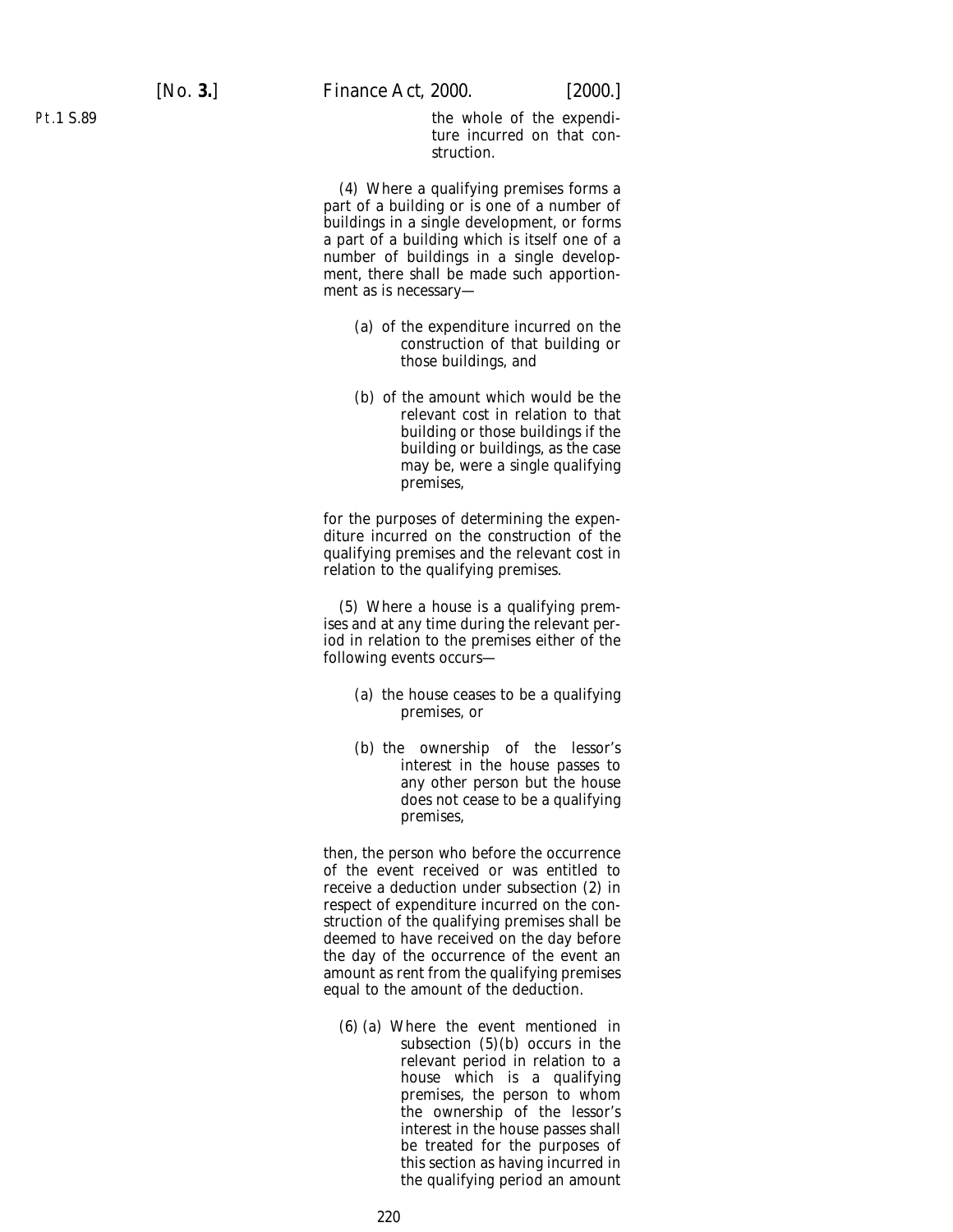the whole of the expenditure incurred on that construction.

(4) Where a qualifying premises forms a part of a building or is one of a number of buildings in a single development, or forms a part of a building which is itself one of a number of buildings in a single development, there shall be made such apportionment as is necessary—

(a) of the expenditure incurred on the construction of that building or those buildings, and

(b) of the amount which would be the relevant cost in relation to that building or those buildings if the building or buildings, as the case may be, were a single qualifying premises,

for the purposes of determining the expenditure incurred on the construction of the qualifying premises and the relevant cost in relation to the qualifying premises.

(5) Where a house is a qualifying premises and at any time during the relevant period in relation to the premises either of the following events occurs—

(a) the house ceases to be a qualifying premises, or

(b) the ownership of the lessor's interest in the house passes to any other person but the house does not cease to be a qualifying premises,

then, the person who before the occurrence of the event received or was entitled to receive a deduction under subsection (2) in respect of expenditure incurred on the construction of the qualifying premises shall be deemed to have received on the day before the day of the occurrence of the event an amount as rent from the qualifying premises equal to the amount of the deduction.

(6) (a) Where the event mentioned in subsection (5)(b) occurs in the relevant period in relation to a house which is a qualifying premises, the person to whom the ownership of the lessor's interest in the house passes shall be treated for the purposes of this section as having incurred in the qualifying period an amount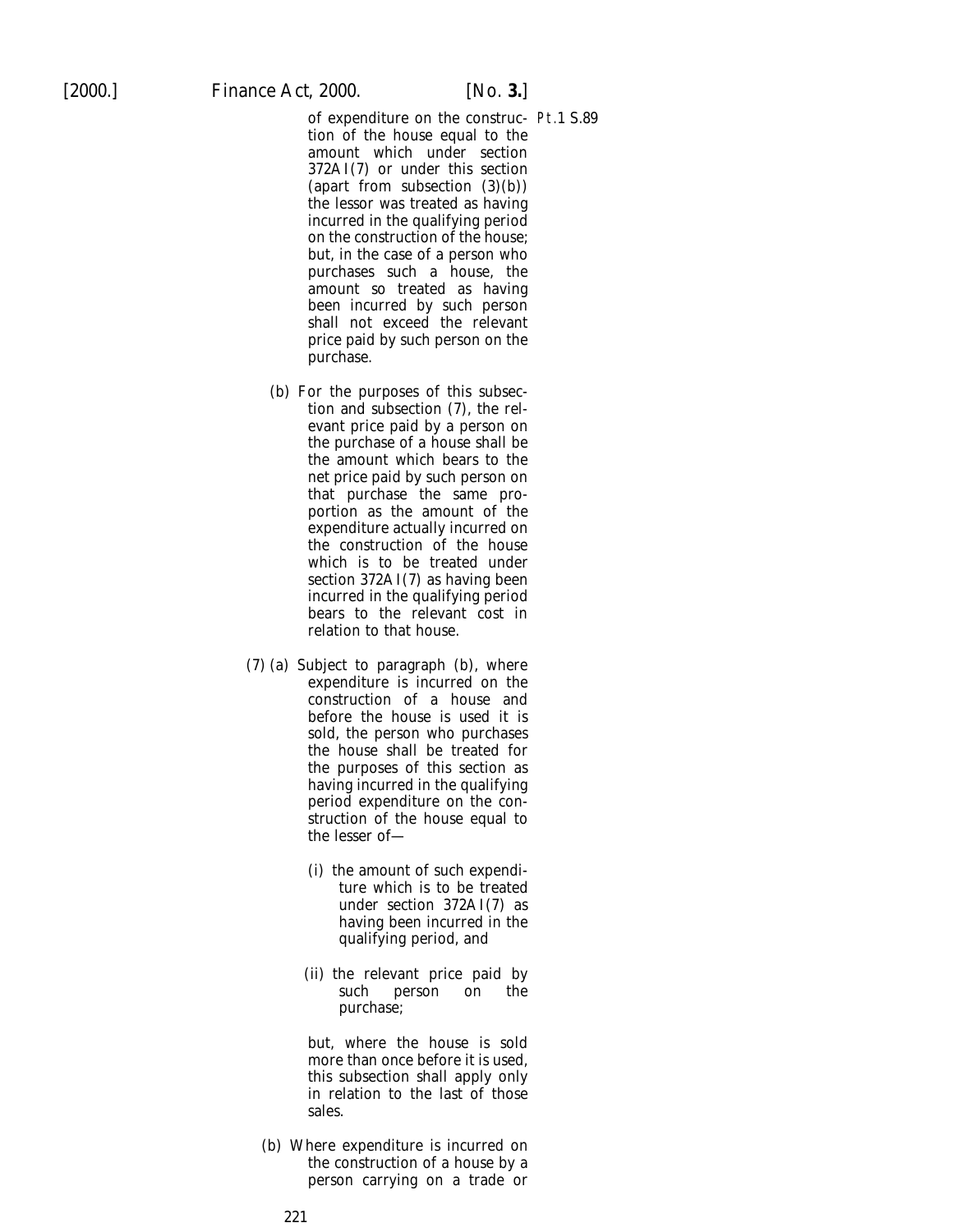of expenditure on the construction of the house equal to the amount which under section 372AI(7) or under this section (apart from subsection (3)(b)) the lessor was treated as having incurred in the qualifying period on the construction of the house; but, in the case of a person who purchases such a house, the amount so treated as having been incurred by such person shall not exceed the relevant price paid by such person on the purchase.

(b) For the purposes of this subsection and subsection (7), the relevant price paid by a person on the purchase of a house shall be the amount which bears to the net price paid by such person on that purchase the same proportion as the amount of the expenditure actually incurred on the construction of the house which is to be treated under section 372AI(7) as having been incurred in the qualifying period bears to the relevant cost in relation to that house.

(7) (a) Subject to paragraph (b), where expenditure is incurred on the construction of a house and before the house is used it is sold, the person who purchases the house shall be treated for the purposes of this section as having incurred in the qualifying period expenditure on the construction of the house equal to the lesser of—

(i) the amount of such expenditure which is to be treated under section 372AI(7) as having been incurred in the qualifying period, and

(ii) the relevant price paid by such person on the purchase;

but, where the house is sold more than once before it is used, this subsection shall apply only in relation to the last of those sales.

(b) Where expenditure is incurred on the construction of a house by a person carrying on a trade or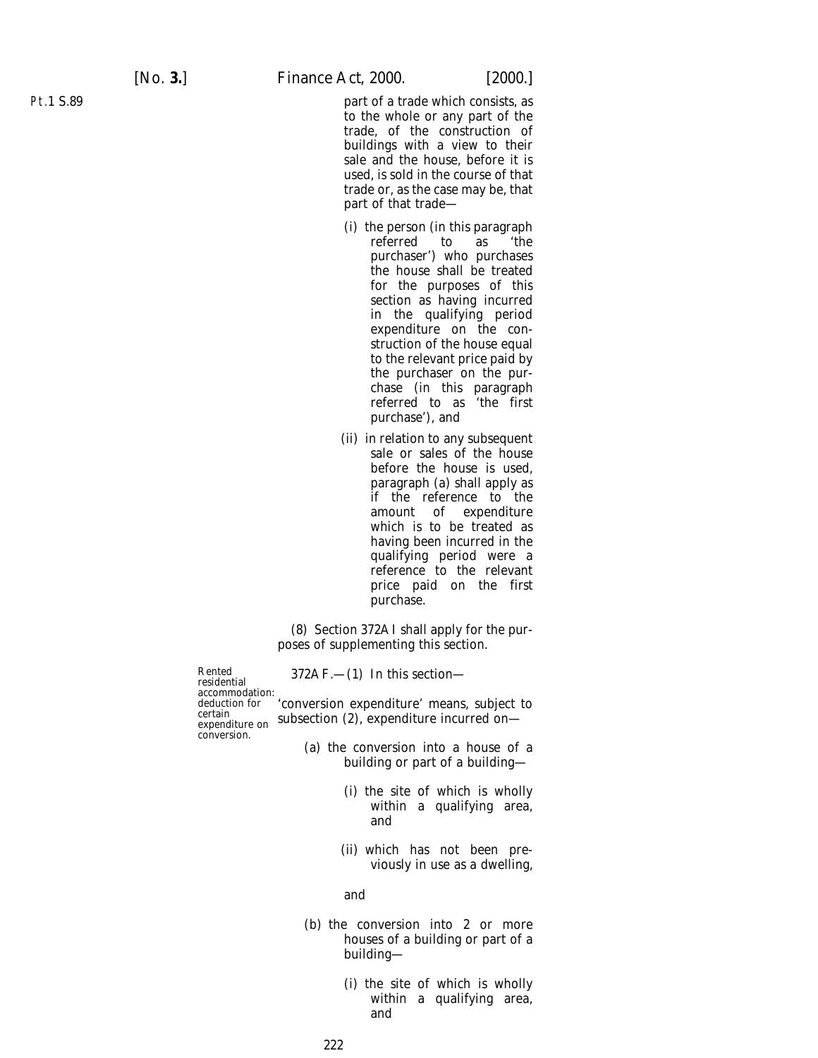part of a trade which consists, as to the whole or any part of the trade, of the construction of buildings with a view to their sale and the house, before it is used, is sold in the course of that trade or, as the case may be, that part of that trade—

(i) the person (in this paragraph referred to as 'the purchaser') who purchases the house shall be treated for the purposes of this section as having incurred in the qualifying period expenditure on the construction of the house equal to the relevant price paid by the purchaser on the purchase (in this paragraph referred to as 'the first purchase'), and

(ii) in relation to any subsequent sale or sales of the house before the house is used, paragraph (*a*) shall apply as if the reference to the amount of expenditure which is to be treated as having been incurred in the qualifying period were a reference to the relevant price paid on the first purchase.

(8) Section 372AI shall apply for the purposes of supplementing this section.

*Rented residential accommodation: deduction for certain expenditure on conversion.*

372AF.—(1) In this section—

'conversion expenditure' means, subject to subsection (2), expenditure incurred on—

(*a*) the conversion into a house of a building or part of a building—

(i) the site of which is wholly within a qualifying area, and

(ii) which has not been previously in use as a dwelling,

and

(*b*) the conversion into 2 or more houses of a building or part of a building—

(i) the site of which is wholly within a qualifying area, and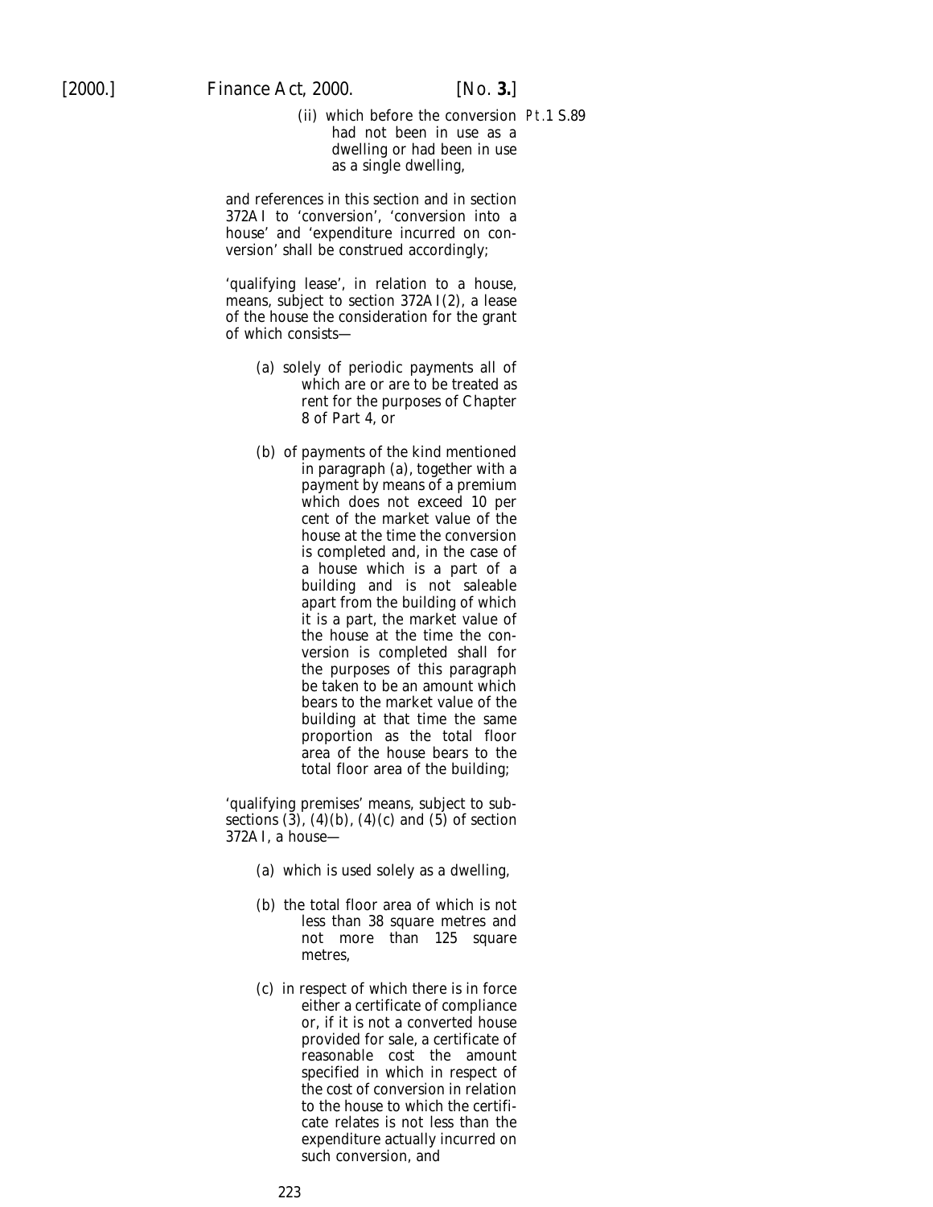(ii) which before the conversion had not been in use as a dwelling or had been in use as a single dwelling,

and references in this section and in section 372AI to 'conversion', 'conversion into a house' and 'expenditure incurred on conversion' shall be construed accordingly;

'qualifying lease', in relation to a house, means, subject to section 372AI(2), a lease of the house the consideration for the grant of which consists—

(a) solely of periodic payments all of which are or are to be treated as rent for the purposes of Chapter 8 of Part 4, or

(b) of payments of the kind mentioned in paragraph (a), together with a payment by means of a premium which does not exceed 10 per cent of the market value of the house at the time the conversion is completed and, in the case of a house which is a part of a building and is not saleable apart from the building of which it is a part, the market value of the house at the time the conversion is completed shall for the purposes of this paragraph be taken to be an amount which bears to the market value of the building at that time the same proportion as the total floor area of the house bears to the total floor area of the building;

'qualifying premises' means, subject to subsections (3), (4)(b), (4)(c) and (5) of section 372AI, a house—

(a) which is used solely as a dwelling,

(b) the total floor area of which is not less than 38 square metres and not more than 125 square metres,

(c) in respect of which there is in force either a certificate of compliance or, if it is not a converted house provided for sale, a certificate of reasonable cost the amount specified in which in respect of the cost of conversion in relation to the house to which the certificate relates is not less than the expenditure actually incurred on such conversion, and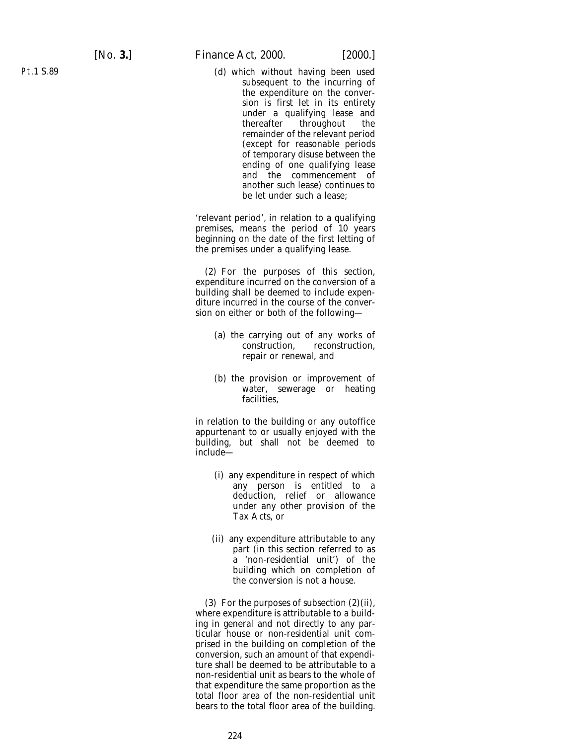(d) which without having been used subsequent to the incurring of the expenditure on the conversion is first let in its entirety under a qualifying lease and thereafter throughout the remainder of the relevant period (except for reasonable periods of temporary disuse between the ending of one qualifying lease and the commencement of another such lease) continues to be let under such a lease;

'relevant period', in relation to a qualifying premises, means the period of 10 years beginning on the date of the first letting of the premises under a qualifying lease.

(2) For the purposes of this section, expenditure incurred on the conversion of a building shall be deemed to include expenditure incurred in the course of the conversion on either or both of the following—

(a) the carrying out of any works of construction, reconstruction, repair or renewal, and

(b) the provision or improvement of water, sewerage or heating facilities,

in relation to the building or any outoffice appurtenant to or usually enjoyed with the building, but shall not be deemed to include—

(i) any expenditure in respect of which any person is entitled to a deduction, relief or allowance under any other provision of the Tax Acts, or

(ii) any expenditure attributable to any part (in this section referred to as a 'non-residential unit') of the building which on completion of the conversion is not a house.

(3) For the purposes of subsection (2)(ii), where expenditure is attributable to a building in general and not directly to any particular house or non-residential unit comprised in the building on completion of the conversion, such an amount of that expenditure shall be deemed to be attributable to a non-residential unit as bears to the whole of that expenditure the same proportion as the total floor area of the non-residential unit bears to the total floor area of the building.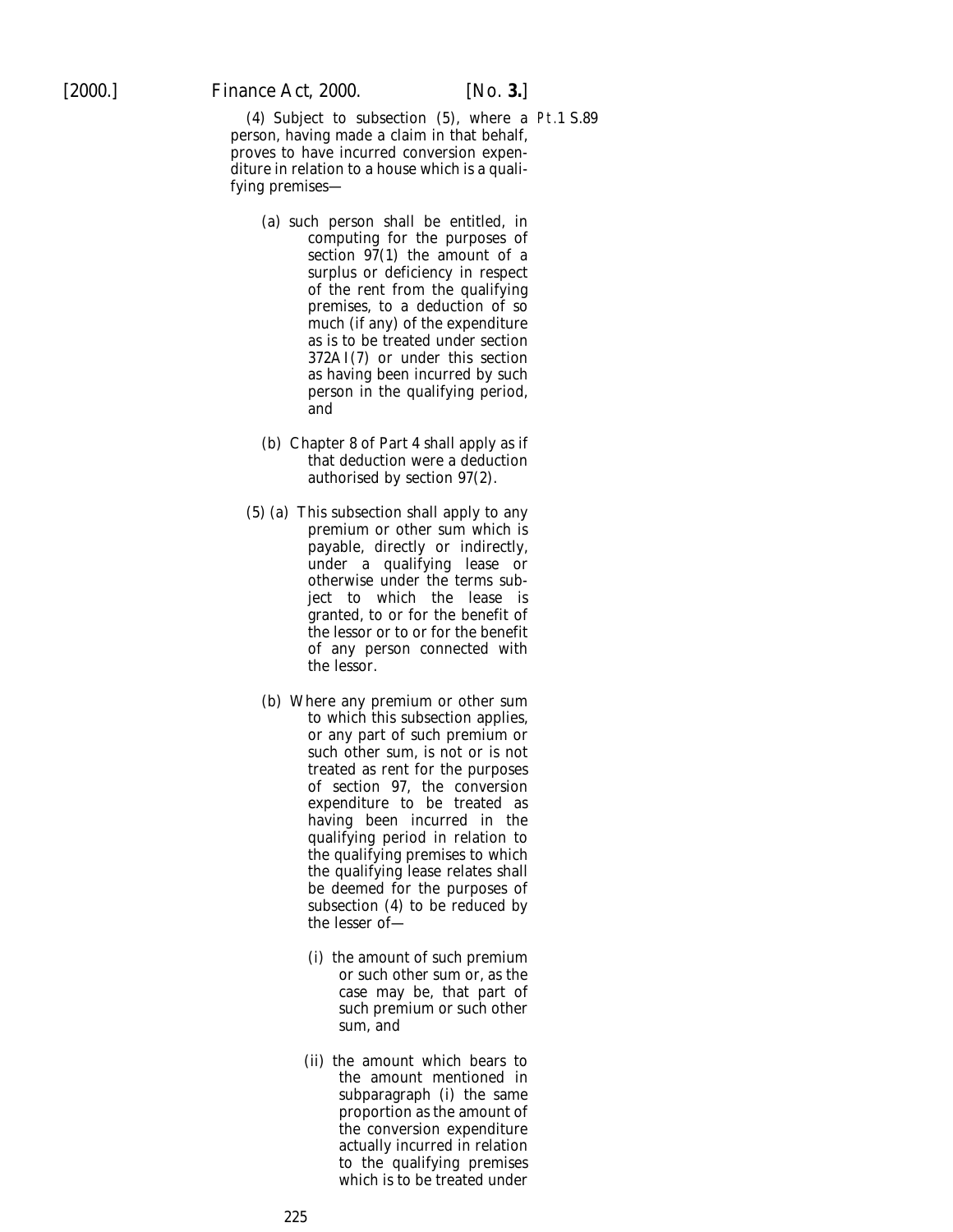(4) Subject to subsection (5), where a person, having made a claim in that behalf, proves to have incurred conversion expenditure in relation to a house which is a qualifying premises—

(a) such person shall be entitled, in computing for the purposes of section 97(1) the amount of a surplus or deficiency in respect of the rent from the qualifying premises, to a deduction of so much (if any) of the expenditure as is to be treated under section 372AI(7) or under this section as having been incurred by such person in the qualifying period, and

(b) Chapter 8 of Part 4 shall apply as if that deduction were a deduction authorised by section 97(2).

(5) (a) This subsection shall apply to any premium or other sum which is payable, directly or indirectly, under a qualifying lease or otherwise under the terms subject to which the lease is granted, to or for the benefit of the lessor or to or for the benefit of any person connected with the lessor.

(b) Where any premium or other sum to which this subsection applies, or any part of such premium or such other sum, is not or is not treated as rent for the purposes of section 97, the conversion expenditure to be treated as having been incurred in the qualifying period in relation to the qualifying premises to which the qualifying lease relates shall be deemed for the purposes of subsection (4) to be reduced by the lesser of—

(i) the amount of such premium or such other sum or, as the case may be, that part of such premium or such other sum, and

(ii) the amount which bears to the amount mentioned in subparagraph (i) the same proportion as the amount of the conversion expenditure actually incurred in relation to the qualifying premises which is to be treated under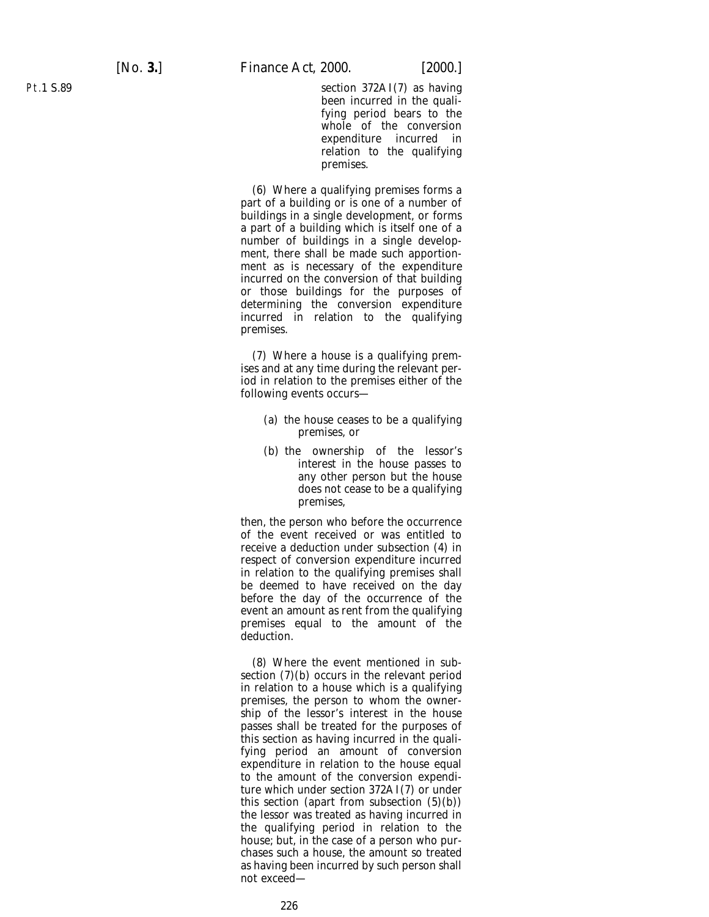section 372AI(7) as having been incurred in the qualifying period bears to the whole of the conversion expenditure incurred in relation to the qualifying premises.

(6) Where a qualifying premises forms a part of a building or is one of a number of buildings in a single development, or forms a part of a building which is itself one of a number of buildings in a single development, there shall be made such apportionment as is necessary of the expenditure incurred on the conversion of that building or those buildings for the purposes of determining the conversion expenditure incurred in relation to the qualifying premises.

(7) Where a house is a qualifying premises and at any time during the relevant period in relation to the premises either of the following events occurs—

(*a*) the house ceases to be a qualifying premises, or

(*b*) the ownership of the lessor's interest in the house passes to any other person but the house does not cease to be a qualifying premises,

then, the person who before the occurrence of the event received or was entitled to receive a deduction under subsection (4) in respect of conversion expenditure incurred in relation to the qualifying premises shall be deemed to have received on the day before the day of the occurrence of the event an amount as rent from the qualifying premises equal to the amount of the deduction.

(8) Where the event mentioned in subsection (7)(*b*) occurs in the relevant period in relation to a house which is a qualifying premises, the person to whom the ownership of the lessor's interest in the house passes shall be treated for the purposes of this section as having incurred in the qualifying period an amount of conversion expenditure in relation to the house equal to the amount of the conversion expenditure which under section 372AI(7) or under this section (apart from subsection (5)(*b*)) the lessor was treated as having incurred in the qualifying period in relation to the house; but, in the case of a person who purchases such a house, the amount so treated as having been incurred by such person shall not exceed—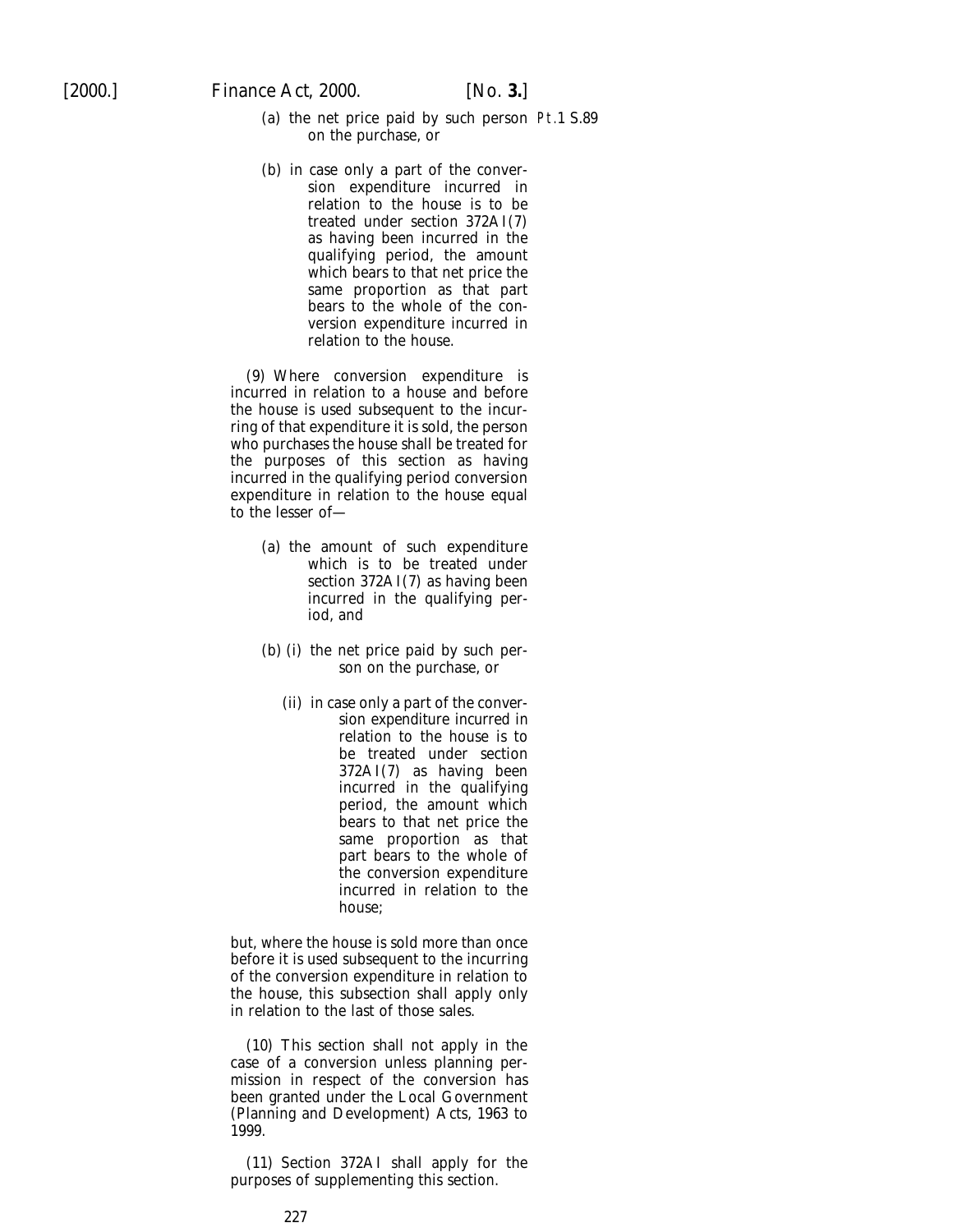(a) the net price paid by such person on the purchase, or

(b) in case only a part of the conversion expenditure incurred in relation to the house is to be treated under section 372AI(7) as having been incurred in the qualifying period, the amount which bears to that net price the same proportion as that part bears to the whole of the conversion expenditure incurred in relation to the house.

(9) Where conversion expenditure is incurred in relation to a house and before the house is used subsequent to the incurring of that expenditure it is sold, the person who purchases the house shall be treated for the purposes of this section as having incurred in the qualifying period conversion expenditure in relation to the house equal to the lesser of—

(a) the amount of such expenditure which is to be treated under section 372AI(7) as having been incurred in the qualifying period, and

(b) (i) the net price paid by such person on the purchase, or

(ii) in case only a part of the conversion expenditure incurred in relation to the house is to be treated under section 372AI(7) as having been incurred in the qualifying period, the amount which bears to that net price the same proportion as that part bears to the whole of the conversion expenditure incurred in relation to the house;

but, where the house is sold more than once before it is used subsequent to the incurring of the conversion expenditure in relation to the house, this subsection shall apply only in relation to the last of those sales.

(10) This section shall not apply in the case of a conversion unless planning permission in respect of the conversion has been granted under the Local Government (Planning and Development) Acts, 1963 to 1999.

(11) Section 372AI shall apply for the purposes of supplementing this section.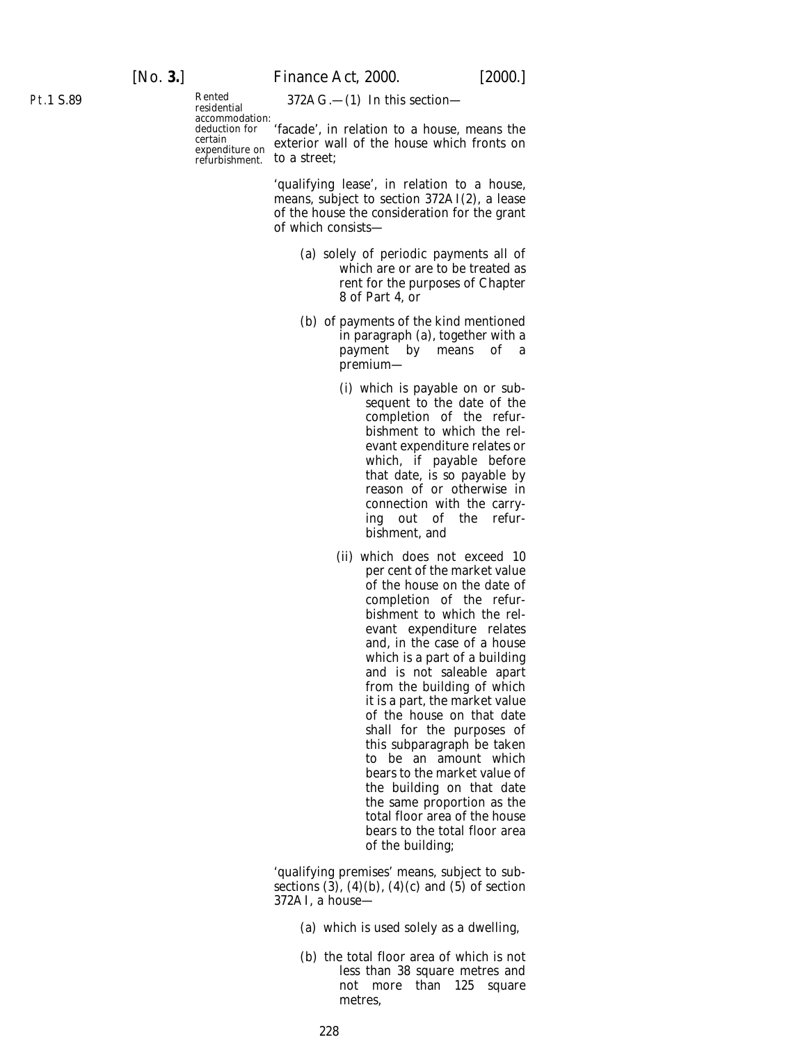Rented residential accommodation: deduction for certain expenditure on refurbishment.

372AG.—(1) In this section—

'facade', in relation to a house, means the exterior wall of the house which fronts on to a street;

'qualifying lease', in relation to a house, means, subject to section 372AI(2), a lease of the house the consideration for the grant of which consists—

- (a) solely of periodic payments all of which are or are to be treated as rent for the purposes of Chapter 8 of Part 4, or
- (b) of payments of the kind mentioned in paragraph (a), together with a payment by means of a premium—
  - (i) which is payable on or subsequent to the date of the completion of the refurbishment to which the relevant expenditure relates or which, if payable before that date, is so payable by reason of or otherwise in connection with the carrying out of the refurbishment, and
  - (ii) which does not exceed 10 per cent of the market value of the house on the date of completion of the refurbishment to which the relevant expenditure relates and, in the case of a house which is a part of a building and is not saleable apart from the building of which it is a part, the market value of the house on that date shall for the purposes of this subparagraph be taken to be an amount which bears to the market value of the building on that date the same proportion as the total floor area of the house bears to the total floor area of the building;

'qualifying premises' means, subject to subsections (3), (4)(b), (4)(c) and (5) of section 372AI, a house—

- (a) which is used solely as a dwelling,
- (b) the total floor area of which is not less than 38 square metres and not more than 125 square metres,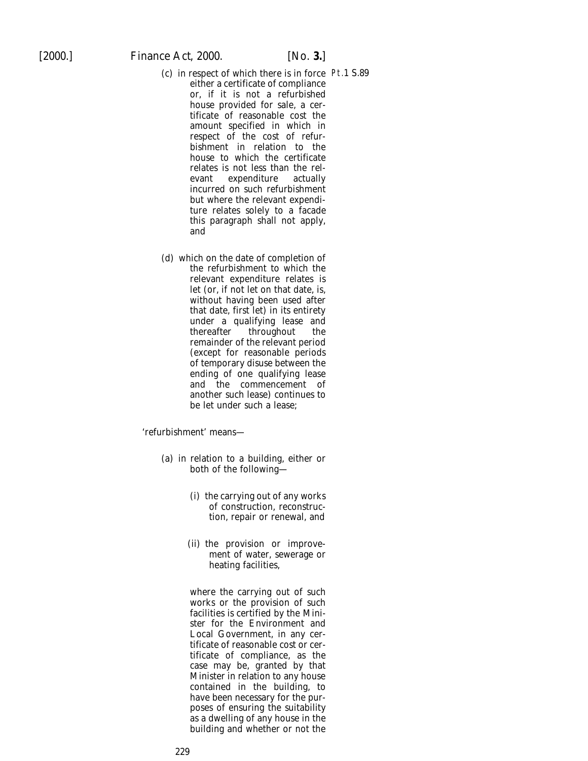(c) in respect of which there is in force either a certificate of compliance or, if it is not a refurbished house provided for sale, a certificate of reasonable cost the amount specified in which in respect of the cost of refurbishment in relation to the house to which the certificate relates is not less than the relevant expenditure actually incurred on such refurbishment but where the relevant expenditure relates solely to a facade this paragraph shall not apply, and

(d) which on the date of completion of the refurbishment to which the relevant expenditure relates is let (or, if not let on that date, is, without having been used after that date, first let) in its entirety under a qualifying lease and thereafter throughout the remainder of the relevant period (except for reasonable periods of temporary disuse between the ending of one qualifying lease and the commencement of another such lease) continues to be let under such a lease;

'refurbishment' means—

(a) in relation to a building, either or both of the following—

(i) the carrying out of any works of construction, reconstruction, repair or renewal, and

(ii) the provision or improvement of water, sewerage or heating facilities,

where the carrying out of such works or the provision of such facilities is certified by the Minister for the Environment and Local Government, in any certificate of reasonable cost or certificate of compliance, as the case may be, granted by that Minister in relation to any house contained in the building, to have been necessary for the purposes of ensuring the suitability as a dwelling of any house in the building and whether or not the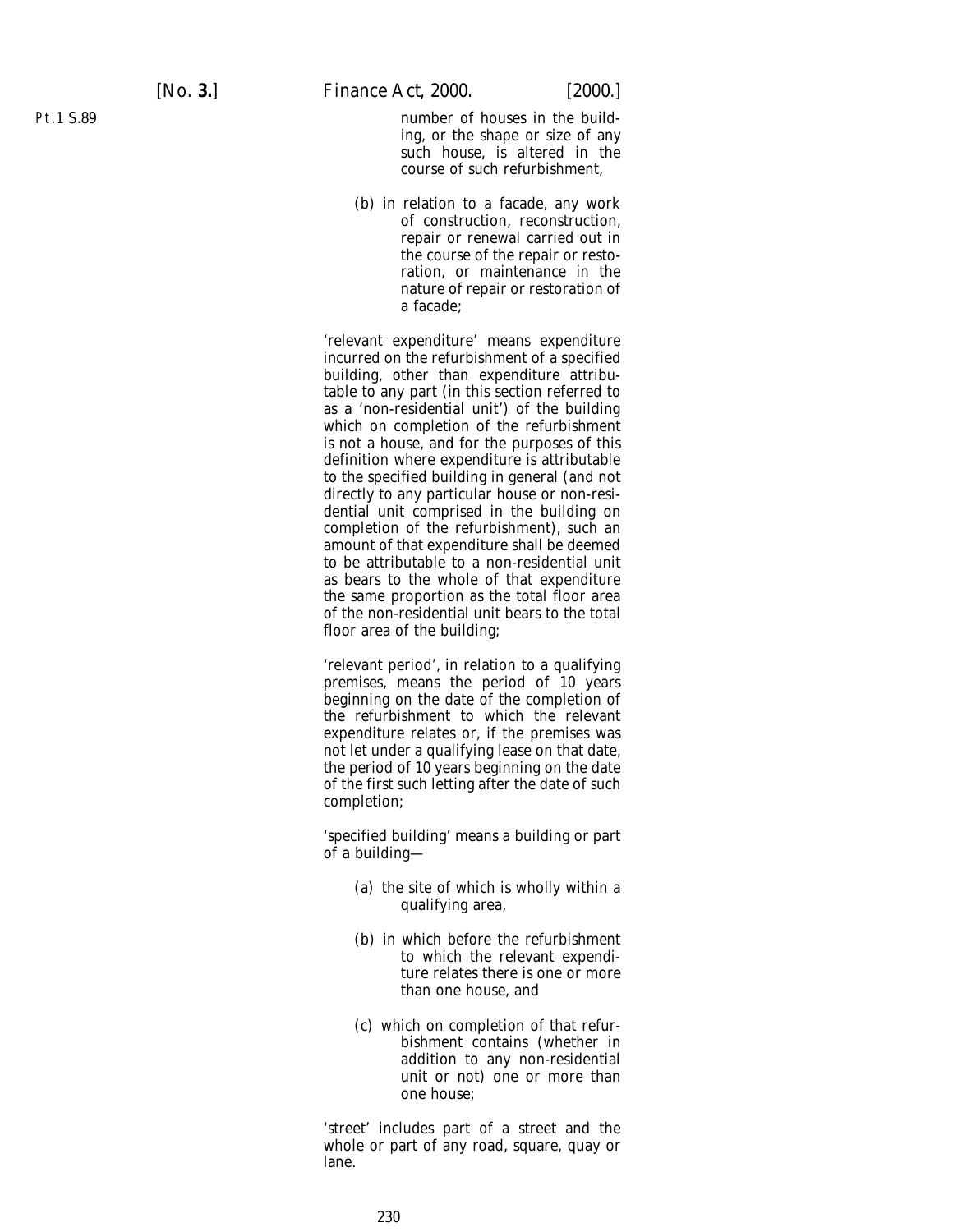number of houses in the building, or the shape or size of any such house, is altered in the course of such refurbishment,

(b) in relation to a facade, any work of construction, reconstruction, repair or renewal carried out in the course of the repair or restoration, or maintenance in the nature of repair or restoration of a facade;

'relevant expenditure' means expenditure incurred on the refurbishment of a specified building, other than expenditure attributable to any part (in this section referred to as a 'non-residential unit') of the building which on completion of the refurbishment is not a house, and for the purposes of this definition where expenditure is attributable to the specified building in general (and not directly to any particular house or non-residential unit comprised in the building on completion of the refurbishment), such an amount of that expenditure shall be deemed to be attributable to a non-residential unit as bears to the whole of that expenditure the same proportion as the total floor area of the non-residential unit bears to the total floor area of the building;

'relevant period', in relation to a qualifying premises, means the period of 10 years beginning on the date of the completion of the refurbishment to which the relevant expenditure relates or, if the premises was not let under a qualifying lease on that date, the period of 10 years beginning on the date of the first such letting after the date of such completion;

'specified building' means a building or part of a building—

(a) the site of which is wholly within a qualifying area,

(b) in which before the refurbishment to which the relevant expenditure relates there is one or more than one house, and

(c) which on completion of that refurbishment contains (whether in addition to any non-residential unit or not) one or more than one house;

'street' includes part of a street and the whole or part of any road, square, quay or lane.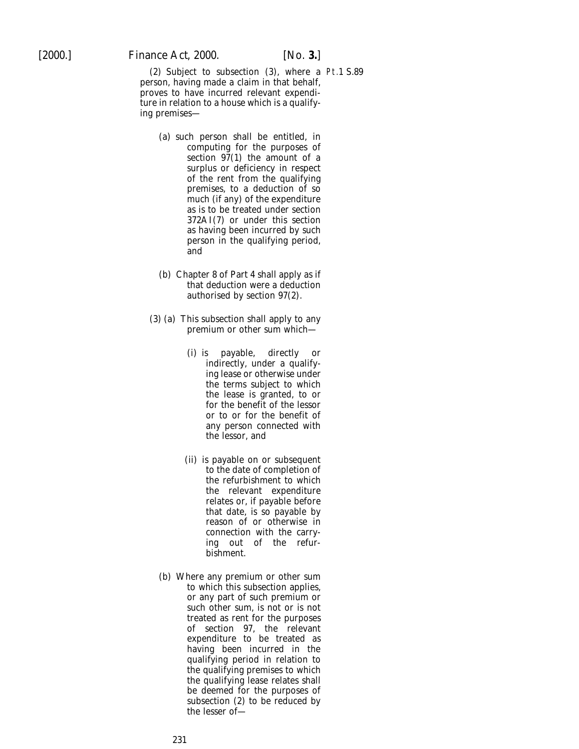(2) Subject to subsection (3), where a person, having made a claim in that behalf, proves to have incurred relevant expenditure in relation to a house which is a qualifying premises—

Pt.1 S.89

(a) such person shall be entitled, in computing for the purposes of section 97(1) the amount of a surplus or deficiency in respect of the rent from the qualifying premises, to a deduction of so much (if any) of the expenditure as is to be treated under section 372AI(7) or under this section as having been incurred by such person in the qualifying period, and

(b) Chapter 8 of Part 4 shall apply as if that deduction were a deduction authorised by section 97(2).

(3) (a) This subsection shall apply to any premium or other sum which—

(i) is payable, directly or indirectly, under a qualifying lease or otherwise under the terms subject to which the lease is granted, to or for the benefit of the lessor or to or for the benefit of any person connected with the lessor, and

(ii) is payable on or subsequent to the date of completion of the refurbishment to which the relevant expenditure relates or, if payable before that date, is so payable by reason of or otherwise in connection with the carrying out of the refurbishment.

(b) Where any premium or other sum to which this subsection applies, or any part of such premium or such other sum, is not or is not treated as rent for the purposes of section 97, the relevant expenditure to be treated as having been incurred in the qualifying period in relation to the qualifying premises to which the qualifying lease relates shall be deemed for the purposes of subsection (2) to be reduced by the lesser of—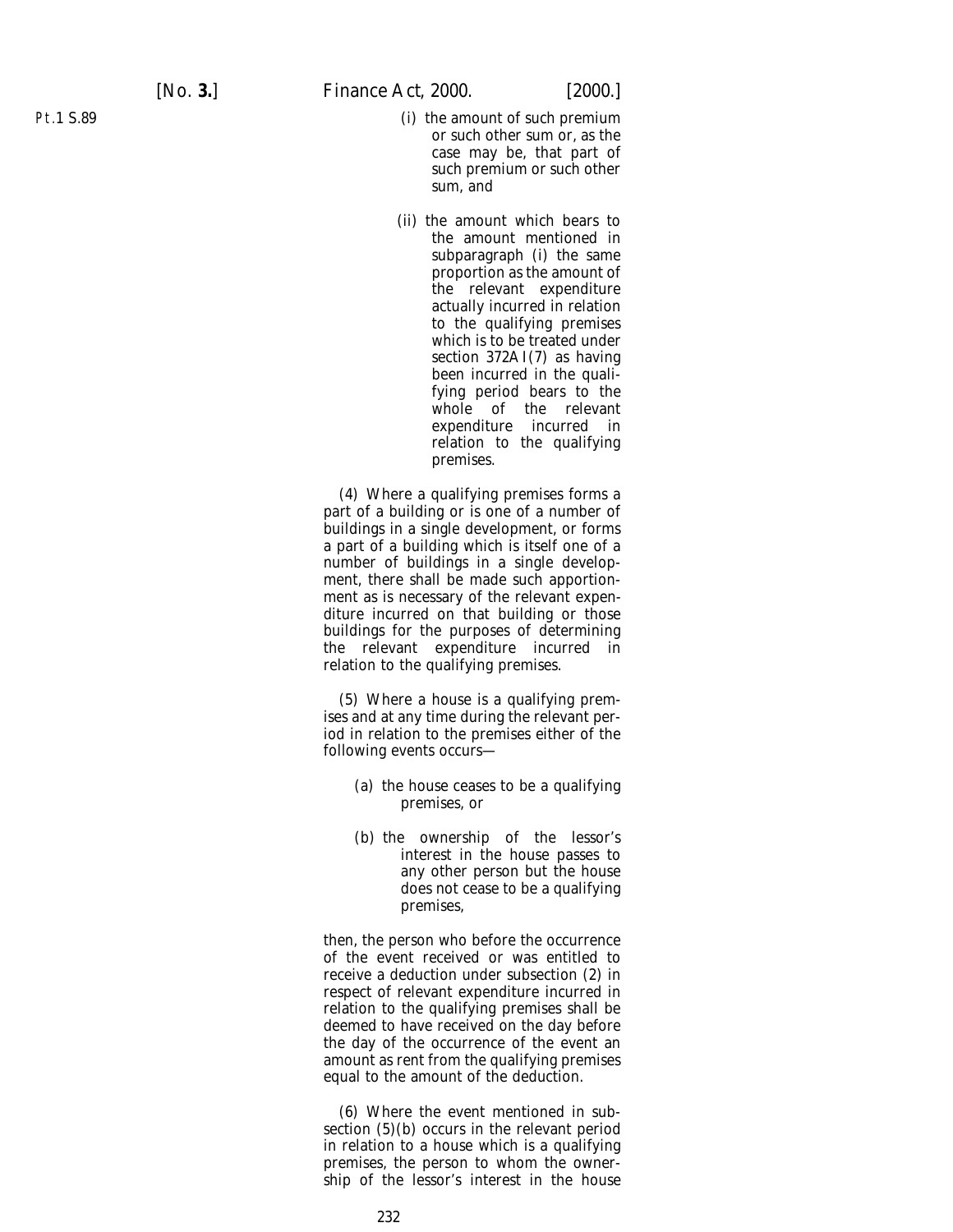(i) the amount of such premium or such other sum or, as the case may be, that part of such premium or such other sum, and

(ii) the amount which bears to the amount mentioned in subparagraph (i) the same proportion as the amount of the relevant expenditure actually incurred in relation to the qualifying premises which is to be treated under section 372AI(7) as having been incurred in the qualifying period bears to the whole of the relevant expenditure incurred in relation to the qualifying premises.

(4) Where a qualifying premises forms a part of a building or is one of a number of buildings in a single development, or forms a part of a building which is itself one of a number of buildings in a single development, there shall be made such apportionment as is necessary of the relevant expenditure incurred on that building or those buildings for the purposes of determining the relevant expenditure incurred in relation to the qualifying premises.

(5) Where a house is a qualifying premises and at any time during the relevant period in relation to the premises either of the following events occurs—

(a) the house ceases to be a qualifying premises, or

(b) the ownership of the lessor's interest in the house passes to any other person but the house does not cease to be a qualifying premises,

then, the person who before the occurrence of the event received or was entitled to receive a deduction under subsection (2) in respect of relevant expenditure incurred in relation to the qualifying premises shall be deemed to have received on the day before the day of the occurrence of the event an amount as rent from the qualifying premises equal to the amount of the deduction.

(6) Where the event mentioned in subsection (5)(b) occurs in the relevant period in relation to a house which is a qualifying premises, the person to whom the ownership of the lessor's interest in the house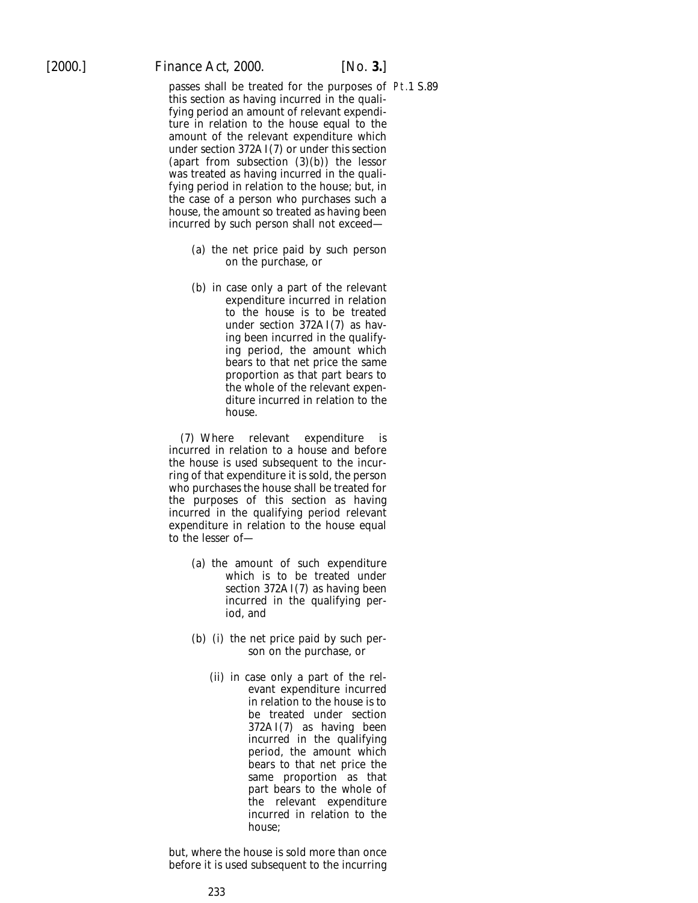passes shall be treated for the purposes of this section as having incurred in the qualifying period an amount of relevant expenditure in relation to the house equal to the amount of the relevant expenditure which under section 372AI(7) or under this section (apart from subsection (3)(b)) the lessor was treated as having incurred in the qualifying period in relation to the house; but, in the case of a person who purchases such a house, the amount so treated as having been incurred by such person shall not exceed—

(a) the net price paid by such person on the purchase, or

(b) in case only a part of the relevant expenditure incurred in relation to the house is to be treated under section 372AI(7) as having been incurred in the qualifying period, the amount which bears to that net price the same proportion as that part bears to the whole of the relevant expenditure incurred in relation to the house.

(7) Where relevant expenditure is incurred in relation to a house and before the house is used subsequent to the incurring of that expenditure it is sold, the person who purchases the house shall be treated for the purposes of this section as having incurred in the qualifying period relevant expenditure in relation to the house equal to the lesser of—

(a) the amount of such expenditure which is to be treated under section 372AI(7) as having been incurred in the qualifying period, and

(b) (i) the net price paid by such person on the purchase, or

(ii) in case only a part of the relevant expenditure incurred in relation to the house is to be treated under section 372AI(7) as having been incurred in the qualifying period, the amount which bears to that net price the same proportion as that part bears to the whole of the relevant expenditure incurred in relation to the house;

but, where the house is sold more than once before it is used subsequent to the incurring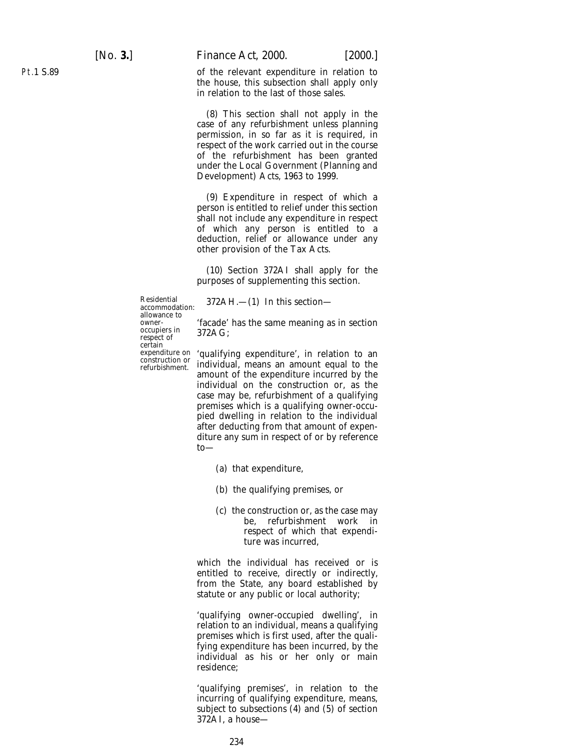of the relevant expenditure in relation to the house, this subsection shall apply only in relation to the last of those sales.

(8) This section shall not apply in the case of any refurbishment unless planning permission, in so far as it is required, in respect of the work carried out in the course of the refurbishment has been granted under the Local Government (Planning and Development) Acts, 1963 to 1999.

(9) Expenditure in respect of which a person is entitled to relief under this section shall not include any expenditure in respect of which any person is entitled to a deduction, relief or allowance under any other provision of the Tax Acts.

(10) Section 372AI shall apply for the purposes of supplementing this section.

Residential accommodation: allowance to owner-occupiers in respect of certain expenditure on construction or refurbishment.

372AH.—(1) In this section—

'facade' has the same meaning as in section 372AG;

'qualifying expenditure', in relation to an individual, means an amount equal to the amount of the expenditure incurred by the individual on the construction or, as the case may be, refurbishment of a qualifying premises which is a qualifying owner-occupied dwelling in relation to the individual after deducting from that amount of expenditure any sum in respect of or by reference to—

(a) that expenditure,

(b) the qualifying premises, or

(c) the construction or, as the case may be, refurbishment work in respect of which that expenditure was incurred,

which the individual has received or is entitled to receive, directly or indirectly, from the State, any board established by statute or any public or local authority;

'qualifying owner-occupied dwelling', in relation to an individual, means a qualifying premises which is first used, after the qualifying expenditure has been incurred, by the individual as his or her only or main residence;

'qualifying premises', in relation to the incurring of qualifying expenditure, means, subject to subsections (4) and (5) of section 372AI, a house—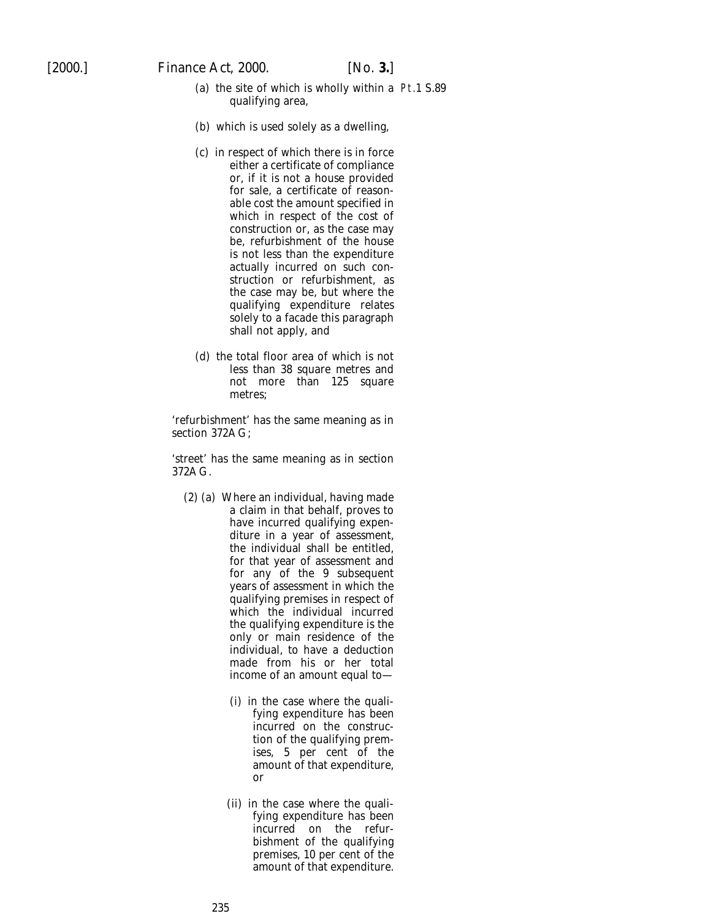(a) the site of which is wholly within a qualifying area,

(b) which is used solely as a dwelling,

(c) in respect of which there is in force either a certificate of compliance or, if it is not a house provided for sale, a certificate of reasonable cost the amount specified in which in respect of the cost of construction or, as the case may be, refurbishment of the house is not less than the expenditure actually incurred on such construction or refurbishment, as the case may be, but where the qualifying expenditure relates solely to a facade this paragraph shall not apply, and

(d) the total floor area of which is not less than 38 square metres and not more than 125 square metres;

'refurbishment' has the same meaning as in section 372AG;

'street' has the same meaning as in section 372AG.

(2) (a) Where an individual, having made a claim in that behalf, proves to have incurred qualifying expenditure in a year of assessment, the individual shall be entitled, for that year of assessment and for any of the 9 subsequent years of assessment in which the qualifying premises in respect of which the individual incurred the qualifying expenditure is the only or main residence of the individual, to have a deduction made from his or her total income of an amount equal to—

(i) in the case where the qualifying expenditure has been incurred on the construction of the qualifying premises, 5 per cent of the amount of that expenditure, or

(ii) in the case where the qualifying expenditure has been incurred on the refurbishment of the qualifying premises, 10 per cent of the amount of that expenditure.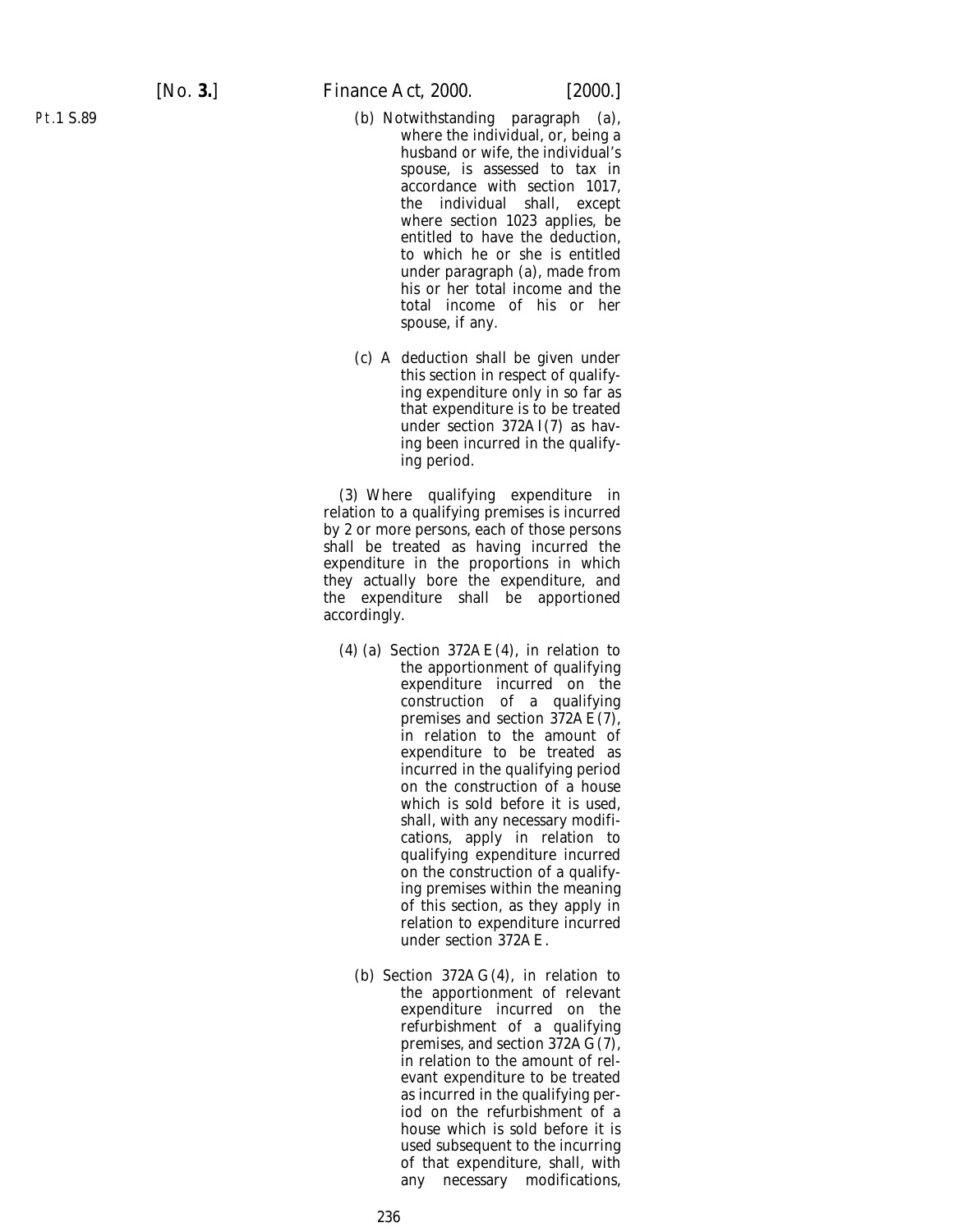(b) Notwithstanding paragraph (*a*), where the individual, or, being a husband or wife, the individual's spouse, is assessed to tax in accordance with section 1017, the individual shall, except where section 1023 applies, be entitled to have the deduction, to which he or she is entitled under paragraph (*a*), made from his or her total income and the total income of his or her spouse, if any.

(c) A deduction shall be given under this section in respect of qualifying expenditure only in so far as that expenditure is to be treated under section 372AI(7) as having been incurred in the qualifying period.

(3) Where qualifying expenditure in relation to a qualifying premises is incurred by 2 or more persons, each of those persons shall be treated as having incurred the expenditure in the proportions in which they actually bore the expenditure, and the expenditure shall be apportioned accordingly.

(4) (a) Section 372AE(4), in relation to the apportionment of qualifying expenditure incurred on the construction of a qualifying premises and section 372AE(7), in relation to the amount of expenditure to be treated as incurred in the qualifying period on the construction of a house which is sold before it is used, shall, with any necessary modifications, apply in relation to qualifying expenditure incurred on the construction of a qualifying premises within the meaning of this section, as they apply in relation to expenditure incurred under section 372AE.

(b) Section 372AG(4), in relation to the apportionment of relevant expenditure incurred on the refurbishment of a qualifying premises, and section 372AG(7), in relation to the amount of relevant expenditure to be treated as incurred in the qualifying period on the refurbishment of a house which is sold before it is used subsequent to the incurring of that expenditure, shall, with any necessary modifications,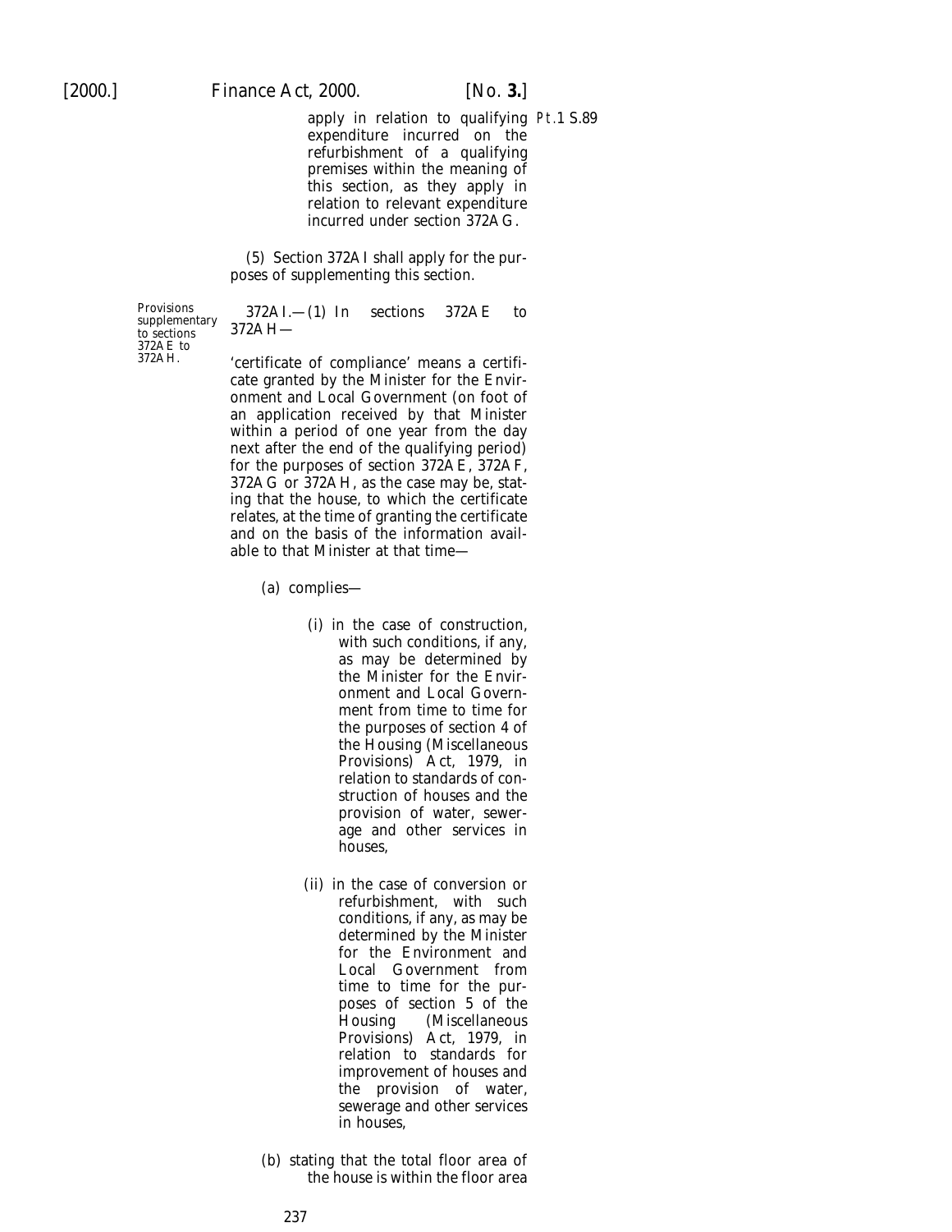apply in relation to qualifying expenditure incurred on the refurbishment of a qualifying premises within the meaning of this section, as they apply in relation to relevant expenditure incurred under section 372AG.

(5) Section 372AI shall apply for the purposes of supplementing this section.

Provisions supplementary to sections 372AE to 372AH.

372AI.—(1) In sections 372AE to 372AH—

'certificate of compliance' means a certificate granted by the Minister for the Environment and Local Government (on foot of an application received by that Minister within a period of one year from the day next after the end of the qualifying period) for the purposes of section 372AE, 372AF, 372AG or 372AH, as the case may be, stating that the house, to which the certificate relates, at the time of granting the certificate and on the basis of the information available to that Minister at that time—

(a) complies—

(i) in the case of construction, with such conditions, if any, as may be determined by the Minister for the Environment and Local Government from time to time for the purposes of section 4 of the Housing (Miscellaneous Provisions) Act, 1979, in relation to standards of construction of houses and the provision of water, sewerage and other services in houses,

(ii) in the case of conversion or refurbishment, with such conditions, if any, as may be determined by the Minister for the Environment and Local Government from time to time for the purposes of section 5 of the Housing (Miscellaneous Provisions) Act, 1979, in relation to standards for improvement of houses and the provision of water, sewerage and other services in houses,

(b) stating that the total floor area of the house is within the floor area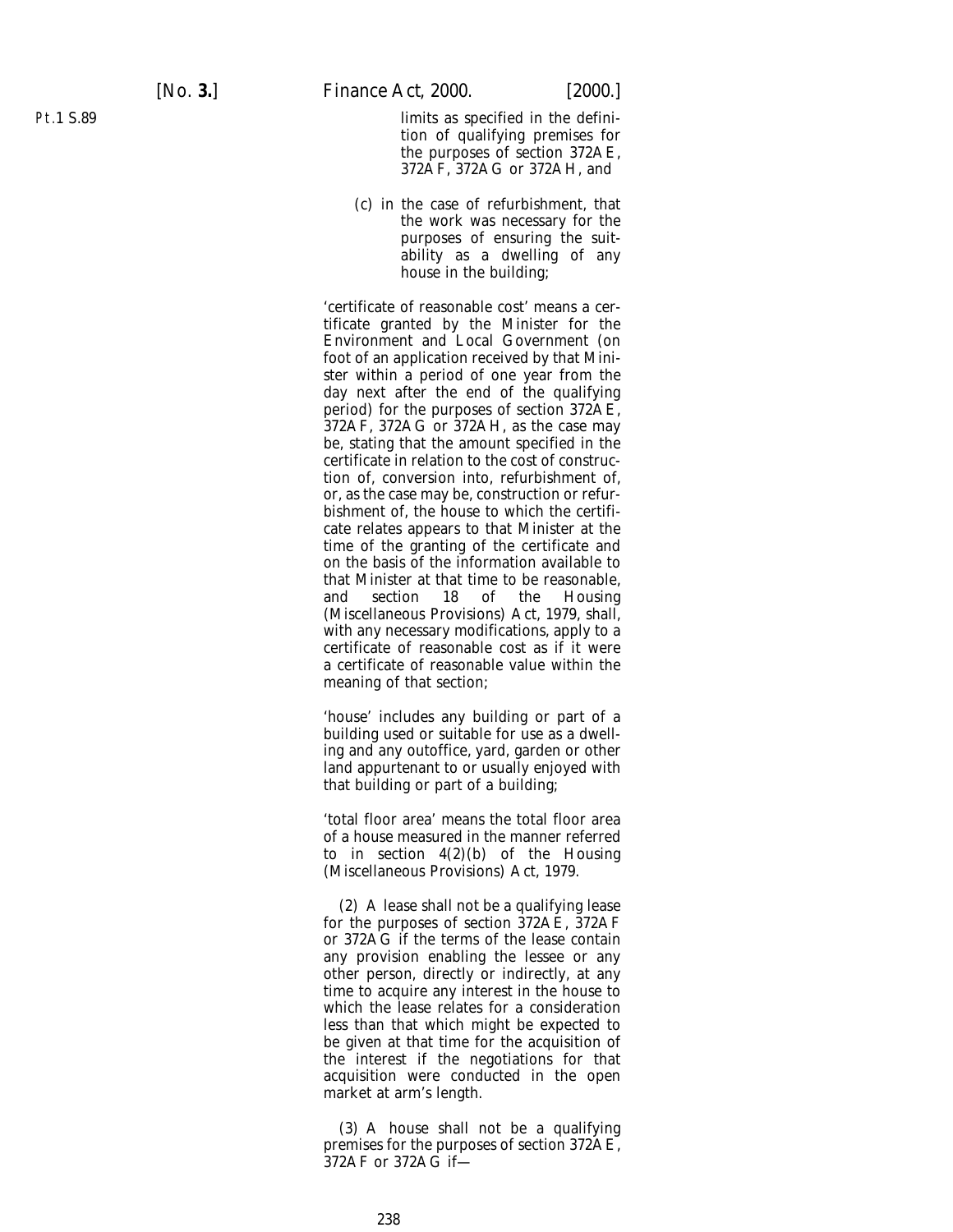limits as specified in the definition of qualifying premises for the purposes of section 372AE, 372AF, 372AG or 372AH, and

(*c*) in the case of refurbishment, that the work was necessary for the purposes of ensuring the suitability as a dwelling of any house in the building;

'certificate of reasonable cost' means a certificate granted by the Minister for the Environment and Local Government (on foot of an application received by that Minister within a period of one year from the day next after the end of the qualifying period) for the purposes of section 372AE, 372AF, 372AG or 372AH, as the case may be, stating that the amount specified in the certificate in relation to the cost of construction of, conversion into, refurbishment of, or, as the case may be, construction or refurbishment of, the house to which the certificate relates appears to that Minister at the time of the granting of the certificate and on the basis of the information available to that Minister at that time to be reasonable, and section 18 of the Housing (Miscellaneous Provisions) Act, 1979, shall, with any necessary modifications, apply to a certificate of reasonable cost as if it were a certificate of reasonable value within the meaning of that section;

'house' includes any building or part of a building used or suitable for use as a dwelling and any outoffice, yard, garden or other land appurtenant to or usually enjoyed with that building or part of a building;

'total floor area' means the total floor area of a house measured in the manner referred to in section 4(2)(*b*) of the Housing (Miscellaneous Provisions) Act, 1979.

(2) A lease shall not be a qualifying lease for the purposes of section 372AE, 372AF or 372AG if the terms of the lease contain any provision enabling the lessee or any other person, directly or indirectly, at any time to acquire any interest in the house to which the lease relates for a consideration less than that which might be expected to be given at that time for the acquisition of the interest if the negotiations for that acquisition were conducted in the open market at arm's length.

(3) A house shall not be a qualifying premises for the purposes of section 372AE, 372AF or 372AG if—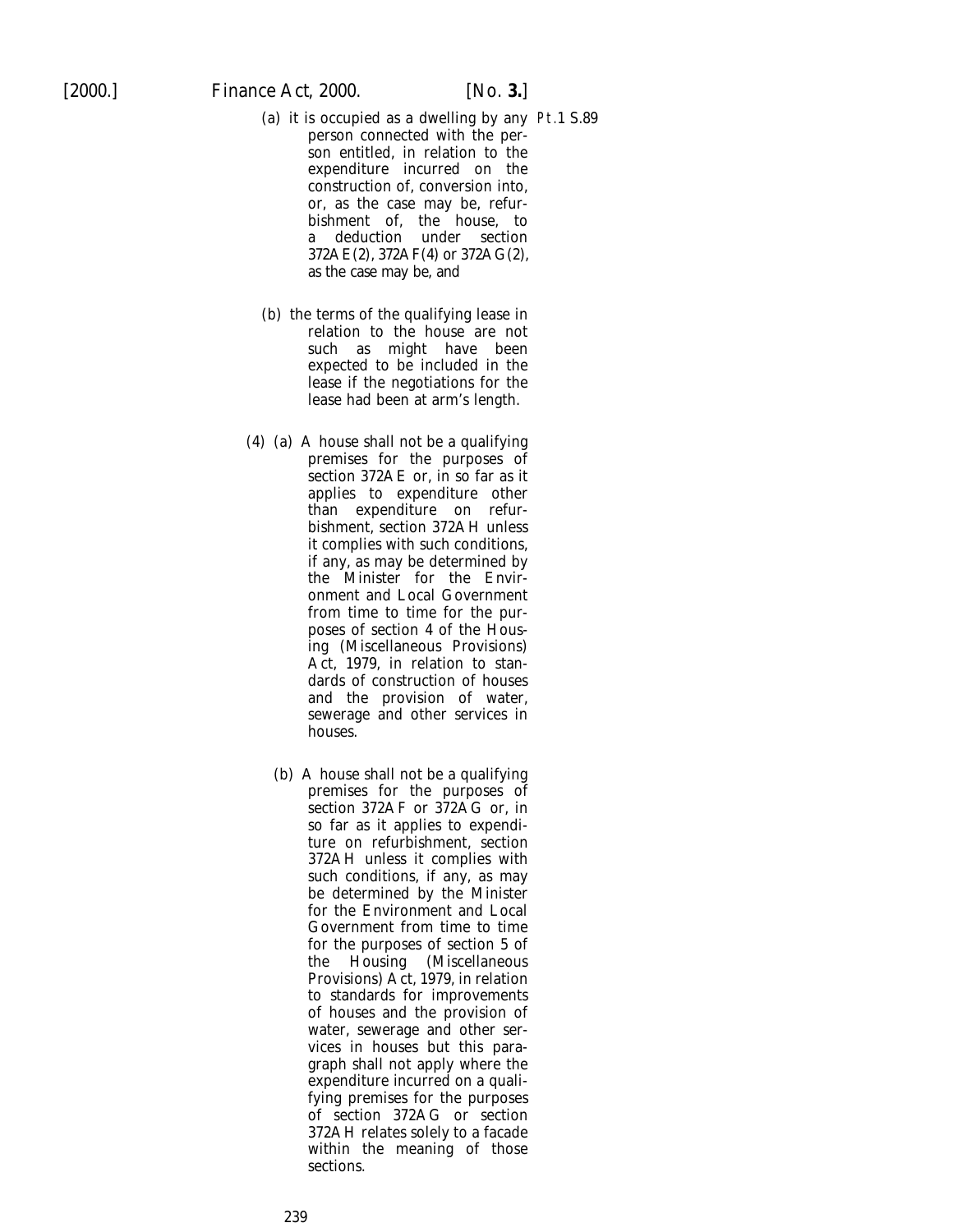(a) it is occupied as a dwelling by any person connected with the person entitled, in relation to the expenditure incurred on the construction of, conversion into, or, as the case may be, refurbishment of, the house, to a deduction under section 372AE(2), 372AF(4) or 372AG(2), as the case may be, and

(b) the terms of the qualifying lease in relation to the house are not such as might have been expected to be included in the lease if the negotiations for the lease had been at arm's length.

(4) (a) A house shall not be a qualifying premises for the purposes of section 372AE or, in so far as it applies to expenditure other than expenditure on refurbishment, section 372AH unless it complies with such conditions, if any, as may be determined by the Minister for the Environment and Local Government from time to time for the purposes of section 4 of the Housing (Miscellaneous Provisions) Act, 1979, in relation to standards of construction of houses and the provision of water, sewerage and other services in houses.

(b) A house shall not be a qualifying premises for the purposes of section 372AF or 372AG or, in so far as it applies to expenditure on refurbishment, section 372AH unless it complies with such conditions, if any, as may be determined by the Minister for the Environment and Local Government from time to time for the purposes of section 5 of the Housing (Miscellaneous Provisions) Act, 1979, in relation to standards for improvements of houses and the provision of water, sewerage and other services in houses but this paragraph shall not apply where the expenditure incurred on a qualifying premises for the purposes of section 372AG or section 372AH relates solely to a facade within the meaning of those sections.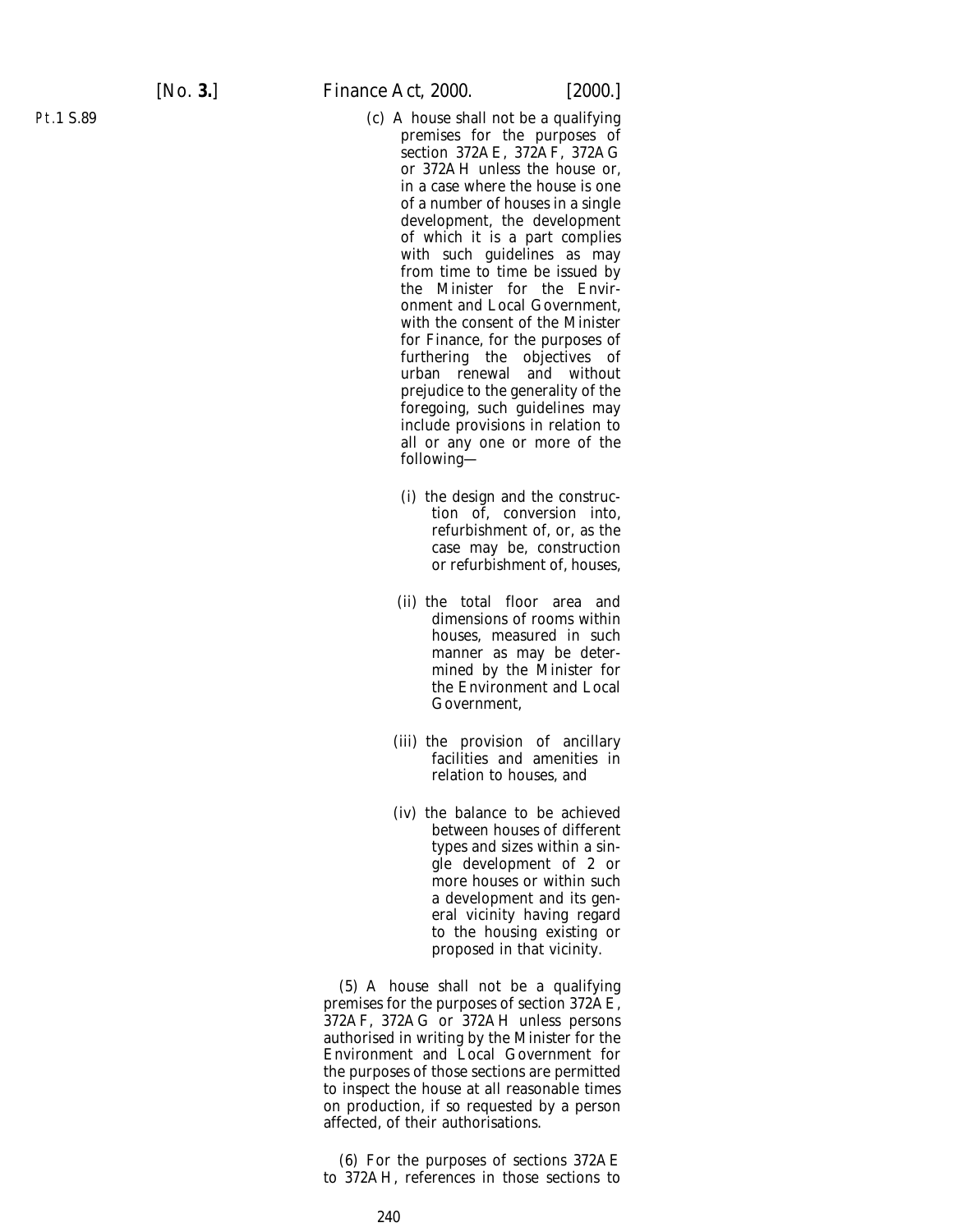(c) A house shall not be a qualifying premises for the purposes of section 372AE, 372AF, 372AG or 372AH unless the house or, in a case where the house is one of a number of houses in a single development, the development of which it is a part complies with such guidelines as may from time to time be issued by the Minister for the Environment and Local Government, with the consent of the Minister for Finance, for the purposes of furthering the objectives of urban renewal and without prejudice to the generality of the foregoing, such guidelines may include provisions in relation to all or any one or more of the following—

(i) the design and the construction of, conversion into, refurbishment of, or, as the case may be, construction or refurbishment of, houses,

(ii) the total floor area and dimensions of rooms within houses, measured in such manner as may be determined by the Minister for the Environment and Local Government,

(iii) the provision of ancillary facilities and amenities in relation to houses, and

(iv) the balance to be achieved between houses of different types and sizes within a single development of 2 or more houses or within such a development and its general vicinity having regard to the housing existing or proposed in that vicinity.

(5) A house shall not be a qualifying premises for the purposes of section 372AE, 372AF, 372AG or 372AH unless persons authorised in writing by the Minister for the Environment and Local Government for the purposes of those sections are permitted to inspect the house at all reasonable times on production, if so requested by a person affected, of their authorisations.

(6) For the purposes of sections 372AE to 372AH, references in those sections to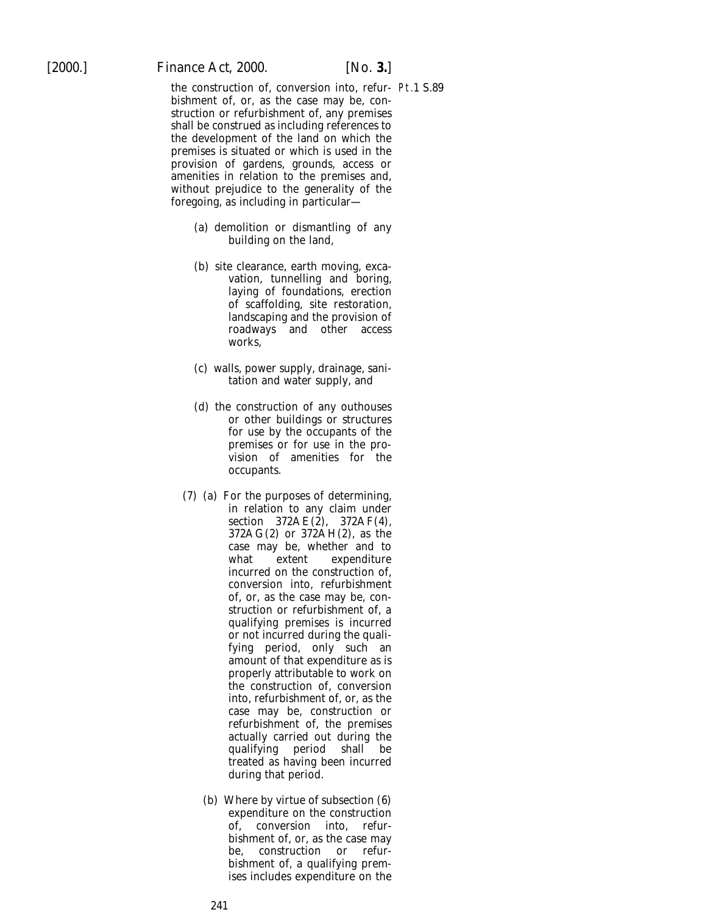the construction of, conversion into, refurbishment of, or, as the case may be, construction or refurbishment of, any premises shall be construed as including references to the development of the land on which the premises is situated or which is used in the provision of gardens, grounds, access or amenities in relation to the premises and, without prejudice to the generality of the foregoing, as including in particular—

(a) demolition or dismantling of any building on the land,

(b) site clearance, earth moving, excavation, tunnelling and boring, laying of foundations, erection of scaffolding, site restoration, landscaping and the provision of roadways and other access works,

(c) walls, power supply, drainage, sanitation and water supply, and

(d) the construction of any outhouses or other buildings or structures for use by the occupants of the premises or for use in the provision of amenities for the occupants.

(7) (a) For the purposes of determining, in relation to any claim under section 372AE(2), 372AF(4), 372AG(2) or 372AH(2), as the case may be, whether and to what extent expenditure incurred on the construction of, conversion into, refurbishment of, or, as the case may be, construction or refurbishment of, a qualifying premises is incurred or not incurred during the qualifying period, only such an amount of that expenditure as is properly attributable to work on the construction of, conversion into, refurbishment of, or, as the case may be, construction or refurbishment of, the premises actually carried out during the qualifying period shall be treated as having been incurred during that period.

(b) Where by virtue of subsection (6) expenditure on the construction of, conversion into, refurbishment of, or, as the case may be, construction or refurbishment of, a qualifying premises includes expenditure on the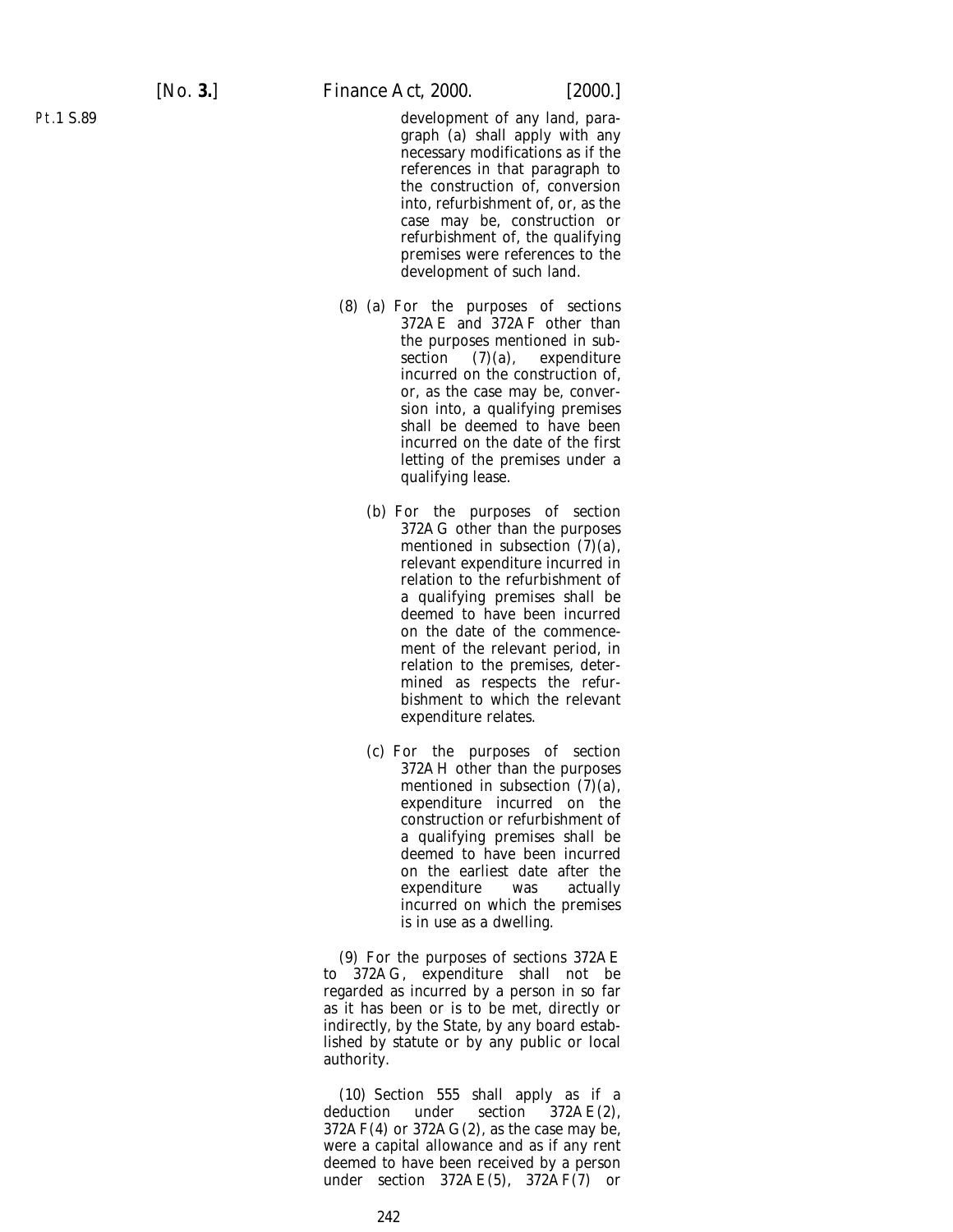development of any land, paragraph (a) shall apply with any necessary modifications as if the references in that paragraph to the construction of, conversion into, refurbishment of, or, as the case may be, construction or refurbishment of, the qualifying premises were references to the development of such land.

(8) (a) For the purposes of sections 372AE and 372AF other than the purposes mentioned in subsection (7)(a), expenditure incurred on the construction of, or, as the case may be, conversion into, a qualifying premises shall be deemed to have been incurred on the date of the first letting of the premises under a qualifying lease.

(b) For the purposes of section 372AG other than the purposes mentioned in subsection (7)(a), relevant expenditure incurred in relation to the refurbishment of a qualifying premises shall be deemed to have been incurred on the date of the commencement of the relevant period, in relation to the premises, determined as respects the refurbishment to which the relevant expenditure relates.

(c) For the purposes of section 372AH other than the purposes mentioned in subsection (7)(a), expenditure incurred on the construction or refurbishment of a qualifying premises shall be deemed to have been incurred on the earliest date after the expenditure was actually incurred on which the premises is in use as a dwelling.

(9) For the purposes of sections 372AE to 372AG, expenditure shall not be regarded as incurred by a person in so far as it has been or is to be met, directly or indirectly, by the State, by any board established by statute or by any public or local authority.

(10) Section 555 shall apply as if a deduction under section 372AE(2), 372AF(4) or 372AG(2), as the case may be, were a capital allowance and as if any rent deemed to have been received by a person under section 372AE(5), 372AF(7) or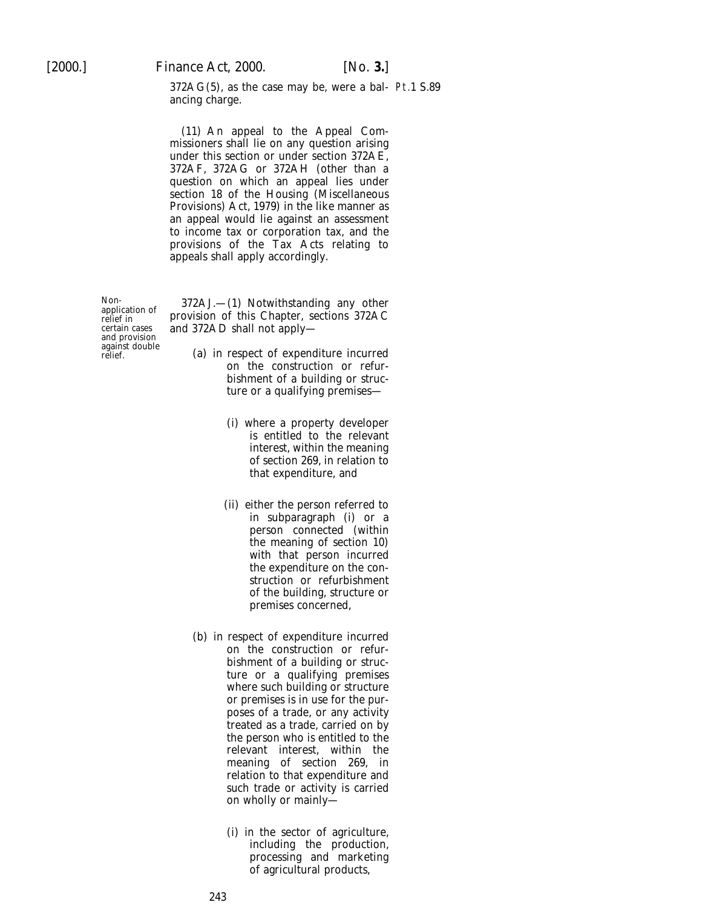372AG(5), as the case may be, were a balancing charge.

(11) An appeal to the Appeal Commissioners shall lie on any question arising under this section or under section 372AE, 372AF, 372AG or 372AH (other than a question on which an appeal lies under section 18 of the Housing (Miscellaneous Provisions) Act, 1979) in the like manner as an appeal would lie against an assessment to income tax or corporation tax, and the provisions of the Tax Acts relating to appeals shall apply accordingly.

*Non-application of relief in certain cases and provision against double relief.*

372AJ.—(1) Notwithstanding any other provision of this Chapter, sections 372AC and 372AD shall not apply—

(*a*) in respect of expenditure incurred on the construction or refurbishment of a building or structure or a qualifying premises—

(i) where a property developer is entitled to the relevant interest, within the meaning of section 269, in relation to that expenditure, and

(ii) either the person referred to in subparagraph (i) or a person connected (within the meaning of section 10) with that person incurred the expenditure on the construction or refurbishment of the building, structure or premises concerned,

(*b*) in respect of expenditure incurred on the construction or refurbishment of a building or structure or a qualifying premises where such building or structure or premises is in use for the purposes of a trade, or any activity treated as a trade, carried on by the person who is entitled to the relevant interest, within the meaning of section 269, in relation to that expenditure and such trade or activity is carried on wholly or mainly—

(i) in the sector of agriculture, including the production, processing and marketing of agricultural products,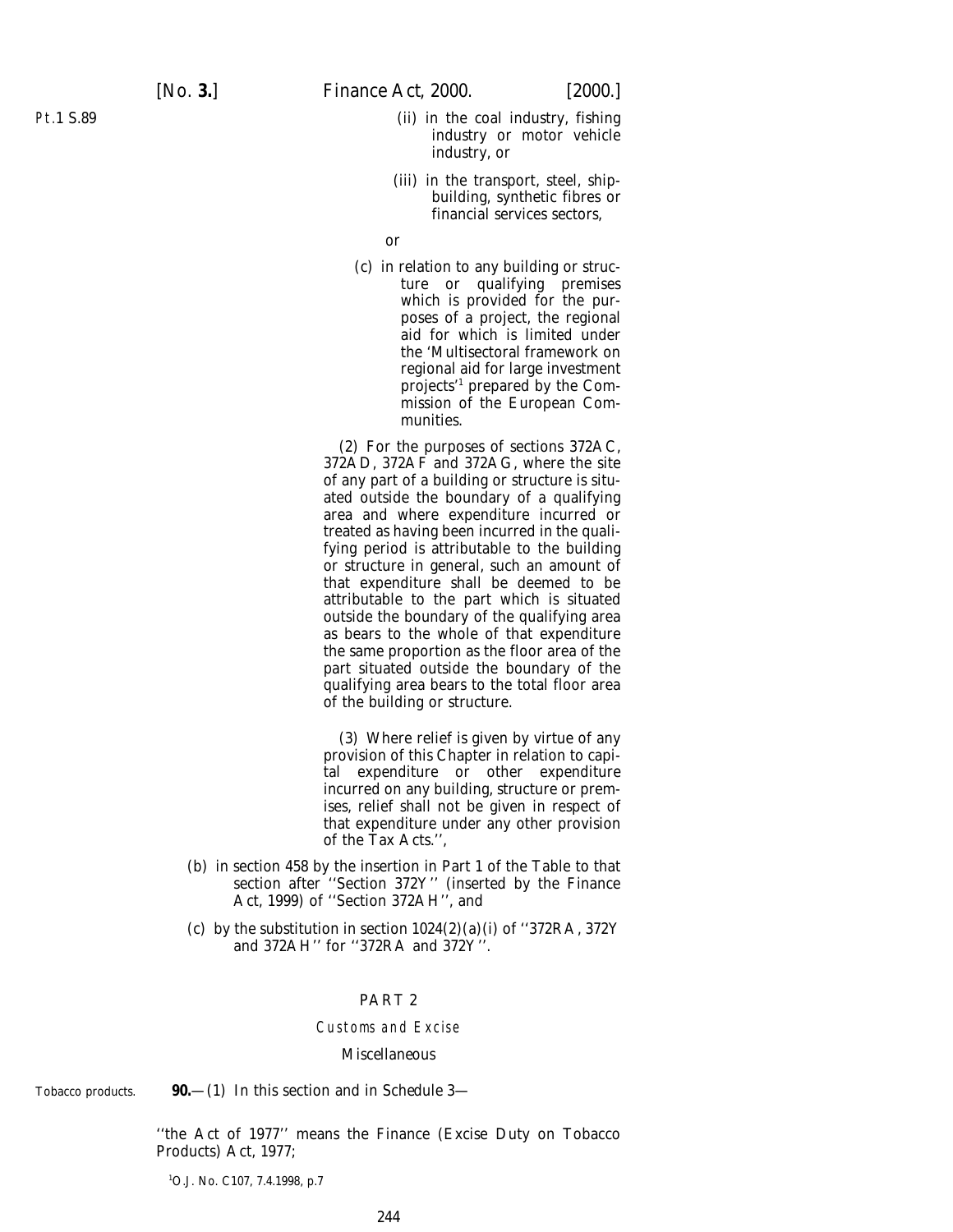(ii) in the coal industry, fishing industry or motor vehicle industry, or

(iii) in the transport, steel, ship-building, synthetic fibres or financial services sectors,

or

(c) in relation to any building or structure or qualifying premises which is provided for the purposes of a project, the regional aid for which is limited under the 'Multisectoral framework on regional aid for large investment projects'[1] prepared by the Commission of the European Communities.

(2) For the purposes of sections 372AC, 372AD, 372AF and 372AG, where the site of any part of a building or structure is situated outside the boundary of a qualifying area and where expenditure incurred or treated as having been incurred in the qualifying period is attributable to the building or structure in general, such an amount of that expenditure shall be deemed to be attributable to the part which is situated outside the boundary of the qualifying area as bears to the whole of that expenditure the same proportion as the floor area of the part situated outside the boundary of the qualifying area bears to the total floor area of the building or structure.

(3) Where relief is given by virtue of any provision of this Chapter in relation to capital expenditure or other expenditure incurred on any building, structure or premises, relief shall not be given in respect of that expenditure under any other provision of the Tax Acts.'',

(b) in section 458 by the insertion in Part 1 of the Table to that section after ''Section 372Y'' (inserted by the Finance Act, 1999) of ''Section 372AH'', and

(c) by the substitution in section 1024(2)(a)(i) of ''372RA, 372Y and 372AH'' for ''372RA and 372Y''.

## PART 2

### Customs and Excise

#### Miscellaneous

Tobacco products.

**90.**—(1) In this section and in Schedule 3—

''the Act of 1977'' means the Finance (Excise Duty on Tobacco Products) Act, 1977;

[1] O.J. No. C107, 7.4.1998, p.7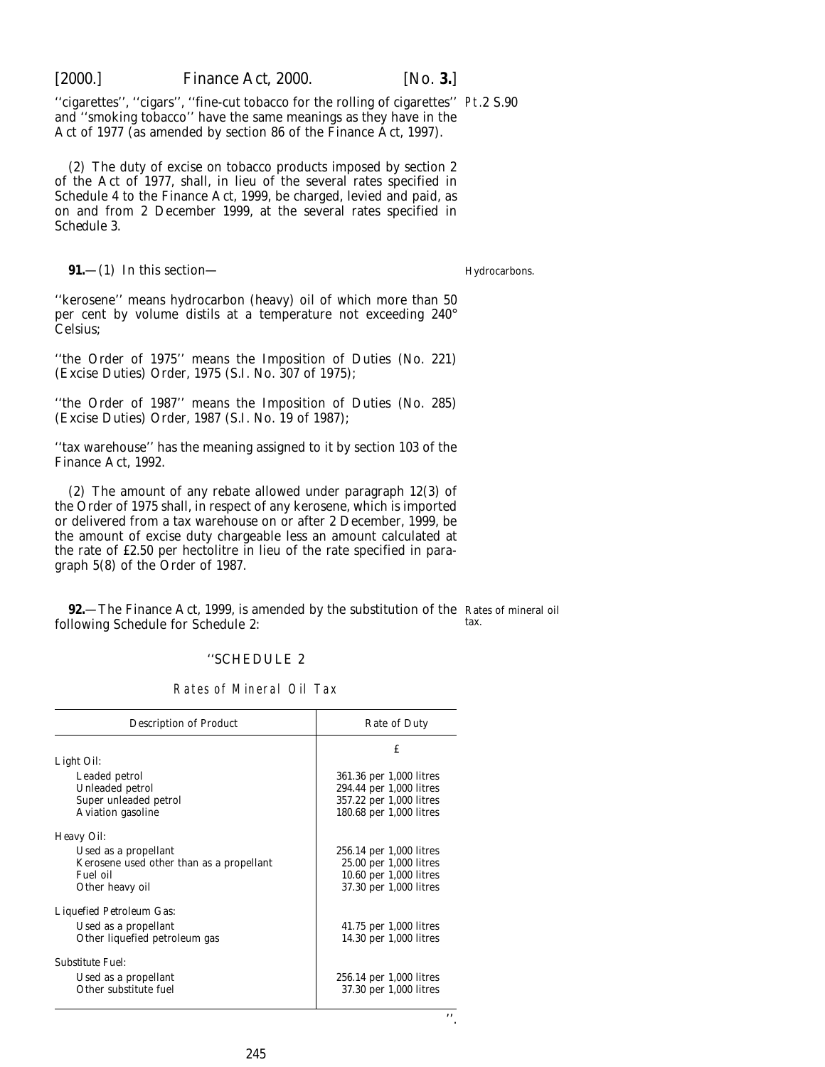''cigarettes'', ''cigars'', ''fine-cut tobacco for the rolling of cigarettes'' and ''smoking tobacco'' have the same meanings as they have in the Act of 1977 (as amended by section 86 of the Finance Act, 1997).

(2) The duty of excise on tobacco products imposed by section 2 of the Act of 1977, shall, in lieu of the several rates specified in Schedule 4 to the Finance Act, 1999, be charged, levied and paid, as on and from 2 December 1999, at the several rates specified in Schedule 3.

Hydrocarbons.

**91.**—(1) In this section—

''kerosene'' means hydrocarbon (heavy) oil of which more than 50 per cent by volume distils at a temperature not exceeding 240° Celsius;

''the Order of 1975'' means the Imposition of Duties (No. 221) (Excise Duties) Order, 1975 (S.I. No. 307 of 1975);

''the Order of 1987'' means the Imposition of Duties (No. 285) (Excise Duties) Order, 1987 (S.I. No. 19 of 1987);

''tax warehouse'' has the meaning assigned to it by section 103 of the Finance Act, 1992.

(2) The amount of any rebate allowed under paragraph 12(3) of the Order of 1975 shall, in respect of any kerosene, which is imported or delivered from a tax warehouse on or after 2 December, 1999, be the amount of excise duty chargeable less an amount calculated at the rate of £2.50 per hectolitre in lieu of the rate specified in paragraph 5(8) of the Order of 1987.

Rates of mineral oil tax.

**92.**—The Finance Act, 1999, is amended by the substitution of the following Schedule for Schedule 2:

''SCHEDULE 2

Rates of Mineral Oil Tax

| Description of Product | Rate of Duty |
|---|---|
| | £ |
| Light Oil: | |
| Leaded petrol | 361.36 per 1,000 litres |
| Unleaded petrol | 294.44 per 1,000 litres |
| Super unleaded petrol | 357.22 per 1,000 litres |
| Aviation gasoline | 180.68 per 1,000 litres |
| Heavy Oil: | |
| Used as a propellant | 256.14 per 1,000 litres |
| Kerosene used other than as a propellant | 25.00 per 1,000 litres |
| Fuel oil | 10.60 per 1,000 litres |
| Other heavy oil | 37.30 per 1,000 litres |
| Liquefied Petroleum Gas: | |
| Used as a propellant | 41.75 per 1,000 litres |
| Other liquefied petroleum gas | 14.30 per 1,000 litres |
| Substitute Fuel: | |
| Used as a propellant | 256.14 per 1,000 litres |
| Other substitute fuel | 37.30 per 1,000 litres |

''.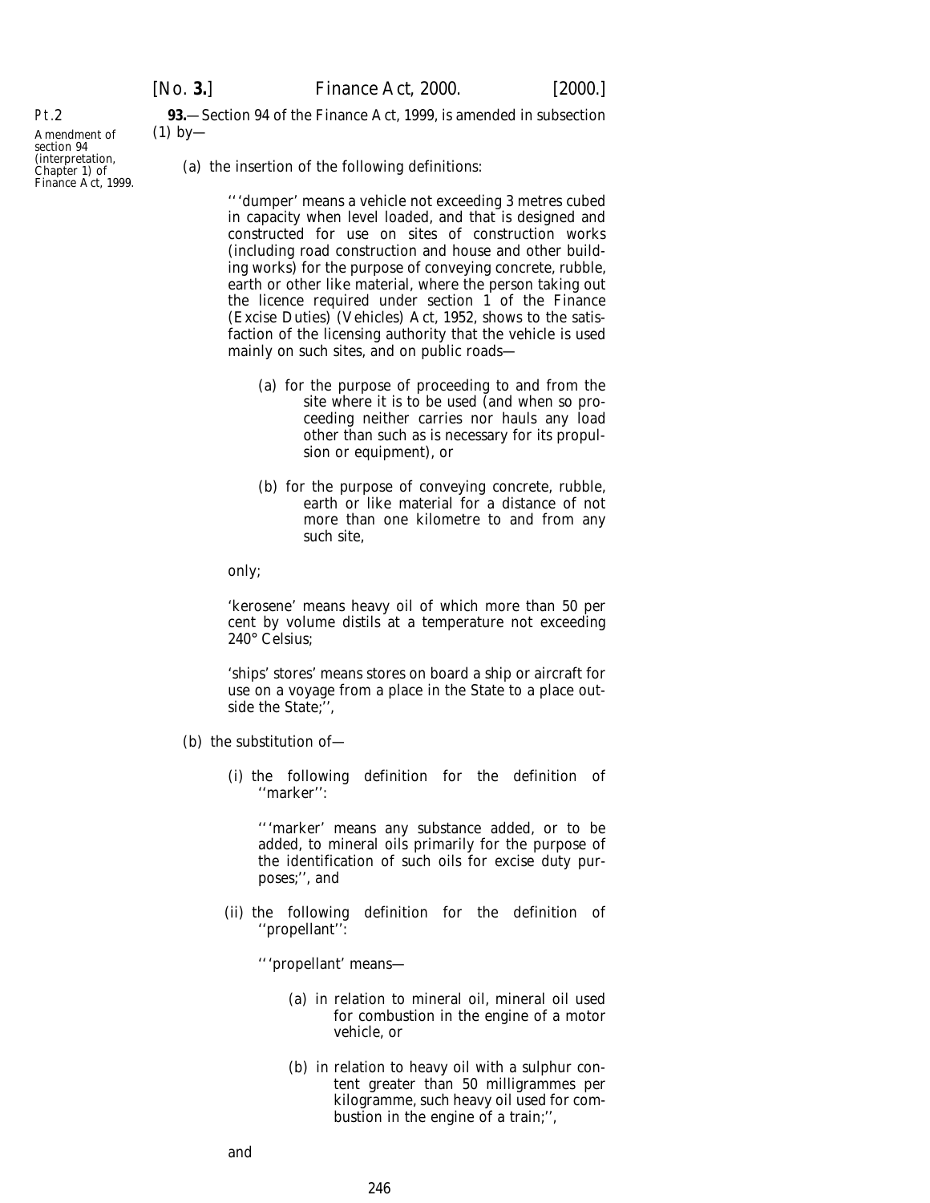Pt.2

Amendment of section 94 (interpretation, Chapter 1) of Finance Act, 1999.

**93.**—Section 94 of the Finance Act, 1999, is amended in subsection (1) by—

(*a*) the insertion of the following definitions:

‘‘‘dumper’ means a vehicle not exceeding 3 metres cubed in capacity when level loaded, and that is designed and constructed for use on sites of construction works (including road construction and house and other building works) for the purpose of conveying concrete, rubble, earth or other like material, where the person taking out the licence required under section 1 of the Finance (Excise Duties) (Vehicles) Act, 1952, shows to the satisfaction of the licensing authority that the vehicle is used mainly on such sites, and on public roads—

(*a*) for the purpose of proceeding to and from the site where it is to be used (and when so proceeding neither carries nor hauls any load other than such as is necessary for its propulsion or equipment), or

(*b*) for the purpose of conveying concrete, rubble, earth or like material for a distance of not more than one kilometre to and from any such site,

only;

‘kerosene’ means heavy oil of which more than 50 per cent by volume distils at a temperature not exceeding 240° Celsius;

‘ships' stores’ means stores on board a ship or aircraft for use on a voyage from a place in the State to a place outside the State;’’,

(*b*) the substitution of—

(i) the following definition for the definition of ‘‘marker’’:

‘‘‘marker’ means any substance added, or to be added, to mineral oils primarily for the purpose of the identification of such oils for excise duty purposes;’’, and

(ii) the following definition for the definition of ‘‘propellant’’:

‘‘‘propellant’ means—

(*a*) in relation to mineral oil, mineral oil used for combustion in the engine of a motor vehicle, or

(*b*) in relation to heavy oil with a sulphur content greater than 50 milligrammes per kilogramme, such heavy oil used for combustion in the engine of a train;’’,

and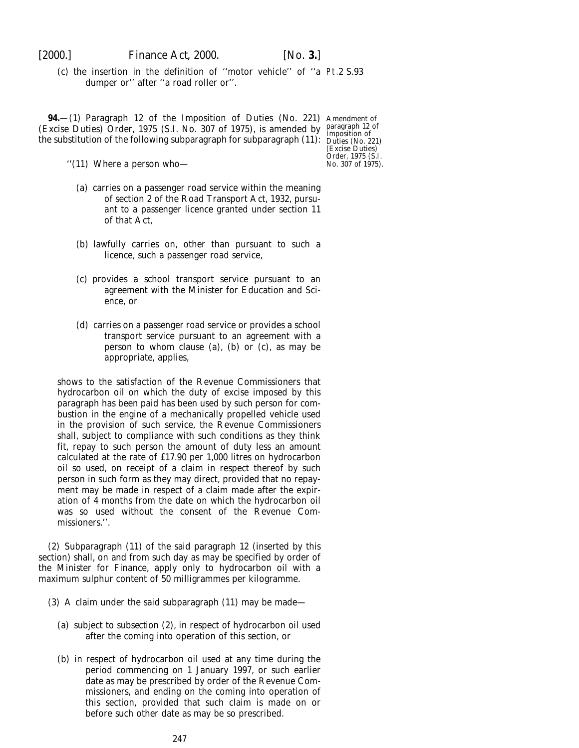(*c*) the insertion in the definition of ''motor vehicle'' of ''a dumper or'' after ''a road roller or''.

Pt.2 S.93

**94.**—(1) Paragraph 12 of the Imposition of Duties (No. 221) (Excise Duties) Order, 1975 (S.I. No. 307 of 1975), is amended by the substitution of the following subparagraph for subparagraph (11):

Amendment of paragraph 12 of Imposition of Duties (No. 221) (Excise Duties) Order, 1975 (S.I. No. 307 of 1975).

''(11) Where a person who—

(*a*) carries on a passenger road service within the meaning of section 2 of the Road Transport Act, 1932, pursuant to a passenger licence granted under section 11 of that Act,

(*b*) lawfully carries on, other than pursuant to such a licence, such a passenger road service,

(*c*) provides a school transport service pursuant to an agreement with the Minister for Education and Science, or

(*d*) carries on a passenger road service or provides a school transport service pursuant to an agreement with a person to whom clause (*a*), (*b*) or (*c*), as may be appropriate, applies,

shows to the satisfaction of the Revenue Commissioners that hydrocarbon oil on which the duty of excise imposed by this paragraph has been paid has been used by such person for combustion in the engine of a mechanically propelled vehicle used in the provision of such service, the Revenue Commissioners shall, subject to compliance with such conditions as they think fit, repay to such person the amount of duty less an amount calculated at the rate of £17.90 per 1,000 litres on hydrocarbon oil so used, on receipt of a claim in respect thereof by such person in such form as they may direct, provided that no repayment may be made in respect of a claim made after the expiration of 4 months from the date on which the hydrocarbon oil was so used without the consent of the Revenue Commissioners.''.

(2) Subparagraph (11) of the said paragraph 12 (inserted by this section) shall, on and from such day as may be specified by order of the Minister for Finance, apply only to hydrocarbon oil with a maximum sulphur content of 50 milligrammes per kilogramme.

(3) A claim under the said subparagraph (11) may be made—

(*a*) subject to *subsection (2)*, in respect of hydrocarbon oil used after the coming into operation of this section, or

(*b*) in respect of hydrocarbon oil used at any time during the period commencing on 1 January 1997, or such earlier date as may be prescribed by order of the Revenue Commissioners, and ending on the coming into operation of this section, provided that such claim is made on or before such other date as may be so prescribed.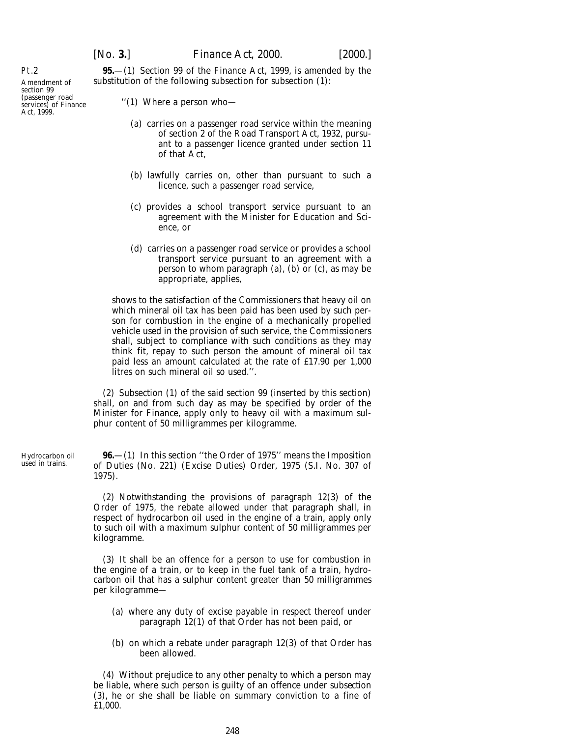Pt.2

Amendment of section 99 (passenger road services) of Finance Act, 1999.

**95.**—(1) Section 99 of the Finance Act, 1999, is amended by the substitution of the following subsection for subsection (1):

> ''(1) Where a person who—
>
> (*a*) carries on a passenger road service within the meaning of section 2 of the Road Transport Act, 1932, pursuant to a passenger licence granted under section 11 of that Act,
>
> (*b*) lawfully carries on, other than pursuant to such a licence, such a passenger road service,
>
> (*c*) provides a school transport service pursuant to an agreement with the Minister for Education and Science, or
>
> (*d*) carries on a passenger road service or provides a school transport service pursuant to an agreement with a person to whom paragraph (*a*), (*b*) or (*c*), as may be appropriate, applies,
>
> shows to the satisfaction of the Commissioners that heavy oil on which mineral oil tax has been paid has been used by such person for combustion in the engine of a mechanically propelled vehicle used in the provision of such service, the Commissioners shall, subject to compliance with such conditions as they may think fit, repay to such person the amount of mineral oil tax paid less an amount calculated at the rate of £17.90 per 1,000 litres on such mineral oil so used.''.

(2) Subsection (1) of the said section 99 (inserted by this section) shall, on and from such day as may be specified by order of the Minister for Finance, apply only to heavy oil with a maximum sulphur content of 50 milligrammes per kilogramme.

Hydrocarbon oil used in trains.

**96.**—(1) In this section ''the Order of 1975'' means the Imposition of Duties (No. 221) (Excise Duties) Order, 1975 (S.I. No. 307 of 1975).

(2) Notwithstanding the provisions of paragraph 12(3) of the Order of 1975, the rebate allowed under that paragraph shall, in respect of hydrocarbon oil used in the engine of a train, apply only to such oil with a maximum sulphur content of 50 milligrammes per kilogramme.

(3) It shall be an offence for a person to use for combustion in the engine of a train, or to keep in the fuel tank of a train, hydrocarbon oil that has a sulphur content greater than 50 milligrammes per kilogramme—

> (*a*) where any duty of excise payable in respect thereof under paragraph 12(1) of that Order has not been paid, or
>
> (*b*) on which a rebate under paragraph 12(3) of that Order has been allowed.

(4) Without prejudice to any other penalty to which a person may be liable, where such person is guilty of an offence under subsection (3), he or she shall be liable on summary conviction to a fine of £1,000.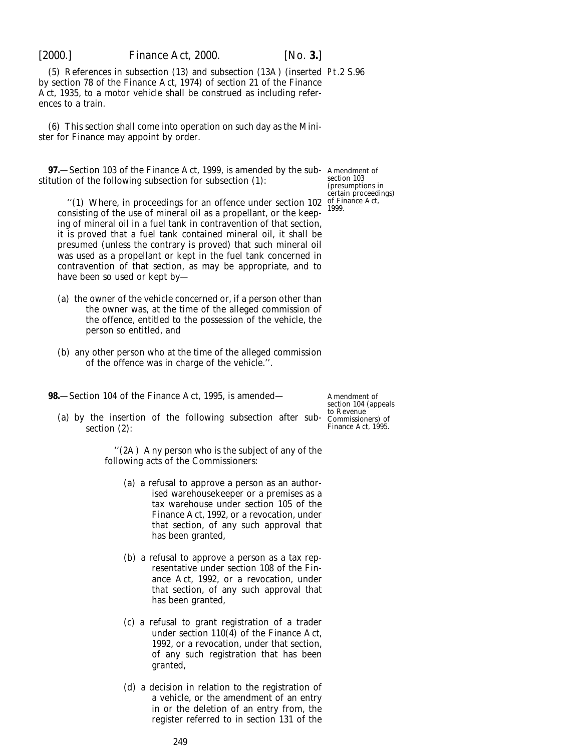(5) References in subsection (13) and subsection (13A) (inserted by section 78 of the Finance Act, 1974) of section 21 of the Finance Act, 1935, to a motor vehicle shall be construed as including references to a train.

(6) This section shall come into operation on such day as the Minister for Finance may appoint by order.

Amendment of section 103 (presumptions in certain proceedings) of Finance Act, 1999.

**97.**—Section 103 of the Finance Act, 1999, is amended by the substitution of the following subsection for subsection (1):

> ''(1) Where, in proceedings for an offence under section 102 consisting of the use of mineral oil as a propellant, or the keeping of mineral oil in a fuel tank in contravention of that section, it is proved that a fuel tank contained mineral oil, it shall be presumed (unless the contrary is proved) that such mineral oil was used as a propellant or kept in the fuel tank concerned in contravention of that section, as may be appropriate, and to have been so used or kept by—
>
> (*a*) the owner of the vehicle concerned or, if a person other than the owner was, at the time of the alleged commission of the offence, entitled to the possession of the vehicle, the person so entitled, and
>
> (*b*) any other person who at the time of the alleged commission of the offence was in charge of the vehicle.''.

Amendment of section 104 (appeals to Revenue Commissioners) of Finance Act, 1995.

**98.**—Section 104 of the Finance Act, 1995, is amended—

(*a*) by the insertion of the following subsection after subsection (2):

> ''(2A) Any person who is the subject of any of the following acts of the Commissioners:
>
> (*a*) a refusal to approve a person as an authorised warehousekeeper or a premises as a tax warehouse under section 105 of the Finance Act, 1992, or a revocation, under that section, of any such approval that has been granted,
>
> (*b*) a refusal to approve a person as a tax representative under section 108 of the Finance Act, 1992, or a revocation, under that section, of any such approval that has been granted,
>
> (*c*) a refusal to grant registration of a trader under section 110(4) of the Finance Act, 1992, or a revocation, under that section, of any such registration that has been granted,
>
> (*d*) a decision in relation to the registration of a vehicle, or the amendment of an entry in or the deletion of an entry from, the register referred to in section 131 of the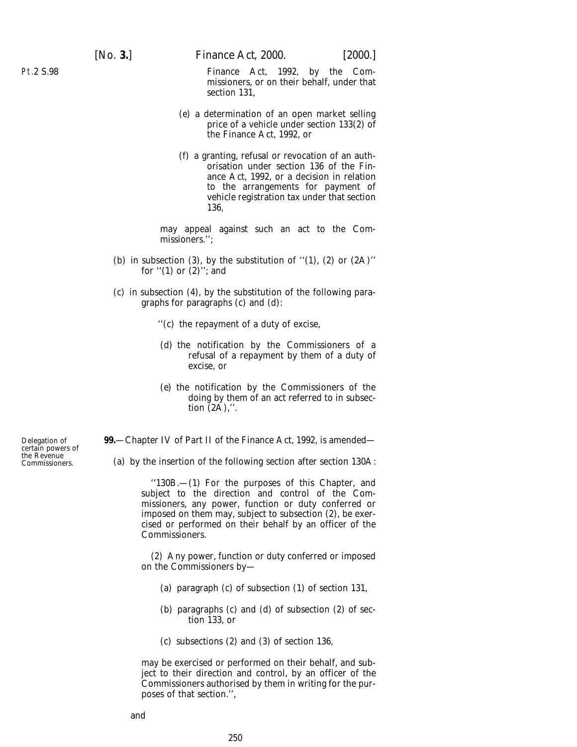Finance Act, 1992, by the Commissioners, or on their behalf, under that section 131,

(e) a determination of an open market selling price of a vehicle under section 133(2) of the Finance Act, 1992, or

(f) a granting, refusal or revocation of an authorisation under section 136 of the Finance Act, 1992, or a decision in relation to the arrangements for payment of vehicle registration tax under that section 136,

may appeal against such an act to the Commissioners.'';

(b) in subsection (3), by the substitution of ''(1), (2) or (2A)'' for ''(1) or (2)''; and

(c) in subsection (4), by the substitution of the following paragraphs for paragraphs (c) and (d):

''(c) the repayment of a duty of excise,

(d) the notification by the Commissioners of a refusal of a repayment by them of a duty of excise, or

(e) the notification by the Commissioners of the doing by them of an act referred to in subsection (2A),''.

Delegation of certain powers of the Revenue Commissioners.

**99.**—Chapter IV of Part II of the Finance Act, 1992, is amended—

(a) by the insertion of the following section after section 130A:

''130B.—(1) For the purposes of this Chapter, and subject to the direction and control of the Commissioners, any power, function or duty conferred or imposed on them may, subject to subsection (2), be exercised or performed on their behalf by an officer of the Commissioners.

(2) Any power, function or duty conferred or imposed on the Commissioners by—

(a) paragraph (c) of subsection (1) of section 131,

(b) paragraphs (c) and (d) of subsection (2) of section 133, or

(c) subsections (2) and (3) of section 136,

may be exercised or performed on their behalf, and subject to their direction and control, by an officer of the Commissioners authorised by them in writing for the purposes of that section.'',

and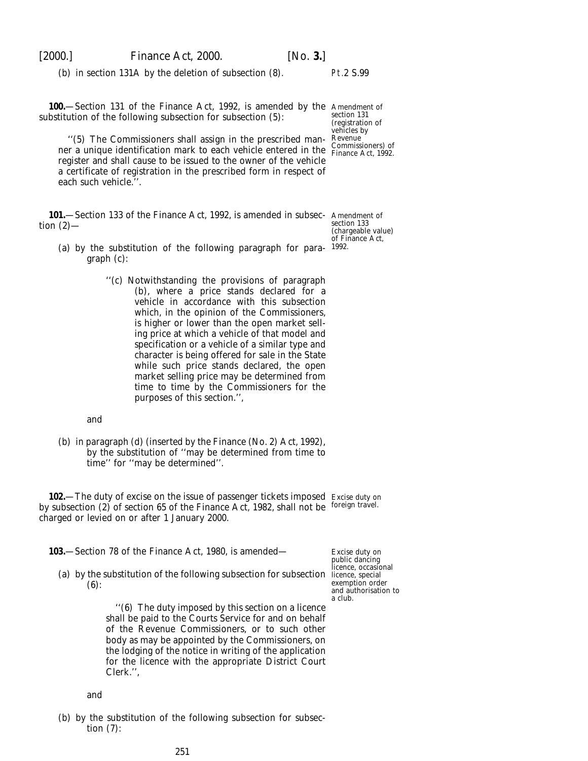(*b*) in section 131A by the deletion of subsection (8).

**100.**—Section 131 of the Finance Act, 1992, is amended by the substitution of the following subsection for subsection (5):

*Amendment of section 131 (registration of vehicles by Revenue Commissioners) of Finance Act, 1992.*

> ''(5) The Commissioners shall assign in the prescribed manner a unique identification mark to each vehicle entered in the register and shall cause to be issued to the owner of the vehicle a certificate of registration in the prescribed form in respect of each such vehicle.''.

**101.**—Section 133 of the Finance Act, 1992, is amended in subsection (2)—

*Amendment of section 133 (chargeable value) of Finance Act, 1992.*

(*a*) by the substitution of the following paragraph for paragraph (*c*):

> ''(*c*) Notwithstanding the provisions of paragraph (*b*), where a price stands declared for a vehicle in accordance with this subsection which, in the opinion of the Commissioners, is higher or lower than the open market selling price at which a vehicle of that model and specification or a vehicle of a similar type and character is being offered for sale in the State while such price stands declared, the open market selling price may be determined from time to time by the Commissioners for the purposes of this section.'',

and

(*b*) in paragraph (*d*) (inserted by the Finance (No. 2) Act, 1992), by the substitution of ''may be determined from time to time'' for ''may be determined''.

**102.**—The duty of excise on the issue of passenger tickets imposed by subsection (2) of section 65 of the Finance Act, 1982, shall not be charged or levied on or after 1 January 2000.

*Excise duty on foreign travel.*

**103.**—Section 78 of the Finance Act, 1980, is amended—

*Excise duty on public dancing licence, occasional licence, special exemption order and authorisation to a club.*

(*a*) by the substitution of the following subsection for subsection (6):

> ''(6) The duty imposed by this section on a licence shall be paid to the Courts Service for and on behalf of the Revenue Commissioners, or to such other body as may be appointed by the Commissioners, on the lodging of the notice in writing of the application for the licence with the appropriate District Court Clerk.'',

and

(*b*) by the substitution of the following subsection for subsection (7):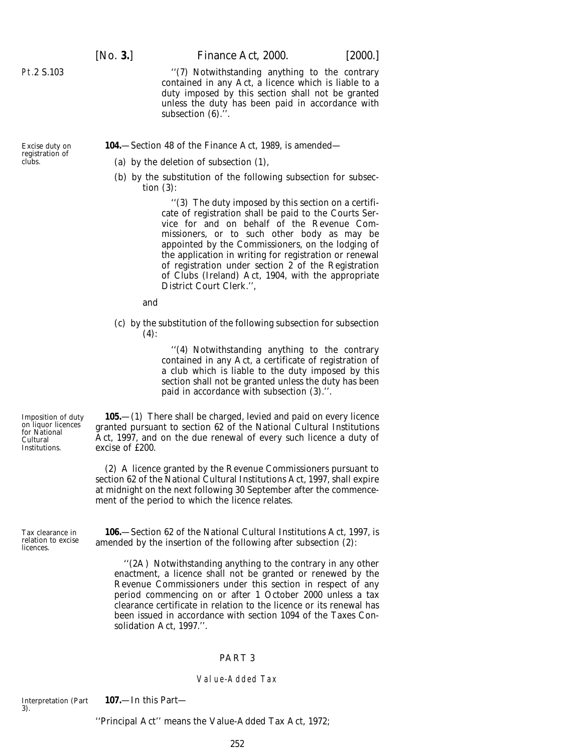''(7) Notwithstanding anything to the contrary contained in any Act, a licence which is liable to a duty imposed by this section shall not be granted unless the duty has been paid in accordance with subsection (6).''.

Excise duty on registration of clubs.

**104.**—Section 48 of the Finance Act, 1989, is amended—

(*a*) by the deletion of subsection (1),

(*b*) by the substitution of the following subsection for subsection (3):

''(3) The duty imposed by this section on a certificate of registration shall be paid to the Courts Service for and on behalf of the Revenue Commissioners, or to such other body as may be appointed by the Commissioners, on the lodging of the application in writing for registration or renewal of registration under section 2 of the Registration of Clubs (Ireland) Act, 1904, with the appropriate District Court Clerk.'',

and

(*c*) by the substitution of the following subsection for subsection (4):

''(4) Notwithstanding anything to the contrary contained in any Act, a certificate of registration of a club which is liable to the duty imposed by this section shall not be granted unless the duty has been paid in accordance with subsection (3).''.

Imposition of duty on liquor licences for National Cultural Institutions.

**105.**—(1) There shall be charged, levied and paid on every licence granted pursuant to section 62 of the National Cultural Institutions Act, 1997, and on the due renewal of every such licence a duty of excise of £200.

(2) A licence granted by the Revenue Commissioners pursuant to section 62 of the National Cultural Institutions Act, 1997, shall expire at midnight on the next following 30 September after the commencement of the period to which the licence relates.

Tax clearance in relation to excise licences.

**106.**—Section 62 of the National Cultural Institutions Act, 1997, is amended by the insertion of the following after subsection (2):

''(2A) Notwithstanding anything to the contrary in any other enactment, a licence shall not be granted or renewed by the Revenue Commissioners under this section in respect of any period commencing on or after 1 October 2000 unless a tax clearance certificate in relation to the licence or its renewal has been issued in accordance with section 1094 of the Taxes Consolidation Act, 1997.''.

## PART 3

### *Value-Added Tax*

Interpretation (Part 3).

**107.**—In this Part—

''Principal Act'' means the Value-Added Tax Act, 1972;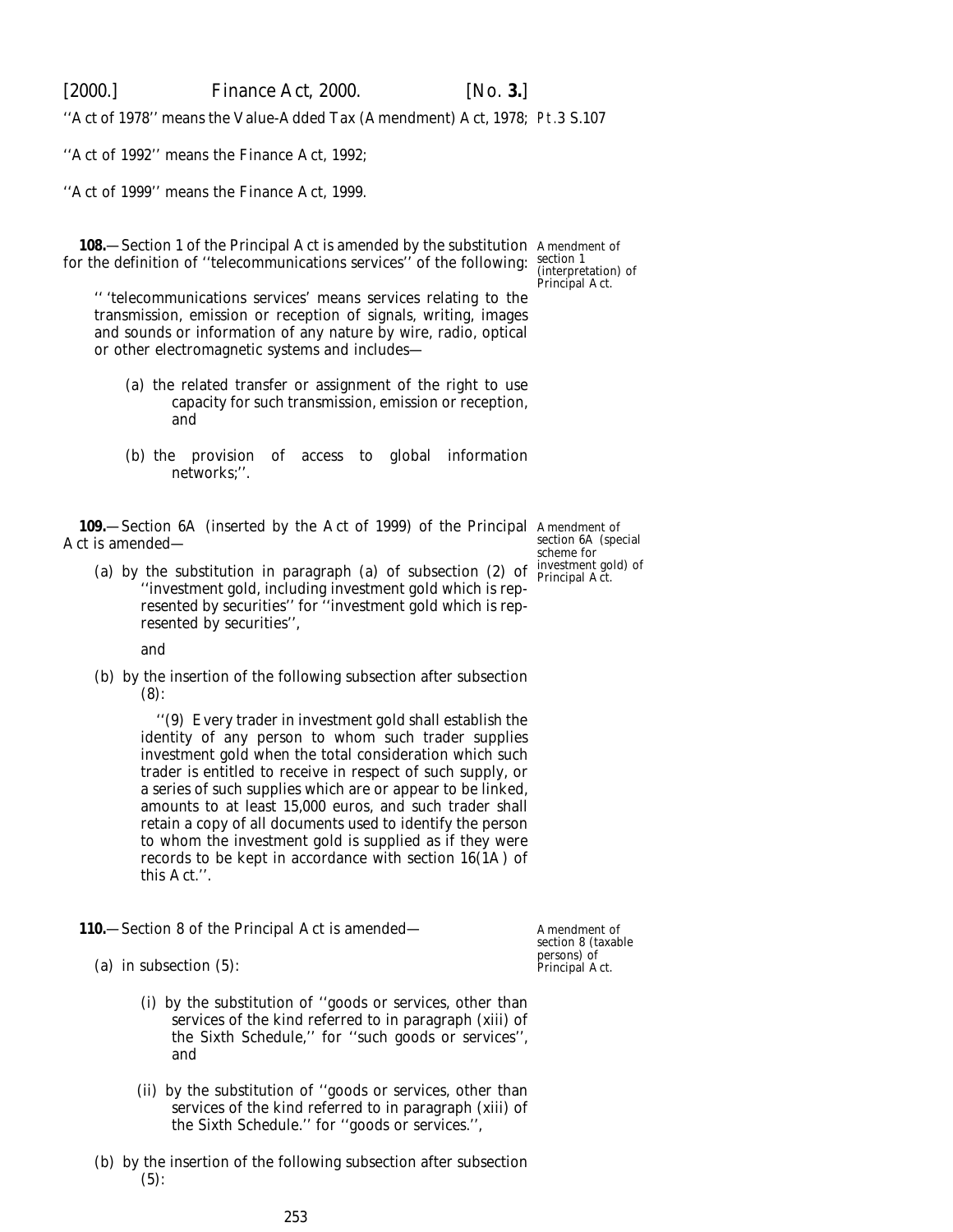''Act of 1978'' means the Value-Added Tax (Amendment) Act, 1978;

''Act of 1992'' means the Finance Act, 1992;

''Act of 1999'' means the Finance Act, 1999.

**108.**—Section 1 of the Principal Act is amended by the substitution for the definition of ''telecommunications services'' of the following:

*Amendment of section 1 (interpretation) of Principal Act.*

'' 'telecommunications services' means services relating to the transmission, emission or reception of signals, writing, images and sounds or information of any nature by wire, radio, optical or other electromagnetic systems and includes—

> (*a*) the related transfer or assignment of the right to use capacity for such transmission, emission or reception, and
>
> (*b*) the provision of access to global information networks;''.

**109.**—Section 6A (inserted by the Act of 1999) of the Principal Act is amended—

*Amendment of section 6A (special scheme for investment gold) of Principal Act.*

> (*a*) by the substitution in paragraph (*a*) of subsection (2) of ''investment gold, including investment gold which is represented by securities'' for ''investment gold which is represented by securities'',
>
> and
>
> (*b*) by the insertion of the following subsection after subsection (8):
>
> > ''(9) Every trader in investment gold shall establish the identity of any person to whom such trader supplies investment gold when the total consideration which such trader is entitled to receive in respect of such supply, or a series of such supplies which are or appear to be linked, amounts to at least 15,000 euros, and such trader shall retain a copy of all documents used to identify the person to whom the investment gold is supplied as if they were records to be kept in accordance with section 16(1A) of this Act.''.

**110.**—Section 8 of the Principal Act is amended—

*Amendment of section 8 (taxable persons) of Principal Act.*

> (*a*) in subsection (5):
>
> > (i) by the substitution of ''goods or services, other than services of the kind referred to in paragraph (xiii) of the Sixth Schedule,'' for ''such goods or services'', and
> >
> > (ii) by the substitution of ''goods or services, other than services of the kind referred to in paragraph (xiii) of the Sixth Schedule.'' for ''goods or services.'',
>
> (*b*) by the insertion of the following subsection after subsection (5):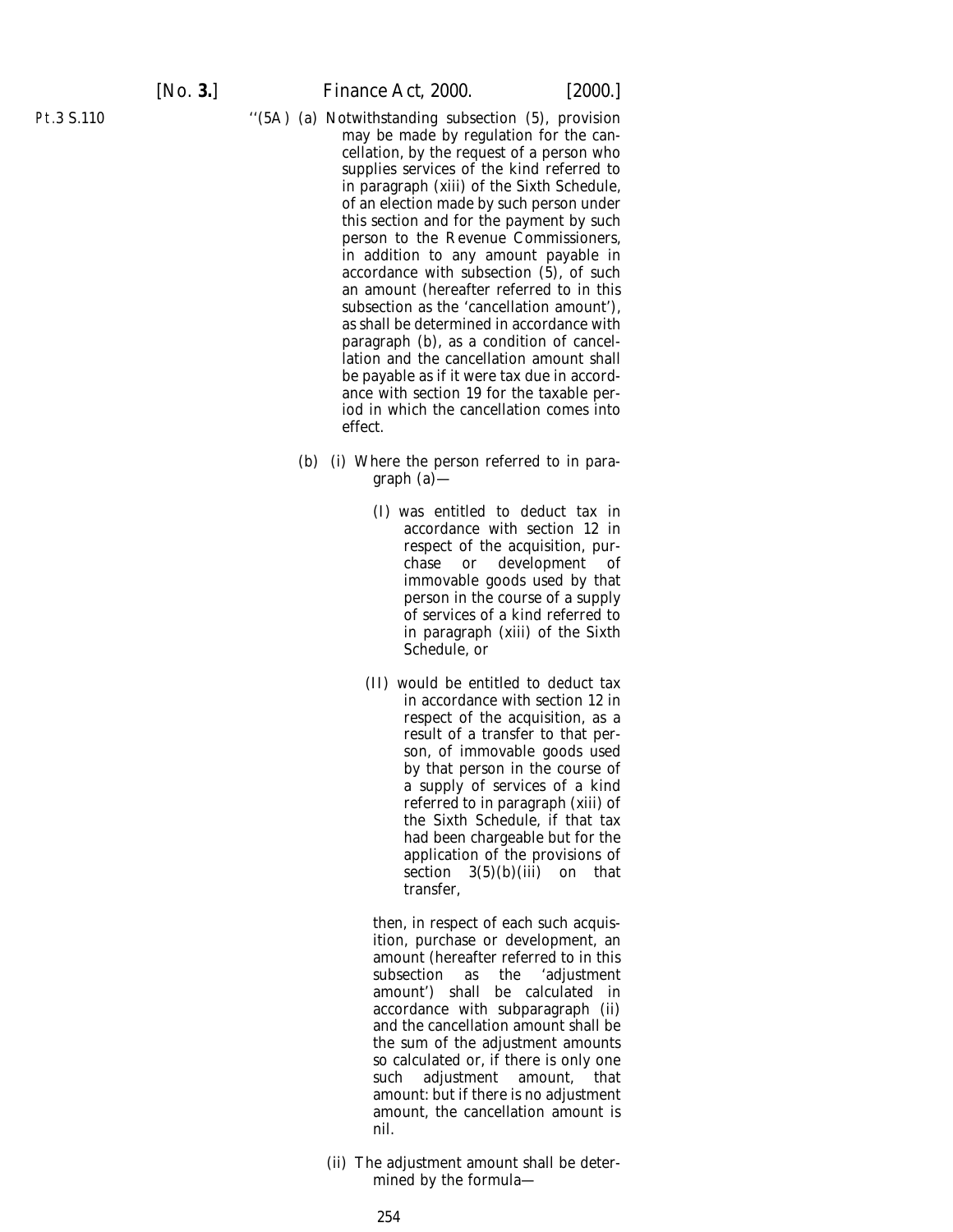Pt.3 S.110

''(5A) (a) Notwithstanding subsection (5), provision may be made by regulation for the cancellation, by the request of a person who supplies services of the kind referred to in paragraph (xiii) of the Sixth Schedule, of an election made by such person under this section and for the payment by such person to the Revenue Commissioners, in addition to any amount payable in accordance with subsection (5), of such an amount (hereafter referred to in this subsection as the 'cancellation amount'), as shall be determined in accordance with paragraph (b), as a condition of cancellation and the cancellation amount shall be payable as if it were tax due in accordance with section 19 for the taxable period in which the cancellation comes into effect.

(b) (i) Where the person referred to in paragraph (a)—

(I) was entitled to deduct tax in accordance with section 12 in respect of the acquisition, purchase or development of immovable goods used by that person in the course of a supply of services of a kind referred to in paragraph (xiii) of the Sixth Schedule, or

(II) would be entitled to deduct tax in accordance with section 12 in respect of the acquisition, as a result of a transfer to that person, of immovable goods used by that person in the course of a supply of services of a kind referred to in paragraph (xiii) of the Sixth Schedule, if that tax had been chargeable but for the application of the provisions of section 3(5)(b)(iii) on that transfer,

then, in respect of each such acquisition, purchase or development, an amount (hereafter referred to in this subsection as the 'adjustment amount') shall be calculated in accordance with subparagraph (ii) and the cancellation amount shall be the sum of the adjustment amounts so calculated or, if there is only one such adjustment amount, that amount: but if there is no adjustment amount, the cancellation amount is nil.

(ii) The adjustment amount shall be determined by the formula—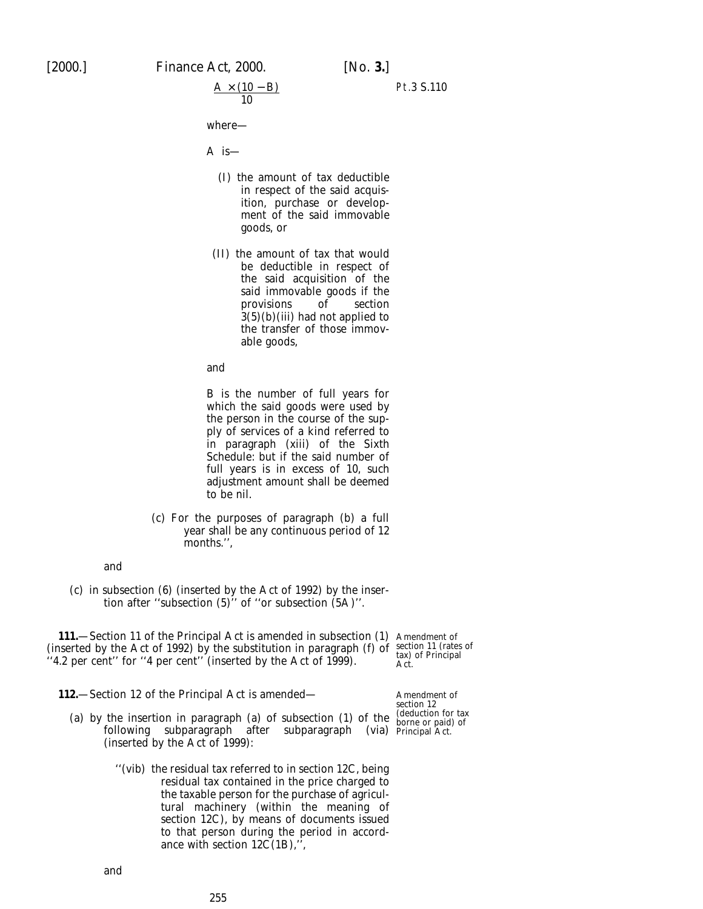$$\frac{A \times (10 - B)}{10}$$

where—

A is—

(I) the amount of tax deductible in respect of the said acquisition, purchase or development of the said immovable goods, or

(II) the amount of tax that would be deductible in respect of the said acquisition of the said immovable goods if the provisions of section 3(5)(b)(iii) had not applied to the transfer of those immovable goods,

and

B is the number of full years for which the said goods were used by the person in the course of the supply of services of a kind referred to in paragraph (xiii) of the Sixth Schedule: but if the said number of full years is in excess of 10, such adjustment amount shall be deemed to be nil.

(c) For the purposes of paragraph (b) a full year shall be any continuous period of 12 months.'',

and

(c) in subsection (6) (inserted by the Act of 1992) by the insertion after ''subsection (5)'' of ''or subsection (5A)''.

Amendment of section 11 (rates of tax) of Principal Act.

**111.**—Section 11 of the Principal Act is amended in subsection (1) (inserted by the Act of 1992) by the substitution in paragraph (f) of ''4.2 per cent'' for ''4 per cent'' (inserted by the Act of 1999).

Amendment of section 12 (deduction for tax borne or paid) of Principal Act.

**112.**—Section 12 of the Principal Act is amended—

(a) by the insertion in paragraph (a) of subsection (1) of the following subparagraph after subparagraph (via) (inserted by the Act of 1999):

''(vib) the residual tax referred to in section 12C, being residual tax contained in the price charged to the taxable person for the purchase of agricultural machinery (within the meaning of section 12C), by means of documents issued to that person during the period in accordance with section 12C(1B),'',

and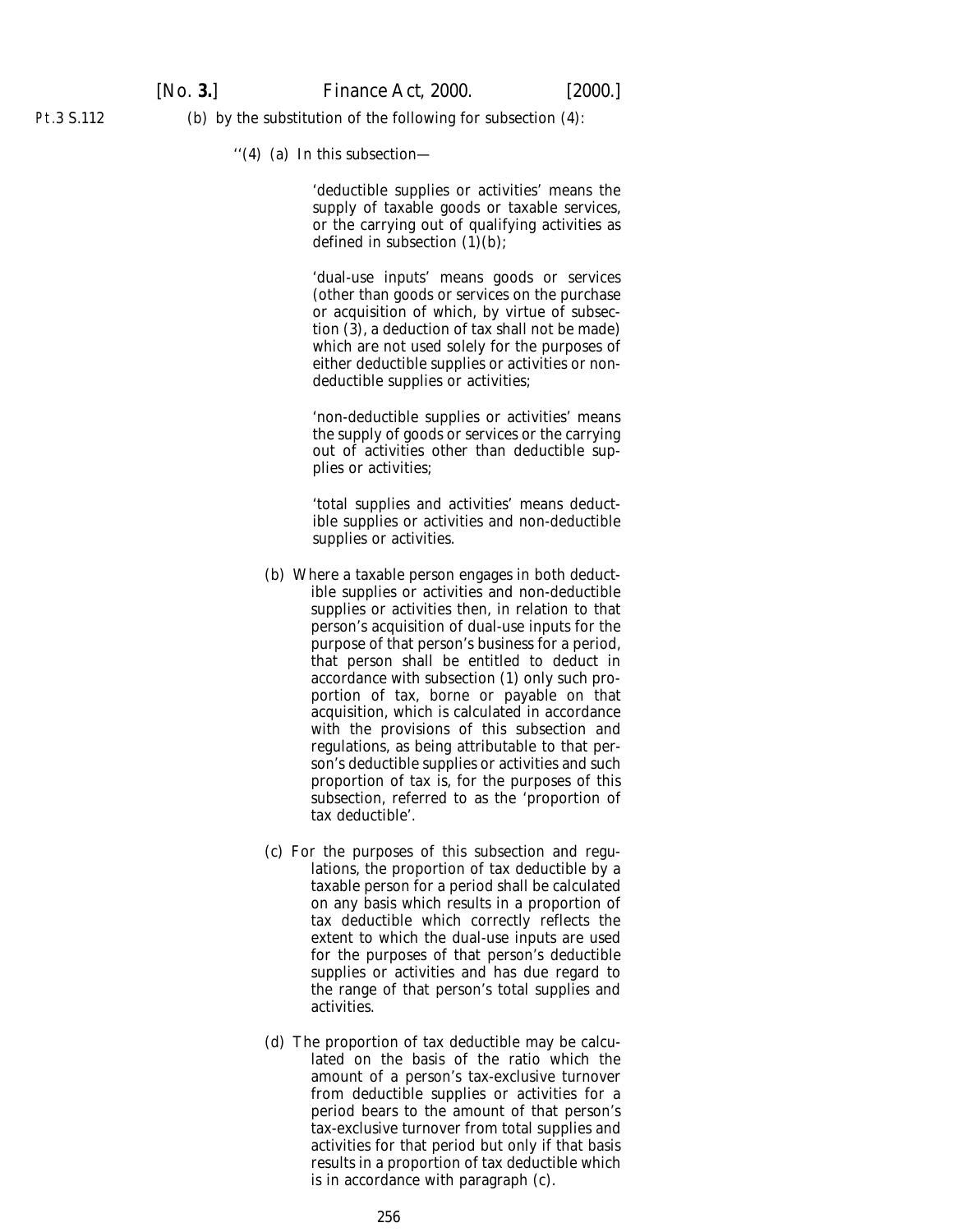Pt.3 S.112

(*b*) by the substitution of the following for subsection (4):

''(4) (*a*) In this subsection—

'deductible supplies or activities' means the supply of taxable goods or taxable services, or the carrying out of qualifying activities as defined in subsection (1)(*b*);

'dual-use inputs' means goods or services (other than goods or services on the purchase or acquisition of which, by virtue of subsection (3), a deduction of tax shall not be made) which are not used solely for the purposes of either deductible supplies or activities or non-deductible supplies or activities;

'non-deductible supplies or activities' means the supply of goods or services or the carrying out of activities other than deductible supplies or activities;

'total supplies and activities' means deductible supplies or activities and non-deductible supplies or activities.

(*b*) Where a taxable person engages in both deductible supplies or activities and non-deductible supplies or activities then, in relation to that person's acquisition of dual-use inputs for the purpose of that person's business for a period, that person shall be entitled to deduct in accordance with subsection (1) only such proportion of tax, borne or payable on that acquisition, which is calculated in accordance with the provisions of this subsection and regulations, as being attributable to that person's deductible supplies or activities and such proportion of tax is, for the purposes of this subsection, referred to as the 'proportion of tax deductible'.

(*c*) For the purposes of this subsection and regulations, the proportion of tax deductible by a taxable person for a period shall be calculated on any basis which results in a proportion of tax deductible which correctly reflects the extent to which the dual-use inputs are used for the purposes of that person's deductible supplies or activities and has due regard to the range of that person's total supplies and activities.

(*d*) The proportion of tax deductible may be calculated on the basis of the ratio which the amount of a person's tax-exclusive turnover from deductible supplies or activities for a period bears to the amount of that person's tax-exclusive turnover from total supplies and activities for that period but only if that basis results in a proportion of tax deductible which is in accordance with paragraph (*c*).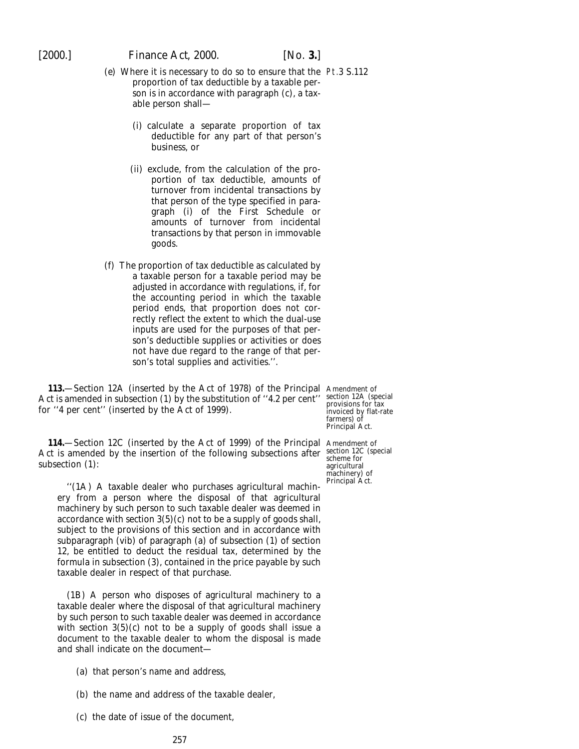(e) Where it is necessary to do so to ensure that the proportion of tax deductible by a taxable person is in accordance with paragraph (c), a taxable person shall—

(i) calculate a separate proportion of tax deductible for any part of that person's business, or

(ii) exclude, from the calculation of the proportion of tax deductible, amounts of turnover from incidental transactions by that person of the type specified in paragraph (i) of the First Schedule or amounts of turnover from incidental transactions by that person in immovable goods.

(f) The proportion of tax deductible as calculated by a taxable person for a taxable period may be adjusted in accordance with regulations, if, for the accounting period in which the taxable period ends, that proportion does not correctly reflect the extent to which the dual-use inputs are used for the purposes of that person's deductible supplies or activities or does not have due regard to the range of that person's total supplies and activities.''.

*Amendment of section 12A (special provisions for tax invoiced by flat-rate farmers) of Principal Act.*

**113.**—Section 12A (inserted by the Act of 1978) of the Principal Act is amended in subsection (1) by the substitution of ''4.2 per cent'' for ''4 per cent'' (inserted by the Act of 1999).

*Amendment of section 12C (special scheme for agricultural machinery) of Principal Act.*

**114.**—Section 12C (inserted by the Act of 1999) of the Principal Act is amended by the insertion of the following subsections after subsection (1):

''(1A) A taxable dealer who purchases agricultural machinery from a person where the disposal of that agricultural machinery by such person to such taxable dealer was deemed in accordance with section 3(5)(c) not to be a supply of goods shall, subject to the provisions of this section and in accordance with subparagraph (vib) of paragraph (a) of subsection (1) of section 12, be entitled to deduct the residual tax, determined by the formula in subsection (3), contained in the price payable by such taxable dealer in respect of that purchase.

(1B) A person who disposes of agricultural machinery to a taxable dealer where the disposal of that agricultural machinery by such person to such taxable dealer was deemed in accordance with section 3(5)(c) not to be a supply of goods shall issue a document to the taxable dealer to whom the disposal is made and shall indicate on the document—

(a) that person's name and address,

(b) the name and address of the taxable dealer,

(c) the date of issue of the document,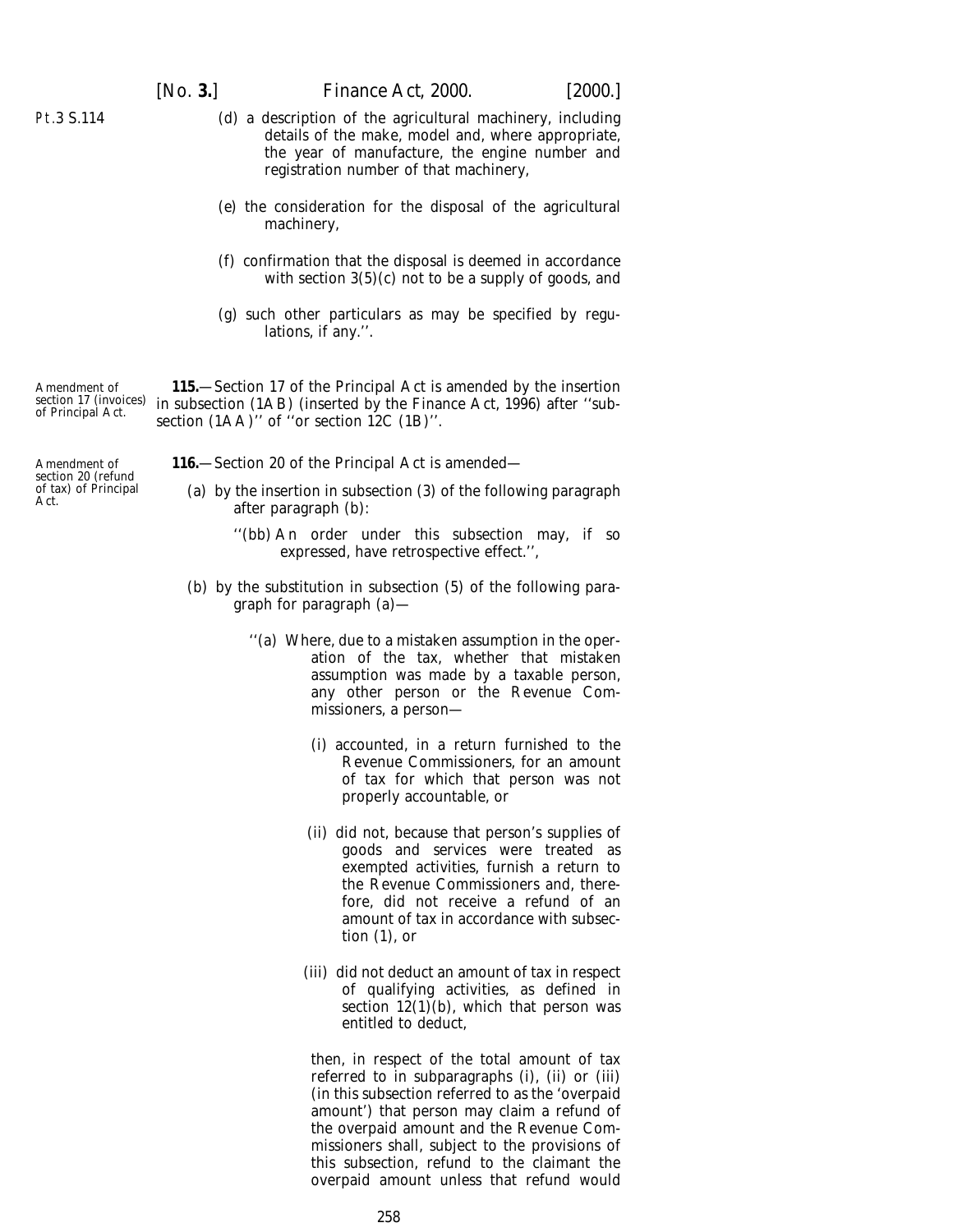(*d*) a description of the agricultural machinery, including details of the make, model and, where appropriate, the year of manufacture, the engine number and registration number of that machinery,

(*e*) the consideration for the disposal of the agricultural machinery,

(*f*) confirmation that the disposal is deemed in accordance with section 3(5)(*c*) not to be a supply of goods, and

(*g*) such other particulars as may be specified by regulations, if any.''.

Amendment of section 17 (invoices) of Principal Act.

**115.**—Section 17 of the Principal Act is amended by the insertion in subsection (1AB) (inserted by the Finance Act, 1996) after ''subsection (1AA)'' of ''or section 12C (1B)''.

Amendment of section 20 (refund of tax) of Principal Act.

**116.**—Section 20 of the Principal Act is amended—

(*a*) by the insertion in subsection (3) of the following paragraph after paragraph (*b*):

''(*bb*) An order under this subsection may, if so expressed, have retrospective effect.'',

(*b*) by the substitution in subsection (5) of the following paragraph for paragraph (*a*)—

''(*a*) Where, due to a mistaken assumption in the operation of the tax, whether that mistaken assumption was made by a taxable person, any other person or the Revenue Commissioners, a person—

(i) accounted, in a return furnished to the Revenue Commissioners, for an amount of tax for which that person was not properly accountable, or

(ii) did not, because that person's supplies of goods and services were treated as exempted activities, furnish a return to the Revenue Commissioners and, therefore, did not receive a refund of an amount of tax in accordance with subsection (1), or

(iii) did not deduct an amount of tax in respect of qualifying activities, as defined in section 12(1)(*b*), which that person was entitled to deduct,

then, in respect of the total amount of tax referred to in subparagraphs (i), (ii) or (iii) (in this subsection referred to as the 'overpaid amount') that person may claim a refund of the overpaid amount and the Revenue Commissioners shall, subject to the provisions of this subsection, refund to the claimant the overpaid amount unless that refund would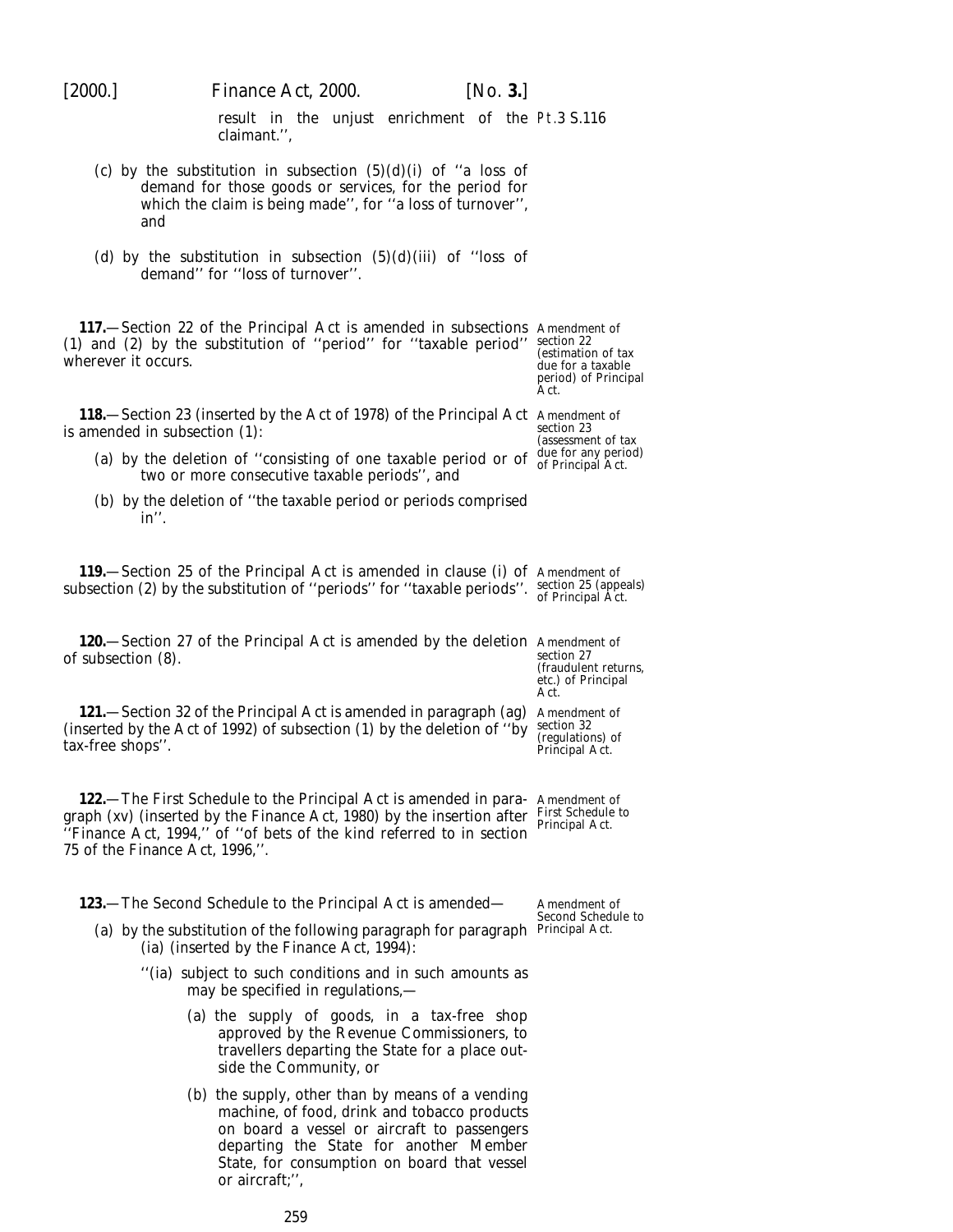result in the unjust enrichment of the claimant.'',

(*c*) by the substitution in subsection (5)(*d*)(i) of ''a loss of demand for those goods or services, for the period for which the claim is being made'', for ''a loss of turnover'', and

(*d*) by the substitution in subsection (5)(*d*)(iii) of ''loss of demand'' for ''loss of turnover''.

**117.**—Section 22 of the Principal Act is amended in subsections (1) and (2) by the substitution of ''period'' for ''taxable period'' wherever it occurs.

Amendment of section 22 (estimation of tax due for a taxable period) of Principal Act.

**118.**—Section 23 (inserted by the Act of 1978) of the Principal Act is amended in subsection (1):

Amendment of section 23 (assessment of tax due for any period) of Principal Act.

(*a*) by the deletion of ''consisting of one taxable period or of two or more consecutive taxable periods'', and

(*b*) by the deletion of ''the taxable period or periods comprised in''.

**119.**—Section 25 of the Principal Act is amended in clause (i) of subsection (2) by the substitution of ''periods'' for ''taxable periods''.

Amendment of section 25 (appeals) of Principal Act.

**120.**—Section 27 of the Principal Act is amended by the deletion of subsection (8).

Amendment of section 27 (fraudulent returns, etc.) of Principal Act.

**121.**—Section 32 of the Principal Act is amended in paragraph (*ag*) (inserted by the Act of 1992) of subsection (1) by the deletion of ''by tax-free shops''.

Amendment of section 32 (regulations) of Principal Act.

**122.**—The First Schedule to the Principal Act is amended in paragraph (xv) (inserted by the Finance Act, 1980) by the insertion after ''Finance Act, 1994,'' of ''of bets of the kind referred to in section 75 of the Finance Act, 1996,''.

Amendment of First Schedule to Principal Act.

**123.**—The Second Schedule to the Principal Act is amended—

Amendment of Second Schedule to Principal Act.

(*a*) by the substitution of the following paragraph for paragraph (ia) (inserted by the Finance Act, 1994):

''(ia) subject to such conditions and in such amounts as may be specified in regulations,—

(*a*) the supply of goods, in a tax-free shop approved by the Revenue Commissioners, to travellers departing the State for a place outside the Community, or

(*b*) the supply, other than by means of a vending machine, of food, drink and tobacco products on board a vessel or aircraft to passengers departing the State for another Member State, for consumption on board that vessel or aircraft;'',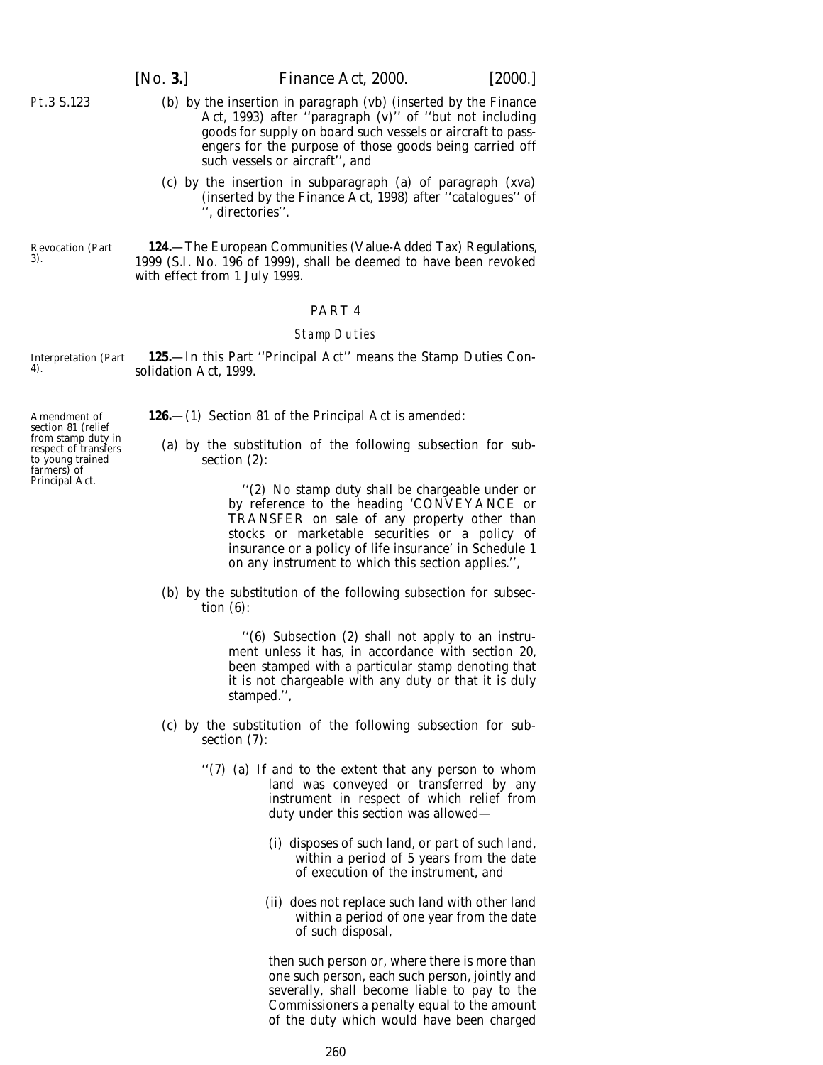(b) by the insertion in paragraph (vb) (inserted by the Finance Act, 1993) after ''paragraph (v)'' of ''but not including goods for supply on board such vessels or aircraft to passengers for the purpose of those goods being carried off such vessels or aircraft'', and

(c) by the insertion in subparagraph (a) of paragraph (xva) (inserted by the Finance Act, 1998) after ''catalogues'' of '', directories''.

Revocation (Part 3).

**124.**—The European Communities (Value-Added Tax) Regulations, 1999 (S.I. No. 196 of 1999), shall be deemed to have been revoked with effect from 1 July 1999.

## PART 4

### *Stamp Duties*

Interpretation (Part 4).

**125.**—In this Part ''Principal Act'' means the Stamp Duties Consolidation Act, 1999.

Amendment of section 81 (relief from stamp duty in respect of transfers to young trained farmers) of Principal Act.

**126.**—(1) Section 81 of the Principal Act is amended:

(a) by the substitution of the following subsection for subsection (2):

> ''(2) No stamp duty shall be chargeable under or by reference to the heading 'CONVEYANCE or TRANSFER on sale of any property other than stocks or marketable securities or a policy of insurance or a policy of life insurance' in Schedule 1 on any instrument to which this section applies.'',

(b) by the substitution of the following subsection for subsection (6):

> ''(6) Subsection (2) shall not apply to an instrument unless it has, in accordance with section 20, been stamped with a particular stamp denoting that it is not chargeable with any duty or that it is duly stamped.'',

(c) by the substitution of the following subsection for subsection (7):

> ''(7) (a) If and to the extent that any person to whom land was conveyed or transferred by any instrument in respect of which relief from duty under this section was allowed—
>
> (i) disposes of such land, or part of such land, within a period of 5 years from the date of execution of the instrument, and
>
> (ii) does not replace such land with other land within a period of one year from the date of such disposal,
>
> then such person or, where there is more than one such person, each such person, jointly and severally, shall become liable to pay to the Commissioners a penalty equal to the amount of the duty which would have been charged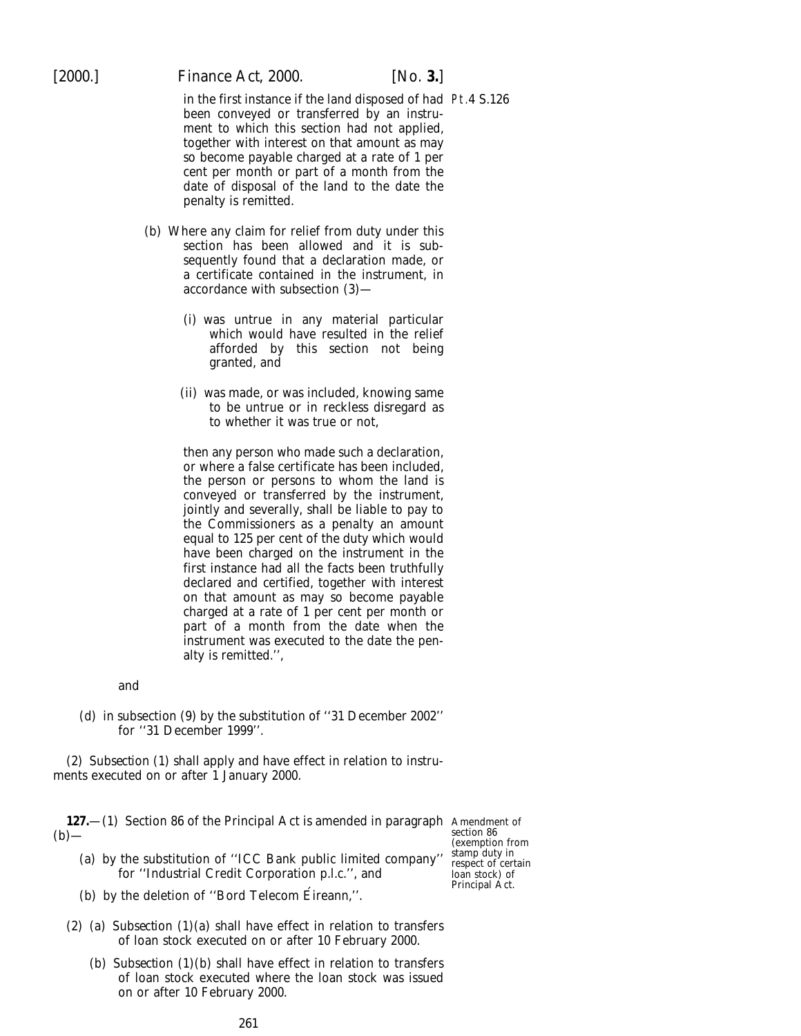in the first instance if the land disposed of had been conveyed or transferred by an instrument to which this section had not applied, together with interest on that amount as may so become payable charged at a rate of 1 per cent per month or part of a month from the date of disposal of the land to the date the penalty is remitted.

(*b*) Where any claim for relief from duty under this section has been allowed and it is subsequently found that a declaration made, or a certificate contained in the instrument, in accordance with *subsection (3)*—

(i) was untrue in any material particular which would have resulted in the relief afforded by this section not being granted, and

(ii) was made, or was included, knowing same to be untrue or in reckless disregard as to whether it was true or not,

then any person who made such a declaration, or where a false certificate has been included, the person or persons to whom the land is conveyed or transferred by the instrument, jointly and severally, shall be liable to pay to the Commissioners as a penalty an amount equal to 125 per cent of the duty which would have been charged on the instrument in the first instance had all the facts been truthfully declared and certified, together with interest on that amount as may so become payable charged at a rate of 1 per cent per month or part of a month from the date when the instrument was executed to the date the penalty is remitted.'',

and

(*d*) in subsection (9) by the substitution of ''31 December 2002'' for ''31 December 1999''.

(2) *Subsection (1)* shall apply and have effect in relation to instruments executed on or after 1 January 2000.

Amendment of section 86 (exemption from stamp duty in respect of certain loan stock) of Principal Act.

**127.**—(1) Section 86 of the Principal Act is amended in paragraph (*b*)—

(*a*) by the substitution of ''ICC Bank public limited company'' for ''Industrial Credit Corporation p.l.c.'', and

(*b*) by the deletion of ''Bord Telecom Éireann,''.

(2) (*a*) *Subsection (1)(a)* shall have effect in relation to transfers of loan stock executed on or after 10 February 2000.

(*b*) *Subsection (1)(b)* shall have effect in relation to transfers of loan stock executed where the loan stock was issued on or after 10 February 2000.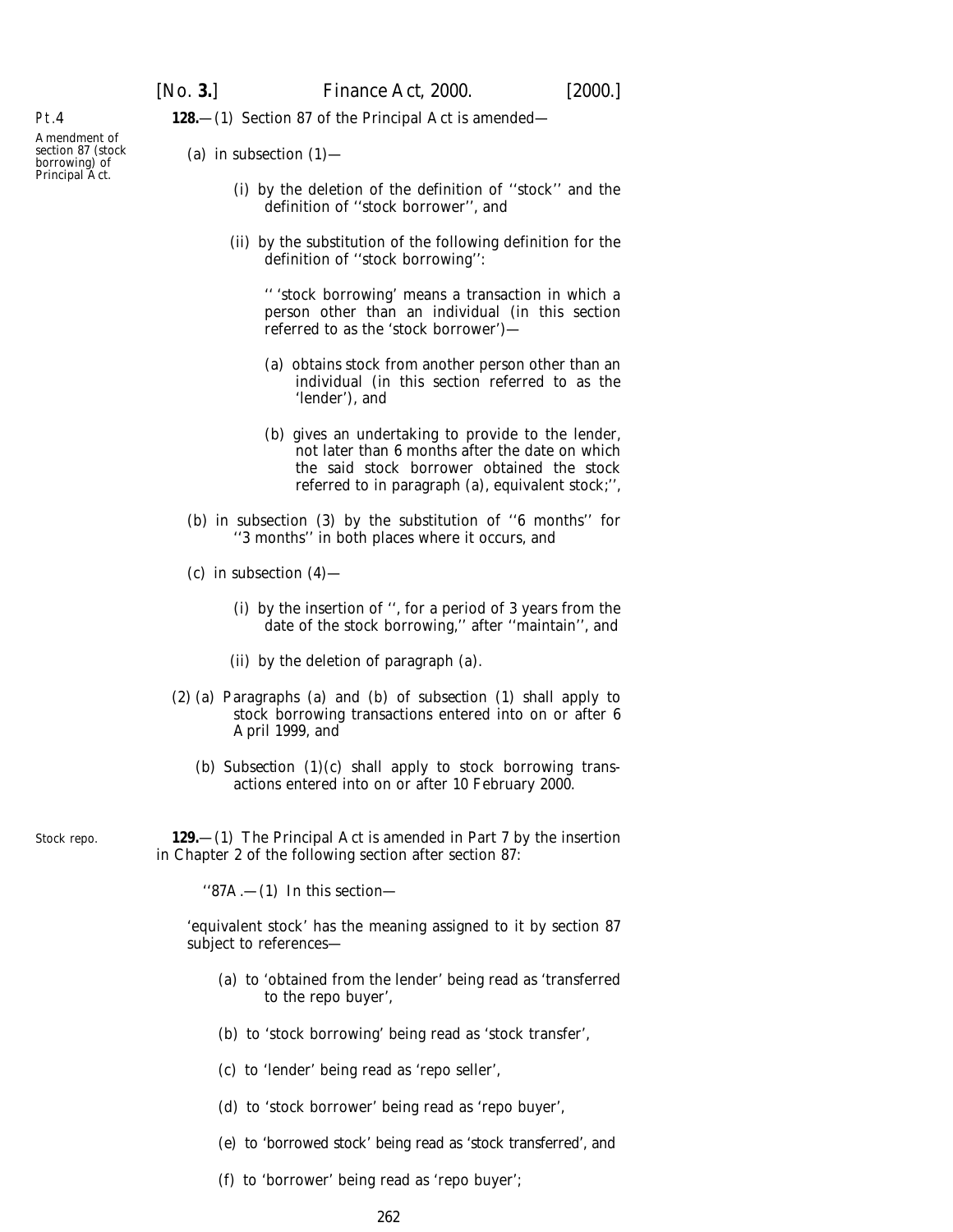Pt.4

Amendment of section 87 (stock borrowing) of Principal Act.

**128.**—(1) Section 87 of the Principal Act is amended—

(*a*) in subsection (1)—

(i) by the deletion of the definition of ''stock'' and the definition of ''stock borrower'', and

(ii) by the substitution of the following definition for the definition of ''stock borrowing'':

'' 'stock borrowing' means a transaction in which a person other than an individual (in this section referred to as the 'stock borrower')—

(*a*) obtains stock from another person other than an individual (in this section referred to as the 'lender'), and

(*b*) gives an undertaking to provide to the lender, not later than 6 months after the date on which the said stock borrower obtained the stock referred to in paragraph (*a*), equivalent stock;'',

(*b*) in subsection (3) by the substitution of ''6 months'' for ''3 months'' in both places where it occurs, and

(*c*) in subsection (4)—

(i) by the insertion of '', for a period of 3 years from the date of the stock borrowing,'' after ''maintain'', and

(ii) by the deletion of paragraph (*a*).

(2) (*a*) Paragraphs (*a*) and (*b*) of *subsection (1)* shall apply to stock borrowing transactions entered into on or after 6 April 1999, and

(*b*) *Subsection (1)(c)* shall apply to stock borrowing transactions entered into on or after 10 February 2000.

Stock repo.

**129.**—(1) The Principal Act is amended in Part 7 by the insertion in Chapter 2 of the following section after section 87:

''87A.—(1) In this section—

'equivalent stock' has the meaning assigned to it by section 87 subject to references—

(*a*) to 'obtained from the lender' being read as 'transferred to the repo buyer',

(*b*) to 'stock borrowing' being read as 'stock transfer',

(*c*) to 'lender' being read as 'repo seller',

(*d*) to 'stock borrower' being read as 'repo buyer',

(*e*) to 'borrowed stock' being read as 'stock transferred', and

(*f*) to 'borrower' being read as 'repo buyer';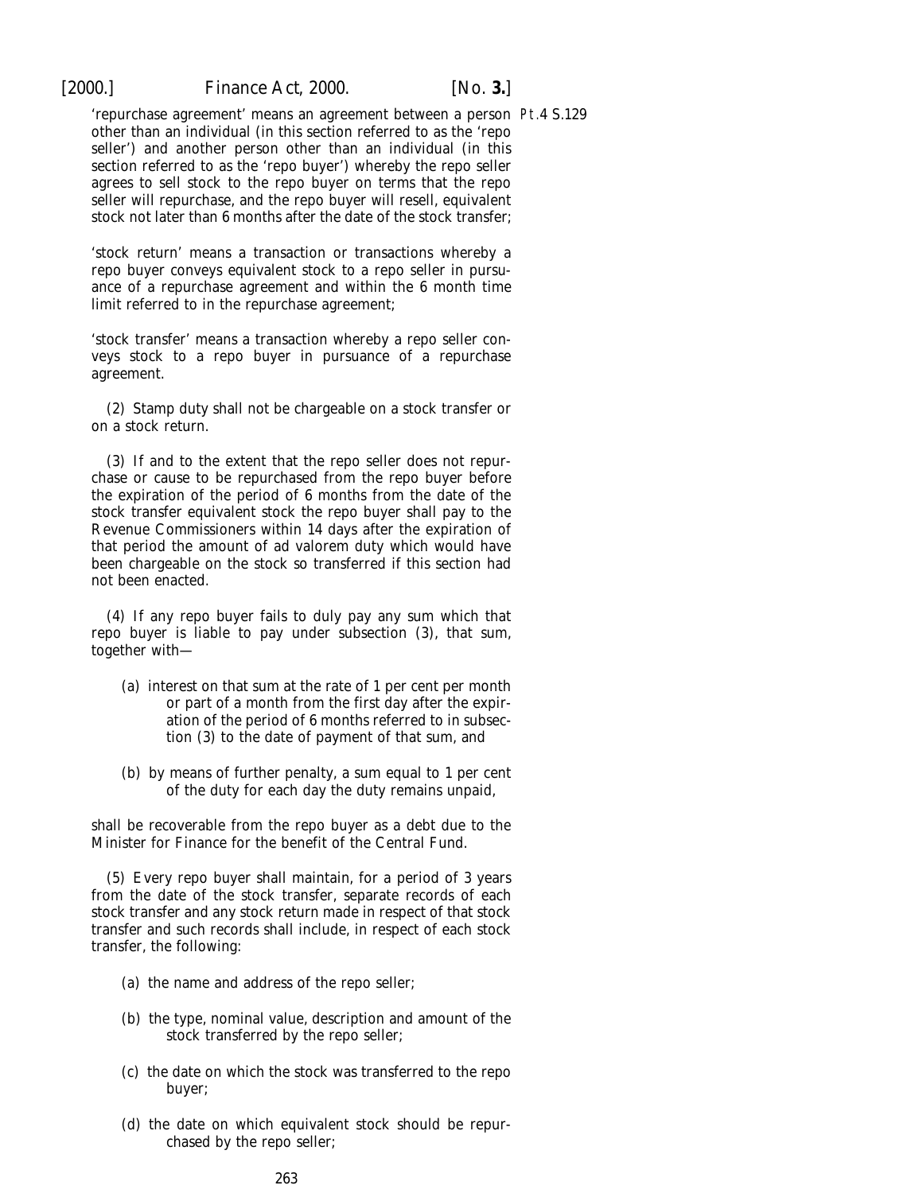'repurchase agreement' means an agreement between a person other than an individual (in this section referred to as the 'repo seller') and another person other than an individual (in this section referred to as the 'repo buyer') whereby the repo seller agrees to sell stock to the repo buyer on terms that the repo seller will repurchase, and the repo buyer will resell, equivalent stock not later than 6 months after the date of the stock transfer;

'stock return' means a transaction or transactions whereby a repo buyer conveys equivalent stock to a repo seller in pursuance of a repurchase agreement and within the 6 month time limit referred to in the repurchase agreement;

'stock transfer' means a transaction whereby a repo seller conveys stock to a repo buyer in pursuance of a repurchase agreement.

(2) Stamp duty shall not be chargeable on a stock transfer or on a stock return.

(3) If and to the extent that the repo seller does not repurchase or cause to be repurchased from the repo buyer before the expiration of the period of 6 months from the date of the stock transfer equivalent stock the repo buyer shall pay to the Revenue Commissioners within 14 days after the expiration of that period the amount of ad valorem duty which would have been chargeable on the stock so transferred if this section had not been enacted.

(4) If any repo buyer fails to duly pay any sum which that repo buyer is liable to pay under subsection (3), that sum, together with—

(*a*) interest on that sum at the rate of 1 per cent per month or part of a month from the first day after the expiration of the period of 6 months referred to in subsection (3) to the date of payment of that sum, and

(*b*) by means of further penalty, a sum equal to 1 per cent of the duty for each day the duty remains unpaid,

shall be recoverable from the repo buyer as a debt due to the Minister for Finance for the benefit of the Central Fund.

(5) Every repo buyer shall maintain, for a period of 3 years from the date of the stock transfer, separate records of each stock transfer and any stock return made in respect of that stock transfer and such records shall include, in respect of each stock transfer, the following:

(*a*) the name and address of the repo seller;

(*b*) the type, nominal value, description and amount of the stock transferred by the repo seller;

(*c*) the date on which the stock was transferred to the repo buyer;

(*d*) the date on which equivalent stock should be repurchased by the repo seller;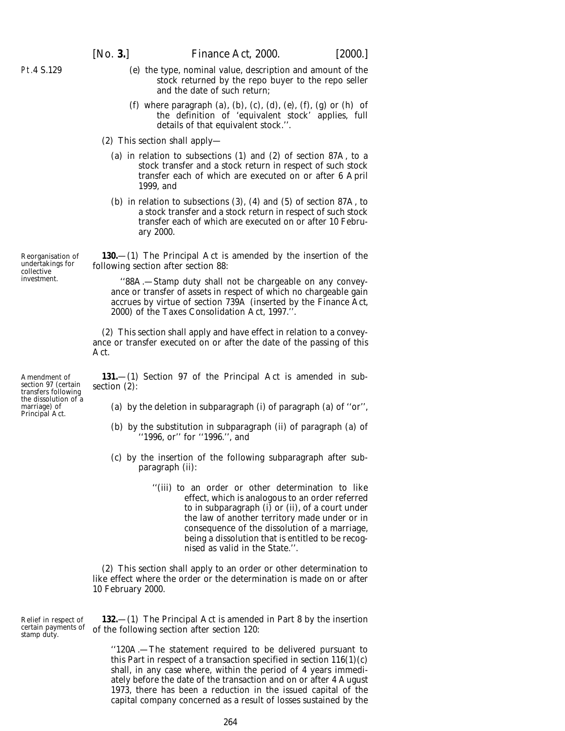(*e*) the type, nominal value, description and amount of the stock returned by the repo buyer to the repo seller and the date of such return;

(*f*) where paragraph (*a*), (*b*), (*c*), (*d*), (*e*), (*f*), (*g*) or (*h*) of the definition of 'equivalent stock' applies, full details of that equivalent stock.''.

(2) This section shall apply—

(*a*) in relation to subsections (1) and (2) of section 87A, to a stock transfer and a stock return in respect of such stock transfer each of which are executed on or after 6 April 1999, and

(*b*) in relation to subsections (3), (4) and (5) of section 87A, to a stock transfer and a stock return in respect of such stock transfer each of which are executed on or after 10 February 2000.

Reorganisation of undertakings for collective investment.

**130.**—(1) The Principal Act is amended by the insertion of the following section after section 88:

''88A.—Stamp duty shall not be chargeable on any conveyance or transfer of assets in respect of which no chargeable gain accrues by virtue of section 739A (inserted by the Finance Act, 2000) of the Taxes Consolidation Act, 1997.''.

(2) This section shall apply and have effect in relation to a conveyance or transfer executed on or after the date of the passing of this Act.

Amendment of section 97 (certain transfers following the dissolution of a marriage) of Principal Act.

**131.**—(1) Section 97 of the Principal Act is amended in subsection (2):

(*a*) by the deletion in subparagraph (i) of paragraph (*a*) of ''or'',

(*b*) by the substitution in subparagraph (ii) of paragraph (*a*) of ''1996, or'' for ''1996.'', and

(*c*) by the insertion of the following subparagraph after subparagraph (ii):

''(iii) to an order or other determination to like effect, which is analogous to an order referred to in subparagraph (i) or (ii), of a court under the law of another territory made under or in consequence of the dissolution of a marriage, being a dissolution that is entitled to be recognised as valid in the State.''.

(2) This section shall apply to an order or other determination to like effect where the order or the determination is made on or after 10 February 2000.

Relief in respect of certain payments of stamp duty.

**132.**—(1) The Principal Act is amended in Part 8 by the insertion of the following section after section 120:

''120A.—The statement required to be delivered pursuant to this Part in respect of a transaction specified in section 116(1)(*c*) shall, in any case where, within the period of 4 years immediately before the date of the transaction and on or after 4 August 1973, there has been a reduction in the issued capital of the capital company concerned as a result of losses sustained by the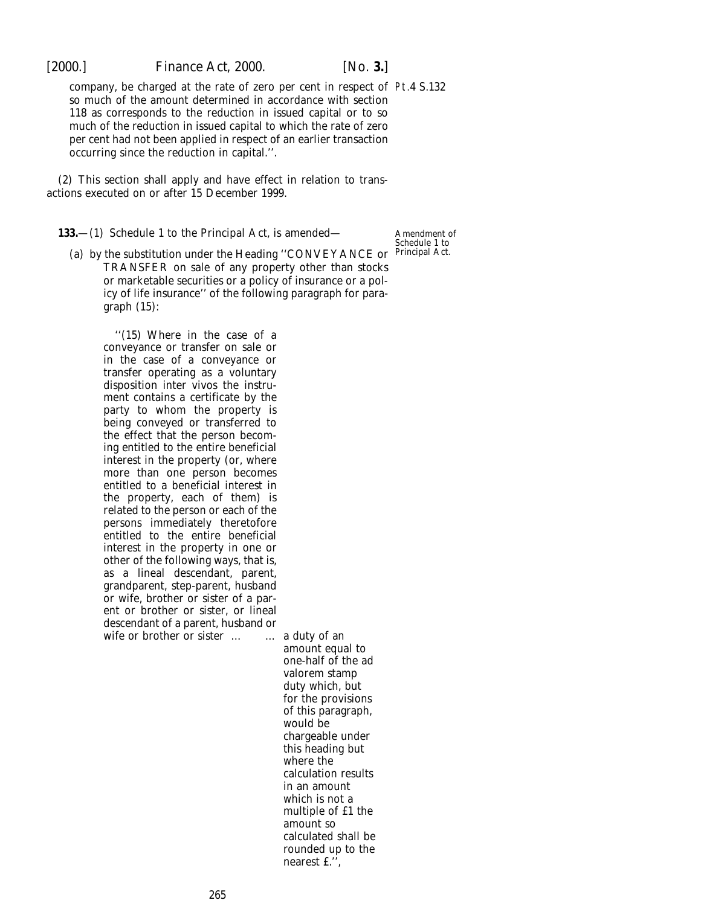company, be charged at the rate of zero per cent in respect of so much of the amount determined in accordance with section 118 as corresponds to the reduction in issued capital or to so much of the reduction in issued capital to which the rate of zero per cent had not been applied in respect of an earlier transaction occurring since the reduction in capital.''.

Pt.4 S.132

(2) This section shall apply and have effect in relation to transactions executed on or after 15 December 1999.

**133.**—(1) Schedule 1 to the Principal Act, is amended—

Amendment of Schedule 1 to Principal Act.

(*a*) by the substitution under the Heading ''CONVEYANCE or TRANSFER on sale of any property other than stocks or marketable securities or a policy of insurance or a policy of life insurance'' of the following paragraph for paragraph (15):

| | |
|---|---|
| ''(15) Where in the case of a conveyance or transfer on sale or in the case of a conveyance or transfer operating as a voluntary disposition *inter vivos* the instrument contains a certificate by the party to whom the property is being conveyed or transferred to the effect that the person becoming entitled to the entire beneficial interest in the property (or, where more than one person becomes entitled to a beneficial interest in the property, each of them) is related to the person or each of the persons immediately theretofore entitled to the entire beneficial interest in the property in one or other of the following ways, that is, as a lineal descendant, parent, grandparent, step-parent, husband or wife, brother or sister of a parent or brother or sister, or lineal descendant of a parent, husband or wife or brother or sister ... ... | a duty of an amount equal to one-half of the ad valorem stamp duty which, but for the provisions of this paragraph, would be chargeable under this heading but where the calculation results in an amount which is not a multiple of £1 the amount so calculated shall be rounded up to the nearest £.'', |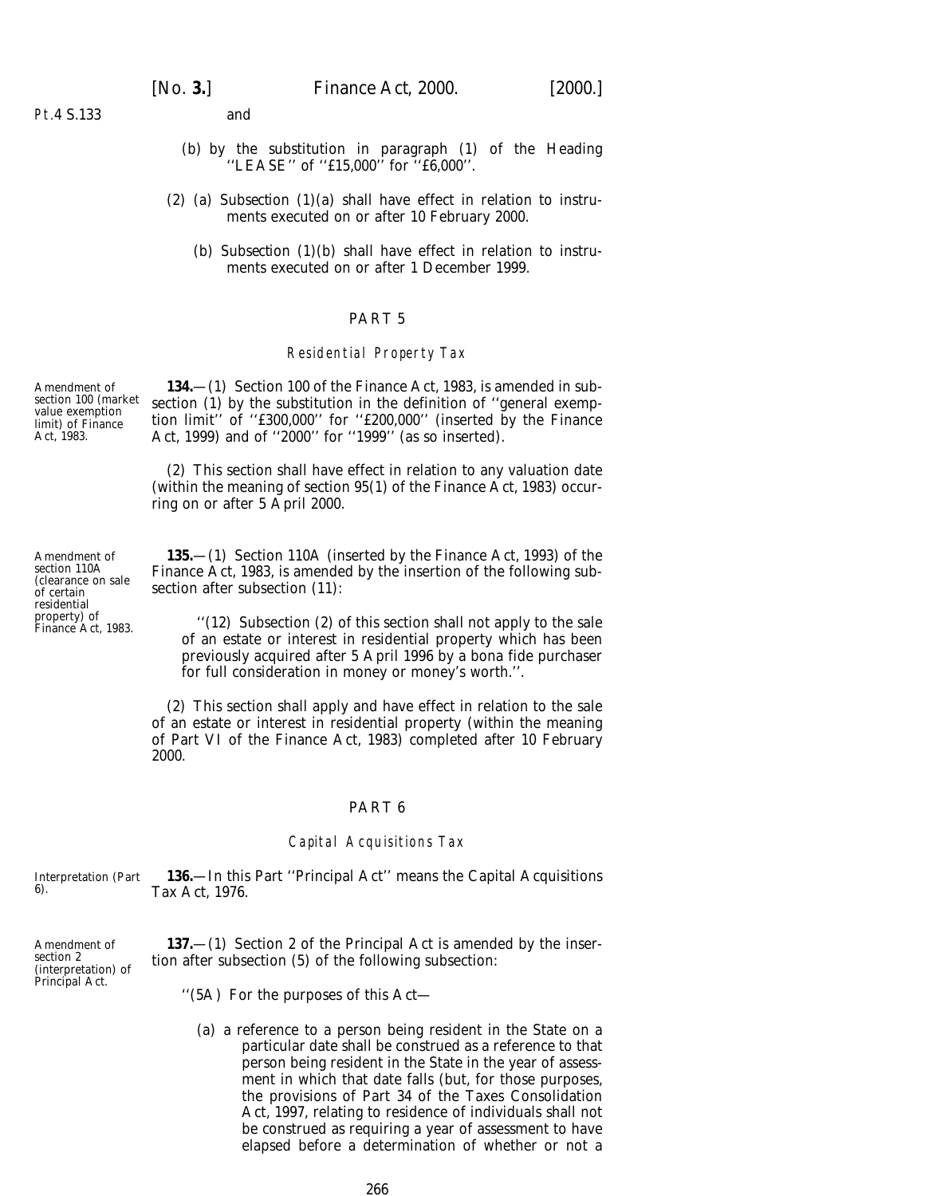and

(b) by the substitution in paragraph (1) of the Heading ''LEASE'' of ''£15,000'' for ''£6,000''.

(2) (a) Subsection (1)(a) shall have effect in relation to instruments executed on or after 10 February 2000.

(b) Subsection (1)(b) shall have effect in relation to instruments executed on or after 1 December 1999.

## PART 5

### Residential Property Tax

*Amendment of section 100 (market value exemption limit) of Finance Act, 1983.*

**134.**—(1) Section 100 of the Finance Act, 1983, is amended in subsection (1) by the substitution in the definition of ''general exemption limit'' of ''£300,000'' for ''£200,000'' (inserted by the Finance Act, 1999) and of ''2000'' for ''1999'' (as so inserted).

(2) This section shall have effect in relation to any valuation date (within the meaning of section 95(1) of the Finance Act, 1983) occurring on or after 5 April 2000.

*Amendment of section 110A (clearance on sale of certain residential property) of Finance Act, 1983.*

**135.**—(1) Section 110A (inserted by the Finance Act, 1993) of the Finance Act, 1983, is amended by the insertion of the following subsection after subsection (11):

''(12) Subsection (2) of this section shall not apply to the sale of an estate or interest in residential property which has been previously acquired after 5 April 1996 by a bona fide purchaser for full consideration in money or money's worth.''.

(2) This section shall apply and have effect in relation to the sale of an estate or interest in residential property (within the meaning of Part VI of the Finance Act, 1983) completed after 10 February 2000.

## PART 6

### Capital Acquisitions Tax

*Interpretation (Part 6).*

**136.**—In this Part ''Principal Act'' means the Capital Acquisitions Tax Act, 1976.

*Amendment of section 2 (interpretation) of Principal Act.*

**137.**—(1) Section 2 of the Principal Act is amended by the insertion after subsection (5) of the following subsection:

''(5A) For the purposes of this Act—

(a) a reference to a person being resident in the State on a particular date shall be construed as a reference to that person being resident in the State in the year of assessment in which that date falls (but, for those purposes, the provisions of Part 34 of the Taxes Consolidation Act, 1997, relating to residence of individuals shall not be construed as requiring a year of assessment to have elapsed before a determination of whether or not a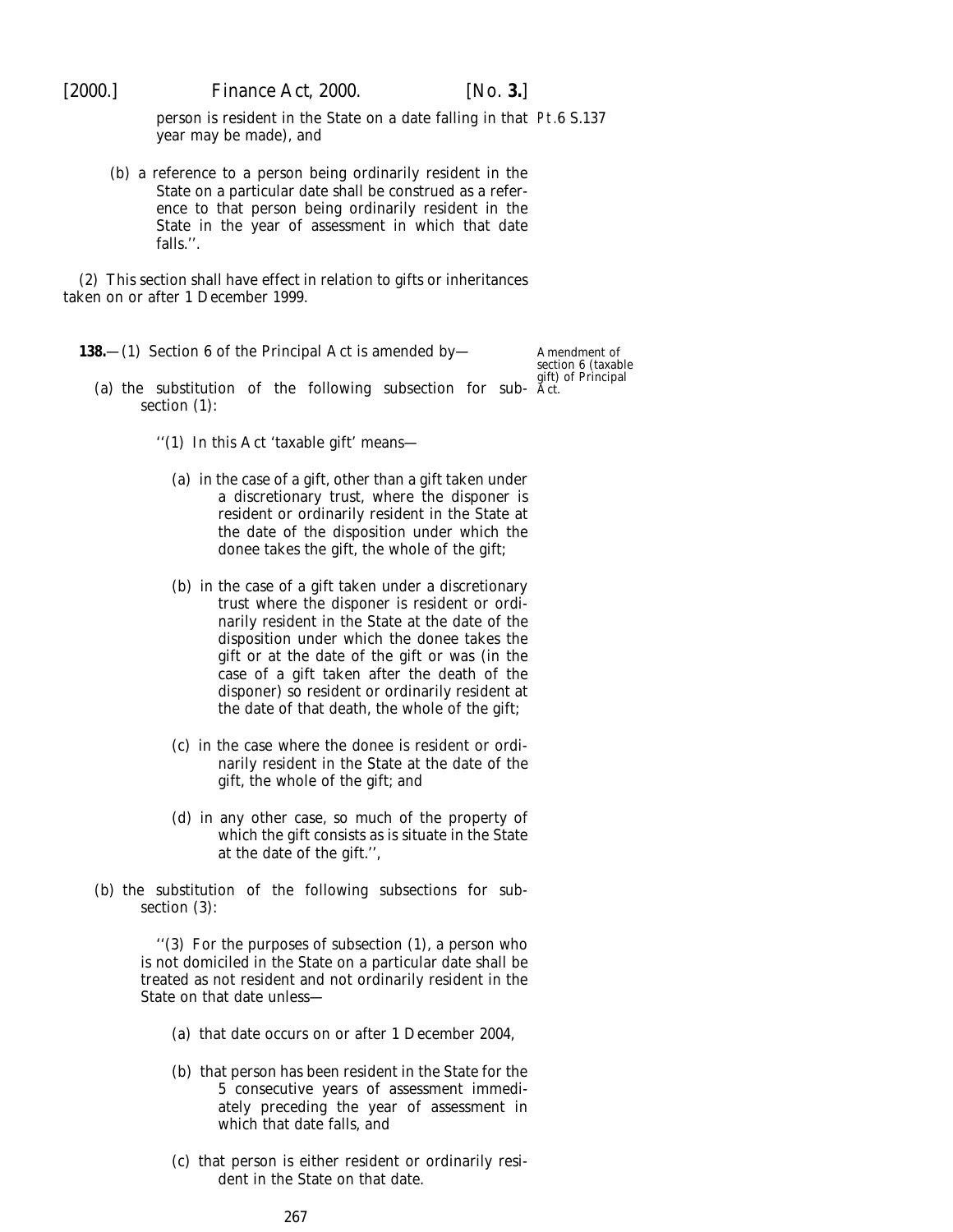person is resident in the State on a date falling in that year may be made), and

(b) a reference to a person being ordinarily resident in the State on a particular date shall be construed as a reference to that person being ordinarily resident in the State in the year of assessment in which that date falls.''.

(2) This section shall have effect in relation to gifts or inheritances taken on or after 1 December 1999.

Amendment of section 6 (taxable gift) of Principal Act.

**138.**—(1) Section 6 of the Principal Act is amended by—

(a) the substitution of the following subsection for subsection (1):

''(1) In this Act 'taxable gift' means—

(a) in the case of a gift, other than a gift taken under a discretionary trust, where the disponer is resident or ordinarily resident in the State at the date of the disposition under which the donee takes the gift, the whole of the gift;

(b) in the case of a gift taken under a discretionary trust where the disponer is resident or ordinarily resident in the State at the date of the disposition under which the donee takes the gift or at the date of the gift or was (in the case of a gift taken after the death of the disponer) so resident or ordinarily resident at the date of that death, the whole of the gift;

(c) in the case where the donee is resident or ordinarily resident in the State at the date of the gift, the whole of the gift; and

(d) in any other case, so much of the property of which the gift consists as is situate in the State at the date of the gift.'',

(b) the substitution of the following subsections for subsection (3):

''(3) For the purposes of subsection (1), a person who is not domiciled in the State on a particular date shall be treated as not resident and not ordinarily resident in the State on that date unless—

(a) that date occurs on or after 1 December 2004,

(b) that person has been resident in the State for the 5 consecutive years of assessment immediately preceding the year of assessment in which that date falls, and

(c) that person is either resident or ordinarily resident in the State on that date.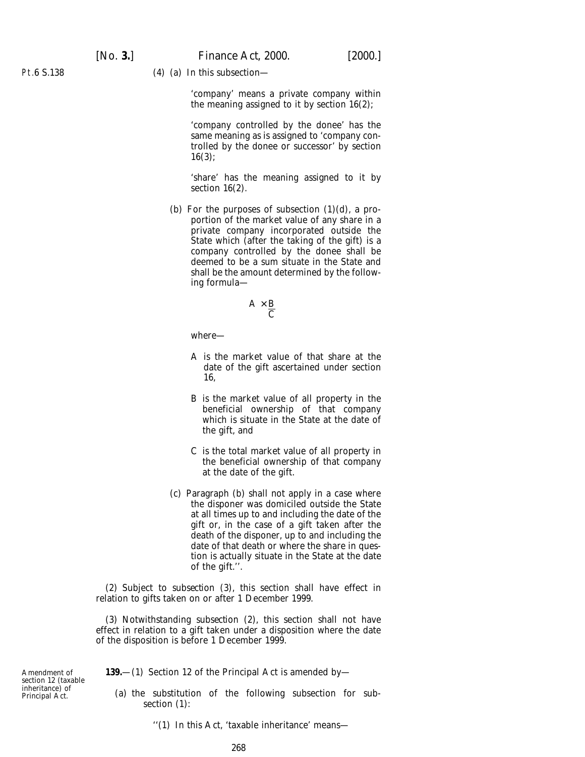(4) (a) In this subsection—

'company' means a private company within the meaning assigned to it by section 16(2);

'company controlled by the donee' has the same meaning as is assigned to 'company controlled by the donee or successor' by section 16(3);

'share' has the meaning assigned to it by section 16(2).

(b) For the purposes of subsection (1)(d), a proportion of the market value of any share in a private company incorporated outside the State which (after the taking of the gift) is a company controlled by the donee shall be deemed to be a sum situate in the State and shall be the amount determined by the following formula—

$$A \times \frac{B}{C}$$

where—

A is the market value of that share at the date of the gift ascertained under section 16,

B is the market value of all property in the beneficial ownership of that company which is situate in the State at the date of the gift, and

C is the total market value of all property in the beneficial ownership of that company at the date of the gift.

(c) Paragraph (b) shall not apply in a case where the disponer was domiciled outside the State at all times up to and including the date of the gift or, in the case of a gift taken after the death of the disponer, up to and including the date of that death or where the share in question is actually situate in the State at the date of the gift.''.

(2) Subject to *subsection (3)*, this section shall have effect in relation to gifts taken on or after 1 December 1999.

(3) Notwithstanding *subsection (2)*, this section shall not have effect in relation to a gift taken under a disposition where the date of the disposition is before 1 December 1999.

Amendment of section 12 (taxable inheritance) of Principal Act.

**139.**—(1) Section 12 of the Principal Act is amended by—

(a) the substitution of the following subsection for subsection (1):

''(1) In this Act, 'taxable inheritance' means—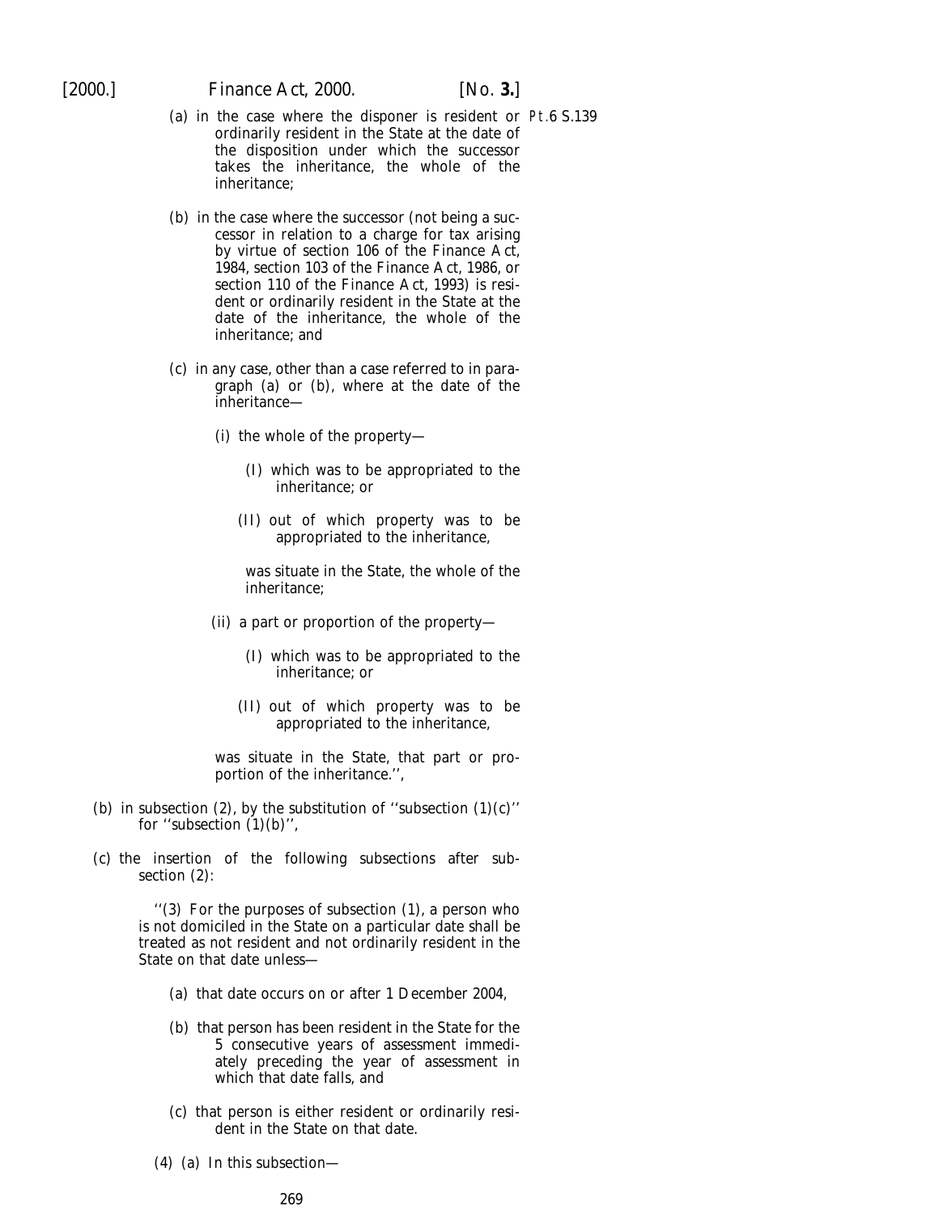(a) in the case where the disponer is resident or ordinarily resident in the State at the date of the disposition under which the successor takes the inheritance, the whole of the inheritance;

(b) in the case where the successor (not being a successor in relation to a charge for tax arising by virtue of section 106 of the Finance Act, 1984, section 103 of the Finance Act, 1986, or section 110 of the Finance Act, 1993) is resident or ordinarily resident in the State at the date of the inheritance, the whole of the inheritance; and

(c) in any case, other than a case referred to in paragraph (a) or (b), where at the date of the inheritance—

(i) the whole of the property—

(I) which was to be appropriated to the inheritance; or

(II) out of which property was to be appropriated to the inheritance,

was situate in the State, the whole of the inheritance;

(ii) a part or proportion of the property—

(I) which was to be appropriated to the inheritance; or

(II) out of which property was to be appropriated to the inheritance,

was situate in the State, that part or proportion of the inheritance.'',

(b) in subsection (2), by the substitution of ''subsection (1)(c)'' for ''subsection (1)(b)'',

(c) the insertion of the following subsections after subsection (2):

''(3) For the purposes of subsection (1), a person who is not domiciled in the State on a particular date shall be treated as not resident and not ordinarily resident in the State on that date unless—

(a) that date occurs on or after 1 December 2004,

(b) that person has been resident in the State for the 5 consecutive years of assessment immediately preceding the year of assessment in which that date falls, and

(c) that person is either resident or ordinarily resident in the State on that date.

(4) (a) In this subsection—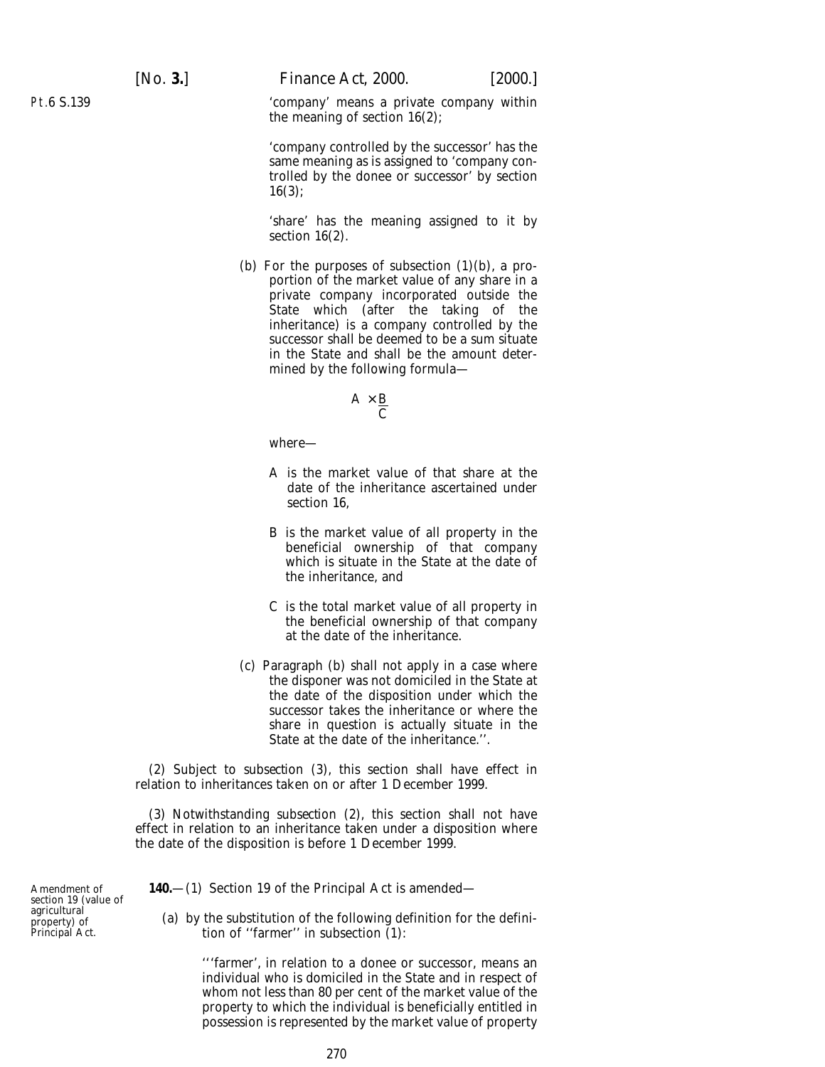'company' means a private company within the meaning of section 16(2);

'company controlled by the successor' has the same meaning as is assigned to 'company controlled by the donee or successor' by section 16(3);

'share' has the meaning assigned to it by section 16(2).

(b) For the purposes of subsection (1)(b), a proportion of the market value of any share in a private company incorporated outside the State which (after the taking of the inheritance) is a company controlled by the successor shall be deemed to be a sum situate in the State and shall be the amount determined by the following formula—

$$A \times \frac{B}{C}$$

where—

A is the market value of that share at the date of the inheritance ascertained under section 16,

B is the market value of all property in the beneficial ownership of that company which is situate in the State at the date of the inheritance, and

C is the total market value of all property in the beneficial ownership of that company at the date of the inheritance.

(c) Paragraph (b) shall not apply in a case where the disponer was not domiciled in the State at the date of the disposition under which the successor takes the inheritance or where the share in question is actually situate in the State at the date of the inheritance.''.

(2) Subject to *subsection (3)*, this section shall have effect in relation to inheritances taken on or after 1 December 1999.

(3) Notwithstanding *subsection (2)*, this section shall not have effect in relation to an inheritance taken under a disposition where the date of the disposition is before 1 December 1999.

Amendment of section 19 (value of agricultural property) of Principal Act.

**140.**—(1) Section 19 of the Principal Act is amended—

(a) by the substitution of the following definition for the definition of ''farmer'' in subsection (1):

'''farmer', in relation to a donee or successor, means an individual who is domiciled in the State and in respect of whom not less than 80 per cent of the market value of the property to which the individual is beneficially entitled in possession is represented by the market value of property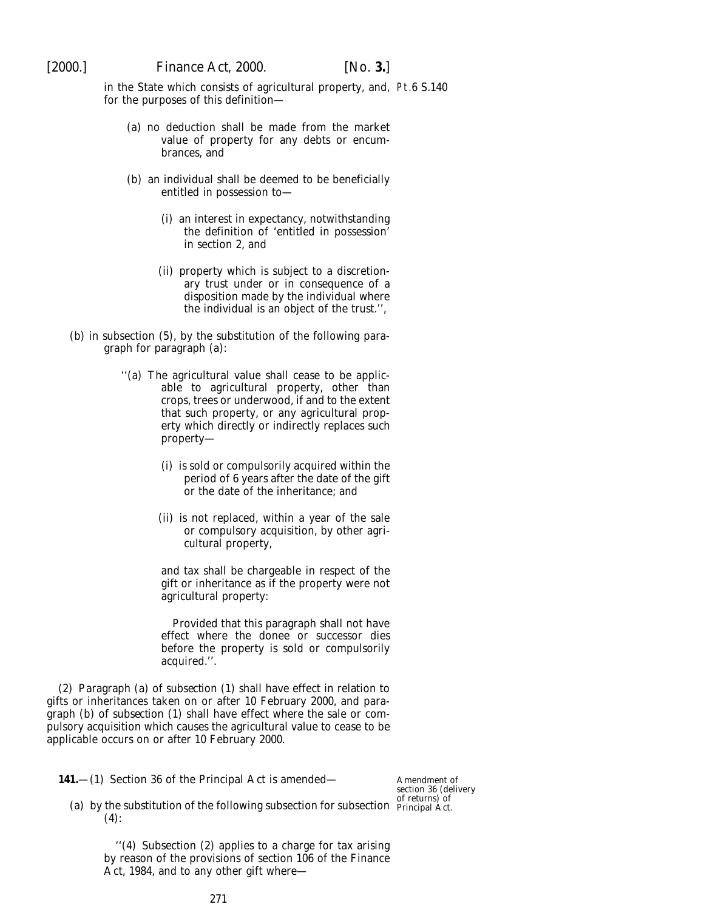in the State which consists of agricultural property, and, for the purposes of this definition—

(a) no deduction shall be made from the market value of property for any debts or encumbrances, and

(b) an individual shall be deemed to be beneficially entitled in possession to—

(i) an interest in expectancy, notwithstanding the definition of 'entitled in possession' in section 2, and

(ii) property which is subject to a discretionary trust under or in consequence of a disposition made by the individual where the individual is an object of the trust.'',

(b) in subsection (5), by the substitution of the following paragraph for paragraph (a):

''(a) The agricultural value shall cease to be applicable to agricultural property, other than crops, trees or underwood, if and to the extent that such property, or any agricultural property which directly or indirectly replaces such property—

(i) is sold or compulsorily acquired within the period of 6 years after the date of the gift or the date of the inheritance; and

(ii) is not replaced, within a year of the sale or compulsory acquisition, by other agricultural property,

and tax shall be chargeable in respect of the gift or inheritance as if the property were not agricultural property:

Provided that this paragraph shall not have effect where the donee or successor dies before the property is sold or compulsorily acquired.''.

(2) Paragraph (a) of subsection (1) shall have effect in relation to gifts or inheritances taken on or after 10 February 2000, and paragraph (b) of subsection (1) shall have effect where the sale or compulsory acquisition which causes the agricultural value to cease to be applicable occurs on or after 10 February 2000.

**141.**—(1) Section 36 of the Principal Act is amended—

*Amendment of section 36 (delivery of returns) of Principal Act.*

(a) by the substitution of the following subsection for subsection (4):

''(4) Subsection (2) applies to a charge for tax arising by reason of the provisions of section 106 of the Finance Act, 1984, and to any other gift where—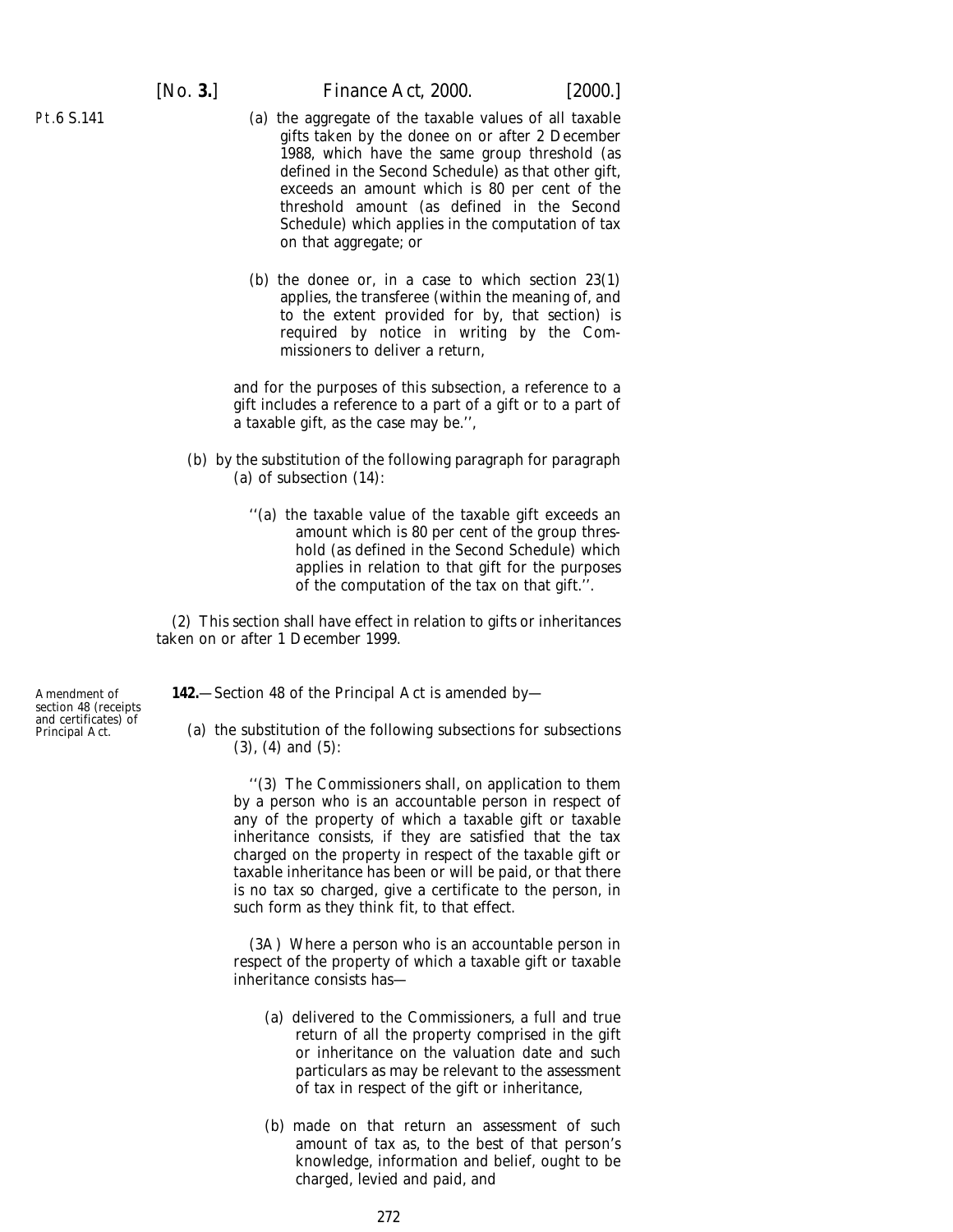(a) the aggregate of the taxable values of all taxable gifts taken by the donee on or after 2 December 1988, which have the same group threshold (as defined in the Second Schedule) as that other gift, exceeds an amount which is 80 per cent of the threshold amount (as defined in the Second Schedule) which applies in the computation of tax on that aggregate; or

(b) the donee or, in a case to which section 23(1) applies, the transferee (within the meaning of, and to the extent provided for by, that section) is required by notice in writing by the Commissioners to deliver a return,

and for the purposes of this subsection, a reference to a gift includes a reference to a part of a gift or to a part of a taxable gift, as the case may be.'',

(b) by the substitution of the following paragraph for paragraph (a) of subsection (14):

''(a) the taxable value of the taxable gift exceeds an amount which is 80 per cent of the group threshold (as defined in the Second Schedule) which applies in relation to that gift for the purposes of the computation of the tax on that gift.''.

(2) This section shall have effect in relation to gifts or inheritances taken on or after 1 December 1999.

Amendment of section 48 (receipts and certificates) of Principal Act.

**142.**—Section 48 of the Principal Act is amended by—

(a) the substitution of the following subsections for subsections (3), (4) and (5):

''(3) The Commissioners shall, on application to them by a person who is an accountable person in respect of any of the property of which a taxable gift or taxable inheritance consists, if they are satisfied that the tax charged on the property in respect of the taxable gift or taxable inheritance has been or will be paid, or that there is no tax so charged, give a certificate to the person, in such form as they think fit, to that effect.

(3A) Where a person who is an accountable person in respect of the property of which a taxable gift or taxable inheritance consists has—

(a) delivered to the Commissioners, a full and true return of all the property comprised in the gift or inheritance on the valuation date and such particulars as may be relevant to the assessment of tax in respect of the gift or inheritance,

(b) made on that return an assessment of such amount of tax as, to the best of that person's knowledge, information and belief, ought to be charged, levied and paid, and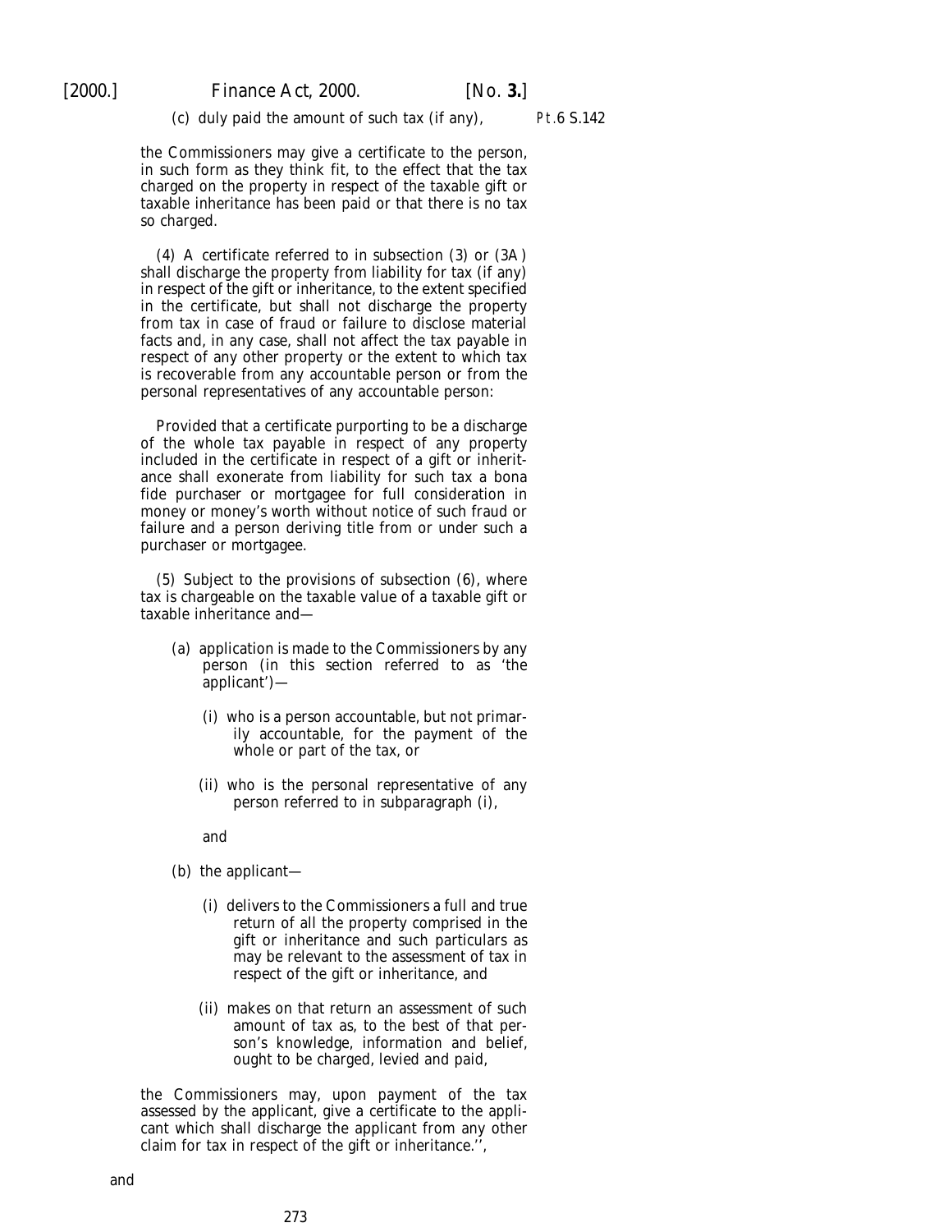(c) duly paid the amount of such tax (if any),

Pt.6 S.142

the Commissioners may give a certificate to the person, in such form as they think fit, to the effect that the tax charged on the property in respect of the taxable gift or taxable inheritance has been paid or that there is no tax so charged.

(4) A certificate referred to in subsection (3) or (3A) shall discharge the property from liability for tax (if any) in respect of the gift or inheritance, to the extent specified in the certificate, but shall not discharge the property from tax in case of fraud or failure to disclose material facts and, in any case, shall not affect the tax payable in respect of any other property or the extent to which tax is recoverable from any accountable person or from the personal representatives of any accountable person:

Provided that a certificate purporting to be a discharge of the whole tax payable in respect of any property included in the certificate in respect of a gift or inheritance shall exonerate from liability for such tax a bona fide purchaser or mortgagee for full consideration in money or money's worth without notice of such fraud or failure and a person deriving title from or under such a purchaser or mortgagee.

(5) Subject to the provisions of subsection (6), where tax is chargeable on the taxable value of a taxable gift or taxable inheritance and—

(a) application is made to the Commissioners by any person (in this section referred to as 'the applicant')—

(i) who is a person accountable, but not primarily accountable, for the payment of the whole or part of the tax, or

(ii) who is the personal representative of any person referred to in subparagraph (i),

and

(b) the applicant—

(i) delivers to the Commissioners a full and true return of all the property comprised in the gift or inheritance and such particulars as may be relevant to the assessment of tax in respect of the gift or inheritance, and

(ii) makes on that return an assessment of such amount of tax as, to the best of that person's knowledge, information and belief, ought to be charged, levied and paid,

the Commissioners may, upon payment of the tax assessed by the applicant, give a certificate to the applicant which shall discharge the applicant from any other claim for tax in respect of the gift or inheritance.'',

and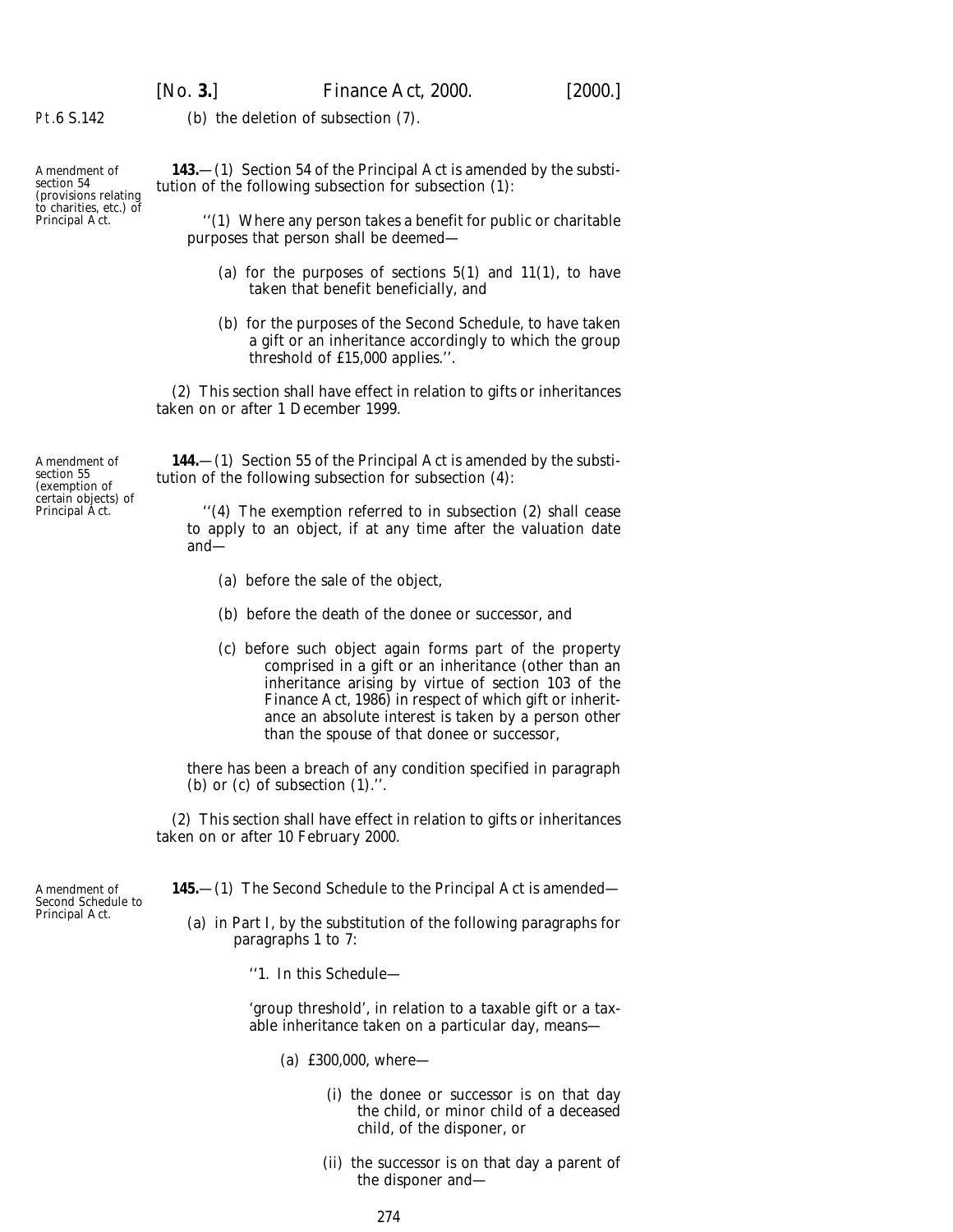(*b*) the deletion of subsection (7).

Amendment of section 54 (provisions relating to charities, etc.) of Principal Act.

**143.**—(1) Section 54 of the Principal Act is amended by the substitution of the following subsection for subsection (1):

> ''(1) Where any person takes a benefit for public or charitable purposes that person shall be deemed—
>
> (*a*) for the purposes of sections 5(1) and 11(1), to have taken that benefit beneficially, and
>
> (*b*) for the purposes of the Second Schedule, to have taken a gift or an inheritance accordingly to which the group threshold of £15,000 applies.''.

(2) This section shall have effect in relation to gifts or inheritances taken on or after 1 December 1999.

Amendment of section 55 (exemption of certain objects) of Principal Act.

**144.**—(1) Section 55 of the Principal Act is amended by the substitution of the following subsection for subsection (4):

> ''(4) The exemption referred to in subsection (2) shall cease to apply to an object, if at any time after the valuation date and—
>
> (*a*) before the sale of the object,
>
> (*b*) before the death of the donee or successor, and
>
> (*c*) before such object again forms part of the property comprised in a gift or an inheritance (other than an inheritance arising by virtue of section 103 of the Finance Act, 1986) in respect of which gift or inheritance an absolute interest is taken by a person other than the spouse of that donee or successor,
>
> there has been a breach of any condition specified in paragraph (*b*) or (*c*) of subsection (1).''.

(2) This section shall have effect in relation to gifts or inheritances taken on or after 10 February 2000.

Amendment of Second Schedule to Principal Act.

**145.**—(1) The Second Schedule to the Principal Act is amended—

(*a*) in Part I, by the substitution of the following paragraphs for paragraphs 1 to 7:

> ''1. In this Schedule—
>
> 'group threshold', in relation to a taxable gift or a taxable inheritance taken on a particular day, means—
>
> (*a*) £300,000, where—
>
> (i) the donee or successor is on that day the child, or minor child of a deceased child, of the disponer, or
>
> (ii) the successor is on that day a parent of the disponer and—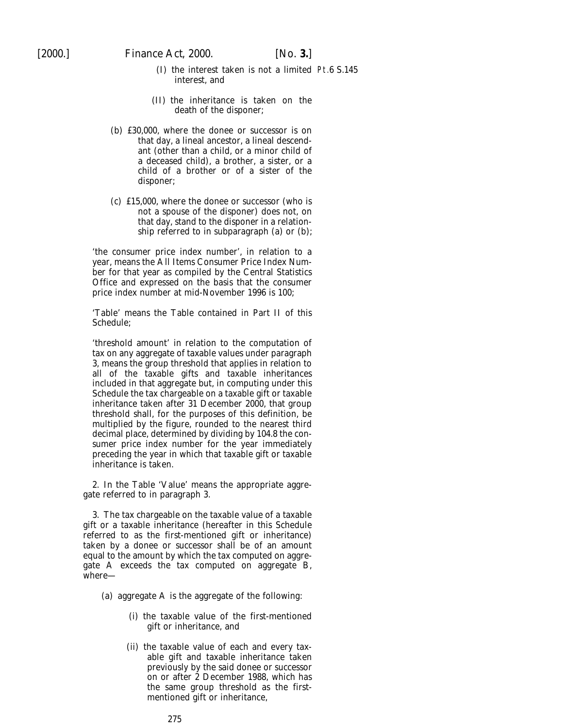(I) the interest taken is not a limited interest, and

(II) the inheritance is taken on the death of the disponer;

(b) £30,000, where the donee or successor is on that day, a lineal ancestor, a lineal descendant (other than a child, or a minor child of a deceased child), a brother, a sister, or a child of a brother or of a sister of the disponer;

(c) £15,000, where the donee or successor (who is not a spouse of the disponer) does not, on that day, stand to the disponer in a relationship referred to in subparagraph (a) or (b);

'the consumer price index number', in relation to a year, means the All Items Consumer Price Index Number for that year as compiled by the Central Statistics Office and expressed on the basis that the consumer price index number at mid-November 1996 is 100;

'Table' means the Table contained in Part II of this Schedule;

'threshold amount' in relation to the computation of tax on any aggregate of taxable values under paragraph 3, means the group threshold that applies in relation to all of the taxable gifts and taxable inheritances included in that aggregate but, in computing under this Schedule the tax chargeable on a taxable gift or taxable inheritance taken after 31 December 2000, that group threshold shall, for the purposes of this definition, be multiplied by the figure, rounded to the nearest third decimal place, determined by dividing by 104.8 the consumer price index number for the year immediately preceding the year in which that taxable gift or taxable inheritance is taken.

2. In the Table 'Value' means the appropriate aggregate referred to in paragraph 3.

3. The tax chargeable on the taxable value of a taxable gift or a taxable inheritance (hereafter in this Schedule referred to as the first-mentioned gift or inheritance) taken by a donee or successor shall be of an amount equal to the amount by which the tax computed on aggregate A exceeds the tax computed on aggregate B, where—

(a) aggregate A is the aggregate of the following:

(i) the taxable value of the first-mentioned gift or inheritance, and

(ii) the taxable value of each and every taxable gift and taxable inheritance taken previously by the said donee or successor on or after 2 December 1988, which has the same group threshold as the first-mentioned gift or inheritance,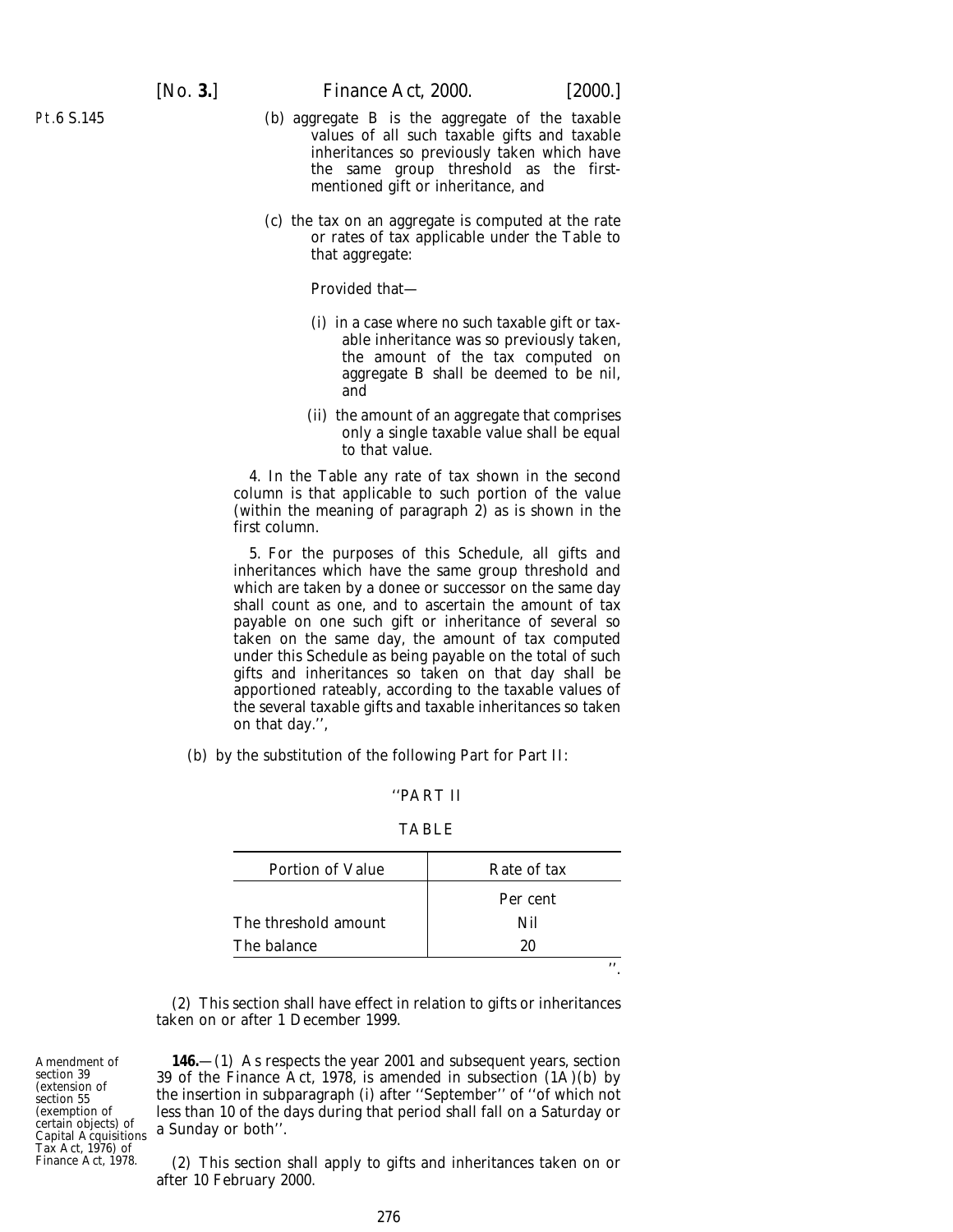(b) aggregate B is the aggregate of the taxable values of all such taxable gifts and taxable inheritances so previously taken which have the same group threshold as the first-mentioned gift or inheritance, and

(c) the tax on an aggregate is computed at the rate or rates of tax applicable under the Table to that aggregate:

Provided that—

(i) in a case where no such taxable gift or taxable inheritance was so previously taken, the amount of the tax computed on aggregate B shall be deemed to be nil, and

(ii) the amount of an aggregate that comprises only a single taxable value shall be equal to that value.

4. In the Table any rate of tax shown in the second column is that applicable to such portion of the value (within the meaning of paragraph 2) as is shown in the first column.

5. For the purposes of this Schedule, all gifts and inheritances which have the same group threshold and which are taken by a donee or successor on the same day shall count as one, and to ascertain the amount of tax payable on one such gift or inheritance of several so taken on the same day, the amount of tax computed under this Schedule as being payable on the total of such gifts and inheritances so taken on that day shall be apportioned rateably, according to the taxable values of the several taxable gifts and taxable inheritances so taken on that day.'',

(b) by the substitution of the following Part for Part II:

''PART II

TABLE

| Portion of Value | Rate of tax |
|---|---|
| | Per cent |
| The threshold amount | Nil |
| The balance | 20 |

''.

(2) This section shall have effect in relation to gifts or inheritances taken on or after 1 December 1999.

*Amendment of section 39 (extension of section 55 (exemption of certain objects) of Capital Acquisitions Tax Act, 1976) of Finance Act, 1978.*

**146.**—(1) As respects the year 2001 and subsequent years, section 39 of the Finance Act, 1978, is amended in subsection (1A)(*b*) by the insertion in subparagraph (i) after ''September'' of ''of which not less than 10 of the days during that period shall fall on a Saturday or a Sunday or both''.

(2) This section shall apply to gifts and inheritances taken on or after 10 February 2000.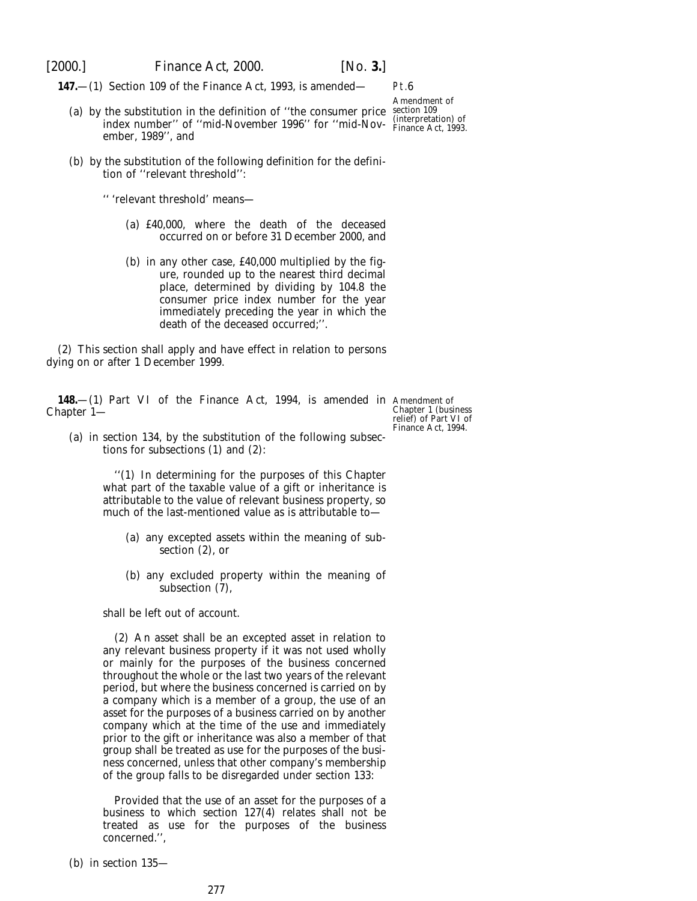**147.**—(1) Section 109 of the Finance Act, 1993, is amended—

Pt.6

Amendment of section 109 (interpretation) of Finance Act, 1993.

(*a*) by the substitution in the definition of ''the consumer price index number'' of ''mid-November 1996'' for ''mid-November, 1989'', and

(*b*) by the substitution of the following definition for the definition of ''relevant threshold'':

'' 'relevant threshold' means—

(*a*) £40,000, where the death of the deceased occurred on or before 31 December 2000, and

(*b*) in any other case, £40,000 multiplied by the figure, rounded up to the nearest third decimal place, determined by dividing by 104.8 the consumer price index number for the year immediately preceding the year in which the death of the deceased occurred;''.

(2) This section shall apply and have effect in relation to persons dying on or after 1 December 1999.

**148.**—(1) Part VI of the Finance Act, 1994, is amended in Chapter 1—

Amendment of Chapter 1 (business relief) of Part VI of Finance Act, 1994.

(*a*) in section 134, by the substitution of the following subsections for subsections (1) and (2):

''(1) In determining for the purposes of this Chapter what part of the taxable value of a gift or inheritance is attributable to the value of relevant business property, so much of the last-mentioned value as is attributable to—

(*a*) any excepted assets within the meaning of subsection (2), or

(*b*) any excluded property within the meaning of subsection (7),

shall be left out of account.

(2) An asset shall be an excepted asset in relation to any relevant business property if it was not used wholly or mainly for the purposes of the business concerned throughout the whole or the last two years of the relevant period, but where the business concerned is carried on by a company which is a member of a group, the use of an asset for the purposes of a business carried on by another company which at the time of the use and immediately prior to the gift or inheritance was also a member of that group shall be treated as use for the purposes of the business concerned, unless that other company's membership of the group falls to be disregarded under section 133:

Provided that the use of an asset for the purposes of a business to which section 127(4) relates shall not be treated as use for the purposes of the business concerned.'',

(*b*) in section 135—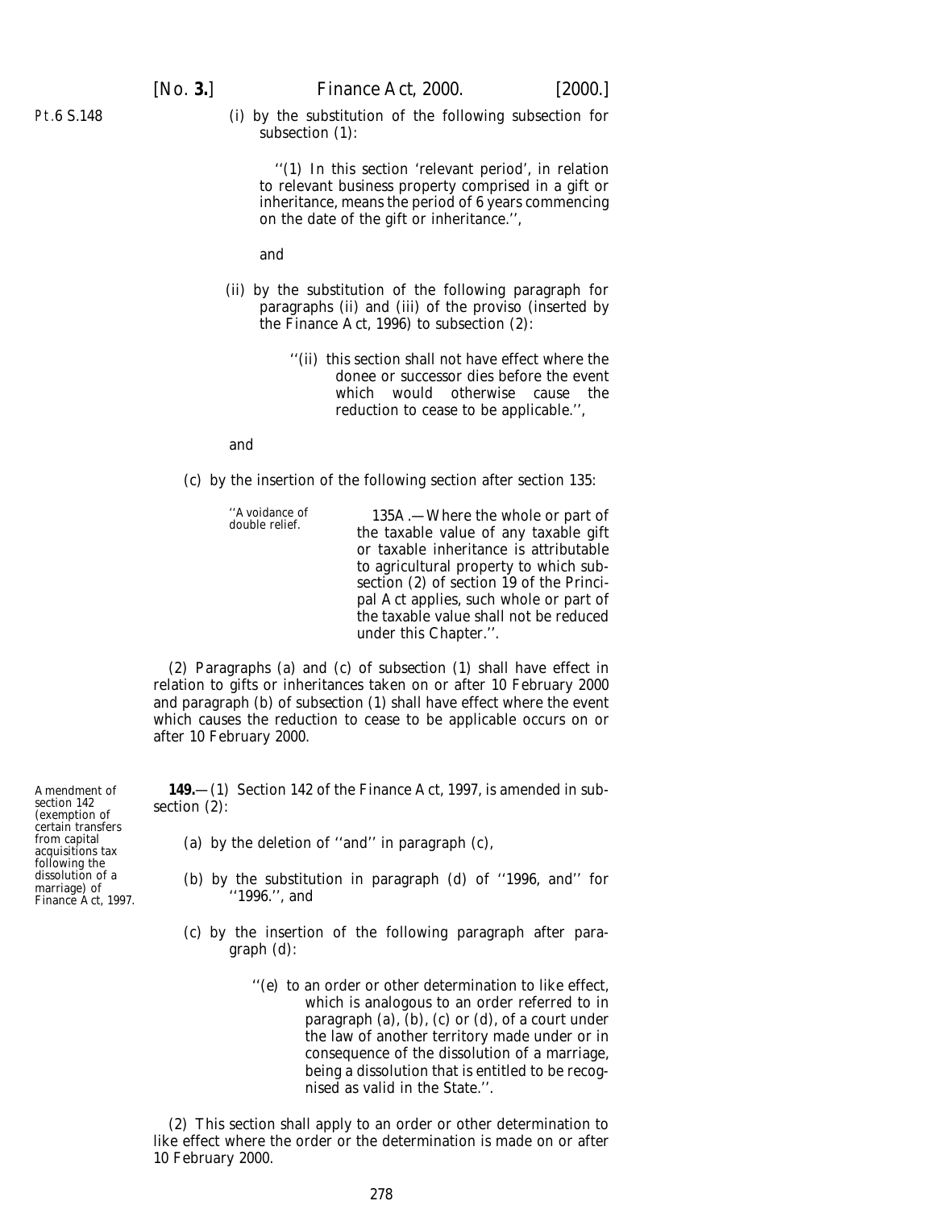Pt.6 S.148

(i) by the substitution of the following subsection for subsection (1):

> ''(1) In this section 'relevant period', in relation to relevant business property comprised in a gift or inheritance, means the period of 6 years commencing on the date of the gift or inheritance.'',

and

(ii) by the substitution of the following paragraph for paragraphs (ii) and (iii) of the proviso (inserted by the Finance Act, 1996) to subsection (2):

> ''(ii) this section shall not have effect where the donee or successor dies before the event which would otherwise cause the reduction to cease to be applicable.'',

and

(c) by the insertion of the following section after section 135:

> ''Avoidance of double relief.
>
> 135A.—Where the whole or part of the taxable value of any taxable gift or taxable inheritance is attributable to agricultural property to which subsection (2) of section 19 of the Principal Act applies, such whole or part of the taxable value shall not be reduced under this Chapter.''.

(2) Paragraphs (a) and (c) of subsection (1) shall have effect in relation to gifts or inheritances taken on or after 10 February 2000 and paragraph (b) of subsection (1) shall have effect where the event which causes the reduction to cease to be applicable occurs on or after 10 February 2000.

Amendment of section 142 (exemption of certain transfers from capital acquisitions tax following the dissolution of a marriage) of Finance Act, 1997.

**149.**—(1) Section 142 of the Finance Act, 1997, is amended in subsection (2):

(a) by the deletion of ''and'' in paragraph (c),

(b) by the substitution in paragraph (d) of ''1996, and'' for ''1996.'', and

(c) by the insertion of the following paragraph after paragraph (d):

> ''(e) to an order or other determination to like effect, which is analogous to an order referred to in paragraph (a), (b), (c) or (d), of a court under the law of another territory made under or in consequence of the dissolution of a marriage, being a dissolution that is entitled to be recognised as valid in the State.''.

(2) This section shall apply to an order or other determination to like effect where the order or the determination is made on or after 10 February 2000.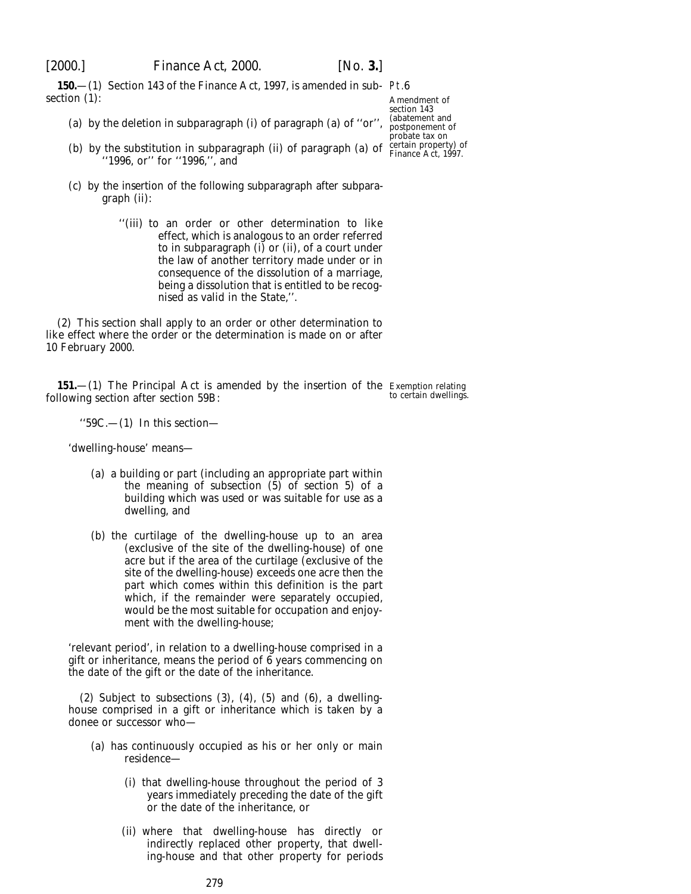**150.**—(1) Section 143 of the Finance Act, 1997, is amended in subsection (1):

Amendment of section 143 (abatement and postponement of probate tax on certain property) of Finance Act, 1997.

(a) by the deletion in subparagraph (i) of paragraph (a) of ''or'',

(b) by the substitution in subparagraph (ii) of paragraph (a) of ''1996, or'' for ''1996,'', and

(c) by the insertion of the following subparagraph after subparagraph (ii):

''(iii) to an order or other determination to like effect, which is analogous to an order referred to in subparagraph (i) or (ii), of a court under the law of another territory made under or in consequence of the dissolution of a marriage, being a dissolution that is entitled to be recognised as valid in the State,''.

(2) This section shall apply to an order or other determination to like effect where the order or the determination is made on or after 10 February 2000.

**151.**—(1) The Principal Act is amended by the insertion of the following section after section 59B:

Exemption relating to certain dwellings.

''59C.—(1) In this section—

'dwelling-house' means—

(a) a building or part (including an appropriate part within the meaning of subsection (5) of section 5) of a building which was used or was suitable for use as a dwelling, and

(b) the curtilage of the dwelling-house up to an area (exclusive of the site of the dwelling-house) of one acre but if the area of the curtilage (exclusive of the site of the dwelling-house) exceeds one acre then the part which comes within this definition is the part which, if the remainder were separately occupied, would be the most suitable for occupation and enjoyment with the dwelling-house;

'relevant period', in relation to a dwelling-house comprised in a gift or inheritance, means the period of 6 years commencing on the date of the gift or the date of the inheritance.

(2) Subject to subsections (3), (4), (5) and (6), a dwelling-house comprised in a gift or inheritance which is taken by a donee or successor who—

(a) has continuously occupied as his or her only or main residence—

(i) that dwelling-house throughout the period of 3 years immediately preceding the date of the gift or the date of the inheritance, or

(ii) where that dwelling-house has directly or indirectly replaced other property, that dwelling-house and that other property for periods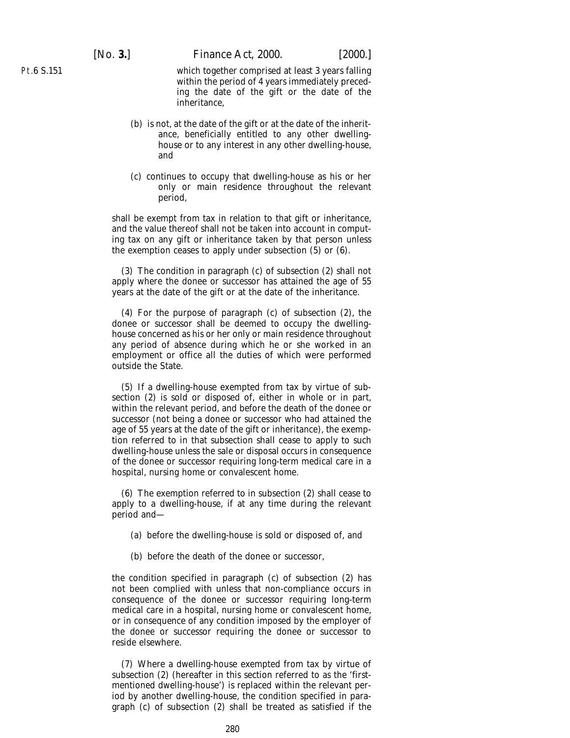which together comprised at least 3 years falling within the period of 4 years immediately preceding the date of the gift or the date of the inheritance,

(*b*) is not, at the date of the gift or at the date of the inheritance, beneficially entitled to any other dwelling-house or to any interest in any other dwelling-house, and

(*c*) continues to occupy that dwelling-house as his or her only or main residence throughout the relevant period,

shall be exempt from tax in relation to that gift or inheritance, and the value thereof shall not be taken into account in computing tax on any gift or inheritance taken by that person unless the exemption ceases to apply under subsection (5) or (6).

(3) The condition in paragraph (*c*) of subsection (2) shall not apply where the donee or successor has attained the age of 55 years at the date of the gift or at the date of the inheritance.

(4) For the purpose of paragraph (*c*) of subsection (2), the donee or successor shall be deemed to occupy the dwelling-house concerned as his or her only or main residence throughout any period of absence during which he or she worked in an employment or office all the duties of which were performed outside the State.

(5) If a dwelling-house exempted from tax by virtue of subsection (2) is sold or disposed of, either in whole or in part, within the relevant period, and before the death of the donee or successor (not being a donee or successor who had attained the age of 55 years at the date of the gift or inheritance), the exemption referred to in that subsection shall cease to apply to such dwelling-house unless the sale or disposal occurs in consequence of the donee or successor requiring long-term medical care in a hospital, nursing home or convalescent home.

(6) The exemption referred to in subsection (2) shall cease to apply to a dwelling-house, if at any time during the relevant period and—

(*a*) before the dwelling-house is sold or disposed of, and

(*b*) before the death of the donee or successor,

the condition specified in paragraph (*c*) of subsection (2) has not been complied with unless that non-compliance occurs in consequence of the donee or successor requiring long-term medical care in a hospital, nursing home or convalescent home, or in consequence of any condition imposed by the employer of the donee or successor requiring the donee or successor to reside elsewhere.

(7) Where a dwelling-house exempted from tax by virtue of subsection (2) (hereafter in this section referred to as the 'first-mentioned dwelling-house') is replaced within the relevant period by another dwelling-house, the condition specified in paragraph (*c*) of subsection (2) shall be treated as satisfied if the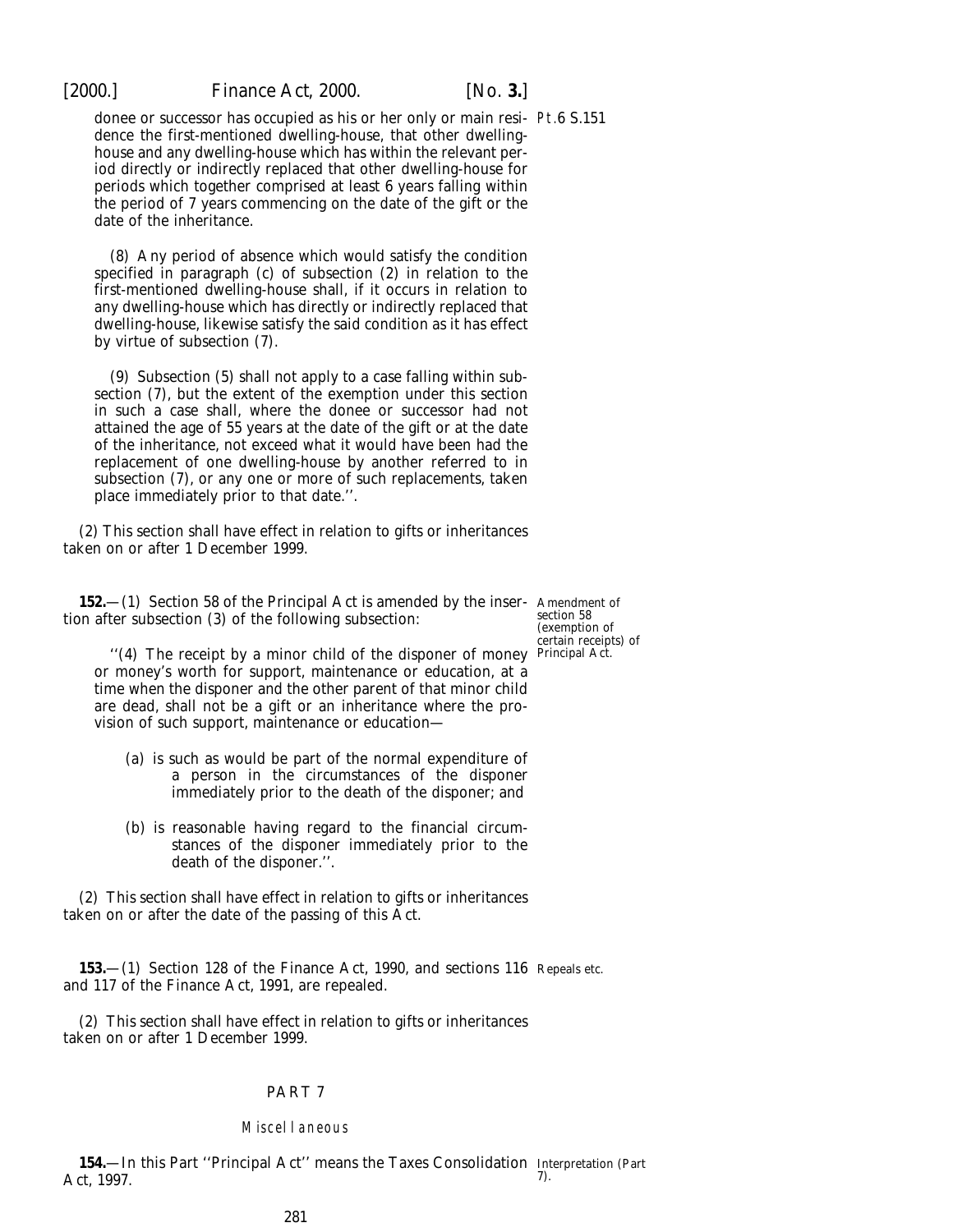donee or successor has occupied as his or her only or main residence the first-mentioned dwelling-house, that other dwelling-house and any dwelling-house which has within the relevant period directly or indirectly replaced that other dwelling-house for periods which together comprised at least 6 years falling within the period of 7 years commencing on the date of the gift or the date of the inheritance.

(8) Any period of absence which would satisfy the condition specified in paragraph (*c*) of subsection (2) in relation to the first-mentioned dwelling-house shall, if it occurs in relation to any dwelling-house which has directly or indirectly replaced that dwelling-house, likewise satisfy the said condition as it has effect by virtue of subsection (7).

(9) Subsection (5) shall not apply to a case falling within subsection (7), but the extent of the exemption under this section in such a case shall, where the donee or successor had not attained the age of 55 years at the date of the gift or at the date of the inheritance, not exceed what it would have been had the replacement of one dwelling-house by another referred to in subsection (7), or any one or more of such replacements, taken place immediately prior to that date.''.

(2) This section shall have effect in relation to gifts or inheritances taken on or after 1 December 1999.

*Amendment of section 58 (exemption of certain receipts) of Principal Act.*

**152.**—(1) Section 58 of the Principal Act is amended by the insertion after subsection (3) of the following subsection:

''(4) The receipt by a minor child of the disponer of money or money's worth for support, maintenance or education, at a time when the disponer and the other parent of that minor child are dead, shall not be a gift or an inheritance where the provision of such support, maintenance or education—

(*a*) is such as would be part of the normal expenditure of a person in the circumstances of the disponer immediately prior to the death of the disponer; and

(*b*) is reasonable having regard to the financial circumstances of the disponer immediately prior to the death of the disponer.''.

(2) This section shall have effect in relation to gifts or inheritances taken on or after the date of the passing of this Act.

*Repeals etc.*

**153.**—(1) Section 128 of the Finance Act, 1990, and sections 116 and 117 of the Finance Act, 1991, are repealed.

(2) This section shall have effect in relation to gifts or inheritances taken on or after 1 December 1999.

## PART 7

### *Miscellaneous*

*Interpretation (Part 7).*

**154.**—In this Part ''Principal Act'' means the Taxes Consolidation Act, 1997.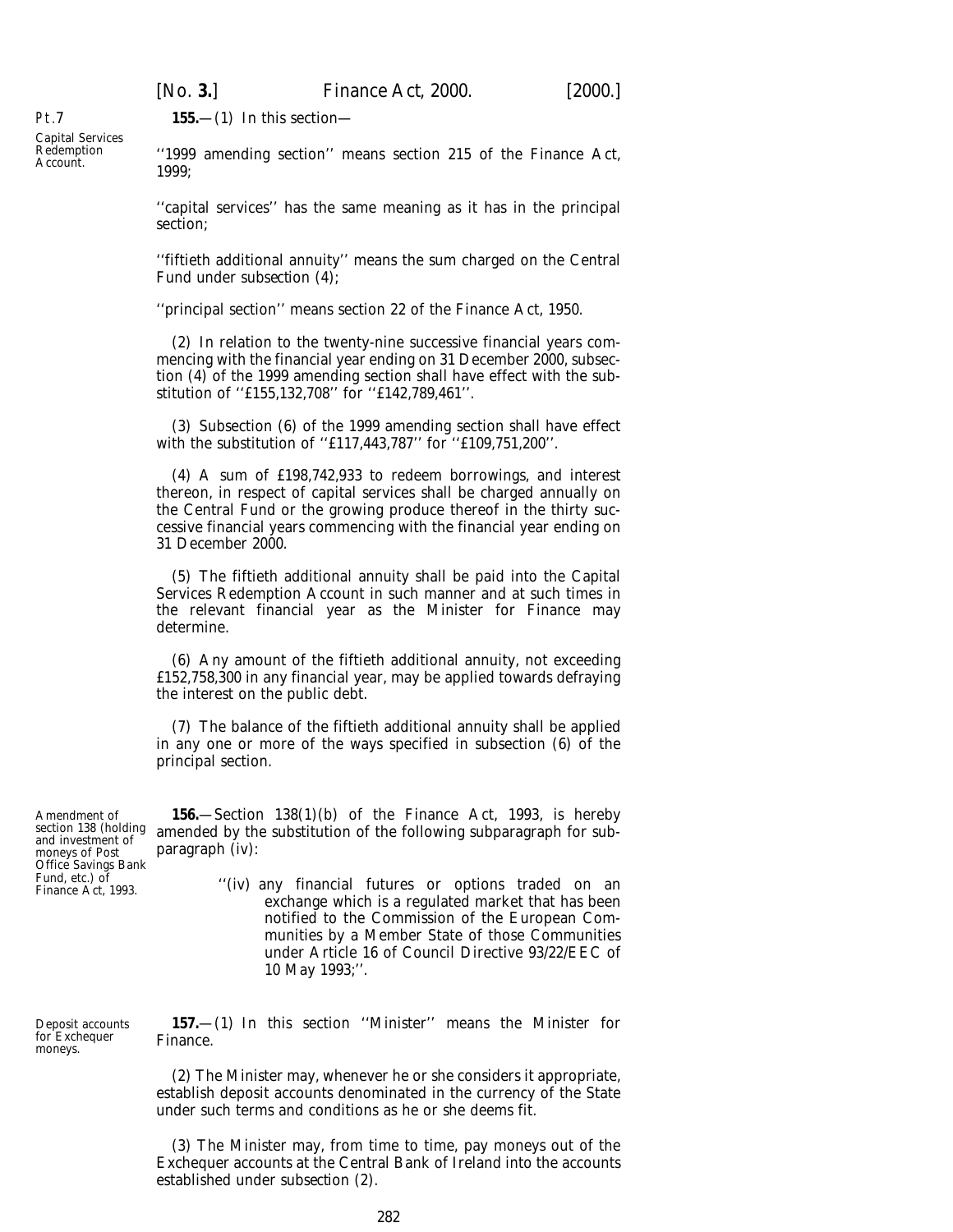Pt.7

Capital Services Redemption Account.

**155.**—(1) In this section—

''1999 amending section'' means section 215 of the Finance Act, 1999;

''capital services'' has the same meaning as it has in the principal section;

''fiftieth additional annuity'' means the sum charged on the Central Fund under *subsection (4)*;

''principal section'' means section 22 of the Finance Act, 1950.

(2) In relation to the twenty-nine successive financial years commencing with the financial year ending on 31 December 2000, subsection (4) of the 1999 amending section shall have effect with the substitution of ''£155,132,708'' for ''£142,789,461''.

(3) Subsection (6) of the 1999 amending section shall have effect with the substitution of ''£117,443,787'' for ''£109,751,200''.

(4) A sum of £198,742,933 to redeem borrowings, and interest thereon, in respect of capital services shall be charged annually on the Central Fund or the growing produce thereof in the thirty successive financial years commencing with the financial year ending on 31 December 2000.

(5) The fiftieth additional annuity shall be paid into the Capital Services Redemption Account in such manner and at such times in the relevant financial year as the Minister for Finance may determine.

(6) Any amount of the fiftieth additional annuity, not exceeding £152,758,300 in any financial year, may be applied towards defraying the interest on the public debt.

(7) The balance of the fiftieth additional annuity shall be applied in any one or more of the ways specified in subsection (6) of the principal section.

Amendment of section 138 (holding and investment of moneys of Post Office Savings Bank Fund, etc.) of Finance Act, 1993.

**156.**—Section 138(1)(b) of the Finance Act, 1993, is hereby amended by the substitution of the following subparagraph for subparagraph (iv):

> ''(iv) any financial futures or options traded on an exchange which is a regulated market that has been notified to the Commission of the European Communities by a Member State of those Communities under Article 16 of Council Directive 93/22/EEC of 10 May 1993;''.

Deposit accounts for Exchequer moneys.

**157.**—(1) In this section ''Minister'' means the Minister for Finance.

(2) The Minister may, whenever he or she considers it appropriate, establish deposit accounts denominated in the currency of the State under such terms and conditions as he or she deems fit.

(3) The Minister may, from time to time, pay moneys out of the Exchequer accounts at the Central Bank of Ireland into the accounts established under *subsection (2)*.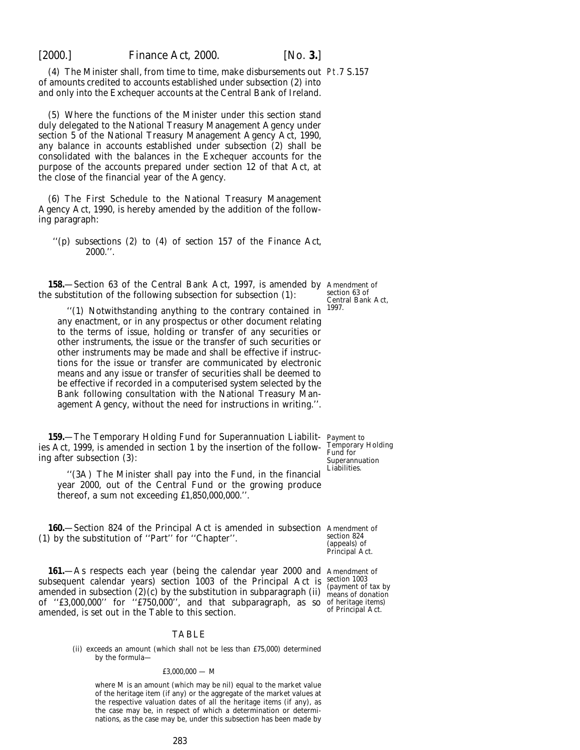(4) The Minister shall, from time to time, make disbursements out of amounts credited to accounts established under *subsection (2)* into and only into the Exchequer accounts at the Central Bank of Ireland.

Pt.7 S.157

(5) Where the functions of the Minister under this section stand duly delegated to the National Treasury Management Agency under section 5 of the National Treasury Management Agency Act, 1990, any balance in accounts established under *subsection (2)* shall be consolidated with the balances in the Exchequer accounts for the purpose of the accounts prepared under section 12 of that Act, at the close of the financial year of the Agency.

(6) The First Schedule to the National Treasury Management Agency Act, 1990, is hereby amended by the addition of the following paragraph:

> ''(*p*) *subsections (2)* to *(4)* of *section 157* of the *Finance Act, 2000*.''.

**158.**—Section 63 of the Central Bank Act, 1997, is amended by the substitution of the following subsection for subsection (1):

Amendment of section 63 of Central Bank Act, 1997.

> ''(1) Notwithstanding anything to the contrary contained in any enactment, or in any prospectus or other document relating to the terms of issue, holding or transfer of any securities or other instruments, the issue or the transfer of such securities or other instruments may be made and shall be effective if instructions for the issue or transfer are communicated by electronic means and any issue or transfer of securities shall be deemed to be effective if recorded in a computerised system selected by the Bank following consultation with the National Treasury Management Agency, without the need for instructions in writing.''.

**159.**—The Temporary Holding Fund for Superannuation Liabilities Act, 1999, is amended in section 1 by the insertion of the following after subsection (3):

Payment to Temporary Holding Fund for Superannuation Liabilities.

> ''(3A) The Minister shall pay into the Fund, in the financial year 2000, out of the Central Fund or the growing produce thereof, a sum not exceeding £1,850,000,000.''.

**160.**—Section 824 of the Principal Act is amended in subsection (1) by the substitution of ''Part'' for ''Chapter''.

Amendment of section 824 (appeals) of Principal Act.

**161.**—As respects each year (being the calendar year 2000 and subsequent calendar years) section 1003 of the Principal Act is amended in subsection (2)(*c*) by the substitution in subparagraph (ii) of ''£3,000,000'' for ''£750,000'', and that subparagraph, as so amended, is set out in the Table to this section.

Amendment of section 1003 (payment of tax by means of donation of heritage items) of Principal Act.

TABLE

> (ii) exceeds an amount (which shall not be less than £75,000) determined by the formula—
>
> £3,000,000 — M
>
> where M is an amount (which may be nil) equal to the market value of the heritage item (if any) or the aggregate of the market values at the respective valuation dates of all the heritage items (if any), as the case may be, in respect of which a determination or determinations, as the case may be, under this subsection has been made by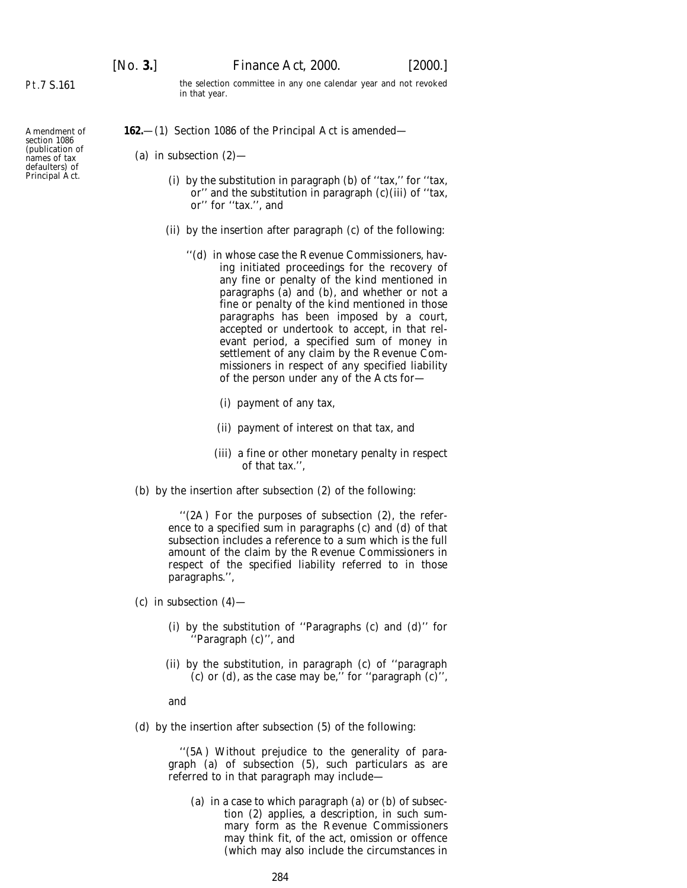the selection committee in any one calendar year and not revoked in that year.

Amendment of section 1086 (publication of names of tax defaulters) of Principal Act.

**162.**—(1) Section 1086 of the Principal Act is amended—

(*a*) in subsection (2)—

(i) by the substitution in paragraph (*b*) of ''tax,'' for ''tax, or'' and the substitution in paragraph (*c*)(iii) of ''tax, or'' for ''tax.'', and

(ii) by the insertion after paragraph (*c*) of the following:

''(*d*) in whose case the Revenue Commissioners, having initiated proceedings for the recovery of any fine or penalty of the kind mentioned in paragraphs (*a*) and (*b*), and whether or not a fine or penalty of the kind mentioned in those paragraphs has been imposed by a court, accepted or undertook to accept, in that relevant period, a specified sum of money in settlement of any claim by the Revenue Commissioners in respect of any specified liability of the person under any of the Acts for—

(i) payment of any tax,

(ii) payment of interest on that tax, and

(iii) a fine or other monetary penalty in respect of that tax.'',

(*b*) by the insertion after subsection (2) of the following:

''(2A) For the purposes of subsection (2), the reference to a specified sum in paragraphs (*c*) and (*d*) of that subsection includes a reference to a sum which is the full amount of the claim by the Revenue Commissioners in respect of the specified liability referred to in those paragraphs.'',

(*c*) in subsection (4)—

(i) by the substitution of ''Paragraphs (*c*) and (*d*)'' for ''Paragraph (*c*)'', and

(ii) by the substitution, in paragraph (*c*) of ''paragraph (*c*) or (*d*), as the case may be,'' for ''paragraph (*c*)'',

and

(*d*) by the insertion after subsection (5) of the following:

''(5A) Without prejudice to the generality of paragraph (*a*) of subsection (5), such particulars as are referred to in that paragraph may include—

(*a*) in a case to which paragraph (*a*) or (*b*) of subsection (2) applies, a description, in such summary form as the Revenue Commissioners may think fit, of the act, omission or offence (which may also include the circumstances in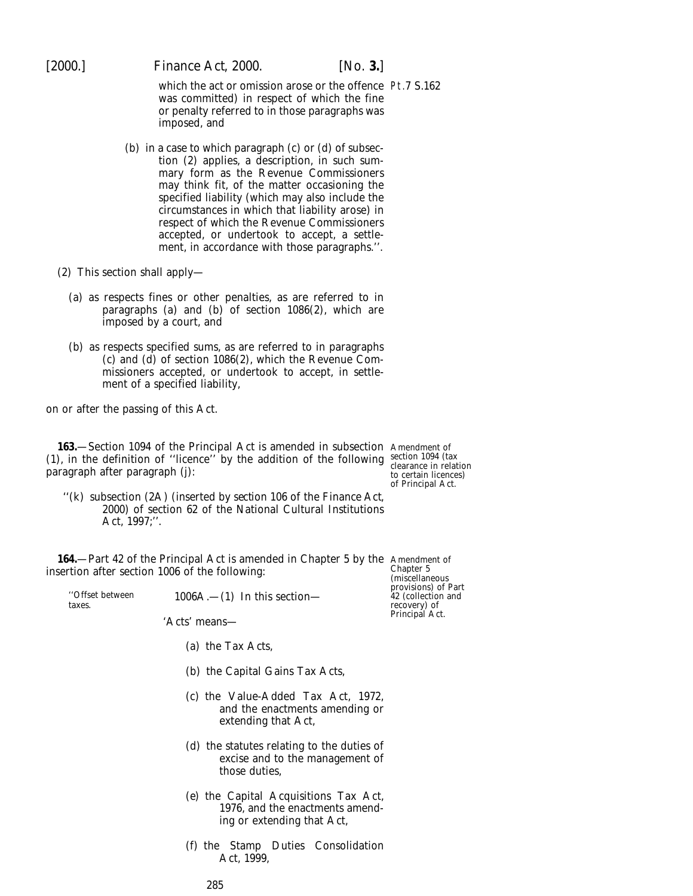which the act or omission arose or the offence was committed) in respect of which the fine or penalty referred to in those paragraphs was imposed, and

(b) in a case to which paragraph (c) or (d) of subsection (2) applies, a description, in such summary form as the Revenue Commissioners may think fit, of the matter occasioning the specified liability (which may also include the circumstances in which that liability arose) in respect of which the Revenue Commissioners accepted, or undertook to accept, a settlement, in accordance with those paragraphs.''.

(2) This section shall apply—

(a) as respects fines or other penalties, as are referred to in paragraphs (a) and (b) of section 1086(2), which are imposed by a court, and

(b) as respects specified sums, as are referred to in paragraphs (c) and (d) of section 1086(2), which the Revenue Commissioners accepted, or undertook to accept, in settlement of a specified liability,

on or after the passing of this Act.

**163.**—Section 1094 of the Principal Act is amended in subsection (1), in the definition of ''licence'' by the addition of the following paragraph after paragraph (j):

*Amendment of section 1094 (tax clearance in relation to certain licences) of Principal Act.*

''(k) subsection (2A) (inserted by *section 106* of the *Finance Act, 2000*) of section 62 of the National Cultural Institutions Act, 1997;''.

**164.**—Part 42 of the Principal Act is amended in Chapter 5 by the insertion after section 1006 of the following:

*Amendment of Chapter 5 (miscellaneous provisions) of Part 42 (collection and recovery) of Principal Act.*

''Offset between taxes.

1006A.—(1) In this section—

'Acts' means—

(a) the Tax Acts,

(b) the Capital Gains Tax Acts,

(c) the Value-Added Tax Act, 1972, and the enactments amending or extending that Act,

(d) the statutes relating to the duties of excise and to the management of those duties,

(e) the Capital Acquisitions Tax Act, 1976, and the enactments amending or extending that Act,

(f) the Stamp Duties Consolidation Act, 1999,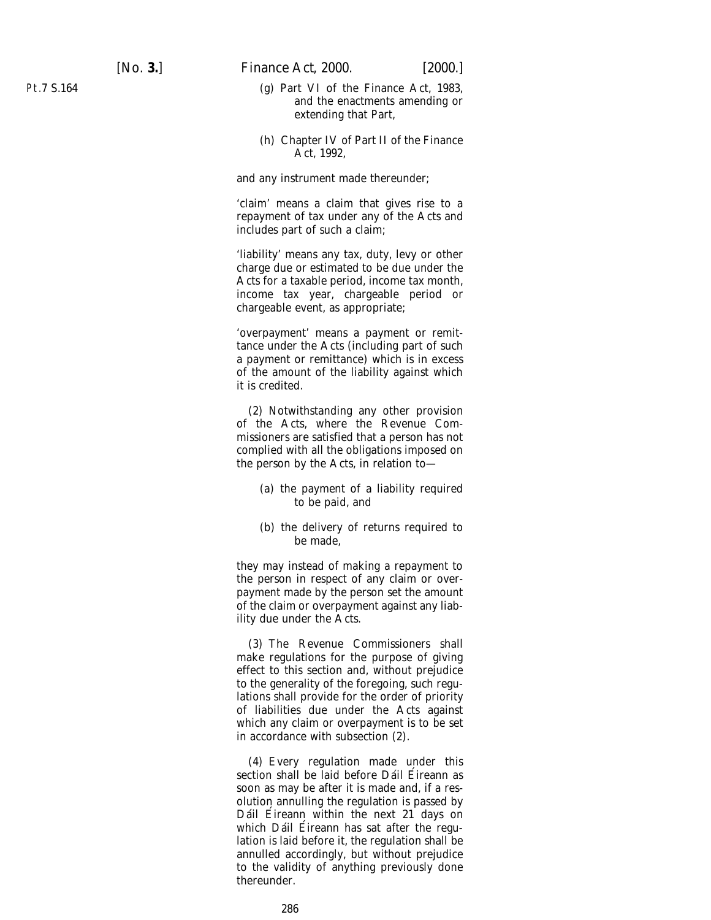(g) Part VI of the Finance Act, 1983, and the enactments amending or extending that Part,

(h) Chapter IV of Part II of the Finance Act, 1992,

and any instrument made thereunder;

'claim' means a claim that gives rise to a repayment of tax under any of the Acts and includes part of such a claim;

'liability' means any tax, duty, levy or other charge due or estimated to be due under the Acts for a taxable period, income tax month, income tax year, chargeable period or chargeable event, as appropriate;

'overpayment' means a payment or remittance under the Acts (including part of such a payment or remittance) which is in excess of the amount of the liability against which it is credited.

(2) Notwithstanding any other provision of the Acts, where the Revenue Commissioners are satisfied that a person has not complied with all the obligations imposed on the person by the Acts, in relation to—

(a) the payment of a liability required to be paid, and

(b) the delivery of returns required to be made,

they may instead of making a repayment to the person in respect of any claim or overpayment made by the person set the amount of the claim or overpayment against any liability due under the Acts.

(3) The Revenue Commissioners shall make regulations for the purpose of giving effect to this section and, without prejudice to the generality of the foregoing, such regulations shall provide for the order of priority of liabilities due under the Acts against which any claim or overpayment is to be set in accordance with subsection (2).

(4) Every regulation made under this section shall be laid before Dáil Éireann as soon as may be after it is made and, if a resolution annulling the regulation is passed by Dáil Éireann within the next 21 days on which Dáil Éireann has sat after the regulation is laid before it, the regulation shall be annulled accordingly, but without prejudice to the validity of anything previously done thereunder.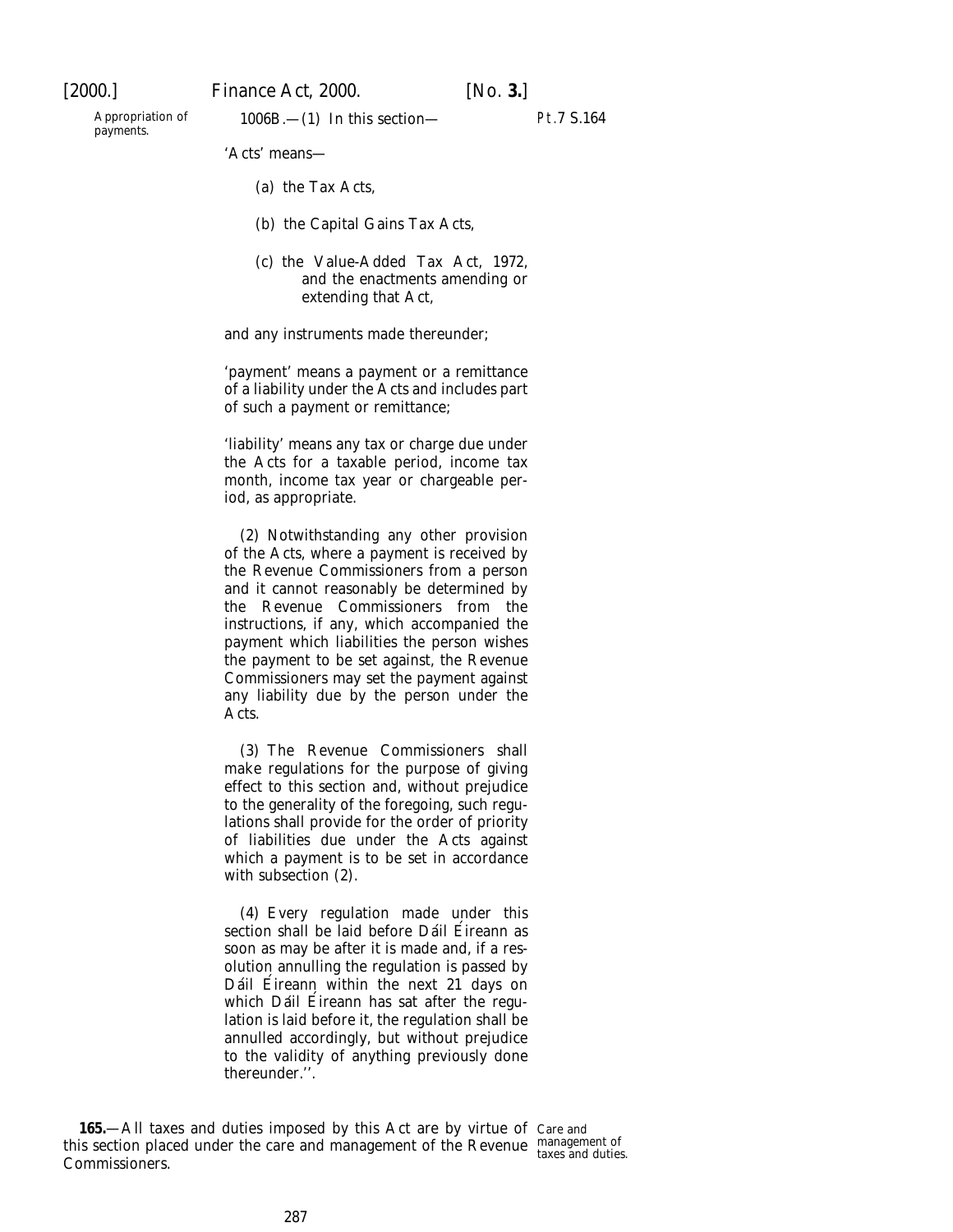Appropriation of payments.

1006B.—(1) In this section—

Pt.7 S.164

'Acts' means—

(a) the Tax Acts,

(b) the Capital Gains Tax Acts,

(c) the Value-Added Tax Act, 1972, and the enactments amending or extending that Act,

and any instruments made thereunder;

'payment' means a payment or a remittance of a liability under the Acts and includes part of such a payment or remittance;

'liability' means any tax or charge due under the Acts for a taxable period, income tax month, income tax year or chargeable period, as appropriate.

(2) Notwithstanding any other provision of the Acts, where a payment is received by the Revenue Commissioners from a person and it cannot reasonably be determined by the Revenue Commissioners from the instructions, if any, which accompanied the payment which liabilities the person wishes the payment to be set against, the Revenue Commissioners may set the payment against any liability due by the person under the Acts.

(3) The Revenue Commissioners shall make regulations for the purpose of giving effect to this section and, without prejudice to the generality of the foregoing, such regulations shall provide for the order of priority of liabilities due under the Acts against which a payment is to be set in accordance with subsection (2).

(4) Every regulation made under this section shall be laid before Dáil Éireann as soon as may be after it is made and, if a resolution annulling the regulation is passed by Dáil Éireann within the next 21 days on which Dáil Éireann has sat after the regulation is laid before it, the regulation shall be annulled accordingly, but without prejudice to the validity of anything previously done thereunder.''.

**165.**—All taxes and duties imposed by this Act are by virtue of this section placed under the care and management of the Revenue Commissioners.

Care and management of taxes and duties.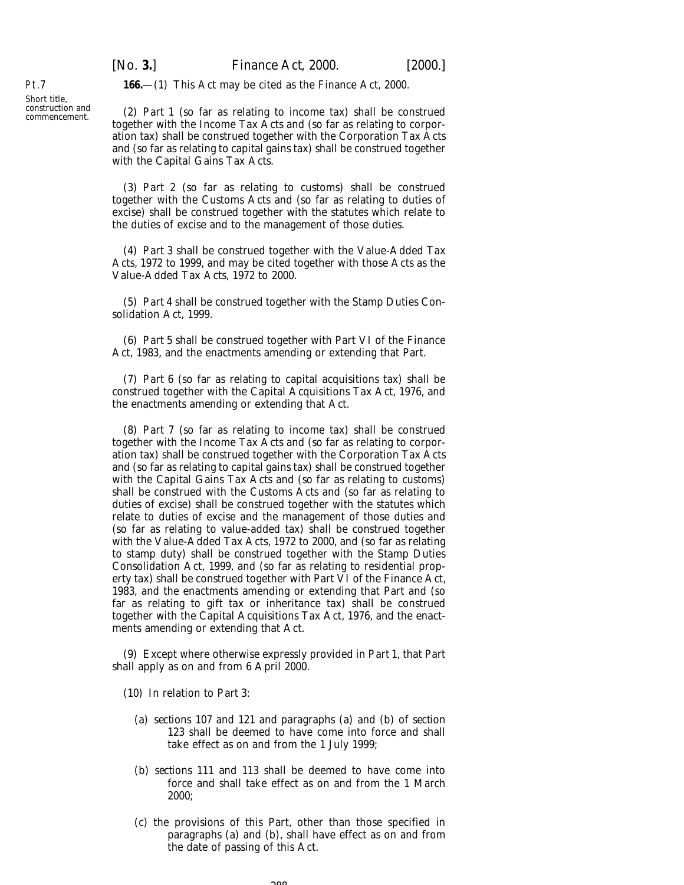Pt.7

Short title, construction and commencement.

**166.**—(1) This Act may be cited as the Finance Act, 2000.

(2) Part 1 (so far as relating to income tax) shall be construed together with the Income Tax Acts and (so far as relating to corporation tax) shall be construed together with the Corporation Tax Acts and (so far as relating to capital gains tax) shall be construed together with the Capital Gains Tax Acts.

(3) Part 2 (so far as relating to customs) shall be construed together with the Customs Acts and (so far as relating to duties of excise) shall be construed together with the statutes which relate to the duties of excise and to the management of those duties.

(4) Part 3 shall be construed together with the Value-Added Tax Acts, 1972 to 1999, and may be cited together with those Acts as the Value-Added Tax Acts, 1972 to 2000.

(5) Part 4 shall be construed together with the Stamp Duties Consolidation Act, 1999.

(6) Part 5 shall be construed together with Part VI of the Finance Act, 1983, and the enactments amending or extending that Part.

(7) Part 6 (so far as relating to capital acquisitions tax) shall be construed together with the Capital Acquisitions Tax Act, 1976, and the enactments amending or extending that Act.

(8) Part 7 (so far as relating to income tax) shall be construed together with the Income Tax Acts and (so far as relating to corporation tax) shall be construed together with the Corporation Tax Acts and (so far as relating to capital gains tax) shall be construed together with the Capital Gains Tax Acts and (so far as relating to customs) shall be construed with the Customs Acts and (so far as relating to duties of excise) shall be construed together with the statutes which relate to duties of excise and the management of those duties and (so far as relating to value-added tax) shall be construed together with the Value-Added Tax Acts, 1972 to 2000, and (so far as relating to stamp duty) shall be construed together with the Stamp Duties Consolidation Act, 1999, and (so far as relating to residential property tax) shall be construed together with Part VI of the Finance Act, 1983, and the enactments amending or extending that Part and (so far as relating to gift tax or inheritance tax) shall be construed together with the Capital Acquisitions Tax Act, 1976, and the enactments amending or extending that Act.

(9) Except where otherwise expressly provided in Part 1, that Part shall apply as on and from 6 April 2000.

(10) In relation to Part 3:

(*a*) *sections 107* and *121* and *paragraphs (a)* and *(b)* of *section 123* shall be deemed to have come into force and shall take effect as on and from the 1 July 1999;

(*b*) *sections 111* and *113* shall be deemed to have come into force and shall take effect as on and from the 1 March 2000;

(*c*) the provisions of this Part, other than those specified in *paragraphs (a)* and *(b)*, shall have effect as on and from the date of passing of this Act.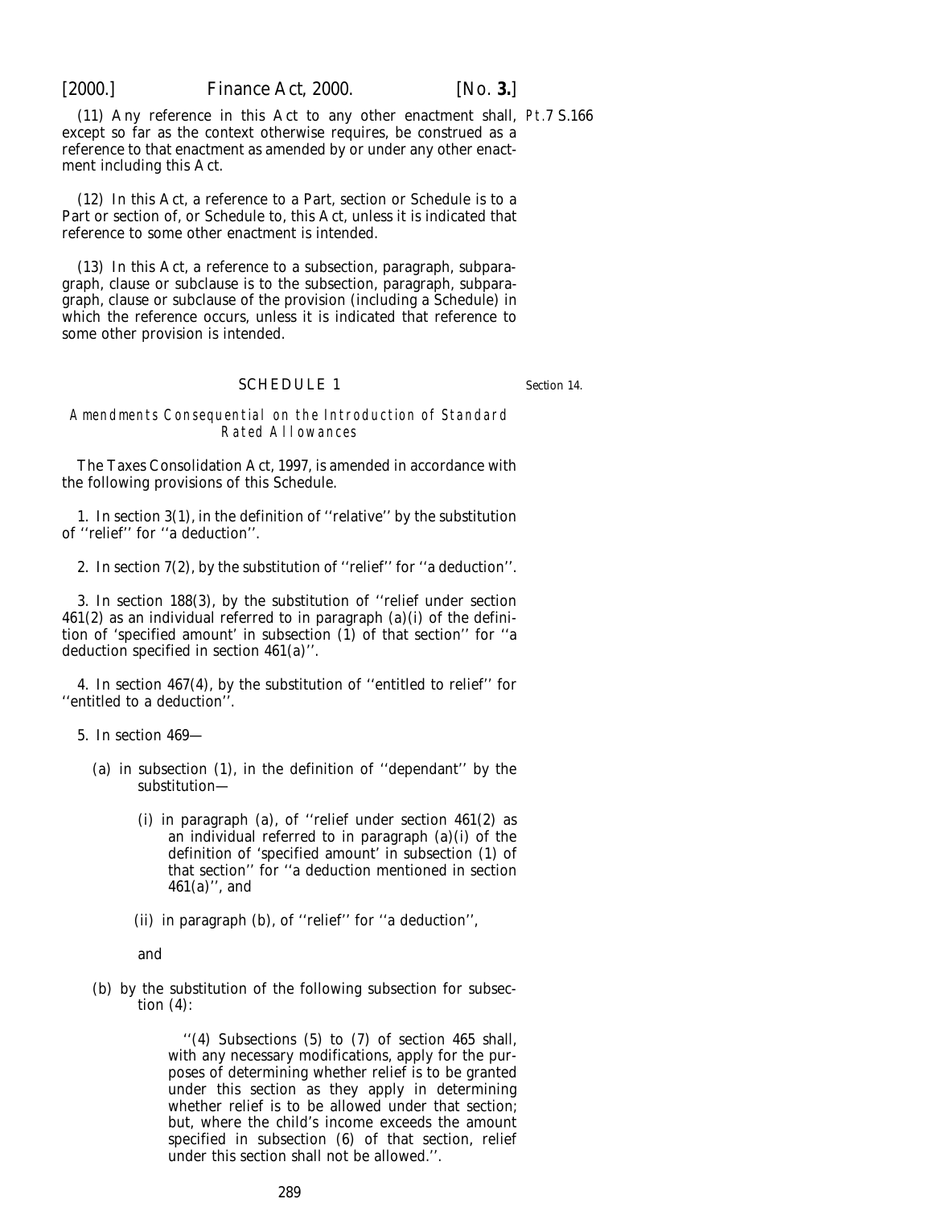(11) Any reference in this Act to any other enactment shall, except so far as the context otherwise requires, be construed as a reference to that enactment as amended by or under any other enactment including this Act.

(12) In this Act, a reference to a Part, section or Schedule is to a Part or section of, or Schedule to, this Act, unless it is indicated that reference to some other enactment is intended.

(13) In this Act, a reference to a subsection, paragraph, subparagraph, clause or subclause is to the subsection, paragraph, subparagraph, clause or subclause of the provision (including a Schedule) in which the reference occurs, unless it is indicated that reference to some other provision is intended.

## SCHEDULE 1

Section 14.

*Amendments Consequential on the Introduction of Standard Rated Allowances*

The Taxes Consolidation Act, 1997, is amended in accordance with the following provisions of this Schedule.

1. In section 3(1), in the definition of ''relative'' by the substitution of ''relief'' for ''a deduction''.

2. In section 7(2), by the substitution of ''relief'' for ''a deduction''.

3. In section 188(3), by the substitution of ''relief under section 461(2) as an individual referred to in paragraph (a)(i) of the definition of 'specified amount' in subsection (1) of that section'' for ''a deduction specified in section 461(a)''.

4. In section 467(4), by the substitution of ''entitled to relief'' for ''entitled to a deduction''.

5. In section 469—

(a) in subsection (1), in the definition of ''dependant'' by the substitution—

(i) in paragraph (a), of ''relief under section 461(2) as an individual referred to in paragraph (a)(i) of the definition of 'specified amount' in subsection (1) of that section'' for ''a deduction mentioned in section 461(a)'', and

(ii) in paragraph (b), of ''relief'' for ''a deduction'',

and

(b) by the substitution of the following subsection for subsection (4):

''(4) Subsections (5) to (7) of section 465 shall, with any necessary modifications, apply for the purposes of determining whether relief is to be granted under this section as they apply in determining whether relief is to be allowed under that section; but, where the child's income exceeds the amount specified in subsection (6) of that section, relief under this section shall not be allowed.''.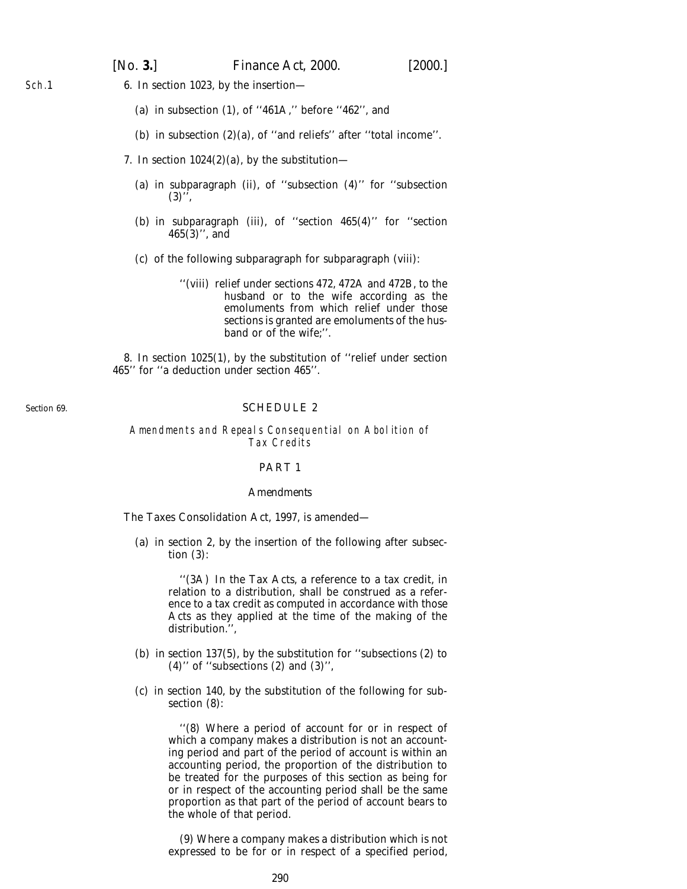6. In section 1023, by the insertion—

(*a*) in subsection (1), of ''461A,'' before ''462'', and

(*b*) in subsection (2)(*a*), of ''and reliefs'' after ''total income''.

7. In section 1024(2)(*a*), by the substitution—

(*a*) in subparagraph (ii), of ''subsection (4)'' for ''subsection (3)'',

(*b*) in subparagraph (iii), of ''section 465(4)'' for ''section 465(3)'', and

(*c*) of the following subparagraph for subparagraph (viii):

> ''(viii) relief under sections 472, 472A and 472B, to the husband or to the wife according as the emoluments from which relief under those sections is granted are emoluments of the husband or of the wife;''.

8. In section 1025(1), by the substitution of ''relief under section 465'' for ''a deduction under section 465''.

Section 69.

## SCHEDULE 2

### Amendments and Repeals Consequential on Abolition of Tax Credits

### PART 1

#### Amendments

The Taxes Consolidation Act, 1997, is amended—

(*a*) in section 2, by the insertion of the following after subsection (3):

> ''(3A) In the Tax Acts, a reference to a tax credit, in relation to a distribution, shall be construed as a reference to a tax credit as computed in accordance with those Acts as they applied at the time of the making of the distribution.'',

(*b*) in section 137(5), by the substitution for ''subsections (2) to (4)'' of ''subsections (2) and (3)'',

(*c*) in section 140, by the substitution of the following for subsection (8):

> ''(8) Where a period of account for or in respect of which a company makes a distribution is not an accounting period and part of the period of account is within an accounting period, the proportion of the distribution to be treated for the purposes of this section as being for or in respect of the accounting period shall be the same proportion as that part of the period of account bears to the whole of that period.
>
> (9) Where a company makes a distribution which is not expressed to be for or in respect of a specified period,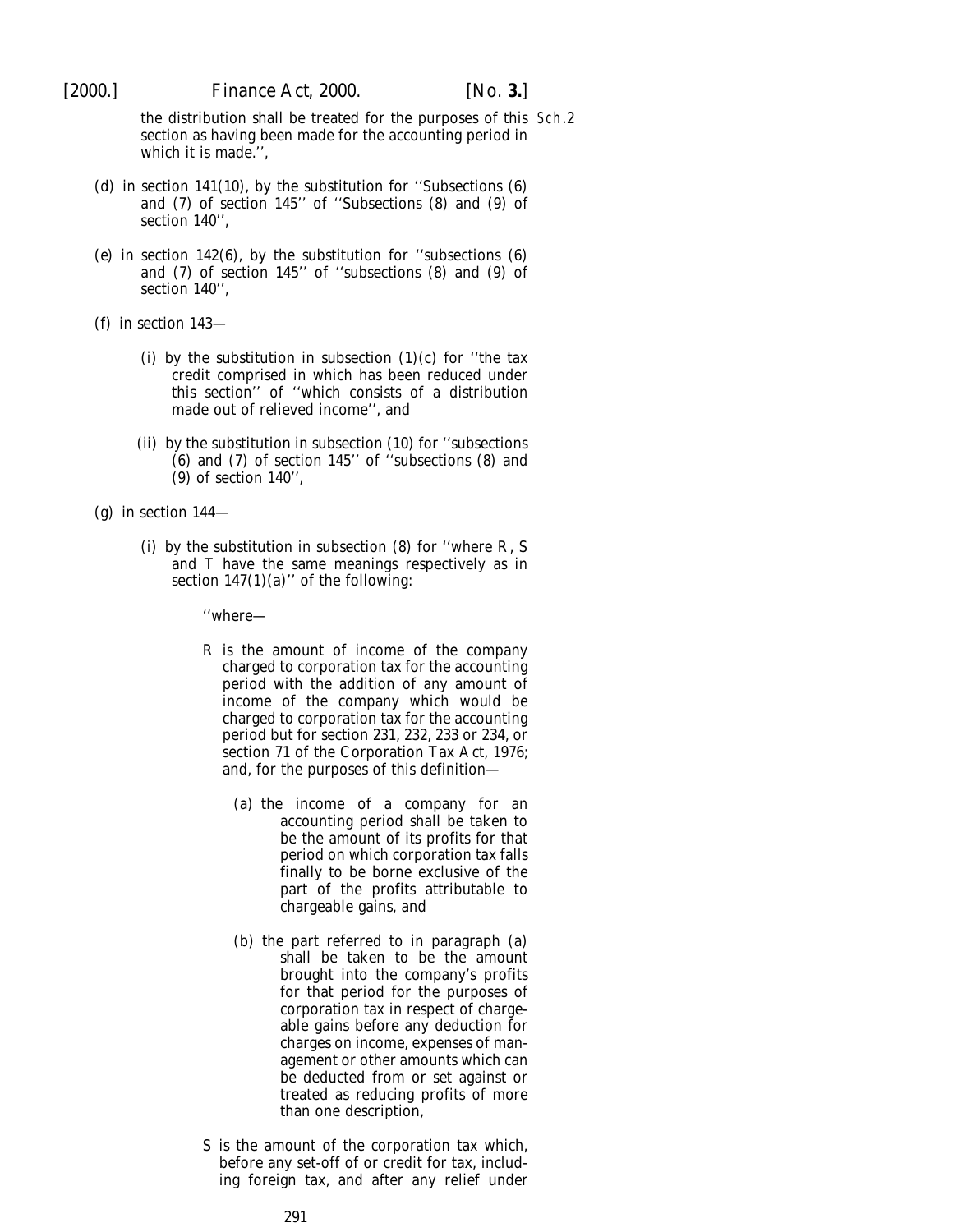the distribution shall be treated for the purposes of this section as having been made for the accounting period in which it is made.'',

(d) in section 141(10), by the substitution for ''Subsections (6) and (7) of section 145'' of ''Subsections (8) and (9) of section 140'',

(e) in section 142(6), by the substitution for ''subsections (6) and (7) of section 145'' of ''subsections (8) and (9) of section 140'',

(f) in section 143—

(i) by the substitution in subsection (1)(c) for ''the tax credit comprised in which has been reduced under this section'' of ''which consists of a distribution made out of relieved income'', and

(ii) by the substitution in subsection (10) for ''subsections (6) and (7) of section 145'' of ''subsections (8) and (9) of section 140'',

(g) in section 144—

(i) by the substitution in subsection (8) for ''where R, S and T have the same meanings respectively as in section 147(1)(a)'' of the following:

''where—

R is the amount of income of the company charged to corporation tax for the accounting period with the addition of any amount of income of the company which would be charged to corporation tax for the accounting period but for section 231, 232, 233 or 234, or section 71 of the Corporation Tax Act, 1976; and, for the purposes of this definition—

(a) the income of a company for an accounting period shall be taken to be the amount of its profits for that period on which corporation tax falls finally to be borne exclusive of the part of the profits attributable to chargeable gains, and

(b) the part referred to in paragraph (a) shall be taken to be the amount brought into the company's profits for that period for the purposes of corporation tax in respect of chargeable gains before any deduction for charges on income, expenses of management or other amounts which can be deducted from or set against or treated as reducing profits of more than one description,

S is the amount of the corporation tax which, before any set-off of or credit for tax, including foreign tax, and after any relief under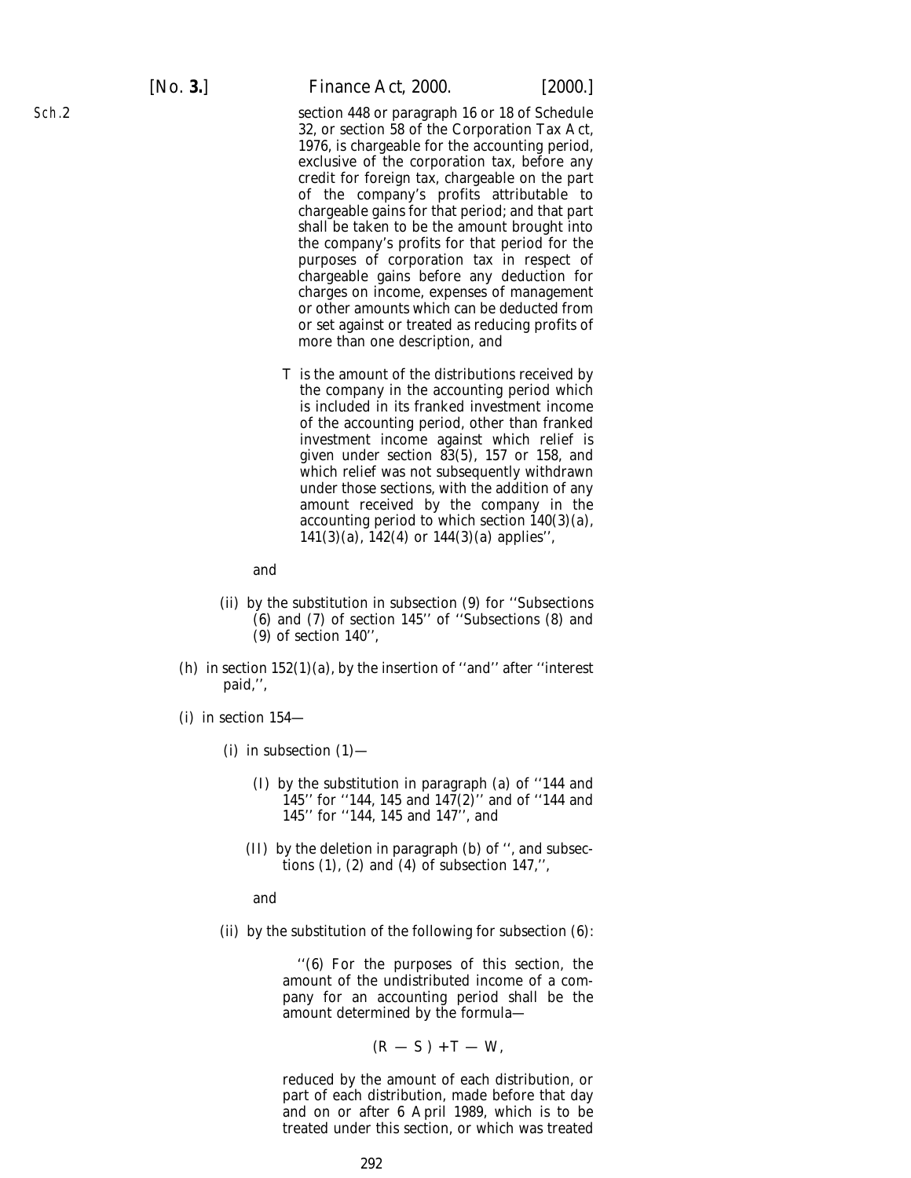section 448 or paragraph 16 or 18 of Schedule 32, or section 58 of the Corporation Tax Act, 1976, is chargeable for the accounting period, exclusive of the corporation tax, before any credit for foreign tax, chargeable on the part of the company's profits attributable to chargeable gains for that period; and that part shall be taken to be the amount brought into the company's profits for that period for the purposes of corporation tax in respect of chargeable gains before any deduction for charges on income, expenses of management or other amounts which can be deducted from or set against or treated as reducing profits of more than one description, and

T is the amount of the distributions received by the company in the accounting period which is included in its franked investment income of the accounting period, other than franked investment income against which relief is given under section 83(5), 157 or 158, and which relief was not subsequently withdrawn under those sections, with the addition of any amount received by the company in the accounting period to which section 140(3)(a), 141(3)(a), 142(4) or 144(3)(a) applies'',

and

(ii) by the substitution in subsection (9) for ''Subsections (6) and (7) of section 145'' of ''Subsections (8) and (9) of section 140'',

(h) in section 152(1)(a), by the insertion of ''and'' after ''interest paid,'',

(i) in section 154—

(i) in subsection (1)—

(I) by the substitution in paragraph (a) of ''144 and 145'' for ''144, 145 and 147(2)'' and of ''144 and 145'' for ''144, 145 and 147'', and

(II) by the deletion in paragraph (b) of '', and subsections (1), (2) and (4) of subsection 147,'',

and

(ii) by the substitution of the following for subsection (6):

''(6) For the purposes of this section, the amount of the undistributed income of a company for an accounting period shall be the amount determined by the formula—

$$(R - S) + T - W,$$

reduced by the amount of each distribution, or part of each distribution, made before that day and on or after 6 April 1989, which is to be treated under this section, or which was treated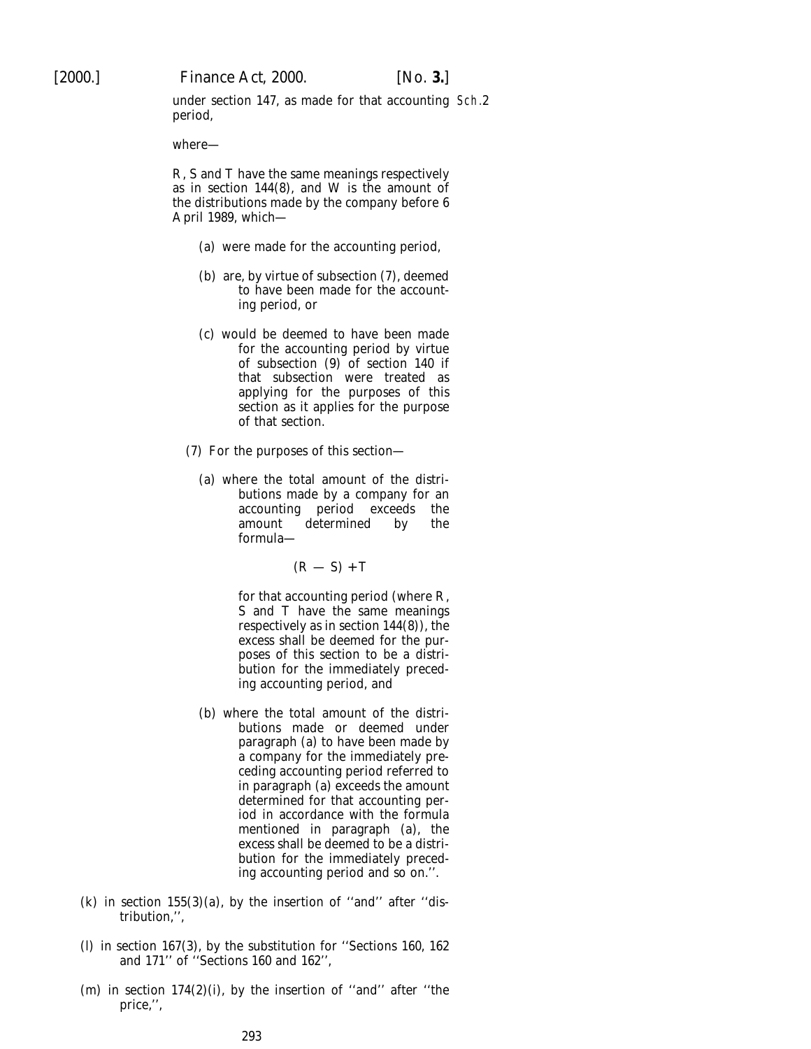under section 147, as made for that accounting period,

where—

R, S and T have the same meanings respectively as in section 144(8), and W is the amount of the distributions made by the company before 6 April 1989, which—

(a) were made for the accounting period,

(b) are, by virtue of subsection (7), deemed to have been made for the accounting period, or

(c) would be deemed to have been made for the accounting period by virtue of subsection (9) of section 140 if that subsection were treated as applying for the purposes of this section as it applies for the purpose of that section.

(7) For the purposes of this section—

(a) where the total amount of the distributions made by a company for an accounting period exceeds the amount determined by the formula—

$$(R - S) + T$$

for that accounting period (where R, S and T have the same meanings respectively as in section 144(8)), the excess shall be deemed for the purposes of this section to be a distribution for the immediately preceding accounting period, and

(b) where the total amount of the distributions made or deemed under paragraph (a) to have been made by a company for the immediately preceding accounting period referred to in paragraph (a) exceeds the amount determined for that accounting period in accordance with the formula mentioned in paragraph (a), the excess shall be deemed to be a distribution for the immediately preceding accounting period and so on.''.

(k) in section 155(3)(a), by the insertion of ''and'' after ''distribution,'',

(l) in section 167(3), by the substitution for ''Sections 160, 162 and 171'' of ''Sections 160 and 162'',

(m) in section 174(2)(i), by the insertion of ''and'' after ''the price,'',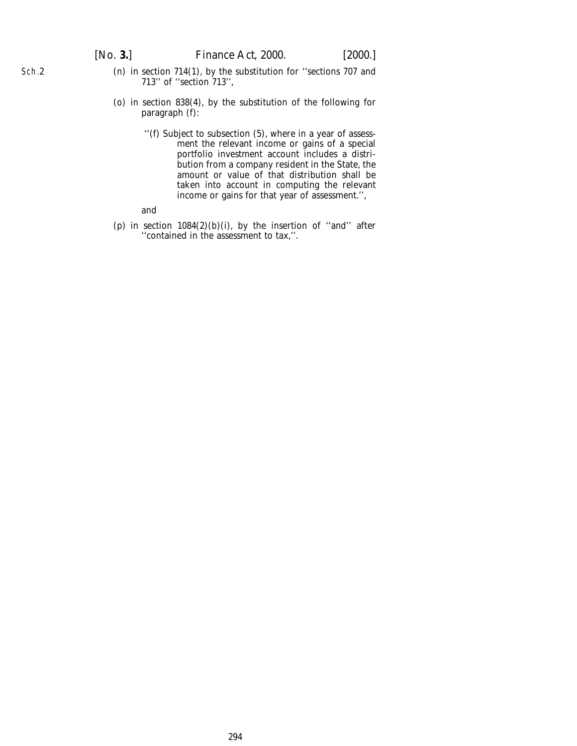Sch.2

(*n*) in section 714(1), by the substitution for ''sections 707 and 713'' of ''section 713'',

(*o*) in section 838(4), by the substitution of the following for paragraph (*f*):

> ''(*f*) Subject to subsection (5), where in a year of assessment the relevant income or gains of a special portfolio investment account includes a distribution from a company resident in the State, the amount or value of that distribution shall be taken into account in computing the relevant income or gains for that year of assessment.'',

and

(*p*) in section 1084(2)(*b*)(i), by the insertion of ''and'' after ''contained in the assessment to tax,''.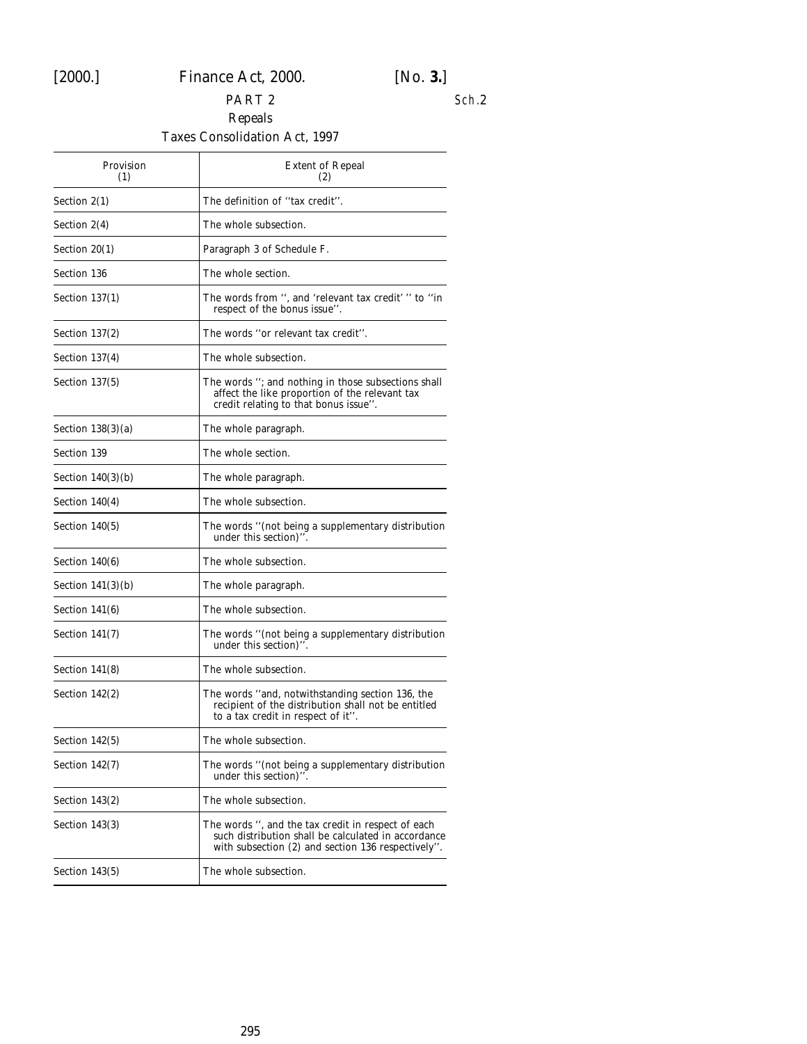PART 2

Repeals

Taxes Consolidation Act, 1997

| Provision (1) | Extent of Repeal (2) |
|---|---|
| Section 2(1) | The definition of ''tax credit''. |
| Section 2(4) | The whole subsection. |
| Section 20(1) | Paragraph 3 of Schedule F. |
| Section 136 | The whole section. |
| Section 137(1) | The words from '', and 'relevant tax credit' '' to ''in respect of the bonus issue''. |
| Section 137(2) | The words ''or relevant tax credit''. |
| Section 137(4) | The whole subsection. |
| Section 137(5) | The words ''; and nothing in those subsections shall affect the like proportion of the relevant tax credit relating to that bonus issue''. |
| Section 138(3)(a) | The whole paragraph. |
| Section 139 | The whole section. |
| Section 140(3)(b) | The whole paragraph. |
| Section 140(4) | The whole subsection. |
| Section 140(5) | The words ''(not being a supplementary distribution under this section)''. |
| Section 140(6) | The whole subsection. |
| Section 141(3)(b) | The whole paragraph. |
| Section 141(6) | The whole subsection. |
| Section 141(7) | The words ''(not being a supplementary distribution under this section)''. |
| Section 141(8) | The whole subsection. |
| Section 142(2) | The words ''and, notwithstanding section 136, the recipient of the distribution shall not be entitled to a tax credit in respect of it''. |
| Section 142(5) | The whole subsection. |
| Section 142(7) | The words ''(not being a supplementary distribution under this section)''. |
| Section 143(2) | The whole subsection. |
| Section 143(3) | The words '', and the tax credit in respect of each such distribution shall be calculated in accordance with subsection (2) and section 136 respectively''. |
| Section 143(5) | The whole subsection. |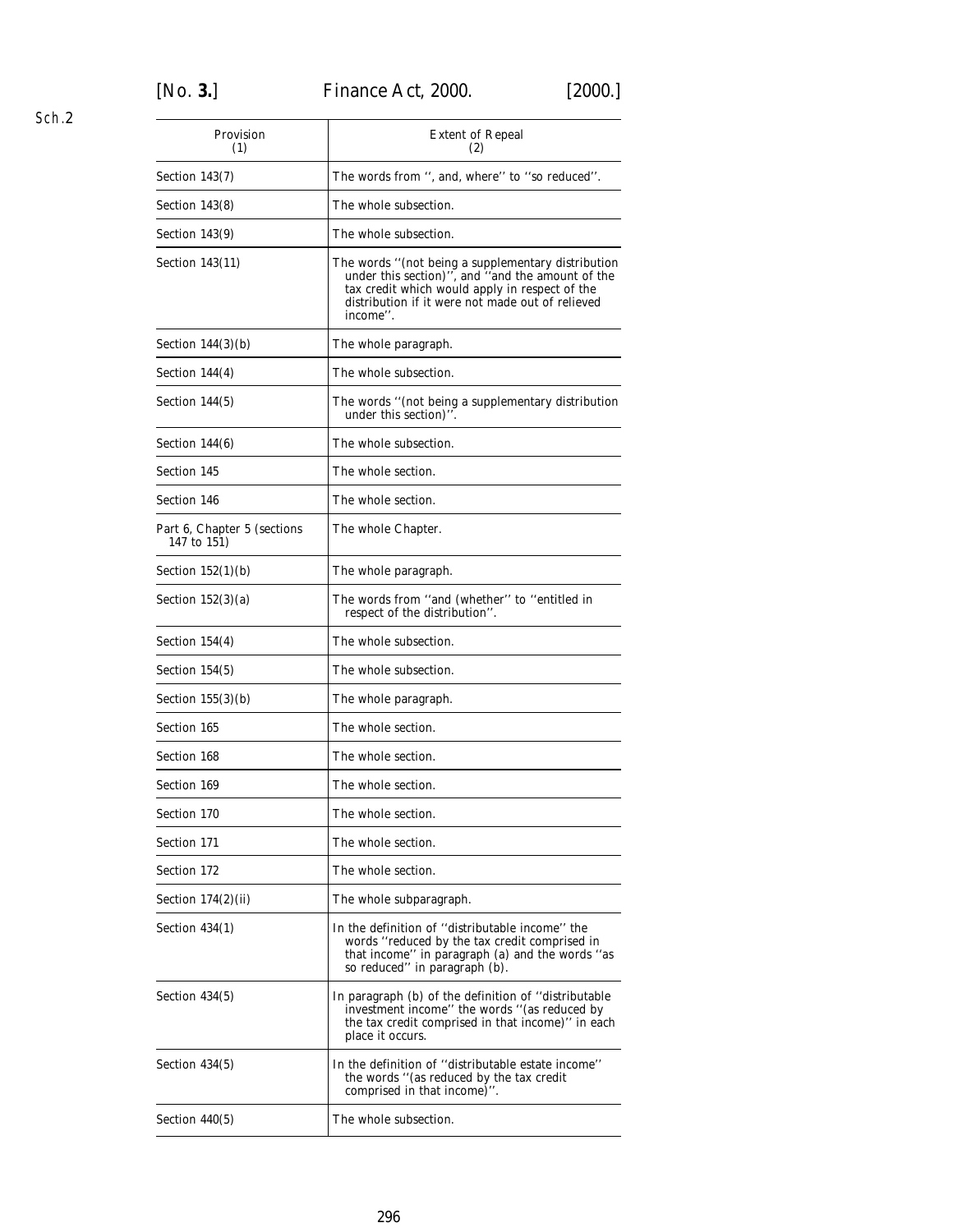| Provision (1) | Extent of Repeal (2) |
|---|---|
| Section 143(7) | The words from ‘‘, and, where’’ to ‘‘so reduced’’. |
| Section 143(8) | The whole subsection. |
| Section 143(9) | The whole subsection. |
| Section 143(11) | The words ‘‘(not being a supplementary distribution under this section)’’, and ‘‘and the amount of the tax credit which would apply in respect of the distribution if it were not made out of relieved income’’. |
| Section 144(3)(b) | The whole paragraph. |
| Section 144(4) | The whole subsection. |
| Section 144(5) | The words ‘‘(not being a supplementary distribution under this section)’’. |
| Section 144(6) | The whole subsection. |
| Section 145 | The whole section. |
| Section 146 | The whole section. |
| Part 6, Chapter 5 (sections 147 to 151) | The whole Chapter. |
| Section 152(1)(b) | The whole paragraph. |
| Section 152(3)(a) | The words from ‘‘and (whether’’ to ‘‘entitled in respect of the distribution’’. |
| Section 154(4) | The whole subsection. |
| Section 154(5) | The whole subsection. |
| Section 155(3)(b) | The whole paragraph. |
| Section 165 | The whole section. |
| Section 168 | The whole section. |
| Section 169 | The whole section. |
| Section 170 | The whole section. |
| Section 171 | The whole section. |
| Section 172 | The whole section. |
| Section 174(2)(ii) | The whole subparagraph. |
| Section 434(1) | In the definition of ‘‘distributable income’’ the words ‘‘reduced by the tax credit comprised in that income’’ in paragraph (a) and the words ‘‘as so reduced’’ in paragraph (b). |
| Section 434(5) | In paragraph (b) of the definition of ‘‘distributable investment income’’ the words ‘‘(as reduced by the tax credit comprised in that income)’’ in each place it occurs. |
| Section 434(5) | In the definition of ‘‘distributable estate income’’ the words ‘‘(as reduced by the tax credit comprised in that income)’’. |
| Section 440(5) | The whole subsection. |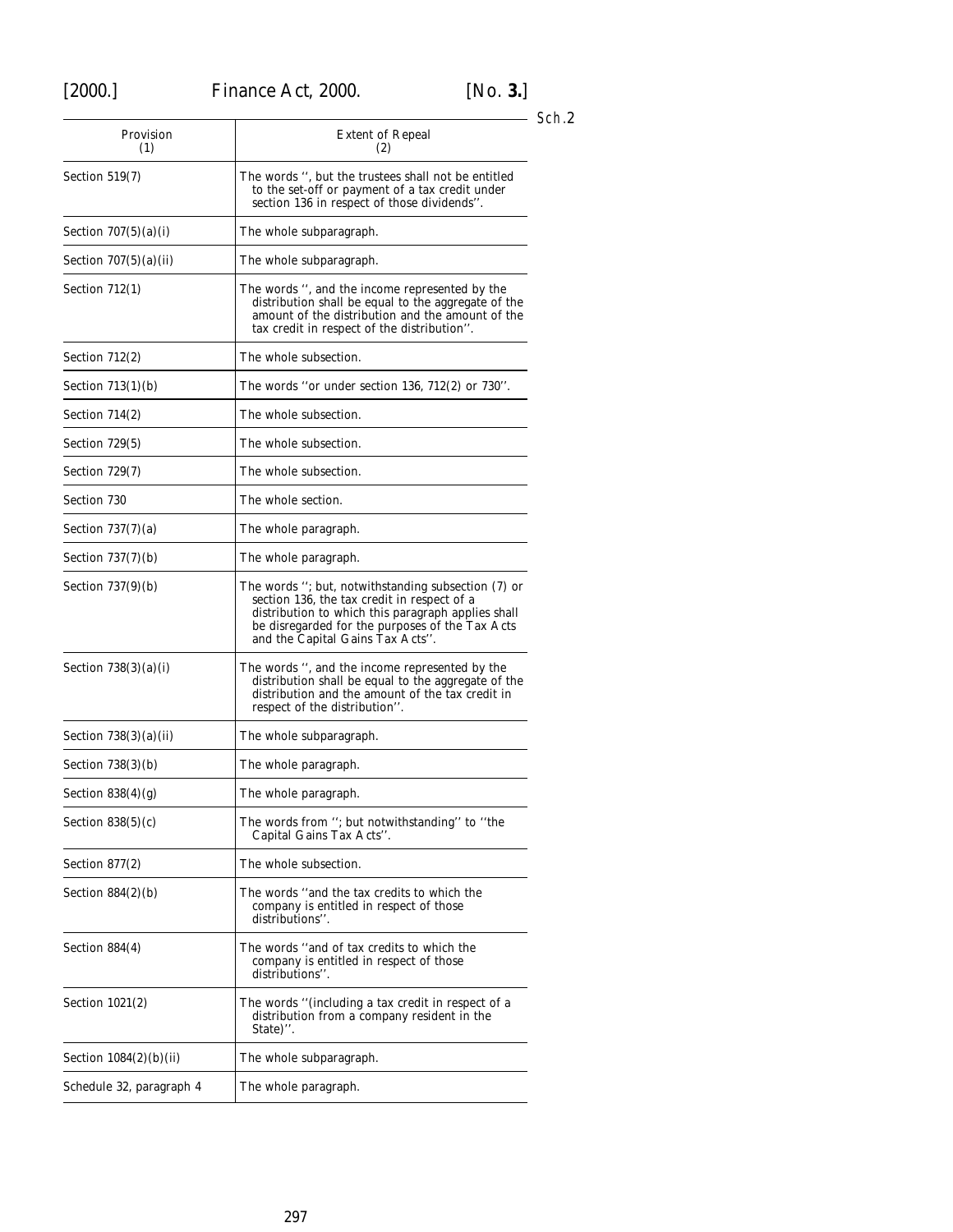| Provision (1) | Extent of Repeal (2) |
|---|---|
| Section 519(7) | The words '', but the trustees shall not be entitled to the set-off or payment of a tax credit under section 136 in respect of those dividends''. |
| Section 707(5)(a)(i) | The whole subparagraph. |
| Section 707(5)(a)(ii) | The whole subparagraph. |
| Section 712(1) | The words '', and the income represented by the distribution shall be equal to the aggregate of the amount of the distribution and the amount of the tax credit in respect of the distribution''. |
| Section 712(2) | The whole subsection. |
| Section 713(1)(b) | The words ''or under section 136, 712(2) or 730''. |
| Section 714(2) | The whole subsection. |
| Section 729(5) | The whole subsection. |
| Section 729(7) | The whole subsection. |
| Section 730 | The whole section. |
| Section 737(7)(a) | The whole paragraph. |
| Section 737(7)(b) | The whole paragraph. |
| Section 737(9)(b) | The words ''; but, notwithstanding subsection (7) or section 136, the tax credit in respect of a distribution to which this paragraph applies shall be disregarded for the purposes of the Tax Acts and the Capital Gains Tax Acts''. |
| Section 738(3)(a)(i) | The words '', and the income represented by the distribution shall be equal to the aggregate of the distribution and the amount of the tax credit in respect of the distribution''. |
| Section 738(3)(a)(ii) | The whole subparagraph. |
| Section 738(3)(b) | The whole paragraph. |
| Section 838(4)(g) | The whole paragraph. |
| Section 838(5)(c) | The words from ''; but notwithstanding'' to ''the Capital Gains Tax Acts''. |
| Section 877(2) | The whole subsection. |
| Section 884(2)(b) | The words ''and the tax credits to which the company is entitled in respect of those distributions''. |
| Section 884(4) | The words ''and of tax credits to which the company is entitled in respect of those distributions''. |
| Section 1021(2) | The words ''(including a tax credit in respect of a distribution from a company resident in the State)''. |
| Section 1084(2)(b)(ii) | The whole subparagraph. |
| Schedule 32, paragraph 4 | The whole paragraph. |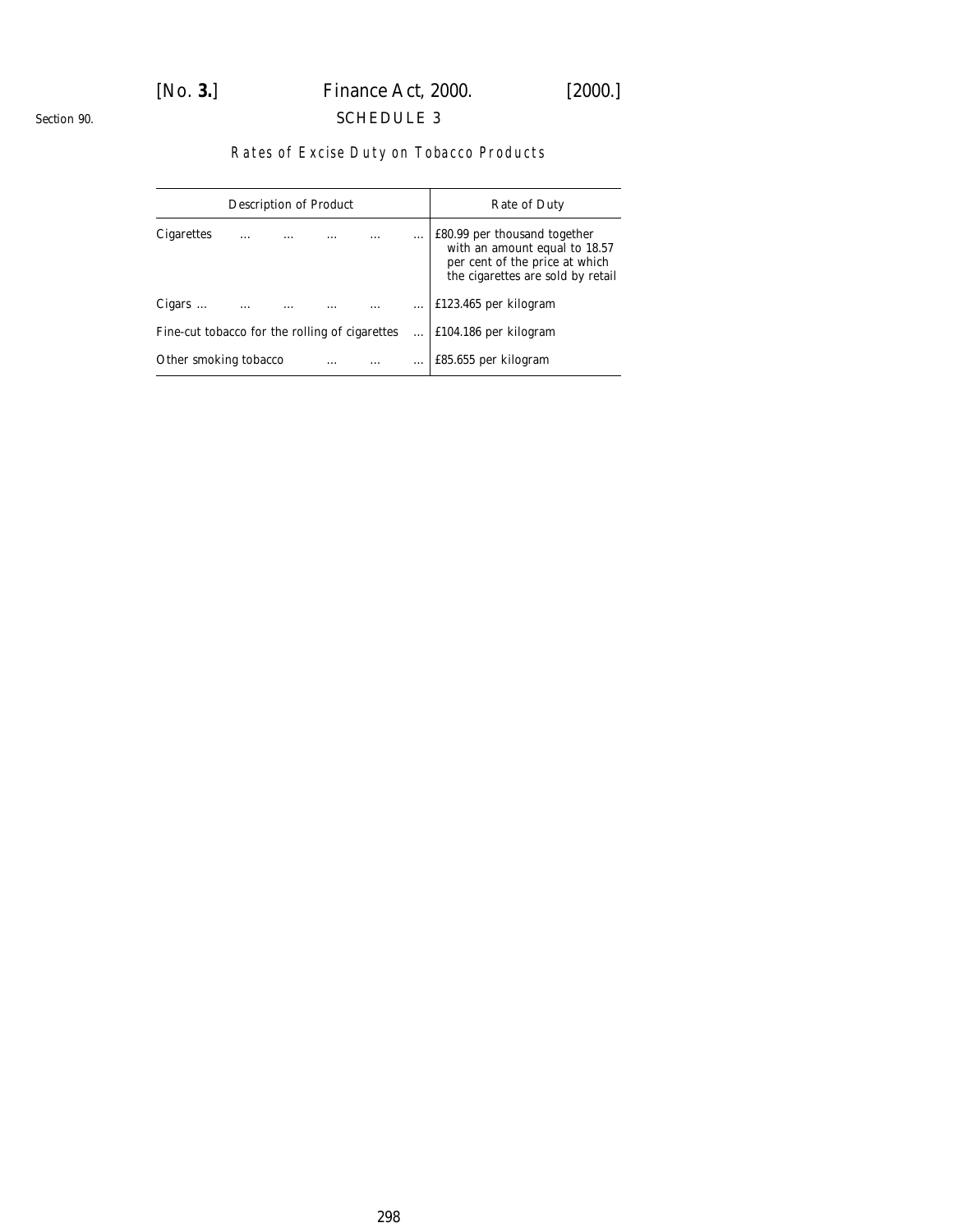Section 90.

## SCHEDULE 3

### Rates of Excise Duty on Tobacco Products

| Description of Product | Rate of Duty |
|---|---|
| Cigarettes ... ... ... ... ... | £80.99 per thousand together with an amount equal to 18.57 per cent of the price at which the cigarettes are sold by retail |
| Cigars ... ... ... ... ... ... | £123.465 per kilogram |
| Fine-cut tobacco for the rolling of cigarettes ... | £104.186 per kilogram |
| Other smoking tobacco ... ... ... | £85.655 per kilogram |